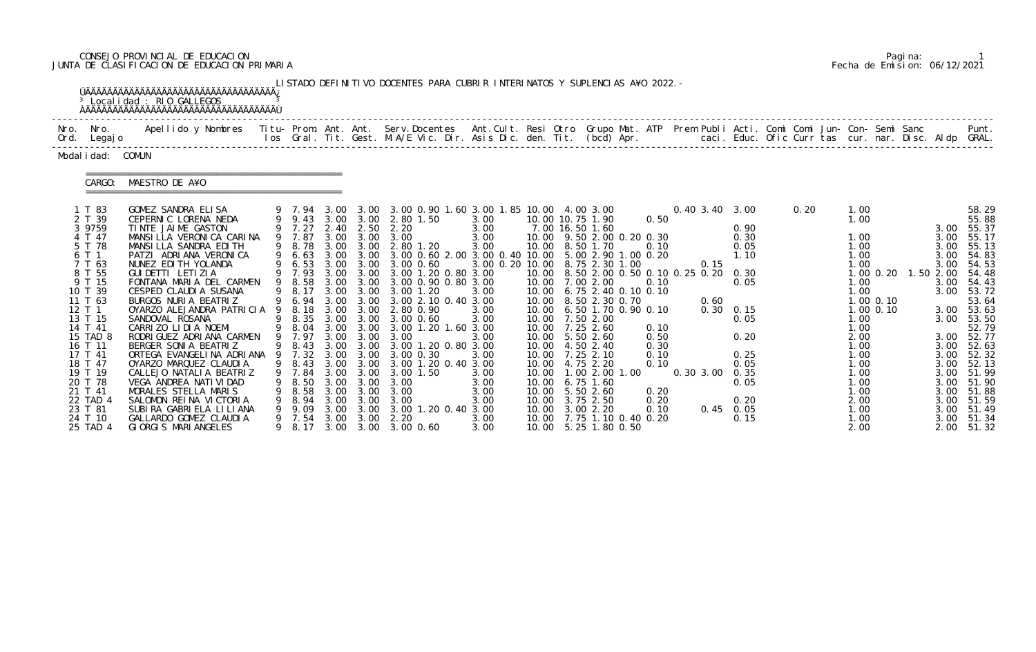CONSEJO PROVINCIAL DE EDUCACION
JUNTA DE CLASIFICACION DE EDUCACION PRIMARIA

Fecha de Emision: 06/12/2021

LISTADO DEFINITIVO DOCENTES PARA CUBRIR INTERINATOS Y SUPLENCIAS A¥O 2022.-

Localidad : RIO GALLEGOS

Modalidad: COMUN

CARGO: MAESTRO DE A¥O

| Nro. Ord. | Nro. Legajo | Apellido y Nombres | Titu-los | Prom. Gral. | Ant. Tit. | Ant. Gest. | Serv.Docentes M.A/E Vic. Dir. | Ant.Cult. Asis Dic. | Resi den. | Otro Tit. | Grupo Mat. (bcd) | ATP Apr. | Prem | Publi caci. | Acti. Educ. | Comi Ofic | Comi Curr | Jun-tas | Con-cur. | Semi nar. | Sanc Disc. | Aldp | Punt. GRAL. |
|---|---|---|---|---|---|---|---|---|---|---|---|---|---|---|---|---|---|---|---|---|---|---|---|
| 1 | T 83 | GOMEZ SANDRA ELISA | 9 | 7.94 | 3.00 | 3.00 | 3.00 0.90 1.60 3.00 | 1.85 | 10.00 | 4.00 3.00 | | | 0.40 | 3.40 | 3.00 | | 0.20 | | 1.00 | | | | 58.29 |
| 2 | T 39 | CEPERNIC LORENA NEDA | 9 | 9.43 | 3.00 | 3.00 | 2.80 1.50 | 3.00 | | 10.00 10.75 1.90 | | 0.50 | | | | | | | 1.00 | | | | 55.88 |
| 3 | 9759 | TINTE JAIME GASTON | 9 | 7.27 | 2.40 | 2.50 | 2.20 | 3.00 | | 7.00 16.50 1.60 | | | | | 0.90 | | | | | | | 3.00 | 55.37 |
| 4 | T 47 | MANSILLA VERONICA CARINA | 9 | 7.87 | 3.00 | 3.00 | 3.00 | 3.00 | 10.00 | 9.50 2.00 0.20 0.30 | | | | | 0.30 | | | | 1.00 | | | 3.00 | 55.17 |
| 5 | T 78 | MANSILLA SANDRA EDITH | 9 | 8.78 | 3.00 | 3.00 | 2.80 1.20 | 3.00 | 10.00 | 8.50 1.70 | | 0.10 | | | 0.05 | | | | 1.00 | | | 3.00 | 55.13 |
| 6 | T 1 | PATZI ADRIANA VERONICA | 9 | 6.63 | 3.00 | 3.00 | 3.00 0.60 2.00 3.00 | 0.40 | 10.00 | 5.00 2.90 1.00 0.20 | | | | | 1.10 | | | | 1.00 | | | 3.00 | 54.83 |
| 7 | T 63 | NUNEZ EDITH YOLANDA | 9 | 6.53 | 3.00 | 3.00 | 3.00 0.60 | 3.00 0.20 | 10.00 | 8.75 2.30 1.00 | | | | 0.15 | | | | | 1.00 | | | 3.00 | 54.53 |
| 8 | T 55 | GUIDETTI LETIZIA | 9 | 7.93 | 3.00 | 3.00 | 3.00 1.20 0.80 3.00 | | 10.00 | 8.50 2.00 0.50 0.10 | | 0.25 | 0.20 | | 0.30 | | | | 1.00 | 0.20 | 1.50 | 2.00 | 54.48 |
| 9 | T 15 | FONTANA MARIA DEL CARMEN | 9 | 8.58 | 3.00 | 3.00 | 3.00 0.90 0.80 3.00 | | 10.00 | 7.00 2.00 | | 0.10 | | | 0.05 | | | | 1.00 | | | 3.00 | 54.43 |
| 10 | T 39 | CESPED CLAUDIA SUSANA | 9 | 8.17 | 3.00 | 3.00 | 3.00 1.20 | 3.00 | 10.00 | 6.75 2.40 0.10 0.10 | | | | | | | | | 1.00 | | | 3.00 | 53.72 |
| 11 | T 63 | BURGOS NURIA BEATRIZ | 9 | 6.94 | 3.00 | 3.00 | 3.00 2.10 0.40 3.00 | | 10.00 | 8.50 2.30 0.70 | | | | 0.60 | | | | | 1.00 | 0.10 | | | 53.64 |
| 12 | T 1 | OYARZO ALEJANDRA PATRICIA | 9 | 8.18 | 3.00 | 3.00 | 2.80 0.90 | 3.00 | 10.00 | 6.50 1.70 0.90 0.10 | | | | 0.30 | 0.15 | | | | 1.00 | 0.10 | | 3.00 | 53.63 |
| 13 | T 15 | SANDOVAL ROSANA | 9 | 8.35 | 3.00 | 3.00 | 3.00 0.60 | 3.00 | 10.00 | 7.50 2.00 | | | | | 0.05 | | | | 1.00 | | | 3.00 | 53.50 |
| 14 | T 41 | CARRIZO LIDIA NOEMI | 9 | 8.04 | 3.00 | 3.00 | 3.00 1.20 1.60 3.00 | | 10.00 | 7.25 2.60 | | 0.10 | | | | | | | 1.00 | | | | 52.79 |
| 15 | TAD 8 | RODRIGUEZ ADRIANA CARMEN | 9 | 7.97 | 3.00 | 3.00 | 3.00 | 3.00 | 10.00 | 5.50 2.60 | | 0.50 | | | 0.20 | | | | 2.00 | | | 3.00 | 52.77 |
| 16 | T 11 | BERGER SONIA BEATRIZ | 9 | 8.43 | 3.00 | 3.00 | 3.00 1.20 0.80 3.00 | | 10.00 | 4.50 2.40 | | 0.30 | | | | | | | 1.00 | | | 3.00 | 52.63 |
| 17 | T 41 | ORTEGA EVANGELINA ADRIANA | 9 | 7.32 | 3.00 | 3.00 | 3.00 0.30 | 3.00 | 10.00 | 7.25 2.10 | | 0.10 | | | 0.25 | | | | 1.00 | | | 3.00 | 52.32 |
| 18 | T 47 | OYARZO MARQUEZ CLAUDIA | 9 | 8.43 | 3.00 | 3.00 | 3.00 1.20 0.40 3.00 | | 10.00 | 4.75 2.20 | | 0.10 | | | 0.05 | | | | 1.00 | | | 3.00 | 52.13 |
| 19 | T 19 | CALLEJO NATALIA BEATRIZ | 9 | 7.84 | 3.00 | 3.00 | 3.00 1.50 | 3.00 | 10.00 | 1.00 2.00 1.00 | | | 0.30 | 3.00 | 0.35 | | | | 1.00 | | | 3.00 | 51.99 |
| 20 | T 78 | VEGA ANDREA NATIVIDAD | 9 | 8.50 | 3.00 | 3.00 | 3.00 | 3.00 | 10.00 | 6.75 1.60 | | | | | 0.05 | | | | 1.00 | | | 3.00 | 51.90 |
| 21 | T 41 | MORALES STELLA MARIS | 9 | 8.58 | 3.00 | 3.00 | 3.00 | 3.00 | 10.00 | 5.50 2.60 | | 0.20 | | | | | | | 1.00 | | | 3.00 | 51.88 |
| 22 | TAD 4 | SALOMON REINA VICTORIA | 9 | 8.94 | 3.00 | 3.00 | 3.00 | 3.00 | 10.00 | 3.75 2.50 | | 0.20 | | | 0.20 | | | | 2.00 | | | 3.00 | 51.59 |
| 23 | T 81 | SUBIRA GABRIELA LILIANA | 9 | 9.09 | 3.00 | 3.00 | 3.00 1.20 0.40 3.00 | | 10.00 | 3.00 2.20 | | 0.10 | | 0.45 | 0.05 | | | | 1.00 | | | 3.00 | 51.49 |
| 24 | T 10 | GALLARDO GOMEZ CLAUDIA | 9 | 7.54 | 3.00 | 3.00 | 2.20 | 3.00 | 10.00 | 7.75 1.10 0.40 0.20 | | | | | 0.15 | | | | 1.00 | | | 3.00 | 51.34 |
| 25 | TAD 4 | GIORGIS MARIANGELES | 9 | 8.17 | 3.00 | 3.00 | 3.00 0.60 | 3.00 | 10.00 | 5.25 1.80 0.50 | | | | | | | | | 2.00 | | | 2.00 | 51.32 |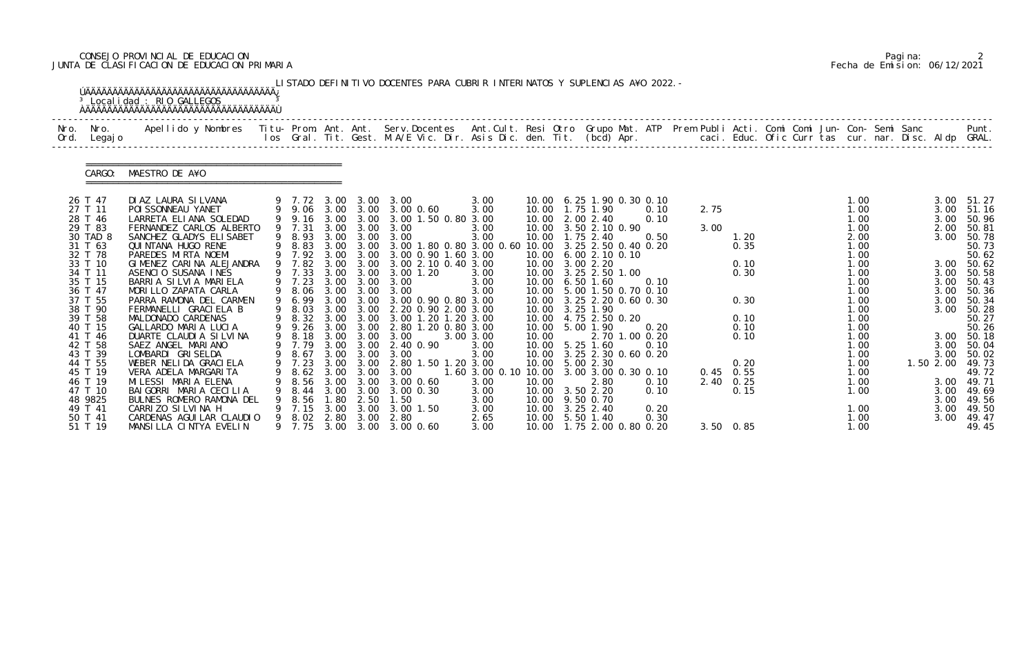LISTADO DEFINITIVO DOCENTES PARA CUBRIR INTERINATOS Y SUPLENCIAS AÑO 2022.-

Localidad : RIO GALLEGOS

CARGO: MAESTRO DE AÑO

| Nro. Ord. | Nro. Legajo | Apellido y Nombres | Titu-los | Prom. Gral. | Ant. Tit. | Ant. Gest. | Serv.Docentes M.A/E | Vic. | Dir. | Ant.Cult. | Asis | Dic. | Resi | Otro den. | Grupo Tit. | Mat. (bcd) | ATP Apr. | Prem | Publi caci. | Acti. Educ. | Comi Ofic | Comi Curr | Jun-tas | Con-cur. | Semi nar. | Sanc Disc. | Aldp | Punt. GRAL. |
|---|---|---|---|---|---|---|---|---|---|---|---|---|---|---|---|---|---|---|---|---|---|---|---|---|---|---|---|---|
| 26 | T 47 | DIAZ LAURA SILVANA | 9 | 7.72 | 3.00 | 3.00 | 3.00 | | | | 3.00 | | 10.00 | 6.25 | 1.90 | 0.30 | 0.10 | | | | | | | 1.00 | | | 3.00 | 51.27 |
| 27 | T 11 | POISSONNEAU YANET | 9 | 9.06 | 3.00 | 3.00 | 3.00 | 0.60 | | | 3.00 | | 10.00 | 1.75 | 1.90 | | 0.10 | | 2.75 | | | | | 1.00 | | | 3.00 | 51.16 |
| 28 | T 46 | LARRETA ELIANA SOLEDAD | 9 | 9.16 | 3.00 | 3.00 | 3.00 | 1.50 | 0.80 | | 3.00 | | 10.00 | 2.00 | 2.40 | | 0.10 | | | | | | | 1.00 | | | 3.00 | 50.96 |
| 29 | T 83 | FERNANDEZ CARLOS ALBERTO | 9 | 7.31 | 3.00 | 3.00 | 3.00 | | | | 3.00 | | 10.00 | 3.50 | 2.10 | 0.90 | | | 3.00 | | | | | 1.00 | | | 2.00 | 50.81 |
| 30 | TAD 8 | SANCHEZ GLADYS ELISABET | 9 | 8.93 | 3.00 | 3.00 | 3.00 | | | | 3.00 | | 10.00 | 1.75 | 2.40 | | 0.50 | | | 1.20 | | | | 2.00 | | | 3.00 | 50.78 |
| 31 | T 63 | QUINTANA HUGO RENE | 9 | 8.83 | 3.00 | 3.00 | 3.00 | 1.80 | 0.80 | | 3.00 | 0.60 | 10.00 | 3.25 | 2.50 | 0.40 | 0.20 | | | 0.35 | | | | 1.00 | | | | 50.73 |
| 32 | T 78 | PAREDES MIRTA NOEMI | 9 | 7.92 | 3.00 | 3.00 | 3.00 | 0.90 | 1.60 | | 3.00 | | 10.00 | 6.00 | 2.10 | 0.10 | | | | | | | | 1.00 | | | | 50.62 |
| 33 | T 10 | GIMENEZ CARINA ALEJANDRA | 9 | 7.82 | 3.00 | 3.00 | 3.00 | 2.10 | 0.40 | | 3.00 | | 10.00 | 3.00 | 2.20 | | | | | 0.10 | | | | 1.00 | | | 3.00 | 50.62 |
| 34 | T 11 | ASENCIO SUSANA INES | 9 | 7.33 | 3.00 | 3.00 | 3.00 | 1.20 | | | 3.00 | | 10.00 | 3.25 | 2.50 | 1.00 | | | | 0.30 | | | | 1.00 | | | 3.00 | 50.58 |
| 35 | T 15 | BARRIA SILVIA MARIELA | 9 | 7.23 | 3.00 | 3.00 | 3.00 | | | | 3.00 | | 10.00 | 6.50 | 1.60 | | 0.10 | | | | | | | 1.00 | | | 3.00 | 50.43 |
| 36 | T 47 | MORILLO ZAPATA CARLA | 9 | 8.06 | 3.00 | 3.00 | 3.00 | | | | 3.00 | | 10.00 | 5.00 | 1.50 | 0.70 | 0.10 | | | | | | | 1.00 | | | 3.00 | 50.36 |
| 37 | T 55 | PARRA RAMONA DEL CARMEN | 9 | 6.99 | 3.00 | 3.00 | 3.00 | 0.90 | 0.80 | | 3.00 | | 10.00 | 3.25 | 2.20 | 0.60 | 0.30 | | | 0.30 | | | | 1.00 | | | 3.00 | 50.34 |
| 38 | T 90 | FERMANELLI GRACIELA B | 9 | 8.03 | 3.00 | 3.00 | 2.20 | 0.90 | 2.00 | | 3.00 | | 10.00 | 3.25 | 1.90 | | | | | | | | | 1.00 | | | 3.00 | 50.28 |
| 39 | T 58 | MALDONADO CARDENAS | 9 | 8.32 | 3.00 | 3.00 | 3.00 | 1.20 | 1.20 | | 3.00 | | 10.00 | 4.75 | 2.50 | 0.20 | | | | 0.10 | | | | 1.00 | | | | 50.27 |
| 40 | T 15 | GALLARDO MARIA LUCIA | 9 | 9.26 | 3.00 | 3.00 | 2.80 | 1.20 | 0.80 | | 3.00 | | 10.00 | 5.00 | 1.90 | | 0.20 | | | 0.10 | | | | 1.00 | | | | 50.26 |
| 41 | T 46 | DUARTE CLAUDIA SILVINA | 9 | 8.18 | 3.00 | 3.00 | 3.00 | | | 3.00 | 3.00 | | 10.00 | | 2.70 | 1.00 | 0.20 | | | 0.10 | | | | 1.00 | | | 3.00 | 50.18 |
| 42 | T 58 | SAEZ ANGEL MARIANO | 9 | 7.79 | 3.00 | 3.00 | 2.40 | 0.90 | | | 3.00 | | 10.00 | 5.25 | 1.60 | | 0.10 | | | | | | | 1.00 | | | 3.00 | 50.04 |
| 43 | T 39 | LOMBARDI GRISELDA | 9 | 8.67 | 3.00 | 3.00 | 3.00 | | | | 3.00 | | 10.00 | 3.25 | 2.30 | 0.60 | 0.20 | | | | | | | 1.00 | | | 3.00 | 50.02 |
| 44 | T 55 | WEBER NELIDA GRACIELA | 9 | 7.23 | 3.00 | 3.00 | 2.80 | 1.50 | 1.20 | | 3.00 | | 10.00 | 5.00 | 2.30 | | | | | 0.20 | | | | 1.00 | | 1.50 | 2.00 | 49.73 |
| 45 | T 19 | VERA ADELA MARGARITA | 9 | 8.62 | 3.00 | 3.00 | 3.00 | | | 1.60 | 3.00 | 0.10 | 10.00 | 3.00 | 3.00 | 0.30 | 0.10 | | 0.45 | 0.55 | | | | 1.00 | | | | 49.72 |
| 46 | T 19 | MILESSI MARIA ELENA | 9 | 8.56 | 3.00 | 3.00 | 3.00 | 0.60 | | | 3.00 | | 10.00 | | 2.80 | | 0.10 | | 2.40 | 0.25 | | | | 1.00 | | | 3.00 | 49.71 |
| 47 | T 10 | BAIGORRI MARIA CECILIA | 9 | 8.44 | 3.00 | 3.00 | 3.00 | 0.30 | | | 3.00 | | 10.00 | 3.50 | 2.20 | | 0.10 | | | 0.15 | | | | 1.00 | | | 3.00 | 49.69 |
| 48 | 9825 | BULNES ROMERO RAMONA DEL | 9 | 8.56 | 1.80 | 2.50 | 1.50 | | | | 3.00 | | 10.00 | 9.50 | 0.70 | | | | | | | | | | | | 3.00 | 49.56 |
| 49 | T 41 | CARRIZO SILVINA H | 9 | 7.15 | 3.00 | 3.00 | 3.00 | 1.50 | | | 3.00 | | 10.00 | 3.25 | 2.40 | | 0.20 | | | | | | | 1.00 | | | 3.00 | 49.50 |
| 50 | T 41 | CARDENAS AGUILAR CLAUDIO | 9 | 8.02 | 2.80 | 3.00 | 2.80 | | | | 2.65 | | 10.00 | 5.50 | 1.40 | | 0.30 | | | | | | | 1.00 | | | 3.00 | 49.47 |
| 51 | T 19 | MANSILLA CINTYA EVELIN | 9 | 7.75 | 3.00 | 3.00 | 3.00 | 0.60 | | | 3.00 | | 10.00 | 1.75 | 2.00 | 0.80 | 0.20 | | 3.50 | 0.85 | | | | 1.00 | | | | 49.45 |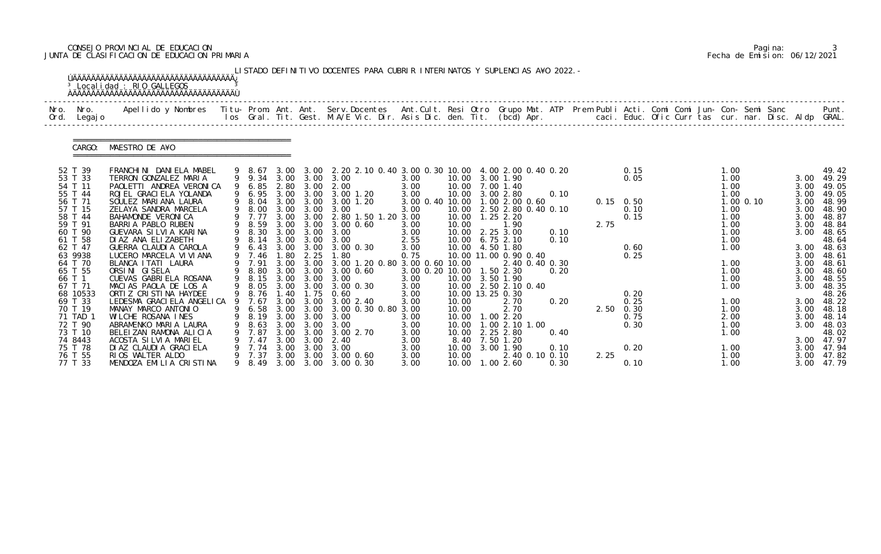CONSEJO PROVINCIAL DE EDUCACION
JUNTA DE CLASIFICACION DE EDUCACION PRIMARIA

Fecha de Emision: 06/12/2021

LISTADO DEFINITIVO DOCENTES PARA CUBRIR INTERINATOS Y SUPLENCIAS A¥O 2022.-

Localidad : RIO GALLEGOS

CARGO: MAESTRO DE A¥O

| Nro. Ord. | Nro. Legajo | Apellido y Nombres | Titu-los | Prom. Gral. | Ant. Tit. | Ant. Gest. | Serv.Docentes M.A/E Vic. Dir. | Ant.Cult. Asis Dic. | Resi den. | Otro Tit. | Grupo Mat. (bcd) | ATP Apr. | Prem Publi caci. | Acti. Educ. | Comi Ofic | Comi Curr | Jun- tas | Con- cur. | Semi nar. | Sanc Disc. | Aldp | Punt. GRAL. |
|---|---|---|---|---|---|---|---|---|---|---|---|---|---|---|---|---|---|---|---|---|---|---|
| 52 | T 39 | FRANCHINI DANIELA MABEL | 9 | 8.67 | 3.00 | 3.00 | 2.20 2.10 0.40 | 3.00 0.30 | 10.00 | | 4.00 2.00 0.40 | 0.20 | | 0.15 | | | | 1.00 | | | | 49.42 |
| 53 | T 33 | TERRON GONZALEZ MARIA | 9 | 9.34 | 3.00 | 3.00 | 3.00 | 3.00 | 10.00 | 3.00 | 1.90 | | | 0.05 | | | | 1.00 | | | 3.00 | 49.29 |
| 54 | T 11 | PAOLETTI ANDREA VERONICA | 9 | 6.85 | 2.80 | 3.00 | 2.00 | 3.00 | 10.00 | 7.00 | 1.40 | | | | | | | 1.00 | | | 3.00 | 49.05 |
| 55 | T 44 | ROJEL GRACIELA YOLANDA | 9 | 6.95 | 3.00 | 3.00 | 3.00 1.20 | 3.00 | 10.00 | 3.00 | 2.80 | 0.10 | | | | | | 1.00 | | | 3.00 | 49.05 |
| 56 | T 71 | SOULEZ MARIANA LAURA | 9 | 8.04 | 3.00 | 3.00 | 3.00 1.20 | 3.00 0.40 | 10.00 | 1.00 | 2.00 0.60 | | 0.15 | 0.50 | | | | 1.00 | 0.10 | | 3.00 | 48.99 |
| 57 | T 15 | ZELAYA SANDRA MARCELA | 9 | 8.00 | 3.00 | 3.00 | 3.00 | 3.00 | 10.00 | 2.50 | 2.80 0.40 | 0.10 | | 0.10 | | | | 1.00 | | | 3.00 | 48.90 |
| 58 | T 44 | BAHAMONDE VERONICA | 9 | 7.77 | 3.00 | 3.00 | 2.80 1.50 1.20 | 3.00 | 10.00 | 1.25 | 2.20 | | | 0.15 | | | | 1.00 | | | 3.00 | 48.87 |
| 59 | T 91 | BARRIA PABLO RUBEN | 9 | 8.59 | 3.00 | 3.00 | 3.00 0.60 | 3.00 | 10.00 | | 1.90 | | 2.75 | | | | | 1.00 | | | 3.00 | 48.84 |
| 60 | T 90 | GUEVARA SILVIA KARINA | 9 | 8.30 | 3.00 | 3.00 | 3.00 | 3.00 | 10.00 | 2.25 | 3.00 | 0.10 | | | | | | 1.00 | | | 3.00 | 48.65 |
| 61 | T 58 | DIAZ ANA ELIZABETH | 9 | 8.14 | 3.00 | 3.00 | 3.00 | 2.55 | 10.00 | 6.75 | 2.10 | 0.10 | | | | | | 1.00 | | | | 48.64 |
| 62 | T 47 | GUERRA CLAUDIA CAROLA | 9 | 6.43 | 3.00 | 3.00 | 3.00 0.30 | 3.00 | 10.00 | 4.50 | 1.80 | | | 0.60 | | | | 1.00 | | | 3.00 | 48.63 |
| 63 | 9938 | LUCERO MARCELA VIVIANA | 9 | 7.46 | 1.80 | 2.25 | 1.80 | 0.75 | 10.00 | 11.00 | 0.90 0.40 | | | 0.25 | | | | | | | 3.00 | 48.61 |
| 64 | T 70 | BLANCA ITATI LAURA | 9 | 7.91 | 3.00 | 3.00 | 3.00 1.20 0.80 | 3.00 0.60 | 10.00 | | 2.40 0.40 | 0.30 | | | | | | 1.00 | | | 3.00 | 48.61 |
| 65 | T 55 | ORSINI GISELA | 9 | 8.80 | 3.00 | 3.00 | 3.00 0.60 | 3.00 0.20 | 10.00 | 1.50 | 2.30 | 0.20 | | | | | | 1.00 | | | 3.00 | 48.60 |
| 66 | T 1 | CUEVAS GABRIELA ROSANA | 9 | 8.15 | 3.00 | 3.00 | 3.00 | 3.00 | 10.00 | 3.50 | 1.90 | | | | | | | 1.00 | | | 3.00 | 48.55 |
| 67 | T 71 | MACIAS PAOLA DE LOS A | 9 | 8.05 | 3.00 | 3.00 | 3.00 0.30 | 3.00 | 10.00 | 2.50 | 2.10 0.40 | | | | | | | 1.00 | | | 3.00 | 48.35 |
| 68 | 10533 | ORTIZ CRISTINA HAYDEE | 9 | 8.76 | 1.40 | 1.75 | 0.60 | 3.00 | 10.00 | 13.25 | 0.30 | | | 0.20 | | | | | | | | 48.26 |
| 69 | T 33 | LEDESMA GRACIELA ANGELICA | 9 | 7.67 | 3.00 | 3.00 | 3.00 2.40 | 3.00 | 10.00 | | 2.70 | 0.20 | | 0.25 | | | | 1.00 | | | 3.00 | 48.22 |
| 70 | T 19 | MANAY MARCO ANTONIO | 9 | 6.58 | 3.00 | 3.00 | 3.00 0.30 0.80 | 3.00 | 10.00 | | 2.70 | | 2.50 | 0.30 | | | | 1.00 | | | 3.00 | 48.18 |
| 71 | TAD 1 | WILCHE ROSANA INES | 9 | 8.19 | 3.00 | 3.00 | 3.00 | 3.00 | 10.00 | 1.00 | 2.20 | | | 0.75 | | | | 2.00 | | | 3.00 | 48.14 |
| 72 | T 90 | ABRAMENKO MARIA LAURA | 9 | 8.63 | 3.00 | 3.00 | 3.00 | 3.00 | 10.00 | 1.00 | 2.10 1.00 | | | 0.30 | | | | 1.00 | | | 3.00 | 48.03 |
| 73 | T 10 | BELEIZAN RAMONA ALICIA | 9 | 7.87 | 3.00 | 3.00 | 3.00 2.70 | 3.00 | 10.00 | 2.25 | 2.80 | 0.40 | | | | | | 1.00 | | | | 48.02 |
| 74 | 8443 | ACOSTA SILVIA MARIEL | 9 | 7.47 | 3.00 | 3.00 | 2.40 | 3.00 | 8.40 | 7.50 | 1.20 | | | | | | | | | | 3.00 | 47.97 |
| 75 | T 78 | DIAZ CLAUDIA GRACIELA | 9 | 7.74 | 3.00 | 3.00 | 3.00 | 3.00 | 10.00 | 3.00 | 1.90 | 0.10 | | 0.20 | | | | 1.00 | | | 3.00 | 47.94 |
| 76 | T 55 | RIOS WALTER ALDO | 9 | 7.37 | 3.00 | 3.00 | 3.00 0.60 | 3.00 | 10.00 | | 2.40 0.10 | 0.10 | 2.25 | | | | | 1.00 | | | 3.00 | 47.82 |
| 77 | T 33 | MENDOZA EMILIA CRISTINA | 9 | 8.49 | 3.00 | 3.00 | 3.00 0.30 | 3.00 | 10.00 | 1.00 | 2.60 | 0.30 | | 0.10 | | | | 1.00 | | | 3.00 | 47.79 |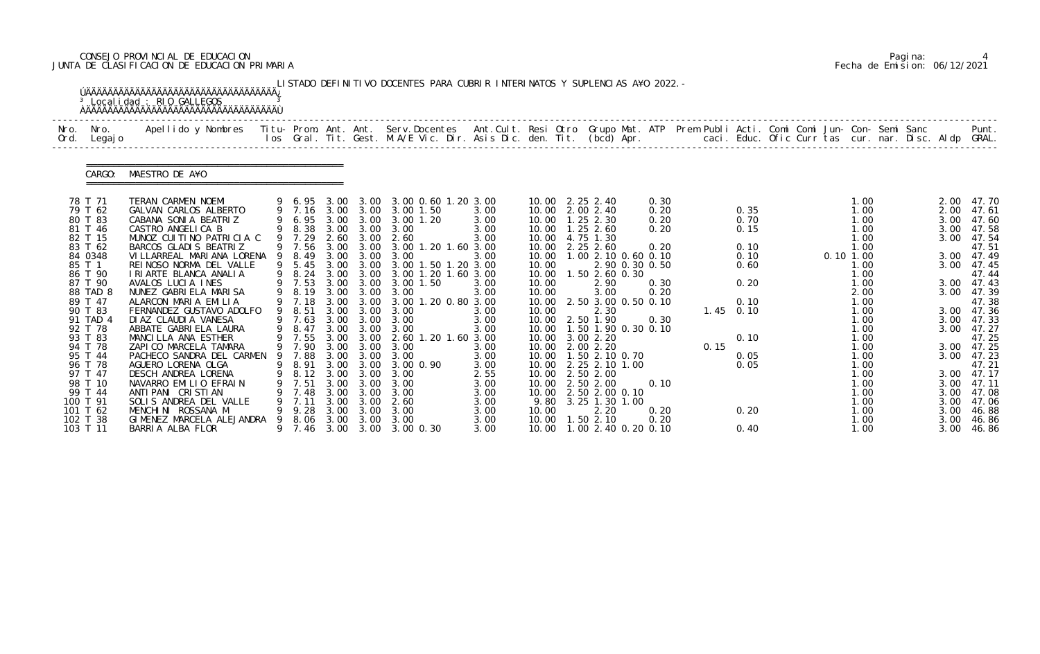CONSEJO PROVINCIAL DE EDUCACION
JUNTA DE CLASIFICACION DE EDUCACION PRIMARIA

Fecha de Emision: 06/12/2021

LISTADO DEFINITIVO DOCENTES PARA CUBRIR INTERINATOS Y SUPLENCIAS A¥O 2022.-

Localidad : RIO GALLEGOS

CARGO: MAESTRO DE A¥O

| Nro. Ord. | Nro. Legajo | Apellido y Nombres | Titu-los | Prom. Gral. | Ant. Tit. | Ant. Gest. | Serv.Docentes M.A/E Vic. Dir. | Ant.Cult. Asis Dic. | Resi den. | Otro Tit. | Grupo Mat. (bcd) | ATP Apr. | Prem caci. | Publi Educ. | Acti. Ofic | Comi Curr | Comi tas | Jun- cur. | Con- nar. | Semi Disc. | Sanc Aldp | Punt. GRAL. |
|---|---|---|---|---|---|---|---|---|---|---|---|---|---|---|---|---|---|---|---|---|---|---|
| 78 | T 71 | TERAN CARMEN NOEMI | 9 | 6.95 | 3.00 | 3.00 | 3.00 0.60 1.20 | 3.00 | 10.00 | 2.25 | 2.40 | 0.30 | | | | | | 1.00 | | | 2.00 | 47.70 |
| 79 | T 62 | GALVAN CARLOS ALBERTO | 9 | 7.16 | 3.00 | 3.00 | 3.00 1.50 | 3.00 | 10.00 | 2.00 | 2.40 | 0.20 | | 0.35 | | | | 1.00 | | | 2.00 | 47.61 |
| 80 | T 83 | CABANA SONIA BEATRIZ | 9 | 6.95 | 3.00 | 3.00 | 3.00 1.20 | 3.00 | 10.00 | 1.25 | 2.30 | 0.20 | | 0.70 | | | | 1.00 | | | 3.00 | 47.60 |
| 81 | T 46 | CASTRO ANGELICA B | 9 | 8.38 | 3.00 | 3.00 | 3.00 | 3.00 | 10.00 | 1.25 | 2.60 | 0.20 | | 0.15 | | | | 1.00 | | | 3.00 | 47.58 |
| 82 | T 15 | MUNOZ CUITINO PATRICIA C | 9 | 7.29 | 2.60 | 3.00 | 2.60 | 3.00 | 10.00 | 4.75 | 1.30 | | | | | | | 1.00 | | | 3.00 | 47.54 |
| 83 | T 62 | BARCOS GLADIS BEATRIZ | 9 | 7.56 | 3.00 | 3.00 | 3.00 1.20 1.60 | 3.00 | 10.00 | 2.25 | 2.60 | 0.20 | | 0.10 | | | | 1.00 | | | | 47.51 |
| 84 | 0348 | VILLARREAL MARIANA LORENA | 9 | 8.49 | 3.00 | 3.00 | 3.00 | 3.00 | 10.00 | 1.00 | 2.10 0.60 | 0.10 | | 0.10 | | | 0.10 | 1.00 | | | 3.00 | 47.49 |
| 85 | T 1 | REINOSO NORMA DEL VALLE | 9 | 5.45 | 3.00 | 3.00 | 3.00 1.50 1.20 | 3.00 | 10.00 | | 2.90 0.30 | 0.50 | | 0.60 | | | | 1.00 | | | 3.00 | 47.45 |
| 86 | T 90 | IRIARTE BLANCA ANALIA | 9 | 8.24 | 3.00 | 3.00 | 3.00 1.20 1.60 | 3.00 | 10.00 | 1.50 | 2.60 0.30 | | | | | | | 1.00 | | | | 47.44 |
| 87 | T 90 | AVALOS LUCIA INES | 9 | 7.53 | 3.00 | 3.00 | 3.00 1.50 | 3.00 | 10.00 | | 2.90 | 0.30 | | 0.20 | | | | 1.00 | | | 3.00 | 47.43 |
| 88 | TAD 8 | NUNEZ GABRIELA MARISA | 9 | 8.19 | 3.00 | 3.00 | 3.00 | 3.00 | 10.00 | | 3.00 | 0.20 | | | | | | 2.00 | | | 3.00 | 47.39 |
| 89 | T 47 | ALARCON MARIA EMILIA | 9 | 7.18 | 3.00 | 3.00 | 3.00 1.20 0.80 | 3.00 | 10.00 | 2.50 | 3.00 0.50 | 0.10 | | 0.10 | | | | 1.00 | | | | 47.38 |
| 90 | T 83 | FERNANDEZ GUSTAVO ADOLFO | 9 | 8.51 | 3.00 | 3.00 | 3.00 | 3.00 | 10.00 | | 2.30 | | 1.45 | 0.10 | | | | 1.00 | | | 3.00 | 47.36 |
| 91 | TAD 4 | DIAZ CLAUDIA VANESA | 9 | 7.63 | 3.00 | 3.00 | 3.00 | 3.00 | 10.00 | 2.50 | 1.90 | 0.30 | | | | | | 1.00 | | | 3.00 | 47.33 |
| 92 | T 78 | ABBATE GABRIELA LAURA | 9 | 8.47 | 3.00 | 3.00 | 3.00 | 3.00 | 10.00 | 1.50 | 1.90 0.30 | 0.10 | | | | | | 1.00 | | | 3.00 | 47.27 |
| 93 | T 83 | MANCILLA ANA ESTHER | 9 | 7.55 | 3.00 | 3.00 | 2.60 1.20 1.60 | 3.00 | 10.00 | 3.00 | 2.20 | | | 0.10 | | | | 1.00 | | | | 47.25 |
| 94 | T 78 | ZAPICO MARCELA TAMARA | 9 | 7.90 | 3.00 | 3.00 | 3.00 | 3.00 | 10.00 | 2.00 | 2.20 | | 0.15 | | | | | 1.00 | | | 3.00 | 47.25 |
| 95 | T 44 | PACHECO SANDRA DEL CARMEN | 9 | 7.88 | 3.00 | 3.00 | 3.00 | 3.00 | 10.00 | 1.50 | 2.10 0.70 | | | 0.05 | | | | 1.00 | | | 3.00 | 47.23 |
| 96 | T 78 | AGUERO LORENA OLGA | 9 | 8.91 | 3.00 | 3.00 | 3.00 0.90 | 3.00 | 10.00 | 2.25 | 2.10 1.00 | | | 0.05 | | | | 1.00 | | | | 47.21 |
| 97 | T 47 | DESCH ANDREA LORENA | 9 | 8.12 | 3.00 | 3.00 | 3.00 | 2.55 | 10.00 | 2.50 | 2.00 | | | | | | | 1.00 | | | 3.00 | 47.17 |
| 98 | T 10 | NAVARRO EMILIO EFRAIN | 9 | 7.51 | 3.00 | 3.00 | 3.00 | 3.00 | 10.00 | 2.50 | 2.00 | 0.10 | | | | | | 1.00 | | | 3.00 | 47.11 |
| 99 | T 44 | ANTIPANI CRISTIAN | 9 | 7.48 | 3.00 | 3.00 | 3.00 | 3.00 | 10.00 | 2.50 | 2.00 0.10 | | | | | | | 1.00 | | | 3.00 | 47.08 |
| 100 | T 91 | SOLIS ANDREA DEL VALLE | 9 | 7.11 | 3.00 | 3.00 | 2.60 | 3.00 | 9.80 | 3.25 | 1.30 1.00 | | | | | | | 1.00 | | | 3.00 | 47.06 |
| 101 | T 62 | MENCHINI ROSSANA M | 9 | 9.28 | 3.00 | 3.00 | 3.00 | 3.00 | 10.00 | | 2.20 | 0.20 | | 0.20 | | | | 1.00 | | | 3.00 | 46.88 |
| 102 | T 38 | GIMENEZ MARCELA ALEJANDRA | 9 | 8.06 | 3.00 | 3.00 | 3.00 | 3.00 | 10.00 | 1.50 | 2.10 | 0.20 | | | | | | 1.00 | | | 3.00 | 46.86 |
| 103 | T 11 | BARRIA ALBA FLOR | 9 | 7.46 | 3.00 | 3.00 | 3.00 0.30 | 3.00 | 10.00 | 1.00 | 2.40 0.20 | 0.10 | | 0.40 | | | | 1.00 | | | 3.00 | 46.86 |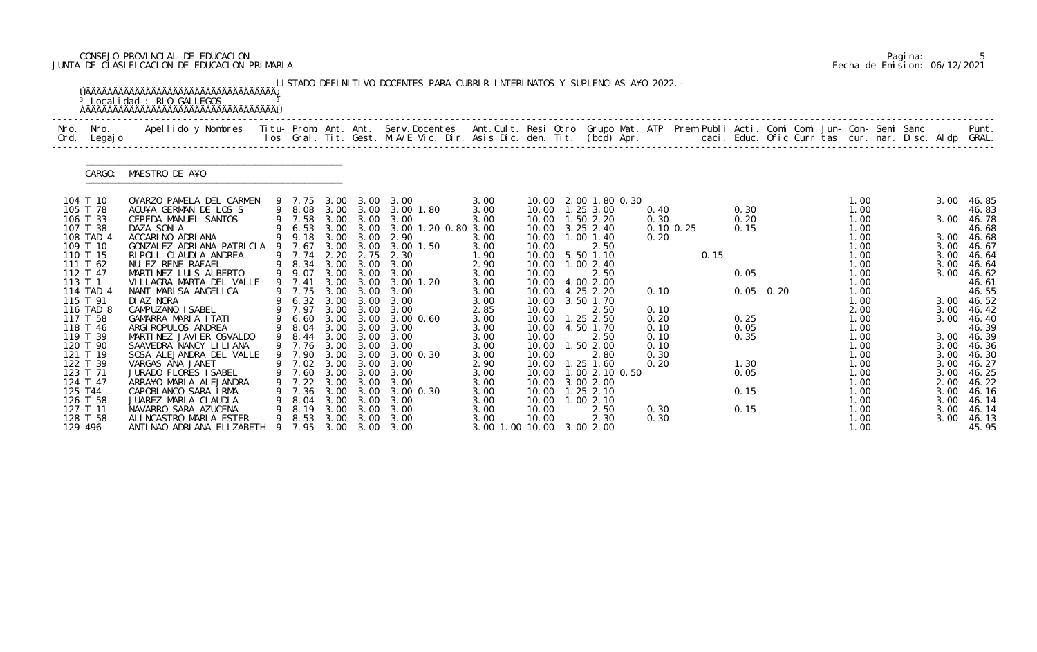CONSEJO PROVINCIAL DE EDUCACION
JUNTA DE CLASIFICACION DE EDUCACION PRIMARIA

Fecha de Emision: 06/12/2021

LISTADO DEFINITIVO DOCENTES PARA CUBRIR INTERINATOS Y SUPLENCIAS A¥O 2022.-

Localidad : RIO GALLEGOS

CARGO: MAESTRO DE A¥O

| Nro. Ord. | Nro. Legajo | Apellido y Nombres | Titu- los | Prom. Gral. | Ant. Tit. | Ant. Gest. | Serv.Docentes M.A/E Vic. Dir. | Ant.Cult. Asis Dic. | Resi den. | Otro Tit. | Grupo Mat. (bcd) Apr. | ATP | Prem Publi caci. | Acti. Educ. | Comi Ofic | Comi Curr | Jun- tas | Con- cur. | Semi nar. | Sanc Disc. | Aldp | Punt. GRAL. |
|---|---|---|---|---|---|---|---|---|---|---|---|---|---|---|---|---|---|---|---|---|---|---|
| 104 | T 10 | OYARZO PAMELA DEL CARMEN | 9 | 7.75 | 3.00 | 3.00 | 3.00 | 3.00 | 10.00 | | 2.00 1.80 0.30 | | | | | | | 1.00 | | | 3.00 | 46.85 |
| 105 | T 78 | ACU¥A GERMAN DE LOS S | 9 | 8.08 | 3.00 | 3.00 | 3.00 1.80 | 3.00 | 10.00 | | 1.25 3.00 | 0.40 | | 0.30 | | | | 1.00 | | | | 46.83 |
| 106 | T 33 | CEPEDA MANUEL SANTOS | 9 | 7.58 | 3.00 | 3.00 | 3.00 | 3.00 | 10.00 | | 1.50 2.20 | 0.30 | | 0.20 | | | | 1.00 | | | 3.00 | 46.78 |
| 107 | T 38 | DAZA SONIA | 9 | 6.53 | 3.00 | 3.00 | 3.00 1.20 0.80 | 3.00 | 10.00 | | 3.25 2.40 | 0.10 0.25 | | 0.15 | | | | 1.00 | | | | 46.68 |
| 108 | TAD 4 | ACCARINO ADRIANA | 9 | 9.18 | 3.00 | 3.00 | 2.90 | 3.00 | 10.00 | | 1.00 1.40 | 0.20 | | | | | | 1.00 | | | 3.00 | 46.68 |
| 109 | T 10 | GONZALEZ ADRIANA PATRICIA | 9 | 7.67 | 3.00 | 3.00 | 3.00 1.50 | 3.00 | 10.00 | | 2.50 | | | | | | | 1.00 | | | 3.00 | 46.67 |
| 110 | T 15 | RIPOLL CLAUDIA ANDREA | 9 | 7.74 | 2.20 | 2.75 | 2.30 | 1.90 | 10.00 | | 5.50 1.10 | | 0.15 | | | | | 1.00 | | | 3.00 | 46.64 |
| 111 | T 62 | NU EZ RENE RAFAEL | 9 | 8.34 | 3.00 | 3.00 | 3.00 | 2.90 | 10.00 | | 1.00 2.40 | | | | | | | 1.00 | | | 3.00 | 46.64 |
| 112 | T 47 | MARTINEZ LUIS ALBERTO | 9 | 9.07 | 3.00 | 3.00 | 3.00 | 3.00 | 10.00 | | 2.50 | | | 0.05 | | | | 1.00 | | | 3.00 | 46.62 |
| 113 | T 1 | VILLAGRA MARTA DEL VALLE | 9 | 7.41 | 3.00 | 3.00 | 3.00 1.20 | 3.00 | 10.00 | | 4.00 2.00 | | | | | | | 1.00 | | | | 46.61 |
| 114 | TAD 4 | NANT MARISA ANGELICA | 9 | 7.75 | 3.00 | 3.00 | 3.00 | 3.00 | 10.00 | | 4.25 2.20 | 0.10 | | 0.05 | 0.20 | | | 1.00 | | | | 46.55 |
| 115 | T 91 | DIAZ NORA | 9 | 6.32 | 3.00 | 3.00 | 3.00 | 3.00 | 10.00 | | 3.50 1.70 | | | | | | | 1.00 | | | 3.00 | 46.52 |
| 116 | TAD 8 | CAMPUZANO ISABEL | 9 | 7.97 | 3.00 | 3.00 | 3.00 | 2.85 | 10.00 | | 2.50 | 0.10 | | | | | | 2.00 | | | 3.00 | 46.42 |
| 117 | T 58 | GAMARRA MARIA ITATI | 9 | 6.60 | 3.00 | 3.00 | 3.00 0.60 | 3.00 | 10.00 | | 1.25 2.50 | 0.20 | | 0.25 | | | | 1.00 | | | 3.00 | 46.40 |
| 118 | T 46 | ARGIROPULOS ANDREA | 9 | 8.04 | 3.00 | 3.00 | 3.00 | 3.00 | 10.00 | | 4.50 1.70 | 0.10 | | 0.05 | | | | 1.00 | | | | 46.39 |
| 119 | T 39 | MARTINEZ JAVIER OSVALDO | 9 | 8.44 | 3.00 | 3.00 | 3.00 | 3.00 | 10.00 | | 2.50 | 0.10 | | 0.35 | | | | 1.00 | | | 3.00 | 46.39 |
| 120 | T 90 | SAAVEDRA NANCY LILIANA | 9 | 7.76 | 3.00 | 3.00 | 3.00 | 3.00 | 10.00 | | 1.50 2.00 | 0.10 | | | | | | 1.00 | | | 3.00 | 46.36 |
| 121 | T 19 | SOSA ALEJANDRA DEL VALLE | 9 | 7.90 | 3.00 | 3.00 | 3.00 0.30 | 3.00 | 10.00 | | 2.80 | 0.30 | | | | | | 1.00 | | | 3.00 | 46.30 |
| 122 | T 39 | VARGAS ANA JANET | 9 | 7.02 | 3.00 | 3.00 | 3.00 | 2.90 | 10.00 | | 1.25 1.60 | 0.20 | | 1.30 | | | | 1.00 | | | 3.00 | 46.27 |
| 123 | T 71 | JURADO FLORES ISABEL | 9 | 7.60 | 3.00 | 3.00 | 3.00 | 3.00 | 10.00 | | 1.00 2.10 0.50 | | | 0.05 | | | | 1.00 | | | 3.00 | 46.25 |
| 124 | T 47 | ARRA¥O MARIA ALEJANDRA | 9 | 7.22 | 3.00 | 3.00 | 3.00 | 3.00 | 10.00 | | 3.00 2.00 | | | | | | | 1.00 | | | 2.00 | 46.22 |
| 125 | T44 | CAPOBLANCO SARA IRMA | 9 | 7.36 | 3.00 | 3.00 | 3.00 0.30 | 3.00 | 10.00 | | 1.25 2.10 | | | 0.15 | | | | 1.00 | | | 3.00 | 46.16 |
| 126 | T 58 | JUAREZ MARIA CLAUDIA | 9 | 8.04 | 3.00 | 3.00 | 3.00 | 3.00 | 10.00 | | 1.00 2.10 | | | | | | | 1.00 | | | 3.00 | 46.14 |
| 127 | T 11 | NAVARRO SARA AZUCENA | 9 | 8.19 | 3.00 | 3.00 | 3.00 | 3.00 | 10.00 | | 2.50 | 0.30 | | 0.15 | | | | 1.00 | | | 3.00 | 46.14 |
| 128 | T 58 | ALINCASTRO MARIA ESTER | 9 | 8.53 | 3.00 | 3.00 | 3.00 | 3.00 | 10.00 | | 2.30 | 0.30 | | | | | | 1.00 | | | 3.00 | 46.13 |
| 129 | 496 | ANTINAO ADRIANA ELIZABETH | 9 | 7.95 | 3.00 | 3.00 | 3.00 | 3.00 1.00 | 10.00 | | 3.00 2.00 | | | | | | | 1.00 | | | | 45.95 |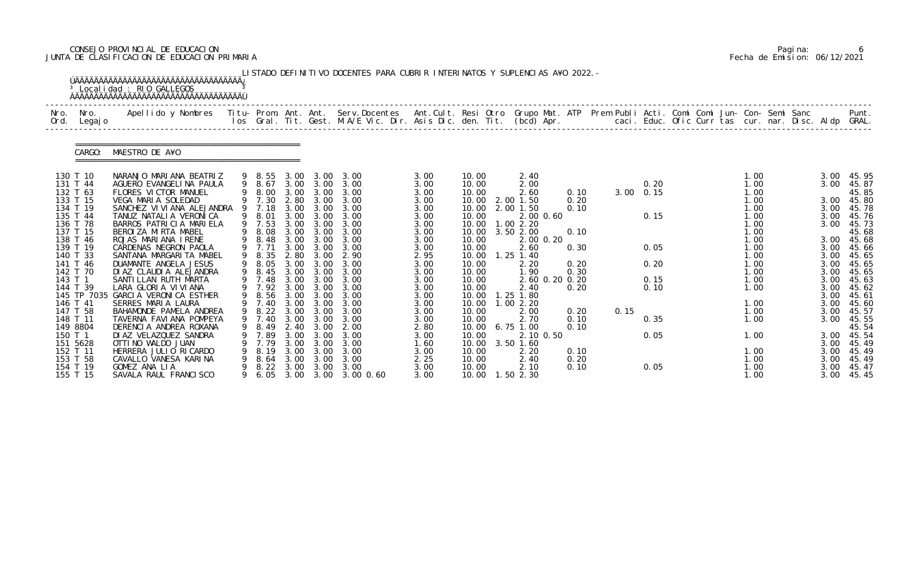CONSEJO PROVINCIAL DE EDUCACION
JUNTA DE CLASIFICACION DE EDUCACION PRIMARIA

LISTADO DEFINITIVO DOCENTES PARA CUBRIR INTERINATOS Y SUPLENCIAS A¥O 2022.-

Localidad : RIO GALLEGOS

CARGO: MAESTRO DE A¥O

| Nro. Ord. | Nro. Legajo | Apellido y Nombres | Titu- los | Prom. Gral. | Ant. Tit. | Ant. Gest. | Serv.Docentes M.A/E Vic. Dir. | Ant.Cult. Asis Dic. | Resi den. | Otro Tit. | Grupo (bcd) | Mat. Apr. | ATP | Prem Publi caci. | Acti. Educ. | Comi Ofic | Comi Curr | Jun- tas | Con- cur. | Semi nar. | Sanc Disc. | Aldp | Punt. GRAL. |
|---|---|---|---|---|---|---|---|---|---|---|---|---|---|---|---|---|---|---|---|---|---|---|---|
| 130 | T 10 | NARANJO MARIANA BEATRIZ | 9 | 8.55 | 3.00 | 3.00 | 3.00 | 3.00 | 10.00 | | 2.40 | | | | | | | | 1.00 | | | 3.00 | 45.95 |
| 131 | T 44 | AGUERO EVANGELINA PAULA | 9 | 8.67 | 3.00 | 3.00 | 3.00 | 3.00 | 10.00 | | 2.00 | | | | 0.20 | | | | 1.00 | | | 3.00 | 45.87 |
| 132 | T 63 | FLORES VICTOR MANUEL | 9 | 8.00 | 3.00 | 3.00 | 3.00 | 3.00 | 10.00 | | 2.60 | | 0.10 | 3.00 | 0.15 | | | | 1.00 | | | | 45.85 |
| 133 | T 15 | VEGA MARIA SOLEDAD | 9 | 7.30 | 2.80 | 3.00 | 3.00 | 3.00 | 10.00 | 2.00 | 1.50 | | 0.20 | | | | | | 1.00 | | | 3.00 | 45.80 |
| 134 | T 19 | SANCHEZ VIVIANA ALEJANDRA | 9 | 7.18 | 3.00 | 3.00 | 3.00 | 3.00 | 10.00 | 2.00 | 1.50 | | 0.10 | | | | | | 1.00 | | | 3.00 | 45.78 |
| 135 | T 44 | TANUZ NATALIA VERONICA | 9 | 8.01 | 3.00 | 3.00 | 3.00 | 3.00 | 10.00 | | 2.00 | 0.60 | | | 0.15 | | | | 1.00 | | | 3.00 | 45.76 |
| 136 | T 78 | BARROS PATRICIA MARIELA | 9 | 7.53 | 3.00 | 3.00 | 3.00 | 3.00 | 10.00 | 1.00 | 2.20 | | | | | | | | 1.00 | | | 3.00 | 45.73 |
| 137 | T 15 | BEROIZA MIRTA MABEL | 9 | 8.08 | 3.00 | 3.00 | 3.00 | 3.00 | 10.00 | 3.50 | 2.00 | | 0.10 | | | | | | 1.00 | | | | 45.68 |
| 138 | T 46 | ROJAS MARIANA IRENE | 9 | 8.48 | 3.00 | 3.00 | 3.00 | 3.00 | 10.00 | | 2.00 | 0.20 | | | | | | | 1.00 | | | 3.00 | 45.68 |
| 139 | T 19 | CARDENAS NEGRON PAOLA | 9 | 7.71 | 3.00 | 3.00 | 3.00 | 3.00 | 10.00 | | 2.60 | | 0.30 | | 0.05 | | | | 1.00 | | | 3.00 | 45.66 |
| 140 | T 33 | SANTANA MARGARITA MABEL | 9 | 8.35 | 2.80 | 3.00 | 2.90 | 2.95 | 10.00 | 1.25 | 1.40 | | | | | | | | 1.00 | | | 3.00 | 45.65 |
| 141 | T 46 | DUAMANTE ANGELA JESUS | 9 | 8.05 | 3.00 | 3.00 | 3.00 | 3.00 | 10.00 | | 2.20 | | 0.20 | | 0.20 | | | | 1.00 | | | 3.00 | 45.65 |
| 142 | T 70 | DIAZ CLAUDIA ALEJANDRA | 9 | 8.45 | 3.00 | 3.00 | 3.00 | 3.00 | 10.00 | | 1.90 | | 0.30 | | | | | | 1.00 | | | 3.00 | 45.65 |
| 143 | T 1 | SANTILLAN RUTH MARTA | 9 | 7.48 | 3.00 | 3.00 | 3.00 | 3.00 | 10.00 | | 2.60 | 0.20 | 0.20 | | 0.15 | | | | 1.00 | | | 3.00 | 45.63 |
| 144 | T 39 | LARA GLORIA VIVIANA | 9 | 7.92 | 3.00 | 3.00 | 3.00 | 3.00 | 10.00 | | 2.40 | | 0.20 | | 0.10 | | | | 1.00 | | | 3.00 | 45.62 |
| 145 | TP 7035 | GARCIA VERONICA ESTHER | 9 | 8.56 | 3.00 | 3.00 | 3.00 | 3.00 | 10.00 | 1.25 | 1.80 | | | | | | | | | | | 3.00 | 45.61 |
| 146 | T 41 | SERRES MARIA LAURA | 9 | 7.40 | 3.00 | 3.00 | 3.00 | 3.00 | 10.00 | 1.00 | 2.20 | | | | | | | | 1.00 | | | 3.00 | 45.60 |
| 147 | T 58 | BAHAMONDE PAMELA ANDREA | 9 | 8.22 | 3.00 | 3.00 | 3.00 | 3.00 | 10.00 | | 2.00 | | 0.20 | 0.15 | | | | | 1.00 | | | 3.00 | 45.57 |
| 148 | T 11 | TAVERNA FAVIANA POMPEYA | 9 | 7.40 | 3.00 | 3.00 | 3.00 | 3.00 | 10.00 | | 2.70 | | 0.10 | | 0.35 | | | | 1.00 | | | 3.00 | 45.55 |
| 149 | 8804 | DERENCIA ANDREA ROXANA | 9 | 8.49 | 2.40 | 3.00 | 2.00 | 2.80 | 10.00 | 6.75 | 1.00 | | 0.10 | | | | | | | | | | 45.54 |
| 150 | T 1 | DIAZ VELAZQUEZ SANDRA | 9 | 7.89 | 3.00 | 3.00 | 3.00 | 3.00 | 10.00 | | 2.10 | 0.50 | | | 0.05 | | | | 1.00 | | | 3.00 | 45.54 |
| 151 | 5628 | OTTINO WALDO JUAN | 9 | 7.79 | 3.00 | 3.00 | 3.00 | 1.60 | 10.00 | 3.50 | 1.60 | | | | | | | | | | | 3.00 | 45.49 |
| 152 | T 11 | HERRERA JULIO RICARDO | 9 | 8.19 | 3.00 | 3.00 | 3.00 | 3.00 | 10.00 | | 2.20 | | 0.10 | | | | | | 1.00 | | | 3.00 | 45.49 |
| 153 | T 58 | CAVALLO VANESA KARINA | 9 | 8.64 | 3.00 | 3.00 | 3.00 | 2.25 | 10.00 | | 2.40 | | 0.20 | | | | | | 1.00 | | | 3.00 | 45.49 |
| 154 | T 19 | GOMEZ ANA LIA | 9 | 8.22 | 3.00 | 3.00 | 3.00 | 3.00 | 10.00 | | 2.10 | | 0.10 | | 0.05 | | | | 1.00 | | | 3.00 | 45.47 |
| 155 | T 15 | SAVALA RAUL FRANCISCO | 9 | 6.05 | 3.00 | 3.00 | 3.00 0.60 | 3.00 | 10.00 | 1.50 | 2.30 | | | | | | | | 1.00 | | | 3.00 | 45.45 |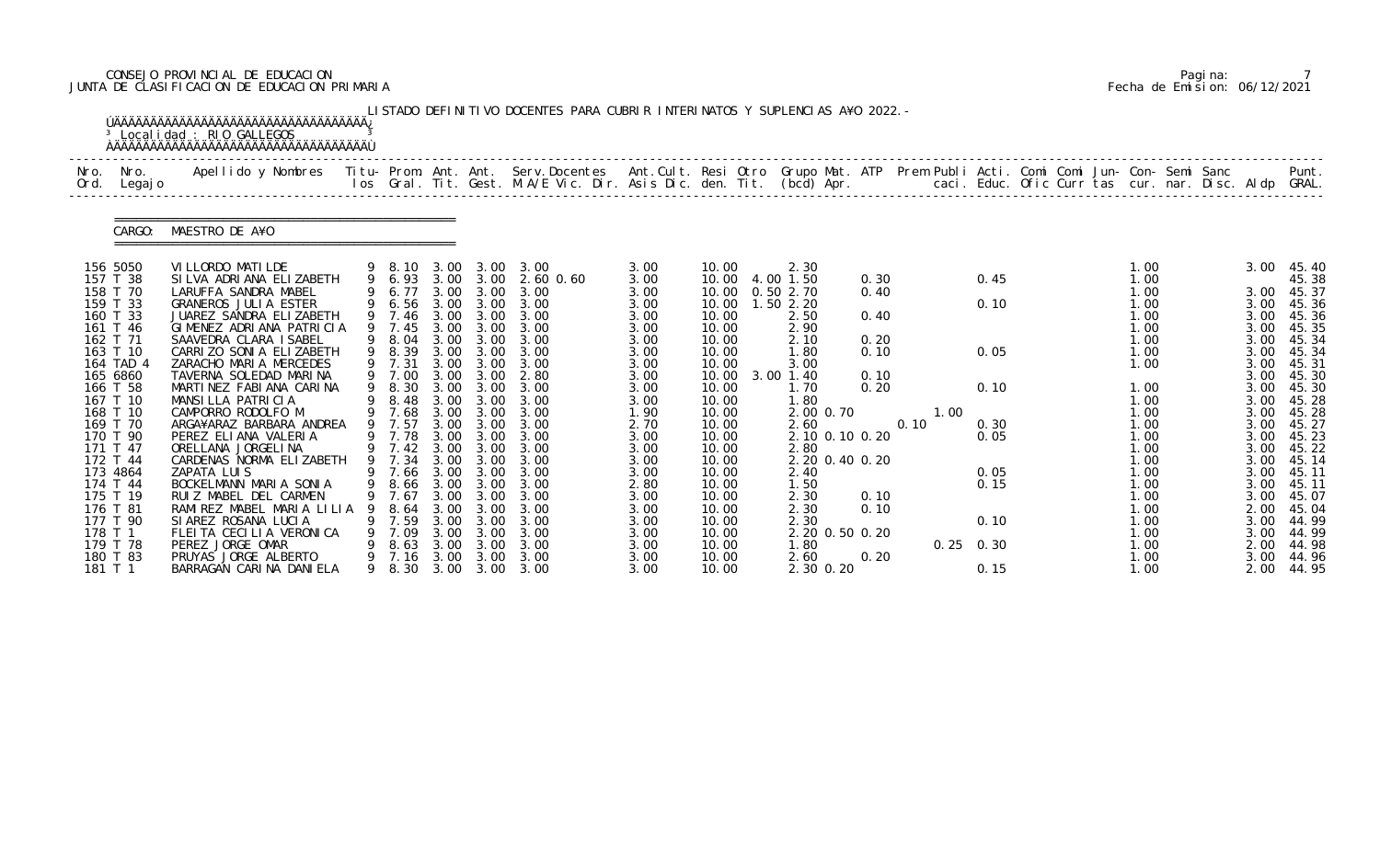CONSEJO PROVINCIAL DE EDUCACION
JUNTA DE CLASIFICACION DE EDUCACION PRIMARIA

Pagina: 7
Fecha de Emision: 06/12/2021

LISTADO DEFINITIVO DOCENTES PARA CUBRIR INTERINATOS Y SUPLENCIAS A¥O 2022.-

Localidad : RIO GALLEGOS

CARGO: MAESTRO DE A¥O

| Nro. Ord. | Nro. Legajo | Apellido y Nombres | Titu- los | Prom. Gral. | Ant. Tit. | Ant. Gest. | Serv.Docentes M.A/E Vic. Dir. | | Ant.Cult. Asis Dic. | Resi den. | Otro Tit. | Grupo Mat. (bcd) Apr. | ATP | Prem caci. | Publi Educ. | Acti. Ofic | Comi Curr | Comi tas | Jun- cur. | Con- nar. | Semi Disc. | Sanc Aldp | Punt. GRAL. |
|---|---|---|---|---|---|---|---|---|---|---|---|---|---|---|---|---|---|---|---|---|---|---|---|
| 156 | 5050 | VILLORDO MATILDE | 9 | 8.10 | 3.00 | 3.00 | 3.00 | | 3.00 | 10.00 | | 2.30 | | | | | | | 1.00 | | | 3.00 | 45.40 |
| 157 | T 38 | SILVA ADRIANA ELIZABETH | 9 | 6.93 | 3.00 | 3.00 | 2.60 | 0.60 | 3.00 | 10.00 | 4.00 | 1.50 | 0.30 | | 0.45 | | | | 1.00 | | | | 45.38 |
| 158 | T 70 | LARUFFA SANDRA MABEL | 9 | 6.77 | 3.00 | 3.00 | 3.00 | | 3.00 | 10.00 | 0.50 | 2.70 | 0.40 | | | | | | 1.00 | | | 3.00 | 45.37 |
| 159 | T 33 | GRANEROS JULIA ESTER | 9 | 6.56 | 3.00 | 3.00 | 3.00 | | 3.00 | 10.00 | 1.50 | 2.20 | | | 0.10 | | | | 1.00 | | | 3.00 | 45.36 |
| 160 | T 33 | JUAREZ SANDRA ELIZABETH | 9 | 7.46 | 3.00 | 3.00 | 3.00 | | 3.00 | 10.00 | | 2.50 | 0.40 | | | | | | 1.00 | | | 3.00 | 45.36 |
| 161 | T 46 | GIMENEZ ADRIANA PATRICIA | 9 | 7.45 | 3.00 | 3.00 | 3.00 | | 3.00 | 10.00 | | 2.90 | | | | | | | 1.00 | | | 3.00 | 45.35 |
| 162 | T 71 | SAAVEDRA CLARA ISABEL | 9 | 8.04 | 3.00 | 3.00 | 3.00 | | 3.00 | 10.00 | | 2.10 | 0.20 | | | | | | 1.00 | | | 3.00 | 45.34 |
| 163 | T 10 | CARRIZO SONIA ELIZABETH | 9 | 8.39 | 3.00 | 3.00 | 3.00 | | 3.00 | 10.00 | | 1.80 | 0.10 | | 0.05 | | | | 1.00 | | | 3.00 | 45.34 |
| 164 | TAD 4 | ZARACHO MARIA MERCEDES | 9 | 7.31 | 3.00 | 3.00 | 3.00 | | 3.00 | 10.00 | | 3.00 | | | | | | | 1.00 | | | 3.00 | 45.31 |
| 165 | 6860 | TAVERNA SOLEDAD MARINA | 9 | 7.00 | 3.00 | 3.00 | 2.80 | | 3.00 | 10.00 | 3.00 | 1.40 | 0.10 | | | | | | | | | 3.00 | 45.30 |
| 166 | T 58 | MARTINEZ FABIANA CARINA | 9 | 8.30 | 3.00 | 3.00 | 3.00 | | 3.00 | 10.00 | | 1.70 | 0.20 | | 0.10 | | | | 1.00 | | | 3.00 | 45.30 |
| 167 | T 10 | MANSILLA PATRICIA | 9 | 8.48 | 3.00 | 3.00 | 3.00 | | 3.00 | 10.00 | | 1.80 | | | | | | | 1.00 | | | 3.00 | 45.28 |
| 168 | T 10 | CAMPORRO RODOLFO M | 9 | 7.68 | 3.00 | 3.00 | 3.00 | | 1.90 | 10.00 | | 2.00 0.70 | | 1.00 | | | | | 1.00 | | | 3.00 | 45.28 |
| 169 | T 70 | ARGA¥ARAZ BARBARA ANDREA | 9 | 7.57 | 3.00 | 3.00 | 3.00 | | 2.70 | 10.00 | | 2.60 | | 0.10 | 0.30 | | | | 1.00 | | | 3.00 | 45.27 |
| 170 | T 90 | PEREZ ELIANA VALERIA | 9 | 7.78 | 3.00 | 3.00 | 3.00 | | 3.00 | 10.00 | | 2.10 0.10 | 0.20 | | 0.05 | | | | 1.00 | | | 3.00 | 45.23 |
| 171 | T 47 | ORELLANA JORGELINA | 9 | 7.42 | 3.00 | 3.00 | 3.00 | | 3.00 | 10.00 | | 2.80 | | | | | | | 1.00 | | | 3.00 | 45.22 |
| 172 | T 44 | CARDENAS NORMA ELIZABETH | 9 | 7.34 | 3.00 | 3.00 | 3.00 | | 3.00 | 10.00 | | 2.20 0.40 | 0.20 | | | | | | 1.00 | | | 3.00 | 45.14 |
| 173 | 4864 | ZAPATA LUIS | 9 | 7.66 | 3.00 | 3.00 | 3.00 | | 3.00 | 10.00 | | 2.40 | | | 0.05 | | | | 1.00 | | | 3.00 | 45.11 |
| 174 | T 44 | BOCKELMANN MARIA SONIA | 9 | 8.66 | 3.00 | 3.00 | 3.00 | | 2.80 | 10.00 | | 1.50 | | | 0.15 | | | | 1.00 | | | 3.00 | 45.11 |
| 175 | T 19 | RUIZ MABEL DEL CARMEN | 9 | 7.67 | 3.00 | 3.00 | 3.00 | | 3.00 | 10.00 | | 2.30 | 0.10 | | | | | | 1.00 | | | 3.00 | 45.07 |
| 176 | T 81 | RAMIREZ MABEL MARIA LILIA | 9 | 8.64 | 3.00 | 3.00 | 3.00 | | 3.00 | 10.00 | | 2.30 | 0.10 | | | | | | 1.00 | | | 2.00 | 45.04 |
| 177 | T 90 | SIAREZ ROSANA LUCIA | 9 | 7.59 | 3.00 | 3.00 | 3.00 | | 3.00 | 10.00 | | 2.30 | | | 0.10 | | | | 1.00 | | | 3.00 | 44.99 |
| 178 | T 1 | FLEITA CECILIA VERONICA | 9 | 7.09 | 3.00 | 3.00 | 3.00 | | 3.00 | 10.00 | | 2.20 0.50 | 0.20 | | | | | | 1.00 | | | 3.00 | 44.99 |
| 179 | T 78 | PEREZ JORGE OMAR | 9 | 8.63 | 3.00 | 3.00 | 3.00 | | 3.00 | 10.00 | | 1.80 | | 0.25 | 0.30 | | | | 1.00 | | | 2.00 | 44.98 |
| 180 | T 83 | PRUYAS JORGE ALBERTO | 9 | 7.16 | 3.00 | 3.00 | 3.00 | | 3.00 | 10.00 | | 2.60 | 0.20 | | | | | | 1.00 | | | 3.00 | 44.96 |
| 181 | T 1 | BARRAGAN CARINA DANIELA | 9 | 8.30 | 3.00 | 3.00 | 3.00 | | 3.00 | 10.00 | | 2.30 0.20 | | | 0.15 | | | | 1.00 | | | 2.00 | 44.95 |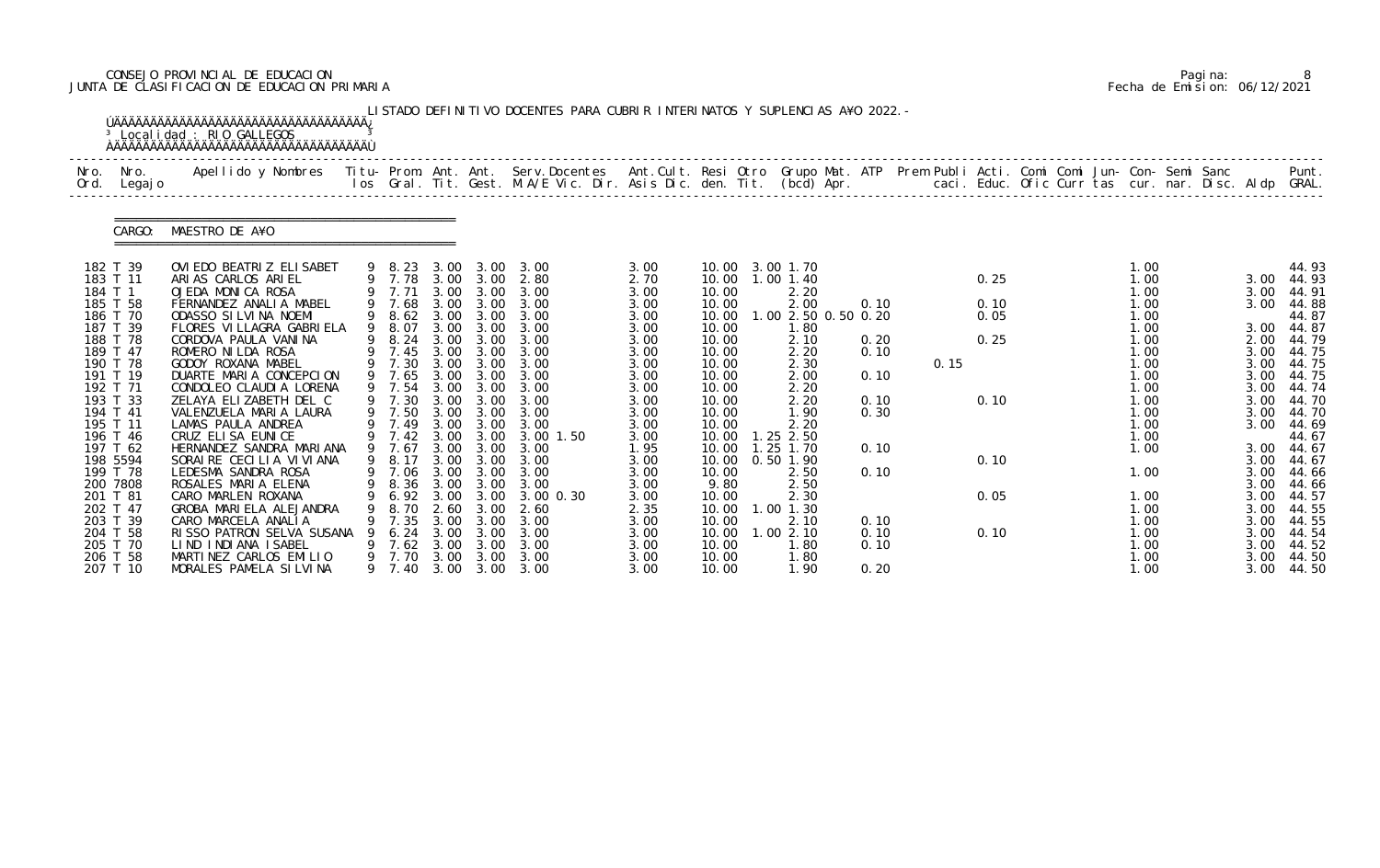CONSEJO PROVINCIAL DE EDUCACION
JUNTA DE CLASIFICACION DE EDUCACION PRIMARIA

Fecha de Emision: 06/12/2021

LISTADO DEFINITIVO DOCENTES PARA CUBRIR INTERINATOS Y SUPLENCIAS A¥O 2022.-

Localidad : RIO GALLEGOS

CARGO: MAESTRO DE A¥O

| Nro. Ord. | Nro. Legajo | Apellido y Nombres | Titu- los | Prom. Gral. | Ant. Tit. | Ant. Gest. | Serv.Docentes M.A/E Vic. Dir. | Ant.Cult. Asis Dic. | Resi den. | Otro Tit. | Grupo Mat. (bcd) | ATP Apr. | Prem Publi caci. | Acti. Educ. | Comi Ofic | Comi Curr | Jun- tas | Con- cur. | Semi nar. | Sanc Disc. | Aldp | Punt. GRAL. |
|---|---|---|---|---|---|---|---|---|---|---|---|---|---|---|---|---|---|---|---|---|---|---|
| 182 | T 39 | OVIEDO BEATRIZ ELISABET | 9 | 8.23 | 3.00 | 3.00 | 3.00 | 3.00 | 10.00 | 3.00 | 1.70 | | | | | | | 1.00 | | | | 44.93 |
| 183 | T 11 | ARIAS CARLOS ARIEL | 9 | 7.78 | 3.00 | 3.00 | 2.80 | 2.70 | 10.00 | 1.00 | 1.40 | | | 0.25 | | | | 1.00 | | | 3.00 | 44.93 |
| 184 | T 1 | OJEDA MONICA ROSA | 9 | 7.71 | 3.00 | 3.00 | 3.00 | 3.00 | 10.00 | | 2.20 | | | | | | | 1.00 | | | 3.00 | 44.91 |
| 185 | T 58 | FERNANDEZ ANALIA MABEL | 9 | 7.68 | 3.00 | 3.00 | 3.00 | 3.00 | 10.00 | | 2.00 | 0.10 | | 0.10 | | | | 1.00 | | | 3.00 | 44.88 |
| 186 | T 70 | ODASSO SILVINA NOEMI | 9 | 8.62 | 3.00 | 3.00 | 3.00 | 3.00 | 10.00 | 1.00 | 2.50 0.50 | 0.20 | | 0.05 | | | | 1.00 | | | | 44.87 |
| 187 | T 39 | FLORES VILLAGRA GABRIELA | 9 | 8.07 | 3.00 | 3.00 | 3.00 | 3.00 | 10.00 | | 1.80 | | | | | | | 1.00 | | | 3.00 | 44.87 |
| 188 | T 78 | CORDOVA PAULA VANINA | 9 | 8.24 | 3.00 | 3.00 | 3.00 | 3.00 | 10.00 | | 2.10 | 0.20 | | 0.25 | | | | 1.00 | | | 2.00 | 44.79 |
| 189 | T 47 | ROMERO NILDA ROSA | 9 | 7.45 | 3.00 | 3.00 | 3.00 | 3.00 | 10.00 | | 2.20 | 0.10 | | | | | | 1.00 | | | 3.00 | 44.75 |
| 190 | T 78 | GODOY ROXANA MABEL | 9 | 7.30 | 3.00 | 3.00 | 3.00 | 3.00 | 10.00 | | 2.30 | | 0.15 | | | | | 1.00 | | | 3.00 | 44.75 |
| 191 | T 19 | DUARTE MARIA CONCEPCION | 9 | 7.65 | 3.00 | 3.00 | 3.00 | 3.00 | 10.00 | | 2.00 | 0.10 | | | | | | 1.00 | | | 3.00 | 44.75 |
| 192 | T 71 | CONDOLEO CLAUDIA LORENA | 9 | 7.54 | 3.00 | 3.00 | 3.00 | 3.00 | 10.00 | | 2.20 | | | | | | | 1.00 | | | 3.00 | 44.74 |
| 193 | T 33 | ZELAYA ELIZABETH DEL C | 9 | 7.30 | 3.00 | 3.00 | 3.00 | 3.00 | 10.00 | | 2.20 | 0.10 | | 0.10 | | | | 1.00 | | | 3.00 | 44.70 |
| 194 | T 41 | VALENZUELA MARIA LAURA | 9 | 7.50 | 3.00 | 3.00 | 3.00 | 3.00 | 10.00 | | 1.90 | 0.30 | | | | | | 1.00 | | | 3.00 | 44.70 |
| 195 | T 11 | LAMAS PAULA ANDREA | 9 | 7.49 | 3.00 | 3.00 | 3.00 | 3.00 | 10.00 | | 2.20 | | | | | | | 1.00 | | | 3.00 | 44.69 |
| 196 | T 46 | CRUZ ELISA EUNICE | 9 | 7.42 | 3.00 | 3.00 | 3.00 1.50 | 3.00 | 10.00 | 1.25 | 2.50 | | | | | | | 1.00 | | | | 44.67 |
| 197 | T 62 | HERNANDEZ SANDRA MARIANA | 9 | 7.67 | 3.00 | 3.00 | 3.00 | 1.95 | 10.00 | 1.25 | 1.70 | 0.10 | | | | | | 1.00 | | | 3.00 | 44.67 |
| 198 | 5594 | SORAIRE CECILIA VIVIANA | 9 | 8.17 | 3.00 | 3.00 | 3.00 | 3.00 | 10.00 | 0.50 | 1.90 | | | 0.10 | | | | | | | 3.00 | 44.67 |
| 199 | T 78 | LEDESMA SANDRA ROSA | 9 | 7.06 | 3.00 | 3.00 | 3.00 | 3.00 | 10.00 | | 2.50 | 0.10 | | | | | | 1.00 | | | 3.00 | 44.66 |
| 200 | 7808 | ROSALES MARIA ELENA | 9 | 8.36 | 3.00 | 3.00 | 3.00 | 3.00 | 9.80 | | 2.50 | | | | | | | | | | 3.00 | 44.66 |
| 201 | T 81 | CARO MARLEN ROXANA | 9 | 6.92 | 3.00 | 3.00 | 3.00 0.30 | 3.00 | 10.00 | | 2.30 | | | 0.05 | | | | 1.00 | | | 3.00 | 44.57 |
| 202 | T 47 | GROBA MARIELA ALEJANDRA | 9 | 8.70 | 2.60 | 3.00 | 2.60 | 2.35 | 10.00 | 1.00 | 1.30 | | | | | | | 1.00 | | | 3.00 | 44.55 |
| 203 | T 39 | CARO MARCELA ANALIA | 9 | 7.35 | 3.00 | 3.00 | 3.00 | 3.00 | 10.00 | | 2.10 | 0.10 | | | | | | 1.00 | | | 3.00 | 44.55 |
| 204 | T 58 | RISSO PATRON SELVA SUSANA | 9 | 6.24 | 3.00 | 3.00 | 3.00 | 3.00 | 10.00 | 1.00 | 2.10 | 0.10 | | 0.10 | | | | 1.00 | | | 3.00 | 44.54 |
| 205 | T 70 | LIND INDIANA ISABEL | 9 | 7.62 | 3.00 | 3.00 | 3.00 | 3.00 | 10.00 | | 1.80 | 0.10 | | | | | | 1.00 | | | 3.00 | 44.52 |
| 206 | T 58 | MARTINEZ CARLOS EMILIO | 9 | 7.70 | 3.00 | 3.00 | 3.00 | 3.00 | 10.00 | | 1.80 | | | | | | | 1.00 | | | 3.00 | 44.50 |
| 207 | T 10 | MORALES PAMELA SILVINA | 9 | 7.40 | 3.00 | 3.00 | 3.00 | 3.00 | 10.00 | | 1.90 | 0.20 | | | | | | 1.00 | | | 3.00 | 44.50 |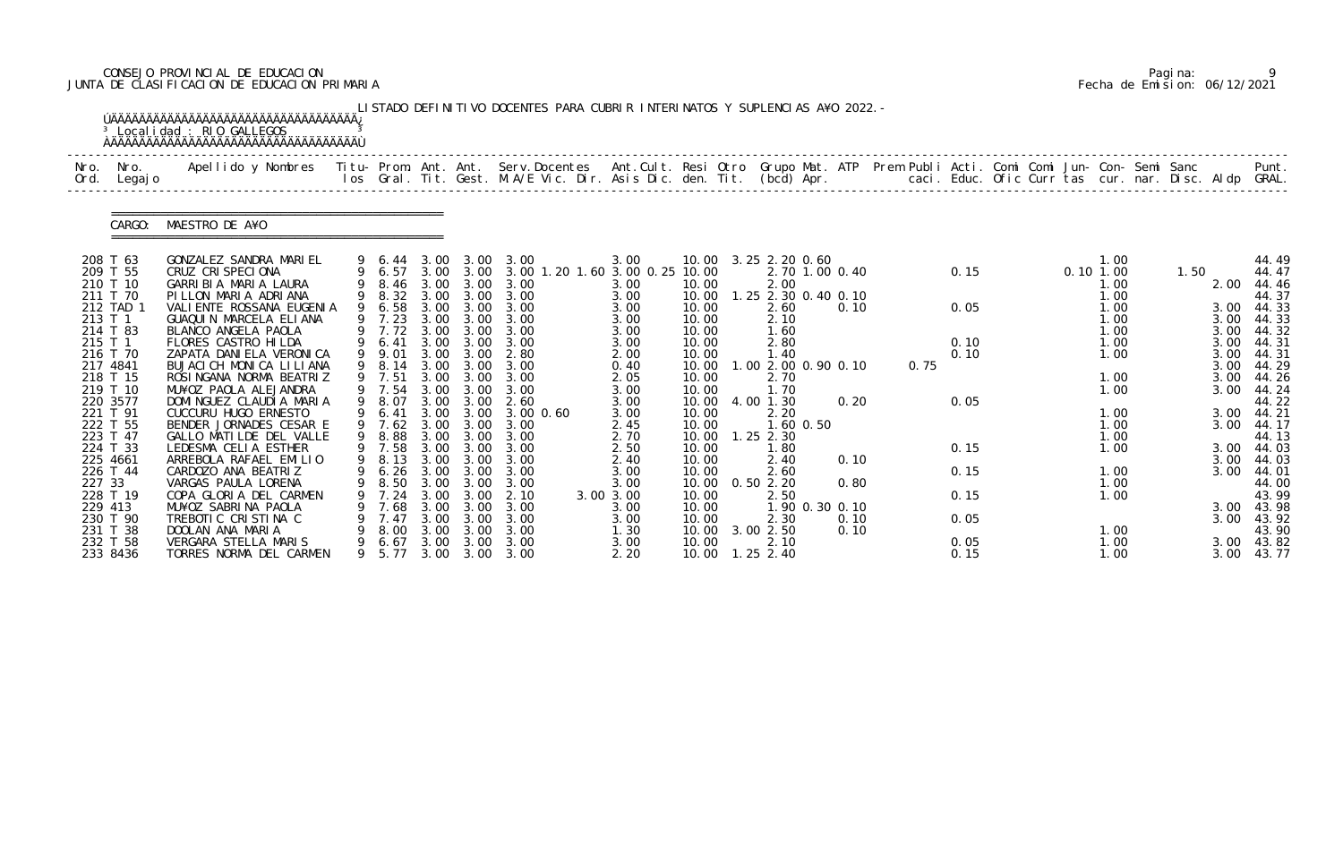CONSEJO PROVINCIAL DE EDUCACION
JUNTA DE CLASIFICACION DE EDUCACION PRIMARIA

Fecha de Emision: 06/12/2021

LISTADO DEFINITIVO DOCENTES PARA CUBRIR INTERINATOS Y SUPLENCIAS A¥O 2022.-

Localidad : RIO GALLEGOS

CARGO: MAESTRO DE A¥O

| Nro. Ord. | Nro. Legajo | Apellido y Nombres | Titu-los | Prom. Gral. | Ant. Tit. | Ant. Gest. | Serv.Docentes M.A/E Vic. Dir. Asis Dic. | Ant.Cult. den. | Resi Tit. | Otro (bcd) | Grupo Mat. Apr. | ATP | Prem Publi caci. | Acti. Educ. | Comi Ofic | Comi Curr | Jun- tas | Con- cur. | Semi nar. | Sanc Disc. | Aldp | Punt. GRAL. |
|---|---|---|---|---|---|---|---|---|---|---|---|---|---|---|---|---|---|---|---|---|---|---|
| 208 | T 63 | GONZALEZ SANDRA MARIEL | 9 | 6.44 | 3.00 | 3.00 | 3.00 | 3.00 | 10.00 | 3.25 | 2.20 0.60 | | | | | | | 1.00 | | | | 44.49 |
| 209 | T 55 | CRUZ CRISPECIONA | 9 | 6.57 | 3.00 | 3.00 | 3.00 1.20 1.60 3.00 0.25 | | 10.00 | | 2.70 1.00 0.40 | | | 0.15 | | | 0.10 | 1.00 | | 1.50 | | 44.47 |
| 210 | T 10 | GARRIBIA MARIA LAURA | 9 | 8.46 | 3.00 | 3.00 | 3.00 | 3.00 | 10.00 | | 2.00 | | | | | | | 1.00 | | | 2.00 | 44.46 |
| 211 | T 70 | PILLON MARIA ADRIANA | 9 | 8.32 | 3.00 | 3.00 | 3.00 | 3.00 | 10.00 | 1.25 | 2.30 0.40 0.10 | | | | | | | 1.00 | | | | 44.37 |
| 212 | TAD 1 | VALIENTE ROSSANA EUGENIA | 9 | 6.58 | 3.00 | 3.00 | 3.00 | 3.00 | 10.00 | | 2.60 | 0.10 | | 0.05 | | | | 1.00 | | | 3.00 | 44.33 |
| 213 | T 1 | GUAQUIN MARCELA ELIANA | 9 | 7.23 | 3.00 | 3.00 | 3.00 | 3.00 | 10.00 | | 2.10 | | | | | | | 1.00 | | | 3.00 | 44.33 |
| 214 | T 83 | BLANCO ANGELA PAOLA | 9 | 7.72 | 3.00 | 3.00 | 3.00 | 3.00 | 10.00 | | 1.60 | | | | | | | 1.00 | | | 3.00 | 44.32 |
| 215 | T 1 | FLORES CASTRO HILDA | 9 | 6.41 | 3.00 | 3.00 | 3.00 | 3.00 | 10.00 | | 2.80 | | | 0.10 | | | | 1.00 | | | 3.00 | 44.31 |
| 216 | T 70 | ZAPATA DANIELA VERONICA | 9 | 9.01 | 3.00 | 3.00 | 2.80 | 2.00 | 10.00 | | 1.40 | | | 0.10 | | | | 1.00 | | | 3.00 | 44.31 |
| 217 | 4841 | BUJACICH MONICA LILIANA | 9 | 8.14 | 3.00 | 3.00 | 3.00 | 0.40 | 10.00 | 1.00 | 2.00 0.90 0.10 | | 0.75 | | | | | | | | 3.00 | 44.29 |
| 218 | T 15 | ROSINGANA NORMA BEATRIZ | 9 | 7.51 | 3.00 | 3.00 | 3.00 | 2.05 | 10.00 | | 2.70 | | | | | | | 1.00 | | | 3.00 | 44.26 |
| 219 | T 10 | MU¥OZ PAOLA ALEJANDRA | 9 | 7.54 | 3.00 | 3.00 | 3.00 | 3.00 | 10.00 | | 1.70 | | | | | | | 1.00 | | | 3.00 | 44.24 |
| 220 | 3577 | DOMINGUEZ CLAUDIA MARIA | 9 | 8.07 | 3.00 | 3.00 | 2.60 | 3.00 | 10.00 | 4.00 | 1.30 | 0.20 | | 0.05 | | | | | | | | 44.22 |
| 221 | T 91 | CUCCURU HUGO ERNESTO | 9 | 6.41 | 3.00 | 3.00 | 3.00 0.60 | 3.00 | 10.00 | | 2.20 | | | | | | | 1.00 | | | 3.00 | 44.21 |
| 222 | T 55 | BENDER JORNADES CESAR E | 9 | 7.62 | 3.00 | 3.00 | 3.00 | 2.45 | 10.00 | | 1.60 0.50 | | | | | | | 1.00 | | | 3.00 | 44.17 |
| 223 | T 47 | GALLO MATILDE DEL VALLE | 9 | 8.88 | 3.00 | 3.00 | 3.00 | 2.70 | 10.00 | 1.25 | 2.30 | | | | | | | 1.00 | | | | 44.13 |
| 224 | T 33 | LEDESMA CELIA ESTHER | 9 | 7.58 | 3.00 | 3.00 | 3.00 | 2.50 | 10.00 | | 1.80 | | | 0.15 | | | | 1.00 | | | 3.00 | 44.03 |
| 225 | 4661 | ARREBOLA RAFAEL EMILIO | 9 | 8.13 | 3.00 | 3.00 | 3.00 | 2.40 | 10.00 | | 2.40 | 0.10 | | | | | | | | | 3.00 | 44.03 |
| 226 | T 44 | CARDOZO ANA BEATRIZ | 9 | 6.26 | 3.00 | 3.00 | 3.00 | 3.00 | 10.00 | | 2.60 | | | 0.15 | | | | 1.00 | | | 3.00 | 44.01 |
| 227 | 33 | VARGAS PAULA LORENA | 9 | 8.50 | 3.00 | 3.00 | 3.00 | 3.00 | 10.00 | 0.50 | 2.20 | 0.80 | | | | | | 1.00 | | | | 44.00 |
| 228 | T 19 | COPA GLORIA DEL CARMEN | 9 | 7.24 | 3.00 | 3.00 | 2.10 | 3.00 3.00 | 10.00 | | 2.50 | | | 0.15 | | | | 1.00 | | | | 43.99 |
| 229 | 413 | MU¥OZ SABRINA PAOLA | 9 | 7.68 | 3.00 | 3.00 | 3.00 | 3.00 | 10.00 | | 1.90 0.30 0.10 | | | | | | | | | | 3.00 | 43.98 |
| 230 | T 90 | TREBOTIC CRISTINA C | 9 | 7.47 | 3.00 | 3.00 | 3.00 | 3.00 | 10.00 | | 2.30 | 0.10 | | 0.05 | | | | | | | 3.00 | 43.92 |
| 231 | T 38 | DOOLAN ANA MARIA | 9 | 8.00 | 3.00 | 3.00 | 3.00 | 1.30 | 10.00 | 3.00 | 2.50 | 0.10 | | | | | | 1.00 | | | | 43.90 |
| 232 | T 58 | VERGARA STELLA MARIS | 9 | 6.67 | 3.00 | 3.00 | 3.00 | 3.00 | 10.00 | | 2.10 | | | 0.05 | | | | 1.00 | | | 3.00 | 43.82 |
| 233 | 8436 | TORRES NORMA DEL CARMEN | 9 | 5.77 | 3.00 | 3.00 | 3.00 | 2.20 | 10.00 | 1.25 | 2.40 | | | 0.15 | | | | 1.00 | | | 3.00 | 43.77 |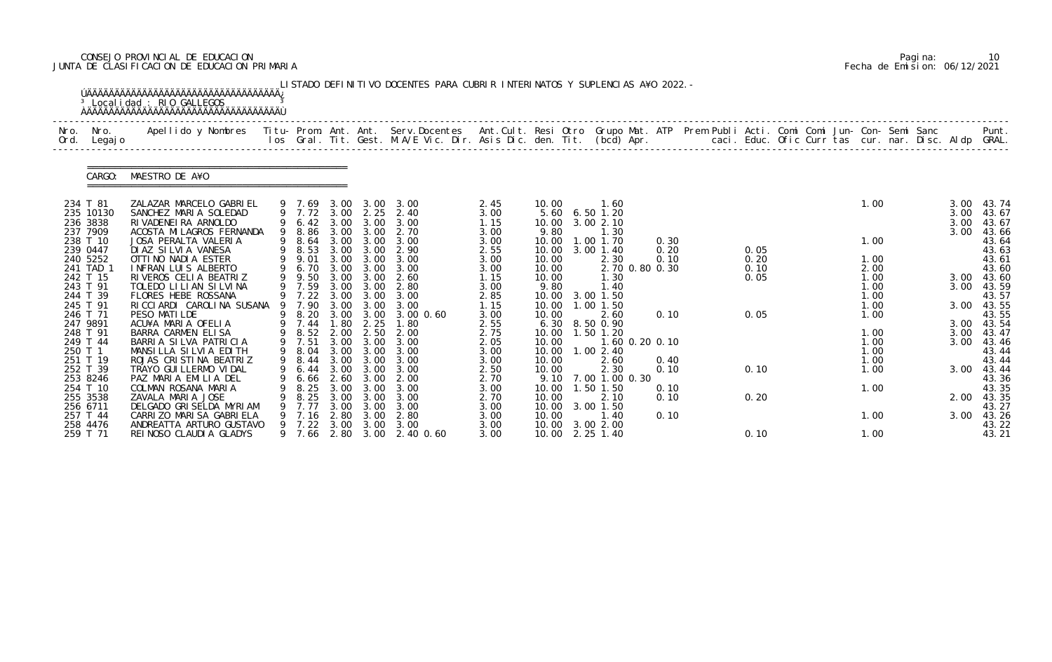CONSEJO PROVINCIAL DE EDUCACION
JUNTA DE CLASIFICACION DE EDUCACION PRIMARIA

Fecha de Emision: 06/12/2021

LISTADO DEFINITIVO DOCENTES PARA CUBRIR INTERINATOS Y SUPLENCIAS A¥O 2022.-

Localidad : RIO GALLEGOS

CARGO: MAESTRO DE A¥O

| Nro. Ord. | Nro. Legajo | Apellido y Nombres | Titu- los | Prom. Gral. | Ant. Tit. | Ant. Gest. | Serv.Docentes M.A/E Vic. Dir. | Ant.Cult. Asis Dic. | Resi den. | Otro Tit. | Grupo Mat. (bcd) | ATP Apr. | Prem Publi caci. | Acti. Educ. | Comi Ofic | Comi Curr | Jun- tas | Con- cur. | Semi nar. | Sanc Disc. | Aldp | Punt. GRAL. |
|---|---|---|---|---|---|---|---|---|---|---|---|---|---|---|---|---|---|---|---|---|---|---|
| 234 | T 81 | ZALAZAR MARCELO GABRIEL | 9 | 7.69 | 3.00 | 3.00 | 3.00 | 2.45 | 10.00 | | 1.60 | | | | | | | 1.00 | | | 3.00 | 43.74 |
| 235 | 10130 | SANCHEZ MARIA SOLEDAD | 9 | 7.72 | 3.00 | 2.25 | 2.40 | 3.00 | 5.60 | 6.50 | 1.20 | | | | | | | | | | 3.00 | 43.67 |
| 236 | 3838 | RIVADENEIRA ARNOLDO | 9 | 6.42 | 3.00 | 3.00 | 3.00 | 1.15 | 10.00 | 3.00 | 2.10 | | | | | | | | | | 3.00 | 43.67 |
| 237 | 7909 | ACOSTA MILAGROS FERNANDA | 9 | 8.86 | 3.00 | 3.00 | 2.70 | 3.00 | 9.80 | | 1.30 | | | | | | | | | | 3.00 | 43.66 |
| 238 | T 10 | JOSA PERALTA VALERIA | 9 | 8.64 | 3.00 | 3.00 | 3.00 | 3.00 | 10.00 | 1.00 | 1.70 | 0.30 | | | | | | 1.00 | | | | 43.64 |
| 239 | 0447 | DIAZ SILVIA VANESA | 9 | 8.53 | 3.00 | 3.00 | 2.90 | 2.55 | 10.00 | 3.00 | 1.40 | 0.20 | | 0.05 | | | | | | | | 43.63 |
| 240 | 5252 | OTTINO NADIA ESTER | 9 | 9.01 | 3.00 | 3.00 | 3.00 | 3.00 | 10.00 | | 2.30 | 0.10 | | 0.20 | | | | 1.00 | | | | 43.61 |
| 241 | TAD 1 | INFRAN LUIS ALBERTO | 9 | 6.70 | 3.00 | 3.00 | 3.00 | 3.00 | 10.00 | | 2.70 0.80 | 0.30 | | 0.10 | | | | 2.00 | | | | 43.60 |
| 242 | T 15 | RIVEROS CELIA BEATRIZ | 9 | 9.50 | 3.00 | 3.00 | 2.60 | 1.15 | 10.00 | | 1.30 | | | 0.05 | | | | 1.00 | | | 3.00 | 43.60 |
| 243 | T 91 | TOLEDO LILIAN SILVINA | 9 | 7.59 | 3.00 | 3.00 | 2.80 | 3.00 | 9.80 | | 1.40 | | | | | | | 1.00 | | | 3.00 | 43.59 |
| 244 | T 39 | FLORES HEBE ROSSANA | 9 | 7.22 | 3.00 | 3.00 | 3.00 | 2.85 | 10.00 | 3.00 | 1.50 | | | | | | | 1.00 | | | | 43.57 |
| 245 | T 91 | RICCIARDI CAROLINA SUSANA | 9 | 7.90 | 3.00 | 3.00 | 3.00 | 1.15 | 10.00 | 1.00 | 1.50 | | | | | | | 1.00 | | | 3.00 | 43.55 |
| 246 | T 71 | PESO MATILDE | 9 | 8.20 | 3.00 | 3.00 | 3.00 0.60 | 3.00 | 10.00 | | 2.60 | 0.10 | | 0.05 | | | | 1.00 | | | | 43.55 |
| 247 | 9891 | ACU¥A MARIA OFELIA | 9 | 7.44 | 1.80 | 2.25 | 1.80 | 2.55 | 6.30 | 8.50 | 0.90 | | | | | | | | | | 3.00 | 43.54 |
| 248 | T 91 | BARRA CARMEN ELISA | 9 | 8.52 | 2.00 | 2.50 | 2.00 | 2.75 | 10.00 | 1.50 | 1.20 | | | | | | | 1.00 | | | 3.00 | 43.47 |
| 249 | T 44 | BARRIA SILVA PATRICIA | 9 | 7.51 | 3.00 | 3.00 | 3.00 | 2.05 | 10.00 | | 1.60 0.20 | 0.10 | | | | | | 1.00 | | | 3.00 | 43.46 |
| 250 | T 1 | MANSILLA SILVIA EDITH | 9 | 8.04 | 3.00 | 3.00 | 3.00 | 3.00 | 10.00 | 1.00 | 2.40 | | | | | | | 1.00 | | | | 43.44 |
| 251 | T 19 | ROJAS CRISTINA BEATRIZ | 9 | 8.44 | 3.00 | 3.00 | 3.00 | 3.00 | 10.00 | | 2.60 | 0.40 | | | | | | 1.00 | | | | 43.44 |
| 252 | T 39 | TRAYO GUILLERMO VIDAL | 9 | 6.44 | 3.00 | 3.00 | 3.00 | 2.50 | 10.00 | | 2.30 | 0.10 | | 0.10 | | | | 1.00 | | | 3.00 | 43.44 |
| 253 | 8246 | PAZ MARIA EMILIA DEL | 9 | 6.66 | 2.60 | 3.00 | 2.00 | 2.70 | 9.10 | 7.00 | 1.00 0.30 | | | | | | | | | | | 43.36 |
| 254 | T 10 | COLMAN ROSANA MARIA | 9 | 8.25 | 3.00 | 3.00 | 3.00 | 3.00 | 10.00 | 1.50 | 1.50 | 0.10 | | | | | | 1.00 | | | | 43.35 |
| 255 | 3538 | ZAVALA MARIA JOSE | 9 | 8.25 | 3.00 | 3.00 | 3.00 | 2.70 | 10.00 | | 2.10 | 0.10 | | 0.20 | | | | | | | 2.00 | 43.35 |
| 256 | 6711 | DELGADO GRISELDA MYRIAM | 9 | 7.77 | 3.00 | 3.00 | 3.00 | 3.00 | 10.00 | 3.00 | 1.50 | | | | | | | | | | | 43.27 |
| 257 | T 44 | CARRIZO MARISA GABRIELA | 9 | 7.16 | 2.80 | 3.00 | 2.80 | 3.00 | 10.00 | | 1.40 | 0.10 | | | | | | 1.00 | | | 3.00 | 43.26 |
| 258 | 4476 | ANDREATTA ARTURO GUSTAVO | 9 | 7.22 | 3.00 | 3.00 | 3.00 | 3.00 | 10.00 | 3.00 | 2.00 | | | | | | | | | | | 43.22 |
| 259 | T 71 | REINOSO CLAUDIA GLADYS | 9 | 7.66 | 2.80 | 3.00 | 2.40 0.60 | 3.00 | 10.00 | 2.25 | 1.40 | | | 0.10 | | | | 1.00 | | | | 43.21 |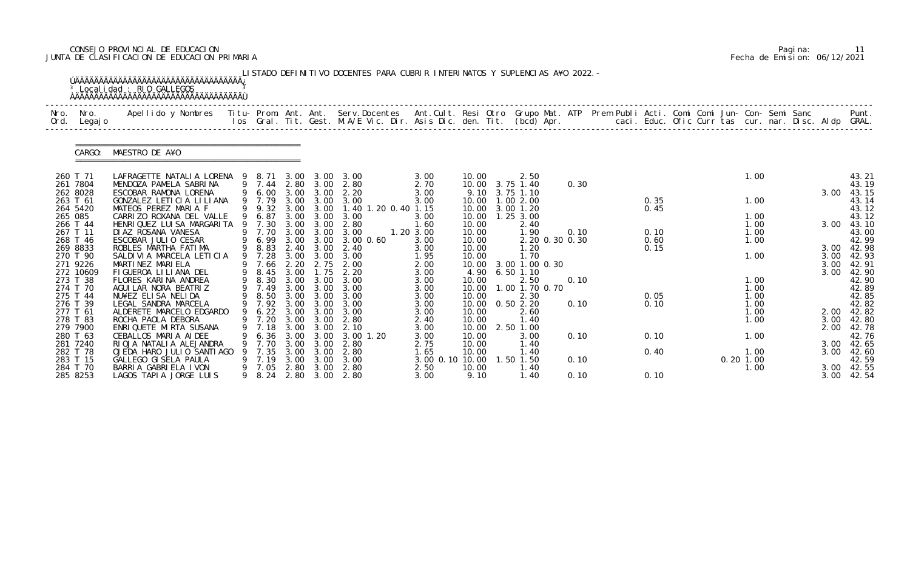CONSEJO PROVINCIAL DE EDUCACION
JUNTA DE CLASIFICACION DE EDUCACION PRIMARIA

Pagina: 11
Fecha de Emision: 06/12/2021

LISTADO DEFINITIVO DOCENTES PARA CUBRIR INTERINATOS Y SUPLENCIAS A¥O 2022.-

Localidad : RIO GALLEGOS

CARGO: MAESTRO DE A¥O

| Nro. Ord. | Nro. Legajo | Apellido y Nombres | Titu-los | Prom. Gral. | Ant. Tit. | Ant. Gest. | Serv.Docentes M.A/E Vic. Dir. | Ant.Cult. Asis Dic. | Resi den. | Otro Tit. | Grupo Mat. (bcd) | ATP Apr. | Prem Publi caci. | Acti. Educ. | Comi Ofic | Comi Curr | Jun- tas | Con- cur. | Semi nar. | Sanc Disc. | Aldp | Punt. GRAL. |
|---|---|---|---|---|---|---|---|---|---|---|---|---|---|---|---|---|---|---|---|---|---|---|
| 260 | T 71 | LAFRAGETTE NATALIA LORENA | 9 | 8.71 | 3.00 | 3.00 | 3.00 | 3.00 | 10.00 | | 2.50 | | | | | | | 1.00 | | | | 43.21 |
| 261 | 7804 | MENDOZA PAMELA SABRINA | 9 | 7.44 | 2.80 | 3.00 | 2.80 | 2.70 | 10.00 | 3.75 | 1.40 | 0.30 | | | | | | | | | | 43.19 |
| 262 | 8028 | ESCOBAR RAMONA LORENA | 9 | 6.00 | 3.00 | 3.00 | 2.20 | 3.00 | 9.10 | 3.75 | 1.10 | | | | | | | | | | 3.00 | 43.15 |
| 263 | T 61 | GONZALEZ LETICIA LILIANA | 9 | 7.79 | 3.00 | 3.00 | 3.00 | 3.00 | 10.00 | 1.00 | 2.00 | | | 0.35 | | | | 1.00 | | | | 43.14 |
| 264 | 5420 | MATEOS PEREZ MARIA F | 9 | 9.32 | 3.00 | 3.00 | 1.40 1.20 0.40 | 1.15 | 10.00 | 3.00 | 1.20 | | | 0.45 | | | | | | | | 43.12 |
| 265 | 085 | CARRIZO ROXANA DEL VALLE | 9 | 6.87 | 3.00 | 3.00 | 3.00 | 3.00 | 10.00 | 1.25 | 3.00 | | | | | | | 1.00 | | | | 43.12 |
| 266 | T 44 | HENRIQUEZ LUISA MARGARITA | 9 | 7.30 | 3.00 | 3.00 | 2.80 | 1.60 | 10.00 | | 2.40 | | | | | | | 1.00 | | | 3.00 | 43.10 |
| 267 | T 11 | DIAZ ROSANA VANESA | 9 | 7.70 | 3.00 | 3.00 | 3.00 | 1.20 3.00 | 10.00 | | 1.90 | 0.10 | | 0.10 | | | | 1.00 | | | | 43.00 |
| 268 | T 46 | ESCOBAR JULIO CESAR | 9 | 6.99 | 3.00 | 3.00 | 3.00 0.60 | 3.00 | 10.00 | | 2.20 0.30 | 0.30 | | 0.60 | | | | 1.00 | | | | 42.99 |
| 269 | 8833 | ROBLES MARTHA FATIMA | 9 | 8.83 | 2.40 | 3.00 | 2.40 | 3.00 | 10.00 | | 1.20 | | | 0.15 | | | | | | | 3.00 | 42.98 |
| 270 | T 90 | SALDIVIA MARCELA LETICIA | 9 | 7.28 | 3.00 | 3.00 | 3.00 | 1.95 | 10.00 | | 1.70 | | | | | | | 1.00 | | | 3.00 | 42.93 |
| 271 | 9226 | MARTINEZ MARIELA | 9 | 7.66 | 2.20 | 2.75 | 2.00 | 2.00 | 10.00 | 3.00 | 1.00 0.30 | | | | | | | | | | 3.00 | 42.91 |
| 272 | 10609 | FIGUEROA LILIANA DEL | 9 | 8.45 | 3.00 | 1.75 | 2.20 | 3.00 | 4.90 | 6.50 | 1.10 | | | | | | | | | | 3.00 | 42.90 |
| 273 | T 38 | FLORES KARINA ANDREA | 9 | 8.30 | 3.00 | 3.00 | 3.00 | 3.00 | 10.00 | | 2.50 | 0.10 | | | | | | 1.00 | | | | 42.90 |
| 274 | T 70 | AGUILAR NORA BEATRIZ | 9 | 7.49 | 3.00 | 3.00 | 3.00 | 3.00 | 10.00 | 1.00 | 1.70 0.70 | | | | | | | 1.00 | | | | 42.89 |
| 275 | T 44 | NU¥EZ ELISA NELIDA | 9 | 8.50 | 3.00 | 3.00 | 3.00 | 3.00 | 10.00 | | 2.30 | | | 0.05 | | | | 1.00 | | | | 42.85 |
| 276 | T 39 | LEGAL SANDRA MARCELA | 9 | 7.92 | 3.00 | 3.00 | 3.00 | 3.00 | 10.00 | 0.50 | 2.20 | 0.10 | | 0.10 | | | | 1.00 | | | | 42.82 |
| 277 | T 61 | ALDERETE MARCELO EDGARDO | 9 | 6.22 | 3.00 | 3.00 | 3.00 | 3.00 | 10.00 | | 2.60 | | | | | | | 1.00 | | | 2.00 | 42.82 |
| 278 | T 83 | ROCHA PAOLA DEBORA | 9 | 7.20 | 3.00 | 3.00 | 2.80 | 2.40 | 10.00 | | 1.40 | | | | | | | 1.00 | | | 3.00 | 42.80 |
| 279 | 7900 | ENRIQUETE MIRTA SUSANA | 9 | 7.18 | 3.00 | 3.00 | 2.10 | 3.00 | 10.00 | 2.50 | 1.00 | | | | | | | | | | 2.00 | 42.78 |
| 280 | T 63 | CEBALLOS MARIA AIDEE | 9 | 6.36 | 3.00 | 3.00 | 3.00 1.20 | 3.00 | 10.00 | | 3.00 | 0.10 | | 0.10 | | | | 1.00 | | | | 42.76 |
| 281 | 7240 | RIOJA NATALIA ALEJANDRA | 9 | 7.70 | 3.00 | 3.00 | 2.80 | 2.75 | 10.00 | | 1.40 | | | | | | | | | | 3.00 | 42.65 |
| 282 | T 78 | OJEDA HARO JULIO SANTIAGO | 9 | 7.35 | 3.00 | 3.00 | 2.80 | 1.65 | 10.00 | | 1.40 | | | 0.40 | | | | 1.00 | | | 3.00 | 42.60 |
| 283 | T 15 | GALLEGO GISELA PAULA | 9 | 7.19 | 3.00 | 3.00 | 3.00 | 3.00 0.10 | 10.00 | 1.50 | 1.50 | 0.10 | | | | | 0.20 | 1.00 | | | | 42.59 |
| 284 | T 70 | BARRIA GABRIELA IVON | 9 | 7.05 | 2.80 | 3.00 | 2.80 | 2.50 | 10.00 | | 1.40 | | | | | | | 1.00 | | | 3.00 | 42.55 |
| 285 | 8253 | LAGOS TAPIA JORGE LUIS | 9 | 8.24 | 2.80 | 3.00 | 2.80 | 3.00 | 9.10 | | 1.40 | 0.10 | | 0.10 | | | | | | | 3.00 | 42.54 |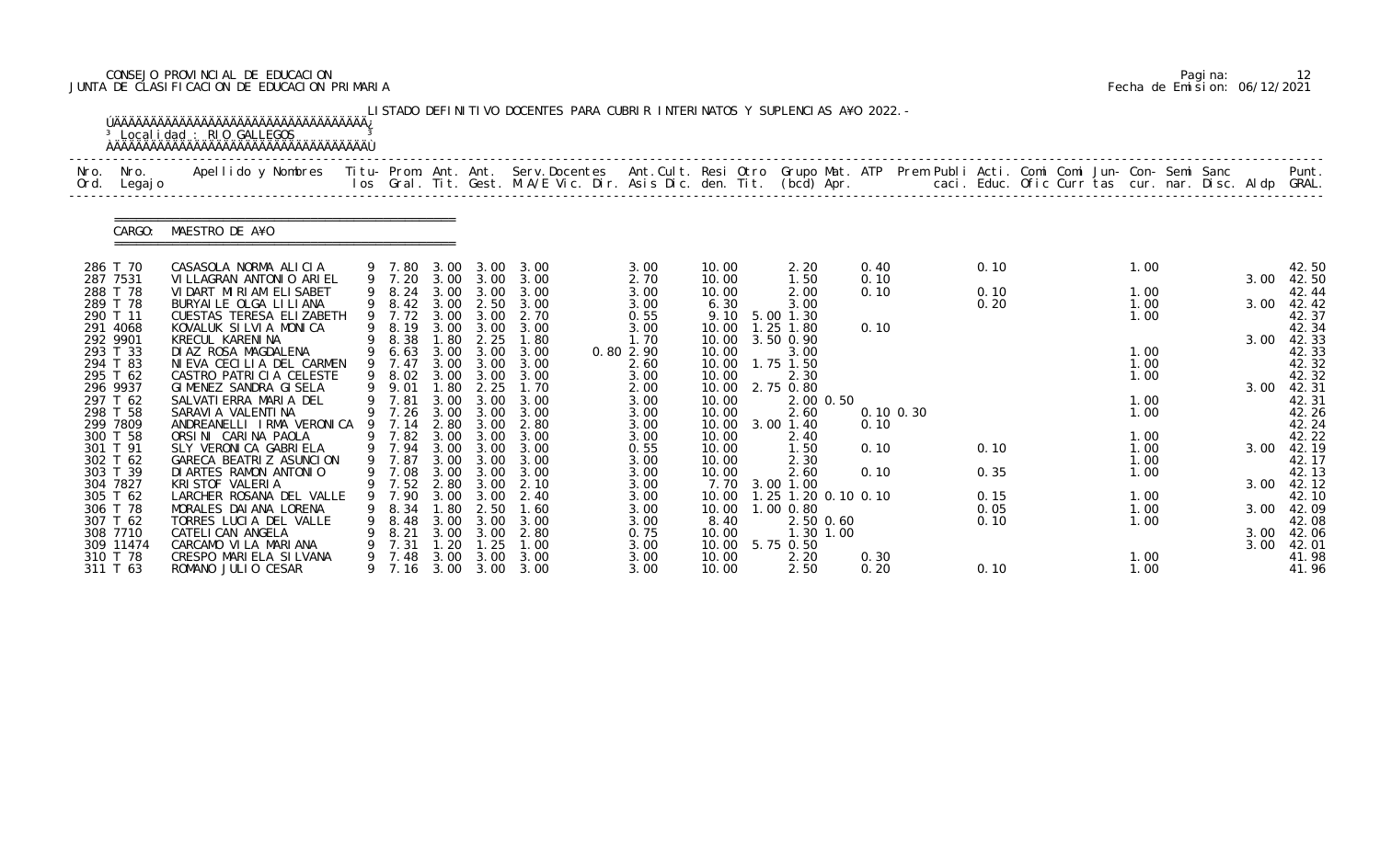CONSEJO PROVINCIAL DE EDUCACION
JUNTA DE CLASIFICACION DE EDUCACION PRIMARIA

Pagina: 12
Fecha de Emision: 06/12/2021

LISTADO DEFINITIVO DOCENTES PARA CUBRIR INTERINATOS Y SUPLENCIAS A¥O 2022.-

Localidad : RIO GALLEGOS

CARGO: MAESTRO DE A¥O

| Nro. Ord. | Nro. Legajo | Apellido y Nombres | Titu- los | Prom. Gral. | Ant. Tit. | Ant. Gest. | Serv.Docentes M.A/E Vic. Dir. | Ant.Cult. Asis Dic. | Resi den. | Otro Tit. | Grupo Mat. (bcd) | ATP Apr. | Prem Publi caci. | Acti. Educ. | Comi Ofic | Comi Curr | Jun- tas | Con- cur. | Semi nar. | Sanc Disc. | Aldp | Punt. GRAL. |
|---|---|---|---|---|---|---|---|---|---|---|---|---|---|---|---|---|---|---|---|---|---|---|
| 286 | T 70 | CASASOLA NORMA ALICIA | 9 | 7.80 | 3.00 | 3.00 | 3.00 | 3.00 | 10.00 | | 2.20 | 0.40 | | 0.10 | | | | 1.00 | | | | 42.50 |
| 287 | 7531 | VILLAGRAN ANTONIO ARIEL | 9 | 7.20 | 3.00 | 3.00 | 3.00 | 2.70 | 10.00 | | 1.50 | 0.10 | | | | | | | | | 3.00 | 42.50 |
| 288 | T 78 | VIDART MIRIAM ELISABET | 9 | 8.24 | 3.00 | 3.00 | 3.00 | 3.00 | 10.00 | | 2.00 | 0.10 | | 0.10 | | | | 1.00 | | | | 42.44 |
| 289 | T 78 | BURYAILE OLGA LILIANA | 9 | 8.42 | 3.00 | 2.50 | 3.00 | 3.00 | 6.30 | | 3.00 | | | 0.20 | | | | 1.00 | | | 3.00 | 42.42 |
| 290 | T 11 | CUESTAS TERESA ELIZABETH | 9 | 7.72 | 3.00 | 3.00 | 2.70 | 0.55 | 9.10 | 5.00 | 1.30 | | | | | | | 1.00 | | | | 42.37 |
| 291 | 4068 | KOVALUK SILVIA MONICA | 9 | 8.19 | 3.00 | 3.00 | 3.00 | 3.00 | 10.00 | 1.25 | 1.80 | 0.10 | | | | | | | | | | 42.34 |
| 292 | 9901 | KRECUL KARENINA | 9 | 8.38 | 1.80 | 2.25 | 1.80 | 1.70 | 10.00 | 3.50 | 0.90 | | | | | | | | | | 3.00 | 42.33 |
| 293 | T 33 | DIAZ ROSA MAGDALENA | 9 | 6.63 | 3.00 | 3.00 | 3.00 | 0.80 2.90 | 10.00 | | 3.00 | | | | | | | 1.00 | | | | 42.33 |
| 294 | T 83 | NIEVA CECILIA DEL CARMEN | 9 | 7.47 | 3.00 | 3.00 | 3.00 | 2.60 | 10.00 | 1.75 | 1.50 | | | | | | | 1.00 | | | | 42.32 |
| 295 | T 62 | CASTRO PATRICIA CELESTE | 9 | 8.02 | 3.00 | 3.00 | 3.00 | 3.00 | 10.00 | | 2.30 | | | | | | | 1.00 | | | | 42.32 |
| 296 | 9937 | GIMENEZ SANDRA GISELA | 9 | 9.01 | 1.80 | 2.25 | 1.70 | 2.00 | 10.00 | 2.75 | 0.80 | | | | | | | | | | 3.00 | 42.31 |
| 297 | T 62 | SALVATIERRA MARIA DEL | 9 | 7.81 | 3.00 | 3.00 | 3.00 | 3.00 | 10.00 | | 2.00 | 0.50 | | | | | | 1.00 | | | | 42.31 |
| 298 | T 58 | SARAVIA VALENTINA | 9 | 7.26 | 3.00 | 3.00 | 3.00 | 3.00 | 10.00 | | 2.60 | 0.10 0.30 | | | | | | 1.00 | | | | 42.26 |
| 299 | 7809 | ANDREANELLI IRMA VERONICA | 9 | 7.14 | 2.80 | 3.00 | 2.80 | 3.00 | 10.00 | 3.00 | 1.40 | 0.10 | | | | | | | | | | 42.24 |
| 300 | T 58 | ORSINI CARINA PAOLA | 9 | 7.82 | 3.00 | 3.00 | 3.00 | 3.00 | 10.00 | | 2.40 | | | | | | | 1.00 | | | | 42.22 |
| 301 | T 91 | SLY VERONICA GABRIELA | 9 | 7.94 | 3.00 | 3.00 | 3.00 | 0.55 | 10.00 | | 1.50 | 0.10 | | 0.10 | | | | 1.00 | | | 3.00 | 42.19 |
| 302 | T 62 | GARECA BEATRIZ ASUNCION | 9 | 7.87 | 3.00 | 3.00 | 3.00 | 3.00 | 10.00 | | 2.30 | | | | | | | 1.00 | | | | 42.17 |
| 303 | T 39 | DIARTES RAMON ANTONIO | 9 | 7.08 | 3.00 | 3.00 | 3.00 | 3.00 | 10.00 | | 2.60 | 0.10 | | 0.35 | | | | 1.00 | | | | 42.13 |
| 304 | 7827 | KRISTOF VALERIA | 9 | 7.52 | 2.80 | 3.00 | 2.10 | 3.00 | 7.70 | 3.00 | 1.00 | | | | | | | | | | 3.00 | 42.12 |
| 305 | T 62 | LARCHER ROSANA DEL VALLE | 9 | 7.90 | 3.00 | 3.00 | 2.40 | 3.00 | 10.00 | 1.25 | 1.20 0.10 0.10 | | | 0.15 | | | | 1.00 | | | | 42.10 |
| 306 | T 78 | MORALES DAIANA LORENA | 9 | 8.34 | 1.80 | 2.50 | 1.60 | 3.00 | 10.00 | 1.00 | 0.80 | | | 0.05 | | | | 1.00 | | | 3.00 | 42.09 |
| 307 | T 62 | TORRES LUCIA DEL VALLE | 9 | 8.48 | 3.00 | 3.00 | 3.00 | 3.00 | 8.40 | | 2.50 | 0.60 | | 0.10 | | | | 1.00 | | | | 42.08 |
| 308 | 7710 | CATELICAN ANGELA | 9 | 8.21 | 3.00 | 3.00 | 2.80 | 0.75 | 10.00 | | 1.30 | 1.00 | | | | | | | | | 3.00 | 42.06 |
| 309 | 11474 | CARCAMO VILA MARIANA | 9 | 7.31 | 1.20 | 1.25 | 1.00 | 3.00 | 10.00 | 5.75 | 0.50 | | | | | | | | | | 3.00 | 42.01 |
| 310 | T 78 | CRESPO MARIELA SILVANA | 9 | 7.48 | 3.00 | 3.00 | 3.00 | 3.00 | 10.00 | | 2.20 | 0.30 | | | | | | 1.00 | | | | 41.98 |
| 311 | T 63 | ROMANO JULIO CESAR | 9 | 7.16 | 3.00 | 3.00 | 3.00 | 3.00 | 10.00 | | 2.50 | 0.20 | | 0.10 | | | | 1.00 | | | | 41.96 |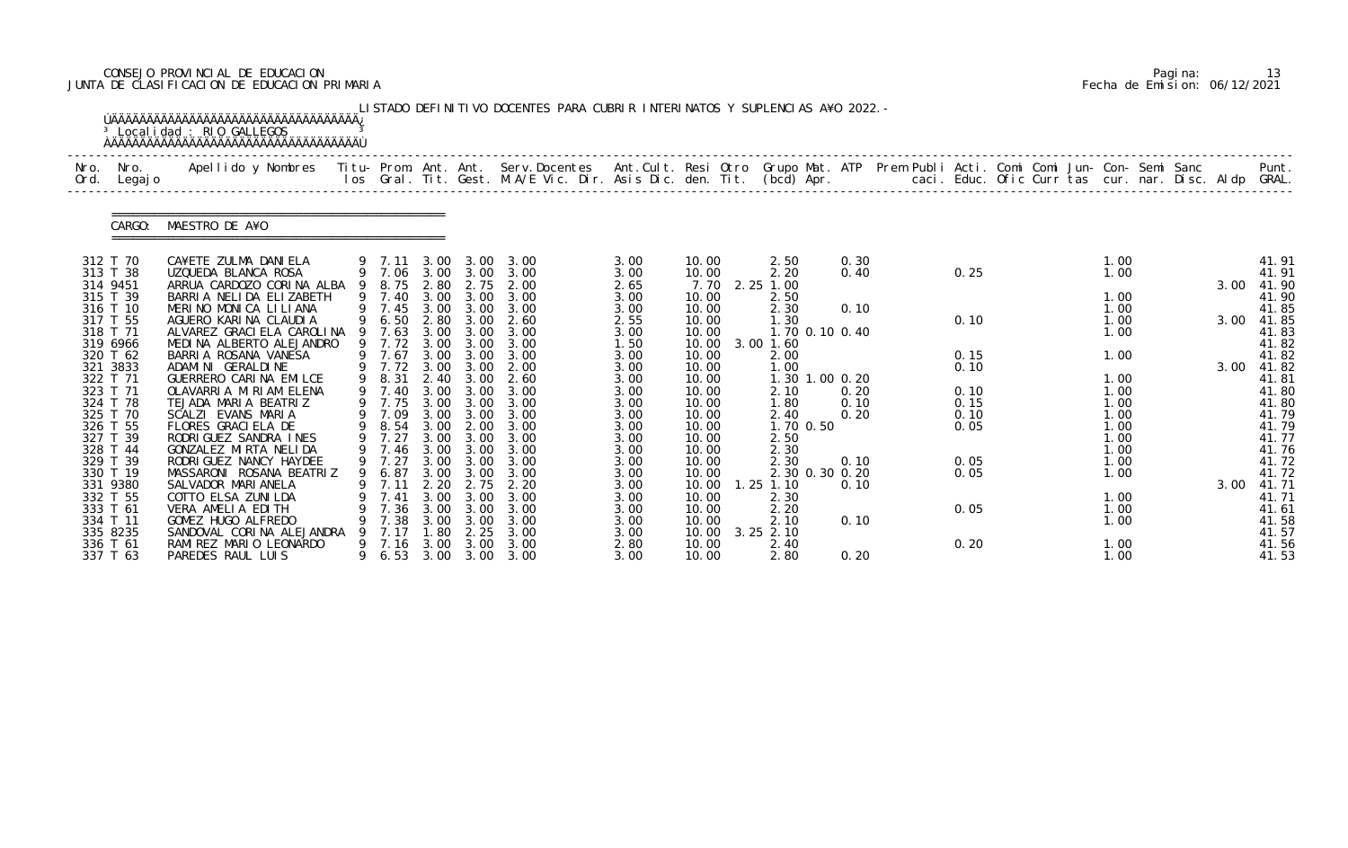CONSEJO PROVINCIAL DE EDUCACION
JUNTA DE CLASIFICACION DE EDUCACION PRIMARIA

LISTADO DEFINITIVO DOCENTES PARA CUBRIR INTERINATOS Y SUPLENCIAS A¥O 2022.-

Localidad : RIO GALLEGOS

CARGO: MAESTRO DE A¥O

| Nro. Ord. | Nro. Legajo | Apellido y Nombres | Titu- los | Prom. Gral. | Ant. Tit. | Ant. Gest. | Serv. Docentes M.A/E Vic. Dir. | Ant. Cult. Asis Dic. | Resi den. | Otro Tit. | Grupo (bcd) | Mat. Apr. | ATP | Prem Publi caci. | Acti. Educ. | Comi Ofic | Comi Curr | Jun- tas | Con- cur. | Semi nar. | Sanc Disc. | Aldp | Punt. GRAL. |
|---|---|---|---|---|---|---|---|---|---|---|---|---|---|---|---|---|---|---|---|---|---|---|---|
| 312 | T 70 | CA¥ETE ZULMA DANIELA | 9 | 7.11 | 3.00 | 3.00 | 3.00 | 3.00 | 10.00 | | 2.50 | | 0.30 | | | | | | 1.00 | | | | 41.91 |
| 313 | T 38 | UZQUEDA BLANCA ROSA | 9 | 7.06 | 3.00 | 3.00 | 3.00 | 3.00 | 10.00 | | 2.20 | | 0.40 | | 0.25 | | | | 1.00 | | | | 41.91 |
| 314 | 9451 | ARRUA CARDOZO CORINA ALBA | 9 | 8.75 | 2.80 | 2.75 | 2.00 | 2.65 | 7.70 | 2.25 | 1.00 | | | | | | | | | | | 3.00 | 41.90 |
| 315 | T 39 | BARRIA NELIDA ELIZABETH | 9 | 7.40 | 3.00 | 3.00 | 3.00 | 3.00 | 10.00 | | 2.50 | | | | | | | | 1.00 | | | | 41.90 |
| 316 | T 10 | MERINO MONICA LILIANA | 9 | 7.45 | 3.00 | 3.00 | 3.00 | 3.00 | 10.00 | | 2.30 | | 0.10 | | | | | | 1.00 | | | | 41.85 |
| 317 | T 55 | AGUERO KARINA CLAUDIA | 9 | 6.50 | 2.80 | 3.00 | 2.60 | 2.55 | 10.00 | | 1.30 | | | | 0.10 | | | | 1.00 | | | 3.00 | 41.85 |
| 318 | T 71 | ALVAREZ GRACIELA CAROLINA | 9 | 7.63 | 3.00 | 3.00 | 3.00 | 3.00 | 10.00 | | 1.70 | 0.10 | 0.40 | | | | | | 1.00 | | | | 41.83 |
| 319 | 6966 | MEDINA ALBERTO ALEJANDRO | 9 | 7.72 | 3.00 | 3.00 | 3.00 | 1.50 | 10.00 | 3.00 | 1.60 | | | | | | | | | | | | 41.82 |
| 320 | T 62 | BARRIA ROSANA VANESA | 9 | 7.67 | 3.00 | 3.00 | 3.00 | 3.00 | 10.00 | | 2.00 | | | | 0.15 | | | | 1.00 | | | | 41.82 |
| 321 | 3833 | ADAMINI GERALDINE | 9 | 7.72 | 3.00 | 3.00 | 2.00 | 3.00 | 10.00 | | 1.00 | | | | 0.10 | | | | | | | 3.00 | 41.82 |
| 322 | T 71 | GUERRERO CARINA EMILCE | 9 | 8.31 | 2.40 | 3.00 | 2.60 | 3.00 | 10.00 | | 1.30 | 1.00 | 0.20 | | | | | | 1.00 | | | | 41.81 |
| 323 | T 71 | OLAVARRIA MIRIAM ELENA | 9 | 7.40 | 3.00 | 3.00 | 3.00 | 3.00 | 10.00 | | 2.10 | | 0.20 | | 0.10 | | | | 1.00 | | | | 41.80 |
| 324 | T 78 | TEJADA MARIA BEATRIZ | 9 | 7.75 | 3.00 | 3.00 | 3.00 | 3.00 | 10.00 | | 1.80 | | 0.10 | | 0.15 | | | | 1.00 | | | | 41.80 |
| 325 | T 70 | SCALZI EVANS MARIA | 9 | 7.09 | 3.00 | 3.00 | 3.00 | 3.00 | 10.00 | | 2.40 | | 0.20 | | 0.10 | | | | 1.00 | | | | 41.79 |
| 326 | T 55 | FLORES GRACIELA DE | 9 | 8.54 | 3.00 | 2.00 | 3.00 | 3.00 | 10.00 | | 1.70 | 0.50 | | | 0.05 | | | | 1.00 | | | | 41.79 |
| 327 | T 39 | RODRIGUEZ SANDRA INES | 9 | 7.27 | 3.00 | 3.00 | 3.00 | 3.00 | 10.00 | | 2.50 | | | | | | | | 1.00 | | | | 41.77 |
| 328 | T 44 | GONZALEZ MIRTA NELIDA | 9 | 7.46 | 3.00 | 3.00 | 3.00 | 3.00 | 10.00 | | 2.30 | | | | | | | | 1.00 | | | | 41.76 |
| 329 | T 39 | RODRIGUEZ NANCY HAYDEE | 9 | 7.27 | 3.00 | 3.00 | 3.00 | 3.00 | 10.00 | | 2.30 | | 0.10 | | 0.05 | | | | 1.00 | | | | 41.72 |
| 330 | T 19 | MASSARONI ROSANA BEATRIZ | 9 | 6.87 | 3.00 | 3.00 | 3.00 | 3.00 | 10.00 | | 2.30 | 0.30 | 0.20 | | 0.05 | | | | 1.00 | | | | 41.72 |
| 331 | 9380 | SALVADOR MARIANELA | 9 | 7.11 | 2.20 | 2.75 | 2.20 | 3.00 | 10.00 | 1.25 | 1.10 | | 0.10 | | | | | | | | | 3.00 | 41.71 |
| 332 | T 55 | COTTO ELSA ZUNILDA | 9 | 7.41 | 3.00 | 3.00 | 3.00 | 3.00 | 10.00 | | 2.30 | | | | | | | | 1.00 | | | | 41.71 |
| 333 | T 61 | VERA AMELIA EDITH | 9 | 7.36 | 3.00 | 3.00 | 3.00 | 3.00 | 10.00 | | 2.20 | | | | 0.05 | | | | 1.00 | | | | 41.61 |
| 334 | T 11 | GOMEZ HUGO ALFREDO | 9 | 7.38 | 3.00 | 3.00 | 3.00 | 3.00 | 10.00 | | 2.10 | | 0.10 | | | | | | 1.00 | | | | 41.58 |
| 335 | 8235 | SANDOVAL CORINA ALEJANDRA | 9 | 7.17 | 1.80 | 2.25 | 3.00 | 3.00 | 10.00 | 3.25 | 2.10 | | | | | | | | | | | | 41.57 |
| 336 | T 61 | RAMIREZ MARIO LEONARDO | 9 | 7.16 | 3.00 | 3.00 | 3.00 | 2.80 | 10.00 | | 2.40 | | | | 0.20 | | | | 1.00 | | | | 41.56 |
| 337 | T 63 | PAREDES RAUL LUIS | 9 | 6.53 | 3.00 | 3.00 | 3.00 | 3.00 | 10.00 | | 2.80 | | 0.20 | | | | | | 1.00 | | | | 41.53 |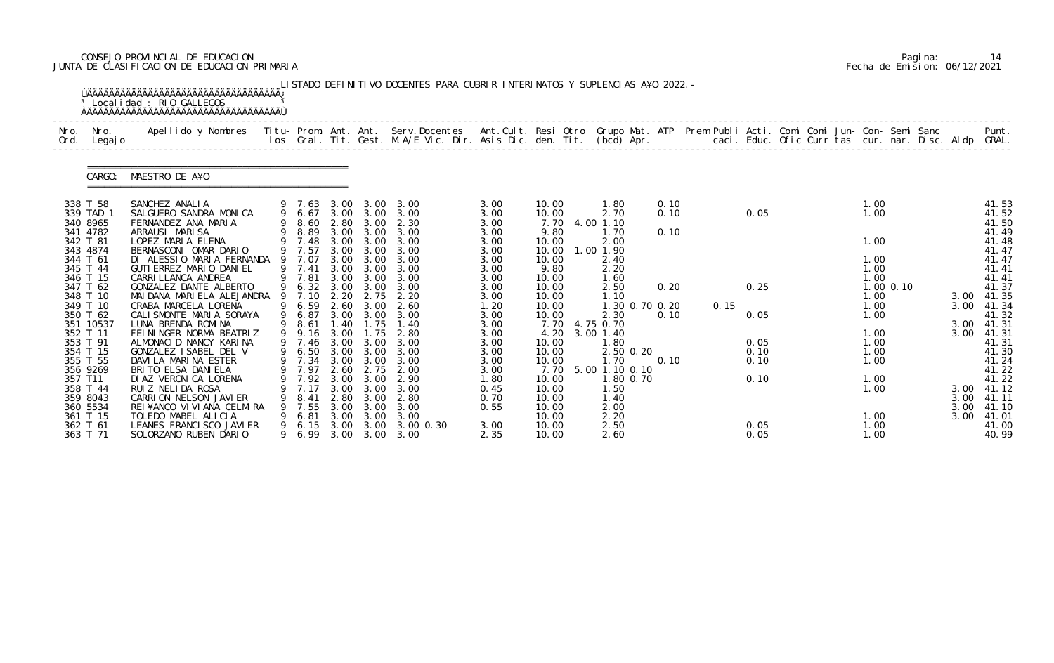CONSEJO PROVINCIAL DE EDUCACION
JUNTA DE CLASIFICACION DE EDUCACION PRIMARIA

Pagina: 14
Fecha de Emision: 06/12/2021

LISTADO DEFINITIVO DOCENTES PARA CUBRIR INTERINATOS Y SUPLENCIAS A¥O 2022.-

Localidad : RIO GALLEGOS

CARGO: MAESTRO DE A¥O

| Nro. Ord. | Nro. Legajo | Apellido y Nombres | Titu- los | Prom. Gral. | Ant. Tit. | Ant. Gest. | Serv. Docentes M.A/E Vic. Dir. | Ant. Cult. Asis Dic. | Resi den. | Otro Tit. | Grupo Mat. (bcd) | ATP Apr. | Prem Publi caci. | Acti. Educ. | Comi Ofic | Comi Curr | Jun- tas | Con- cur. | Semi nar. | Sanc Disc. | Aldp | Punt. GRAL. |
|---|---|---|---|---|---|---|---|---|---|---|---|---|---|---|---|---|---|---|---|---|---|---|
| 338 | T 58 | SANCHEZ ANALIA | 9 | 7.63 | 3.00 | 3.00 | 3.00 | 3.00 | 10.00 | | 1.80 | 0.10 | | | | | | 1.00 | | | | 41.53 |
| 339 | TAD 1 | SALGUERO SANDRA MONICA | 9 | 6.67 | 3.00 | 3.00 | 3.00 | 3.00 | 10.00 | | 2.70 | 0.10 | | 0.05 | | | | 1.00 | | | | 41.52 |
| 340 | 8965 | FERNANDEZ ANA MARIA | 9 | 8.60 | 2.80 | 3.00 | 2.30 | 3.00 | 7.70 | 4.00 | 1.10 | | | | | | | | | | | 41.50 |
| 341 | 4782 | ARRAUSI MARISA | 9 | 8.89 | 3.00 | 3.00 | 3.00 | 3.00 | 9.80 | | 1.70 | 0.10 | | | | | | | | | | 41.49 |
| 342 | T 81 | LOPEZ MARIA ELENA | 9 | 7.48 | 3.00 | 3.00 | 3.00 | 3.00 | 10.00 | | 2.00 | | | | | | | 1.00 | | | | 41.48 |
| 343 | 4874 | BERNASCONI OMAR DARIO | 9 | 7.57 | 3.00 | 3.00 | 3.00 | 3.00 | 10.00 | 1.00 | 1.90 | | | | | | | | | | | 41.47 |
| 344 | T 61 | DI ALESSIO MARIA FERNANDA | 9 | 7.07 | 3.00 | 3.00 | 3.00 | 3.00 | 10.00 | | 2.40 | | | | | | | 1.00 | | | | 41.47 |
| 345 | T 44 | GUTIERREZ MARIO DANIEL | 9 | 7.41 | 3.00 | 3.00 | 3.00 | 3.00 | 9.80 | | 2.20 | | | | | | | 1.00 | | | | 41.41 |
| 346 | T 15 | CARRILLANCA ANDREA | 9 | 7.81 | 3.00 | 3.00 | 3.00 | 3.00 | 10.00 | | 1.60 | | | | | | | 1.00 | | | | 41.41 |
| 347 | T 62 | GONZALEZ DANTE ALBERTO | 9 | 6.32 | 3.00 | 3.00 | 3.00 | 3.00 | 10.00 | | 2.50 | 0.20 | | 0.25 | | | | 1.00 | 0.10 | | | 41.37 |
| 348 | T 10 | MAIDANA MARIELA ALEJANDRA | 9 | 7.10 | 2.20 | 2.75 | 2.20 | 3.00 | 10.00 | | 1.10 | | | | | | | 1.00 | | | 3.00 | 41.35 |
| 349 | T 10 | CRABA MARCELA LORENA | 9 | 6.59 | 2.60 | 3.00 | 2.60 | 1.20 | 10.00 | | 1.30 0.70 | 0.20 | 0.15 | | | | | 1.00 | | | 3.00 | 41.34 |
| 350 | T 62 | CALISMONTE MARIA SORAYA | 9 | 6.87 | 3.00 | 3.00 | 3.00 | 3.00 | 10.00 | | 2.30 | 0.10 | | 0.05 | | | | 1.00 | | | | 41.32 |
| 351 | 10537 | LUNA BRENDA ROMINA | 9 | 8.61 | 1.40 | 1.75 | 1.40 | 3.00 | 7.70 | 4.75 | 0.70 | | | | | | | | | | 3.00 | 41.31 |
| 352 | T 11 | FEININGER NORMA BEATRIZ | 9 | 9.16 | 3.00 | 1.75 | 2.80 | 3.00 | 4.20 | 3.00 | 1.40 | | | | | | | 1.00 | | | 3.00 | 41.31 |
| 353 | T 91 | ALMONACID NANCY KARINA | 9 | 7.46 | 3.00 | 3.00 | 3.00 | 3.00 | 10.00 | | 1.80 | | | 0.05 | | | | 1.00 | | | | 41.31 |
| 354 | T 15 | GONZALEZ ISABEL DEL V | 9 | 6.50 | 3.00 | 3.00 | 3.00 | 3.00 | 10.00 | | 2.50 0.20 | | | 0.10 | | | | 1.00 | | | | 41.30 |
| 355 | T 55 | DAVILA MARINA ESTER | 9 | 7.34 | 3.00 | 3.00 | 3.00 | 3.00 | 10.00 | | 1.70 | 0.10 | | 0.10 | | | | 1.00 | | | | 41.24 |
| 356 | 9269 | BRITO ELSA DANIELA | 9 | 7.97 | 2.60 | 2.75 | 2.00 | 3.00 | 7.70 | 5.00 | 1.10 0.10 | | | | | | | | | | | 41.22 |
| 357 | T11 | DIAZ VERONICA LORENA | 9 | 7.92 | 3.00 | 3.00 | 2.90 | 1.80 | 10.00 | | 1.80 0.70 | | | 0.10 | | | | 1.00 | | | | 41.22 |
| 358 | T 44 | RUIZ NELIDA ROSA | 9 | 7.17 | 3.00 | 3.00 | 3.00 | 0.45 | 10.00 | | 1.50 | | | | | | | 1.00 | | | 3.00 | 41.12 |
| 359 | 8043 | CARRION NELSON JAVIER | 9 | 8.41 | 2.80 | 3.00 | 2.80 | 0.70 | 10.00 | | 1.40 | | | | | | | | | | 3.00 | 41.11 |
| 360 | 5534 | REI¥ANCO VIVIANA CELMIRA | 9 | 7.55 | 3.00 | 3.00 | 3.00 | 0.55 | 10.00 | | 2.00 | | | | | | | | | | 3.00 | 41.10 |
| 361 | T 15 | TOLEDO MABEL ALICIA | 9 | 6.81 | 3.00 | 3.00 | 3.00 | | 10.00 | | 2.20 | | | | | | | 1.00 | | | 3.00 | 41.01 |
| 362 | T 61 | LEANES FRANCISCO JAVIER | 9 | 6.15 | 3.00 | 3.00 | 3.00 0.30 | 3.00 | 10.00 | | 2.50 | | | 0.05 | | | | 1.00 | | | | 41.00 |
| 363 | T 71 | SOLORZANO RUBEN DARIO | 9 | 6.99 | 3.00 | 3.00 | 3.00 | 2.35 | 10.00 | | 2.60 | | | 0.05 | | | | 1.00 | | | | 40.99 |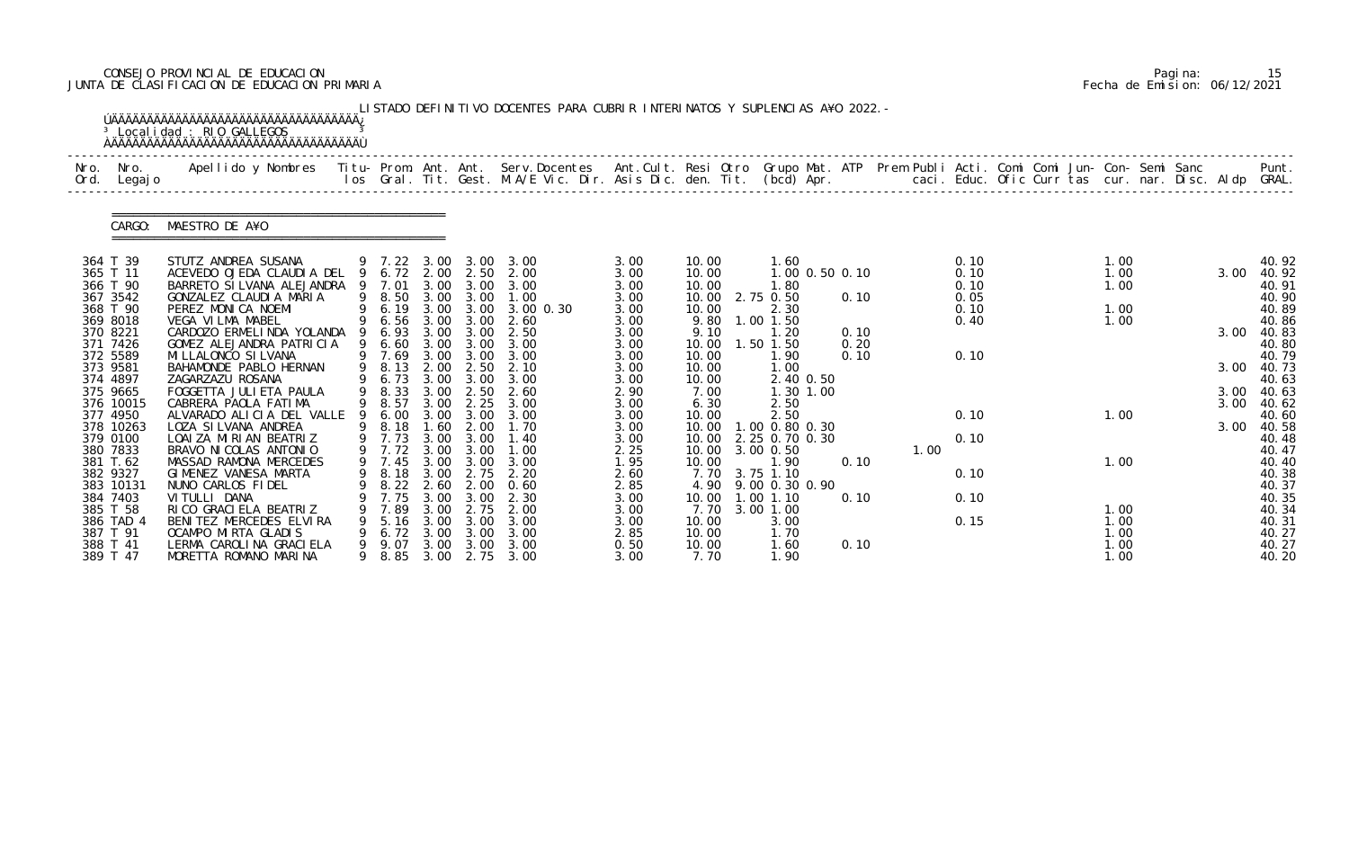CONSEJO PROVINCIAL DE EDUCACION
JUNTA DE CLASIFICACION DE EDUCACION PRIMARIA

Pagina: 15
Fecha de Emision: 06/12/2021

LISTADO DEFINITIVO DOCENTES PARA CUBRIR INTERINATOS Y SUPLENCIAS A¥O 2022.-

Localidad : RIO GALLEGOS

CARGO: MAESTRO DE A¥O

| Nro. Ord. | Nro. Legajo | Apellido y Nombres | Titu- los | Prom. Gral. | Ant. Tit. | Ant. Gest. | Serv.Docentes M.A/E Vic. Dir. | Ant.Cult. Asis Dic. | Resi den. | Otro Tit. | Grupo Mat. (bcd) | ATP Apr. | Prem Publi caci. | Acti. Educ. | Comi Ofic | Comi Curr | Jun- tas | Con- cur. | Semi nar. | Sanc Disc. | Aldp | Punt. GRAL. |
|---|---|---|---|---|---|---|---|---|---|---|---|---|---|---|---|---|---|---|---|---|---|---|
| 364 | T 39 | STUTZ ANDREA SUSANA | 9 | 7.22 | 3.00 | 3.00 | 3.00 | 3.00 | 10.00 | | 1.60 | | | 0.10 | | | | 1.00 | | | | 40.92 |
| 365 | T 11 | ACEVEDO OJEDA CLAUDIA DEL | 9 | 6.72 | 2.00 | 2.50 | 2.00 | 3.00 | 10.00 | | 1.00 0.50 | 0.10 | | 0.10 | | | | 1.00 | | | 3.00 | 40.92 |
| 366 | T 90 | BARRETO SILVANA ALEJANDRA | 9 | 7.01 | 3.00 | 3.00 | 3.00 | 3.00 | 10.00 | | 1.80 | | | 0.10 | | | | 1.00 | | | | 40.91 |
| 367 | 3542 | GONZALEZ CLAUDIA MARIA | 9 | 8.50 | 3.00 | 3.00 | 1.00 | 3.00 | 10.00 | 2.75 | 0.50 | 0.10 | | 0.05 | | | | | | | | 40.90 |
| 368 | T 90 | PEREZ MONICA NOEMI | 9 | 6.19 | 3.00 | 3.00 | 3.00 0.30 | 3.00 | 10.00 | | 2.30 | | | 0.10 | | | | 1.00 | | | | 40.89 |
| 369 | 8018 | VEGA VILMA MABEL | 9 | 6.56 | 3.00 | 3.00 | 2.60 | 3.00 | 9.80 | 1.00 | 1.50 | | | 0.40 | | | | 1.00 | | | | 40.86 |
| 370 | 8221 | CARDOZO ERMELINDA YOLANDA | 9 | 6.93 | 3.00 | 3.00 | 2.50 | 3.00 | 9.10 | | 1.20 | 0.10 | | | | | | | | | 3.00 | 40.83 |
| 371 | 7426 | GOMEZ ALEJANDRA PATRICIA | 9 | 6.60 | 3.00 | 3.00 | 3.00 | 3.00 | 10.00 | 1.50 | 1.50 | 0.20 | | | | | | | | | | 40.80 |
| 372 | 5589 | MILLALONCO SILVANA | 9 | 7.69 | 3.00 | 3.00 | 3.00 | 3.00 | 10.00 | | 1.90 | 0.10 | | 0.10 | | | | | | | | 40.79 |
| 373 | 9581 | BAHAMONDE PABLO HERNAN | 9 | 8.13 | 2.00 | 2.50 | 2.10 | 3.00 | 10.00 | | 1.00 | | | | | | | | | | 3.00 | 40.73 |
| 374 | 4897 | ZAGARZAZU ROSANA | 9 | 6.73 | 3.00 | 3.00 | 3.00 | 3.00 | 10.00 | | 2.40 0.50 | | | | | | | | | | | 40.63 |
| 375 | 9665 | FOGGETTA JULIETA PAULA | 9 | 8.33 | 3.00 | 2.50 | 2.60 | 2.90 | 7.00 | | 1.30 1.00 | | | | | | | | | | 3.00 | 40.63 |
| 376 | 10015 | CABRERA PAOLA FATIMA | 9 | 8.57 | 3.00 | 2.25 | 3.00 | 3.00 | 6.30 | | 2.50 | | | | | | | | | | 3.00 | 40.62 |
| 377 | 4950 | ALVARADO ALICIA DEL VALLE | 9 | 6.00 | 3.00 | 3.00 | 3.00 | 3.00 | 10.00 | | 2.50 | | | 0.10 | | | | 1.00 | | | | 40.60 |
| 378 | 10263 | LOZA SILVANA ANDREA | 9 | 8.18 | 1.60 | 2.00 | 1.70 | 3.00 | 10.00 | 1.00 | 0.80 0.30 | | | | | | | | | | 3.00 | 40.58 |
| 379 | 0100 | LOAIZA MIRIAN BEATRIZ | 9 | 7.73 | 3.00 | 3.00 | 1.40 | 3.00 | 10.00 | 2.25 | 0.70 0.30 | | | 0.10 | | | | | | | | 40.48 |
| 380 | 7833 | BRAVO NICOLAS ANTONIO | 9 | 7.72 | 3.00 | 3.00 | 1.00 | 2.25 | 10.00 | 3.00 | 0.50 | | 1.00 | | | | | | | | | 40.47 |
| 381 | T.62 | MASSAD RAMONA MERCEDES | 9 | 7.45 | 3.00 | 3.00 | 3.00 | 1.95 | 10.00 | | 1.90 | 0.10 | | | | | | 1.00 | | | | 40.40 |
| 382 | 9327 | GIMENEZ VANESA MARTA | 9 | 8.18 | 3.00 | 2.75 | 2.20 | 2.60 | 7.70 | 3.75 | 1.10 | | | 0.10 | | | | | | | | 40.38 |
| 383 | 10131 | NUNO CARLOS FIDEL | 9 | 8.22 | 2.60 | 2.00 | 0.60 | 2.85 | 4.90 | 9.00 | 0.30 0.90 | | | | | | | | | | | 40.37 |
| 384 | 7403 | VITULLI DANA | 9 | 7.75 | 3.00 | 3.00 | 2.30 | 3.00 | 10.00 | 1.00 | 1.10 | 0.10 | | 0.10 | | | | | | | | 40.35 |
| 385 | T 58 | RICO GRACIELA BEATRIZ | 9 | 7.89 | 3.00 | 2.75 | 2.00 | 3.00 | 7.70 | 3.00 | 1.00 | | | | | | | 1.00 | | | | 40.34 |
| 386 | TAD 4 | BENITEZ MERCEDES ELVIRA | 9 | 5.16 | 3.00 | 3.00 | 3.00 | 3.00 | 10.00 | | 3.00 | | | 0.15 | | | | 1.00 | | | | 40.31 |
| 387 | T 91 | OCAMPO MIRTA GLADIS | 9 | 6.72 | 3.00 | 3.00 | 3.00 | 2.85 | 10.00 | | 1.70 | | | | | | | 1.00 | | | | 40.27 |
| 388 | T 41 | LERMA CAROLINA GRACIELA | 9 | 9.07 | 3.00 | 3.00 | 3.00 | 0.50 | 10.00 | | 1.60 | 0.10 | | | | | | 1.00 | | | | 40.27 |
| 389 | T 47 | MORETTA ROMANO MARINA | 9 | 8.85 | 3.00 | 2.75 | 3.00 | 3.00 | 7.70 | | 1.90 | | | | | | | 1.00 | | | | 40.20 |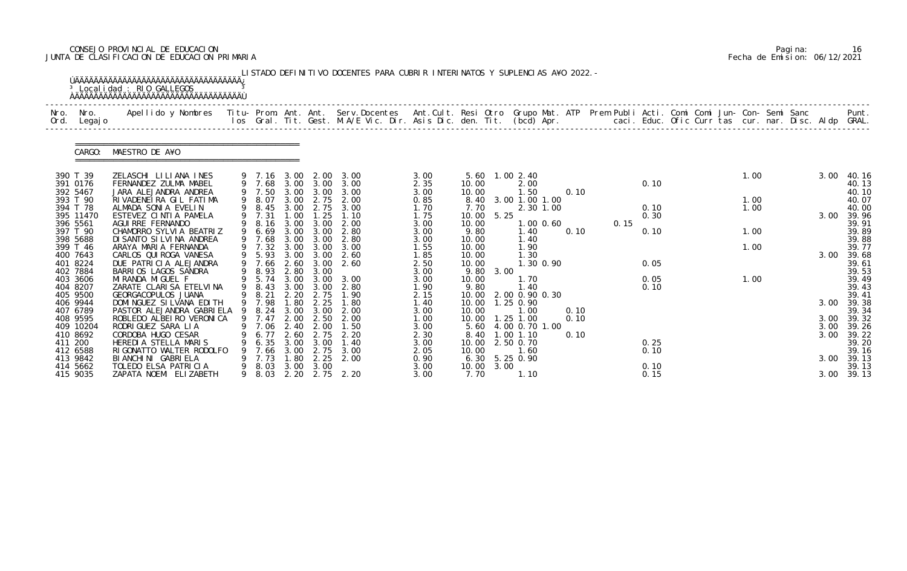CONSEJO PROVINCIAL DE EDUCACION
JUNTA DE CLASIFICACION DE EDUCACION PRIMARIA

Pagina: 16
Fecha de Emision: 06/12/2021

LISTADO DEFINITIVO DOCENTES PARA CUBRIR INTERINATOS Y SUPLENCIAS AÑO 2022.-

Localidad : RIO GALLEGOS

CARGO: MAESTRO DE AÑO

| Nro. Ord. | Nro. Legajo | Apellido y Nombres | Titu-los | Prom. Gral. | Ant. Tit. | Ant. Gest. | Serv.Docentes M.A/E Vic. Dir. | Ant.Cult. Asis Dic. | Resi den. | Otro Tit. | Grupo Mat. (bcd) | ATP Apr. | Prem caci. | Publi Educ. | Acti. Ofic | Comi Curr | Comi tas | Jun- cur. | Con- nar. | Semi Disc. | Sanc Aldp | Punt. GRAL. |
|---|---|---|---|---|---|---|---|---|---|---|---|---|---|---|---|---|---|---|---|---|---|---|
| 390 | T 39 | ZELASCHI LILIANA INES | 9 | 7.16 | 3.00 | 2.00 | 3.00 | 3.00 | 5.60 | 1.00 | 2.40 | | | | | | | 1.00 | | | 3.00 | 40.16 |
| 391 | 0176 | FERNANDEZ ZULMA MABEL | 9 | 7.68 | 3.00 | 3.00 | 3.00 | 2.35 | 10.00 | | 2.00 | | | 0.10 | | | | | | | | 40.13 |
| 392 | 5467 | JARA ALEJANDRA ANDREA | 9 | 7.50 | 3.00 | 3.00 | 3.00 | 3.00 | 10.00 | | 1.50 | 0.10 | | | | | | | | | | 40.10 |
| 393 | T 90 | RIVADENEIRA GIL FATIMA | 9 | 8.07 | 3.00 | 2.75 | 2.00 | 0.85 | 8.40 | 3.00 | 1.00 1.00 | | | | | | | 1.00 | | | | 40.07 |
| 394 | T 78 | ALMADA SONIA EVELIN | 9 | 8.45 | 3.00 | 2.75 | 3.00 | 1.70 | 7.70 | | 2.30 1.00 | | | 0.10 | | | | 1.00 | | | | 40.00 |
| 395 | 11470 | ESTEVEZ CINTIA PAMELA | 9 | 7.31 | 1.00 | 1.25 | 1.10 | 1.75 | 10.00 | 5.25 | | | | 0.30 | | | | | | | 3.00 | 39.96 |
| 396 | 5561 | AGUIRRE FERNANDO | 9 | 8.16 | 3.00 | 3.00 | 2.00 | 3.00 | 10.00 | | 1.00 0.60 | | 0.15 | | | | | | | | | 39.91 |
| 397 | T 90 | CHAMORRO SYLVIA BEATRIZ | 9 | 6.69 | 3.00 | 3.00 | 2.80 | 3.00 | 9.80 | | 1.40 | 0.10 | | 0.10 | | | | 1.00 | | | | 39.89 |
| 398 | 5688 | DI SANTO SILVINA ANDREA | 9 | 7.68 | 3.00 | 3.00 | 2.80 | 3.00 | 10.00 | | 1.40 | | | | | | | | | | | 39.88 |
| 399 | T 46 | ARAYA MARIA FERNANDA | 9 | 7.32 | 3.00 | 3.00 | 3.00 | 1.55 | 10.00 | | 1.90 | | | | | | | 1.00 | | | | 39.77 |
| 400 | 7643 | CARLOS QUIROGA VANESA | 9 | 5.93 | 3.00 | 3.00 | 2.60 | 1.85 | 10.00 | | 1.30 | | | | | | | | | | 3.00 | 39.68 |
| 401 | 8224 | DUE PATRICIA ALEJANDRA | 9 | 7.66 | 2.60 | 3.00 | 2.60 | 2.50 | 10.00 | | 1.30 0.90 | | | 0.05 | | | | | | | | 39.61 |
| 402 | 7884 | BARRIOS LAGOS SANDRA | 9 | 8.93 | 2.80 | 3.00 | | 3.00 | 9.80 | 3.00 | | | | | | | | | | | | 39.53 |
| 403 | 3606 | MIRANDA MIGUEL F | 9 | 5.74 | 3.00 | 3.00 | 3.00 | 3.00 | 10.00 | | 1.70 | | | 0.05 | | | | 1.00 | | | | 39.49 |
| 404 | 8207 | ZARATE CLARISA ETELVINA | 9 | 8.43 | 3.00 | 3.00 | 2.80 | 1.90 | 9.80 | | 1.40 | | | 0.10 | | | | | | | | 39.43 |
| 405 | 9500 | GEORGACOPULOS JUANA | 9 | 8.21 | 2.20 | 2.75 | 1.90 | 2.15 | 10.00 | 2.00 | 0.90 0.30 | | | | | | | | | | | 39.41 |
| 406 | 9944 | DOMINGUEZ SILVANA EDITH | 9 | 7.98 | 1.80 | 2.25 | 1.80 | 1.40 | 10.00 | 1.25 | 0.90 | | | | | | | | | | 3.00 | 39.38 |
| 407 | 6789 | PASTOR ALEJANDRA GABRIELA | 9 | 8.24 | 3.00 | 3.00 | 2.00 | 3.00 | 10.00 | | 1.00 | 0.10 | | | | | | | | | | 39.34 |
| 408 | 9595 | ROBLEDO ALBEIRO VERONICA | 9 | 7.47 | 2.00 | 2.50 | 2.00 | 1.00 | 10.00 | 1.25 | 1.00 | 0.10 | | | | | | | | | 3.00 | 39.32 |
| 409 | 10204 | RODRIGUEZ SARA LIA | 9 | 7.06 | 2.40 | 2.00 | 1.50 | 3.00 | 5.60 | 4.00 | 0.70 1.00 | | | | | | | | | | 3.00 | 39.26 |
| 410 | 8692 | CORDOBA HUGO CESAR | 9 | 6.77 | 2.60 | 2.75 | 2.20 | 2.30 | 8.40 | 1.00 | 1.10 | 0.10 | | | | | | | | | 3.00 | 39.22 |
| 411 | 200 | HEREDIA STELLA MARIS | 9 | 6.35 | 3.00 | 3.00 | 1.40 | 3.00 | 10.00 | 2.50 | 0.70 | | | 0.25 | | | | | | | | 39.20 |
| 412 | 6588 | RIGONATTO WALTER RODOLFO | 9 | 7.66 | 3.00 | 2.75 | 3.00 | 2.05 | 10.00 | | 1.60 | | | 0.10 | | | | | | | | 39.16 |
| 413 | 9842 | BIANCHINI GABRIELA | 9 | 7.73 | 1.80 | 2.25 | 2.00 | 0.90 | 6.30 | 5.25 | 0.90 | | | | | | | | | | 3.00 | 39.13 |
| 414 | 5662 | TOLEDO ELSA PATRICIA | 9 | 8.03 | 3.00 | 3.00 | | 3.00 | 10.00 | 3.00 | | | | 0.10 | | | | | | | | 39.13 |
| 415 | 9035 | ZAPATA NOEMI ELIZABETH | 9 | 8.03 | 2.20 | 2.75 | 2.20 | 3.00 | 7.70 | | 1.10 | | | 0.15 | | | | | | | 3.00 | 39.13 |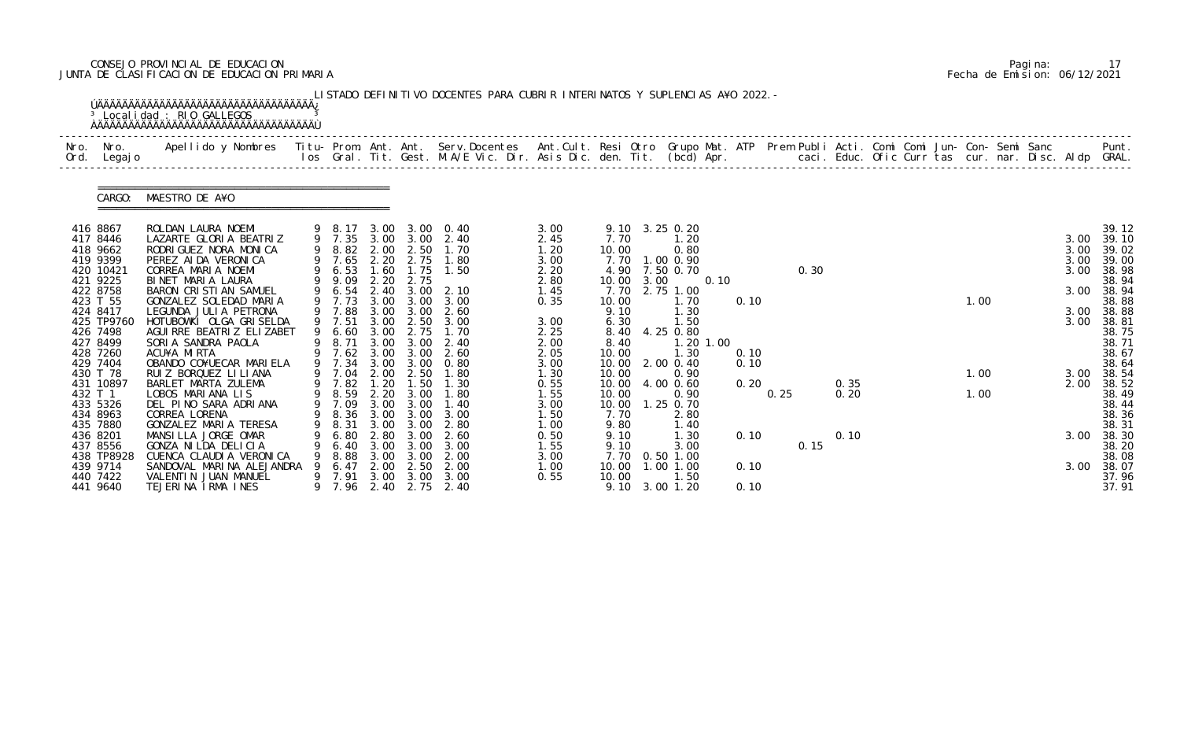CONSEJO PROVINCIAL DE EDUCACION
JUNTA DE CLASIFICACION DE EDUCACION PRIMARIA

LISTADO DEFINITIVO DOCENTES PARA CUBRIR INTERINATOS Y SUPLENCIAS A¥O 2022.-

Localidad : RIO GALLEGOS

CARGO: MAESTRO DE A¥O

| Nro. Ord. | Nro. Legajo | Apellido y Nombres | Titu-los | Prom. Gral. | Ant. Tit. | Ant. Gest. | Serv.Docentes M.A/E Vic. Dir. | Ant.Cult. Asis Dic. | Resi den. | Otro Tit. | Grupo Mat. (bcd) | ATP Apr. | Prem caci. | Publi Educ. | Acti. Ofic | Comi Curr | Comi tas | Jun-cur. | Con-nar. | Semi Disc. | Sanc Aldp | Punt. GRAL. |
|---|---|---|---|---|---|---|---|---|---|---|---|---|---|---|---|---|---|---|---|---|---|---|
| 416 | 8867 | ROLDAN LAURA NOEMI | 9 | 8.17 | 3.00 | 3.00 | 0.40 | 3.00 | 9.10 | 3.25 | 0.20 | | | | | | | | | | | 39.12 |
| 417 | 8446 | LAZARTE GLORIA BEATRIZ | 9 | 7.35 | 3.00 | 3.00 | 2.40 | 2.45 | 7.70 | | 1.20 | | | | | | | | | | 3.00 | 39.10 |
| 418 | 9662 | RODRIGUEZ NORA MONICA | 9 | 8.82 | 2.00 | 2.50 | 1.70 | 1.20 | 10.00 | | 0.80 | | | | | | | | | | 3.00 | 39.02 |
| 419 | 9399 | PEREZ AIDA VERONICA | 9 | 7.65 | 2.20 | 2.75 | 1.80 | 3.00 | 7.70 | 1.00 | 0.90 | | | | | | | | | | 3.00 | 39.00 |
| 420 | 10421 | CORREA MARIA NOEMI | 9 | 6.53 | 1.60 | 1.75 | 1.50 | 2.20 | 4.90 | 7.50 | 0.70 | | | 0.30 | | | | | | | 3.00 | 38.98 |
| 421 | 9225 | BINET MARIA LAURA | 9 | 9.09 | 2.20 | 2.75 | | 2.80 | 10.00 | 3.00 | | 0.10 | | | | | | | | | | 38.94 |
| 422 | 8758 | BARON CRISTIAN SAMUEL | 9 | 6.54 | 2.40 | 3.00 | 2.10 | 1.45 | 7.70 | 2.75 | 1.00 | | | | | | | | | | 3.00 | 38.94 |
| 423 | T 55 | GONZALEZ SOLEDAD MARIA | 9 | 7.73 | 3.00 | 3.00 | 3.00 | 0.35 | 10.00 | | 1.70 | | 0.10 | | | | | 1.00 | | | | 38.88 |
| 424 | 8417 | LEGUNDA JULIA PETRONA | 9 | 7.88 | 3.00 | 3.00 | 2.60 | | 9.10 | | 1.30 | | | | | | | | | | 3.00 | 38.88 |
| 425 | TP9760 | HOTUBOWKI OLGA GRISELDA | 9 | 7.51 | 3.00 | 2.50 | 3.00 | 3.00 | 6.30 | | 1.50 | | | | | | | | | | 3.00 | 38.81 |
| 426 | 7498 | AGUIRRE BEATRIZ ELIZABET | 9 | 6.60 | 3.00 | 2.75 | 1.70 | 2.25 | 8.40 | 4.25 | 0.80 | | | | | | | | | | | 38.75 |
| 427 | 8499 | SORIA SANDRA PAOLA | 9 | 8.71 | 3.00 | 3.00 | 2.40 | 2.00 | 8.40 | | 1.20 | 1.00 | | | | | | | | | | 38.71 |
| 428 | 7260 | ACU¥A MIRTA | 9 | 7.62 | 3.00 | 3.00 | 2.60 | 2.05 | 10.00 | | 1.30 | | 0.10 | | | | | | | | | 38.67 |
| 429 | 7404 | OBANDO CO¥UECAR MARIELA | 9 | 7.34 | 3.00 | 3.00 | 0.80 | 3.00 | 10.00 | 2.00 | 0.40 | | 0.10 | | | | | | | | | 38.64 |
| 430 | T 78 | RUIZ BORQUEZ LILIANA | 9 | 7.04 | 2.00 | 2.50 | 1.80 | 1.30 | 10.00 | | 0.90 | | | | | | | 1.00 | | | 3.00 | 38.54 |
| 431 | 10897 | BARLET MARTA ZULEMA | 9 | 7.82 | 1.20 | 1.50 | 1.30 | 0.55 | 10.00 | 4.00 | 0.60 | | 0.20 | | 0.35 | | | | | | 2.00 | 38.52 |
| 432 | T 1 | LOBOS MARIANA LIS | 9 | 8.59 | 2.20 | 3.00 | 1.80 | 1.55 | 10.00 | | 0.90 | | | 0.25 | 0.20 | | | 1.00 | | | | 38.49 |
| 433 | 5326 | DEL PINO SARA ADRIANA | 9 | 7.09 | 3.00 | 3.00 | 1.40 | 3.00 | 10.00 | 1.25 | 0.70 | | | | | | | | | | | 38.44 |
| 434 | 8963 | CORREA LORENA | 9 | 8.36 | 3.00 | 3.00 | 3.00 | 1.50 | 7.70 | | 2.80 | | | | | | | | | | | 38.36 |
| 435 | 7880 | GONZALEZ MARIA TERESA | 9 | 8.31 | 3.00 | 3.00 | 2.80 | 1.00 | 9.80 | | 1.40 | | | | | | | | | | | 38.31 |
| 436 | 8201 | MANSILLA JORGE OMAR | 9 | 6.80 | 2.80 | 3.00 | 2.60 | 0.50 | 9.10 | | 1.30 | | 0.10 | | 0.10 | | | | | | 3.00 | 38.30 |
| 437 | 8556 | GONZA NILDA DELICIA | 9 | 6.40 | 3.00 | 3.00 | 3.00 | 1.55 | 9.10 | | 3.00 | | | 0.15 | | | | | | | | 38.20 |
| 438 | TP8928 | CUENCA CLAUDIA VERONICA | 9 | 8.88 | 3.00 | 3.00 | 2.00 | 3.00 | 7.70 | 0.50 | 1.00 | | | | | | | | | | | 38.08 |
| 439 | 9714 | SANDOVAL MARINA ALEJANDRA | 9 | 6.47 | 2.00 | 2.50 | 2.00 | 1.00 | 10.00 | 1.00 | 1.00 | | 0.10 | | | | | | | | 3.00 | 38.07 |
| 440 | 7422 | VALENTIN JUAN MANUEL | 9 | 7.91 | 3.00 | 3.00 | 3.00 | 0.55 | 10.00 | | 1.50 | | | | | | | | | | | 37.96 |
| 441 | 9640 | TEJERINA IRMA INES | 9 | 7.96 | 2.40 | 2.75 | 2.40 | | 9.10 | 3.00 | 1.20 | | 0.10 | | | | | | | | | 37.91 |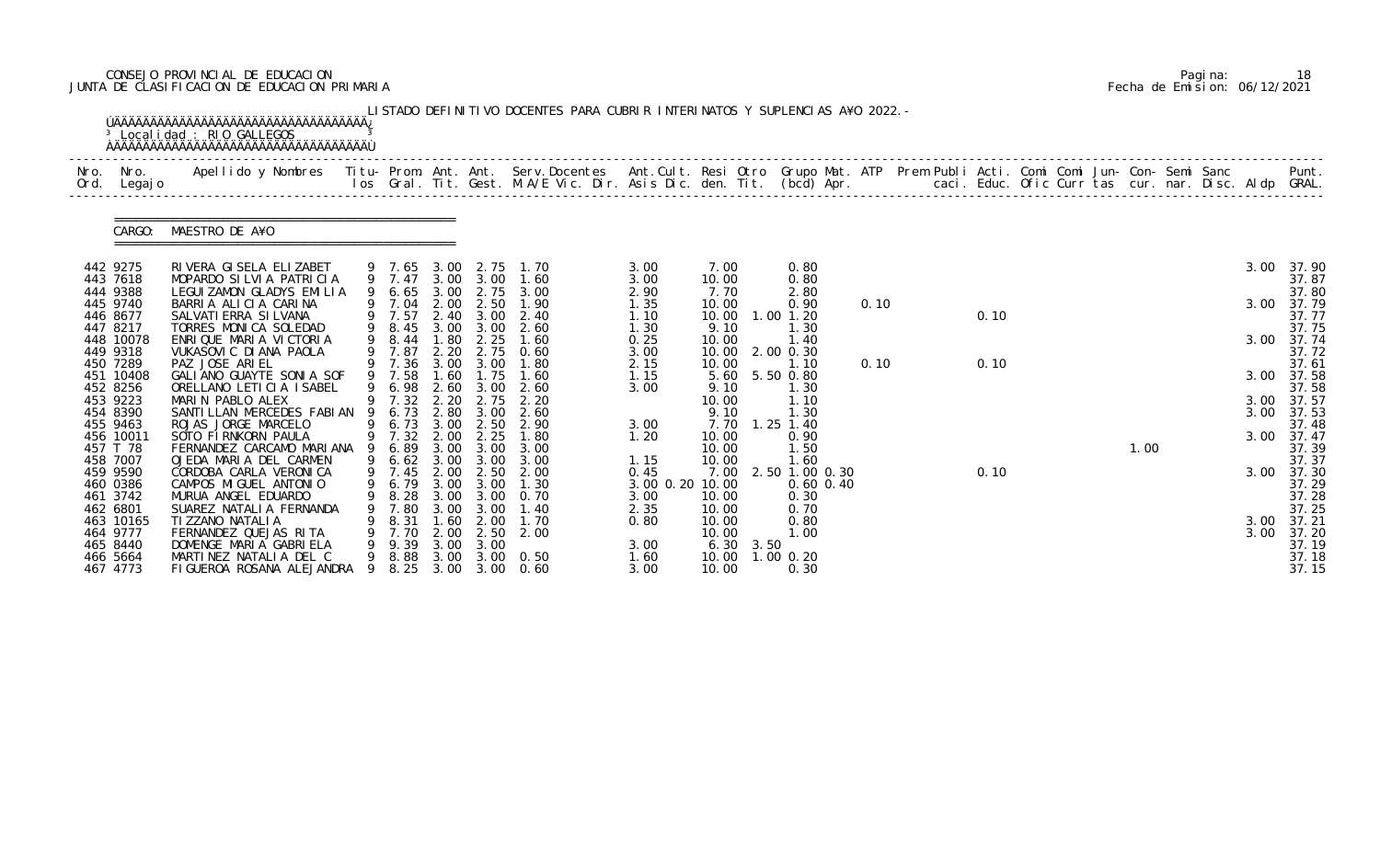CONSEJO PROVINCIAL DE EDUCACION
JUNTA DE CLASIFICACION DE EDUCACION PRIMARIA

Pagina: 18
Fecha de Emision: 06/12/2021

LISTADO DEFINITIVO DOCENTES PARA CUBRIR INTERINATOS Y SUPLENCIAS A¥O 2022.-

Localidad : RIO GALLEGOS

CARGO: MAESTRO DE A¥O

| Nro. Ord. | Nro. Legajo | Apellido y Nombres | Titu- los | Prom. Gral. | Ant. Tit. | Ant. Gest. | Serv.Docentes M.A/E Vic. Dir. | Ant.Cult. Asis Dic. | Resi den. | Otro Tit. | Grupo Mat. (bcd) | ATP Apr. | Prem Publi caci. | Acti. Educ. | Comi Ofic | Comi Curr | Jun- tas | Con- cur. | Semi nar. | Sanc Disc. | Aldp | Punt. GRAL. |
|---|---|---|---|---|---|---|---|---|---|---|---|---|---|---|---|---|---|---|---|---|---|---|
| 442 | 9275 | RIVERA GISELA ELIZABET | 9 | 7.65 | 3.00 | 2.75 | 1.70 | 3.00 | 7.00 | | 0.80 | | | | | | | | | | 3.00 | 37.90 |
| 443 | 7618 | MOPARDO SILVIA PATRICIA | 9 | 7.47 | 3.00 | 3.00 | 1.60 | 3.00 | 10.00 | | 0.80 | | | | | | | | | | | 37.87 |
| 444 | 9388 | LEGUIZAMON GLADYS EMILIA | 9 | 6.65 | 3.00 | 2.75 | 3.00 | 2.90 | 7.70 | | 2.80 | | | | | | | | | | | 37.80 |
| 445 | 9740 | BARRIA ALICIA CARINA | 9 | 7.04 | 2.00 | 2.50 | 1.90 | 1.35 | 10.00 | | 0.90 | 0.10 | | | | | | | | | 3.00 | 37.79 |
| 446 | 8677 | SALVATIERRA SILVANA | 9 | 7.57 | 2.40 | 3.00 | 2.40 | 1.10 | 10.00 | 1.00 | 1.20 | | | 0.10 | | | | | | | | 37.77 |
| 447 | 8217 | TORRES MONICA SOLEDAD | 9 | 8.45 | 3.00 | 3.00 | 2.60 | 1.30 | 9.10 | | 1.30 | | | | | | | | | | | 37.75 |
| 448 | 10078 | ENRIQUE MARIA VICTORIA | 9 | 8.44 | 1.80 | 2.25 | 1.60 | 0.25 | 10.00 | | 1.40 | | | | | | | | | | 3.00 | 37.74 |
| 449 | 9318 | VUKASOVIC DIANA PAOLA | 9 | 7.87 | 2.20 | 2.75 | 0.60 | 3.00 | 10.00 | 2.00 | 0.30 | | | | | | | | | | | 37.72 |
| 450 | 7289 | PAZ JOSE ARIEL | 9 | 7.36 | 3.00 | 3.00 | 1.80 | 2.15 | 10.00 | | 1.10 | 0.10 | | 0.10 | | | | | | | | 37.61 |
| 451 | 10408 | GALIANO GUAYTE SONIA SOF | 9 | 7.58 | 1.60 | 1.75 | 1.60 | 1.15 | 5.60 | 5.50 | 0.80 | | | | | | | | | | 3.00 | 37.58 |
| 452 | 8256 | ORELLANO LETICIA ISABEL | 9 | 6.98 | 2.60 | 3.00 | 2.60 | 3.00 | 9.10 | | 1.30 | | | | | | | | | | | 37.58 |
| 453 | 9223 | MARIN PABLO ALEX | 9 | 7.32 | 2.20 | 2.75 | 2.20 | | 10.00 | | 1.10 | | | | | | | | | | 3.00 | 37.57 |
| 454 | 8390 | SANTILLAN MERCEDES FABIAN | 9 | 6.73 | 2.80 | 3.00 | 2.60 | | 9.10 | | 1.30 | | | | | | | | | | 3.00 | 37.53 |
| 455 | 9463 | ROJAS JORGE MARCELO | 9 | 6.73 | 3.00 | 2.50 | 2.90 | 3.00 | 7.70 | 1.25 | 1.40 | | | | | | | | | | | 37.48 |
| 456 | 10011 | SOTO FIRNKORN PAULA | 9 | 7.32 | 2.00 | 2.25 | 1.80 | 1.20 | 10.00 | | 0.90 | | | | | | | | | | 3.00 | 37.47 |
| 457 | T 78 | FERNANDEZ CARCAMO MARIANA | 9 | 6.89 | 3.00 | 3.00 | 3.00 | | 10.00 | | 1.50 | | | | | | | 1.00 | | | | 37.39 |
| 458 | 7007 | OJEDA MARIA DEL CARMEN | 9 | 6.62 | 3.00 | 3.00 | 3.00 | 1.15 | 10.00 | | 1.60 | | | | | | | | | | | 37.37 |
| 459 | 9590 | CORDOBA CARLA VERONICA | 9 | 7.45 | 2.00 | 2.50 | 2.00 | 0.45 | 7.00 | 2.50 | 1.00 0.30 | | | 0.10 | | | | | | | 3.00 | 37.30 |
| 460 | 0386 | CAMPOS MIGUEL ANTONIO | 9 | 6.79 | 3.00 | 3.00 | 1.30 | 3.00 0.20 | 10.00 | | 0.60 | 0.40 | | | | | | | | | | 37.29 |
| 461 | 3742 | MURUA ANGEL EDUARDO | 9 | 8.28 | 3.00 | 3.00 | 0.70 | 3.00 | 10.00 | | 0.30 | | | | | | | | | | | 37.28 |
| 462 | 6801 | SUAREZ NATALIA FERNANDA | 9 | 7.80 | 3.00 | 3.00 | 1.40 | 2.35 | 10.00 | | 0.70 | | | | | | | | | | | 37.25 |
| 463 | 10165 | TIZZANO NATALIA | 9 | 8.31 | 1.60 | 2.00 | 1.70 | 0.80 | 10.00 | | 0.80 | | | | | | | | | | 3.00 | 37.21 |
| 464 | 9777 | FERNANDEZ QUEJAS RITA | 9 | 7.70 | 2.00 | 2.50 | 2.00 | | 10.00 | | 1.00 | | | | | | | | | | 3.00 | 37.20 |
| 465 | 8440 | DOMENGE MARIA GABRIELA | 9 | 9.39 | 3.00 | 3.00 | | 3.00 | 6.30 | 3.50 | | | | | | | | | | | | 37.19 |
| 466 | 5664 | MARTINEZ NATALIA DEL C | 9 | 8.88 | 3.00 | 3.00 | 0.50 | 1.60 | 10.00 | 1.00 | 0.20 | | | | | | | | | | | 37.18 |
| 467 | 4773 | FIGUEROA ROSANA ALEJANDRA | 9 | 8.25 | 3.00 | 3.00 | 0.60 | 3.00 | 10.00 | | 0.30 | | | | | | | | | | | 37.15 |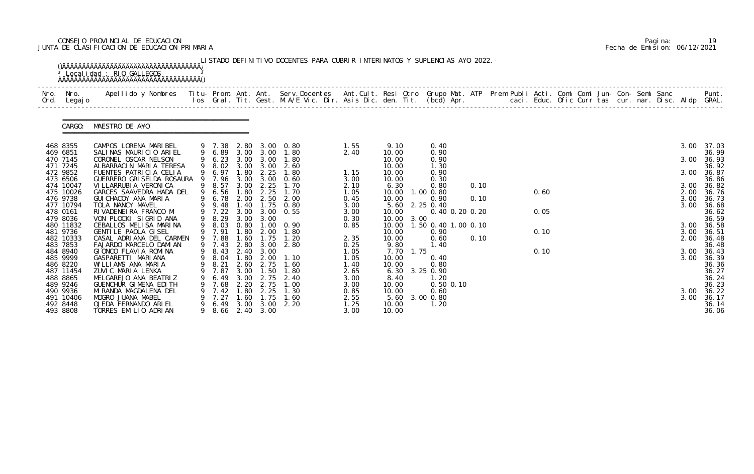CONSEJO PROVINCIAL DE EDUCACION
JUNTA DE CLASIFICACION DE EDUCACION PRIMARIA

Fecha de Emision: 06/12/2021

LISTADO DEFINITIVO DOCENTES PARA CUBRIR INTERINATOS Y SUPLENCIAS A¥O 2022.-

Localidad : RIO GALLEGOS

CARGO: MAESTRO DE A¥O

| Nro. Ord. | Nro. Legajo | Apellido y Nombres | Titu- los | Prom. Gral. | Ant. Tit. | Ant. Gest. | Serv. Docentes M.A/E Vic. Dir. | Ant. Cult. Asis Dic. | Resi den. | Otro Tit. | Grupo Mat. (bcd) | ATP Apr. | Prem Publi caci. | Acti. Educ. | Comi Ofic | Comi Curr | Jun- tas | Con- cur. | Semi nar. | Sanc Disc. | Aldp | Punt. GRAL. |
|---|---|---|---|---|---|---|---|---|---|---|---|---|---|---|---|---|---|---|---|---|---|---|
| 468 | 8355 | CAMPOS LORENA MARIBEL | 9 | 7.38 | 2.80 | 3.00 | 0.80 | 1.55 | 9.10 | | 0.40 | | | | | | | | | | 3.00 | 37.03 |
| 469 | 6851 | SALINAS MAURICIO ARIEL | 9 | 6.89 | 3.00 | 3.00 | 1.80 | 2.40 | 10.00 | | 0.90 | | | | | | | | | | | 36.99 |
| 470 | 7145 | CORONEL OSCAR NELSON | 9 | 6.23 | 3.00 | 3.00 | 1.80 | | 10.00 | | 0.90 | | | | | | | | | | 3.00 | 36.93 |
| 471 | 7245 | ALBARRACIN MARIA TERESA | 9 | 8.02 | 3.00 | 3.00 | 2.60 | | 10.00 | | 1.30 | | | | | | | | | | | 36.92 |
| 472 | 9852 | FUENTES PATRICIA CELIA | 9 | 6.97 | 1.80 | 2.25 | 1.80 | 1.15 | 10.00 | | 0.90 | | | | | | | | | | 3.00 | 36.87 |
| 473 | 6506 | GUERRERO GRISELDA ROSAURA | 9 | 7.96 | 3.00 | 3.00 | 0.60 | 3.00 | 10.00 | | 0.30 | | | | | | | | | | | 36.86 |
| 474 | 10047 | VILLARRUBIA VERONICA | 9 | 8.57 | 3.00 | 2.25 | 1.70 | 2.10 | 6.30 | | 0.80 | 0.10 | | | | | | | | | 3.00 | 36.82 |
| 475 | 10026 | GARCES SAAVEDRA HADA DEL | 9 | 6.56 | 1.80 | 2.25 | 1.70 | 1.05 | 10.00 | 1.00 | 0.80 | | | 0.60 | | | | | | | 2.00 | 36.76 |
| 476 | 9738 | GUICHACOY ANA MARIA | 9 | 6.78 | 2.00 | 2.50 | 2.00 | 0.45 | 10.00 | | 0.90 | 0.10 | | | | | | | | | 3.00 | 36.73 |
| 477 | 10794 | TOLA NANCY MAVEL | 9 | 9.48 | 1.40 | 1.75 | 0.80 | 3.00 | 5.60 | 2.25 | 0.40 | | | | | | | | | | 3.00 | 36.68 |
| 478 | 0161 | RIVADENEIRA FRANCO M | 9 | 7.22 | 3.00 | 3.00 | 0.55 | 3.00 | 10.00 | | 0.40 0.20 | 0.20 | | 0.05 | | | | | | | | 36.62 |
| 479 | 8036 | VON PLOCKI SIGRID ANA | 9 | 8.29 | 3.00 | 3.00 | | 0.30 | 10.00 | 3.00 | | | | | | | | | | | | 36.59 |
| 480 | 11832 | CEBALLOS MELISA MARINA | 9 | 8.03 | 0.80 | 1.00 | 0.90 | 0.85 | 10.00 | 1.50 | 0.40 1.00 | 0.10 | | | | | | | | | 3.00 | 36.58 |
| 481 | 9736 | GENTILE PAOLA GISEL | 9 | 7.91 | 1.80 | 2.00 | 1.80 | | 10.00 | | 0.90 | | | 0.10 | | | | | | | 3.00 | 36.51 |
| 482 | 10333 | CASAL ADRIANA DEL CARMEN | 9 | 7.88 | 1.60 | 1.75 | 1.20 | 2.35 | 10.00 | | 0.60 | 0.10 | | | | | | | | | 2.00 | 36.48 |
| 483 | 7853 | FAJARDO MARCELO DAMIAN | 9 | 7.43 | 2.80 | 3.00 | 2.80 | 0.25 | 9.80 | | 1.40 | | | | | | | | | | | 36.48 |
| 484 | 8940 | GIONCO FLAVIA ROMINA | 9 | 8.43 | 2.40 | 3.00 | | 1.05 | 7.70 | 1.75 | | | | 0.10 | | | | | | | 3.00 | 36.43 |
| 485 | 9999 | GASPARETTI MARIANA | 9 | 8.04 | 1.80 | 2.00 | 1.10 | 1.05 | 10.00 | | 0.40 | | | | | | | | | | 3.00 | 36.39 |
| 486 | 8220 | WILLIAMS ANA MARIA | 9 | 8.21 | 2.60 | 2.75 | 1.60 | 1.40 | 10.00 | | 0.80 | | | | | | | | | | | 36.36 |
| 487 | 11454 | ZUVIC MARIA LENKA | 9 | 7.87 | 3.00 | 1.50 | 1.80 | 2.65 | 6.30 | 3.25 | 0.90 | | | | | | | | | | | 36.27 |
| 488 | 8865 | MELGAREJO ANA BEATRIZ | 9 | 6.49 | 3.00 | 2.75 | 2.40 | 3.00 | 8.40 | | 1.20 | | | | | | | | | | | 36.24 |
| 489 | 9246 | GUENCHUR GIMENA EDITH | 9 | 7.68 | 2.20 | 2.75 | 1.00 | 3.00 | 10.00 | | 0.50 0.10 | | | | | | | | | | | 36.23 |
| 490 | 9936 | MIRANDA MAGDALENA DEL | 9 | 7.42 | 1.80 | 2.25 | 1.30 | 0.85 | 10.00 | | 0.60 | | | | | | | | | | 3.00 | 36.22 |
| 491 | 10406 | MOGRO JUANA MABEL | 9 | 7.27 | 1.60 | 1.75 | 1.60 | 2.55 | 5.60 | 3.00 | 0.80 | | | | | | | | | | 3.00 | 36.17 |
| 492 | 8448 | OJEDA FERNANDO ARIEL | 9 | 6.49 | 3.00 | 3.00 | 2.20 | 1.25 | 10.00 | | 1.20 | | | | | | | | | | | 36.14 |
| 493 | 8808 | TORRES EMILIO ADRIAN | 9 | 8.66 | 2.40 | 3.00 | | 3.00 | 10.00 | | | | | | | | | | | | | 36.06 |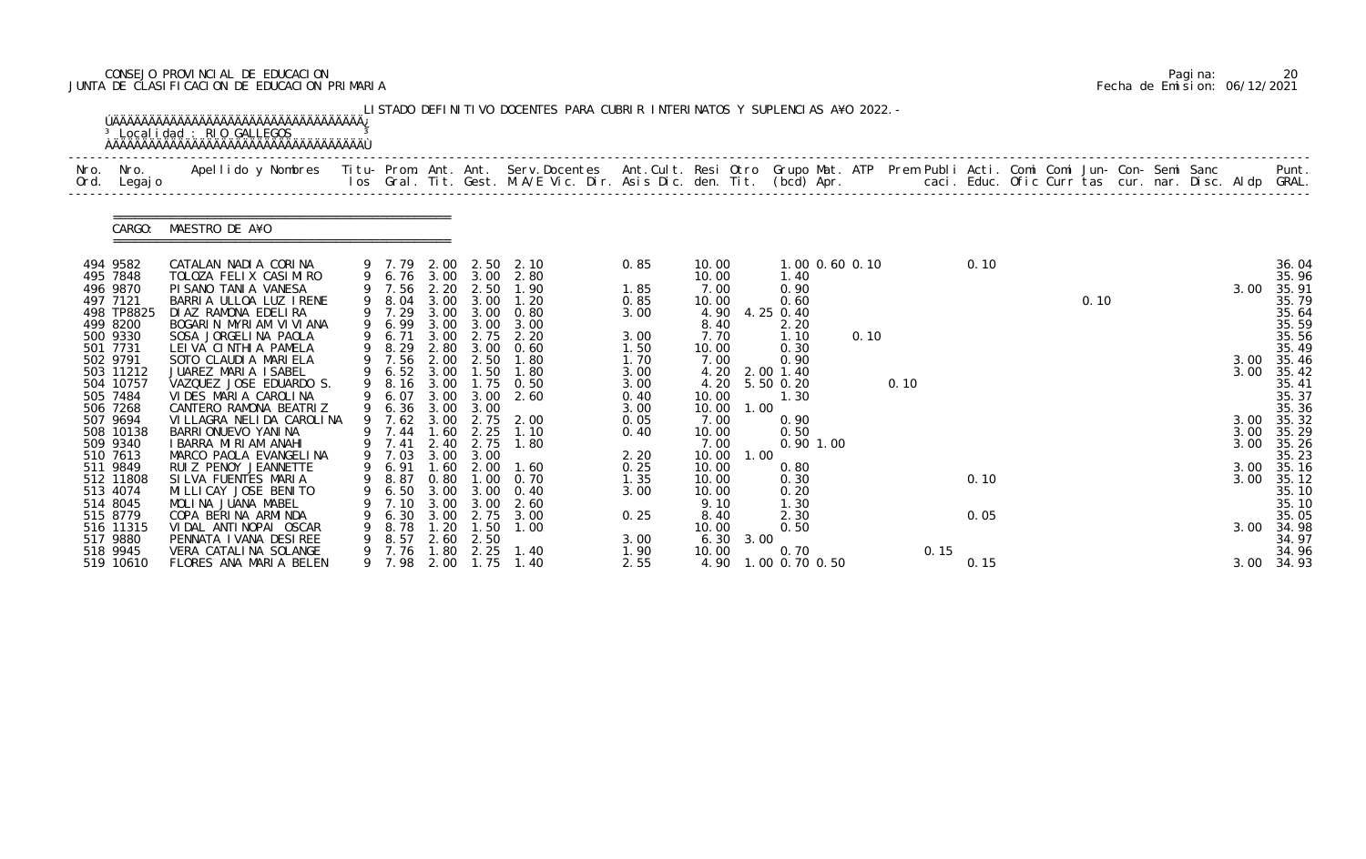CONSEJO PROVINCIAL DE EDUCACION
JUNTA DE CLASIFICACION DE EDUCACION PRIMARIA

Pagina: 20
Fecha de Emision: 06/12/2021

LISTADO DEFINITIVO DOCENTES PARA CUBRIR INTERINATOS Y SUPLENCIAS A¥O 2022.-

Localidad : RIO GALLEGOS

CARGO: MAESTRO DE A¥O

| Nro. Ord. | Nro. Legajo | Apellido y Nombres | Titu- los | Prom. Gral. | Ant. Tit. | Ant. Gest. | Serv. Docentes M.A/E Vic. Dir. | Ant. Cult. Asis Dic. | Resi den. | Otro Tit. | Grupo Mat. (bcd) | ATP Apr. | Prem Publi caci. | Acti. Educ. | Comi Ofic | Comi Curr | Jun- tas | Con- cur. | Semi nar. | Sanc Disc. | Aldp | Punt. GRAL. |
|---|---|---|---|---|---|---|---|---|---|---|---|---|---|---|---|---|---|---|---|---|---|---|
| 494 | 9582 | CATALAN NADIA CORINA | 9 | 7.79 | 2.00 | 2.50 | 2.10 | 0.85 | 10.00 | | 1.00 0.60 0.10 | | | 0.10 | | | | | | | | 36.04 |
| 495 | 7848 | TOLOZA FELIX CASIMIRO | 9 | 6.76 | 3.00 | 3.00 | 2.80 | | 10.00 | | 1.40 | | | | | | | | | | | 35.96 |
| 496 | 9870 | PISANO TANIA VANESA | 9 | 7.56 | 2.20 | 2.50 | 1.90 | 1.85 | 7.00 | | 0.90 | | | | | | | | | | 3.00 | 35.91 |
| 497 | 7121 | BARRIA ULLOA LUZ IRENE | 9 | 8.04 | 3.00 | 3.00 | 1.20 | 0.85 | 10.00 | | 0.60 | | | | | | 0.10 | | | | | 35.79 |
| 498 | TP8825 | DIAZ RAMONA EDELIRA | 9 | 7.29 | 3.00 | 3.00 | 0.80 | 3.00 | 4.90 | 4.25 | 0.40 | | | | | | | | | | | 35.64 |
| 499 | 8200 | BOGARIN MYRIAM VIVIANA | 9 | 6.99 | 3.00 | 3.00 | 3.00 | | 8.40 | | 2.20 | | | | | | | | | | | 35.59 |
| 500 | 9330 | SOSA JORGELINA PAOLA | 9 | 6.71 | 3.00 | 2.75 | 2.20 | 3.00 | 7.70 | | 1.10 | 0.10 | | | | | | | | | | 35.56 |
| 501 | 7731 | LEIVA CINTHIA PAMELA | 9 | 8.29 | 2.80 | 3.00 | 0.60 | 1.50 | 10.00 | | 0.30 | | | | | | | | | | | 35.49 |
| 502 | 9791 | SOTO CLAUDIA MARIELA | 9 | 7.56 | 2.00 | 2.50 | 1.80 | 1.70 | 7.00 | | 0.90 | | | | | | | | | | 3.00 | 35.46 |
| 503 | 11212 | JUAREZ MARIA ISABEL | 9 | 6.52 | 3.00 | 1.50 | 1.80 | 3.00 | 4.20 | 2.00 | 1.40 | | | | | | | | | | 3.00 | 35.42 |
| 504 | 10757 | VAZQUEZ JOSE EDUARDO S. | 9 | 8.16 | 3.00 | 1.75 | 0.50 | 3.00 | 4.20 | 5.50 | 0.20 | | 0.10 | | | | | | | | | 35.41 |
| 505 | 7484 | VIDES MARIA CAROLINA | 9 | 6.07 | 3.00 | 3.00 | 2.60 | 0.40 | 10.00 | | 1.30 | | | | | | | | | | | 35.37 |
| 506 | 7268 | CANTERO RAMONA BEATRIZ | 9 | 6.36 | 3.00 | 3.00 | | 3.00 | 10.00 | 1.00 | | | | | | | | | | | | 35.36 |
| 507 | 9694 | VILLAGRA NELIDA CAROLINA | 9 | 7.62 | 3.00 | 2.75 | 2.00 | 0.05 | 7.00 | | 0.90 | | | | | | | | | | 3.00 | 35.32 |
| 508 | 10138 | BARRIONUEVO YANINA | 9 | 7.44 | 1.60 | 2.25 | 1.10 | 0.40 | 10.00 | | 0.50 | | | | | | | | | | 3.00 | 35.29 |
| 509 | 9340 | IBARRA MIRIAM ANAHI | 9 | 7.41 | 2.40 | 2.75 | 1.80 | | 7.00 | | 0.90 1.00 | | | | | | | | | | 3.00 | 35.26 |
| 510 | 7613 | MARCO PAOLA EVANGELINA | 9 | 7.03 | 3.00 | 3.00 | | 2.20 | 10.00 | 1.00 | | | | | | | | | | | | 35.23 |
| 511 | 9849 | RUIZ PENOY JEANNETTE | 9 | 6.91 | 1.60 | 2.00 | 1.60 | 0.25 | 10.00 | | 0.80 | | | | | | | | | | 3.00 | 35.16 |
| 512 | 11808 | SILVA FUENTES MARIA | 9 | 8.87 | 0.80 | 1.00 | 0.70 | 1.35 | 10.00 | | 0.30 | | | 0.10 | | | | | | | 3.00 | 35.12 |
| 513 | 4074 | MILLICAY JOSE BENITO | 9 | 6.50 | 3.00 | 3.00 | 0.40 | 3.00 | 10.00 | | 0.20 | | | | | | | | | | | 35.10 |
| 514 | 8045 | MOLINA JUANA MABEL | 9 | 7.10 | 3.00 | 3.00 | 2.60 | | 9.10 | | 1.30 | | | | | | | | | | | 35.10 |
| 515 | 8779 | COPA BERINA ARMINDA | 9 | 6.30 | 3.00 | 2.75 | 3.00 | 0.25 | 8.40 | | 2.30 | | | 0.05 | | | | | | | | 35.05 |
| 516 | 11315 | VIDAL ANTINOPAI OSCAR | 9 | 8.78 | 1.20 | 1.50 | 1.00 | | 10.00 | | 0.50 | | | | | | | | | | 3.00 | 34.98 |
| 517 | 9880 | PENNATA IVANA DESIREE | 9 | 8.57 | 2.60 | 2.50 | | 3.00 | 6.30 | 3.00 | | | | | | | | | | | | 34.97 |
| 518 | 9945 | VERA CATALINA SOLANGE | 9 | 7.76 | 1.80 | 2.25 | 1.40 | 1.90 | 10.00 | | 0.70 | | 0.15 | | | | | | | | | 34.96 |
| 519 | 10610 | FLORES ANA MARIA BELEN | 9 | 7.98 | 2.00 | 1.75 | 1.40 | 2.55 | 4.90 | 1.00 | 0.70 0.50 | | | 0.15 | | | | | | | 3.00 | 34.93 |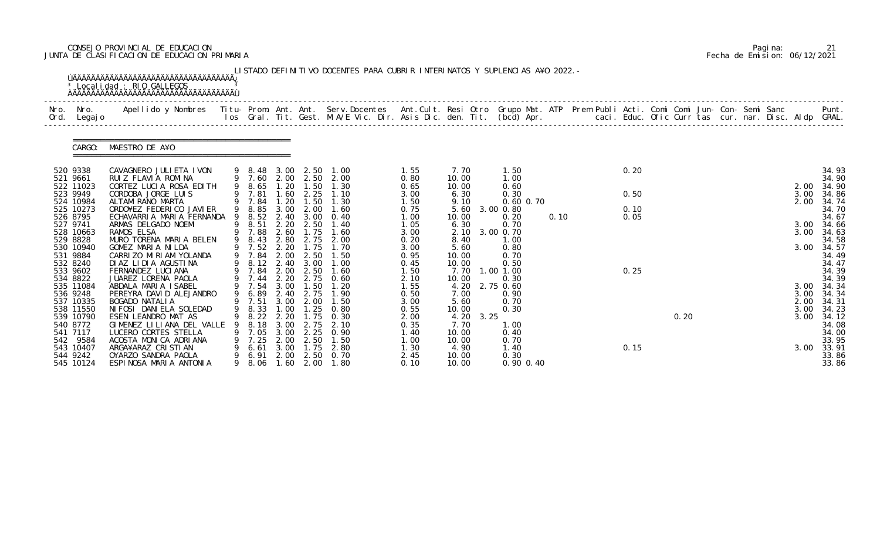CONSEJO PROVINCIAL DE EDUCACION
JUNTA DE CLASIFICACION DE EDUCACION PRIMARIA

Fecha de Emision: 06/12/2021

LISTADO DEFINITIVO DOCENTES PARA CUBRIR INTERINATOS Y SUPLENCIAS A¥O 2022.-

Localidad : RIO GALLEGOS

CARGO: MAESTRO DE A¥O

| Nro. Ord. | Nro. Legajo | Apellido y Nombres | Titu-los | Prom. Gral. | Ant. Tit. | Ant. Gest. | Serv.Docentes M.A/E Vic. Dir. | Ant.Cult. Asis Dic. | Resi den. | Otro Tit. | Grupo Mat. (bcd) | ATP Apr. | Prem Publi caci. | Acti. Educ. | Comi Ofic | Comi Curr | Jun-tas | Con-cur. | Semi nar. | Sanc Disc. | Aldp | Punt. GRAL. |
|---|---|---|---|---|---|---|---|---|---|---|---|---|---|---|---|---|---|---|---|---|---|---|
| 520 | 9338 | CAVAGNERO JULIETA IVON | 9 | 8.48 | 3.00 | 2.50 | 1.00 | 1.55 | 7.70 | | 1.50 | | | 0.20 | | | | | | | | 34.93 |
| 521 | 9661 | RUIZ FLAVIA ROMINA | 9 | 7.60 | 2.00 | 2.50 | 2.00 | 0.80 | 10.00 | | 1.00 | | | | | | | | | | | 34.90 |
| 522 | 11023 | CORTEZ LUCIA ROSA EDITH | 9 | 8.65 | 1.20 | 1.50 | 1.30 | 0.65 | 10.00 | | 0.60 | | | | | | | | | | 2.00 | 34.90 |
| 523 | 9949 | CORDOBA JORGE LUIS | 9 | 7.81 | 1.60 | 2.25 | 1.10 | 3.00 | 6.30 | | 0.30 | | | 0.50 | | | | | | | 3.00 | 34.86 |
| 524 | 10984 | ALTAMIRANO MARTA | 9 | 7.84 | 1.20 | 1.50 | 1.30 | 1.50 | 9.10 | | 0.60 | 0.70 | | | | | | | | | 2.00 | 34.74 |
| 525 | 10273 | ORDO¥EZ FEDERICO JAVIER | 9 | 8.85 | 3.00 | 2.00 | 1.60 | 0.75 | 5.60 | 3.00 | 0.80 | | | 0.10 | | | | | | | | 34.70 |
| 526 | 8795 | ECHAVARRIA MARIA FERNANDA | 9 | 8.52 | 2.40 | 3.00 | 0.40 | 1.00 | 10.00 | | 0.20 | | 0.10 | 0.05 | | | | | | | | 34.67 |
| 527 | 9741 | ARMAS DELGADO NOEMI | 9 | 8.51 | 2.20 | 2.50 | 1.40 | 1.05 | 6.30 | | 0.70 | | | | | | | | | | 3.00 | 34.66 |
| 528 | 10663 | RAMOS ELSA | 9 | 7.88 | 2.60 | 1.75 | 1.60 | 3.00 | 2.10 | 3.00 | 0.70 | | | | | | | | | | 3.00 | 34.63 |
| 529 | 8828 | MURO TORENA MARIA BELEN | 9 | 8.43 | 2.80 | 2.75 | 2.00 | 0.20 | 8.40 | | 1.00 | | | | | | | | | | | 34.58 |
| 530 | 10940 | GOMEZ MARIA NILDA | 9 | 7.52 | 2.20 | 1.75 | 1.70 | 3.00 | 5.60 | | 0.80 | | | | | | | | | | 3.00 | 34.57 |
| 531 | 9884 | CARRIZO MIRIAM YOLANDA | 9 | 7.84 | 2.00 | 2.50 | 1.50 | 0.95 | 10.00 | | 0.70 | | | | | | | | | | | 34.49 |
| 532 | 8240 | DIAZ LIDIA AGUSTINA | 9 | 8.12 | 2.40 | 3.00 | 1.00 | 0.45 | 10.00 | | 0.50 | | | | | | | | | | | 34.47 |
| 533 | 9602 | FERNANDEZ LUCIANA | 9 | 7.84 | 2.00 | 2.50 | 1.60 | 1.50 | 7.70 | 1.00 | 1.00 | | | 0.25 | | | | | | | | 34.39 |
| 534 | 8822 | JUAREZ LORENA PAOLA | 9 | 7.44 | 2.20 | 2.75 | 0.60 | 2.10 | 10.00 | | 0.30 | | | | | | | | | | | 34.39 |
| 535 | 11084 | ABDALA MARIA ISABEL | 9 | 7.54 | 3.00 | 1.50 | 1.20 | 1.55 | 4.20 | 2.75 | 0.60 | | | | | | | | | | 3.00 | 34.34 |
| 536 | 9248 | PEREYRA DAVID ALEJANDRO | 9 | 6.89 | 2.40 | 2.75 | 1.90 | 0.50 | 7.00 | | 0.90 | | | | | | | | | | 3.00 | 34.34 |
| 537 | 10335 | BOGADO NATALIA | 9 | 7.51 | 3.00 | 2.00 | 1.50 | 3.00 | 5.60 | | 0.70 | | | | | | | | | | 2.00 | 34.31 |
| 538 | 11550 | NIFOSI DANIELA SOLEDAD | 9 | 8.33 | 1.00 | 1.25 | 0.80 | 0.55 | 10.00 | | 0.30 | | | | | | | | | | 3.00 | 34.23 |
| 539 | 10790 | ESEN LEANDRO MAT AS | 9 | 8.22 | 2.20 | 1.75 | 0.30 | 2.00 | 4.20 | 3.25 | | | | | | 0.20 | | | | | 3.00 | 34.12 |
| 540 | 8772 | GIMENEZ LILIANA DEL VALLE | 9 | 8.18 | 3.00 | 2.75 | 2.10 | 0.35 | 7.70 | | 1.00 | | | | | | | | | | | 34.08 |
| 541 | 7117 | LUCERO CORTES STELLA | 9 | 7.05 | 3.00 | 2.25 | 0.90 | 1.40 | 10.00 | | 0.40 | | | | | | | | | | | 34.00 |
| 542 | 9584 | ACOSTA MONICA ADRIANA | 9 | 7.25 | 2.00 | 2.50 | 1.50 | 1.00 | 10.00 | | 0.70 | | | | | | | | | | | 33.95 |
| 543 | 10407 | ARGA¥ARAZ CRISTIAN | 9 | 6.61 | 3.00 | 1.75 | 2.80 | 1.30 | 4.90 | | 1.40 | | | 0.15 | | | | | | | 3.00 | 33.91 |
| 544 | 9242 | OYARZO SANDRA PAOLA | 9 | 6.91 | 2.00 | 2.50 | 0.70 | 2.45 | 10.00 | | 0.30 | | | | | | | | | | | 33.86 |
| 545 | 10124 | ESPINOSA MARIA ANTONIA | 9 | 8.06 | 1.60 | 2.00 | 1.80 | 0.10 | 10.00 | | 0.90 | 0.40 | | | | | | | | | | 33.86 |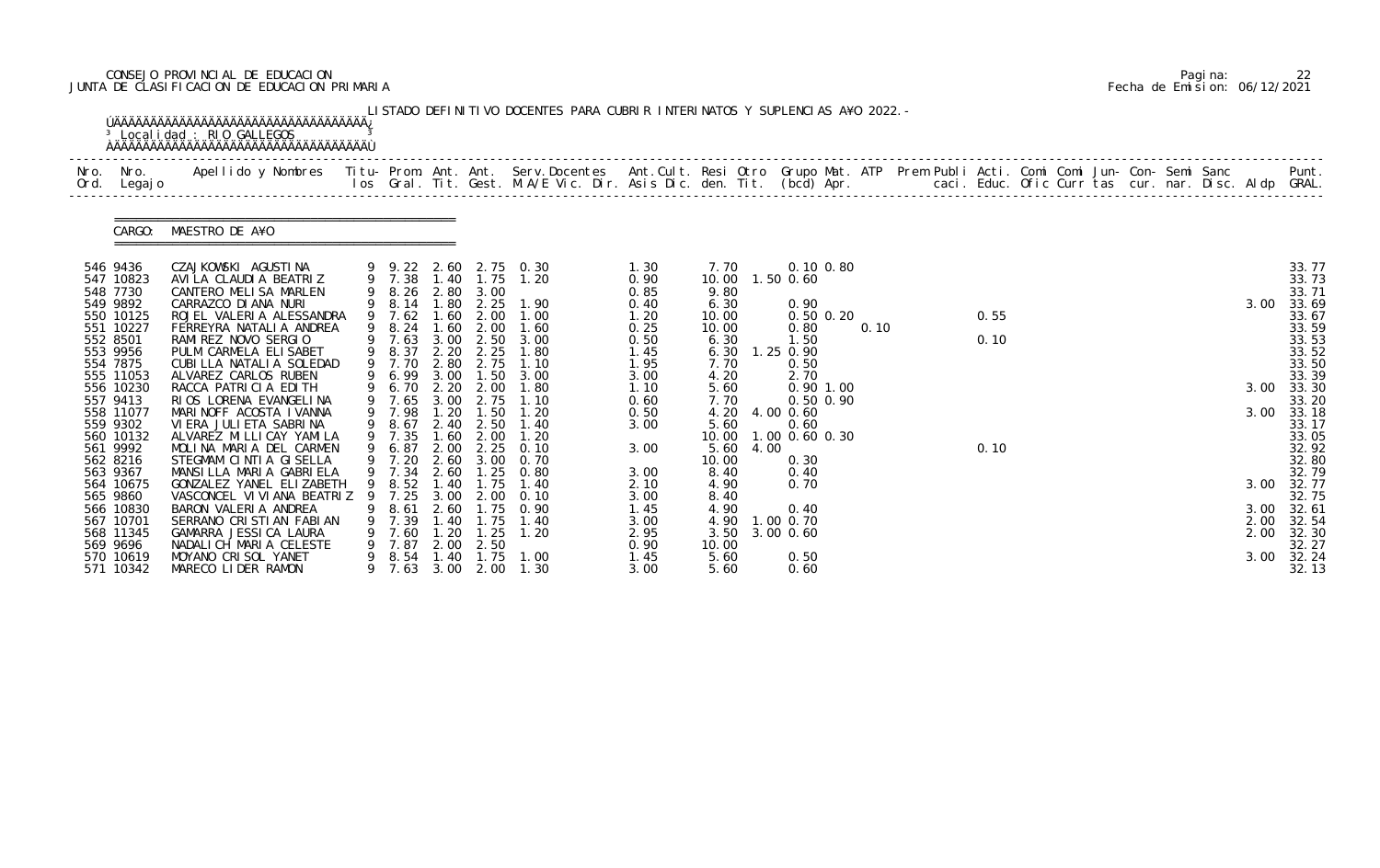CONSEJO PROVINCIAL DE EDUCACION
JUNTA DE CLASIFICACION DE EDUCACION PRIMARIA

LISTADO DEFINITIVO DOCENTES PARA CUBRIR INTERINATOS Y SUPLENCIAS A¥O 2022.-

Localidad : RIO GALLEGOS

CARGO: MAESTRO DE A¥O

| Nro. Ord. | Nro. Legajo | Apellido y Nombres | Titu- los | Prom. Gral. | Ant. Tit. | Ant. Gest. | Serv.Docentes M.A/E Vic. Dir. | Ant.Cult. Asis Dic. | Resi den. | Otro Tit. | Grupo Mat. (bcd) | ATP Apr. | Prem Publi caci. | Acti. Educ. | Comi Ofic | Comi Curr | Jun- tas | Con- cur. | Semi nar. | Sanc Disc. | Aldp | Punt. GRAL. |
|---|---|---|---|---|---|---|---|---|---|---|---|---|---|---|---|---|---|---|---|---|---|---|
| 546 | 9436 | CZAJKOWSKI AGUSTINA | 9 | 9.22 | 2.60 | 2.75 | 0.30 | 1.30 | 7.70 | | 0.10 0.80 | | | | | | | | | | | 33.77 |
| 547 | 10823 | AVILA CLAUDIA BEATRIZ | 9 | 7.38 | 1.40 | 1.75 | 1.20 | 0.90 | 10.00 | 1.50 | 0.60 | | | | | | | | | | | 33.73 |
| 548 | 7730 | CANTERO MELISA MARLEN | 9 | 8.26 | 2.80 | 3.00 | | 0.85 | 9.80 | | | | | | | | | | | | | 33.71 |
| 549 | 9892 | CARRAZCO DIANA NURI | 9 | 8.14 | 1.80 | 2.25 | 1.90 | 0.40 | 6.30 | | 0.90 | | | | | | | | | | 3.00 | 33.69 |
| 550 | 10125 | ROJEL VALERIA ALESSANDRA | 9 | 7.62 | 1.60 | 2.00 | 1.00 | 1.20 | 10.00 | | 0.50 0.20 | | | 0.55 | | | | | | | | 33.67 |
| 551 | 10227 | FERREYRA NATALIA ANDREA | 9 | 8.24 | 1.60 | 2.00 | 1.60 | 0.25 | 10.00 | | 0.80 | 0.10 | | | | | | | | | | 33.59 |
| 552 | 8501 | RAMIREZ NOVO SERGIO | 9 | 7.63 | 3.00 | 2.50 | 3.00 | 0.50 | 6.30 | | 1.50 | | | 0.10 | | | | | | | | 33.53 |
| 553 | 9956 | PULM CARMELA ELISABET | 9 | 8.37 | 2.20 | 2.25 | 1.80 | 1.45 | 6.30 | 1.25 | 0.90 | | | | | | | | | | | 33.52 |
| 554 | 7875 | CUBILLA NATALIA SOLEDAD | 9 | 7.70 | 2.80 | 2.75 | 1.10 | 1.95 | 7.70 | | 0.50 | | | | | | | | | | | 33.50 |
| 555 | 11053 | ALVAREZ CARLOS RUBEN | 9 | 6.99 | 3.00 | 1.50 | 3.00 | 3.00 | 4.20 | | 2.70 | | | | | | | | | | | 33.39 |
| 556 | 10230 | RACCA PATRICIA EDITH | 9 | 6.70 | 2.20 | 2.00 | 1.80 | 1.10 | 5.60 | | 0.90 1.00 | | | | | | | | | | 3.00 | 33.30 |
| 557 | 9413 | RIOS LORENA EVANGELINA | 9 | 7.65 | 3.00 | 2.75 | 1.10 | 0.60 | 7.70 | | 0.50 0.90 | | | | | | | | | | | 33.20 |
| 558 | 11077 | MARINOFF ACOSTA IVANNA | 9 | 7.98 | 1.20 | 1.50 | 1.20 | 0.50 | 4.20 | 4.00 | 0.60 | | | | | | | | | | 3.00 | 33.18 |
| 559 | 9302 | VIERA JULIETA SABRINA | 9 | 8.67 | 2.40 | 2.50 | 1.40 | 3.00 | 5.60 | | 0.60 | | | | | | | | | | | 33.17 |
| 560 | 10132 | ALVAREZ MILLICAY YAMILA | 9 | 7.35 | 1.60 | 2.00 | 1.20 | | 10.00 | 1.00 | 0.60 0.30 | | | | | | | | | | | 33.05 |
| 561 | 9992 | MOLINA MARIA DEL CARMEN | 9 | 6.87 | 2.00 | 2.25 | 0.10 | 3.00 | 5.60 | 4.00 | | | | 0.10 | | | | | | | | 32.92 |
| 562 | 8216 | STEGMAM CINTIA GISELLA | 9 | 7.20 | 2.60 | 3.00 | 0.70 | | 10.00 | | 0.30 | | | | | | | | | | | 32.80 |
| 563 | 9367 | MANSILLA MARIA GABRIELA | 9 | 7.34 | 2.60 | 1.25 | 0.80 | 3.00 | 8.40 | | 0.40 | | | | | | | | | | | 32.79 |
| 564 | 10675 | GONZALEZ YANEL ELIZABETH | 9 | 8.52 | 1.40 | 1.75 | 1.40 | 2.10 | 4.90 | | 0.70 | | | | | | | | | | 3.00 | 32.77 |
| 565 | 9860 | VASCONCEL VIVIANA BEATRIZ | 9 | 7.25 | 3.00 | 2.00 | 0.10 | 3.00 | 8.40 | | | | | | | | | | | | | 32.75 |
| 566 | 10830 | BARON VALERIA ANDREA | 9 | 8.61 | 2.60 | 1.75 | 0.90 | 1.45 | 4.90 | | 0.40 | | | | | | | | | | 3.00 | 32.61 |
| 567 | 10701 | SERRANO CRISTIAN FABIAN | 9 | 7.39 | 1.40 | 1.75 | 1.40 | 3.00 | 4.90 | 1.00 | 0.70 | | | | | | | | | | 2.00 | 32.54 |
| 568 | 11345 | GAMARRA JESSICA LAURA | 9 | 7.60 | 1.20 | 1.25 | 1.20 | 2.95 | 3.50 | 3.00 | 0.60 | | | | | | | | | | 2.00 | 32.30 |
| 569 | 9696 | NADALICH MARIA CELESTE | 9 | 7.87 | 2.00 | 2.50 | | 0.90 | 10.00 | | | | | | | | | | | | | 32.27 |
| 570 | 10619 | MOYANO CRISOL YANET | 9 | 8.54 | 1.40 | 1.75 | 1.00 | 1.45 | 5.60 | | 0.50 | | | | | | | | | | 3.00 | 32.24 |
| 571 | 10342 | MARECO LIDER RAMON | 9 | 7.63 | 3.00 | 2.00 | 1.30 | 3.00 | 5.60 | | 0.60 | | | | | | | | | | | 32.13 |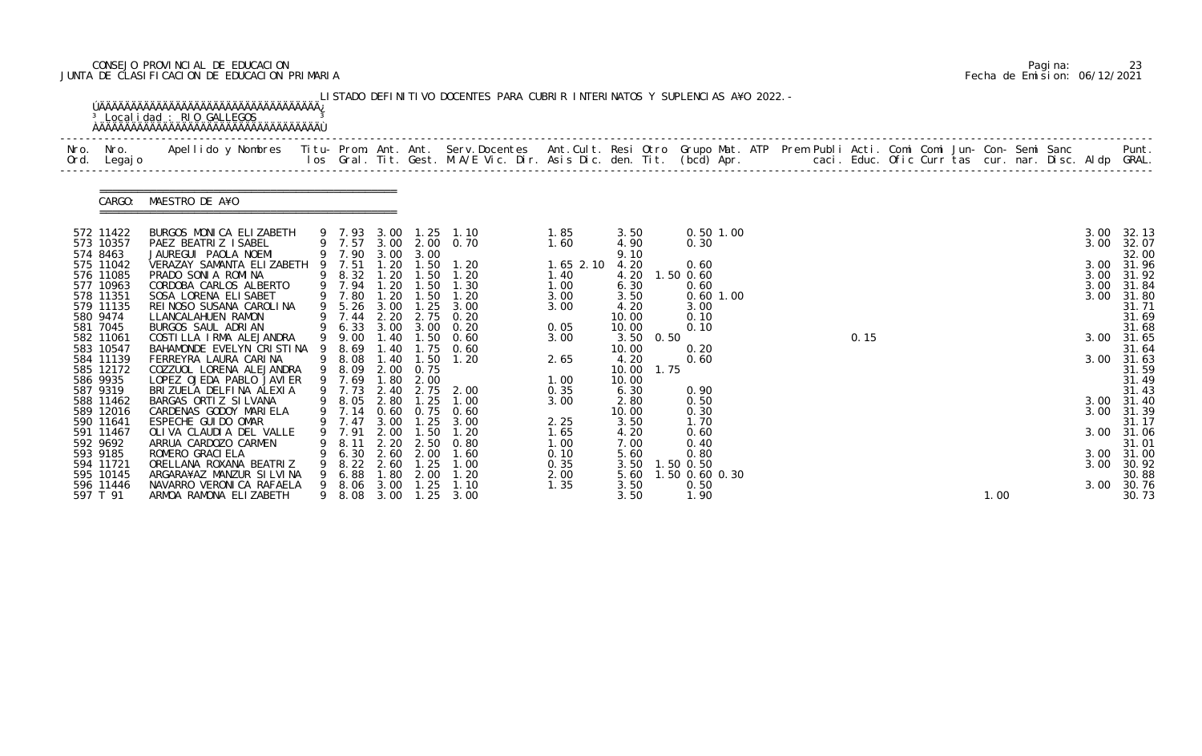CONSEJO PROVINCIAL DE EDUCACION
JUNTA DE CLASIFICACION DE EDUCACION PRIMARIA

Pagina: 23
Fecha de Emision: 06/12/2021

LISTADO DEFINITIVO DOCENTES PARA CUBRIR INTERINATOS Y SUPLENCIAS A¥O 2022.-

Localidad : RIO GALLEGOS

CARGO: MAESTRO DE A¥O

| Nro. Ord. | Nro. Legajo | Apellido y Nombres | Titu-los | Prom. Gral. | Ant. Tit. | Ant. Gest. | Serv.Docentes M.A/E Vic. Dir. | Ant.Cult. Asis Dic. | Resi den. | Otro Tit. | Grupo Mat. (bcd) | ATP Apr. | Prem Publi caci. | Acti. Educ. | Comi Ofic | Comi Curr | Jun- tas | Con- cur. | Semi nar. | Sanc Disc. | Aldp | Punt. GRAL. |
|---|---|---|---|---|---|---|---|---|---|---|---|---|---|---|---|---|---|---|---|---|---|---|
| 572 | 11422 | BURGOS MONICA ELIZABETH | 9 | 7.93 | 3.00 | 1.25 | 1.10 | 1.85 | 3.50 | | 0.50 1.00 | | | | | | | | | | 3.00 | 32.13 |
| 573 | 10357 | PAEZ BEATRIZ ISABEL | 9 | 7.57 | 3.00 | 2.00 | 0.70 | 1.60 | 4.90 | | 0.30 | | | | | | | | | | 3.00 | 32.07 |
| 574 | 8463 | JAUREGUI PAOLA NOEMI | 9 | 7.90 | 3.00 | 3.00 | | | 9.10 | | | | | | | | | | | | | 32.00 |
| 575 | 11042 | VERAZAY SAMANTA ELIZABETH | 9 | 7.51 | 1.20 | 1.50 | 1.20 | 1.65 2.10 | 4.20 | | 0.60 | | | | | | | | | | 3.00 | 31.96 |
| 576 | 11085 | PRADO SONIA ROMINA | 9 | 8.32 | 1.20 | 1.50 | 1.20 | 1.40 | 4.20 | 1.50 | 0.60 | | | | | | | | | | 3.00 | 31.92 |
| 577 | 10963 | CORDOBA CARLOS ALBERTO | 9 | 7.94 | 1.20 | 1.50 | 1.30 | 1.00 | 6.30 | | 0.60 | | | | | | | | | | 3.00 | 31.84 |
| 578 | 11351 | SOSA LORENA ELISABET | 9 | 7.80 | 1.20 | 1.50 | 1.20 | 3.00 | 3.50 | | 0.60 1.00 | | | | | | | | | | 3.00 | 31.80 |
| 579 | 11135 | REINOSO SUSANA CAROLINA | 9 | 5.26 | 3.00 | 1.25 | 3.00 | 3.00 | 4.20 | | 3.00 | | | | | | | | | | | 31.71 |
| 580 | 9474 | LLANCALAHUEN RAMON | 9 | 7.44 | 2.20 | 2.75 | 0.20 | | 10.00 | | 0.10 | | | | | | | | | | | 31.69 |
| 581 | 7045 | BURGOS SAUL ADRIAN | 9 | 6.33 | 3.00 | 3.00 | 0.20 | 0.05 | 10.00 | | 0.10 | | | | | | | | | | | 31.68 |
| 582 | 11061 | COSTILLA IRMA ALEJANDRA | 9 | 9.00 | 1.40 | 1.50 | 0.60 | 3.00 | 3.50 | 0.50 | | | | 0.15 | | | | | | | 3.00 | 31.65 |
| 583 | 10547 | BAHAMONDE EVELYN CRISTINA | 9 | 8.69 | 1.40 | 1.75 | 0.60 | | 10.00 | | 0.20 | | | | | | | | | | | 31.64 |
| 584 | 11139 | FERREYRA LAURA CARINA | 9 | 8.08 | 1.40 | 1.50 | 1.20 | 2.65 | 4.20 | | 0.60 | | | | | | | | | | 3.00 | 31.63 |
| 585 | 12172 | COZZUOL LORENA ALEJANDRA | 9 | 8.09 | 2.00 | 0.75 | | | 10.00 | 1.75 | | | | | | | | | | | | 31.59 |
| 586 | 9935 | LOPEZ OJEDA PABLO JAVIER | 9 | 7.69 | 1.80 | 2.00 | | 1.00 | 10.00 | | | | | | | | | | | | | 31.49 |
| 587 | 9319 | BRIZUELA DELFINA ALEXIA | 9 | 7.73 | 2.40 | 2.75 | 2.00 | 0.35 | 6.30 | | 0.90 | | | | | | | | | | | 31.43 |
| 588 | 11462 | BARGAS ORTIZ SILVANA | 9 | 8.05 | 2.80 | 1.25 | 1.00 | 3.00 | 2.80 | | 0.50 | | | | | | | | | | 3.00 | 31.40 |
| 589 | 12016 | CARDENAS GODOY MARIELA | 9 | 7.14 | 0.60 | 0.75 | 0.60 | | 10.00 | | 0.30 | | | | | | | | | | 3.00 | 31.39 |
| 590 | 11641 | ESPECHE GUIDO OMAR | 9 | 7.47 | 3.00 | 1.25 | 3.00 | 2.25 | 3.50 | | 1.70 | | | | | | | | | | | 31.17 |
| 591 | 11467 | OLIVA CLAUDIA DEL VALLE | 9 | 7.91 | 2.00 | 1.50 | 1.20 | 1.65 | 4.20 | | 0.60 | | | | | | | | | | 3.00 | 31.06 |
| 592 | 9692 | ARRUA CARDOZO CARMEN | 9 | 8.11 | 2.20 | 2.50 | 0.80 | 1.00 | 7.00 | | 0.40 | | | | | | | | | | | 31.01 |
| 593 | 9185 | ROMERO GRACIELA | 9 | 6.30 | 2.60 | 2.00 | 1.60 | 0.10 | 5.60 | | 0.80 | | | | | | | | | | 3.00 | 31.00 |
| 594 | 11721 | ORELLANA ROXANA BEATRIZ | 9 | 8.22 | 2.60 | 1.25 | 1.00 | 0.35 | 3.50 | 1.50 | 0.50 | | | | | | | | | | 3.00 | 30.92 |
| 595 | 10145 | ARGARA¥AZ MANZUR SILVINA | 9 | 6.88 | 1.80 | 2.00 | 1.20 | 2.00 | 5.60 | 1.50 | 0.60 0.30 | | | | | | | | | | | 30.88 |
| 596 | 11446 | NAVARRO VERONICA RAFAELA | 9 | 8.06 | 3.00 | 1.25 | 1.10 | 1.35 | 3.50 | | 0.50 | | | | | | | | | | 3.00 | 30.76 |
| 597 | T 91 | ARMOA RAMONA ELIZABETH | 9 | 8.08 | 3.00 | 1.25 | 3.00 | | 3.50 | | 1.90 | | | | | | | 1.00 | | | | 30.73 |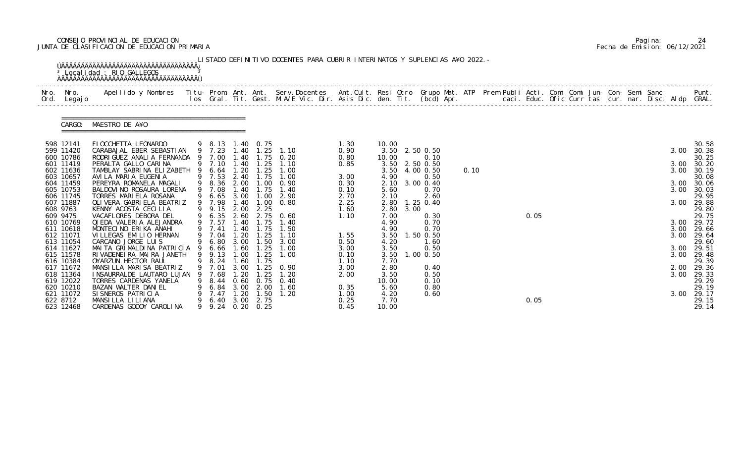CONSEJO PROVINCIAL DE EDUCACION
JUNTA DE CLASIFICACION DE EDUCACION PRIMARIA

Pagina: 24
Fecha de Emision: 06/12/2021

LISTADO DEFINITIVO DOCENTES PARA CUBRIR INTERINATOS Y SUPLENCIAS A¥O 2022.-

Localidad : RIO GALLEGOS

CARGO: MAESTRO DE A¥O

| Nro. Ord. | Nro. Legajo | Apellido y Nombres | Titu- los | Prom. Gral. | Ant. Tit. | Ant. Gest. | Serv.Docentes M.A/E Vic. Dir. | Ant.Cult. Asis Dic. | Resi den. | Otro Tit. | Grupo Mat. (bcd) | ATP Apr. | Prem Publi caci. | Acti. Educ. | Comi Ofic | Comi Curr tas | Jun- cur. | Con- nar. | Semi Disc. | Sanc Aldp | Punt. GRAL. |
|---|---|---|---|---|---|---|---|---|---|---|---|---|---|---|---|---|---|---|---|---|---|
| 598 | 12141 | FIOCCHETTA LEONARDO | 9 | 8.13 | 1.40 | 0.75 | | 1.30 | 10.00 | | | | | | | | | | | | 30.58 |
| 599 | 11420 | CARABAJAL EBER SEBASTIAN | 9 | 7.23 | 1.40 | 1.25 | 1.10 | 0.90 | 3.50 | 2.50 | 0.50 | | | | | | | | | 3.00 | 30.38 |
| 600 | 10786 | RODRIGUEZ ANALIA FERNANDA | 9 | 7.00 | 1.40 | 1.75 | 0.20 | 0.80 | 10.00 | | 0.10 | | | | | | | | | | 30.25 |
| 601 | 11419 | PERALTA GALLO CARINA | 9 | 7.10 | 1.40 | 1.25 | 1.10 | 0.85 | 3.50 | 2.50 | 0.50 | | | | | | | | | 3.00 | 30.20 |
| 602 | 11636 | TAMBLAY SABRINA ELIZABETH | 9 | 6.64 | 1.20 | 1.25 | 1.00 | | 3.50 | 4.00 | 0.50 | 0.10 | | | | | | | | 3.00 | 30.19 |
| 603 | 10657 | AVILA MARIA EUGENIA | 9 | 7.53 | 2.40 | 1.75 | 1.00 | 3.00 | 4.90 | | 0.50 | | | | | | | | | | 30.08 |
| 604 | 11459 | PEREYRA ROMANELA MAGALI | 9 | 8.36 | 2.00 | 1.00 | 0.90 | 0.30 | 2.10 | 3.00 | 0.40 | | | | | | | | | 3.00 | 30.06 |
| 605 | 10753 | BALDOVINO ROSAURA LORENA | 9 | 7.08 | 1.40 | 1.75 | 1.40 | 0.10 | 5.60 | | 0.70 | | | | | | | | | 3.00 | 30.03 |
| 606 | 11745 | TORRES MARIELA ROSANA | 9 | 6.65 | 3.00 | 1.00 | 2.90 | 2.70 | 2.10 | | 2.60 | | | | | | | | | | 29.95 |
| 607 | 11887 | OLIVERA GABRIELA BEATRIZ | 9 | 7.98 | 1.40 | 1.00 | 0.80 | 2.25 | 2.80 | 1.25 | 0.40 | | | | | | | | | 3.00 | 29.88 |
| 608 | 9763 | KENNY ACOSTA CECILIA | 9 | 9.15 | 2.00 | 2.25 | | 1.60 | 2.80 | 3.00 | | | | | | | | | | | 29.80 |
| 609 | 9475 | VACAFLORES DEBORA DEL | 9 | 6.35 | 2.60 | 2.75 | 0.60 | 1.10 | 7.00 | | 0.30 | | | 0.05 | | | | | | | 29.75 |
| 610 | 10769 | OJEDA VALERIA ALEJANDRA | 9 | 7.57 | 1.40 | 1.75 | 1.40 | | 4.90 | | 0.70 | | | | | | | | | 3.00 | 29.72 |
| 611 | 10618 | MONTECINO ERIKA ANAHI | 9 | 7.41 | 1.40 | 1.75 | 1.50 | | 4.90 | | 0.70 | | | | | | | | | 3.00 | 29.66 |
| 612 | 11071 | VILLEGAS EMILIO HERNAN | 9 | 7.04 | 1.20 | 1.25 | 1.10 | 1.55 | 3.50 | 1.50 | 0.50 | | | | | | | | | 3.00 | 29.64 |
| 613 | 11054 | CARCANO JORGE LUIS | 9 | 6.80 | 3.00 | 1.50 | 3.00 | 0.50 | 4.20 | | 1.60 | | | | | | | | | | 29.60 |
| 614 | 11627 | MAITA GRIMALDINA PATRICIA | 9 | 6.66 | 1.60 | 1.25 | 1.00 | 3.00 | 3.50 | | 0.50 | | | | | | | | | 3.00 | 29.51 |
| 615 | 11578 | RIVADENEIRA MAIRA JANETH | 9 | 9.13 | 1.00 | 1.25 | 1.00 | 0.10 | 3.50 | 1.00 | 0.50 | | | | | | | | | 3.00 | 29.48 |
| 616 | 10384 | OYARZUN HECTOR RAUL | 9 | 8.24 | 1.60 | 1.75 | | 1.10 | 7.70 | | | | | | | | | | | | 29.39 |
| 617 | 11672 | MANSILLA MARISA BEATRIZ | 9 | 7.01 | 3.00 | 1.25 | 0.90 | 3.00 | 2.80 | | 0.40 | | | | | | | | | 2.00 | 29.36 |
| 618 | 11364 | INSAURRALDE LAUTARO LUJAN | 9 | 7.68 | 1.20 | 1.25 | 1.20 | 2.00 | 3.50 | | 0.50 | | | | | | | | | 3.00 | 29.33 |
| 619 | 12022 | TORRES CARDENAS YANELA | 9 | 8.44 | 0.60 | 0.75 | 0.40 | | 10.00 | | 0.10 | | | | | | | | | | 29.29 |
| 620 | 10210 | BAZAN WALTER DANIEL | 9 | 6.84 | 3.00 | 2.00 | 1.60 | 0.35 | 5.60 | | 0.80 | | | | | | | | | | 29.19 |
| 621 | 11072 | SISNEROS PATRICIA | 9 | 7.47 | 1.20 | 1.50 | 1.20 | 1.00 | 4.20 | | 0.60 | | | | | | | | | 3.00 | 29.17 |
| 622 | 8712 | MANSILLA LILIANA | 9 | 6.40 | 3.00 | 2.75 | | 0.25 | 7.70 | | | | | 0.05 | | | | | | | 29.15 |
| 623 | 12468 | CARDENAS GODOY CAROLINA | 9 | 9.24 | 0.20 | 0.25 | | 0.45 | 10.00 | | | | | | | | | | | | 29.14 |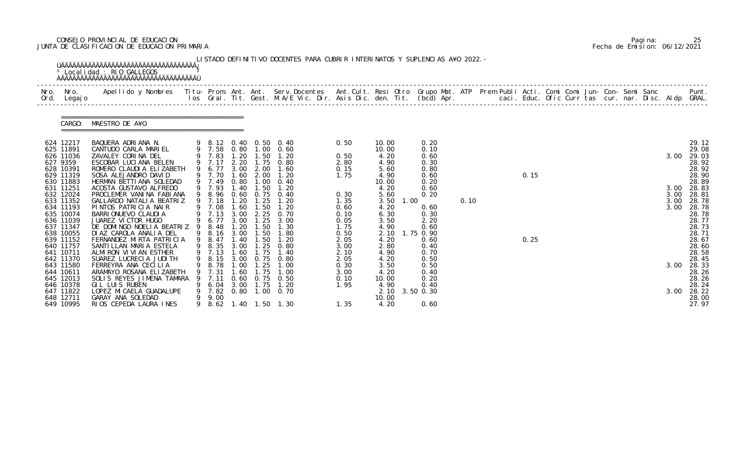CONSEJO PROVINCIAL DE EDUCACION
JUNTA DE CLASIFICACION DE EDUCACION PRIMARIA

LISTADO DEFINITIVO DOCENTES PARA CUBRIR INTERINATOS Y SUPLENCIAS A¥O 2022.-

Localidad : RIO GALLEGOS

CARGO: MAESTRO DE A¥O

| Nro. Ord. | Nro. Legajo | Apellido y Nombres | Titu- los | Prom. Gral. | Ant. Tit. | Ant. Gest. | Serv.Docentes M.A/E Vic. Dir. | Ant.Cult. Asis Dic. | Resi den. | Otro Tit. | Grupo Mat. (bcd) | ATP Apr. | Prem caci. | Publi Educ. | Acti. Ofic | Comi Curr | Comi tas | Jun- cur. | Con- nar. | Semi Disc. | Sanc Aldp | Punt. GRAL. |
|---|---|---|---|---|---|---|---|---|---|---|---|---|---|---|---|---|---|---|---|---|---|---|
| 624 | 12217 | BAQUERA ADRIANA N. | 9 | 8.12 | 0.40 | 0.50 | 0.40 | 0.50 | 10.00 | | 0.20 | | | | | | | | | | | 29.12 |
| 625 | 11891 | CANTUDO CARLA MARIEL | 9 | 7.58 | 0.80 | 1.00 | 0.60 | | 10.00 | | 0.10 | | | | | | | | | | | 29.08 |
| 626 | 11036 | ZAVALEY CORINA DEL | 9 | 7.83 | 1.20 | 1.50 | 1.20 | 0.50 | 4.20 | | 0.60 | | | | | | | | | | 3.00 | 29.03 |
| 627 | 9359 | ESCOBAR LUCIANA BELEN | 9 | 7.17 | 2.20 | 1.75 | 0.80 | 2.80 | 4.90 | | 0.30 | | | | | | | | | | | 28.92 |
| 628 | 10391 | ROMERO CLAUDIA ELIZABETH | 9 | 6.77 | 3.00 | 2.00 | 1.60 | 0.15 | 5.60 | | 0.80 | | | | | | | | | | | 28.92 |
| 629 | 11319 | SOSA ALEJANDRO DAVID | 9 | 7.70 | 1.60 | 2.00 | 1.20 | 1.75 | 4.90 | | 0.60 | | | | 0.15 | | | | | | | 28.90 |
| 630 | 11883 | HERMAN BETTIANA SOLEDAD | 9 | 7.49 | 0.80 | 1.00 | 0.40 | | 10.00 | | 0.20 | | | | | | | | | | | 28.89 |
| 631 | 11251 | ACOSTA GUSTAVO ALFREDO | 9 | 7.93 | 1.40 | 1.50 | 1.20 | | 4.20 | | 0.60 | | | | | | | | | | 3.00 | 28.83 |
| 632 | 12024 | PROCLEMER VANINA FABIANA | 9 | 8.96 | 0.60 | 0.75 | 0.40 | 0.30 | 5.60 | | 0.20 | | | | | | | | | | 3.00 | 28.81 |
| 633 | 11352 | GALLARDO NATALIA BEATRIZ | 9 | 7.18 | 1.20 | 1.25 | 1.20 | 1.35 | 3.50 | 1.00 | | 0.10 | | | | | | | | | 3.00 | 28.78 |
| 634 | 11193 | PINTOS PATRICIA NAIR | 9 | 7.08 | 1.60 | 1.50 | 1.20 | 0.60 | 4.20 | | 0.60 | | | | | | | | | | 3.00 | 28.78 |
| 635 | 10074 | BARRIONUEVO CLAUDIA | 9 | 7.13 | 3.00 | 2.25 | 0.70 | 0.10 | 6.30 | | 0.30 | | | | | | | | | | | 28.78 |
| 636 | 11039 | JUAREZ VICTOR HUGO | 9 | 6.77 | 3.00 | 1.25 | 3.00 | 0.05 | 3.50 | | 2.20 | | | | | | | | | | | 28.77 |
| 637 | 11347 | DE DOMINGO NOELIA BEATRIZ | 9 | 8.48 | 1.20 | 1.50 | 1.30 | 1.75 | 4.90 | | 0.60 | | | | | | | | | | | 28.73 |
| 638 | 10055 | DIAZ CAROLA ANALIA DEL | 9 | 8.16 | 3.00 | 1.50 | 1.80 | 0.50 | 2.10 | 1.75 | 0.90 | | | | | | | | | | | 28.71 |
| 639 | 11152 | FERNANDEZ MIRTA PATRICIA | 9 | 8.47 | 1.40 | 1.50 | 1.20 | 2.05 | 4.20 | | 0.60 | | | | 0.25 | | | | | | | 28.67 |
| 640 | 11757 | SANTILLAN MARIA ESTELA | 9 | 8.35 | 3.00 | 1.25 | 0.80 | 3.00 | 2.80 | | 0.40 | | | | | | | | | | | 28.60 |
| 641 | 10711 | ALMIRON VIVIAN ESTHER | 9 | 7.13 | 1.60 | 1.75 | 1.40 | 2.10 | 4.90 | | 0.70 | | | | | | | | | | | 28.58 |
| 642 | 11370 | SUAREZ LUCRECIA JUDITH | 9 | 8.15 | 3.00 | 0.75 | 0.80 | 2.05 | 4.20 | | 0.50 | | | | | | | | | | | 28.45 |
| 643 | 11580 | FERREYRA ANA CECILIA | 9 | 8.78 | 1.00 | 1.25 | 1.00 | 0.30 | 3.50 | | 0.50 | | | | | | | | | | 3.00 | 28.33 |
| 644 | 10611 | ARAMAYO ROSANA ELIZABETH | 9 | 7.31 | 1.60 | 1.75 | 1.00 | 3.00 | 4.20 | | 0.40 | | | | | | | | | | | 28.26 |
| 645 | 12013 | SOLIS REYES JIMENA TAMARA | 9 | 7.11 | 0.60 | 0.75 | 0.50 | 0.10 | 10.00 | | 0.20 | | | | | | | | | | | 28.26 |
| 646 | 10378 | GIL LUIS RUBEN | 9 | 6.04 | 3.00 | 1.75 | 1.20 | 1.95 | 4.90 | | 0.40 | | | | | | | | | | | 28.24 |
| 647 | 11822 | LOPEZ MICAELA GUADALUPE | 9 | 7.82 | 0.80 | 1.00 | 0.70 | | 2.10 | 3.50 | 0.30 | | | | | | | | | | 3.00 | 28.22 |
| 648 | 12711 | GARAY ANA SOLEDAD | 9 | 9.00 | | | | | 10.00 | | | | | | | | | | | | | 28.00 |
| 649 | 10995 | RIOS CEPEDA LAURA INES | 9 | 8.62 | 1.40 | 1.50 | 1.30 | 1.35 | 4.20 | | 0.60 | | | | | | | | | | | 27.97 |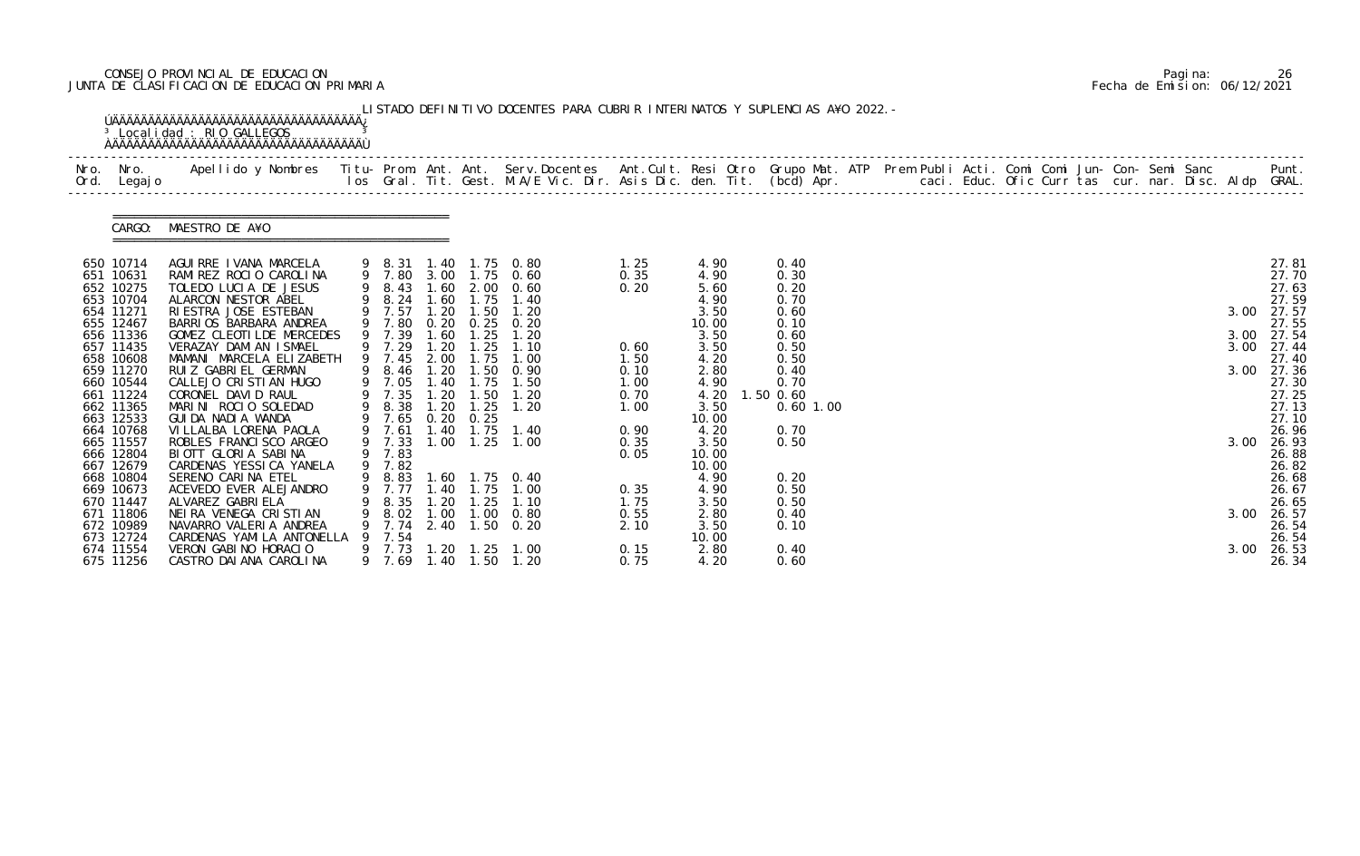CONSEJO PROVINCIAL DE EDUCACION
JUNTA DE CLASIFICACION DE EDUCACION PRIMARIA

Pagina: 26
Fecha de Emision: 06/12/2021

LISTADO DEFINITIVO DOCENTES PARA CUBRIR INTERINATOS Y SUPLENCIAS A¥O 2022.-

Localidad : RIO GALLEGOS

CARGO: MAESTRO DE A¥O

| Nro. Ord. | Nro. Legajo | Apellido y Nombres | Titu- los | Prom. Gral. | Ant. Tit. | Ant. Gest. | Serv.Docentes M.A/E Vic. Dir. | Ant.Cult. Asis Dic. | Resi den. | Otro Tit. | Grupo Mat. (bcd) | ATP Apr. | Prem Publi caci. | Acti. Educ. | Comi Ofic | Comi Curr | Jun- tas | Con- cur. | Semi nar. | Sanc Disc. | Aldp | Punt. GRAL. |
|---|---|---|---|---|---|---|---|---|---|---|---|---|---|---|---|---|---|---|---|---|---|---|
| 650 | 10714 | AGUIRRE IVANA MARCELA | 9 | 8.31 | 1.40 | 1.75 | 0.80 | 1.25 | 4.90 | | 0.40 | | | | | | | | | | | 27.81 |
| 651 | 10631 | RAMIREZ ROCIO CAROLINA | 9 | 7.80 | 3.00 | 1.75 | 0.60 | 0.35 | 4.90 | | 0.30 | | | | | | | | | | | 27.70 |
| 652 | 10275 | TOLEDO LUCIA DE JESUS | 9 | 8.43 | 1.60 | 2.00 | 0.60 | 0.20 | 5.60 | | 0.20 | | | | | | | | | | | 27.63 |
| 653 | 10704 | ALARCON NESTOR ABEL | 9 | 8.24 | 1.60 | 1.75 | 1.40 | | 4.90 | | 0.70 | | | | | | | | | | | 27.59 |
| 654 | 11271 | RIESTRA JOSE ESTEBAN | 9 | 7.57 | 1.20 | 1.50 | 1.20 | | 3.50 | | 0.60 | | | | | | | | | | 3.00 | 27.57 |
| 655 | 12467 | BARRIOS BARBARA ANDREA | 9 | 7.80 | 0.20 | 0.25 | 0.20 | | 10.00 | | 0.10 | | | | | | | | | | | 27.55 |
| 656 | 11336 | GOMEZ CLEOTILDE MERCEDES | 9 | 7.39 | 1.60 | 1.25 | 1.20 | | 3.50 | | 0.60 | | | | | | | | | | 3.00 | 27.54 |
| 657 | 11435 | VERAZAY DAMIAN ISMAEL | 9 | 7.29 | 1.20 | 1.25 | 1.10 | 0.60 | 3.50 | | 0.50 | | | | | | | | | | 3.00 | 27.44 |
| 658 | 10608 | MAMANI MARCELA ELIZABETH | 9 | 7.45 | 2.00 | 1.75 | 1.00 | 1.50 | 4.20 | | 0.50 | | | | | | | | | | | 27.40 |
| 659 | 11270 | RUIZ GABRIEL GERMAN | 9 | 8.46 | 1.20 | 1.50 | 0.90 | 0.10 | 2.80 | | 0.40 | | | | | | | | | | 3.00 | 27.36 |
| 660 | 10544 | CALLEJO CRISTIAN HUGO | 9 | 7.05 | 1.40 | 1.75 | 1.50 | 1.00 | 4.90 | | 0.70 | | | | | | | | | | | 27.30 |
| 661 | 11224 | CORONEL DAVID RAUL | 9 | 7.35 | 1.20 | 1.50 | 1.20 | 0.70 | 4.20 | 1.50 | 0.60 | | | | | | | | | | | 27.25 |
| 662 | 11365 | MARINI ROCIO SOLEDAD | 9 | 8.38 | 1.20 | 1.25 | 1.20 | 1.00 | 3.50 | | 0.60 | 1.00 | | | | | | | | | | 27.13 |
| 663 | 12533 | GUIDA NADIA WANDA | 9 | 7.65 | 0.20 | 0.25 | | | 10.00 | | | | | | | | | | | | | 27.10 |
| 664 | 10768 | VILLALBA LORENA PAOLA | 9 | 7.61 | 1.40 | 1.75 | 1.40 | 0.90 | 4.20 | | 0.70 | | | | | | | | | | | 26.96 |
| 665 | 11557 | ROBLES FRANCISCO ARGEO | 9 | 7.33 | 1.00 | 1.25 | 1.00 | 0.35 | 3.50 | | 0.50 | | | | | | | | | | 3.00 | 26.93 |
| 666 | 12804 | BIOTT GLORIA SABINA | 9 | 7.83 | | | | 0.05 | 10.00 | | | | | | | | | | | | | 26.88 |
| 667 | 12679 | CARDENAS YESSICA YANELA | 9 | 7.82 | | | | | 10.00 | | | | | | | | | | | | | 26.82 |
| 668 | 10804 | SERENO CARINA ETEL | 9 | 8.83 | 1.60 | 1.75 | 0.40 | | 4.90 | | 0.20 | | | | | | | | | | | 26.68 |
| 669 | 10673 | ACEVEDO EVER ALEJANDRO | 9 | 7.77 | 1.40 | 1.75 | 1.00 | 0.35 | 4.90 | | 0.50 | | | | | | | | | | | 26.67 |
| 670 | 11447 | ALVAREZ GABRIELA | 9 | 8.35 | 1.20 | 1.25 | 1.10 | 1.75 | 3.50 | | 0.50 | | | | | | | | | | | 26.65 |
| 671 | 11806 | NEIRA VENEGA CRISTIAN | 9 | 8.02 | 1.00 | 1.00 | 0.80 | 0.55 | 2.80 | | 0.40 | | | | | | | | | | 3.00 | 26.57 |
| 672 | 10989 | NAVARRO VALERIA ANDREA | 9 | 7.74 | 2.40 | 1.50 | 0.20 | 2.10 | 3.50 | | 0.10 | | | | | | | | | | | 26.54 |
| 673 | 12724 | CARDENAS YAMILA ANTONELLA | 9 | 7.54 | | | | | 10.00 | | | | | | | | | | | | | 26.54 |
| 674 | 11554 | VERON GABINO HORACIO | 9 | 7.73 | 1.20 | 1.25 | 1.00 | 0.15 | 2.80 | | 0.40 | | | | | | | | | | 3.00 | 26.53 |
| 675 | 11256 | CASTRO DAIANA CAROLINA | 9 | 7.69 | 1.40 | 1.50 | 1.20 | 0.75 | 4.20 | | 0.60 | | | | | | | | | | | 26.34 |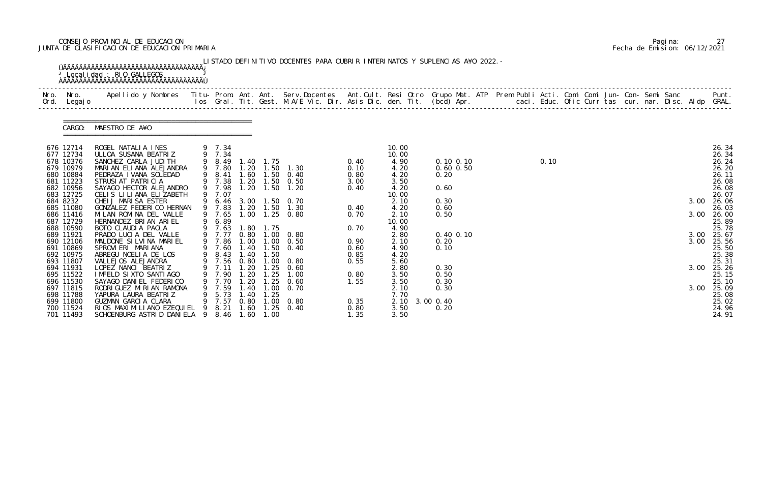CONSEJO PROVINCIAL DE EDUCACION
JUNTA DE CLASIFICACION DE EDUCACION PRIMARIA

LISTADO DEFINITIVO DOCENTES PARA CUBRIR INTERINATOS Y SUPLENCIAS A¥O 2022.-

Localidad : RIO GALLEGOS

CARGO: MAESTRO DE A¥O

| Nro. Ord. | Nro. Legajo | Apellido y Nombres | Titu- los | Prom. Gral. | Ant. Tit. | Ant. Gest. | Serv.Docentes M.A/E Vic. Dir. | Ant.Cult. Asis Dic. | Resi den. | Otro Tit. | Grupo Mat. (bcd) Apr. | ATP | Prem Publi caci. | Acti. Educ. | Comi Ofic | Comi Curr | Jun- tas | Con- cur. | Semi nar. | Sanc Disc. | Aldp | Punt. GRAL. |
|---|---|---|---|---|---|---|---|---|---|---|---|---|---|---|---|---|---|---|---|---|---|---|
| 676 | 12714 | ROGEL NATALIA INES | 9 | 7.34 | | | | | 10.00 | | | | | | | | | | | | | 26.34 |
| 677 | 12734 | ULLOA SUSANA BEATRIZ | 9 | 7.34 | | | | | 10.00 | | | | | | | | | | | | | 26.34 |
| 678 | 10376 | SANCHEZ CARLA JUDITH | 9 | 8.49 | 1.40 | 1.75 | | 0.40 | 4.90 | | 0.10 0.10 | | | 0.10 | | | | | | | | 26.24 |
| 679 | 10979 | MARIAN ELIANA ALEJANDRA | 9 | 7.80 | 1.20 | 1.50 | 1.30 | 0.10 | 4.20 | | 0.60 0.50 | | | | | | | | | | | 26.20 |
| 680 | 10884 | PEDRAZA IVANA SOLEDAD | 9 | 8.41 | 1.60 | 1.50 | 0.40 | 0.80 | 4.20 | | 0.20 | | | | | | | | | | | 26.11 |
| 681 | 11223 | STRUSIAT PATRICIA | 9 | 7.38 | 1.20 | 1.50 | 0.50 | 3.00 | 3.50 | | | | | | | | | | | | | 26.08 |
| 682 | 10956 | SAYAGO HECTOR ALEJANDRO | 9 | 7.98 | 1.20 | 1.50 | 1.20 | 0.40 | 4.20 | | 0.60 | | | | | | | | | | | 26.08 |
| 683 | 12725 | CELIS LILIANA ELIZABETH | 9 | 7.07 | | | | | 10.00 | | | | | | | | | | | | | 26.07 |
| 684 | 8232 | CHEIJ MARISA ESTER | 9 | 6.46 | 3.00 | 1.50 | 0.70 | | 2.10 | | 0.30 | | | | | | | | | | 3.00 | 26.06 |
| 685 | 11080 | GONZALEZ FEDERICO HERNAN | 9 | 7.83 | 1.20 | 1.50 | 1.30 | 0.40 | 4.20 | | 0.60 | | | | | | | | | | | 26.03 |
| 686 | 11416 | MILAN ROMINA DEL VALLE | 9 | 7.65 | 1.00 | 1.25 | 0.80 | 0.70 | 2.10 | | 0.50 | | | | | | | | | | 3.00 | 26.00 |
| 687 | 12729 | HERNANDEZ BRIAN ARIEL | 9 | 6.89 | | | | | 10.00 | | | | | | | | | | | | | 25.89 |
| 688 | 10590 | BOTO CLAUDIA PAOLA | 9 | 7.63 | 1.80 | 1.75 | | 0.70 | 4.90 | | | | | | | | | | | | | 25.78 |
| 689 | 11921 | PRADO LUCIA DEL VALLE | 9 | 7.77 | 0.80 | 1.00 | 0.80 | | 2.80 | | 0.40 0.10 | | | | | | | | | | 3.00 | 25.67 |
| 690 | 12106 | MALDONE SILVINA MARIEL | 9 | 7.86 | 1.00 | 1.00 | 0.50 | 0.90 | 2.10 | | 0.20 | | | | | | | | | | 3.00 | 25.56 |
| 691 | 10869 | SPROVIERI MARIANA | 9 | 7.60 | 1.40 | 1.50 | 0.40 | 0.60 | 4.90 | | 0.10 | | | | | | | | | | | 25.50 |
| 692 | 10975 | ABREGU NOELIA DE LOS | 9 | 8.43 | 1.40 | 1.50 | | 0.85 | 4.20 | | | | | | | | | | | | | 25.38 |
| 693 | 11807 | VALLEJOS ALEJANDRA | 9 | 7.56 | 0.80 | 1.00 | 0.80 | 0.55 | 5.60 | | | | | | | | | | | | | 25.31 |
| 694 | 11931 | LOPEZ NANCI BEATRIZ | 9 | 7.11 | 1.20 | 1.25 | 0.60 | | 2.80 | | 0.30 | | | | | | | | | | 3.00 | 25.26 |
| 695 | 11522 | IMFELD SIXTO SANTIAGO | 9 | 7.90 | 1.20 | 1.25 | 1.00 | 0.80 | 3.50 | | 0.50 | | | | | | | | | | | 25.15 |
| 696 | 11530 | SAYAGO DANIEL FEDERICO | 9 | 7.70 | 1.20 | 1.25 | 0.60 | 1.55 | 3.50 | | 0.30 | | | | | | | | | | | 25.10 |
| 697 | 11815 | RODRIGUEZ MIRIAN RAMONA | 9 | 7.59 | 1.40 | 1.00 | 0.70 | | 2.10 | | 0.30 | | | | | | | | | | 3.00 | 25.09 |
| 698 | 11788 | YAPURA LAURA BEATRIZ | 9 | 5.73 | 1.40 | 1.25 | | | 7.70 | | | | | | | | | | | | | 25.08 |
| 699 | 11800 | GUZMAN GARCIA CLARA | 9 | 7.57 | 0.80 | 1.00 | 0.80 | 0.35 | 2.10 | 3.00 | 0.40 | | | | | | | | | | | 25.02 |
| 700 | 11524 | RIOS MAXIMILIANO EZEQUIEL | 9 | 8.21 | 1.60 | 1.25 | 0.40 | 0.80 | 3.50 | | 0.20 | | | | | | | | | | | 24.96 |
| 701 | 11493 | SCHOENBURG ASTRID DANIELA | 9 | 8.46 | 1.60 | 1.00 | | 1.35 | 3.50 | | | | | | | | | | | | | 24.91 |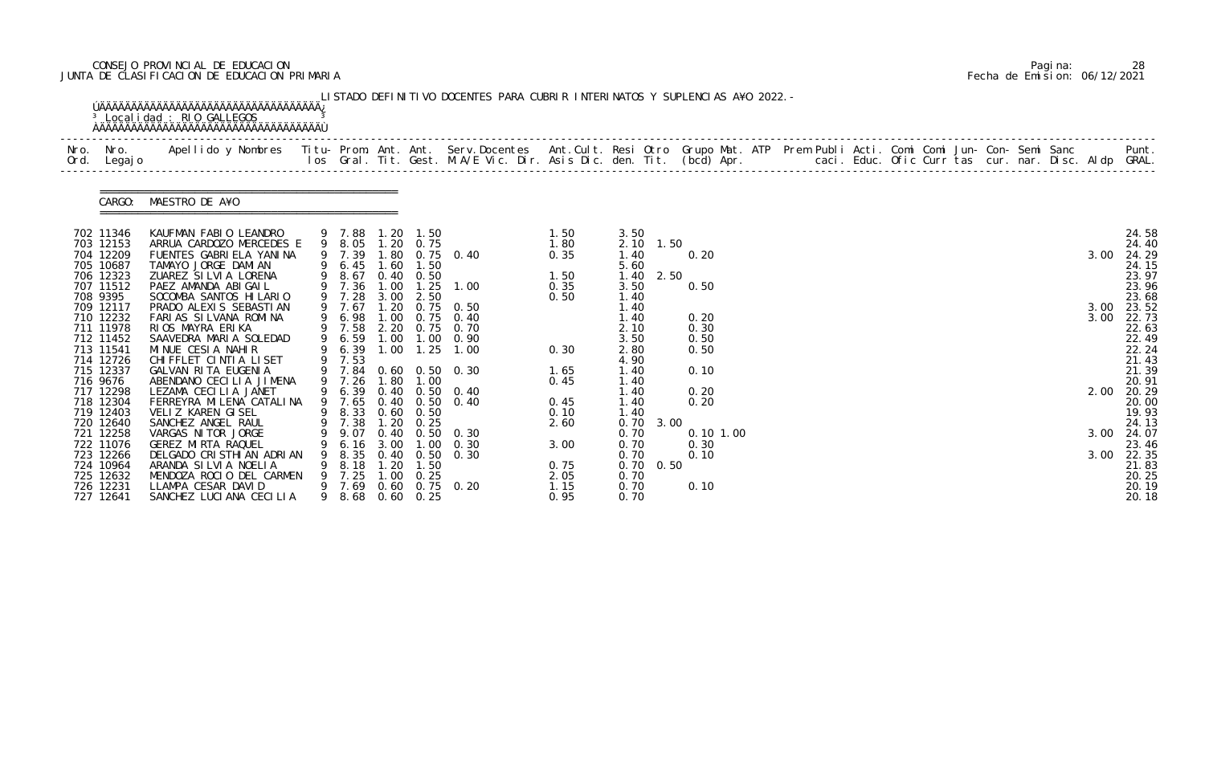CONSEJO PROVINCIAL DE EDUCACION
JUNTA DE CLASIFICACION DE EDUCACION PRIMARIA

Pagina: 28
Fecha de Emision: 06/12/2021

LISTADO DEFINITIVO DOCENTES PARA CUBRIR INTERINATOS Y SUPLENCIAS AÑO 2022.-

Localidad : RIO GALLEGOS

CARGO: MAESTRO DE AÑO

| Nro. Ord. | Nro. Legajo | Apellido y Nombres | Titu-los | Prom. Gral. | Ant. Tit. | Ant. Gest. | Serv.Docentes M.A/E Vic. Dir. | Ant.Cult. Asis Dic. | Resi den. | Otro Tit. | Grupo Mat. (bcd) | ATP Apr. | Prem caci. | Publi Educ. | Acti. Ofic | Comi Curr | Comi tas | Jun- cur. | Con- nar. | Semi Disc. | Sanc | Aldp | Punt. GRAL. |
|---|---|---|---|---|---|---|---|---|---|---|---|---|---|---|---|---|---|---|---|---|---|---|---|
| 702 | 11346 | KAUFMAN FABIO LEANDRO | 9 | 7.88 | 1.20 | 1.50 | | 1.50 | 3.50 | | | | | | | | | | | | | | 24.58 |
| 703 | 12153 | ARRUA CARDOZO MERCEDES E | 9 | 8.05 | 1.20 | 0.75 | | 1.80 | 2.10 | 1.50 | | | | | | | | | | | | | 24.40 |
| 704 | 12209 | FUENTES GABRIELA YANINA | 9 | 7.39 | 1.80 | 0.75 | 0.40 | 0.35 | 1.40 | | 0.20 | | | | | | | | | | | 3.00 | 24.29 |
| 705 | 10687 | TAMAYO JORGE DAMIAN | 9 | 6.45 | 1.60 | 1.50 | | | 5.60 | | | | | | | | | | | | | | 24.15 |
| 706 | 12323 | ZUAREZ SILVIA LORENA | 9 | 8.67 | 0.40 | 0.50 | | 1.50 | 1.40 | 2.50 | | | | | | | | | | | | | 23.97 |
| 707 | 11512 | PAEZ AMANDA ABIGAIL | 9 | 7.36 | 1.00 | 1.25 | 1.00 | 0.35 | 3.50 | | 0.50 | | | | | | | | | | | | 23.96 |
| 708 | 9395 | SOCOMBA SANTOS HILARIO | 9 | 7.28 | 3.00 | 2.50 | | 0.50 | 1.40 | | | | | | | | | | | | | | 23.68 |
| 709 | 12117 | PRADO ALEXIS SEBASTIAN | 9 | 7.67 | 1.20 | 0.75 | 0.50 | | 1.40 | | | | | | | | | | | | | 3.00 | 23.52 |
| 710 | 12232 | FARIAS SILVANA ROMINA | 9 | 6.98 | 1.00 | 0.75 | 0.40 | | 1.40 | | 0.20 | | | | | | | | | | | 3.00 | 22.73 |
| 711 | 11978 | RIOS MAYRA ERIKA | 9 | 7.58 | 2.20 | 0.75 | 0.70 | | 2.10 | | 0.30 | | | | | | | | | | | | 22.63 |
| 712 | 11452 | SAAVEDRA MARIA SOLEDAD | 9 | 6.59 | 1.00 | 1.00 | 0.90 | | 3.50 | | 0.50 | | | | | | | | | | | | 22.49 |
| 713 | 11541 | MINUE CESIA NAHIR | 9 | 6.39 | 1.00 | 1.25 | 1.00 | 0.30 | 2.80 | | 0.50 | | | | | | | | | | | | 22.24 |
| 714 | 12726 | CHIFFLET CINTIA LISET | 9 | 7.53 | | | | | 4.90 | | | | | | | | | | | | | | 21.43 |
| 715 | 12337 | GALVAN RITA EUGENIA | 9 | 7.84 | 0.60 | 0.50 | 0.30 | 1.65 | 1.40 | | 0.10 | | | | | | | | | | | | 21.39 |
| 716 | 9676 | ABENDANO CECILIA JIMENA | 9 | 7.26 | 1.80 | 1.00 | | 0.45 | 1.40 | | | | | | | | | | | | | | 20.91 |
| 717 | 12298 | LEZAMA CECILIA JANET | 9 | 6.39 | 0.40 | 0.50 | 0.40 | | 1.40 | | 0.20 | | | | | | | | | | | 2.00 | 20.29 |
| 718 | 12304 | FERREYRA MILENA CATALINA | 9 | 7.65 | 0.40 | 0.50 | 0.40 | 0.45 | 1.40 | | 0.20 | | | | | | | | | | | | 20.00 |
| 719 | 12403 | VELIZ KAREN GISEL | 9 | 8.33 | 0.60 | 0.50 | | 0.10 | 1.40 | | | | | | | | | | | | | | 19.93 |
| 720 | 12640 | SANCHEZ ANGEL RAUL | 9 | 7.38 | 1.20 | 0.25 | | 2.60 | 0.70 | 3.00 | | | | | | | | | | | | | 24.13 |
| 721 | 12258 | VARGAS NITOR JORGE | 9 | 9.07 | 0.40 | 0.50 | 0.30 | | 0.70 | | 0.10 | 1.00 | | | | | | | | | | 3.00 | 24.07 |
| 722 | 11076 | GEREZ MIRTA RAQUEL | 9 | 6.16 | 3.00 | 1.00 | 0.30 | 3.00 | 0.70 | | 0.30 | | | | | | | | | | | | 23.46 |
| 723 | 12266 | DELGADO CRISTHIAN ADRIAN | 9 | 8.35 | 0.40 | 0.50 | 0.30 | | 0.70 | | 0.10 | | | | | | | | | | | 3.00 | 22.35 |
| 724 | 10964 | ARANDA SILVIA NOELIA | 9 | 8.18 | 1.20 | 1.50 | | 0.75 | 0.70 | 0.50 | | | | | | | | | | | | | 21.83 |
| 725 | 12632 | MENDOZA ROCIO DEL CARMEN | 9 | 7.25 | 1.00 | 0.25 | | 2.05 | 0.70 | | | | | | | | | | | | | | 20.25 |
| 726 | 12231 | LLAMPA CESAR DAVID | 9 | 7.69 | 0.60 | 0.75 | 0.20 | 1.15 | 0.70 | | 0.10 | | | | | | | | | | | | 20.19 |
| 727 | 12641 | SANCHEZ LUCIANA CECILIA | 9 | 8.68 | 0.60 | 0.25 | | 0.95 | 0.70 | | | | | | | | | | | | | | 20.18 |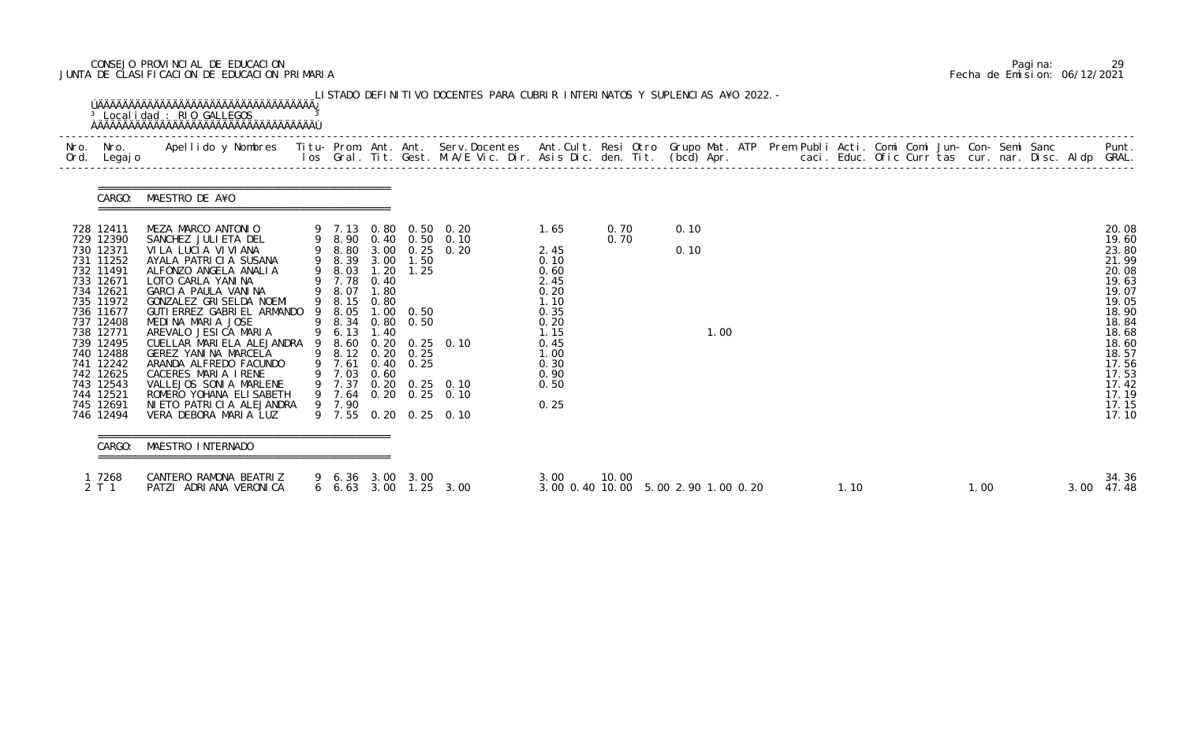CONSEJO PROVINCIAL DE EDUCACION
JUNTA DE CLASIFICACION DE EDUCACION PRIMARIA

Pagina: 29
Fecha de Emision: 06/12/2021

LISTADO DEFINITIVO DOCENTES PARA CUBRIR INTERINATOS Y SUPLENCIAS A¥O 2022.-

Localidad : RIO GALLEGOS

CARGO: MAESTRO DE A¥O

| Nro. Ord. | Nro. Legajo | Apellido y Nombres | Titu- los | Prom. Gral. | Ant. Tit. | Ant. Gest. | Serv.Docentes M.A/E Vic. Dir. | Ant.Cult. Asis Dic. | Resi den. | Otro Tit. | Grupo Mat. (bcd) | ATP Apr. | Prem Publi caci. | Acti. Educ. | Comi Ofic | Comi Curr | Jun- tas | Con- cur. | Semi nar. | Sanc Disc. | Aldp | Punt. GRAL. |
|---|---|---|---|---|---|---|---|---|---|---|---|---|---|---|---|---|---|---|---|---|---|---|
| 728 | 12411 | MEZA MARCO ANTONIO | 9 | 7.13 | 0.80 | 0.50 | 0.20 | 1.65 | 0.70 | | 0.10 | | | | | | | | | | | 20.08 |
| 729 | 12390 | SANCHEZ JULIETA DEL | 9 | 8.90 | 0.40 | 0.50 | 0.10 | | 0.70 | | | | | | | | | | | | | 19.60 |
| 730 | 12371 | VILA LUCIA VIVIANA | 9 | 8.80 | 3.00 | 0.25 | 0.20 | 2.45 | | | 0.10 | | | | | | | | | | | 23.80 |
| 731 | 11252 | AYALA PATRICIA SUSANA | 9 | 8.39 | 3.00 | 1.50 | | 0.10 | | | | | | | | | | | | | | 21.99 |
| 732 | 11491 | ALFONZO ANGELA ANALIA | 9 | 8.03 | 1.20 | 1.25 | | 0.60 | | | | | | | | | | | | | | 20.08 |
| 733 | 12671 | LOTO CARLA YANINA | 9 | 7.78 | 0.40 | | | 2.45 | | | | | | | | | | | | | | 19.63 |
| 734 | 12621 | GARCIA PAULA VANINA | 9 | 8.07 | 1.80 | | | 0.20 | | | | | | | | | | | | | | 19.07 |
| 735 | 11972 | GONZALEZ GRISELDA NOEMI | 9 | 8.15 | 0.80 | | | 1.10 | | | | | | | | | | | | | | 19.05 |
| 736 | 11677 | GUTIERREZ GABRIEL ARMANDO | 9 | 8.05 | 1.00 | 0.50 | | 0.35 | | | | | | | | | | | | | | 18.90 |
| 737 | 12408 | MEDINA MARIA JOSE | 9 | 8.34 | 0.80 | 0.50 | | 0.20 | | | | | | | | | | | | | | 18.84 |
| 738 | 12771 | AREVALO JESICA MARIA | 9 | 6.13 | 1.40 | | | 1.15 | | | | 1.00 | | | | | | | | | | 18.68 |
| 739 | 12495 | CUELLAR MARIELA ALEJANDRA | 9 | 8.60 | 0.20 | 0.25 | 0.10 | 0.45 | | | | | | | | | | | | | | 18.60 |
| 740 | 12488 | GEREZ YANINA MARCELA | 9 | 8.12 | 0.20 | 0.25 | | 1.00 | | | | | | | | | | | | | | 18.57 |
| 741 | 12242 | ARANDA ALFREDO FACUNDO | 9 | 7.61 | 0.40 | 0.25 | | 0.30 | | | | | | | | | | | | | | 17.56 |
| 742 | 12625 | CACERES MARIA IRENE | 9 | 7.03 | 0.60 | | | 0.90 | | | | | | | | | | | | | | 17.53 |
| 743 | 12543 | VALLEJOS SONIA MARLENE | 9 | 7.37 | 0.20 | 0.25 | 0.10 | 0.50 | | | | | | | | | | | | | | 17.42 |
| 744 | 12521 | ROMERO YOHANA ELISABETH | 9 | 7.64 | 0.20 | 0.25 | 0.10 | | | | | | | | | | | | | | | 17.19 |
| 745 | 12691 | NIETO PATRICIA ALEJANDRA | 9 | 7.90 | | | | 0.25 | | | | | | | | | | | | | | 17.15 |
| 746 | 12494 | VERA DEBORA MARIA LUZ | 9 | 7.55 | 0.20 | 0.25 | 0.10 | | | | | | | | | | | | | | | 17.10 |

CARGO: MAESTRO INTERNADO

| Nro. Ord. | Nro. Legajo | Apellido y Nombres | Titu- los | Prom. Gral. | Ant. Tit. | Ant. Gest. | Serv.Docentes M.A/E Vic. Dir. | Ant.Cult. Asis Dic. | Resi den. | Otro Tit. | Grupo Mat. (bcd) | ATP Apr. | Prem Publi caci. | Acti. Educ. | Comi Ofic | Comi Curr | Jun- tas | Con- cur. | Semi nar. | Sanc Disc. | Aldp | Punt. GRAL. |
|---|---|---|---|---|---|---|---|---|---|---|---|---|---|---|---|---|---|---|---|---|---|---|
| 1 | 7268 | CANTERO RAMONA BEATRIZ | 9 | 6.36 | 3.00 | 3.00 | | 3.00 | 10.00 | | | | | | | | | | | | | 34.36 |
| 2 | T 1 | PATZI ADRIANA VERONICA | 6 | 6.63 | 3.00 | 1.25 | 3.00 | 3.00 0.40 | 10.00 | 5.00 | 2.90 | 1.00 0.20 | | 1.10 | | | | 1.00 | | | 3.00 | 47.48 |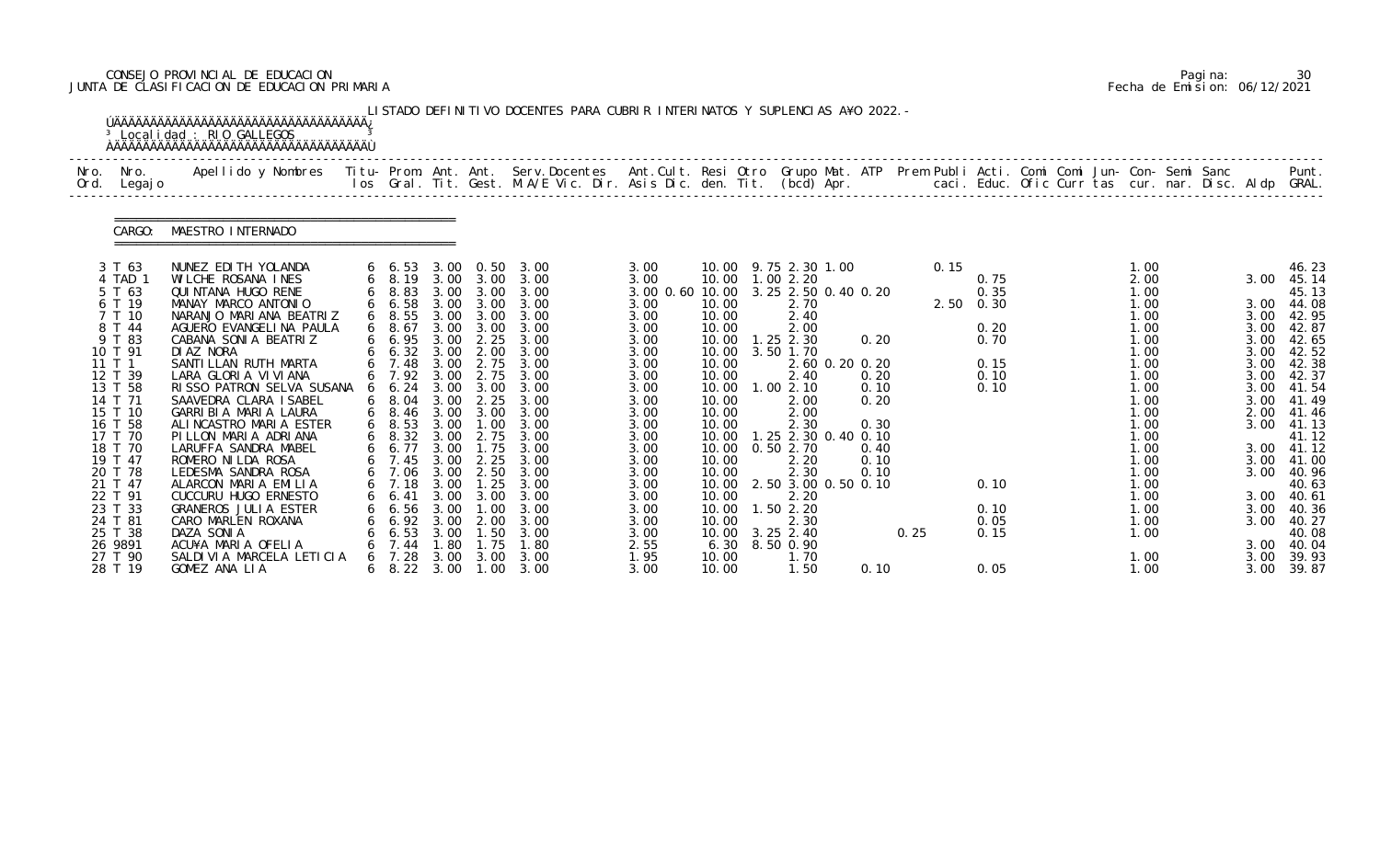CONSEJO PROVINCIAL DE EDUCACION
JUNTA DE CLASIFICACION DE EDUCACION PRIMARIA

Pagina: 30
Fecha de Emision: 06/12/2021

LISTADO DEFINITIVO DOCENTES PARA CUBRIR INTERINATOS Y SUPLENCIAS AÑO 2022.-

Localidad : RIO GALLEGOS

CARGO: MAESTRO INTERNADO

| Nro. Ord. | Nro. Legajo | Apellido y Nombres | Titu- los | Prom. Gral. | Ant. Tit. | Ant. Gest. | Serv.Docentes M.A/E Vic. Dir. | Ant.Cult. Asis Dic. | Resi den. | Otro Tit. | Grupo Mat. (bcd) | ATP Apr. | Prem Publi caci. | Acti. Educ. | Comi Ofic | Comi Curr | Jun- tas | Con- cur. | Semi nar. | Sanc Disc. | Aldp | Punt. GRAL. |
|---|---|---|---|---|---|---|---|---|---|---|---|---|---|---|---|---|---|---|---|---|---|---|
| 3 | T 63 | NUNEZ EDITH YOLANDA | 6 | 6.53 | 3.00 | 0.50 | 3.00 | 3.00 | 10.00 | 9.75 | 2.30 1.00 | | 0.15 | | | | | 1.00 | | | | 46.23 |
| 4 | TAD 1 | WILCHE ROSANA INES | 6 | 8.19 | 3.00 | 3.00 | 3.00 | 3.00 | 10.00 | 1.00 | 2.20 | | | 0.75 | | | | 2.00 | | | 3.00 | 45.14 |
| 5 | T 63 | QUINTANA HUGO RENE | 6 | 8.83 | 3.00 | 3.00 | 3.00 | 3.00 0.60 | 10.00 | 3.25 | 2.50 0.40 | 0.20 | | 0.35 | | | | 1.00 | | | | 45.13 |
| 6 | T 19 | MANAY MARCO ANTONIO | 6 | 6.58 | 3.00 | 3.00 | 3.00 | 3.00 | 10.00 | | 2.70 | | 2.50 | 0.30 | | | | 1.00 | | | 3.00 | 44.08 |
| 7 | T 10 | NARANJO MARIANA BEATRIZ | 6 | 8.55 | 3.00 | 3.00 | 3.00 | 3.00 | 10.00 | | 2.40 | | | | | | | 1.00 | | | 3.00 | 42.95 |
| 8 | T 44 | AGUERO EVANGELINA PAULA | 6 | 8.67 | 3.00 | 3.00 | 3.00 | 3.00 | 10.00 | | 2.00 | | | 0.20 | | | | 1.00 | | | 3.00 | 42.87 |
| 9 | T 83 | CABANA SONIA BEATRIZ | 6 | 6.95 | 3.00 | 2.25 | 3.00 | 3.00 | 10.00 | 1.25 | 2.30 | 0.20 | | 0.70 | | | | 1.00 | | | 3.00 | 42.65 |
| 10 | T 91 | DIAZ NORA | 6 | 6.32 | 3.00 | 2.00 | 3.00 | 3.00 | 10.00 | 3.50 | 1.70 | | | | | | | 1.00 | | | 3.00 | 42.52 |
| 11 | T 1 | SANTILLAN RUTH MARTA | 6 | 7.48 | 3.00 | 2.75 | 3.00 | 3.00 | 10.00 | | 2.60 0.20 | 0.20 | | 0.15 | | | | 1.00 | | | 3.00 | 42.38 |
| 12 | T 39 | LARA GLORIA VIVIANA | 6 | 7.92 | 3.00 | 2.75 | 3.00 | 3.00 | 10.00 | | 2.40 | 0.20 | | 0.10 | | | | 1.00 | | | 3.00 | 42.37 |
| 13 | T 58 | RISSO PATRON SELVA SUSANA | 6 | 6.24 | 3.00 | 3.00 | 3.00 | 3.00 | 10.00 | 1.00 | 2.10 | 0.10 | | 0.10 | | | | 1.00 | | | 3.00 | 41.54 |
| 14 | T 71 | SAAVEDRA CLARA ISABEL | 6 | 8.04 | 3.00 | 2.25 | 3.00 | 3.00 | 10.00 | | 2.00 | 0.20 | | | | | | 1.00 | | | 3.00 | 41.49 |
| 15 | T 10 | GARRIBIA MARIA LAURA | 6 | 8.46 | 3.00 | 3.00 | 3.00 | 3.00 | 10.00 | | 2.00 | | | | | | | 1.00 | | | 2.00 | 41.46 |
| 16 | T 58 | ALINCASTRO MARIA ESTER | 6 | 8.53 | 3.00 | 1.00 | 3.00 | 3.00 | 10.00 | | 2.30 | 0.30 | | | | | | 1.00 | | | 3.00 | 41.13 |
| 17 | T 70 | PILLON MARIA ADRIANA | 6 | 8.32 | 3.00 | 2.75 | 3.00 | 3.00 | 10.00 | 1.25 | 2.30 0.40 | 0.10 | | | | | | 1.00 | | | | 41.12 |
| 18 | T 70 | LARUFFA SANDRA MABEL | 6 | 6.77 | 3.00 | 1.75 | 3.00 | 3.00 | 10.00 | 0.50 | 2.70 | 0.40 | | | | | | 1.00 | | | 3.00 | 41.12 |
| 19 | T 47 | ROMERO NILDA ROSA | 6 | 7.45 | 3.00 | 2.25 | 3.00 | 3.00 | 10.00 | | 2.20 | 0.10 | | | | | | 1.00 | | | 3.00 | 41.00 |
| 20 | T 78 | LEDESMA SANDRA ROSA | 6 | 7.06 | 3.00 | 2.50 | 3.00 | 3.00 | 10.00 | | 2.30 | 0.10 | | | | | | 1.00 | | | 3.00 | 40.96 |
| 21 | T 47 | ALARCON MARIA EMILIA | 6 | 7.18 | 3.00 | 1.25 | 3.00 | 3.00 | 10.00 | 2.50 | 3.00 0.50 | 0.10 | | 0.10 | | | | 1.00 | | | | 40.63 |
| 22 | T 91 | CUCCURU HUGO ERNESTO | 6 | 6.41 | 3.00 | 3.00 | 3.00 | 3.00 | 10.00 | | 2.20 | | | | | | | 1.00 | | | 3.00 | 40.61 |
| 23 | T 33 | GRANEROS JULIA ESTER | 6 | 6.56 | 3.00 | 1.00 | 3.00 | 3.00 | 10.00 | 1.50 | 2.20 | | | 0.10 | | | | 1.00 | | | 3.00 | 40.36 |
| 24 | T 81 | CARO MARLEN ROXANA | 6 | 6.92 | 3.00 | 2.00 | 3.00 | 3.00 | 10.00 | | 2.30 | | | 0.05 | | | | 1.00 | | | 3.00 | 40.27 |
| 25 | T 38 | DAZA SONIA | 6 | 6.53 | 3.00 | 1.50 | 3.00 | 3.00 | 10.00 | 3.25 | 2.40 | | 0.25 | 0.15 | | | | 1.00 | | | | 40.08 |
| 26 | 9891 | ACUÑA MARIA OFELIA | 6 | 7.44 | 1.80 | 1.75 | 1.80 | 2.55 | 6.30 | 8.50 | 0.90 | | | | | | | | | | 3.00 | 40.04 |
| 27 | T 90 | SALDIVIA MARCELA LETICIA | 6 | 7.28 | 3.00 | 3.00 | 3.00 | 1.95 | 10.00 | | 1.70 | | | | | | | 1.00 | | | 3.00 | 39.93 |
| 28 | T 19 | GOMEZ ANA LIA | 6 | 8.22 | 3.00 | 1.00 | 3.00 | 3.00 | 10.00 | | 1.50 | 0.10 | | 0.05 | | | | 1.00 | | | 3.00 | 39.87 |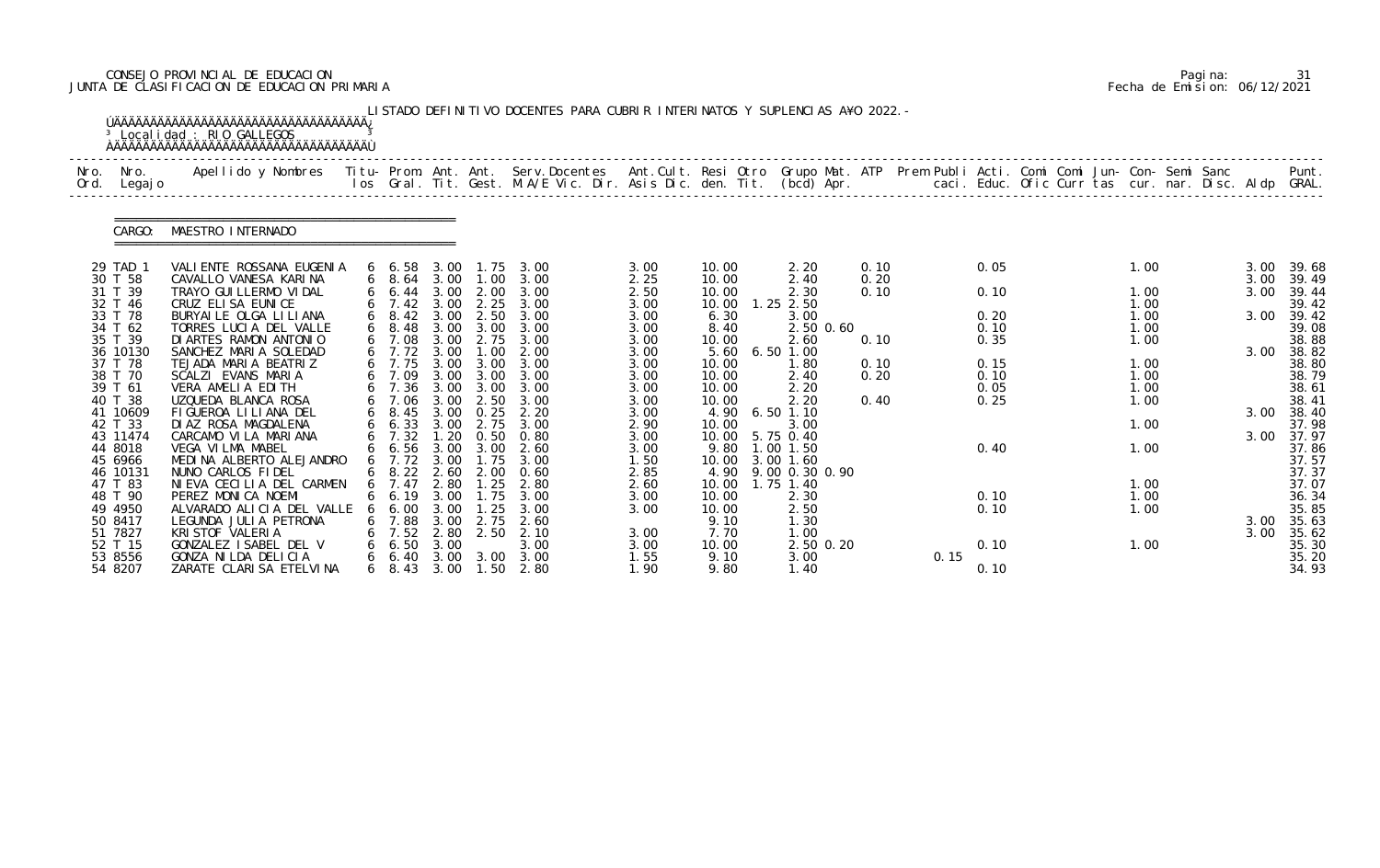CONSEJO PROVINCIAL DE EDUCACION
JUNTA DE CLASIFICACION DE EDUCACION PRIMARIA

Pagina: 31
Fecha de Emision: 06/12/2021

LISTADO DEFINITIVO DOCENTES PARA CUBRIR INTERINATOS Y SUPLENCIAS A¥O 2022.-

Localidad : RIO GALLEGOS

CARGO: MAESTRO INTERNADO

| Nro. Ord. | Nro. Legajo | Apellido y Nombres | Titu- los | Prom. Gral. | Ant. Tit. | Ant. Gest. | Serv.Docentes M.A/E Vic. Dir. | Ant.Cult. Asis Dic. | Resi den. | Otro Tit. | Grupo Mat. (bcd) | ATP Apr. | Prem Publi caci. | Acti. Educ. | Comi Ofic | Comi Curr | Jun- tas | Con- cur. | Semi nar. | Sanc Disc. | Aldp | Punt. GRAL. |
|---|---|---|---|---|---|---|---|---|---|---|---|---|---|---|---|---|---|---|---|---|---|---|
| 29 | TAD 1 | VALIENTE ROSSANA EUGENIA | 6 | 6.58 | 3.00 | 1.75 | 3.00 | 3.00 | 10.00 | | 2.20 | 0.10 | | 0.05 | | | | 1.00 | | | 3.00 | 39.68 |
| 30 | T 58 | CAVALLO VANESA KARINA | 6 | 8.64 | 3.00 | 1.00 | 3.00 | 2.25 | 10.00 | | 2.40 | 0.20 | | | | | | | | | 3.00 | 39.49 |
| 31 | T 39 | TRAYO GUILLERMO VIDAL | 6 | 6.44 | 3.00 | 2.00 | 3.00 | 2.50 | 10.00 | | 2.30 | 0.10 | | 0.10 | | | | 1.00 | | | 3.00 | 39.44 |
| 32 | T 46 | CRUZ ELISA EUNICE | 6 | 7.42 | 3.00 | 2.25 | 3.00 | 3.00 | 10.00 | 1.25 | 2.50 | | | | | | | 1.00 | | | | 39.42 |
| 33 | T 78 | BURYAILE OLGA LILIANA | 6 | 8.42 | 3.00 | 2.50 | 3.00 | 3.00 | 6.30 | | 3.00 | | | 0.20 | | | | 1.00 | | | 3.00 | 39.42 |
| 34 | T 62 | TORRES LUCIA DEL VALLE | 6 | 8.48 | 3.00 | 3.00 | 3.00 | 3.00 | 8.40 | | 2.50 0.60 | | | 0.10 | | | | 1.00 | | | | 39.08 |
| 35 | T 39 | DIARTES RAMON ANTONIO | 6 | 7.08 | 3.00 | 2.75 | 3.00 | 3.00 | 10.00 | | 2.60 | 0.10 | | 0.35 | | | | 1.00 | | | | 38.88 |
| 36 | 10130 | SANCHEZ MARIA SOLEDAD | 6 | 7.72 | 3.00 | 1.00 | 2.00 | 3.00 | 5.60 | 6.50 | 1.00 | | | | | | | | | | 3.00 | 38.82 |
| 37 | T 78 | TEJADA MARIA BEATRIZ | 6 | 7.75 | 3.00 | 3.00 | 3.00 | 3.00 | 10.00 | | 1.80 | 0.10 | | 0.15 | | | | 1.00 | | | | 38.80 |
| 38 | T 70 | SCALZI EVANS MARIA | 6 | 7.09 | 3.00 | 3.00 | 3.00 | 3.00 | 10.00 | | 2.40 | 0.20 | | 0.10 | | | | 1.00 | | | | 38.79 |
| 39 | T 61 | VERA AMELIA EDITH | 6 | 7.36 | 3.00 | 3.00 | 3.00 | 3.00 | 10.00 | | 2.20 | | | 0.05 | | | | 1.00 | | | | 38.61 |
| 40 | T 38 | UZQUEDA BLANCA ROSA | 6 | 7.06 | 3.00 | 2.50 | 3.00 | 3.00 | 10.00 | | 2.20 | 0.40 | | 0.25 | | | | 1.00 | | | | 38.41 |
| 41 | 10609 | FIGUEROA LILIANA DEL | 6 | 8.45 | 3.00 | 0.25 | 2.20 | 3.00 | 4.90 | 6.50 | 1.10 | | | | | | | | | | 3.00 | 38.40 |
| 42 | T 33 | DIAZ ROSA MAGDALENA | 6 | 6.33 | 3.00 | 2.75 | 3.00 | 2.90 | 10.00 | | 3.00 | | | | | | | 1.00 | | | | 37.98 |
| 43 | 11474 | CARCAMO VILA MARIANA | 6 | 7.32 | 1.20 | 0.50 | 0.80 | 3.00 | 10.00 | 5.75 | 0.40 | | | | | | | | | | 3.00 | 37.97 |
| 44 | 8018 | VEGA VILMA MABEL | 6 | 6.56 | 3.00 | 3.00 | 2.60 | 3.00 | 9.80 | 1.00 | 1.50 | | | 0.40 | | | | 1.00 | | | | 37.86 |
| 45 | 6966 | MEDINA ALBERTO ALEJANDRO | 6 | 7.72 | 3.00 | 1.75 | 3.00 | 1.50 | 10.00 | 3.00 | 1.60 | | | | | | | | | | | 37.57 |
| 46 | 10131 | NUNO CARLOS FIDEL | 6 | 8.22 | 2.60 | 2.00 | 0.60 | 2.85 | 4.90 | 9.00 | 0.30 0.90 | | | | | | | | | | | 37.37 |
| 47 | T 83 | NIEVA CECILIA DEL CARMEN | 6 | 7.47 | 2.80 | 1.25 | 2.80 | 2.60 | 10.00 | 1.75 | 1.40 | | | | | | | 1.00 | | | | 37.07 |
| 48 | T 90 | PEREZ MONICA NOEMI | 6 | 6.19 | 3.00 | 1.75 | 3.00 | 3.00 | 10.00 | | 2.30 | | | 0.10 | | | | 1.00 | | | | 36.34 |
| 49 | 4950 | ALVARADO ALICIA DEL VALLE | 6 | 6.00 | 3.00 | 1.25 | 3.00 | 3.00 | 10.00 | | 2.50 | | | 0.10 | | | | 1.00 | | | | 35.85 |
| 50 | 8417 | LEGUNDA JULIA PETRONA | 6 | 7.88 | 3.00 | 2.75 | 2.60 | | 9.10 | | 1.30 | | | | | | | | | | 3.00 | 35.63 |
| 51 | 7827 | KRISTOF VALERIA | 6 | 7.52 | 2.80 | 2.50 | 2.10 | 3.00 | 7.70 | | 1.00 | | | | | | | | | | 3.00 | 35.62 |
| 52 | T 15 | GONZALEZ ISABEL DEL V | 6 | 6.50 | 3.00 | | 3.00 | 3.00 | 10.00 | | 2.50 0.20 | | | 0.10 | | | | 1.00 | | | | 35.30 |
| 53 | 8556 | GONZA NILDA DELICIA | 6 | 6.40 | 3.00 | 3.00 | 3.00 | 1.55 | 9.10 | | 3.00 | | 0.15 | | | | | | | | | 35.20 |
| 54 | 8207 | ZARATE CLARISA ETELVINA | 6 | 8.43 | 3.00 | 1.50 | 2.80 | 1.90 | 9.80 | | 1.40 | | | 0.10 | | | | | | | | 34.93 |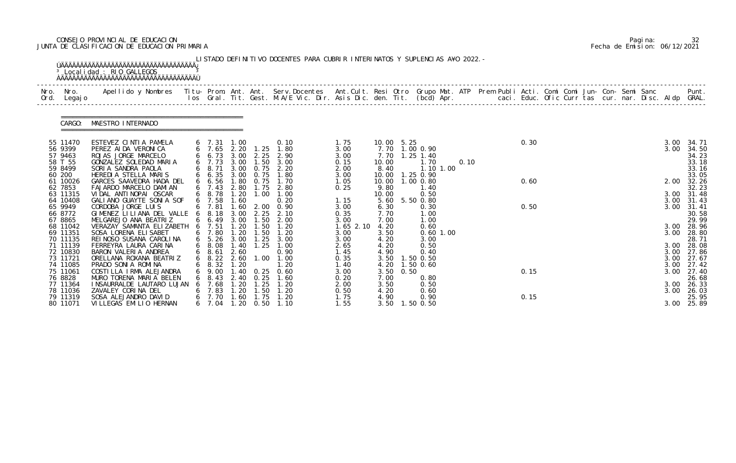CONSEJO PROVINCIAL DE EDUCACION
JUNTA DE CLASIFICACION DE EDUCACION PRIMARIA

Pagina: 32
Fecha de Emision: 06/12/2021

LISTADO DEFINITIVO DOCENTES PARA CUBRIR INTERINATOS Y SUPLENCIAS A¥O 2022.-

Localidad : RIO GALLEGOS

CARGO: MAESTRO INTERNADO

| Nro. Ord. | Nro. Legajo | Apellido y Nombres | Titu- los | Prom. Gral. | Ant. Tit. | Ant. Gest. | Serv.Docentes M.A/E Vic. Dir. | Ant.Cult. Asis Dic. | Resi den. | Otro Tit. | Grupo Mat. (bcd) | ATP Apr. | Prem Publi caci. | Acti. Educ. | Comi Ofic | Comi Curr | Jun- tas | Con- cur. | Semi nar. | Sanc Disc. | Aldp | Punt. GRAL. |
|---|---|---|---|---|---|---|---|---|---|---|---|---|---|---|---|---|---|---|---|---|---|---|
| 55 | 11470 | ESTEVEZ CINTIA PAMELA | 6 | 7.31 | 1.00 | | 0.10 | 1.75 | 10.00 | 5.25 | | | | 0.30 | | | | | | | 3.00 | 34.71 |
| 56 | 9399 | PEREZ AIDA VERONICA | 6 | 7.65 | 2.20 | 1.25 | 1.80 | 3.00 | 7.70 | 1.00 | 0.90 | | | | | | | | | | 3.00 | 34.50 |
| 57 | 9463 | ROJAS JORGE MARCELO | 6 | 6.73 | 3.00 | 2.25 | 2.90 | 3.00 | 7.70 | 1.25 | 1.40 | | | | | | | | | | | 34.23 |
| 58 | T 55 | GONZALEZ SOLEDAD MARIA | 6 | 7.73 | 3.00 | 1.50 | 3.00 | 0.15 | 10.00 | | 1.70 | 0.10 | | | | | | | | | | 33.18 |
| 59 | 8499 | SORIA SANDRA PAOLA | 6 | 8.71 | 3.00 | 0.75 | 2.20 | 2.00 | 8.40 | | 1.10 | 1.00 | | | | | | | | | | 33.16 |
| 60 | 200 | HEREDIA STELLA MARIS | 6 | 6.35 | 3.00 | 0.75 | 1.80 | 3.00 | 10.00 | 1.25 | 0.90 | | | | | | | | | | | 33.05 |
| 61 | 10026 | GARCES SAAVEDRA HADA DEL | 6 | 6.56 | 1.80 | 0.75 | 1.70 | 1.05 | 10.00 | 1.00 | 0.80 | | | 0.60 | | | | | | | 2.00 | 32.26 |
| 62 | 7853 | FAJARDO MARCELO DAMIAN | 6 | 7.43 | 2.80 | 1.75 | 2.80 | 0.25 | 9.80 | | 1.40 | | | | | | | | | | | 32.23 |
| 63 | 11315 | VIDAL ANTINOPAI OSCAR | 6 | 8.78 | 1.20 | 1.00 | 1.00 | | 10.00 | | 0.50 | | | | | | | | | | 3.00 | 31.48 |
| 64 | 10408 | GALIANO GUAYTE SONIA SOF | 6 | 7.58 | 1.60 | | 0.20 | 1.15 | 5.60 | 5.50 | 0.80 | | | | | | | | | | 3.00 | 31.43 |
| 65 | 9949 | CORDOBA JORGE LUIS | 6 | 7.81 | 1.60 | 2.00 | 0.90 | 3.00 | 6.30 | | 0.30 | | | 0.50 | | | | | | | 3.00 | 31.41 |
| 66 | 8772 | GIMENEZ LILIANA DEL VALLE | 6 | 8.18 | 3.00 | 2.25 | 2.10 | 0.35 | 7.70 | | 1.00 | | | | | | | | | | | 30.58 |
| 67 | 8865 | MELGAREJO ANA BEATRIZ | 6 | 6.49 | 3.00 | 1.50 | 2.00 | 3.00 | 7.00 | | 1.00 | | | | | | | | | | | 29.99 |
| 68 | 11042 | VERAZAY SAMANTA ELIZABETH | 6 | 7.51 | 1.20 | 1.50 | 1.20 | 1.65 2.10 | 4.20 | | 0.60 | | | | | | | | | | 3.00 | 28.96 |
| 69 | 11351 | SOSA LORENA ELISABET | 6 | 7.80 | 1.20 | 1.50 | 1.20 | 3.00 | 3.50 | | 0.60 | 1.00 | | | | | | | | | 3.00 | 28.80 |
| 70 | 11135 | REINOSO SUSANA CAROLINA | 6 | 5.26 | 3.00 | 1.25 | 3.00 | 3.00 | 4.20 | | 3.00 | | | | | | | | | | | 28.71 |
| 71 | 11139 | FERREYRA LAURA CARINA | 6 | 8.08 | 1.40 | 1.25 | 1.00 | 2.65 | 4.20 | | 0.50 | | | | | | | | | | 3.00 | 28.08 |
| 72 | 10830 | BARON VALERIA ANDREA | 6 | 8.61 | 2.60 | | 0.90 | 1.45 | 4.90 | | 0.40 | | | | | | | | | | 3.00 | 27.86 |
| 73 | 11721 | ORELLANA ROXANA BEATRIZ | 6 | 8.22 | 2.60 | 1.00 | 1.00 | 0.35 | 3.50 | 1.50 | 0.50 | | | | | | | | | | 3.00 | 27.67 |
| 74 | 11085 | PRADO SONIA ROMINA | 6 | 8.32 | 1.20 | | 1.20 | 1.40 | 4.20 | 1.50 | 0.60 | | | | | | | | | | 3.00 | 27.42 |
| 75 | 11061 | COSTILLA IRMA ALEJANDRA | 6 | 9.00 | 1.40 | 0.25 | 0.60 | 3.00 | 3.50 | 0.50 | | | | 0.15 | | | | | | | 3.00 | 27.40 |
| 76 | 8828 | MURO TORENA MARIA BELEN | 6 | 8.43 | 2.40 | 0.25 | 1.60 | 0.20 | 7.00 | | 0.80 | | | | | | | | | | | 26.68 |
| 77 | 11364 | INSAURRALDE LAUTARO LUJAN | 6 | 7.68 | 1.20 | 1.25 | 1.20 | 2.00 | 3.50 | | 0.50 | | | | | | | | | | 3.00 | 26.33 |
| 78 | 11036 | ZAVALEY CORINA DEL | 6 | 7.83 | 1.20 | 1.50 | 1.20 | 0.50 | 4.20 | | 0.60 | | | | | | | | | | 3.00 | 26.03 |
| 79 | 11319 | SOSA ALEJANDRO DAVID | 6 | 7.70 | 1.60 | 1.75 | 1.20 | 1.75 | 4.90 | | 0.90 | | | 0.15 | | | | | | | | 25.95 |
| 80 | 11071 | VILLEGAS EMILIO HERNAN | 6 | 7.04 | 1.20 | 0.50 | 1.10 | 1.55 | 3.50 | 1.50 | 0.50 | | | | | | | | | | 3.00 | 25.89 |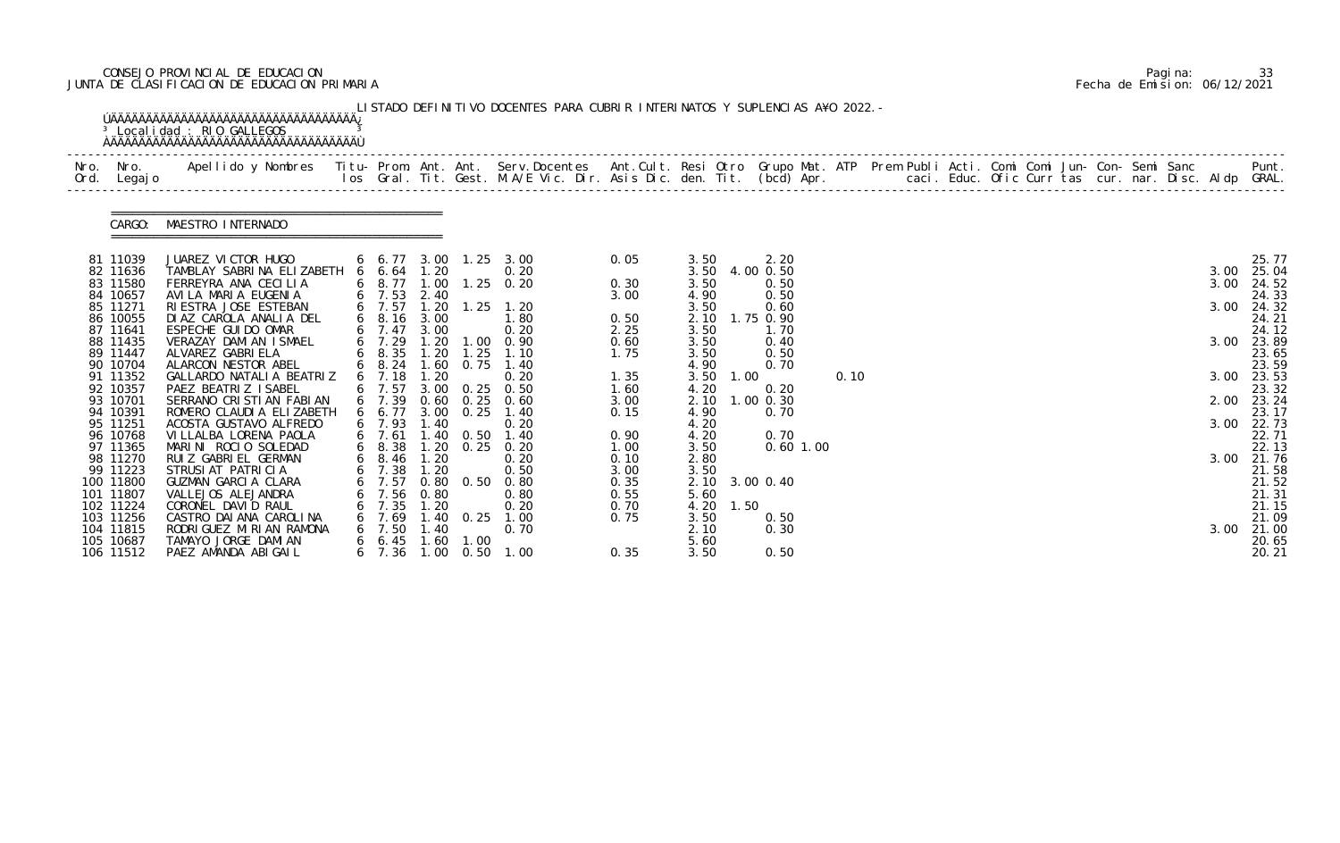CONSEJO PROVINCIAL DE EDUCACION
JUNTA DE CLASIFICACION DE EDUCACION PRIMARIA

Pagina: 33
Fecha de Emision: 06/12/2021

LISTADO DEFINITIVO DOCENTES PARA CUBRIR INTERINATOS Y SUPLENCIAS A¥O 2022.-

Localidad : RIO GALLEGOS

CARGO: MAESTRO INTERNADO

| Nro. Ord. | Nro. Legajo | Apellido y Nombres | Titu-los | Prom. Gral. | Ant. Tit. | Ant. Gest. | Serv.Docentes M.A/E Vic. Dir. | Ant.Cult. Asis Dic. | Resi den. | Otro Tit. | Grupo Mat. (bcd) | ATP Apr. | Prem Publi caci. | Acti. Educ. | Comi Ofic | Comi Curr | Jun- tas | Con- cur. | Semi nar. | Sanc Disc. | Aldp | Punt. GRAL. |
|---|---|---|---|---|---|---|---|---|---|---|---|---|---|---|---|---|---|---|---|---|---|---|
| 81 | 11039 | JUAREZ VICTOR HUGO | 6 | 6.77 | 3.00 | 1.25 | 3.00 | 0.05 | 3.50 | | 2.20 | | | | | | | | | | | 25.77 |
| 82 | 11636 | TAMBLAY SABRINA ELIZABETH | 6 | 6.64 | 1.20 | | 0.20 | | 3.50 | 4.00 | 0.50 | | | | | | | | | | 3.00 | 25.04 |
| 83 | 11580 | FERREYRA ANA CECILIA | 6 | 8.77 | 1.00 | 1.25 | 0.20 | 0.30 | 3.50 | | 0.50 | | | | | | | | | | 3.00 | 24.52 |
| 84 | 10657 | AVILA MARIA EUGENIA | 6 | 7.53 | 2.40 | | | 3.00 | 4.90 | | 0.50 | | | | | | | | | | | 24.33 |
| 85 | 11271 | RIESTRA JOSE ESTEBAN | 6 | 7.57 | 1.20 | 1.25 | 1.20 | | 3.50 | | 0.60 | | | | | | | | | | 3.00 | 24.32 |
| 86 | 10055 | DIAZ CAROLA ANALIA DEL | 6 | 8.16 | 3.00 | | 1.80 | 0.50 | 2.10 | 1.75 | 0.90 | | | | | | | | | | | 24.21 |
| 87 | 11641 | ESPECHE GUIDO OMAR | 6 | 7.47 | 3.00 | | 0.20 | 2.25 | 3.50 | | 1.70 | | | | | | | | | | | 24.12 |
| 88 | 11435 | VERAZAY DAMIAN ISMAEL | 6 | 7.29 | 1.20 | 1.00 | 0.90 | 0.60 | 3.50 | | 0.40 | | | | | | | | | | 3.00 | 23.89 |
| 89 | 11447 | ALVAREZ GABRIELA | 6 | 8.35 | 1.20 | 1.25 | 1.10 | 1.75 | 3.50 | | 0.50 | | | | | | | | | | | 23.65 |
| 90 | 10704 | ALARCON NESTOR ABEL | 6 | 8.24 | 1.60 | 0.75 | 1.40 | | 4.90 | | 0.70 | | | | | | | | | | | 23.59 |
| 91 | 11352 | GALLARDO NATALIA BEATRIZ | 6 | 7.18 | 1.20 | | 0.20 | 1.35 | 3.50 | 1.00 | | 0.10 | | | | | | | | | 3.00 | 23.53 |
| 92 | 10357 | PAEZ BEATRIZ ISABEL | 6 | 7.57 | 3.00 | 0.25 | 0.50 | 1.60 | 4.20 | | 0.20 | | | | | | | | | | | 23.32 |
| 93 | 10701 | SERRANO CRISTIAN FABIAN | 6 | 7.39 | 0.60 | 0.25 | 0.60 | 3.00 | 2.10 | 1.00 | 0.30 | | | | | | | | | | 2.00 | 23.24 |
| 94 | 10391 | ROMERO CLAUDIA ELIZABETH | 6 | 6.77 | 3.00 | 0.25 | 1.40 | 0.15 | 4.90 | | 0.70 | | | | | | | | | | | 23.17 |
| 95 | 11251 | ACOSTA GUSTAVO ALFREDO | 6 | 7.93 | 1.40 | | 0.20 | | 4.20 | | | | | | | | | | | | 3.00 | 22.73 |
| 96 | 10768 | VILLALBA LORENA PAOLA | 6 | 7.61 | 1.40 | 0.50 | 1.40 | 0.90 | 4.20 | | 0.70 | | | | | | | | | | | 22.71 |
| 97 | 11365 | MARINI ROCIO SOLEDAD | 6 | 8.38 | 1.20 | 0.25 | 0.20 | 1.00 | 3.50 | | 0.60 | 1.00 | | | | | | | | | | 22.13 |
| 98 | 11270 | RUIZ GABRIEL GERMAN | 6 | 8.46 | 1.20 | | 0.20 | 0.10 | 2.80 | | | | | | | | | | | | 3.00 | 21.76 |
| 99 | 11223 | STRUSIAT PATRICIA | 6 | 7.38 | 1.20 | | 0.50 | 3.00 | 3.50 | | | | | | | | | | | | | 21.58 |
| 100 | 11800 | GUZMAN GARCIA CLARA | 6 | 7.57 | 0.80 | 0.50 | 0.80 | 0.35 | 2.10 | 3.00 | 0.40 | | | | | | | | | | | 21.52 |
| 101 | 11807 | VALLEJOS ALEJANDRA | 6 | 7.56 | 0.80 | | 0.80 | 0.55 | 5.60 | | | | | | | | | | | | | 21.31 |
| 102 | 11224 | CORONEL DAVID RAUL | 6 | 7.35 | 1.20 | | 0.20 | 0.70 | 4.20 | 1.50 | | | | | | | | | | | | 21.15 |
| 103 | 11256 | CASTRO DAIANA CAROLINA | 6 | 7.69 | 1.40 | 0.25 | 1.00 | 0.75 | 3.50 | | 0.50 | | | | | | | | | | | 21.09 |
| 104 | 11815 | RODRIGUEZ MIRIAN RAMONA | 6 | 7.50 | 1.40 | | 0.70 | | 2.10 | | 0.30 | | | | | | | | | | 3.00 | 21.00 |
| 105 | 10687 | TAMAYO JORGE DAMIAN | 6 | 6.45 | 1.60 | 1.00 | | | 5.60 | | | | | | | | | | | | | 20.65 |
| 106 | 11512 | PAEZ AMANDA ABIGAIL | 6 | 7.36 | 1.00 | 0.50 | 1.00 | 0.35 | 3.50 | | 0.50 | | | | | | | | | | | 20.21 |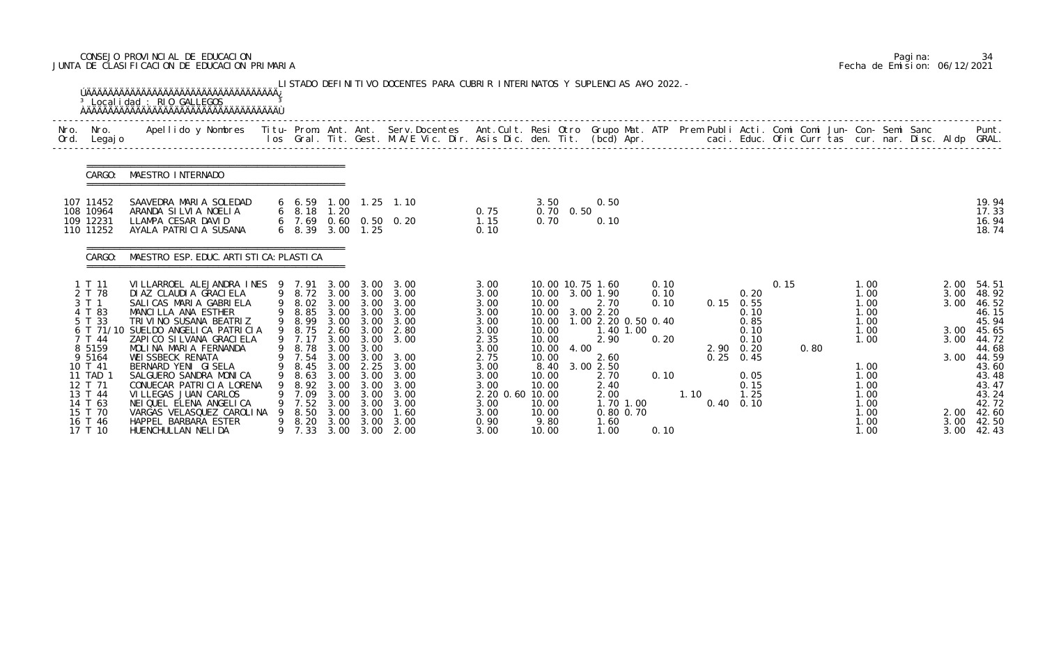CONSEJO PROVINCIAL DE EDUCACION
JUNTA DE CLASIFICACION DE EDUCACION PRIMARIA

Pagina: 34
Fecha de Emision: 06/12/2021

LISTADO DEFINITIVO DOCENTES PARA CUBRIR INTERINATOS Y SUPLENCIAS A¥O 2022.-

Localidad : RIO GALLEGOS

| Nro. Ord. | Nro. Legajo | Apellido y Nombres | Titu- los | Prom. Gral. | Ant. Tit. | Ant. Gest. | Serv.Docentes M.A/E Vic. Dir. | Ant.Cult. Asis Dic. | Resi den. | Otro Tit. | Grupo Mat. (bcd) Apr. | ATP | Prem Publi caci. | Acti. Educ. | Comi Ofic | Comi Curr | Jun- tas | Con- cur. | Semi nar. | Sanc Disc. | Aldp | Punt. GRAL. |
|---|---|---|---|---|---|---|---|---|---|---|---|---|---|---|---|---|---|---|---|---|---|---|
| **CARGO: MAESTRO INTERNADO** | | | | | | | | | | | | | | | | | | | | | | |
| 107 | 11452 | SAAVEDRA MARIA SOLEDAD | 6 | 6.59 | 1.00 | 1.25 | 1.10 | | 3.50 | | 0.50 | | | | | | | | | | | 19.94 |
| 108 | 10964 | ARANDA SILVIA NOELIA | 6 | 8.18 | 1.20 | | | 0.75 | 0.70 | 0.50 | | | | | | | | | | | | 17.33 |
| 109 | 12231 | LLAMPA CESAR DAVID | 6 | 7.69 | 0.60 | 0.50 | 0.20 | 1.15 | 0.70 | | 0.10 | | | | | | | | | | | 16.94 |
| 110 | 11252 | AYALA PATRICIA SUSANA | 6 | 8.39 | 3.00 | 1.25 | | 0.10 | | | | | | | | | | | | | | 18.74 |
| **CARGO: MAESTRO ESP. EDUC. ARTISTICA: PLASTICA** | | | | | | | | | | | | | | | | | | | | | | |
| 1 | T 11 | VILLARROEL ALEJANDRA INES | 9 | 7.91 | 3.00 | 3.00 | 3.00 | 3.00 | 10.00 | 10.75 | 1.60 | 0.10 | | 0.20 | 0.15 | | | 1.00 | | | 2.00 | 54.51 |
| 2 | T 78 | DIAZ CLAUDIA GRACIELA | 9 | 8.72 | 3.00 | 3.00 | 3.00 | 3.00 | 10.00 | 3.00 | 1.90 | 0.10 | | | | | | 1.00 | | | 3.00 | 48.92 |
| 3 | T 1 | SALICAS MARIA GABRIELA | 9 | 8.02 | 3.00 | 3.00 | 3.00 | 3.00 | 10.00 | | 2.70 | 0.10 | 0.15 | 0.55 | | | | 1.00 | | | 3.00 | 46.52 |
| 4 | T 83 | MANCILLA ANA ESTHER | 9 | 8.85 | 3.00 | 3.00 | 3.00 | 3.00 | 10.00 | 3.00 | 2.20 | | | 0.10 | | | | 1.00 | | | | 46.15 |
| 5 | T 33 | TRIVINO SUSANA BEATRIZ | 9 | 8.99 | 3.00 | 3.00 | 3.00 | 3.00 | 10.00 | 1.00 | 2.20 0.50 | 0.40 | | 0.85 | | | | 1.00 | | | | 45.94 |
| 6 | T 71/10 | SUELDO ANGELICA PATRICIA | 9 | 8.75 | 2.60 | 3.00 | 2.80 | 3.00 | 10.00 | | 1.40 1.00 | | | 0.10 | | | | 1.00 | | | 3.00 | 45.65 |
| 7 | T 44 | ZAPICO SILVANA GRACIELA | 9 | 7.17 | 3.00 | 3.00 | 3.00 | 2.35 | 10.00 | | 2.90 | 0.20 | | 0.10 | | | | 1.00 | | | 3.00 | 44.72 |
| 8 | 5159 | MOLINA MARIA FERNANDA | 9 | 8.78 | 3.00 | 3.00 | | 3.00 | 10.00 | 4.00 | | | 2.90 | 0.20 | | 0.80 | | | | | | 44.68 |
| 9 | 5164 | WEISSBECK RENATA | 9 | 7.54 | 3.00 | 3.00 | 3.00 | 2.75 | 10.00 | | 2.60 | | 0.25 | 0.45 | | | | | | | 3.00 | 44.59 |
| 10 | T 41 | BERNARD YENI GISELA | 9 | 8.45 | 3.00 | 2.25 | 3.00 | 3.00 | 8.40 | 3.00 | 2.50 | | | | | | | 1.00 | | | | 43.60 |
| 11 | TAD 1 | SALGUERO SANDRA MONICA | 9 | 8.63 | 3.00 | 3.00 | 3.00 | 3.00 | 10.00 | | 2.70 | 0.10 | | 0.05 | | | | 1.00 | | | | 43.48 |
| 12 | T 71 | CONUECAR PATRICIA LORENA | 9 | 8.92 | 3.00 | 3.00 | 3.00 | 3.00 | 10.00 | | 2.40 | | | 0.15 | | | | 1.00 | | | | 43.47 |
| 13 | T 44 | VILLEGAS JUAN CARLOS | 9 | 7.09 | 3.00 | 3.00 | 3.00 | 2.20 0.60 | 10.00 | | 2.00 | | 1.10 | 1.25 | | | | 1.00 | | | | 43.24 |
| 14 | T 63 | NEIQUEL ELENA ANGELICA | 9 | 7.52 | 3.00 | 3.00 | 3.00 | 3.00 | 10.00 | | 1.70 1.00 | | 0.40 | 0.10 | | | | 1.00 | | | | 42.72 |
| 15 | T 70 | VARGAS VELASQUEZ CAROLINA | 9 | 8.50 | 3.00 | 3.00 | 1.60 | 3.00 | 10.00 | | 0.80 0.70 | | | | | | | 1.00 | | | 2.00 | 42.60 |
| 16 | T 46 | HAPPEL BARBARA ESTER | 9 | 8.20 | 3.00 | 3.00 | 3.00 | 0.90 | 9.80 | | 1.60 | | | | | | | 1.00 | | | 3.00 | 42.50 |
| 17 | T 10 | HUENCHULLAN NELIDA | 9 | 7.33 | 3.00 | 3.00 | 2.00 | 3.00 | 10.00 | | 1.00 | 0.10 | | | | | | 1.00 | | | 3.00 | 42.43 |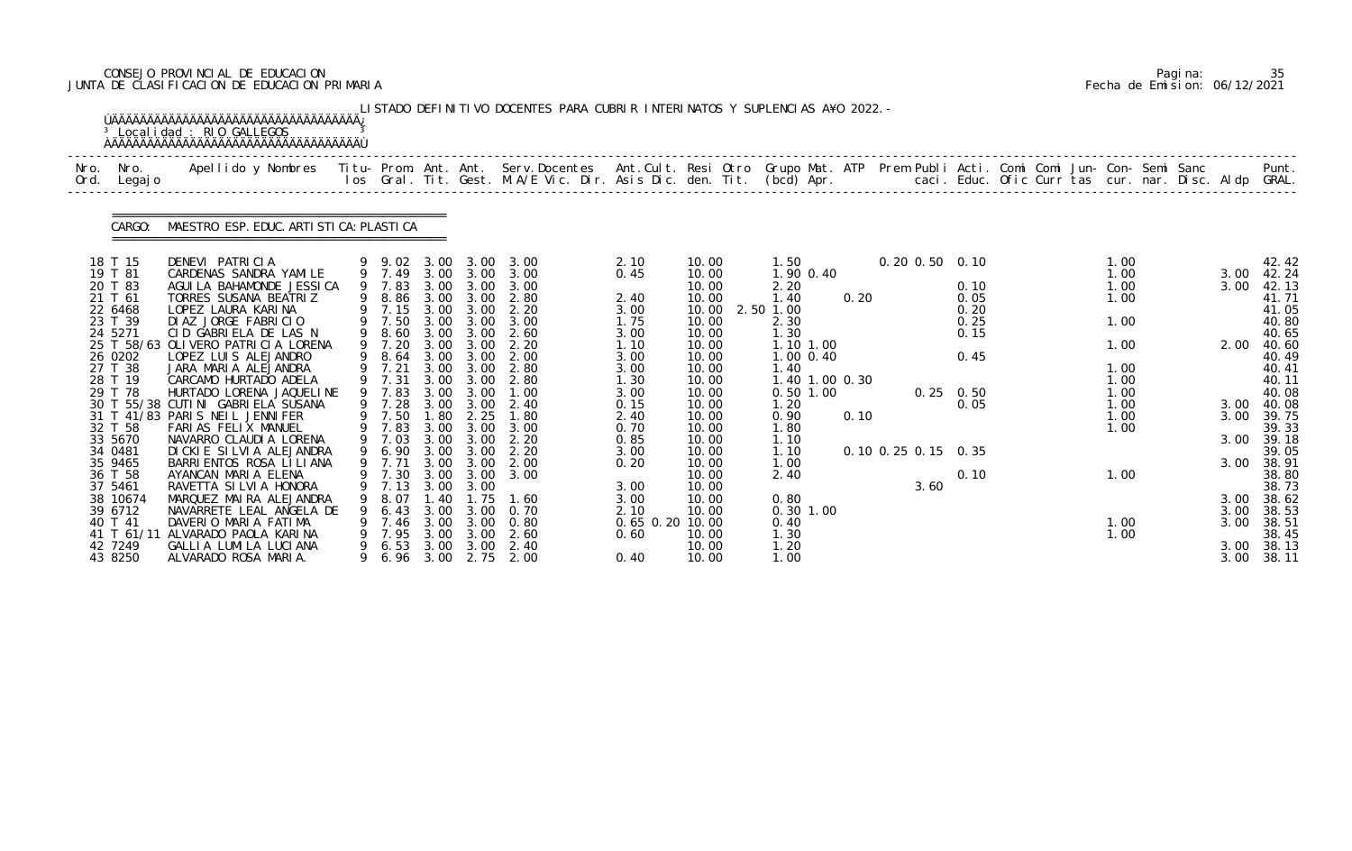CONSEJO PROVINCIAL DE EDUCACION
JUNTA DE CLASIFICACION DE EDUCACION PRIMARIA

Pagina: 35
Fecha de Emision: 06/12/2021

LISTADO DEFINITIVO DOCENTES PARA CUBRIR INTERINATOS Y SUPLENCIAS A¥O 2022.-

Localidad : RIO GALLEGOS

CARGO: MAESTRO ESP. EDUC. ARTISTICA: PLASTICA

| Nro. Ord. | Nro. Legajo | Apellido y Nombres | Titu- los | Prom. Gral. | Ant. Tit. | Ant. Gest. | Serv. Docentes M.A/E Vic. Dir. | Ant. Cult. Asis Dic. | Resi den. | Otro Tit. | Grupo Mat. (bcd) | ATP Apr. | Prem Publi caci. | Acti. Educ. | Comi Ofic | Comi Curr | Jun- tas | Con- cur. | Semi nar. | Sanc Disc. | Aldp | Punt. GRAL. |
|---|---|---|---|---|---|---|---|---|---|---|---|---|---|---|---|---|---|---|---|---|---|---|
| 18 | T 15 | DENEVI PATRICIA | 9 | 9.02 | 3.00 | 3.00 | 3.00 | 2.10 | 10.00 | | 1.50 | | 0.20 0.50 | 0.10 | | | | 1.00 | | | | 42.42 |
| 19 | T 81 | CARDENAS SANDRA YAMILE | 9 | 7.49 | 3.00 | 3.00 | 3.00 | 0.45 | 10.00 | | 1.90 0.40 | | | | | | | 1.00 | | | 3.00 | 42.24 |
| 20 | T 83 | AGUILA BAHAMONDE JESSICA | 9 | 7.83 | 3.00 | 3.00 | 3.00 | | 10.00 | | 2.20 | | | 0.10 | | | | 1.00 | | | 3.00 | 42.13 |
| 21 | T 61 | TORRES SUSANA BEATRIZ | 9 | 8.86 | 3.00 | 3.00 | 2.80 | 2.40 | 10.00 | | 1.40 | 0.20 | | 0.05 | | | | 1.00 | | | | 41.71 |
| 22 | 6468 | LOPEZ LAURA KARINA | 9 | 7.15 | 3.00 | 3.00 | 2.20 | 3.00 | 10.00 | 2.50 | 1.00 | | | 0.20 | | | | | | | | 41.05 |
| 23 | T 39 | DIAZ JORGE FABRICIO | 9 | 7.50 | 3.00 | 3.00 | 3.00 | 1.75 | 10.00 | | 2.30 | | | 0.25 | | | | 1.00 | | | | 40.80 |
| 24 | 5271 | CID GABRIELA DE LAS N | 9 | 8.60 | 3.00 | 3.00 | 2.60 | 3.00 | 10.00 | | 1.30 | | | 0.15 | | | | | | | | 40.65 |
| 25 | T 58/63 | OLIVERO PATRICIA LORENA | 9 | 7.20 | 3.00 | 3.00 | 2.20 | 1.10 | 10.00 | | 1.10 1.00 | | | | | | | 1.00 | | | 2.00 | 40.60 |
| 26 | 0202 | LOPEZ LUIS ALEJANDRO | 9 | 8.64 | 3.00 | 3.00 | 2.00 | 3.00 | 10.00 | | 1.00 0.40 | | | 0.45 | | | | | | | | 40.49 |
| 27 | T 38 | JARA MARIA ALEJANDRA | 9 | 7.21 | 3.00 | 3.00 | 2.80 | 3.00 | 10.00 | | 1.40 | | | | | | | 1.00 | | | | 40.41 |
| 28 | T 19 | CARCAMO HURTADO ADELA | 9 | 7.31 | 3.00 | 3.00 | 2.80 | 1.30 | 10.00 | | 1.40 1.00 | 0.30 | | | | | | 1.00 | | | | 40.11 |
| 29 | T 78 | HURTADO LORENA JAQUELINE | 9 | 7.83 | 3.00 | 3.00 | 1.00 | 3.00 | 10.00 | | 0.50 1.00 | | 0.25 | 0.50 | | | | 1.00 | | | | 40.08 |
| 30 | T 55/38 | CUTINI GABRIELA SUSANA | 9 | 7.28 | 3.00 | 3.00 | 2.40 | 0.15 | 10.00 | | 1.20 | | | 0.05 | | | | 1.00 | | | 3.00 | 40.08 |
| 31 | T 41/83 | PARIS NEIL JENNIFER | 9 | 7.50 | 1.80 | 2.25 | 1.80 | 2.40 | 10.00 | | 0.90 | 0.10 | | | | | | 1.00 | | | 3.00 | 39.75 |
| 32 | T 58 | FARIAS FELIX MANUEL | 9 | 7.83 | 3.00 | 3.00 | 3.00 | 0.70 | 10.00 | | 1.80 | | | | | | | 1.00 | | | | 39.33 |
| 33 | 5670 | NAVARRO CLAUDIA LORENA | 9 | 7.03 | 3.00 | 3.00 | 2.20 | 0.85 | 10.00 | | 1.10 | | | | | | | | | | 3.00 | 39.18 |
| 34 | 0481 | DICKIE SILVIA ALEJANDRA | 9 | 6.90 | 3.00 | 3.00 | 2.20 | 3.00 | 10.00 | | 1.10 | | 0.10 0.25 0.15 | 0.35 | | | | | | | | 39.05 |
| 35 | 9465 | BARRIENTOS ROSA LILIANA | 9 | 7.71 | 3.00 | 3.00 | 2.00 | 0.20 | 10.00 | | 1.00 | | | | | | | | | | 3.00 | 38.91 |
| 36 | T 58 | AYANCAN MARIA ELENA | 9 | 7.30 | 3.00 | 3.00 | 3.00 | | 10.00 | | 2.40 | | | 0.10 | | | | 1.00 | | | | 38.80 |
| 37 | 5461 | RAVETTA SILVIA HONORA | 9 | 7.13 | 3.00 | 3.00 | | 3.00 | 10.00 | | | | 3.60 | | | | | | | | | 38.73 |
| 38 | 10674 | MARQUEZ MAIRA ALEJANDRA | 9 | 8.07 | 1.40 | 1.75 | 1.60 | 3.00 | 10.00 | | 0.80 | | | | | | | | | | 3.00 | 38.62 |
| 39 | 6712 | NAVARRETE LEAL ANGELA DE | 9 | 6.43 | 3.00 | 3.00 | 0.70 | 2.10 | 10.00 | | 0.30 1.00 | | | | | | | | | | 3.00 | 38.53 |
| 40 | T 41 | DAVERIO MARIA FATIMA | 9 | 7.46 | 3.00 | 3.00 | 0.80 | 0.65 0.20 | 10.00 | | 0.40 | | | | | | | 1.00 | | | 3.00 | 38.51 |
| 41 | T 61/11 | ALVARADO PAOLA KARINA | 9 | 7.95 | 3.00 | 3.00 | 2.60 | 0.60 | 10.00 | | 1.30 | | | | | | | 1.00 | | | | 38.45 |
| 42 | 7249 | GALLIA LUMILA LUCIANA | 9 | 6.53 | 3.00 | 3.00 | 2.40 | | 10.00 | | 1.20 | | | | | | | | | | 3.00 | 38.13 |
| 43 | 8250 | ALVARADO ROSA MARIA. | 9 | 6.96 | 3.00 | 2.75 | 2.00 | 0.40 | 10.00 | | 1.00 | | | | | | | | | | 3.00 | 38.11 |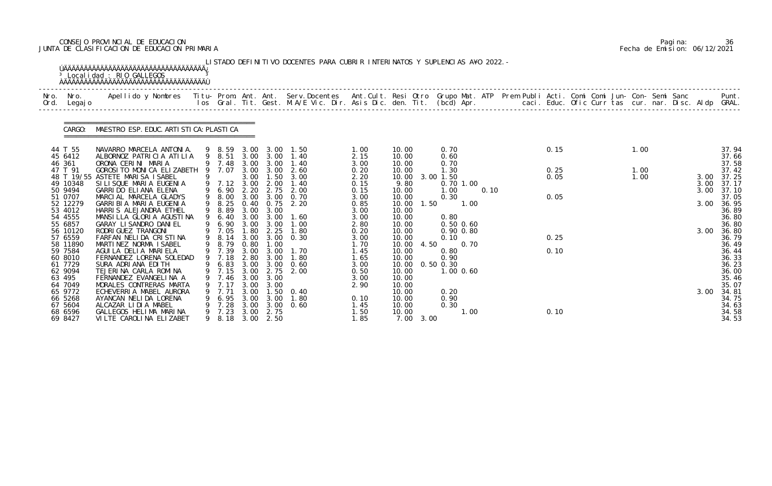CONSEJO PROVINCIAL DE EDUCACION
JUNTA DE CLASIFICACION DE EDUCACION PRIMARIA

Pagina: 36
Fecha de Emision: 06/12/2021

LISTADO DEFINITIVO DOCENTES PARA CUBRIR INTERINATOS Y SUPLENCIAS AÑO 2022.-

Localidad : RIO GALLEGOS

CARGO: MAESTRO ESP. EDUC. ARTISTICA: PLASTICA

| Nro. Ord. | Nro. Legajo | Apellido y Nombres | Titu-los | Prom. Gral. | Ant. Tit. | Ant. Gest. | Serv.Docentes M.A/E Vic. Dir. | Ant.Cult. Asis Dic. | Resi den. | Otro Tit. | Grupo Mat. (bcd) | ATP Apr. | Prem Publi caci. | Acti. Educ. | Comi Ofic | Comi Curr | Jun- tas | Con- cur. | Semi nar. | Sanc Disc. | Aldp | Punt. GRAL. |
|---|---|---|---|---|---|---|---|---|---|---|---|---|---|---|---|---|---|---|---|---|---|---|
| 44 | T 55 | NAVARRO MARCELA ANTONIA. | 9 | 8.59 | 3.00 | 3.00 | 1.50 | 1.00 | 10.00 | | 0.70 | | | 0.15 | | | | 1.00 | | | | 37.94 |
| 45 | 6412 | ALBORNOZ PATRICIA ATILIA | 9 | 8.51 | 3.00 | 3.00 | 1.40 | 2.15 | 10.00 | | 0.60 | | | | | | | | | | | 37.66 |
| 46 | 361 | ORONA CERINI MARIA | 9 | 7.48 | 3.00 | 3.00 | 1.40 | 3.00 | 10.00 | | 0.70 | | | | | | | | | | | 37.58 |
| 47 | T 91 | GOROSITO MONICA ELIZABETH | 9 | 7.07 | 3.00 | 3.00 | 2.60 | 0.20 | 10.00 | | 1.30 | | | 0.25 | | | | 1.00 | | | | 37.42 |
| 48 | T 19/55 | ASTETE MARISA ISABEL | 9 | | 3.00 | 1.50 | 3.00 | 2.20 | 10.00 | 3.00 | 1.50 | | | 0.05 | | | | 1.00 | | | 3.00 | 37.25 |
| 49 | 10348 | SILISQUE MARIA EUGENIA | 9 | 7.12 | 3.00 | 2.00 | 1.40 | 0.15 | 9.80 | | 0.70 1.00 | | | | | | | | | | 3.00 | 37.17 |
| 50 | 9494 | GARRIDO ELIANA ELENA | 9 | 6.90 | 2.20 | 2.75 | 2.00 | 0.15 | 10.00 | | 1.00 | 0.10 | | | | | | | | | 3.00 | 37.10 |
| 51 | 0707 | MARCIAL MARCELA GLADYS | 9 | 8.00 | 3.00 | 3.00 | 0.70 | 3.00 | 10.00 | | 0.30 | | | 0.05 | | | | | | | | 37.05 |
| 52 | 12279 | GARRIBIA MARIA EUGENIA | 9 | 8.25 | 0.40 | 0.75 | 2.20 | 0.85 | 10.00 | 1.50 | 1.00 | | | | | | | | | | 3.00 | 36.95 |
| 53 | 4012 | HARRIS ALEJANDRA ETHEL | 9 | 8.89 | 3.00 | 3.00 | | 3.00 | 10.00 | | | | | | | | | | | | | 36.89 |
| 54 | 4555 | MANSILLA GLORIA AGUSTINA | 9 | 6.40 | 3.00 | 3.00 | 1.60 | 3.00 | 10.00 | | 0.80 | | | | | | | | | | | 36.80 |
| 55 | 6857 | GARAY LISANDRO DANIEL | 9 | 6.90 | 3.00 | 3.00 | 1.00 | 2.80 | 10.00 | | 0.50 0.60 | | | | | | | | | | | 36.80 |
| 56 | 10120 | RODRIGUEZ TRANGONI | 9 | 7.05 | 1.80 | 2.25 | 1.80 | 0.20 | 10.00 | | 0.90 0.80 | | | | | | | | | | 3.00 | 36.80 |
| 57 | 6559 | FARFAN NELIDA CRISTINA | 9 | 8.14 | 3.00 | 3.00 | 0.30 | 3.00 | 10.00 | | 0.10 | | | 0.25 | | | | | | | | 36.79 |
| 58 | 11890 | MARTINEZ NORMA ISABEL | 9 | 8.79 | 0.80 | 1.00 | | 1.70 | 10.00 | 4.50 | 0.70 | | | | | | | | | | | 36.49 |
| 59 | 7584 | AGUILA DELIA MARIELA | 9 | 7.39 | 3.00 | 3.00 | 1.70 | 1.45 | 10.00 | | 0.80 | | | 0.10 | | | | | | | | 36.44 |
| 60 | 8010 | FERNANDEZ LORENA SOLEDAD | 9 | 7.18 | 2.80 | 3.00 | 1.80 | 1.65 | 10.00 | | 0.90 | | | | | | | | | | | 36.33 |
| 61 | 7729 | SURA ADRIANA EDITH | 9 | 6.83 | 3.00 | 3.00 | 0.60 | 3.00 | 10.00 | 0.50 | 0.30 | | | | | | | | | | | 36.23 |
| 62 | 9094 | TEJERINA CARLA ROMINA | 9 | 7.15 | 3.00 | 2.75 | 2.00 | 0.50 | 10.00 | | 1.00 0.60 | | | | | | | | | | | 36.00 |
| 63 | 495 | FERNANDEZ EVANGELINA A | 9 | 7.46 | 3.00 | 3.00 | | 3.00 | 10.00 | | | | | | | | | | | | | 35.46 |
| 64 | 7049 | MORALES CONTRERAS MARTA | 9 | 7.17 | 3.00 | 3.00 | | 2.90 | 10.00 | | | | | | | | | | | | | 35.07 |
| 65 | 9772 | ECHEVERRIA MABEL AURORA | 9 | 7.71 | 3.00 | 1.50 | 0.40 | | 10.00 | | 0.20 | | | | | | | | | | 3.00 | 34.81 |
| 66 | 5268 | AYANCAN NELIDA LORENA | 9 | 6.95 | 3.00 | 3.00 | 1.80 | 0.10 | 10.00 | | 0.90 | | | | | | | | | | | 34.75 |
| 67 | 5604 | ALCAZAR LIDIA MABEL | 9 | 7.28 | 3.00 | 3.00 | 0.60 | 1.45 | 10.00 | | 0.30 | | | | | | | | | | | 34.63 |
| 68 | 6596 | GALLEGOS HELIMA MARINA | 9 | 7.23 | 3.00 | 2.75 | | 1.50 | 10.00 | | 1.00 | | | 0.10 | | | | | | | | 34.58 |
| 69 | 8427 | VILTE CAROLINA ELIZABET | 9 | 8.18 | 3.00 | 2.50 | | 1.85 | 7.00 | 3.00 | | | | | | | | | | | | 34.53 |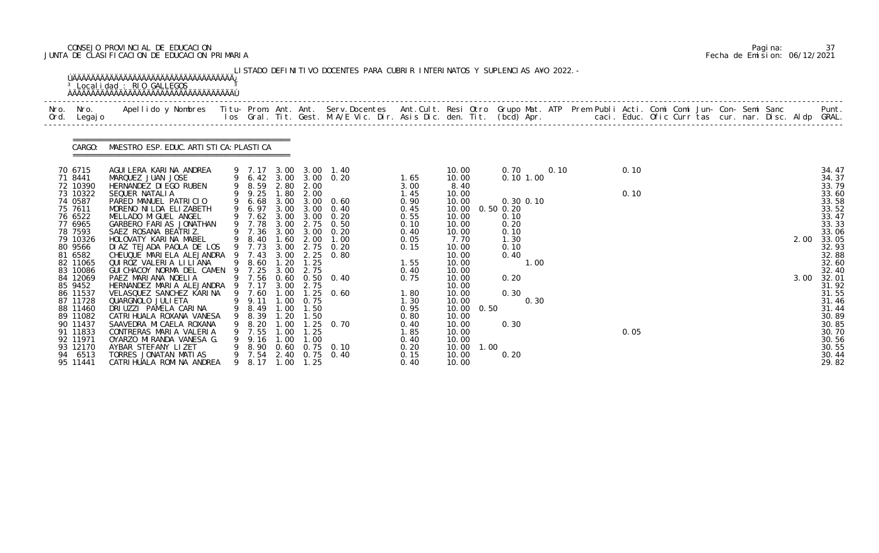CONSEJO PROVINCIAL DE EDUCACION
JUNTA DE CLASIFICACION DE EDUCACION PRIMARIA

LISTADO DEFINITIVO DOCENTES PARA CUBRIR INTERINATOS Y SUPLENCIAS AÑO 2022.-

Localidad : RIO GALLEGOS

CARGO: MAESTRO ESP. EDUC. ARTISTICA: PLASTICA

| Nro. Ord. | Nro. Legajo | Apellido y Nombres | Titu- los | Prom. Gral. | Ant. Tit. | Ant. Gest. | Serv. Docentes M.A/E Vic. Dir. | Ant. Cult. Asis Dic. | Resi den. | Otro Tit. | Grupo Mat. (bcd) | ATP Apr. | Prem Publi caci. | Acti. Educ. | Comi Ofic | Comi Curr | Jun- tas | Con- cur. | Semi nar. | Sanc Disc. | Aldp | Punt. GRAL. |
|---|---|---|---|---|---|---|---|---|---|---|---|---|---|---|---|---|---|---|---|---|---|---|
| 70 | 6715 | AGUILERA KARINA ANDREA | 9 | 7.17 | 3.00 | 3.00 | 1.40 | | 10.00 | | 0.70 | 0.10 | | 0.10 | | | | | | | | 34.47 |
| 71 | 8441 | MARQUEZ JUAN JOSE | 9 | 6.42 | 3.00 | 3.00 | 0.20 | 1.65 | 10.00 | | 0.10 1.00 | | | | | | | | | | | 34.37 |
| 72 | 10390 | HERNANDEZ DIEGO RUBEN | 9 | 8.59 | 2.80 | 2.00 | | 3.00 | 8.40 | | | | | | | | | | | | | 33.79 |
| 73 | 10322 | SEQUER NATALIA | 9 | 9.25 | 1.80 | 2.00 | | 1.45 | 10.00 | | | | | 0.10 | | | | | | | | 33.60 |
| 74 | 0587 | PARED MANUEL PATRICIO | 9 | 6.68 | 3.00 | 3.00 | 0.60 | 0.90 | 10.00 | | 0.30 0.10 | | | | | | | | | | | 33.58 |
| 75 | 7611 | MORENO NILDA ELIZABETH | 9 | 6.97 | 3.00 | 3.00 | 0.40 | 0.45 | 10.00 | 0.50 | 0.20 | | | | | | | | | | | 33.52 |
| 76 | 6522 | MELLADO MIGUEL ANGEL | 9 | 7.62 | 3.00 | 3.00 | 0.20 | 0.55 | 10.00 | | 0.10 | | | | | | | | | | | 33.47 |
| 77 | 6965 | GARBERO FARIAS JONATHAN | 9 | 7.78 | 3.00 | 2.75 | 0.50 | 0.10 | 10.00 | | 0.20 | | | | | | | | | | | 33.33 |
| 78 | 7593 | SAEZ ROSANA BEATRIZ. | 9 | 7.36 | 3.00 | 3.00 | 0.20 | 0.40 | 10.00 | | 0.10 | | | | | | | | | | | 33.06 |
| 79 | 10326 | HOLOVATY KARINA MABEL | 9 | 8.40 | 1.60 | 2.00 | 1.00 | 0.05 | 7.70 | | 1.30 | | | | | | | | | | 2.00 | 33.05 |
| 80 | 9566 | DIAZ TEJADA PAOLA DE LOS | 9 | 7.73 | 3.00 | 2.75 | 0.20 | 0.15 | 10.00 | | 0.10 | | | | | | | | | | | 32.93 |
| 81 | 6582 | CHEUQUE MARIELA ALEJANDRA | 9 | 7.43 | 3.00 | 2.25 | 0.80 | | 10.00 | | 0.40 | | | | | | | | | | | 32.88 |
| 82 | 11065 | QUIROZ VALERIA LILIANA | 9 | 8.60 | 1.20 | 1.25 | | 1.55 | 10.00 | | 1.00 | | | | | | | | | | | 32.60 |
| 83 | 10086 | GUICHACOY NORMA DEL CAMEN | 9 | 7.25 | 3.00 | 2.75 | | 0.40 | 10.00 | | | | | | | | | | | | | 32.40 |
| 84 | 12069 | PAEZ MARIANA NOELIA | 9 | 7.56 | 0.60 | 0.50 | 0.40 | 0.75 | 10.00 | | 0.20 | | | | | | | | | | 3.00 | 32.01 |
| 85 | 9452 | HERNANDEZ MARIA ALEJANDRA | 9 | 7.17 | 3.00 | 2.75 | | | 10.00 | | | | | | | | | | | | | 31.92 |
| 86 | 11537 | VELASQUEZ SANCHEZ KARINA | 9 | 7.60 | 1.00 | 1.25 | 0.60 | 1.80 | 10.00 | | 0.30 | | | | | | | | | | | 31.55 |
| 87 | 11728 | QUARGNOLO JULIETA | 9 | 9.11 | 1.00 | 0.75 | | 1.30 | 10.00 | | 0.30 | | | | | | | | | | | 31.46 |
| 88 | 11460 | DRIUZZI PAMELA CARINA | 9 | 8.49 | 1.00 | 1.50 | | 0.95 | 10.00 | 0.50 | | | | | | | | | | | | 31.44 |
| 89 | 11082 | CATRIHUALA ROXANA VANESA | 9 | 8.39 | 1.20 | 1.50 | | 0.80 | 10.00 | | | | | | | | | | | | | 30.89 |
| 90 | 11437 | SAAVEDRA MICAELA ROXANA | 9 | 8.20 | 1.00 | 1.25 | 0.70 | 0.40 | 10.00 | | 0.30 | | | | | | | | | | | 30.85 |
| 91 | 11833 | CONTRERAS MARIA VALERIA | 9 | 7.55 | 1.00 | 1.25 | | 1.85 | 10.00 | | | | | 0.05 | | | | | | | | 30.70 |
| 92 | 11971 | OYARZO MIRANDA VANESA G. | 9 | 9.16 | 1.00 | 1.00 | | 0.40 | 10.00 | | | | | | | | | | | | | 30.56 |
| 93 | 12170 | AYBAR STEFANY LIZET | 9 | 8.90 | 0.60 | 0.75 | 0.10 | 0.20 | 10.00 | 1.00 | | | | | | | | | | | | 30.55 |
| 94 | 6513 | TORRES JONATAN MATIAS | 9 | 7.54 | 2.40 | 0.75 | 0.40 | 0.15 | 10.00 | | 0.20 | | | | | | | | | | | 30.44 |
| 95 | 11441 | CATRIHUALA ROMINA ANDREA | 9 | 8.17 | 1.00 | 1.25 | | 0.40 | 10.00 | | | | | | | | | | | | | 29.82 |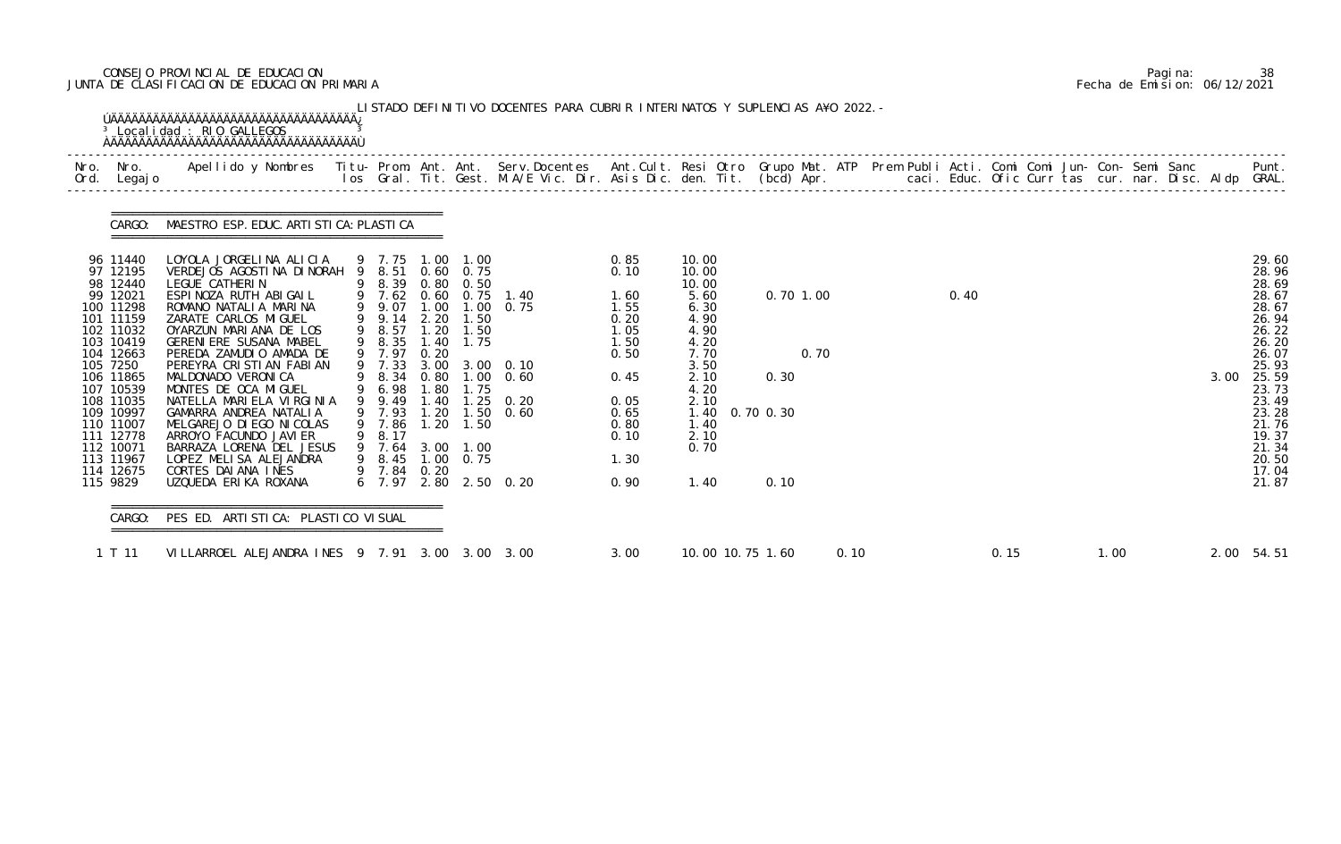CONSEJO PROVINCIAL DE EDUCACION
JUNTA DE CLASIFICACION DE EDUCACION PRIMARIA

LISTADO DEFINITIVO DOCENTES PARA CUBRIR INTERINATOS Y SUPLENCIAS A¥O 2022.-

Localidad : RIO GALLEGOS

CARGO: MAESTRO ESP. EDUC. ARTISTICA: PLASTICA

| Nro. Ord. | Nro. Legajo | Apellido y Nombres | Titu- los | Prom. Gral. | Ant. Tit. | Ant. Gest. | Serv. Docentes M.A/E Vic. Dir. | Ant. Cult. Asis Dic. | Resi den. | Otro Tit. | Grupo (bcd) | Mat. Apr. | ATP | Prem Publi caci. | Acti. Educ. | Comi Ofic | Comi Curr | Jun- tas | Con- cur. | Semi nar. | Sanc Disc. | Aldp | Punt. GRAL. |
|---|---|---|---|---|---|---|---|---|---|---|---|---|---|---|---|---|---|---|---|---|---|---|---|
| 96 | 11440 | LOYOLA JORGELINA ALICIA | 9 | 7.75 | 1.00 | 1.00 | | 0.85 | 10.00 | | | | | | | | | | | | | | 29.60 |
| 97 | 12195 | VERDEJOS AGOSTINA DINORAH | 9 | 8.51 | 0.60 | 0.75 | | 0.10 | 10.00 | | | | | | | | | | | | | | 28.96 |
| 98 | 12440 | LEGUE CATHERIN | 9 | 8.39 | 0.80 | 0.50 | | | 10.00 | | | | | | | | | | | | | | 28.69 |
| 99 | 12021 | ESPINOZA RUTH ABIGAIL | 9 | 7.62 | 0.60 | 0.75 | 1.40 | 1.60 | 5.60 | | 0.70 | 1.00 | | | 0.40 | | | | | | | | 28.67 |
| 100 | 11298 | ROMANO NATALIA MARINA | 9 | 9.07 | 1.00 | 1.00 | 0.75 | 1.55 | 6.30 | | | | | | | | | | | | | | 28.67 |
| 101 | 11159 | ZARATE CARLOS MIGUEL | 9 | 9.14 | 2.20 | 1.50 | | 0.20 | 4.90 | | | | | | | | | | | | | | 26.94 |
| 102 | 11032 | OYARZUN MARIANA DE LOS | 9 | 8.57 | 1.20 | 1.50 | | 1.05 | 4.90 | | | | | | | | | | | | | | 26.22 |
| 103 | 10419 | GERENIERE SUSANA MABEL | 9 | 8.35 | 1.40 | 1.75 | | 1.50 | 4.20 | | | | | | | | | | | | | | 26.20 |
| 104 | 12663 | PEREDA ZAMUDIO AMADA DE | 9 | 7.97 | 0.20 | | | 0.50 | 7.70 | | | 0.70 | | | | | | | | | | | 26.07 |
| 105 | 7250 | PEREYRA CRISTIAN FABIAN | 9 | 7.33 | 3.00 | 3.00 | 0.10 | | 3.50 | | | | | | | | | | | | | | 25.93 |
| 106 | 11865 | MALDONADO VERONICA | 9 | 8.34 | 0.80 | 1.00 | 0.60 | 0.45 | 2.10 | | 0.30 | | | | | | | | | | | 3.00 | 25.59 |
| 107 | 10539 | MONTES DE OCA MIGUEL | 9 | 6.98 | 1.80 | 1.75 | | | 4.20 | | | | | | | | | | | | | | 23.73 |
| 108 | 11035 | NATELLA MARIELA VIRGINIA | 9 | 9.49 | 1.40 | 1.25 | 0.20 | 0.05 | 2.10 | | | | | | | | | | | | | | 23.49 |
| 109 | 10997 | GAMARRA ANDREA NATALIA | 9 | 7.93 | 1.20 | 1.50 | 0.60 | 0.65 | 1.40 | 0.70 | 0.30 | | | | | | | | | | | | 23.28 |
| 110 | 11007 | MELGAREJO DIEGO NICOLAS | 9 | 7.86 | 1.20 | 1.50 | | 0.80 | 1.40 | | | | | | | | | | | | | | 21.76 |
| 111 | 12778 | ARROYO FACUNDO JAVIER | 9 | 8.17 | | | | 0.10 | 2.10 | | | | | | | | | | | | | | 19.37 |
| 112 | 10071 | BARRAZA LORENA DEL JESUS | 9 | 7.64 | 3.00 | 1.00 | | | 0.70 | | | | | | | | | | | | | | 21.34 |
| 113 | 11967 | LOPEZ MELISA ALEJANDRA | 9 | 8.45 | 1.00 | 0.75 | | 1.30 | | | | | | | | | | | | | | | 20.50 |
| 114 | 12675 | CORTES DAIANA INES | 9 | 7.84 | 0.20 | | | | | | | | | | | | | | | | | | 17.04 |
| 115 | 9829 | UZQUEDA ERIKA ROXANA | 6 | 7.97 | 2.80 | 2.50 | 0.20 | 0.90 | 1.40 | | 0.10 | | | | | | | | | | | | 21.87 |

CARGO: PES ED. ARTISTICA: PLASTICO VISUAL

| Nro. Ord. | Nro. Legajo | Apellido y Nombres | Titu- los | Prom. Gral. | Ant. Tit. | Ant. Gest. | Serv. Docentes M.A/E Vic. Dir. | Ant. Cult. Asis Dic. | Resi den. | Otro Tit. | Grupo (bcd) | Mat. Apr. | ATP | Prem Publi caci. | Acti. Educ. | Comi Ofic | Comi Curr | Jun- tas | Con- cur. | Semi nar. | Sanc Disc. | Aldp | Punt. GRAL. |
|---|---|---|---|---|---|---|---|---|---|---|---|---|---|---|---|---|---|---|---|---|---|---|---|
| 1 | T 11 | VILLARROEL ALEJANDRA INES | 9 | 7.91 | 3.00 | 3.00 | 3.00 | 3.00 | 10.00 | 10.75 | 1.60 | | 0.10 | | | 0.15 | | 1.00 | | | | 2.00 | 54.51 |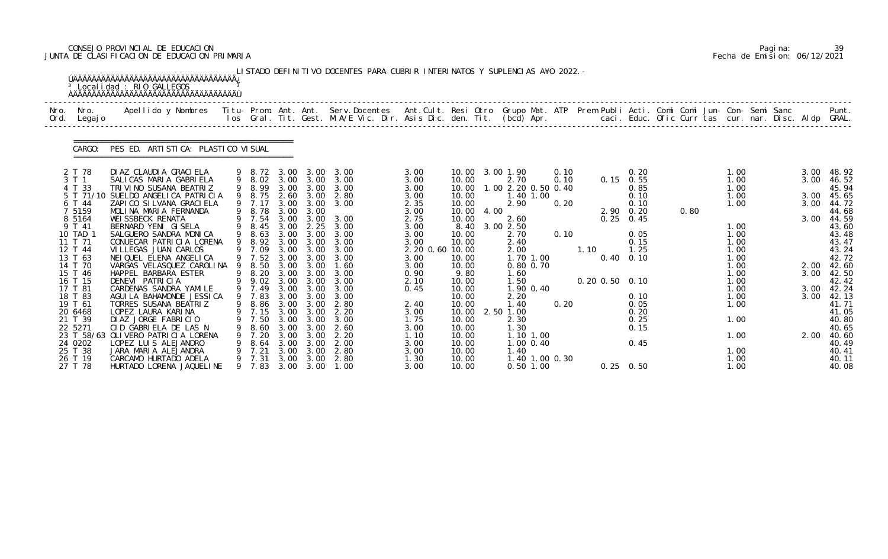CONSEJO PROVINCIAL DE EDUCACION
JUNTA DE CLASIFICACION DE EDUCACION PRIMARIA

Pagina: 39
Fecha de Emision: 06/12/2021

LISTADO DEFINITIVO DOCENTES PARA CUBRIR INTERINATOS Y SUPLENCIAS A¥O 2022.-

Localidad : RIO GALLEGOS

CARGO: PES ED. ARTISTICA: PLASTICO VISUAL

| Nro. Ord. | Nro. Legajo | Apellido y Nombres | Titu- los | Prom. Gral. | Ant. Tit. | Ant. Gest. | Serv.Docentes M.A/E Vic. Dir. | Ant.Cult. Asis Dic. | Resi den. | Otro Tit. | Grupo Mat. (bcd) | ATP Apr. | Prem | Publi caci. | Acti. Educ. | Comi Ofic | Comi Curr | Jun- tas | Con- cur. | Semi nar. | Sanc Disc. | Aldp | Punt. GRAL. |
|---|---|---|---|---|---|---|---|---|---|---|---|---|---|---|---|---|---|---|---|---|---|---|---|
| 2 | T 78 | DIAZ CLAUDIA GRACIELA | 9 | 8.72 | 3.00 | 3.00 | 3.00 | 3.00 | 10.00 | 3.00 | 1.90 | 0.10 | | | 0.20 | | | | 1.00 | | | 3.00 | 48.92 |
| 3 | T 1 | SALICAS MARIA GABRIELA | 9 | 8.02 | 3.00 | 3.00 | 3.00 | 3.00 | 10.00 | | 2.70 | 0.10 | | 0.15 | 0.55 | | | | 1.00 | | | 3.00 | 46.52 |
| 4 | T 33 | TRIVINO SUSANA BEATRIZ | 9 | 8.99 | 3.00 | 3.00 | 3.00 | 3.00 | 10.00 | 1.00 | 2.20 0.50 | 0.40 | | | 0.85 | | | | 1.00 | | | | 45.94 |
| 5 | T 71/10 | SUELDO ANGELICA PATRICIA | 9 | 8.75 | 2.60 | 3.00 | 2.80 | 3.00 | 10.00 | | 1.40 1.00 | | | | 0.10 | | | | 1.00 | | | 3.00 | 45.65 |
| 6 | T 44 | ZAPICO SILVANA GRACIELA | 9 | 7.17 | 3.00 | 3.00 | 3.00 | 2.35 | 10.00 | | 2.90 | 0.20 | | | 0.10 | | | | 1.00 | | | 3.00 | 44.72 |
| 7 | 5159 | MOLINA MARIA FERNANDA | 9 | 8.78 | 3.00 | 3.00 | | 3.00 | 10.00 | 4.00 | | | | 2.90 | 0.20 | | 0.80 | | | | | | 44.68 |
| 8 | 5164 | WEISSBECK RENATA | 9 | 7.54 | 3.00 | 3.00 | 3.00 | 2.75 | 10.00 | | 2.60 | | | 0.25 | 0.45 | | | | | | | 3.00 | 44.59 |
| 9 | T 41 | BERNARD YENI GISELA | 9 | 8.45 | 3.00 | 2.25 | 3.00 | 3.00 | 8.40 | 3.00 | 2.50 | | | | | | | | 1.00 | | | | 43.60 |
| 10 | TAD 1 | SALGUERO SANDRA MONICA | 9 | 8.63 | 3.00 | 3.00 | 3.00 | 3.00 | 10.00 | | 2.70 | 0.10 | | | 0.05 | | | | 1.00 | | | | 43.48 |
| 11 | T 71 | CONUECAR PATRICIA LORENA | 9 | 8.92 | 3.00 | 3.00 | 3.00 | 3.00 | 10.00 | | 2.40 | | | | 0.15 | | | | 1.00 | | | | 43.47 |
| 12 | T 44 | VILLEGAS JUAN CARLOS | 9 | 7.09 | 3.00 | 3.00 | 3.00 | 2.20 0.60 | 10.00 | | 2.00 | | 1.10 | | 1.25 | | | | 1.00 | | | | 43.24 |
| 13 | T 63 | NEIQUEL ELENA ANGELICA | 9 | 7.52 | 3.00 | 3.00 | 3.00 | 3.00 | 10.00 | | 1.70 1.00 | | | 0.40 | 0.10 | | | | 1.00 | | | | 42.72 |
| 14 | T 70 | VARGAS VELASQUEZ CAROLINA | 9 | 8.50 | 3.00 | 3.00 | 1.60 | 3.00 | 10.00 | | 0.80 0.70 | | | | | | | | 1.00 | | | 2.00 | 42.60 |
| 15 | T 46 | HAPPEL BARBARA ESTER | 9 | 8.20 | 3.00 | 3.00 | 3.00 | 0.90 | 9.80 | | 1.60 | | | | | | | | 1.00 | | | 3.00 | 42.50 |
| 16 | T 15 | DENEVI PATRICIA | 9 | 9.02 | 3.00 | 3.00 | 3.00 | 2.10 | 10.00 | | 1.50 | | 0.20 | 0.50 | 0.10 | | | | 1.00 | | | | 42.42 |
| 17 | T 81 | CARDENAS SANDRA YAMILE | 9 | 7.49 | 3.00 | 3.00 | 3.00 | 0.45 | 10.00 | | 1.90 0.40 | | | | | | | | 1.00 | | | 3.00 | 42.24 |
| 18 | T 83 | AGUILA BAHAMONDE JESSICA | 9 | 7.83 | 3.00 | 3.00 | 3.00 | | 10.00 | | 2.20 | | | | 0.10 | | | | 1.00 | | | 3.00 | 42.13 |
| 19 | T 61 | TORRES SUSANA BEATRIZ | 9 | 8.86 | 3.00 | 3.00 | 2.80 | 2.40 | 10.00 | | 1.40 | 0.20 | | | 0.05 | | | | 1.00 | | | | 41.71 |
| 20 | 6468 | LOPEZ LAURA KARINA | 9 | 7.15 | 3.00 | 3.00 | 2.20 | 3.00 | 10.00 | 2.50 | 1.00 | | | | 0.20 | | | | | | | | 41.05 |
| 21 | T 39 | DIAZ JORGE FABRICIO | 9 | 7.50 | 3.00 | 3.00 | 3.00 | 1.75 | 10.00 | | 2.30 | | | | 0.25 | | | | 1.00 | | | | 40.80 |
| 22 | 5271 | CID GABRIELA DE LAS N | 9 | 8.60 | 3.00 | 3.00 | 2.60 | 3.00 | 10.00 | | 1.30 | | | | 0.15 | | | | | | | | 40.65 |
| 23 | T 58/63 | OLIVERO PATRICIA LORENA | 9 | 7.20 | 3.00 | 3.00 | 2.20 | 1.10 | 10.00 | | 1.10 1.00 | | | | | | | | 1.00 | | | 2.00 | 40.60 |
| 24 | 0202 | LOPEZ LUIS ALEJANDRO | 9 | 8.64 | 3.00 | 3.00 | 2.00 | 3.00 | 10.00 | | 1.00 0.40 | | | | 0.45 | | | | | | | | 40.49 |
| 25 | T 38 | JARA MARIA ALEJANDRA | 9 | 7.21 | 3.00 | 3.00 | 2.80 | 3.00 | 10.00 | | 1.40 | | | | | | | | 1.00 | | | | 40.41 |
| 26 | T 19 | CARCAMO HURTADO ADELA | 9 | 7.31 | 3.00 | 3.00 | 2.80 | 1.30 | 10.00 | | 1.40 1.00 | 0.30 | | | | | | | 1.00 | | | | 40.11 |
| 27 | T 78 | HURTADO LORENA JAQUELINE | 9 | 7.83 | 3.00 | 3.00 | 1.00 | 3.00 | 10.00 | | 0.50 1.00 | | | 0.25 | 0.50 | | | | 1.00 | | | | 40.08 |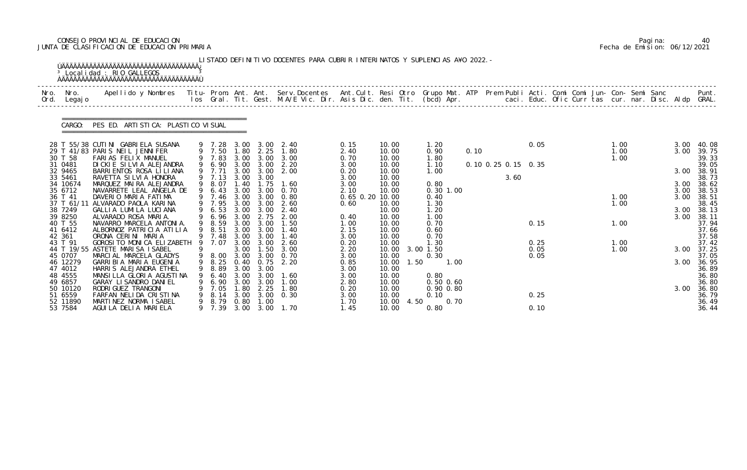CONSEJO PROVINCIAL DE EDUCACION
JUNTA DE CLASIFICACION DE EDUCACION PRIMARIA

Pagina: 40
Fecha de Emision: 06/12/2021

LISTADO DEFINITIVO DOCENTES PARA CUBRIR INTERINATOS Y SUPLENCIAS A¥O 2022.-

Localidad : RIO GALLEGOS

CARGO: PES ED. ARTISTICA: PLASTICO VISUAL

| Nro. Ord. | Nro. Legajo | Apellido y Nombres | Titu-los | Prom. Gral. | Ant. Tit. | Ant. Gest. | Serv.Docentes M.A/E Vic. Dir. | Ant.Cult. Asis Dic. | Resi den. | Otro Tit. | Grupo Mat. (bcd) | ATP Apr. | Prem Publi caci. | Acti. Educ. | Comi Ofic | Comi Curr | Jun- tas | Con- cur. | Semi nar. | Sanc Disc. | Aldp | Punt. GRAL. |
|---|---|---|---|---|---|---|---|---|---|---|---|---|---|---|---|---|---|---|---|---|---|---|
| 28 | T 55/38 | CUTINI GABRIELA SUSANA | 9 | 7.28 | 3.00 | 3.00 | 2.40 | 0.15 | 10.00 | | 1.20 | | | 0.05 | | | 1.00 | | | | 3.00 | 40.08 |
| 29 | T 41/83 | PARIS NEIL JENNIFER | 9 | 7.50 | 1.80 | 2.25 | 1.80 | 2.40 | 10.00 | | 0.90 | 0.10 | | | | | 1.00 | | | | 3.00 | 39.75 |
| 30 | T 58 | FARIAS FELIX MANUEL | 9 | 7.83 | 3.00 | 3.00 | 3.00 | 0.70 | 10.00 | | 1.80 | | | | | | 1.00 | | | | | 39.33 |
| 31 | 0481 | DICKIE SILVIA ALEJANDRA | 9 | 6.90 | 3.00 | 3.00 | 2.20 | 3.00 | 10.00 | | 1.10 | 0.10 | 0.25 0.15 | 0.35 | | | | | | | | 39.05 |
| 32 | 9465 | BARRIENTOS ROSA LILIANA | 9 | 7.71 | 3.00 | 3.00 | 2.00 | 0.20 | 10.00 | | 1.00 | | | | | | | | | | 3.00 | 38.91 |
| 33 | 5461 | RAVETTA SILVIA HONORA | 9 | 7.13 | 3.00 | 3.00 | | 3.00 | 10.00 | | | | 3.60 | | | | | | | | | 38.73 |
| 34 | 10674 | MARQUEZ MAIRA ALEJANDRA | 9 | 8.07 | 1.40 | 1.75 | 1.60 | 3.00 | 10.00 | | 0.80 | | | | | | | | | | 3.00 | 38.62 |
| 35 | 6712 | NAVARRETE LEAL ANGELA DE | 9 | 6.43 | 3.00 | 3.00 | 0.70 | 2.10 | 10.00 | | 0.30 1.00 | | | | | | | | | | 3.00 | 38.53 |
| 36 | T 41 | DAVERIO MARIA FATIMA | 9 | 7.46 | 3.00 | 3.00 | 0.80 | 0.65 0.20 | 10.00 | | 0.40 | | | | | | 1.00 | | | | 3.00 | 38.51 |
| 37 | T 61/11 | ALVARADO PAOLA KARINA | 9 | 7.95 | 3.00 | 3.00 | 2.60 | 0.60 | 10.00 | | 1.30 | | | | | | 1.00 | | | | | 38.45 |
| 38 | 7249 | GALLIA LUMILA LUCIANA | 9 | 6.53 | 3.00 | 3.00 | 2.40 | | 10.00 | | 1.20 | | | | | | | | | | 3.00 | 38.13 |
| 39 | 8250 | ALVARADO ROSA MARIA. | 9 | 6.96 | 3.00 | 2.75 | 2.00 | 0.40 | 10.00 | | 1.00 | | | | | | | | | | 3.00 | 38.11 |
| 40 | T 55 | NAVARRO MARCELA ANTONIA. | 9 | 8.59 | 3.00 | 3.00 | 1.50 | 1.00 | 10.00 | | 0.70 | | | 0.15 | | | 1.00 | | | | | 37.94 |
| 41 | 6412 | ALBORNOZ PATRICIA ATILIA | 9 | 8.51 | 3.00 | 3.00 | 1.40 | 2.15 | 10.00 | | 0.60 | | | | | | | | | | | 37.66 |
| 42 | 361 | ORONA CERINI MARIA | 9 | 7.48 | 3.00 | 3.00 | 1.40 | 3.00 | 10.00 | | 0.70 | | | | | | | | | | | 37.58 |
| 43 | T 91 | GOROSITO MONICA ELIZABETH | 9 | 7.07 | 3.00 | 3.00 | 2.60 | 0.20 | 10.00 | | 1.30 | | | 0.25 | | | 1.00 | | | | | 37.42 |
| 44 | T 19/55 | ASTETE MARISA ISABEL | 9 | | 3.00 | 1.50 | 3.00 | 2.20 | 10.00 | 3.00 | 1.50 | | | 0.05 | | | 1.00 | | | | 3.00 | 37.25 |
| 45 | 0707 | MARCIAL MARCELA GLADYS | 9 | 8.00 | 3.00 | 3.00 | 0.70 | 3.00 | 10.00 | | 0.30 | | | 0.05 | | | | | | | | 37.05 |
| 46 | 12279 | GARRIBIA MARIA EUGENIA | 9 | 8.25 | 0.40 | 0.75 | 2.20 | 0.85 | 10.00 | 1.50 | 1.00 | | | | | | | | | | 3.00 | 36.95 |
| 47 | 4012 | HARRIS ALEJANDRA ETHEL | 9 | 8.89 | 3.00 | 3.00 | | 3.00 | 10.00 | | | | | | | | | | | | | 36.89 |
| 48 | 4555 | MANSILLA GLORIA AGUSTINA | 9 | 6.40 | 3.00 | 3.00 | 1.60 | 3.00 | 10.00 | | 0.80 | | | | | | | | | | | 36.80 |
| 49 | 6857 | GARAY LISANDRO DANIEL | 9 | 6.90 | 3.00 | 3.00 | 1.00 | 2.80 | 10.00 | | 0.50 0.60 | | | | | | | | | | | 36.80 |
| 50 | 10120 | RODRIGUEZ TRANGONI | 9 | 7.05 | 1.80 | 2.25 | 1.80 | 0.20 | 10.00 | | 0.90 0.80 | | | | | | | | | | 3.00 | 36.80 |
| 51 | 6559 | FARFAN NELIDA CRISTINA | 9 | 8.14 | 3.00 | 3.00 | 0.30 | 3.00 | 10.00 | | 0.10 | | | 0.25 | | | | | | | | 36.79 |
| 52 | 11890 | MARTINEZ NORMA ISABEL | 9 | 8.79 | 0.80 | 1.00 | | 1.70 | 10.00 | 4.50 | 0.70 | | | | | | | | | | | 36.49 |
| 53 | 7584 | AGUILA DELIA MARIELA | 9 | 7.39 | 3.00 | 3.00 | 1.70 | 1.45 | 10.00 | | 0.80 | | | 0.10 | | | | | | | | 36.44 |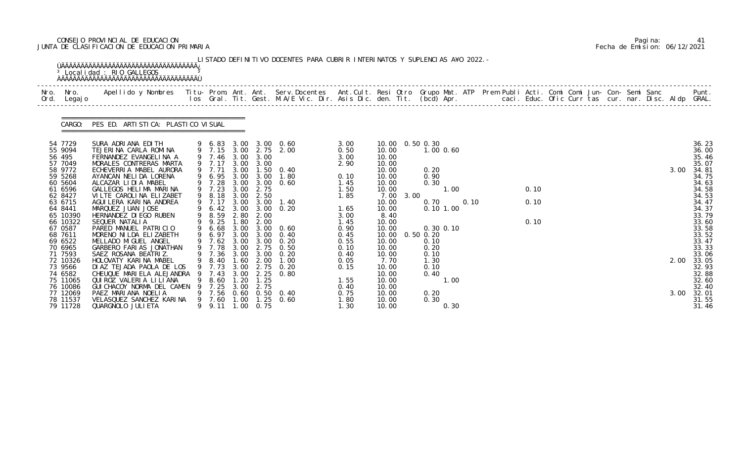CONSEJO PROVINCIAL DE EDUCACION
JUNTA DE CLASIFICACION DE EDUCACION PRIMARIA

Pagina: 41
Fecha de Emision: 06/12/2021

LISTADO DEFINITIVO DOCENTES PARA CUBRIR INTERINATOS Y SUPLENCIAS AÑO 2022.-

Localidad : RIO GALLEGOS

CARGO: PES ED. ARTISTICA: PLASTICO VISUAL

| Nro. Ord. | Nro. Legajo | Apellido y Nombres | Titu-los | Prom. Gral. | Ant. Tit. | Ant. Gest. | Serv.Docentes M.A/E Vic. Dir. | Ant.Cult. Asis Dic. | Resi den. | Otro Tit. | Grupo Mat. (bcd) | ATP Apr. | Prem Publi caci. | Acti. Educ. | Comi Ofic | Comi Curr | Jun-tas | Con-cur. | Semi nar. | Sanc Disc. | Aldp | Punt. GRAL. |
|---|---|---|---|---|---|---|---|---|---|---|---|---|---|---|---|---|---|---|---|---|---|---|
| 54 | 7729 | SURA ADRIANA EDITH | 9 | 6.83 | 3.00 | 3.00 | 0.60 | 3.00 | 10.00 | 0.50 | 0.30 | | | | | | | | | | | 36.23 |
| 55 | 9094 | TEJERINA CARLA ROMINA | 9 | 7.15 | 3.00 | 2.75 | 2.00 | 0.50 | 10.00 | | 1.00 | 0.60 | | | | | | | | | | 36.00 |
| 56 | 495 | FERNANDEZ EVANGELINA A | 9 | 7.46 | 3.00 | 3.00 | | 3.00 | 10.00 | | | | | | | | | | | | | 35.46 |
| 57 | 7049 | MORALES CONTRERAS MARTA | 9 | 7.17 | 3.00 | 3.00 | | 2.90 | 10.00 | | | | | | | | | | | | | 35.07 |
| 58 | 9772 | ECHEVERRIA MABEL AURORA | 9 | 7.71 | 3.00 | 1.50 | 0.40 | | 10.00 | | 0.20 | | | | | | | | | | 3.00 | 34.81 |
| 59 | 5268 | AYANCAN NELIDA LORENA | 9 | 6.95 | 3.00 | 3.00 | 1.80 | 0.10 | 10.00 | | 0.90 | | | | | | | | | | | 34.75 |
| 60 | 5604 | ALCAZAR LIDIA MABEL | 9 | 7.28 | 3.00 | 3.00 | 0.60 | 1.45 | 10.00 | | 0.30 | | | | | | | | | | | 34.63 |
| 61 | 6596 | GALLEGOS HELIMA MARINA | 9 | 7.23 | 3.00 | 2.75 | | 1.50 | 10.00 | | | 1.00 | | | 0.10 | | | | | | | 34.58 |
| 62 | 8427 | VILTE CAROLINA ELIZABET | 9 | 8.18 | 3.00 | 2.50 | | 1.85 | 7.00 | 3.00 | | | | | | | | | | | | 34.53 |
| 63 | 6715 | AGUILERA KARINA ANDREA | 9 | 7.17 | 3.00 | 3.00 | 1.40 | | 10.00 | | 0.70 | | 0.10 | | 0.10 | | | | | | | 34.47 |
| 64 | 8441 | MARQUEZ JUAN JOSE | 9 | 6.42 | 3.00 | 3.00 | 0.20 | 1.65 | 10.00 | | 0.10 | 1.00 | | | | | | | | | | 34.37 |
| 65 | 10390 | HERNANDEZ DIEGO RUBEN | 9 | 8.59 | 2.80 | 2.00 | | 3.00 | 8.40 | | | | | | | | | | | | | 33.79 |
| 66 | 10322 | SEQUER NATALIA | 9 | 9.25 | 1.80 | 2.00 | | 1.45 | 10.00 | | | | | | 0.10 | | | | | | | 33.60 |
| 67 | 0587 | PARED MANUEL PATRICIO | 9 | 6.68 | 3.00 | 3.00 | 0.60 | 0.90 | 10.00 | | 0.30 | 0.10 | | | | | | | | | | 33.58 |
| 68 | 7611 | MORENO NILDA ELIZABETH | 9 | 6.97 | 3.00 | 3.00 | 0.40 | 0.45 | 10.00 | 0.50 | 0.20 | | | | | | | | | | | 33.52 |
| 69 | 6522 | MELLADO MIGUEL ANGEL | 9 | 7.62 | 3.00 | 3.00 | 0.20 | 0.55 | 10.00 | | 0.10 | | | | | | | | | | | 33.47 |
| 70 | 6965 | GARBERO FARIAS JONATHAN | 9 | 7.78 | 3.00 | 2.75 | 0.50 | 0.10 | 10.00 | | 0.20 | | | | | | | | | | | 33.33 |
| 71 | 7593 | SAEZ ROSANA BEATRIZ. | 9 | 7.36 | 3.00 | 3.00 | 0.20 | 0.40 | 10.00 | | 0.10 | | | | | | | | | | | 33.06 |
| 72 | 10326 | HOLOVATY KARINA MABEL | 9 | 8.40 | 1.60 | 2.00 | 1.00 | 0.05 | 7.70 | | 1.30 | | | | | | | | | | 2.00 | 33.05 |
| 73 | 9566 | DIAZ TEJADA PAOLA DE LOS | 9 | 7.73 | 3.00 | 2.75 | 0.20 | 0.15 | 10.00 | | 0.10 | | | | | | | | | | | 32.93 |
| 74 | 6582 | CHEUQUE MARIELA ALEJANDRA | 9 | 7.43 | 3.00 | 2.25 | 0.80 | | 10.00 | | 0.40 | | | | | | | | | | | 32.88 |
| 75 | 11065 | QUIROZ VALERIA LILIANA | 9 | 8.60 | 1.20 | 1.25 | | 1.55 | 10.00 | | | 1.00 | | | | | | | | | | 32.60 |
| 76 | 10086 | GUICHACOY NORMA DEL CAMEN | 9 | 7.25 | 3.00 | 2.75 | | 0.40 | 10.00 | | | | | | | | | | | | | 32.40 |
| 77 | 12069 | PAEZ MARIANA NOELIA | 9 | 7.56 | 0.60 | 0.50 | 0.40 | 0.75 | 10.00 | | 0.20 | | | | | | | | | | 3.00 | 32.01 |
| 78 | 11537 | VELASQUEZ SANCHEZ KARINA | 9 | 7.60 | 1.00 | 1.25 | 0.60 | 1.80 | 10.00 | | 0.30 | | | | | | | | | | | 31.55 |
| 79 | 11728 | QUARGNOLO JULIETA | 9 | 9.11 | 1.00 | 0.75 | | 1.30 | 10.00 | | | 0.30 | | | | | | | | | | 31.46 |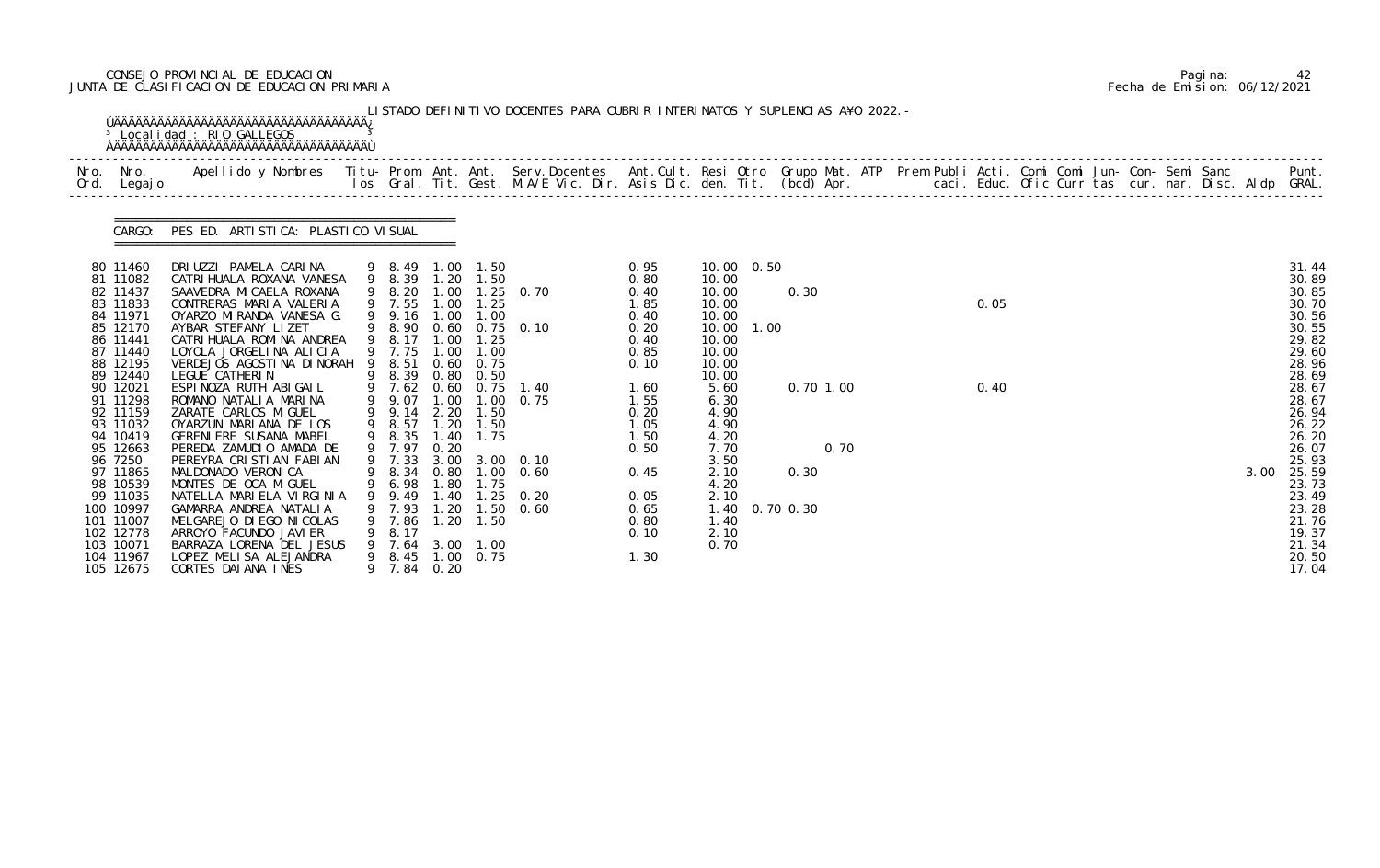CONSEJO PROVINCIAL DE EDUCACION
JUNTA DE CLASIFICACION DE EDUCACION PRIMARIA

Pagina: 42
Fecha de Emision: 06/12/2021

LISTADO DEFINITIVO DOCENTES PARA CUBRIR INTERINATOS Y SUPLENCIAS A¥O 2022.-

Localidad : RIO GALLEGOS

CARGO: PES ED. ARTISTICA: PLASTICO VISUAL

| Nro. Ord. | Nro. Legajo | Apellido y Nombres | Titu-los | Prom. Gral. | Ant. Tit. | Ant. Gest. | Serv.Docentes M.A/E Vic. Dir. | Ant.Cult. Asis Dic. | Resi den. | Otro Tit. | Grupo Mat. (bcd) | ATP Apr. | Prem Publi caci. | Acti. Educ. | Comi Ofic | Comi Curr | Jun- tas | Con- cur. | Semi nar. | Sanc Disc. | Aldp | Punt. GRAL. |
|---|---|---|---|---|---|---|---|---|---|---|---|---|---|---|---|---|---|---|---|---|---|---|
| 80 | 11460 | DRIUZZI PAMELA CARINA | 9 | 8.49 | 1.00 | 1.50 | | 0.95 | 10.00 | 0.50 | | | | | | | | | | | | 31.44 |
| 81 | 11082 | CATRIHUALA ROXANA VANESA | 9 | 8.39 | 1.20 | 1.50 | | 0.80 | 10.00 | | | | | | | | | | | | | 30.89 |
| 82 | 11437 | SAAVEDRA MICAELA ROXANA | 9 | 8.20 | 1.00 | 1.25 | 0.70 | 0.40 | 10.00 | | 0.30 | | | | | | | | | | | 30.85 |
| 83 | 11833 | CONTRERAS MARIA VALERIA | 9 | 7.55 | 1.00 | 1.25 | | 1.85 | 10.00 | | | | | 0.05 | | | | | | | | 30.70 |
| 84 | 11971 | OYARZO MIRANDA VANESA G. | 9 | 9.16 | 1.00 | 1.00 | | 0.40 | 10.00 | | | | | | | | | | | | | 30.56 |
| 85 | 12170 | AYBAR STEFANY LIZET | 9 | 8.90 | 0.60 | 0.75 | 0.10 | 0.20 | 10.00 | 1.00 | | | | | | | | | | | | 30.55 |
| 86 | 11441 | CATRIHUALA ROMINA ANDREA | 9 | 8.17 | 1.00 | 1.25 | | 0.40 | 10.00 | | | | | | | | | | | | | 29.82 |
| 87 | 11440 | LOYOLA JORGELINA ALICIA | 9 | 7.75 | 1.00 | 1.00 | | 0.85 | 10.00 | | | | | | | | | | | | | 29.60 |
| 88 | 12195 | VERDEJOS AGOSTINA DINORAH | 9 | 8.51 | 0.60 | 0.75 | | 0.10 | 10.00 | | | | | | | | | | | | | 28.96 |
| 89 | 12440 | LEGUE CATHERIN | 9 | 8.39 | 0.80 | 0.50 | | | 10.00 | | | | | | | | | | | | | 28.69 |
| 90 | 12021 | ESPINOZA RUTH ABIGAIL | 9 | 7.62 | 0.60 | 0.75 | 1.40 | 1.60 | 5.60 | | 0.70 | 1.00 | | 0.40 | | | | | | | | 28.67 |
| 91 | 11298 | ROMANO NATALIA MARINA | 9 | 9.07 | 1.00 | 1.00 | 0.75 | 1.55 | 6.30 | | | | | | | | | | | | | 28.67 |
| 92 | 11159 | ZARATE CARLOS MIGUEL | 9 | 9.14 | 2.20 | 1.50 | | 0.20 | 4.90 | | | | | | | | | | | | | 26.94 |
| 93 | 11032 | OYARZUN MARIANA DE LOS | 9 | 8.57 | 1.20 | 1.50 | | 1.05 | 4.90 | | | | | | | | | | | | | 26.22 |
| 94 | 10419 | GERENIERE SUSANA MABEL | 9 | 8.35 | 1.40 | 1.75 | | 1.50 | 4.20 | | | | | | | | | | | | | 26.20 |
| 95 | 12663 | PEREDA ZAMUDIO AMADA DE | 9 | 7.97 | 0.20 | | | 0.50 | 7.70 | | | 0.70 | | | | | | | | | | 26.07 |
| 96 | 7250 | PEREYRA CRISTIAN FABIAN | 9 | 7.33 | 3.00 | 3.00 | 0.10 | | 3.50 | | | | | | | | | | | | | 25.93 |
| 97 | 11865 | MALDONADO VERONICA | 9 | 8.34 | 0.80 | 1.00 | 0.60 | 0.45 | 2.10 | | 0.30 | | | | | | | | | | 3.00 | 25.59 |
| 98 | 10539 | MONTES DE OCA MIGUEL | 9 | 6.98 | 1.80 | 1.75 | | | 4.20 | | | | | | | | | | | | | 23.73 |
| 99 | 11035 | NATELLA MARIELA VIRGINIA | 9 | 9.49 | 1.40 | 1.25 | 0.20 | 0.05 | 2.10 | | | | | | | | | | | | | 23.49 |
| 100 | 10997 | GAMARRA ANDREA NATALIA | 9 | 7.93 | 1.20 | 1.50 | 0.60 | 0.65 | 1.40 | 0.70 | 0.30 | | | | | | | | | | | 23.28 |
| 101 | 11007 | MELGAREJO DIEGO NICOLAS | 9 | 7.86 | 1.20 | 1.50 | | 0.80 | 1.40 | | | | | | | | | | | | | 21.76 |
| 102 | 12778 | ARROYO FACUNDO JAVIER | 9 | 8.17 | | | | 0.10 | 2.10 | | | | | | | | | | | | | 19.37 |
| 103 | 10071 | BARRAZA LORENA DEL JESUS | 9 | 7.64 | 3.00 | 1.00 | | | 0.70 | | | | | | | | | | | | | 21.34 |
| 104 | 11967 | LOPEZ MELISA ALEJANDRA | 9 | 8.45 | 1.00 | 0.75 | | 1.30 | | | | | | | | | | | | | | 20.50 |
| 105 | 12675 | CORTES DAIANA INES | 9 | 7.84 | 0.20 | | | | | | | | | | | | | | | | | 17.04 |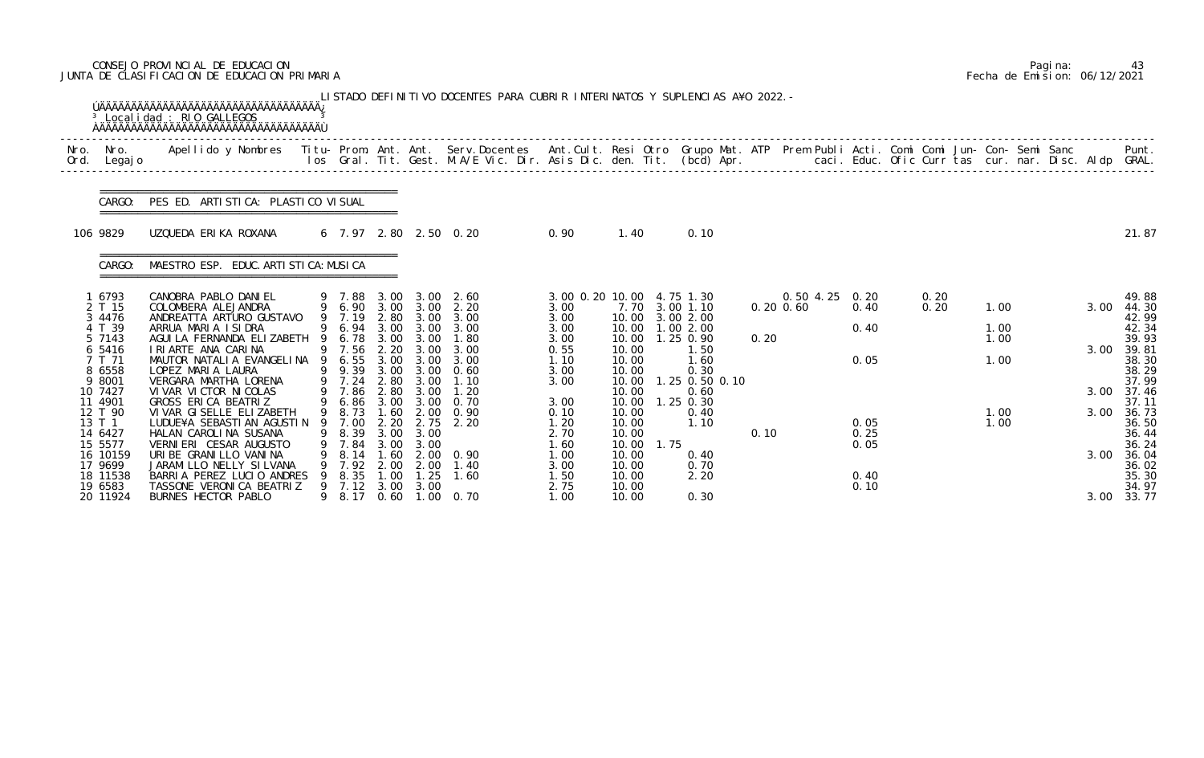CONSEJO PROVINCIAL DE EDUCACION
JUNTA DE CLASIFICACION DE EDUCACION PRIMARIA

Pagina: 43
Fecha de Emision: 06/12/2021

LISTADO DEFINITIVO DOCENTES PARA CUBRIR INTERINATOS Y SUPLENCIAS A¥O 2022.-

Localidad : RIO GALLEGOS

CARGO: PES ED. ARTISTICA: PLASTICO VISUAL

| Nro. Ord. | Nro. Legajo | Apellido y Nombres | Titu- los | Prom. Gral. | Ant. Tit. | Ant. Gest. | Serv.Docentes M.A/E Vic. Dir. | Ant.Cult. Asis Dic. | Resi den. | Otro Tit. | Grupo Mat. (bcd) | ATP Apr. | Prem Publi caci. | Acti. Educ. | Comi Ofic | Comi Curr | Jun- tas | Con- cur. | Semi nar. | Sanc Disc. | Aldp | Punt. GRAL. |
|---|---|---|---|---|---|---|---|---|---|---|---|---|---|---|---|---|---|---|---|---|---|---|
| 106 | 9829 | UZQUEDA ERIKA ROXANA | 6 | 7.97 | 2.80 | 2.50 | 0.20 | 0.90 | 1.40 | | 0.10 | | | | | | | | | | | 21.87 |

CARGO: MAESTRO ESP. EDUC. ARTISTICA: MUSICA

| Nro. Ord. | Nro. Legajo | Apellido y Nombres | Titu- los | Prom. Gral. | Ant. Tit. | Ant. Gest. | Serv.Docentes M.A/E Vic. Dir. | Ant.Cult. Asis Dic. | Resi den. | Otro Tit. | Grupo Mat. (bcd) | ATP Apr. | Prem Publi caci. | Acti. Educ. | Comi Ofic | Comi Curr | Jun- tas | Con- cur. | Semi nar. | Sanc Disc. | Aldp | Punt. GRAL. |
|---|---|---|---|---|---|---|---|---|---|---|---|---|---|---|---|---|---|---|---|---|---|---|
| 1 | 6793 | CANOBRA PABLO DANIEL | 9 | 7.88 | 3.00 | 3.00 | 2.60 | 3.00 0.20 | 10.00 | 4.75 | 1.30 | | 0.50 4.25 | 0.20 | | 0.20 | | | | | | 49.88 |
| 2 | T 15 | COLOMBERA ALEJANDRA | 9 | 6.90 | 3.00 | 3.00 | 2.20 | 3.00 | 7.70 | 3.00 | 1.10 | | 0.20 0.60 | 0.40 | | 0.20 | | 1.00 | | | 3.00 | 44.30 |
| 3 | 4476 | ANDREATTA ARTURO GUSTAVO | 9 | 7.19 | 2.80 | 3.00 | 3.00 | 3.00 | 10.00 | 3.00 | 2.00 | | | | | | | | | | | 42.99 |
| 4 | T 39 | ARRUA MARIA ISIDRA | 9 | 6.94 | 3.00 | 3.00 | 3.00 | 3.00 | 10.00 | 1.00 | 2.00 | | | 0.40 | | | | 1.00 | | | | 42.34 |
| 5 | 7143 | AGUILA FERNANDA ELIZABETH | 9 | 6.78 | 3.00 | 3.00 | 1.80 | 3.00 | 10.00 | 1.25 | 0.90 | 0.20 | | | | | | 1.00 | | | | 39.93 |
| 6 | 5416 | IRIARTE ANA CARINA | 9 | 7.56 | 2.20 | 3.00 | 3.00 | 0.55 | 10.00 | | 1.50 | | | | | | | | | | 3.00 | 39.81 |
| 7 | T 71 | MAUTOR NATALIA EVANGELINA | 9 | 6.55 | 3.00 | 3.00 | 3.00 | 1.10 | 10.00 | | 1.60 | | | 0.05 | | | | 1.00 | | | | 38.30 |
| 8 | 6558 | LOPEZ MARIA LAURA | 9 | 9.39 | 3.00 | 3.00 | 0.60 | 3.00 | 10.00 | | 0.30 | | | | | | | | | | | 38.29 |
| 9 | 8001 | VERGARA MARTHA LORENA | 9 | 7.24 | 2.80 | 3.00 | 1.10 | 3.00 | 10.00 | 1.25 | 0.50 0.10 | | | | | | | | | | | 37.99 |
| 10 | 7427 | VIVAR VICTOR NICOLAS | 9 | 7.86 | 2.80 | 3.00 | 1.20 | | 10.00 | | 0.60 | | | | | | | | | | 3.00 | 37.46 |
| 11 | 4901 | GROSS ERICA BEATRIZ | 9 | 6.86 | 3.00 | 3.00 | 0.70 | 3.00 | 10.00 | 1.25 | 0.30 | | | | | | | | | | | 37.11 |
| 12 | T 90 | VIVAR GISELLE ELIZABETH | 9 | 8.73 | 1.60 | 2.00 | 0.90 | 0.10 | 10.00 | | 0.40 | | | | | | | 1.00 | | | 3.00 | 36.73 |
| 13 | T 1 | LUDUE¥A SEBASTIAN AGUSTIN | 9 | 7.00 | 2.20 | 2.75 | 2.20 | 1.20 | 10.00 | | 1.10 | | | 0.05 | | | | 1.00 | | | | 36.50 |
| 14 | 6427 | HALAN CAROLINA SUSANA | 9 | 8.39 | 3.00 | 3.00 | | 2.70 | 10.00 | | | 0.10 | | 0.25 | | | | | | | | 36.44 |
| 15 | 5577 | VERNIERI CESAR AUGUSTO | 9 | 7.84 | 3.00 | 3.00 | | 1.60 | 10.00 | 1.75 | | | | 0.05 | | | | | | | | 36.24 |
| 16 | 10159 | URIBE GRANILLO VANINA | 9 | 8.14 | 1.60 | 2.00 | 0.90 | 1.00 | 10.00 | | 0.40 | | | | | | | | | | 3.00 | 36.04 |
| 17 | 9699 | JARAMILLO NELLY SILVANA | 9 | 7.92 | 2.00 | 2.00 | 1.40 | 3.00 | 10.00 | | 0.70 | | | | | | | | | | | 36.02 |
| 18 | 11538 | BARRIA PEREZ LUCIO ANDRES | 9 | 8.35 | 1.00 | 1.25 | 1.60 | 1.50 | 10.00 | | 2.20 | | | 0.40 | | | | | | | | 35.30 |
| 19 | 6583 | TASSONE VERONICA BEATRIZ | 9 | 7.12 | 3.00 | 3.00 | | 2.75 | 10.00 | | | | | 0.10 | | | | | | | | 34.97 |
| 20 | 11924 | BURNES HECTOR PABLO | 9 | 8.17 | 0.60 | 1.00 | 0.70 | 1.00 | 10.00 | | 0.30 | | | | | | | | | | 3.00 | 33.77 |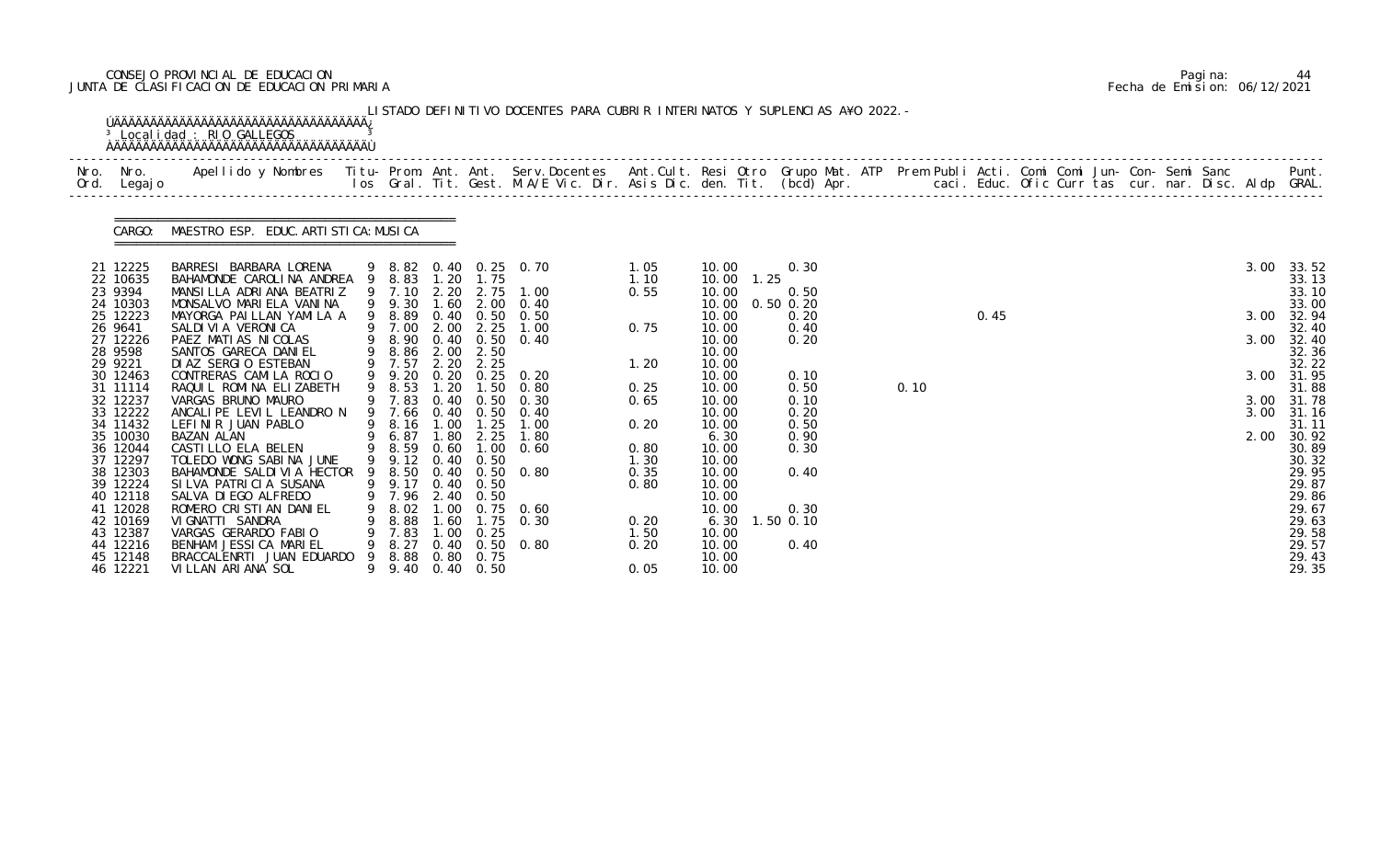CONSEJO PROVINCIAL DE EDUCACION
JUNTA DE CLASIFICACION DE EDUCACION PRIMARIA

Pagina: 44
Fecha de Emision: 06/12/2021

LISTADO DEFINITIVO DOCENTES PARA CUBRIR INTERINATOS Y SUPLENCIAS A¥O 2022.-

Localidad : RIO GALLEGOS

CARGO: MAESTRO ESP. EDUC. ARTISTICA: MUSICA

| Nro. Ord. | Nro. Legajo | Apellido y Nombres | Titu- los | Prom. Gral. | Ant. Tit. | Ant. Gest. | Serv. Docentes M.A/E Vic. Dir. | Ant. Cult. Asis Dic. | Resi den. | Otro Tit. | Grupo Mat. (bcd) | ATP Apr. | Prem. caci. | Publi Educ. | Acti. Ofic | Comi Curr | Comi tas | Jun- cur. | Con- nar. | Semi Disc. | Sanc | Aldp | Punt. GRAL. |
|---|---|---|---|---|---|---|---|---|---|---|---|---|---|---|---|---|---|---|---|---|---|---|---|
| 21 | 12225 | BARRESI BARBARA LORENA | 9 | 8.82 | 0.40 | 0.25 | 0.70 | 1.05 | 10.00 | | 0.30 | | | | | | | | | | | 3.00 | 33.52 |
| 22 | 10635 | BAHAMONDE CAROLINA ANDREA | 9 | 8.83 | 1.20 | 1.75 | | 1.10 | 10.00 | 1.25 | | | | | | | | | | | | | 33.13 |
| 23 | 9394 | MANSILLA ADRIANA BEATRIZ | 9 | 7.10 | 2.20 | 2.75 | 1.00 | 0.55 | 10.00 | | 0.50 | | | | | | | | | | | | 33.10 |
| 24 | 10303 | MONSALVO MARIELA VANINA | 9 | 9.30 | 1.60 | 2.00 | 0.40 | | 10.00 | 0.50 | 0.20 | | | | | | | | | | | | 33.00 |
| 25 | 12223 | MAYORGA PAILLAN YAMILA A | 9 | 8.89 | 0.40 | 0.50 | 0.50 | | 10.00 | | 0.20 | | | | 0.45 | | | | | | | 3.00 | 32.94 |
| 26 | 9641 | SALDIVIA VERONICA | 9 | 7.00 | 2.00 | 2.25 | 1.00 | 0.75 | 10.00 | | 0.40 | | | | | | | | | | | | 32.40 |
| 27 | 12226 | PAEZ MATIAS NICOLAS | 9 | 8.90 | 0.40 | 0.50 | 0.40 | | 10.00 | | 0.20 | | | | | | | | | | | 3.00 | 32.40 |
| 28 | 9598 | SANTOS GARECA DANIEL | 9 | 8.86 | 2.00 | 2.50 | | | 10.00 | | | | | | | | | | | | | | 32.36 |
| 29 | 9221 | DIAZ SERGIO ESTEBAN | 9 | 7.57 | 2.20 | 2.25 | | 1.20 | 10.00 | | | | | | | | | | | | | | 32.22 |
| 30 | 12463 | CONTRERAS CAMILA ROCIO | 9 | 9.20 | 0.20 | 0.25 | 0.20 | | 10.00 | | 0.10 | | | | | | | | | | | 3.00 | 31.95 |
| 31 | 11114 | RAQUIL ROMINA ELIZABETH | 9 | 8.53 | 1.20 | 1.50 | 0.80 | 0.25 | 10.00 | | 0.50 | | 0.10 | | | | | | | | | | 31.88 |
| 32 | 12237 | VARGAS BRUNO MAURO | 9 | 7.83 | 0.40 | 0.50 | 0.30 | 0.65 | 10.00 | | 0.10 | | | | | | | | | | | 3.00 | 31.78 |
| 33 | 12222 | ANCALIPE LEVIL LEANDRO N | 9 | 7.66 | 0.40 | 0.50 | 0.40 | | 10.00 | | 0.20 | | | | | | | | | | | 3.00 | 31.16 |
| 34 | 11432 | LEFINIR JUAN PABLO | 9 | 8.16 | 1.00 | 1.25 | 1.00 | 0.20 | 10.00 | | 0.50 | | | | | | | | | | | | 31.11 |
| 35 | 10030 | BAZAN ALAN | 9 | 6.87 | 1.80 | 2.25 | 1.80 | | 6.30 | | 0.90 | | | | | | | | | | | 2.00 | 30.92 |
| 36 | 12044 | CASTILLO ELA BELEN | 9 | 8.59 | 0.60 | 1.00 | 0.60 | 0.80 | 10.00 | | 0.30 | | | | | | | | | | | | 30.89 |
| 37 | 12297 | TOLEDO WONG SABINA JUNE | 9 | 9.12 | 0.40 | 0.50 | | 1.30 | 10.00 | | | | | | | | | | | | | | 30.32 |
| 38 | 12303 | BAHAMONDE SALDIVIA HECTOR | 9 | 8.50 | 0.40 | 0.50 | 0.80 | 0.35 | 10.00 | | 0.40 | | | | | | | | | | | | 29.95 |
| 39 | 12224 | SILVA PATRICIA SUSANA | 9 | 9.17 | 0.40 | 0.50 | | 0.80 | 10.00 | | | | | | | | | | | | | | 29.87 |
| 40 | 12118 | SALVA DIEGO ALFREDO | 9 | 7.96 | 2.40 | 0.50 | | | 10.00 | | | | | | | | | | | | | | 29.86 |
| 41 | 12028 | ROMERO CRISTIAN DANIEL | 9 | 8.02 | 1.00 | 0.75 | 0.60 | | 10.00 | | 0.30 | | | | | | | | | | | | 29.67 |
| 42 | 10169 | VIGNATTI SANDRA | 9 | 8.88 | 1.60 | 1.75 | 0.30 | 0.20 | 6.30 | 1.50 | 0.10 | | | | | | | | | | | | 29.63 |
| 43 | 12387 | VARGAS GERARDO FABIO | 9 | 7.83 | 1.00 | 0.25 | | 1.50 | 10.00 | | | | | | | | | | | | | | 29.58 |
| 44 | 12216 | BENHAM JESSICA MARIEL | 9 | 8.27 | 0.40 | 0.50 | 0.80 | 0.20 | 10.00 | | 0.40 | | | | | | | | | | | | 29.57 |
| 45 | 12148 | BRACCALENRTI JUAN EDUARDO | 9 | 8.88 | 0.80 | 0.75 | | | 10.00 | | | | | | | | | | | | | | 29.43 |
| 46 | 12221 | VILLAN ARIANA SOL | 9 | 9.40 | 0.40 | 0.50 | | 0.05 | 10.00 | | | | | | | | | | | | | | 29.35 |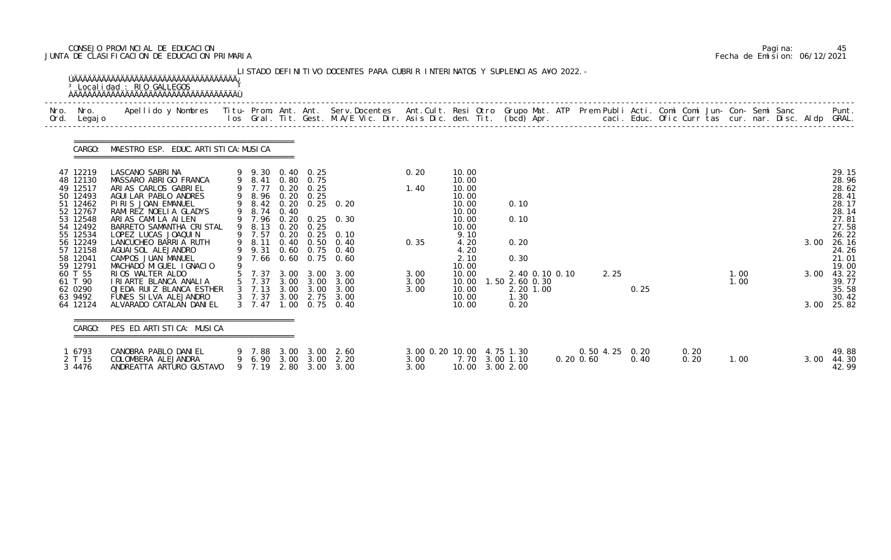CONSEJO PROVINCIAL DE EDUCACION
JUNTA DE CLASIFICACION DE EDUCACION PRIMARIA

Pagina: 45
Fecha de Emision: 06/12/2021

LISTADO DEFINITIVO DOCENTES PARA CUBRIR INTERINATOS Y SUPLENCIAS A¥O 2022.-

Localidad : RIO GALLEGOS

CARGO: MAESTRO ESP. EDUC.ARTISTICA:MUSICA

| Nro. Ord. | Nro. Legajo | Apellido y Nombres | Titu-los | Prom. Gral. | Ant. Tit. | Ant. Gest. | Serv.Docentes M.A/E Vic. Dir. | Ant.Cult. Asis Dic. | Resi den. | Otro Tit. | Grupo Mat. (bcd) | ATP Apr. | Prem caci. | Publi Educ. | Acti. Ofic | Comi Curr | Comi tas | Jun- cur. | Con- nar. | Semi Disc. | Sanc Aldp | Punt. GRAL. |
|---|---|---|---|---|---|---|---|---|---|---|---|---|---|---|---|---|---|---|---|---|---|---|
| 47 | 12219 | LASCANO SABRINA | 9 | 9.30 | 0.40 | 0.25 | | 0.20 | 10.00 | | | | | | | | | | | | | 29.15 |
| 48 | 12130 | MASSARO ABRIGO FRANCA | 9 | 8.41 | 0.80 | 0.75 | | | 10.00 | | | | | | | | | | | | | 28.96 |
| 49 | 12517 | ARIAS CARLOS GABRIEL | 9 | 7.77 | 0.20 | 0.25 | | 1.40 | 10.00 | | | | | | | | | | | | | 28.62 |
| 50 | 12493 | AGUILAR PABLO ANDRES | 9 | 8.96 | 0.20 | 0.25 | | | 10.00 | | | | | | | | | | | | | 28.41 |
| 51 | 12462 | PIRIS JOAN EMANUEL | 9 | 8.42 | 0.20 | 0.25 | 0.20 | | 10.00 | | 0.10 | | | | | | | | | | | 28.17 |
| 52 | 12767 | RAMIREZ NOELIA GLADYS | 9 | 8.74 | 0.40 | | | | 10.00 | | | | | | | | | | | | | 28.14 |
| 53 | 12548 | ARIAS CAMILA AILEN | 9 | 7.96 | 0.20 | 0.25 | 0.30 | | 10.00 | | 0.10 | | | | | | | | | | | 27.81 |
| 54 | 12492 | BARRETO SAMANTHA CRISTAL | 9 | 8.13 | 0.20 | 0.25 | | | 10.00 | | | | | | | | | | | | | 27.58 |
| 55 | 12534 | LOPEZ LUCAS JOAQUIN | 9 | 7.57 | 0.20 | 0.25 | 0.10 | | 9.10 | | | | | | | | | | | | | 26.22 |
| 56 | 12249 | LANCUCHEO BARRIA RUTH | 9 | 8.11 | 0.40 | 0.50 | 0.40 | 0.35 | 4.20 | | 0.20 | | | | | | | | | | 3.00 | 26.16 |
| 57 | 12158 | AGUAISOL ALEJANDRO | 9 | 9.31 | 0.60 | 0.75 | 0.40 | | 4.20 | | | | | | | | | | | | | 24.26 |
| 58 | 12041 | CAMPOS JUAN MANUEL | 9 | 7.66 | 0.60 | 0.75 | 0.60 | | 2.10 | | 0.30 | | | | | | | | | | | 21.01 |
| 59 | 12791 | MACHADO MIGUEL IGNACIO | 9 | | | | | | 10.00 | | | | | | | | | | | | | 19.00 |
| 60 | T 55 | RIOS WALTER ALDO | 5 | 7.37 | 3.00 | 3.00 | 3.00 | 3.00 | 10.00 | | 2.40 0.10 0.10 | | 2.25 | | | | | 1.00 | | | 3.00 | 43.22 |
| 61 | T 90 | IRIARTE BLANCA ANALIA | 5 | 7.37 | 3.00 | 3.00 | 3.00 | 3.00 | 10.00 | 1.50 | 2.60 0.30 | | | | | | | 1.00 | | | | 39.77 |
| 62 | 0290 | OJEDA RUIZ BLANCA ESTHER | 3 | 7.13 | 3.00 | 3.00 | 3.00 | 3.00 | 10.00 | | 2.20 1.00 | | | | 0.25 | | | | | | | 35.58 |
| 63 | 9492 | FUNES SILVA ALEJANDRO | 3 | 7.37 | 3.00 | 2.75 | 3.00 | | 10.00 | | 1.30 | | | | | | | | | | | 30.42 |
| 64 | 12124 | ALVARADO CATALAN DANIEL | 3 | 7.47 | 1.00 | 0.75 | 0.40 | | 10.00 | | 0.20 | | | | | | | | | | 3.00 | 25.82 |

CARGO: PES ED.ARTISTICA: MUSICA

| Nro. Ord. | Nro. Legajo | Apellido y Nombres | Titu-los | Prom. Gral. | Ant. Tit. | Ant. Gest. | Serv.Docentes M.A/E Vic. Dir. | Ant.Cult. Asis Dic. | Resi den. | Otro Tit. | Grupo Mat. (bcd) | ATP Apr. | Prem caci. | Publi Educ. | Acti. Ofic | Comi Curr | Comi tas | Jun- cur. | Con- nar. | Semi Disc. | Sanc Aldp | Punt. GRAL. |
|---|---|---|---|---|---|---|---|---|---|---|---|---|---|---|---|---|---|---|---|---|---|---|
| 1 | 6793 | CANOBRA PABLO DANIEL | 9 | 7.88 | 3.00 | 3.00 | 2.60 | 3.00 0.20 | 10.00 | | 4.75 1.30 | | 0.50 4.25 | | 0.20 | | 0.20 | | | | | 49.88 |
| 2 | T 15 | COLOMBERA ALEJANDRA | 9 | 6.90 | 3.00 | 3.00 | 2.20 | 3.00 | 7.70 | | 3.00 1.10 | | 0.20 0.60 | | 0.40 | | 0.20 | 1.00 | | | 3.00 | 44.30 |
| 3 | 4476 | ANDREATTA ARTURO GUSTAVO | 9 | 7.19 | 2.80 | 3.00 | 3.00 | 3.00 | 10.00 | | 3.00 2.00 | | | | | | | | | | | 42.99 |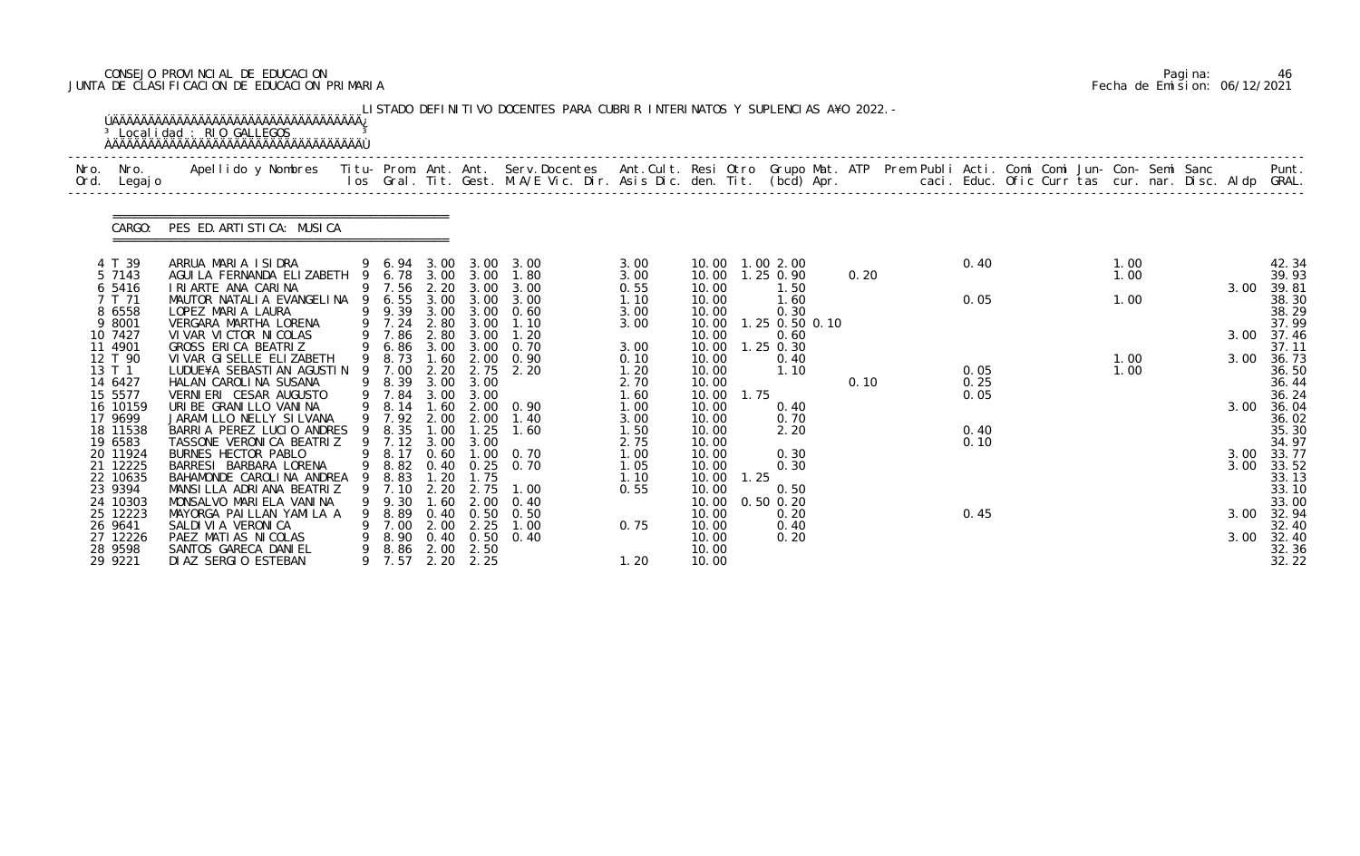CONSEJO PROVINCIAL DE EDUCACION
JUNTA DE CLASIFICACION DE EDUCACION PRIMARIA

LISTADO DEFINITIVO DOCENTES PARA CUBRIR INTERINATOS Y SUPLENCIAS A¥O 2022.-

Localidad : RIO GALLEGOS

CARGO: PES ED. ARTISTICA: MUSICA

| Nro. Ord. | Nro. Legajo | Apellido y Nombres | Titu- los | Prom. Gral. | Ant. Tit. | Ant. Gest. | Serv.Docentes M.A/E Vic. Dir. | Ant.Cult. Asis Dic. | Resi den. | Otro Tit. | Grupo Mat. (bcd) | ATP Apr. | Prem Publi caci. | Acti. Educ. | Comi Ofic | Comi Curr | Jun- tas | Con- cur. | Semi nar. | Sanc Disc. | Aldp | Punt. GRAL. |
|---|---|---|---|---|---|---|---|---|---|---|---|---|---|---|---|---|---|---|---|---|---|---|
| 4 | T 39 | ARRUA MARIA ISIDRA | 9 | 6.94 | 3.00 | 3.00 | 3.00 | 3.00 | 10.00 | 1.00 | 2.00 | | | 0.40 | | | | 1.00 | | | | 42.34 |
| 5 | 7143 | AGUILA FERNANDA ELIZABETH | 9 | 6.78 | 3.00 | 3.00 | 1.80 | 3.00 | 10.00 | 1.25 | 0.90 | 0.20 | | | | | | 1.00 | | | | 39.93 |
| 6 | 5416 | IRIARTE ANA CARINA | 9 | 7.56 | 2.20 | 3.00 | 3.00 | 0.55 | 10.00 | | 1.50 | | | | | | | | | | 3.00 | 39.81 |
| 7 | T 71 | MAUTOR NATALIA EVANGELINA | 9 | 6.55 | 3.00 | 3.00 | 3.00 | 1.10 | 10.00 | | 1.60 | | | 0.05 | | | | 1.00 | | | | 38.30 |
| 8 | 6558 | LOPEZ MARIA LAURA | 9 | 9.39 | 3.00 | 3.00 | 0.60 | 3.00 | 10.00 | | 0.30 | | | | | | | | | | | 38.29 |
| 9 | 8001 | VERGARA MARTHA LORENA | 9 | 7.24 | 2.80 | 3.00 | 1.10 | 3.00 | 10.00 | 1.25 | 0.50 0.10 | | | | | | | | | | | 37.99 |
| 10 | 7427 | VIVAR VICTOR NICOLAS | 9 | 7.86 | 2.80 | 3.00 | 1.20 | | 10.00 | | 0.60 | | | | | | | | | | 3.00 | 37.46 |
| 11 | 4901 | GROSS ERICA BEATRIZ | 9 | 6.86 | 3.00 | 3.00 | 0.70 | 3.00 | 10.00 | 1.25 | 0.30 | | | | | | | | | | | 37.11 |
| 12 | T 90 | VIVAR GISELLE ELIZABETH | 9 | 8.73 | 1.60 | 2.00 | 0.90 | 0.10 | 10.00 | | 0.40 | | | | | | | 1.00 | | | 3.00 | 36.73 |
| 13 | T 1 | LUDUE¥A SEBASTIAN AGUSTIN | 9 | 7.00 | 2.20 | 2.75 | 2.20 | 1.20 | 10.00 | | 1.10 | | | 0.05 | | | | 1.00 | | | | 36.50 |
| 14 | 6427 | HALAN CAROLINA SUSANA | 9 | 8.39 | 3.00 | 3.00 | | 2.70 | 10.00 | | | 0.10 | | 0.25 | | | | | | | | 36.44 |
| 15 | 5577 | VERNIERI CESAR AUGUSTO | 9 | 7.84 | 3.00 | 3.00 | | 1.60 | 10.00 | 1.75 | | | | 0.05 | | | | | | | | 36.24 |
| 16 | 10159 | URIBE GRANILLO VANINA | 9 | 8.14 | 1.60 | 2.00 | 0.90 | 1.00 | 10.00 | | 0.40 | | | | | | | | | | 3.00 | 36.04 |
| 17 | 9699 | JARAMILLO NELLY SILVANA | 9 | 7.92 | 2.00 | 2.00 | 1.40 | 3.00 | 10.00 | | 0.70 | | | | | | | | | | | 36.02 |
| 18 | 11538 | BARRIA PEREZ LUCIO ANDRES | 9 | 8.35 | 1.00 | 1.25 | 1.60 | 1.50 | 10.00 | | 2.20 | | | 0.40 | | | | | | | | 35.30 |
| 19 | 6583 | TASSONE VERONICA BEATRIZ | 9 | 7.12 | 3.00 | 3.00 | | 2.75 | 10.00 | | | | | 0.10 | | | | | | | | 34.97 |
| 20 | 11924 | BURNES HECTOR PABLO | 9 | 8.17 | 0.60 | 1.00 | 0.70 | 1.00 | 10.00 | | 0.30 | | | | | | | | | | 3.00 | 33.77 |
| 21 | 12225 | BARRESI BARBARA LORENA | 9 | 8.82 | 0.40 | 0.25 | 0.70 | 1.05 | 10.00 | | 0.30 | | | | | | | | | | 3.00 | 33.52 |
| 22 | 10635 | BAHAMONDE CAROLINA ANDREA | 9 | 8.83 | 1.20 | 1.75 | | 1.10 | 10.00 | 1.25 | | | | | | | | | | | | 33.13 |
| 23 | 9394 | MANSILLA ADRIANA BEATRIZ | 9 | 7.10 | 2.20 | 2.75 | 1.00 | 0.55 | 10.00 | | 0.50 | | | | | | | | | | | 33.10 |
| 24 | 10303 | MONSALVO MARIELA VANINA | 9 | 9.30 | 1.60 | 2.00 | 0.40 | | 10.00 | 0.50 | 0.20 | | | | | | | | | | | 33.00 |
| 25 | 12223 | MAYORGA PAILLAN YAMILA A | 9 | 8.89 | 0.40 | 0.50 | 0.50 | | 10.00 | | 0.20 | | | 0.45 | | | | | | | 3.00 | 32.94 |
| 26 | 9641 | SALDIVIA VERONICA | 9 | 7.00 | 2.00 | 2.25 | 1.00 | 0.75 | 10.00 | | 0.40 | | | | | | | | | | | 32.40 |
| 27 | 12226 | PAEZ MATIAS NICOLAS | 9 | 8.90 | 0.40 | 0.50 | 0.40 | | 10.00 | | 0.20 | | | | | | | | | | 3.00 | 32.40 |
| 28 | 9598 | SANTOS GARECA DANIEL | 9 | 8.86 | 2.00 | 2.50 | | | 10.00 | | | | | | | | | | | | | 32.36 |
| 29 | 9221 | DIAZ SERGIO ESTEBAN | 9 | 7.57 | 2.20 | 2.25 | | 1.20 | 10.00 | | | | | | | | | | | | | 32.22 |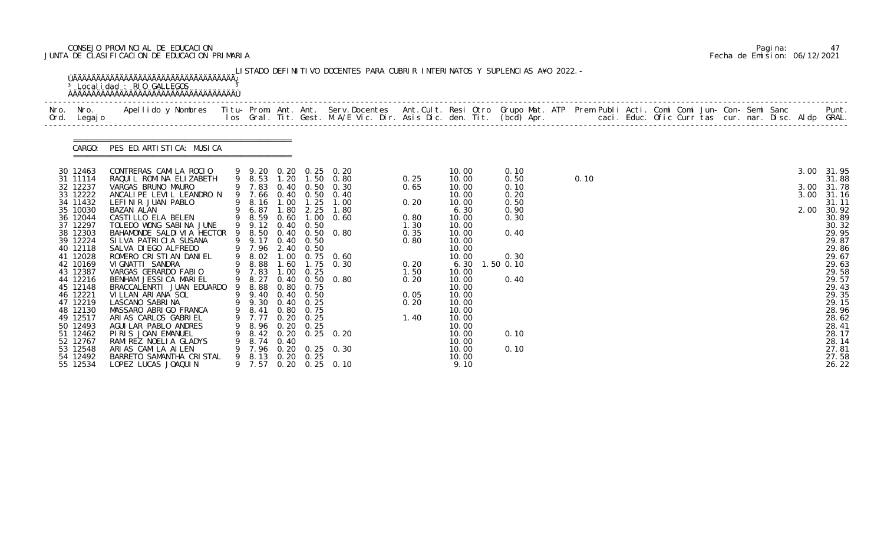CONSEJO PROVINCIAL DE EDUCACION
JUNTA DE CLASIFICACION DE EDUCACION PRIMARIA

Pagina: 47
Fecha de Emision: 06/12/2021

LISTADO DEFINITIVO DOCENTES PARA CUBRIR INTERINATOS Y SUPLENCIAS A¥O 2022.-

Localidad : RIO GALLEGOS

CARGO: PES ED. ARTISTICA: MUSICA

| Nro. Ord. | Nro. Legajo | Apellido y Nombres | Titu- los | Prom. Gral. | Ant. Tit. | Ant. Gest. | Serv. Docentes M.A/E Vic. Dir. | Ant. Cult. Asis Dic. | Resi den. | Otro Tit. | Grupo Mat. (bcd) | ATP Apr. | Prem Publi caci. | Acti. Educ. | Comi Ofic | Comi Curr | Jun- tas | Con- cur. | Semi nar. | Sanc Disc. | Aldp | Punt. GRAL. |
|---|---|---|---|---|---|---|---|---|---|---|---|---|---|---|---|---|---|---|---|---|---|---|
| 30 | 12463 | CONTRERAS CAMILA ROCIO | 9 | 9.20 | 0.20 | 0.25 | 0.20 | | 10.00 | | 0.10 | | | | | | | | | | 3.00 | 31.95 |
| 31 | 11114 | RAQUIL ROMINA ELIZABETH | 9 | 8.53 | 1.20 | 1.50 | 0.80 | 0.25 | 10.00 | | 0.50 | | 0.10 | | | | | | | | | 31.88 |
| 32 | 12237 | VARGAS BRUNO MAURO | 9 | 7.83 | 0.40 | 0.50 | 0.30 | 0.65 | 10.00 | | 0.10 | | | | | | | | | | 3.00 | 31.78 |
| 33 | 12222 | ANCALIPE LEVIL LEANDRO N | 9 | 7.66 | 0.40 | 0.50 | 0.40 | | 10.00 | | 0.20 | | | | | | | | | | 3.00 | 31.16 |
| 34 | 11432 | LEFINIR JUAN PABLO | 9 | 8.16 | 1.00 | 1.25 | 1.00 | 0.20 | 10.00 | | 0.50 | | | | | | | | | | | 31.11 |
| 35 | 10030 | BAZAN ALAN | 9 | 6.87 | 1.80 | 2.25 | 1.80 | | 6.30 | | 0.90 | | | | | | | | | | 2.00 | 30.92 |
| 36 | 12044 | CASTILLO ELA BELEN | 9 | 8.59 | 0.60 | 1.00 | 0.60 | 0.80 | 10.00 | | 0.30 | | | | | | | | | | | 30.89 |
| 37 | 12297 | TOLEDO WONG SABINA JUNE | 9 | 9.12 | 0.40 | 0.50 | | 1.30 | 10.00 | | | | | | | | | | | | | 30.32 |
| 38 | 12303 | BAHAMONDE SALDIVIA HECTOR | 9 | 8.50 | 0.40 | 0.50 | 0.80 | 0.35 | 10.00 | | 0.40 | | | | | | | | | | | 29.95 |
| 39 | 12224 | SILVA PATRICIA SUSANA | 9 | 9.17 | 0.40 | 0.50 | | 0.80 | 10.00 | | | | | | | | | | | | | 29.87 |
| 40 | 12118 | SALVA DIEGO ALFREDO | 9 | 7.96 | 2.40 | 0.50 | | | 10.00 | | | | | | | | | | | | | 29.86 |
| 41 | 12028 | ROMERO CRISTIAN DANIEL | 9 | 8.02 | 1.00 | 0.75 | 0.60 | | 10.00 | | 0.30 | | | | | | | | | | | 29.67 |
| 42 | 10169 | VIGNATTI SANDRA | 9 | 8.88 | 1.60 | 1.75 | 0.30 | 0.20 | 6.30 | 1.50 | 0.10 | | | | | | | | | | | 29.63 |
| 43 | 12387 | VARGAS GERARDO FABIO | 9 | 7.83 | 1.00 | 0.25 | | 1.50 | 10.00 | | | | | | | | | | | | | 29.58 |
| 44 | 12216 | BENHAM JESSICA MARIEL | 9 | 8.27 | 0.40 | 0.50 | 0.80 | 0.20 | 10.00 | | 0.40 | | | | | | | | | | | 29.57 |
| 45 | 12148 | BRACCALENRTI JUAN EDUARDO | 9 | 8.88 | 0.80 | 0.75 | | | 10.00 | | | | | | | | | | | | | 29.43 |
| 46 | 12221 | VILLAN ARIANA SOL | 9 | 9.40 | 0.40 | 0.50 | | 0.05 | 10.00 | | | | | | | | | | | | | 29.35 |
| 47 | 12219 | LASCANO SABRINA | 9 | 9.30 | 0.40 | 0.25 | | 0.20 | 10.00 | | | | | | | | | | | | | 29.15 |
| 48 | 12130 | MASSARO ABRIGO FRANCA | 9 | 8.41 | 0.80 | 0.75 | | | 10.00 | | | | | | | | | | | | | 28.96 |
| 49 | 12517 | ARIAS CARLOS GABRIEL | 9 | 7.77 | 0.20 | 0.25 | | 1.40 | 10.00 | | | | | | | | | | | | | 28.62 |
| 50 | 12493 | AGUILAR PABLO ANDRES | 9 | 8.96 | 0.20 | 0.25 | | | 10.00 | | | | | | | | | | | | | 28.41 |
| 51 | 12462 | PIRIS JOAN EMANUEL | 9 | 8.42 | 0.20 | 0.25 | 0.20 | | 10.00 | | 0.10 | | | | | | | | | | | 28.17 |
| 52 | 12767 | RAMIREZ NOELIA GLADYS | 9 | 8.74 | 0.40 | | | | 10.00 | | | | | | | | | | | | | 28.14 |
| 53 | 12548 | ARIAS CAMILA AILEN | 9 | 7.96 | 0.20 | 0.25 | 0.30 | | 10.00 | | 0.10 | | | | | | | | | | | 27.81 |
| 54 | 12492 | BARRETO SAMANTHA CRISTAL | 9 | 8.13 | 0.20 | 0.25 | | | 10.00 | | | | | | | | | | | | | 27.58 |
| 55 | 12534 | LOPEZ LUCAS JOAQUIN | 9 | 7.57 | 0.20 | 0.25 | 0.10 | | 9.10 | | | | | | | | | | | | | 26.22 |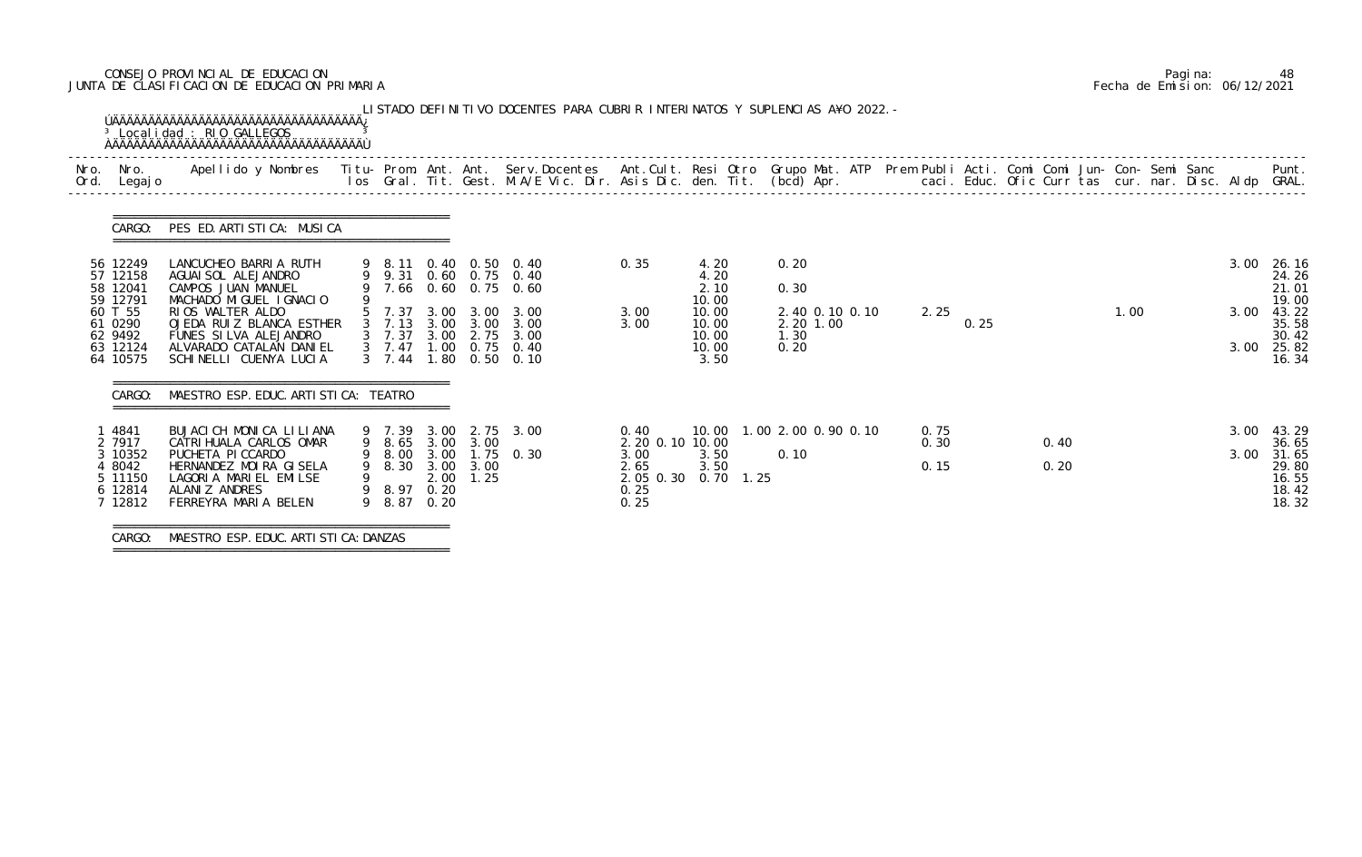CONSEJO PROVINCIAL DE EDUCACION
JUNTA DE CLASIFICACION DE EDUCACION PRIMARIA

Pagina: 48
Fecha de Emision: 06/12/2021

LISTADO DEFINITIVO DOCENTES PARA CUBRIR INTERINATOS Y SUPLENCIAS AÑO 2022.-

Localidad : RIO GALLEGOS

CARGO: PES ED. ARTISTICA: MUSICA

| Nro. Ord. | Nro. Legajo | Apellido y Nombres | Titu-los | Prom. Gral. | Ant. Tit. | Ant. Gest. | Serv. Docentes M.A/E Vic. Dir. | Ant. Cult. Asis Dic. | Resi den. | Otro Tit. | Grupo Mat. (bcd) | ATP Apr. | Prem | Publi caci. | Acti. Educ. | Comi Ofic | Comi Curr | Jun-tas | Con-cur. | Semi nar. | Sanc Disc. | Aldp | Punt. GRAL. |
|---|---|---|---|---|---|---|---|---|---|---|---|---|---|---|---|---|---|---|---|---|---|---|---|
| 56 | 12249 | LANCUCHEO BARRIA RUTH | 9 | 8.11 | 0.40 | 0.50 | 0.40 | 0.35 | 4.20 | | 0.20 | | | | | | | | | | | 3.00 | 26.16 |
| 57 | 12158 | AGUAISOL ALEJANDRO | 9 | 9.31 | 0.60 | 0.75 | 0.40 | | 4.20 | | | | | | | | | | | | | | 24.26 |
| 58 | 12041 | CAMPOS JUAN MANUEL | 9 | 7.66 | 0.60 | 0.75 | 0.60 | | 2.10 | | 0.30 | | | | | | | | | | | | 21.01 |
| 59 | 12791 | MACHADO MIGUEL IGNACIO | 9 | | | | | | 10.00 | | | | | | | | | | | | | | 19.00 |
| 60 | T 55 | RIOS WALTER ALDO | 5 | 7.37 | 3.00 | 3.00 | 3.00 | 3.00 | 10.00 | | 2.40 0.10 0.10 | | | 2.25 | | | | | 1.00 | | | 3.00 | 43.22 |
| 61 | 0290 | OJEDA RUIZ BLANCA ESTHER | 3 | 7.13 | 3.00 | 3.00 | 3.00 | 3.00 | 10.00 | | 2.20 1.00 | | | | 0.25 | | | | | | | | 35.58 |
| 62 | 9492 | FUNES SILVA ALEJANDRO | 3 | 7.37 | 3.00 | 2.75 | 3.00 | | 10.00 | | 1.30 | | | | | | | | | | | | 30.42 |
| 63 | 12124 | ALVARADO CATALAN DANIEL | 3 | 7.47 | 1.00 | 0.75 | 0.40 | | 10.00 | | 0.20 | | | | | | | | | | | 3.00 | 25.82 |
| 64 | 10575 | SCHINELLI CUENYA LUCIA | 3 | 7.44 | 1.80 | 0.50 | 0.10 | | 3.50 | | | | | | | | | | | | | | 16.34 |

CARGO: MAESTRO ESP. EDUC. ARTISTICA: TEATRO

| Nro. Ord. | Nro. Legajo | Apellido y Nombres | Titu-los | Prom. Gral. | Ant. Tit. | Ant. Gest. | Serv. Docentes M.A/E Vic. Dir. | Ant. Cult. Asis Dic. | Resi den. | Otro Tit. | Grupo Mat. (bcd) | ATP Apr. | Prem | Publi caci. | Acti. Educ. | Comi Ofic | Comi Curr | Jun-tas | Con-cur. | Semi nar. | Sanc Disc. | Aldp | Punt. GRAL. |
|---|---|---|---|---|---|---|---|---|---|---|---|---|---|---|---|---|---|---|---|---|---|---|---|
| 1 | 4841 | BUJACICH MONICA LILIANA | 9 | 7.39 | 3.00 | 2.75 | 3.00 | 0.40 | 10.00 | 1.00 | 2.00 0.90 0.10 | | | 0.75 | | | | | | | | 3.00 | 43.29 |
| 2 | 7917 | CATRIHUALA CARLOS OMAR | 9 | 8.65 | 3.00 | 3.00 | | 2.20 0.10 | 10.00 | | | | | 0.30 | | | 0.40 | | | | | | 36.65 |
| 3 | 10352 | PUCHETA PICCARDO | 9 | 8.00 | 3.00 | 1.75 | 0.30 | 3.00 | 3.50 | | 0.10 | | | | | | | | | | | 3.00 | 31.65 |
| 4 | 8042 | HERNANDEZ MOIRA GISELA | 9 | 8.30 | 3.00 | 3.00 | | 2.65 | 3.50 | | | | | 0.15 | | | 0.20 | | | | | | 29.80 |
| 5 | 11150 | LAGORIA MARIEL EMILSE | 9 | | 2.00 | 1.25 | | 2.05 0.30 | 0.70 | 1.25 | | | | | | | | | | | | | 16.55 |
| 6 | 12814 | ALANIZ ANDRES | 9 | 8.97 | 0.20 | | | 0.25 | | | | | | | | | | | | | | | 18.42 |
| 7 | 12812 | FERREYRA MARIA BELEN | 9 | 8.87 | 0.20 | | | 0.25 | | | | | | | | | | | | | | | 18.32 |

CARGO: MAESTRO ESP. EDUC. ARTISTICA: DANZAS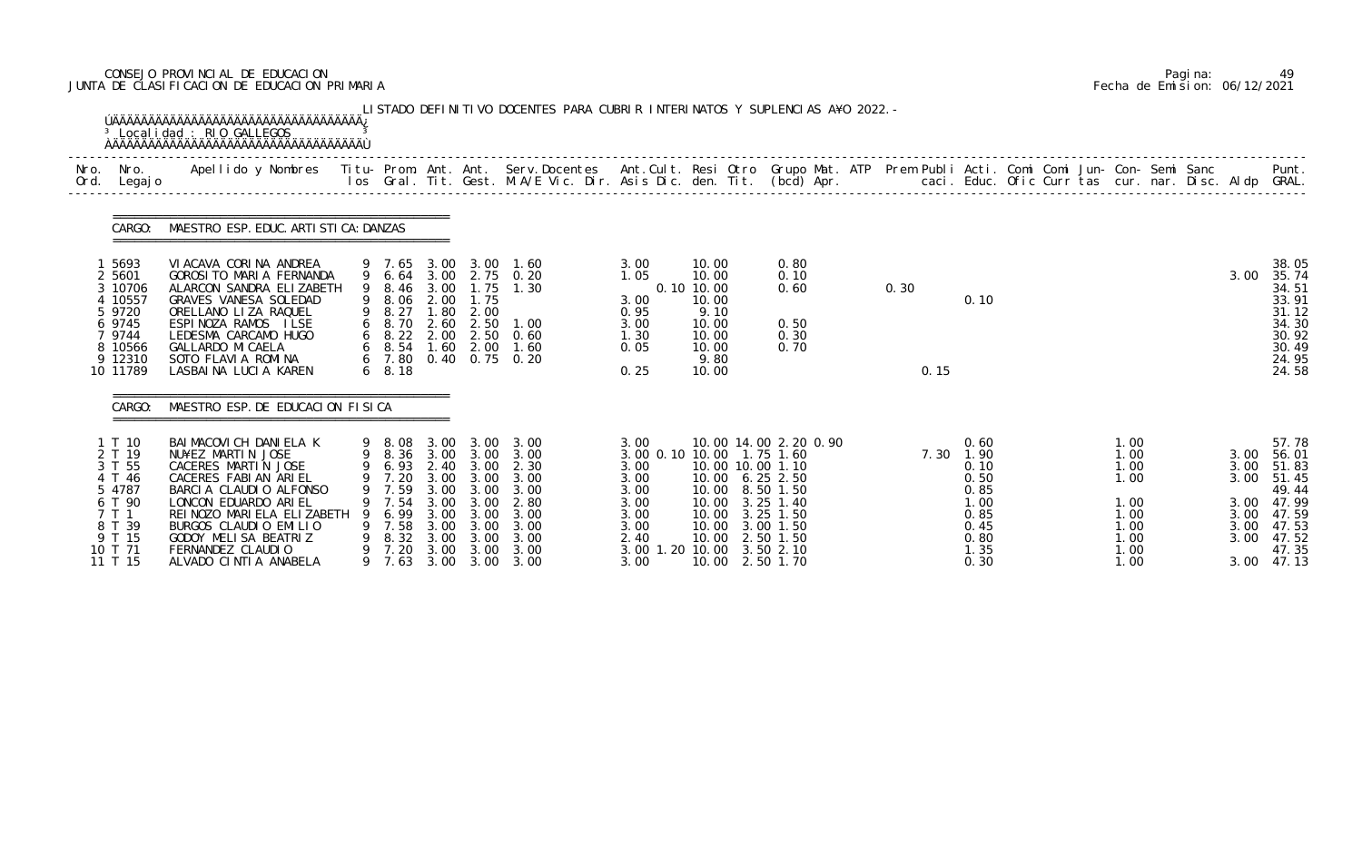CONSEJO PROVINCIAL DE EDUCACION
JUNTA DE CLASIFICACION DE EDUCACION PRIMARIA

Fecha de Emision: 06/12/2021

LISTADO DEFINITIVO DOCENTES PARA CUBRIR INTERINATOS Y SUPLENCIAS A¥O 2022.-

Localidad : RIO GALLEGOS

CARGO: MAESTRO ESP. EDUC. ARTISTICA: DANZAS

| Nro. Ord. | Nro. Legajo | Apellido y Nombres | Titu-los | Prom. Gral. | Ant. Tit. | Ant. Gest. | Serv. Docentes M.A/E Vic. Dir. | Ant. Cult. Asis Dic. | Resi den. | Otro Tit. | Grupo Mat. (bcd) Apr. | ATP | Prem Publi caci. | Acti. Educ. | Comi Ofic | Comi Curr | Jun-tas | Con-cur. | Semi nar. | Sanc Disc. | Aldp | Punt. GRAL. |
|---|---|---|---|---|---|---|---|---|---|---|---|---|---|---|---|---|---|---|---|---|---|---|
| 1 | 5693 | VIACAVA CORINA ANDREA | 9 | 7.65 | 3.00 | 3.00 | 1.60 | 3.00 | 10.00 | | 0.80 | | | | | | | | | | | 38.05 |
| 2 | 5601 | GOROSITO MARIA FERNANDA | 9 | 6.64 | 3.00 | 2.75 | 0.20 | 1.05 | 10.00 | | 0.10 | | | | | | | | | | 3.00 | 35.74 |
| 3 | 10706 | ALARCON SANDRA ELIZABETH | 9 | 8.46 | 3.00 | 1.75 | 1.30 | | 0.10 10.00 | | 0.60 | | 0.30 | | | | | | | | | 34.51 |
| 4 | 10557 | GRAVES VANESA SOLEDAD | 9 | 8.06 | 2.00 | 1.75 | | 3.00 | 10.00 | | | | | 0.10 | | | | | | | | 33.91 |
| 5 | 9720 | ORELLANO LIZA RAQUEL | 9 | 8.27 | 1.80 | 2.00 | | 0.95 | 9.10 | | | | | | | | | | | | | 31.12 |
| 6 | 9745 | ESPINOZA RAMOS ILSE | 6 | 8.70 | 2.60 | 2.50 | 1.00 | 3.00 | 10.00 | | 0.50 | | | | | | | | | | | 34.30 |
| 7 | 9744 | LEDESMA CARCAMO HUGO | 6 | 8.22 | 2.00 | 2.50 | 0.60 | 1.30 | 10.00 | | 0.30 | | | | | | | | | | | 30.92 |
| 8 | 10566 | GALLARDO MICAELA | 6 | 8.54 | 1.60 | 2.00 | 1.60 | 0.05 | 10.00 | | 0.70 | | | | | | | | | | | 30.49 |
| 9 | 12310 | SOTO FLAVIA ROMINA | 6 | 7.80 | 0.40 | 0.75 | 0.20 | | 9.80 | | | | | | | | | | | | | 24.95 |
| 10 | 11789 | LASBAINA LUCIA KAREN | 6 | 8.18 | | | | 0.25 | 10.00 | | | | 0.15 | | | | | | | | | 24.58 |

CARGO: MAESTRO ESP. DE EDUCACION FISICA

| Nro. Ord. | Nro. Legajo | Apellido y Nombres | Titu-los | Prom. Gral. | Ant. Tit. | Ant. Gest. | Serv. Docentes M.A/E Vic. Dir. | Ant. Cult. Asis Dic. | Resi den. | Otro Tit. | Grupo Mat. (bcd) Apr. | ATP | Prem Publi caci. | Acti. Educ. | Comi Ofic | Comi Curr | Jun-tas | Con-cur. | Semi nar. | Sanc Disc. | Aldp | Punt. GRAL. |
|---|---|---|---|---|---|---|---|---|---|---|---|---|---|---|---|---|---|---|---|---|---|---|
| 1 | T 10 | BAIMACOVICH DANIELA K | 9 | 8.08 | 3.00 | 3.00 | 3.00 | 3.00 | 10.00 | 14.00 | 2.20 0.90 | | | 0.60 | | | | 1.00 | | | | 57.78 |
| 2 | T 19 | NU¥EZ MARTIN JOSE | 9 | 8.36 | 3.00 | 3.00 | 3.00 | 3.00 0.10 | 10.00 | 1.75 | 1.60 | | 7.30 | 1.90 | | | | 1.00 | | | 3.00 | 56.01 |
| 3 | T 55 | CACERES MARTIN JOSE | 9 | 6.93 | 2.40 | 3.00 | 2.30 | 3.00 | 10.00 | 10.00 | 1.10 | | | 0.10 | | | | 1.00 | | | 3.00 | 51.83 |
| 4 | T 46 | CACERES FABIAN ARIEL | 9 | 7.20 | 3.00 | 3.00 | 3.00 | 3.00 | 10.00 | 6.25 | 2.50 | | | 0.50 | | | | 1.00 | | | 3.00 | 51.45 |
| 5 | 4787 | BARCIA CLAUDIO ALFONSO | 9 | 7.59 | 3.00 | 3.00 | 3.00 | 3.00 | 10.00 | 8.50 | 1.50 | | | 0.85 | | | | | | | | 49.44 |
| 6 | T 90 | LONCON EDUARDO ARIEL | 9 | 7.54 | 3.00 | 3.00 | 2.80 | 3.00 | 10.00 | 3.25 | 1.40 | | | 1.00 | | | | 1.00 | | | 3.00 | 47.99 |
| 7 | T 1 | REINOZO MARIELA ELIZABETH | 9 | 6.99 | 3.00 | 3.00 | 3.00 | 3.00 | 10.00 | 3.25 | 1.50 | | | 0.85 | | | | 1.00 | | | 3.00 | 47.59 |
| 8 | T 39 | BURGOS CLAUDIO EMILIO | 9 | 7.58 | 3.00 | 3.00 | 3.00 | 3.00 | 10.00 | 3.00 | 1.50 | | | 0.45 | | | | 1.00 | | | 3.00 | 47.53 |
| 9 | T 15 | GODOY MELISA BEATRIZ | 9 | 8.32 | 3.00 | 3.00 | 3.00 | 2.40 | 10.00 | 2.50 | 1.50 | | | 0.80 | | | | 1.00 | | | 3.00 | 47.52 |
| 10 | T 71 | FERNANDEZ CLAUDIO | 9 | 7.20 | 3.00 | 3.00 | 3.00 | 3.00 1.20 | 10.00 | 3.50 | 2.10 | | | 1.35 | | | | 1.00 | | | | 47.35 |
| 11 | T 15 | ALVADO CINTIA ANABELA | 9 | 7.63 | 3.00 | 3.00 | 3.00 | 3.00 | 10.00 | 2.50 | 1.70 | | | 0.30 | | | | 1.00 | | | 3.00 | 47.13 |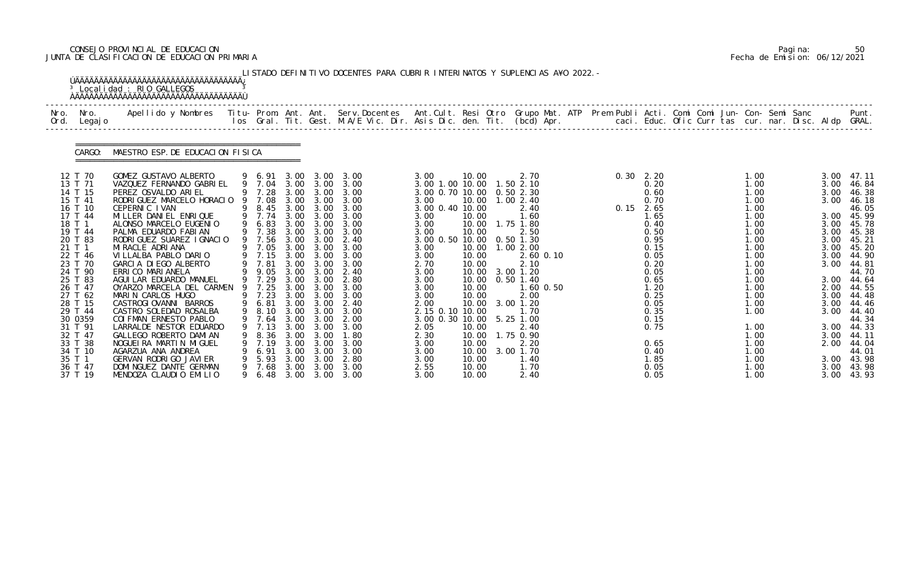CONSEJO PROVINCIAL DE EDUCACION
JUNTA DE CLASIFICACION DE EDUCACION PRIMARIA

Pagina: 50
Fecha de Emision: 06/12/2021

LISTADO DEFINITIVO DOCENTES PARA CUBRIR INTERINATOS Y SUPLENCIAS A¥O 2022.-

Localidad : RIO GALLEGOS

CARGO: MAESTRO ESP. DE EDUCACION FISICA

| Nro. Ord. | Nro. Legajo | Apellido y Nombres | Titu- los | Prom. Gral. | Ant. Tit. | Ant. Gest. | Serv.Docentes M.A/E Vic. Dir. | Ant.Cult. Asis Dic. | Resi den. | Otro Tit. | Grupo Mat. (bcd) | ATP Apr. | Prem Publi caci. | Acti. Educ. | Comi Ofic | Comi Curr | Jun- tas | Con- cur. | Semi nar. | Sanc Disc. | Aldp | Punt. GRAL. |
|---|---|---|---|---|---|---|---|---|---|---|---|---|---|---|---|---|---|---|---|---|---|---|
| 12 | T 70 | GOMEZ GUSTAVO ALBERTO | 9 | 6.91 | 3.00 | 3.00 | 3.00 | 3.00 | 10.00 | | 2.70 | | 0.30 | 2.20 | | | | 1.00 | | | 3.00 | 47.11 |
| 13 | T 71 | VAZQUEZ FERNANDO GABRIEL | 9 | 7.04 | 3.00 | 3.00 | 3.00 | 3.00 1.00 | 10.00 | 1.50 | 2.10 | | | 0.20 | | | | 1.00 | | | 3.00 | 46.84 |
| 14 | T 15 | PEREZ OSVALDO ARIEL | 9 | 7.28 | 3.00 | 3.00 | 3.00 | 3.00 0.70 | 10.00 | 0.50 | 2.30 | | | 0.60 | | | | 1.00 | | | 3.00 | 46.38 |
| 15 | T 41 | RODRIGUEZ MARCELO HORACIO | 9 | 7.08 | 3.00 | 3.00 | 3.00 | 3.00 | 10.00 | 1.00 | 2.40 | | | 0.70 | | | | 1.00 | | | 3.00 | 46.18 |
| 16 | T 10 | CEPERNIC IVAN | 9 | 8.45 | 3.00 | 3.00 | 3.00 | 3.00 0.40 | 10.00 | | 2.40 | | 0.15 | 2.65 | | | | 1.00 | | | | 46.05 |
| 17 | T 44 | MILLER DANIEL ENRIQUE | 9 | 7.74 | 3.00 | 3.00 | 3.00 | 3.00 | 10.00 | | 1.60 | | | 1.65 | | | | 1.00 | | | 3.00 | 45.99 |
| 18 | T 1 | ALONSO MARCELO EUGENIO | 9 | 6.83 | 3.00 | 3.00 | 3.00 | 3.00 | 10.00 | 1.75 | 1.80 | | | 0.40 | | | | 1.00 | | | 3.00 | 45.78 |
| 19 | T 44 | PALMA EDUARDO FABIAN | 9 | 7.38 | 3.00 | 3.00 | 3.00 | 3.00 | 10.00 | | 2.50 | | | 0.50 | | | | 1.00 | | | 3.00 | 45.38 |
| 20 | T 83 | RODRIGUEZ SUAREZ IGNACIO | 9 | 7.56 | 3.00 | 3.00 | 2.40 | 3.00 0.50 | 10.00 | 0.50 | 1.30 | | | 0.95 | | | | 1.00 | | | 3.00 | 45.21 |
| 21 | T 1 | MIRACLE ADRIANA | 9 | 7.05 | 3.00 | 3.00 | 3.00 | 3.00 | 10.00 | 1.00 | 2.00 | | | 0.15 | | | | 1.00 | | | 3.00 | 45.20 |
| 22 | T 46 | VILLALBA PABLO DARIO | 9 | 7.15 | 3.00 | 3.00 | 3.00 | 3.00 | 10.00 | | 2.60 0.10 | | | 0.05 | | | | 1.00 | | | 3.00 | 44.90 |
| 23 | T 70 | GARCIA DIEGO ALBERTO | 9 | 7.81 | 3.00 | 3.00 | 3.00 | 2.70 | 10.00 | | 2.10 | | | 0.20 | | | | 1.00 | | | 3.00 | 44.81 |
| 24 | T 90 | ERRICO MARIANELA | 9 | 9.05 | 3.00 | 3.00 | 2.40 | 3.00 | 10.00 | 3.00 | 1.20 | | | 0.05 | | | | 1.00 | | | | 44.70 |
| 25 | T 83 | AGUILAR EDUARDO MANUEL | 9 | 7.29 | 3.00 | 3.00 | 2.80 | 3.00 | 10.00 | 0.50 | 1.40 | | | 0.65 | | | | 1.00 | | | 3.00 | 44.64 |
| 26 | T 47 | OYARZO MARCELA DEL CARMEN | 9 | 7.25 | 3.00 | 3.00 | 3.00 | 3.00 | 10.00 | | 1.60 0.50 | | | 1.20 | | | | 1.00 | | | 2.00 | 44.55 |
| 27 | T 62 | MARIN CARLOS HUGO | 9 | 7.23 | 3.00 | 3.00 | 3.00 | 3.00 | 10.00 | | 2.00 | | | 0.25 | | | | 1.00 | | | 3.00 | 44.48 |
| 28 | T 15 | CASTROGIOVANNI BARROS | 9 | 6.81 | 3.00 | 3.00 | 2.40 | 2.00 | 10.00 | 3.00 | 1.20 | | | 0.05 | | | | 1.00 | | | 3.00 | 44.46 |
| 29 | T 44 | CASTRO SOLEDAD ROSALBA | 9 | 8.10 | 3.00 | 3.00 | 3.00 | 2.15 0.10 | 10.00 | | 1.70 | | | 0.35 | | | | 1.00 | | | 3.00 | 44.40 |
| 30 | 0359 | COIFMAN ERNESTO PABLO | 9 | 7.64 | 3.00 | 3.00 | 2.00 | 3.00 0.30 | 10.00 | 5.25 | 1.00 | | | 0.15 | | | | | | | | 44.34 |
| 31 | T 91 | LARRALDE NESTOR EDUARDO | 9 | 7.13 | 3.00 | 3.00 | 3.00 | 2.05 | 10.00 | | 2.40 | | | 0.75 | | | | 1.00 | | | 3.00 | 44.33 |
| 32 | T 47 | GALLEGO ROBERTO DAMIAN | 9 | 8.36 | 3.00 | 3.00 | 1.80 | 2.30 | 10.00 | 1.75 | 0.90 | | | | | | | 1.00 | | | 3.00 | 44.11 |
| 33 | T 38 | NOGUEIRA MARTIN MIGUEL | 9 | 7.19 | 3.00 | 3.00 | 3.00 | 3.00 | 10.00 | | 2.20 | | | 0.65 | | | | 1.00 | | | 2.00 | 44.04 |
| 34 | T 10 | AGARZUA ANA ANDREA | 9 | 6.91 | 3.00 | 3.00 | 3.00 | 3.00 | 10.00 | 3.00 | 1.70 | | | 0.40 | | | | 1.00 | | | | 44.01 |
| 35 | T 1 | GERVAN RODRIGO JAVIER | 9 | 5.93 | 3.00 | 3.00 | 2.80 | 3.00 | 10.00 | | 1.40 | | | 1.85 | | | | 1.00 | | | 3.00 | 43.98 |
| 36 | T 47 | DOMINGUEZ DANTE GERMAN | 9 | 7.68 | 3.00 | 3.00 | 3.00 | 2.55 | 10.00 | | 1.70 | | | 0.05 | | | | 1.00 | | | 3.00 | 43.98 |
| 37 | T 19 | MENDOZA CLAUDIO EMILIO | 9 | 6.48 | 3.00 | 3.00 | 3.00 | 3.00 | 10.00 | | 2.40 | | | 0.05 | | | | 1.00 | | | 3.00 | 43.93 |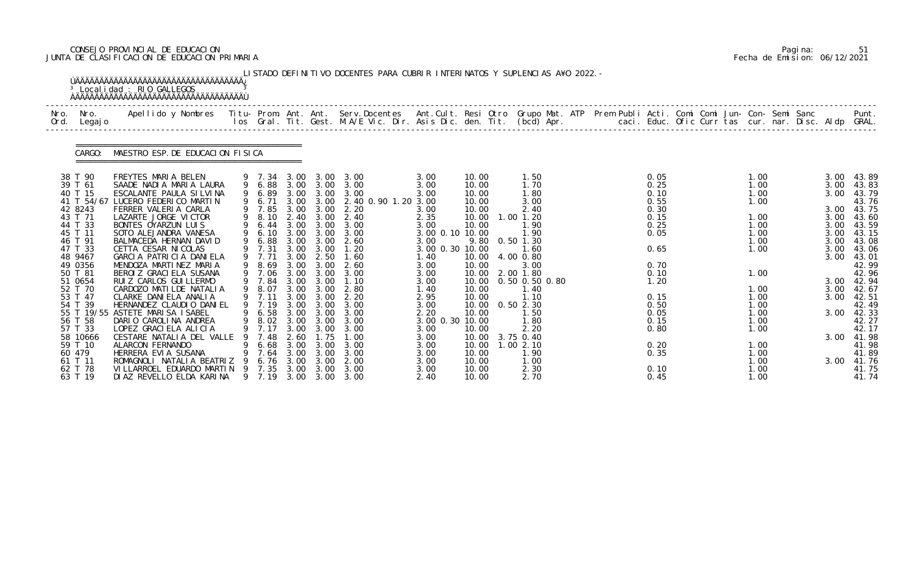CONSEJO PROVINCIAL DE EDUCACION
JUNTA DE CLASIFICACION DE EDUCACION PRIMARIA

Pagina: 51
Fecha de Emision: 06/12/2021

LISTADO DEFINITIVO DOCENTES PARA CUBRIR INTERINATOS Y SUPLENCIAS A¥O 2022.-

Localidad : RIO GALLEGOS

CARGO: MAESTRO ESP. DE EDUCACION FISICA

| Nro. Ord. | Nro. Legajo | Apellido y Nombres | Titu- los | Prom. Gral. | Ant. Tit. | Ant. Gest. | Serv. Docentes M.A/E Vic. Dir. | Ant. Cult. Asis Dic. | Resi den. | Otro Tit. | Grupo Mat. (bcd) | ATP Apr. | Prem Publi caci. | Acti. Educ. | Comi Ofic | Comi Curr | Jun- tas | Con- cur. | Semi nar. | Sanc Disc. | Aldp | Punt. GRAL. |
|---|---|---|---|---|---|---|---|---|---|---|---|---|---|---|---|---|---|---|---|---|---|---|
| 38 | T 90 | FREYTES MARIA BELEN | 9 | 7.34 | 3.00 | 3.00 | 3.00 | 3.00 | 10.00 | | 1.50 | | | 0.05 | | | | 1.00 | | | 3.00 | 43.89 |
| 39 | T 61 | SAADE NADIA MARIA LAURA | 9 | 6.88 | 3.00 | 3.00 | 3.00 | 3.00 | 10.00 | | 1.70 | | | 0.25 | | | | 1.00 | | | 3.00 | 43.83 |
| 40 | T 15 | ESCALANTE PAULA SILVINA | 9 | 6.89 | 3.00 | 3.00 | 3.00 | 3.00 | 10.00 | | 1.80 | | | 0.10 | | | | 1.00 | | | 3.00 | 43.79 |
| 41 | T 54/67 | LUCERO FEDERICO MARTIN | 9 | 6.71 | 3.00 | 3.00 | 2.40 0.90 1.20 | 3.00 | 10.00 | | 3.00 | | | 0.55 | | | | 1.00 | | | | 43.76 |
| 42 | 8243 | FERRER VALERIA CARLA | 9 | 7.85 | 3.00 | 3.00 | 2.20 | 3.00 | 10.00 | | 2.40 | | | 0.30 | | | | | | | 3.00 | 43.75 |
| 43 | T 71 | LAZARTE JORGE VICTOR | 9 | 8.10 | 2.40 | 3.00 | 2.40 | 2.35 | 10.00 | 1.00 | 1.20 | | | 0.15 | | | | 1.00 | | | 3.00 | 43.60 |
| 44 | T 33 | BONTES OYARZUN LUIS | 9 | 6.44 | 3.00 | 3.00 | 3.00 | 3.00 | 10.00 | | 1.90 | | | 0.25 | | | | 1.00 | | | 3.00 | 43.59 |
| 45 | T 11 | SOTO ALEJANDRA VANESA | 9 | 6.10 | 3.00 | 3.00 | 3.00 | 3.00 0.10 | 10.00 | | 1.90 | | | 0.05 | | | | 1.00 | | | 3.00 | 43.15 |
| 46 | T 91 | BALMACEDA HERNAN DAVID | 9 | 6.88 | 3.00 | 3.00 | 2.60 | 3.00 | 9.80 | 0.50 | 1.30 | | | | | | | 1.00 | | | 3.00 | 43.08 |
| 47 | T 33 | CETTA CESAR NICOLAS | 9 | 7.31 | 3.00 | 3.00 | 1.20 | 3.00 0.30 | 10.00 | | 1.60 | | | 0.65 | | | | 1.00 | | | 3.00 | 43.06 |
| 48 | 9467 | GARCIA PATRICIA DANIELA | 9 | 7.71 | 3.00 | 2.50 | 1.60 | 1.40 | 10.00 | 4.00 | 0.80 | | | | | | | | | | 3.00 | 43.01 |
| 49 | 0356 | MENDOZA MARTINEZ MARIA | 9 | 8.69 | 3.00 | 3.00 | 2.60 | 3.00 | 10.00 | | 3.00 | | | 0.70 | | | | | | | | 42.99 |
| 50 | T 81 | BEROIZ GRACIELA SUSANA | 9 | 7.06 | 3.00 | 3.00 | 3.00 | 3.00 | 10.00 | 2.00 | 1.80 | | | 0.10 | | | | 1.00 | | | | 42.96 |
| 51 | 0654 | RUIZ CARLOS GUILLERMO | 9 | 7.84 | 3.00 | 3.00 | 1.10 | 3.00 | 10.00 | 0.50 | 0.50 0.80 | | | 1.20 | | | | | | | 3.00 | 42.94 |
| 52 | T 70 | CARDOZO MATILDE NATALIA | 9 | 8.07 | 3.00 | 3.00 | 2.80 | 1.40 | 10.00 | | 1.40 | | | | | | | 1.00 | | | 3.00 | 42.67 |
| 53 | T 47 | CLARKE DANIELA ANALIA | 9 | 7.11 | 3.00 | 3.00 | 2.20 | 2.95 | 10.00 | | 1.10 | | | 0.15 | | | | 1.00 | | | 3.00 | 42.51 |
| 54 | T 39 | HERNANDEZ CLAUDIO DANIEL | 9 | 7.19 | 3.00 | 3.00 | 3.00 | 3.00 | 10.00 | 0.50 | 2.30 | | | 0.50 | | | | 1.00 | | | | 42.49 |
| 55 | T 19/55 | ASTETE MARISA ISABEL | 9 | 6.58 | 3.00 | 3.00 | 3.00 | 2.20 | 10.00 | | 1.50 | | | 0.05 | | | | 1.00 | | | 3.00 | 42.33 |
| 56 | T 58 | DARIO CAROLINA ANDREA | 9 | 8.02 | 3.00 | 3.00 | 3.00 | 3.00 0.30 | 10.00 | | 1.80 | | | 0.15 | | | | 1.00 | | | | 42.27 |
| 57 | T 33 | LOPEZ GRACIELA ALICIA | 9 | 7.17 | 3.00 | 3.00 | 3.00 | 3.00 | 10.00 | | 2.20 | | | 0.80 | | | | 1.00 | | | | 42.17 |
| 58 | 10666 | CESTARE NATALIA DEL VALLE | 9 | 7.48 | 2.60 | 1.75 | 1.00 | 3.00 | 10.00 | 3.75 | 0.40 | | | | | | | | | | 3.00 | 41.98 |
| 59 | T 10 | ALARCON FERNANDO | 9 | 6.68 | 3.00 | 3.00 | 3.00 | 3.00 | 10.00 | 1.00 | 2.10 | | | 0.20 | | | | 1.00 | | | | 41.98 |
| 60 | 479 | HERRERA EVIA SUSANA | 9 | 7.64 | 3.00 | 3.00 | 3.00 | 3.00 | 10.00 | | 1.90 | | | 0.35 | | | | 1.00 | | | | 41.89 |
| 61 | T 11 | ROMAGNOLI NATALIA BEATRIZ | 9 | 6.76 | 3.00 | 3.00 | 2.00 | 3.00 | 10.00 | | 1.00 | | | | | | | 1.00 | | | 3.00 | 41.76 |
| 62 | T 78 | VILLARROEL EDUARDO MARTIN | 9 | 7.35 | 3.00 | 3.00 | 3.00 | 3.00 | 10.00 | | 2.30 | | | 0.10 | | | | 1.00 | | | | 41.75 |
| 63 | T 19 | DIAZ REVELLO ELDA KARINA | 9 | 7.19 | 3.00 | 3.00 | 3.00 | 2.40 | 10.00 | | 2.70 | | | 0.45 | | | | 1.00 | | | | 41.74 |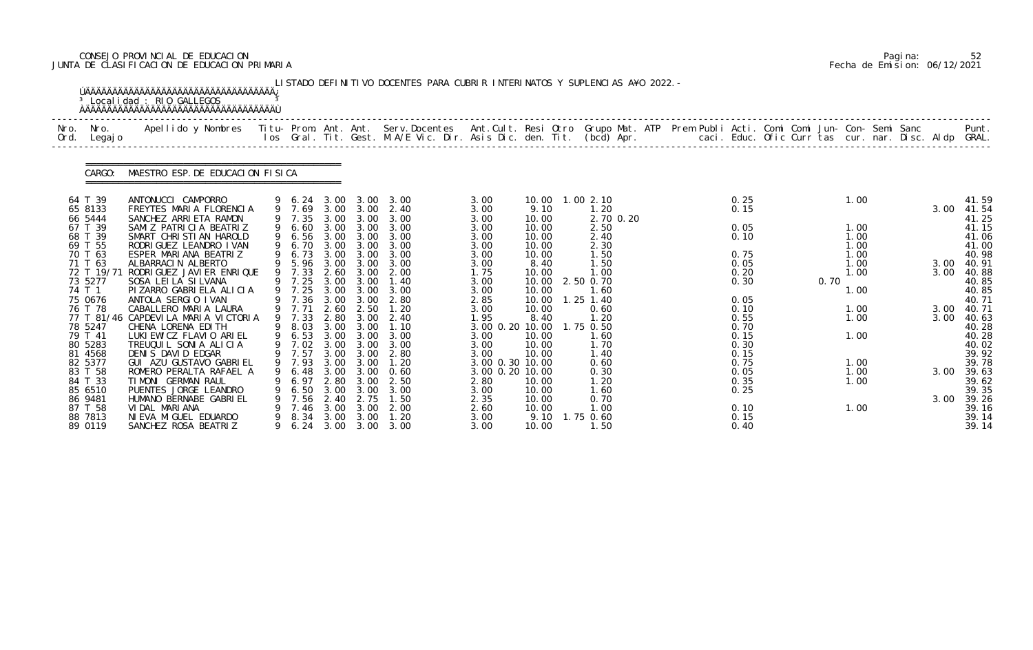CONSEJO PROVINCIAL DE EDUCACION
JUNTA DE CLASIFICACION DE EDUCACION PRIMARIA

Pagina: 52
Fecha de Emision: 06/12/2021

LISTADO DEFINITIVO DOCENTES PARA CUBRIR INTERINATOS Y SUPLENCIAS A¥O 2022.-

Localidad : RIO GALLEGOS

CARGO: MAESTRO ESP. DE EDUCACION FISICA

| Nro. Ord. | Nro. Legajo | Apellido y Nombres | Titu- los | Prom. Gral. | Ant. Tit. | Ant. Gest. | Serv. Docentes M.A/E Vic. Dir. | Ant. Cult. Asis | Resi Dic. | Otro den. | Grupo Mat. Tit. (bcd) | ATP Apr. | Prem Publi caci. | Acti. Educ. | Comi Ofic | Comi Curr | Jun- tas | Con- cur. | Semi nar. | Sanc Disc. | Aldp | Punt. GRAL. |
|---|---|---|---|---|---|---|---|---|---|---|---|---|---|---|---|---|---|---|---|---|---|---|
| 64 | T 39 | ANTONUCCI CAMPORRO | 9 | 6.24 | 3.00 | 3.00 | 3.00 | 3.00 | 10.00 | 1.00 | 2.10 | | | 0.25 | | | | 1.00 | | | | 41.59 |
| 65 | 8133 | FREYTES MARIA FLORENCIA | 9 | 7.69 | 3.00 | 3.00 | 2.40 | 3.00 | 9.10 | | 1.20 | | | 0.15 | | | | | | | 3.00 | 41.54 |
| 66 | 5444 | SANCHEZ ARRIETA RAMON | 9 | 7.35 | 3.00 | 3.00 | 3.00 | 3.00 | 10.00 | | 2.70 | 0.20 | | | | | | | | | | 41.25 |
| 67 | T 39 | SAMIZ PATRICIA BEATRIZ | 9 | 6.60 | 3.00 | 3.00 | 3.00 | 3.00 | 10.00 | | 2.50 | | | 0.05 | | | | 1.00 | | | | 41.15 |
| 68 | T 39 | SMART CHRISTIAN HAROLD | 9 | 6.56 | 3.00 | 3.00 | 3.00 | 3.00 | 10.00 | | 2.40 | | | 0.10 | | | | 1.00 | | | | 41.06 |
| 69 | T 55 | RODRIGUEZ LEANDRO IVAN | 9 | 6.70 | 3.00 | 3.00 | 3.00 | 3.00 | 10.00 | | 2.30 | | | | | | | 1.00 | | | | 41.00 |
| 70 | T 63 | ESPER MARIANA BEATRIZ | 9 | 6.73 | 3.00 | 3.00 | 3.00 | 3.00 | 10.00 | | 1.50 | | | 0.75 | | | | 1.00 | | | | 40.98 |
| 71 | T 63 | ALBARRACIN ALBERTO | 9 | 5.96 | 3.00 | 3.00 | 3.00 | 3.00 | 8.40 | | 1.50 | | | 0.05 | | | | 1.00 | | | 3.00 | 40.91 |
| 72 | T 19/71 | RODRIGUEZ JAVIER ENRIQUE | 9 | 7.33 | 2.60 | 3.00 | 2.00 | 1.75 | 10.00 | | 1.00 | | | 0.20 | | | | 1.00 | | | 3.00 | 40.88 |
| 73 | 5277 | SOSA LEILA SILVANA | 9 | 7.25 | 3.00 | 3.00 | 1.40 | 3.00 | 10.00 | 2.50 | 0.70 | | | 0.30 | | 0.70 | | | | | | 40.85 |
| 74 | T 1 | PIZARRO GABRIELA ALICIA | 9 | 7.25 | 3.00 | 3.00 | 3.00 | 3.00 | 10.00 | | 1.60 | | | | | | | 1.00 | | | | 40.85 |
| 75 | 0676 | ANTOLA SERGIO IVAN | 9 | 7.36 | 3.00 | 3.00 | 2.80 | 2.85 | 10.00 | 1.25 | 1.40 | | | 0.05 | | | | | | | | 40.71 |
| 76 | T 78 | CABALLERO MARIA LAURA | 9 | 7.71 | 2.60 | 2.50 | 1.20 | 3.00 | 10.00 | | 0.60 | | | 0.10 | | | | 1.00 | | | 3.00 | 40.71 |
| 77 | T 81/46 | CAPDEVILA MARIA VICTORIA | 9 | 7.33 | 2.80 | 3.00 | 2.40 | 1.95 | 8.40 | | 1.20 | | | 0.55 | | | | 1.00 | | | 3.00 | 40.63 |
| 78 | 5247 | CHENA LORENA EDITH | 9 | 8.03 | 3.00 | 3.00 | 1.10 | 3.00 0.20 | 10.00 | 1.75 | 0.50 | | | 0.70 | | | | | | | | 40.28 |
| 79 | T 41 | LUKIEWICZ FLAVIO ARIEL | 9 | 6.53 | 3.00 | 3.00 | 3.00 | 3.00 | 10.00 | | 1.60 | | | 0.15 | | | | 1.00 | | | | 40.28 |
| 80 | 5283 | TREUQUIL SONIA ALICIA | 9 | 7.02 | 3.00 | 3.00 | 3.00 | 3.00 | 10.00 | | 1.70 | | | 0.30 | | | | | | | | 40.02 |
| 81 | 4568 | DENIS DAVID EDGAR | 9 | 7.57 | 3.00 | 3.00 | 2.80 | 3.00 | 10.00 | | 1.40 | | | 0.15 | | | | | | | | 39.92 |
| 82 | 5377 | GUI AZU GUSTAVO GABRIEL | 9 | 7.93 | 3.00 | 3.00 | 1.20 | 3.00 0.30 | 10.00 | | 0.60 | | | 0.75 | | | | 1.00 | | | | 39.78 |
| 83 | T 58 | ROMERO PERALTA RAFAEL A | 9 | 6.48 | 3.00 | 3.00 | 0.60 | 3.00 0.20 | 10.00 | | 0.30 | | | 0.05 | | | | 1.00 | | | 3.00 | 39.63 |
| 84 | T 33 | TIMONI GERMAN RAUL | 9 | 6.97 | 2.80 | 3.00 | 2.50 | 2.80 | 10.00 | | 1.20 | | | 0.35 | | | | 1.00 | | | | 39.62 |
| 85 | 6510 | PUENTES JORGE LEANDRO | 9 | 6.50 | 3.00 | 3.00 | 3.00 | 3.00 | 10.00 | | 1.60 | | | 0.25 | | | | | | | | 39.35 |
| 86 | 9481 | HUMANO BERNABE GABRIEL | 9 | 7.56 | 2.40 | 2.75 | 1.50 | 2.35 | 10.00 | | 0.70 | | | | | | | | | | 3.00 | 39.26 |
| 87 | T 58 | VIDAL MARIANA | 9 | 7.46 | 3.00 | 3.00 | 2.00 | 2.60 | 10.00 | | 1.00 | | | 0.10 | | | | 1.00 | | | | 39.16 |
| 88 | 7813 | NIEVA MIGUEL EDUARDO | 9 | 8.34 | 3.00 | 3.00 | 1.20 | 3.00 | 9.10 | 1.75 | 0.60 | | | 0.15 | | | | | | | | 39.14 |
| 89 | 0119 | SANCHEZ ROSA BEATRIZ | 9 | 6.24 | 3.00 | 3.00 | 3.00 | 3.00 | 10.00 | | 1.50 | | | 0.40 | | | | | | | | 39.14 |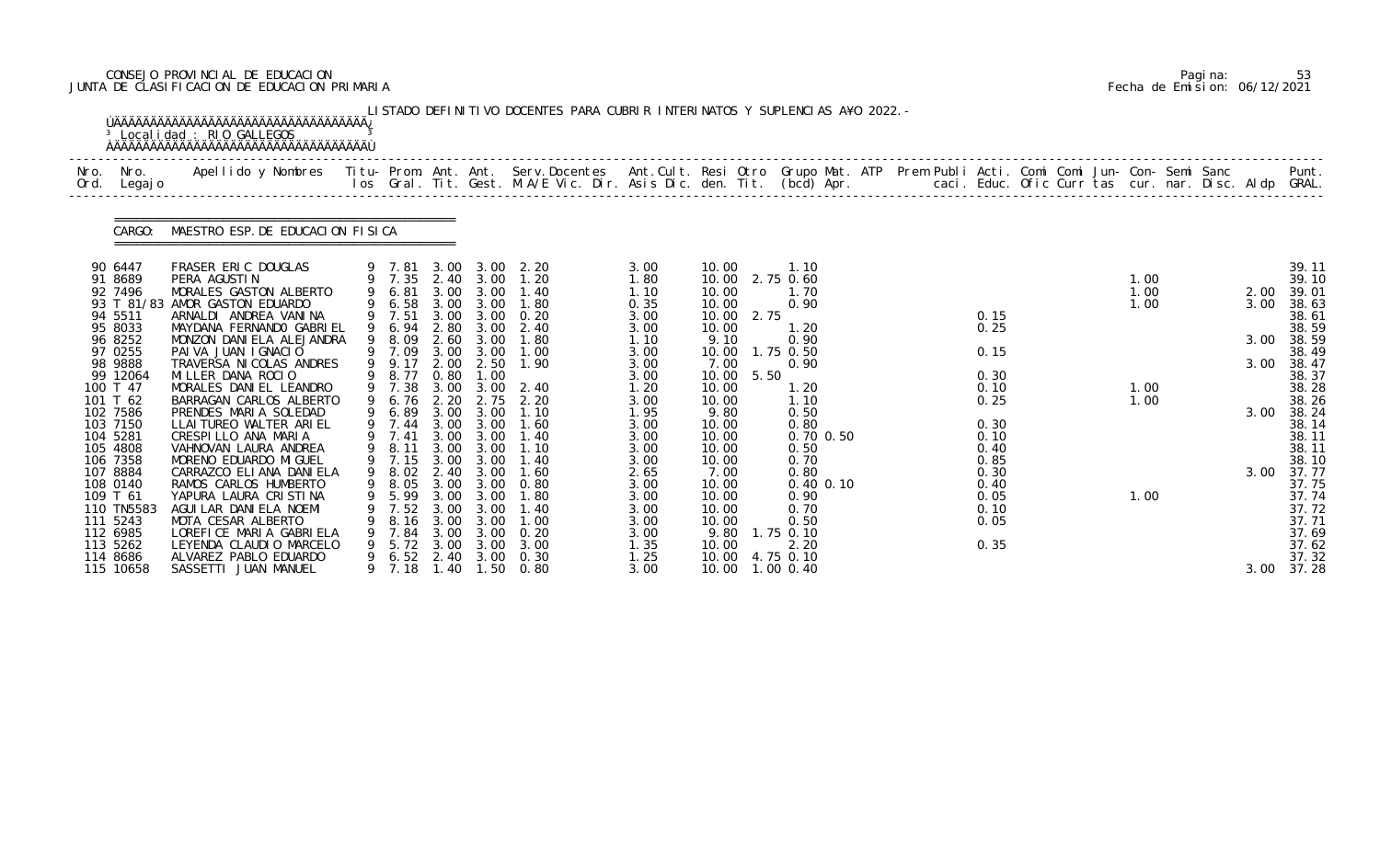CONSEJO PROVINCIAL DE EDUCACION
JUNTA DE CLASIFICACION DE EDUCACION PRIMARIA

LISTADO DEFINITIVO DOCENTES PARA CUBRIR INTERINATOS Y SUPLENCIAS A¥O 2022.-

Localidad : RIO GALLEGOS

CARGO: MAESTRO ESP. DE EDUCACION FISICA

| Nro. Ord. | Nro. Legajo | Apellido y Nombres | Titu- los | Prom. Gral. | Ant. Tit. | Ant. Gest. | Serv. Docentes M.A/E Vic. Dir. | Ant. Cult. Asis Dic. | Resi den. | Otro Tit. | Grupo Mat. (bcd) | ATP Apr. | Prem Publi caci. | Acti. Educ. | Comi Ofic | Comi Curr | Jun- tas | Con- cur. | Semi nar. | Sanc Disc. | Aldp | Punt. GRAL. |
|---|---|---|---|---|---|---|---|---|---|---|---|---|---|---|---|---|---|---|---|---|---|---|
| 90 | 6447 | FRASER ERIC DOUGLAS | 9 | 7.81 | 3.00 | 3.00 | 2.20 | 3.00 | 10.00 | | 1.10 | | | | | | | | | | | 39.11 |
| 91 | 8689 | PERA AGUSTIN | 9 | 7.35 | 2.40 | 3.00 | 1.20 | 1.80 | 10.00 | 2.75 | 0.60 | | | | | | | 1.00 | | | | 39.10 |
| 92 | 7496 | MORALES GASTON ALBERTO | 9 | 6.81 | 3.00 | 3.00 | 1.40 | 1.10 | 10.00 | | 1.70 | | | | | | | 1.00 | | | 2.00 | 39.01 |
| 93 | T 81/83 | AMOR GASTON EDUARDO | 9 | 6.58 | 3.00 | 3.00 | 1.80 | 0.35 | 10.00 | | 0.90 | | | | | | | 1.00 | | | 3.00 | 38.63 |
| 94 | 5511 | ARNALDI ANDREA VANINA | 9 | 7.51 | 3.00 | 3.00 | 0.20 | 3.00 | 10.00 | 2.75 | | | | 0.15 | | | | | | | | 38.61 |
| 95 | 8033 | MAYDANA FERNANDO GABRIEL | 9 | 6.94 | 2.80 | 3.00 | 2.40 | 3.00 | 10.00 | | 1.20 | | | 0.25 | | | | | | | | 38.59 |
| 96 | 8252 | MONZON DANIELA ALEJANDRA | 9 | 8.09 | 2.60 | 3.00 | 1.80 | 1.10 | 9.10 | | 0.90 | | | | | | | | | | 3.00 | 38.59 |
| 97 | 0255 | PAIVA JUAN IGNACIO | 9 | 7.09 | 3.00 | 3.00 | 1.00 | 3.00 | 10.00 | 1.75 | 0.50 | | | 0.15 | | | | | | | | 38.49 |
| 98 | 9888 | TRAVERSA NICOLAS ANDRES | 9 | 9.17 | 2.00 | 2.50 | 1.90 | 3.00 | 7.00 | | 0.90 | | | | | | | | | | 3.00 | 38.47 |
| 99 | 12064 | MILLER DANA ROCIO | 9 | 8.77 | 0.80 | 1.00 | | 3.00 | 10.00 | 5.50 | | | | 0.30 | | | | | | | | 38.37 |
| 100 | T 47 | MORALES DANIEL LEANDRO | 9 | 7.38 | 3.00 | 3.00 | 2.40 | 1.20 | 10.00 | | 1.20 | | | 0.10 | | | | 1.00 | | | | 38.28 |
| 101 | T 62 | BARRAGAN CARLOS ALBERTO | 9 | 6.76 | 2.20 | 2.75 | 2.20 | 3.00 | 10.00 | | 1.10 | | | 0.25 | | | | 1.00 | | | | 38.26 |
| 102 | 7586 | PRENDES MARIA SOLEDAD | 9 | 6.89 | 3.00 | 3.00 | 1.10 | 1.95 | 9.80 | | 0.50 | | | | | | | | | | 3.00 | 38.24 |
| 103 | 7150 | LLAITUREO WALTER ARIEL | 9 | 7.44 | 3.00 | 3.00 | 1.60 | 3.00 | 10.00 | | 0.80 | | | 0.30 | | | | | | | | 38.14 |
| 104 | 5281 | CRESPILLO ANA MARIA | 9 | 7.41 | 3.00 | 3.00 | 1.40 | 3.00 | 10.00 | | 0.70 | 0.50 | | 0.10 | | | | | | | | 38.11 |
| 105 | 4808 | VAHNOVAN LAURA ANDREA | 9 | 8.11 | 3.00 | 3.00 | 1.10 | 3.00 | 10.00 | | 0.50 | | | 0.40 | | | | | | | | 38.11 |
| 106 | 7358 | MORENO EDUARDO MIGUEL | 9 | 7.15 | 3.00 | 3.00 | 1.40 | 3.00 | 10.00 | | 0.70 | | | 0.85 | | | | | | | | 38.10 |
| 107 | 8884 | CARRAZCO ELIANA DANIELA | 9 | 8.02 | 2.40 | 3.00 | 1.60 | 2.65 | 7.00 | | 0.80 | | | 0.30 | | | | | | | 3.00 | 37.77 |
| 108 | 0140 | RAMOS CARLOS HUMBERTO | 9 | 8.05 | 3.00 | 3.00 | 0.80 | 3.00 | 10.00 | | 0.40 | 0.10 | | 0.40 | | | | | | | | 37.75 |
| 109 | T 61 | YAPURA LAURA CRISTINA | 9 | 5.99 | 3.00 | 3.00 | 1.80 | 3.00 | 10.00 | | 0.90 | | | 0.05 | | | | 1.00 | | | | 37.74 |
| 110 | TN5583 | AGUILAR DANIELA NOEMI | 9 | 7.52 | 3.00 | 3.00 | 1.40 | 3.00 | 10.00 | | 0.70 | | | 0.10 | | | | | | | | 37.72 |
| 111 | 5243 | MOTA CESAR ALBERTO | 9 | 8.16 | 3.00 | 3.00 | 1.00 | 3.00 | 10.00 | | 0.50 | | | 0.05 | | | | | | | | 37.71 |
| 112 | 6985 | LOREFICE MARIA GABRIELA | 9 | 7.84 | 3.00 | 3.00 | 0.20 | 3.00 | 9.80 | 1.75 | 0.10 | | | | | | | | | | | 37.69 |
| 113 | 5262 | LEYENDA CLAUDIO MARCELO | 9 | 5.72 | 3.00 | 3.00 | 3.00 | 1.35 | 10.00 | | 2.20 | | | 0.35 | | | | | | | | 37.62 |
| 114 | 8686 | ALVAREZ PABLO EDUARDO | 9 | 6.52 | 2.40 | 3.00 | 0.30 | 1.25 | 10.00 | 4.75 | 0.10 | | | | | | | | | | | 37.32 |
| 115 | 10658 | SASSETTI JUAN MANUEL | 9 | 7.18 | 1.40 | 1.50 | 0.80 | 3.00 | 10.00 | 1.00 | 0.40 | | | | | | | | | | 3.00 | 37.28 |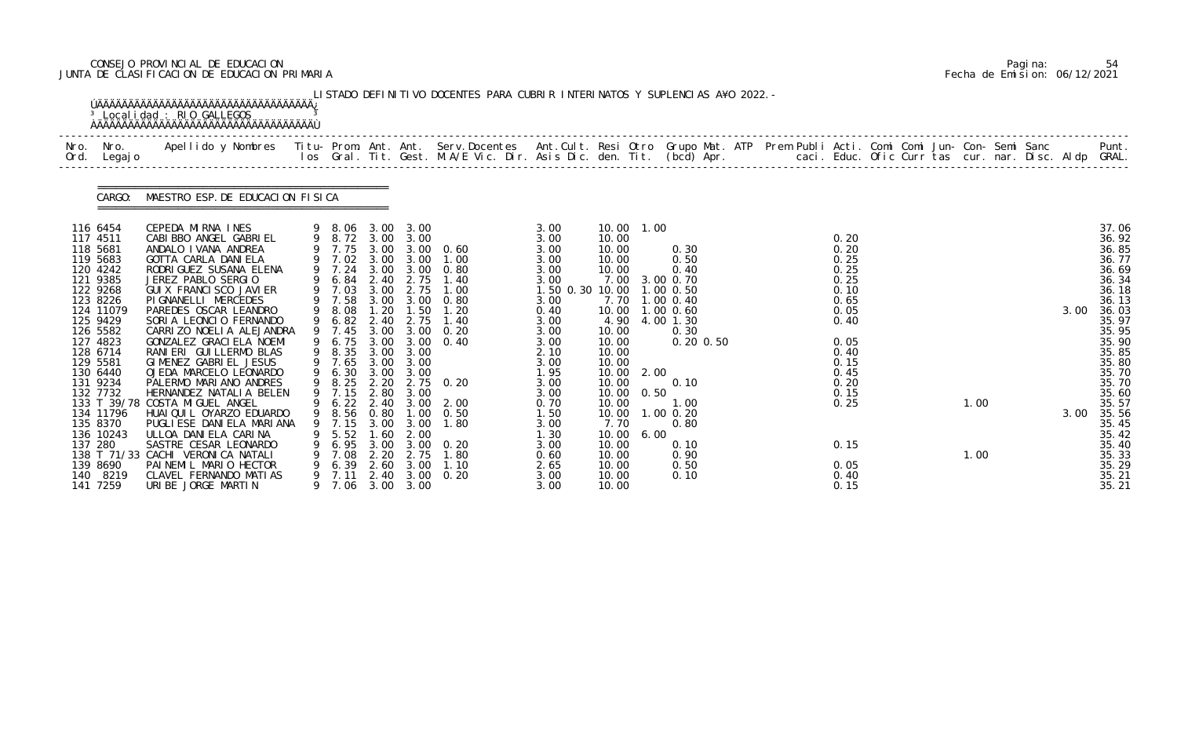CONSEJO PROVINCIAL DE EDUCACION
JUNTA DE CLASIFICACION DE EDUCACION PRIMARIA

Pagina: 54
Fecha de Emision: 06/12/2021

LISTADO DEFINITIVO DOCENTES PARA CUBRIR INTERINATOS Y SUPLENCIAS A¥O 2022.-

Localidad : RIO GALLEGOS

CARGO: MAESTRO ESP. DE EDUCACION FISICA

| Nro. Ord. | Nro. Legajo | Apellido y Nombres | Titu- los | Prom. Gral. | Ant. Tit. | Ant. Gest. | Serv. Docentes M.A/E Vic. Dir. | Ant. Cult. Asis Dic. | Resi den. | Otro Tit. | Grupo Mat. (bcd) | ATP Apr. | Prem Publi caci. | Acti. Educ. | Comi Ofic | Comi Curr | Jun- tas | Con- cur. | Semi nar. | Sanc Disc. | Aldp | Punt. GRAL. |
|---|---|---|---|---|---|---|---|---|---|---|---|---|---|---|---|---|---|---|---|---|---|---|
| 116 | 6454 | CEPEDA MIRNA INES | 9 | 8.06 | 3.00 | 3.00 | | 3.00 | 10.00 | 1.00 | | | | | | | | | | | | 37.06 |
| 117 | 4511 | CABIBBO ANGEL GABRIEL | 9 | 8.72 | 3.00 | 3.00 | | 3.00 | 10.00 | | | | | 0.20 | | | | | | | | 36.92 |
| 118 | 5681 | ANDALO IVANA ANDREA | 9 | 7.75 | 3.00 | 3.00 | 0.60 | 3.00 | 10.00 | | 0.30 | | | 0.20 | | | | | | | | 36.85 |
| 119 | 5683 | GOTTA CARLA DANIELA | 9 | 7.02 | 3.00 | 3.00 | 1.00 | 3.00 | 10.00 | | 0.50 | | | 0.25 | | | | | | | | 36.77 |
| 120 | 4242 | RODRIGUEZ SUSANA ELENA | 9 | 7.24 | 3.00 | 3.00 | 0.80 | 3.00 | 10.00 | | 0.40 | | | 0.25 | | | | | | | | 36.69 |
| 121 | 9385 | JEREZ PABLO SERGIO | 9 | 6.84 | 2.40 | 2.75 | 1.40 | 3.00 | 7.00 | 3.00 | 0.70 | | | 0.25 | | | | | | | | 36.34 |
| 122 | 9268 | GUIX FRANCISCO JAVIER | 9 | 7.03 | 3.00 | 2.75 | 1.00 | 1.50 0.30 | 10.00 | 1.00 | 0.50 | | | 0.10 | | | | | | | | 36.18 |
| 123 | 8226 | PIGNANELLI MERCEDES | 9 | 7.58 | 3.00 | 3.00 | 0.80 | 3.00 | 7.70 | 1.00 | 0.40 | | | 0.65 | | | | | | | | 36.13 |
| 124 | 11079 | PAREDES OSCAR LEANDRO | 9 | 8.08 | 1.20 | 1.50 | 1.20 | 0.40 | 10.00 | 1.00 | 0.60 | | | 0.05 | | | | | | | 3.00 | 36.03 |
| 125 | 9429 | SORIA LEONCIO FERNANDO | 9 | 6.82 | 2.40 | 2.75 | 1.40 | 3.00 | 4.90 | 4.00 | 1.30 | | | 0.40 | | | | | | | | 35.97 |
| 126 | 5582 | CARRIZO NOELIA ALEJANDRA | 9 | 7.45 | 3.00 | 3.00 | 0.20 | 3.00 | 10.00 | | 0.30 | | | | | | | | | | | 35.95 |
| 127 | 4823 | GONZALEZ GRACIELA NOEMI | 9 | 6.75 | 3.00 | 3.00 | 0.40 | 3.00 | 10.00 | | 0.20 | 0.50 | | 0.05 | | | | | | | | 35.90 |
| 128 | 6714 | RANIERI GUILLERMO BLAS | 9 | 8.35 | 3.00 | 3.00 | | 2.10 | 10.00 | | | | | 0.40 | | | | | | | | 35.85 |
| 129 | 5581 | GIMENEZ GABRIEL JESUS | 9 | 7.65 | 3.00 | 3.00 | | 3.00 | 10.00 | | | | | 0.15 | | | | | | | | 35.80 |
| 130 | 6440 | OJEDA MARCELO LEONARDO | 9 | 6.30 | 3.00 | 3.00 | | 1.95 | 10.00 | 2.00 | | | | 0.45 | | | | | | | | 35.70 |
| 131 | 9234 | PALERMO MARIANO ANDRES | 9 | 8.25 | 2.20 | 2.75 | 0.20 | 3.00 | 10.00 | | 0.10 | | | 0.20 | | | | | | | | 35.70 |
| 132 | 7732 | HERNANDEZ NATALIA BELEN | 9 | 7.15 | 2.80 | 3.00 | | 3.00 | 10.00 | 0.50 | | | | 0.15 | | | | | | | | 35.60 |
| 133 | T 39/78 | COSTA MIGUEL ANGEL | 9 | 6.22 | 2.40 | 3.00 | 2.00 | 0.70 | 10.00 | | 1.00 | | | 0.25 | | | | 1.00 | | | | 35.57 |
| 134 | 11796 | HUAIQUIL OYARZO EDUARDO | 9 | 8.56 | 0.80 | 1.00 | 0.50 | 1.50 | 10.00 | 1.00 | 0.20 | | | | | | | | | | 3.00 | 35.56 |
| 135 | 8370 | PUGLIESE DANIELA MARIANA | 9 | 7.15 | 3.00 | 3.00 | 1.80 | 3.00 | 7.70 | | 0.80 | | | | | | | | | | | 35.45 |
| 136 | 10243 | ULLOA DANIELA CARINA | 9 | 5.52 | 1.60 | 2.00 | | 1.30 | 10.00 | 6.00 | | | | | | | | | | | | 35.42 |
| 137 | 280 | SASTRE CESAR LEONARDO | 9 | 6.95 | 3.00 | 3.00 | 0.20 | 3.00 | 10.00 | | 0.10 | | | 0.15 | | | | | | | | 35.40 |
| 138 | T 71/33 | CACHI VERONICA NATALI | 9 | 7.08 | 2.20 | 2.75 | 1.80 | 0.60 | 10.00 | | 0.90 | | | | | | | 1.00 | | | | 35.33 |
| 139 | 8690 | PAINEMIL MARIO HECTOR | 9 | 6.39 | 2.60 | 3.00 | 1.10 | 2.65 | 10.00 | | 0.50 | | | 0.05 | | | | | | | | 35.29 |
| 140 | 8219 | CLAVEL FERNANDO MATIAS | 9 | 7.11 | 2.40 | 3.00 | 0.20 | 3.00 | 10.00 | | 0.10 | | | 0.40 | | | | | | | | 35.21 |
| 141 | 7259 | URIBE JORGE MARTIN | 9 | 7.06 | 3.00 | 3.00 | | 3.00 | 10.00 | | | | | 0.15 | | | | | | | | 35.21 |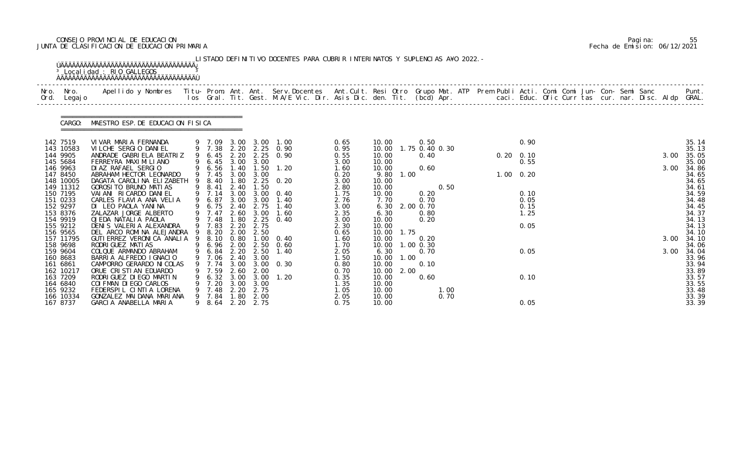CONSEJO PROVINCIAL DE EDUCACION
JUNTA DE CLASIFICACION DE EDUCACION PRIMARIA

Pagina: 55
Fecha de Emision: 06/12/2021

LISTADO DEFINITIVO DOCENTES PARA CUBRIR INTERINATOS Y SUPLENCIAS A¥O 2022.-

Localidad : RIO GALLEGOS

CARGO: MAESTRO ESP. DE EDUCACION FISICA

| Nro. Ord. | Nro. Legajo | Apellido y Nombres | Titu- los | Prom. Gral. | Ant. Tit. | Ant. Gest. | Serv. Docentes M.A/E Vic. Dir. | Ant. Cult. Asis Dic. | Resi den. | Otro Tit. | Grupo Mat. (bcd) | ATP Apr. | Prem Publi caci. | Acti. Educ. | Comi Ofic | Comi Curr | Jun- tas | Con- cur. | Semi nar. | Sanc Disc. | Aldp | Punt. GRAL. |
|---|---|---|---|---|---|---|---|---|---|---|---|---|---|---|---|---|---|---|---|---|---|---|
| 142 | 7519 | VIVAR MARIA FERNANDA | 9 | 7.09 | 3.00 | 3.00 | 1.00 | 0.65 | 10.00 | | 0.50 | | | 0.90 | | | | | | | | 35.14 |
| 143 | 10583 | VILCHE SERGIO DANIEL | 9 | 7.38 | 2.20 | 2.25 | 0.90 | 0.95 | 10.00 | 1.75 | 0.40 0.30 | | | | | | | | | | | 35.13 |
| 144 | 9905 | ANDRADE GABRIELA BEATRIZ | 9 | 6.45 | 2.20 | 2.25 | 0.90 | 0.55 | 10.00 | | 0.40 | | 0.20 | 0.10 | | | | | | | 3.00 | 35.05 |
| 145 | 5684 | FERREYRA MAXIMILIANO | 9 | 6.45 | 3.00 | 3.00 | | 3.00 | 10.00 | | | | | 0.55 | | | | | | | | 35.00 |
| 146 | 9963 | DIAZ RAFAEL SERGIO | 9 | 6.56 | 1.40 | 1.50 | 1.20 | 1.60 | 10.00 | | 0.60 | | | | | | | | | | 3.00 | 34.86 |
| 147 | 8450 | ABRAHAM HECTOR LEONARDO | 9 | 7.45 | 3.00 | 3.00 | | 0.20 | 9.80 | 1.00 | | | 1.00 | 0.20 | | | | | | | | 34.65 |
| 148 | 10005 | DAGATA CAROLINA ELIZABETH | 9 | 8.40 | 1.80 | 2.25 | 0.20 | 3.00 | 10.00 | | | | | | | | | | | | | 34.65 |
| 149 | 11312 | GOROSITO BRUNO MATIAS | 9 | 8.41 | 2.40 | 1.50 | | 2.80 | 10.00 | | 0.50 | | | | | | | | | | | 34.61 |
| 150 | 7195 | VAIANI RICARDO DANIEL | 9 | 7.14 | 3.00 | 3.00 | 0.40 | 1.75 | 10.00 | | 0.20 | | | 0.10 | | | | | | | | 34.59 |
| 151 | 0233 | CARLES FLAVIA ANA VELIA | 9 | 6.87 | 3.00 | 3.00 | 1.40 | 2.76 | 7.70 | | 0.70 | | | 0.05 | | | | | | | | 34.48 |
| 152 | 9297 | DI LEO PAOLA YANINA | 9 | 6.75 | 2.40 | 2.75 | 1.40 | 3.00 | 6.30 | 2.00 | 0.70 | | | 0.15 | | | | | | | | 34.45 |
| 153 | 8376 | ZALAZAR JORGE ALBERTO | 9 | 7.47 | 2.60 | 3.00 | 1.60 | 2.35 | 6.30 | | 0.80 | | | 1.25 | | | | | | | | 34.37 |
| 154 | 9919 | OJEDA NATALIA PAOLA | 9 | 7.48 | 1.80 | 2.25 | 0.40 | 3.00 | 10.00 | | 0.20 | | | | | | | | | | | 34.13 |
| 155 | 9212 | DENIS VALERIA ALEXANDRA | 9 | 7.83 | 2.20 | 2.75 | | 2.30 | 10.00 | | | | | 0.05 | | | | | | | | 34.13 |
| 156 | 9565 | DEL ARCO ROMINA ALEJANDRA | 9 | 8.20 | 2.00 | 2.50 | | 0.65 | 10.00 | 1.75 | | | | | | | | | | | | 34.10 |
| 157 | 11795 | GUTIERREZ VERONICA ANALIA | 9 | 8.10 | 0.80 | 1.00 | 0.40 | 1.60 | 10.00 | | 0.20 | | | | | | | | | | 3.00 | 34.10 |
| 158 | 9698 | RODRIGUEZ MATIAS | 9 | 6.96 | 2.00 | 2.50 | 0.60 | 1.70 | 10.00 | 1.00 | 0.30 | | | | | | | | | | | 34.06 |
| 159 | 9604 | COLQUE ARMANDO ABRAHAM | 9 | 6.84 | 2.20 | 2.50 | 1.40 | 2.05 | 6.30 | | 0.70 | | | 0.05 | | | | | | | 3.00 | 34.04 |
| 160 | 8683 | BARRIA ALFREDO IGNACIO | 9 | 7.06 | 2.40 | 3.00 | | 1.50 | 10.00 | 1.00 | | | | | | | | | | | | 33.96 |
| 161 | 6861 | CAMPORRO GERARDO NICOLAS | 9 | 7.74 | 3.00 | 3.00 | 0.30 | 0.80 | 10.00 | | 0.10 | | | | | | | | | | | 33.94 |
| 162 | 10217 | ORUE CRISTIAN EDUARDO | 9 | 7.59 | 2.60 | 2.00 | | 0.70 | 10.00 | 2.00 | | | | | | | | | | | | 33.89 |
| 163 | 7209 | RODRIGUEZ DIEGO MARTIN | 9 | 6.32 | 3.00 | 3.00 | 1.20 | 0.35 | 10.00 | | 0.60 | | | 0.10 | | | | | | | | 33.57 |
| 164 | 6840 | COIFMAN DIEGO CARLOS | 9 | 7.20 | 3.00 | 3.00 | | 1.35 | 10.00 | | | | | | | | | | | | | 33.55 |
| 165 | 9232 | FEDERSPIL CINTIA LORENA | 9 | 7.48 | 2.20 | 2.75 | | 1.05 | 10.00 | | 1.00 | | | | | | | | | | | 33.48 |
| 166 | 10334 | GONZALEZ MAIDANA MARIANA | 9 | 7.84 | 1.80 | 2.00 | | 2.05 | 10.00 | | 0.70 | | | | | | | | | | | 33.39 |
| 167 | 8737 | GARCIA ANABELLA MARIA | 9 | 8.64 | 2.20 | 2.75 | | 0.75 | 10.00 | | | | | 0.05 | | | | | | | | 33.39 |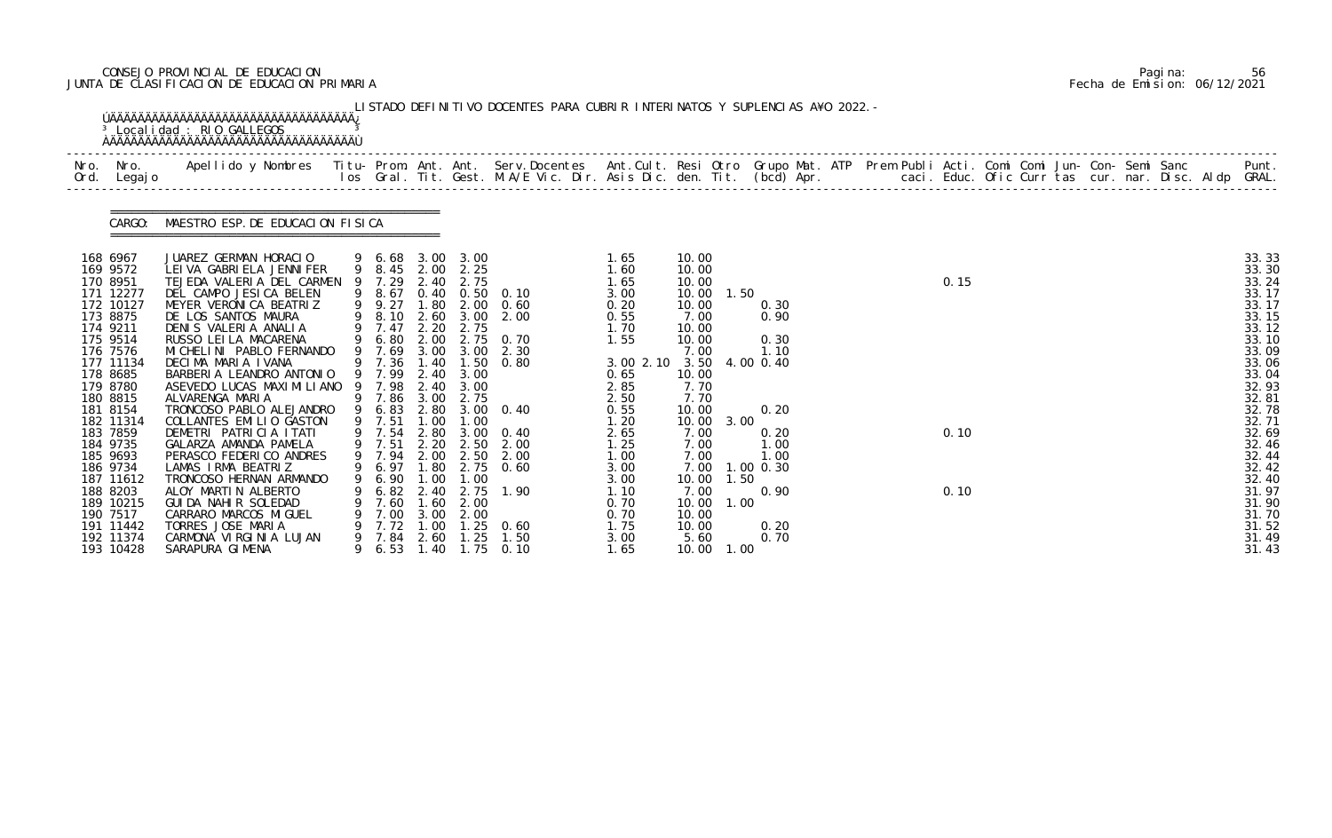CONSEJO PROVINCIAL DE EDUCACION
JUNTA DE CLASIFICACION DE EDUCACION PRIMARIA

Pagina: 56
Fecha de Emision: 06/12/2021

LISTADO DEFINITIVO DOCENTES PARA CUBRIR INTERINATOS Y SUPLENCIAS A¥O 2022.-

Localidad : RIO GALLEGOS

CARGO: MAESTRO ESP. DE EDUCACION FISICA

| Nro. Ord. | Nro. Legajo | Apellido y Nombres | Titu- los | Prom. Gral. | Ant. Tit. | Ant. Gest. | Serv. Docentes M.A/E Vic. Dir. | Ant. Cult. Asis Dic. | Resi den. | Otro Tit. | Grupo Mat. (bcd) | ATP Apr. | Prem Publi caci. | Acti. Educ. | Comi Ofic | Comi Curr | Jun- tas | Con- cur. | Semi nar. | Sanc Disc. | Aldp | Punt. GRAL. |
|---|---|---|---|---|---|---|---|---|---|---|---|---|---|---|---|---|---|---|---|---|---|---|
| 168 | 6967 | JUAREZ GERMAN HORACIO | 9 | 6.68 | 3.00 | 3.00 | | 1.65 | 10.00 | | | | | | | | | | | | | 33.33 |
| 169 | 9572 | LEIVA GABRIELA JENNIFER | 9 | 8.45 | 2.00 | 2.25 | | 1.60 | 10.00 | | | | | | | | | | | | | 33.30 |
| 170 | 8951 | TEJEDA VALERIA DEL CARMEN | 9 | 7.29 | 2.40 | 2.75 | | 1.65 | 10.00 | | | | | 0.15 | | | | | | | | 33.24 |
| 171 | 12277 | DEL CAMPO JESICA BELEN | 9 | 8.67 | 0.40 | 0.50 | 0.10 | 3.00 | 10.00 | 1.50 | | | | | | | | | | | | 33.17 |
| 172 | 10127 | MEYER VERONICA BEATRIZ | 9 | 9.27 | 1.80 | 2.00 | 0.60 | 0.20 | 10.00 | | 0.30 | | | | | | | | | | | 33.17 |
| 173 | 8875 | DE LOS SANTOS MAURA | 9 | 8.10 | 2.60 | 3.00 | 2.00 | 0.55 | 7.00 | | 0.90 | | | | | | | | | | | 33.15 |
| 174 | 9211 | DENIS VALERIA ANALIA | 9 | 7.47 | 2.20 | 2.75 | | 1.70 | 10.00 | | | | | | | | | | | | | 33.12 |
| 175 | 9514 | RUSSO LEILA MACARENA | 9 | 6.80 | 2.00 | 2.75 | 0.70 | 1.55 | 10.00 | | 0.30 | | | | | | | | | | | 33.10 |
| 176 | 7576 | MICHELINI PABLO FERNANDO | 9 | 7.69 | 3.00 | 3.00 | 2.30 | | 7.00 | | 1.10 | | | | | | | | | | | 33.09 |
| 177 | 11134 | DECIMA MARIA IVANA | 9 | 7.36 | 1.40 | 1.50 | 0.80 | 3.00 2.10 | 3.50 | 4.00 | 0.40 | | | | | | | | | | | 33.06 |
| 178 | 8685 | BARBERIA LEANDRO ANTONIO | 9 | 7.99 | 2.40 | 3.00 | | 0.65 | 10.00 | | | | | | | | | | | | | 33.04 |
| 179 | 8780 | ASEVEDO LUCAS MAXIMILIANO | 9 | 7.98 | 2.40 | 3.00 | | 2.85 | 7.70 | | | | | | | | | | | | | 32.93 |
| 180 | 8815 | ALVARENGA MARIA | 9 | 7.86 | 3.00 | 2.75 | | 2.50 | 7.70 | | | | | | | | | | | | | 32.81 |
| 181 | 8154 | TRONCOSO PABLO ALEJANDRO | 9 | 6.83 | 2.80 | 3.00 | 0.40 | 0.55 | 10.00 | | 0.20 | | | | | | | | | | | 32.78 |
| 182 | 11314 | COLLANTES EMILIO GASTON | 9 | 7.51 | 1.00 | 1.00 | | 1.20 | 10.00 | 3.00 | | | | | | | | | | | | 32.71 |
| 183 | 7859 | DEMETRI PATRICIA ITATI | 9 | 7.54 | 2.80 | 3.00 | 0.40 | 2.65 | 7.00 | | 0.20 | | | 0.10 | | | | | | | | 32.69 |
| 184 | 9735 | GALARZA AMANDA PAMELA | 9 | 7.51 | 2.20 | 2.50 | 2.00 | 1.25 | 7.00 | | 1.00 | | | | | | | | | | | 32.46 |
| 185 | 9693 | PERASCO FEDERICO ANDRES | 9 | 7.94 | 2.00 | 2.50 | 2.00 | 1.00 | 7.00 | | 1.00 | | | | | | | | | | | 32.44 |
| 186 | 9734 | LAMAS IRMA BEATRIZ | 9 | 6.97 | 1.80 | 2.75 | 0.60 | 3.00 | 7.00 | 1.00 | 0.30 | | | | | | | | | | | 32.42 |
| 187 | 11612 | TRONCOSO HERNAN ARMANDO | 9 | 6.90 | 1.00 | 1.00 | | 3.00 | 10.00 | 1.50 | | | | | | | | | | | | 32.40 |
| 188 | 8203 | ALOY MARTIN ALBERTO | 9 | 6.82 | 2.40 | 2.75 | 1.90 | 1.10 | 7.00 | | 0.90 | | | 0.10 | | | | | | | | 31.97 |
| 189 | 10215 | GUIDA NAHIR SOLEDAD | 9 | 7.60 | 1.60 | 2.00 | | 0.70 | 10.00 | 1.00 | | | | | | | | | | | | 31.90 |
| 190 | 7517 | CARRARO MARCOS MIGUEL | 9 | 7.00 | 3.00 | 2.00 | | 0.70 | 10.00 | | | | | | | | | | | | | 31.70 |
| 191 | 11442 | TORRES JOSE MARIA | 9 | 7.72 | 1.00 | 1.25 | 0.60 | 1.75 | 10.00 | | 0.20 | | | | | | | | | | | 31.52 |
| 192 | 11374 | CARMONA VIRGINIA LUJAN | 9 | 7.84 | 2.60 | 1.25 | 1.50 | 3.00 | 5.60 | | 0.70 | | | | | | | | | | | 31.49 |
| 193 | 10428 | SARAPURA GIMENA | 9 | 6.53 | 1.40 | 1.75 | 0.10 | 1.65 | 10.00 | 1.00 | | | | | | | | | | | | 31.43 |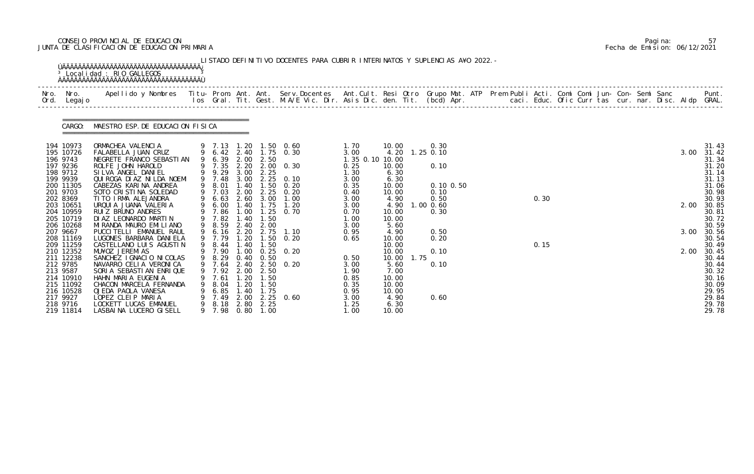CONSEJO PROVINCIAL DE EDUCACION
JUNTA DE CLASIFICACION DE EDUCACION PRIMARIA

Pagina: 57
Fecha de Emision: 06/12/2021

LISTADO DEFINITIVO DOCENTES PARA CUBRIR INTERINATOS Y SUPLENCIAS A¥O 2022.-

Localidad : RIO GALLEGOS

CARGO: MAESTRO ESP. DE EDUCACION FISICA

| Nro. Ord. | Nro. Legajo | Apellido y Nombres | Titu- los | Prom. Gral. | Ant. Tit. | Ant. Gest. | Serv.Docentes M.A/E Vic. Dir. | Ant.Cult. Asis Dic. | Resi den. | Otro Tit. | Grupo Mat. (bcd) | ATP Apr. | Prem Publi caci. | Acti. Educ. | Comi Ofic | Comi Curr | Jun- tas | Con- cur. | Semi nar. | Sanc Disc. | Aldp | Punt. GRAL. |
|---|---|---|---|---|---|---|---|---|---|---|---|---|---|---|---|---|---|---|---|---|---|---|
| 194 | 10973 | ORMACHEA VALENCIA | 9 | 7.13 | 1.20 | 1.50 | 0.60 | 1.70 | 10.00 | | 0.30 | | | | | | | | | | | 31.43 |
| 195 | 10726 | FALABELLA JUAN CRUZ | 9 | 6.42 | 2.40 | 1.75 | 0.30 | 3.00 | 4.20 | 1.25 | 0.10 | | | | | | | | | | 3.00 | 31.42 |
| 196 | 9743 | NEGRETE FRANCO SEBASTIAN | 9 | 6.39 | 2.00 | 2.50 | | 1.35 0.10 | 10.00 | | | | | | | | | | | | | 31.34 |
| 197 | 9236 | ROLFE JOHN HAROLD | 9 | 7.35 | 2.20 | 2.00 | 0.30 | 0.25 | 10.00 | | 0.10 | | | | | | | | | | | 31.20 |
| 198 | 9712 | SILVA ANGEL DANIEL | 9 | 9.29 | 3.00 | 2.25 | | 1.30 | 6.30 | | | | | | | | | | | | | 31.14 |
| 199 | 9939 | QUIROGA DIAZ NILDA NOEMI | 9 | 7.48 | 3.00 | 2.25 | 0.10 | 3.00 | 6.30 | | | | | | | | | | | | | 31.13 |
| 200 | 11305 | CABEZAS KARINA ANDREA | 9 | 8.01 | 1.40 | 1.50 | 0.20 | 0.35 | 10.00 | | 0.10 | 0.50 | | | | | | | | | | 31.06 |
| 201 | 9703 | SOTO CRISTINA SOLEDAD | 9 | 7.03 | 2.00 | 2.25 | 0.20 | 0.40 | 10.00 | | 0.10 | | | | | | | | | | | 30.98 |
| 202 | 8369 | TITO IRMA ALEJANDRA | 9 | 6.63 | 2.60 | 3.00 | 1.00 | 3.00 | 4.90 | | 0.50 | | | 0.30 | | | | | | | | 30.93 |
| 203 | 10651 | URQUIA JUANA VALERIA | 9 | 6.00 | 1.40 | 1.75 | 1.20 | 3.00 | 4.90 | 1.00 | 0.60 | | | | | | | | | | 2.00 | 30.85 |
| 204 | 10959 | RUIZ BRUNO ANDRES | 9 | 7.86 | 1.00 | 1.25 | 0.70 | 0.70 | 10.00 | | 0.30 | | | | | | | | | | | 30.81 |
| 205 | 10719 | DIAZ LEONARDO MARTIN | 9 | 7.82 | 1.40 | 1.50 | | 1.00 | 10.00 | | | | | | | | | | | | | 30.72 |
| 206 | 10268 | MIRANDA MAURO EMILIANO | 9 | 8.59 | 2.40 | 2.00 | | 3.00 | 5.60 | | | | | | | | | | | | | 30.59 |
| 207 | 9667 | PUCCITELLI EMANUEL RAUL | 9 | 6.16 | 2.20 | 2.75 | 1.10 | 0.95 | 4.90 | | 0.50 | | | | | | | | | | 3.00 | 30.56 |
| 208 | 11169 | LUGONES BARBARA DANIELA | 9 | 7.79 | 1.20 | 1.50 | 0.20 | 0.65 | 10.00 | | 0.20 | | | | | | | | | | | 30.54 |
| 209 | 11259 | CASTELLANO LUIS AGUSTIN | 9 | 8.44 | 1.40 | 1.50 | | | 10.00 | | | | | 0.15 | | | | | | | | 30.49 |
| 210 | 12352 | MU¥OZ JEREMIAS | 9 | 7.90 | 1.00 | 0.25 | 0.20 | | 10.00 | | 0.10 | | | | | | | | | | 2.00 | 30.45 |
| 211 | 12238 | SANCHEZ IGNACIO NICOLAS | 9 | 8.29 | 0.40 | 0.50 | | 0.50 | 10.00 | 1.75 | | | | | | | | | | | | 30.44 |
| 212 | 9785 | NAVARRO CELIA VERONICA | 9 | 7.64 | 2.40 | 2.50 | 0.20 | 3.00 | 5.60 | | 0.10 | | | | | | | | | | | 30.44 |
| 213 | 9587 | SORIA SEBASTIAN ENRIQUE | 9 | 7.92 | 2.00 | 2.50 | | 1.90 | 7.00 | | | | | | | | | | | | | 30.32 |
| 214 | 10910 | HAHN MARIA EUGENIA | 9 | 7.61 | 1.20 | 1.50 | | 0.85 | 10.00 | | | | | | | | | | | | | 30.16 |
| 215 | 11092 | CHACON MARCELA FERNANDA | 9 | 8.04 | 1.20 | 1.50 | | 0.35 | 10.00 | | | | | | | | | | | | | 30.09 |
| 216 | 10528 | OJEDA PAOLA VANESA | 9 | 6.85 | 1.40 | 1.75 | | 0.95 | 10.00 | | | | | | | | | | | | | 29.95 |
| 217 | 9927 | LOPEZ CLEIP MARIA | 9 | 7.49 | 2.00 | 2.25 | 0.60 | 3.00 | 4.90 | | 0.60 | | | | | | | | | | | 29.84 |
| 218 | 9716 | LOCKETT LUCAS EMANUEL | 9 | 8.18 | 2.80 | 2.25 | | 1.25 | 6.30 | | | | | | | | | | | | | 29.78 |
| 219 | 11814 | LASBAINA LUCERO GISELL | 9 | 7.98 | 0.80 | 1.00 | | 1.00 | 10.00 | | | | | | | | | | | | | 29.78 |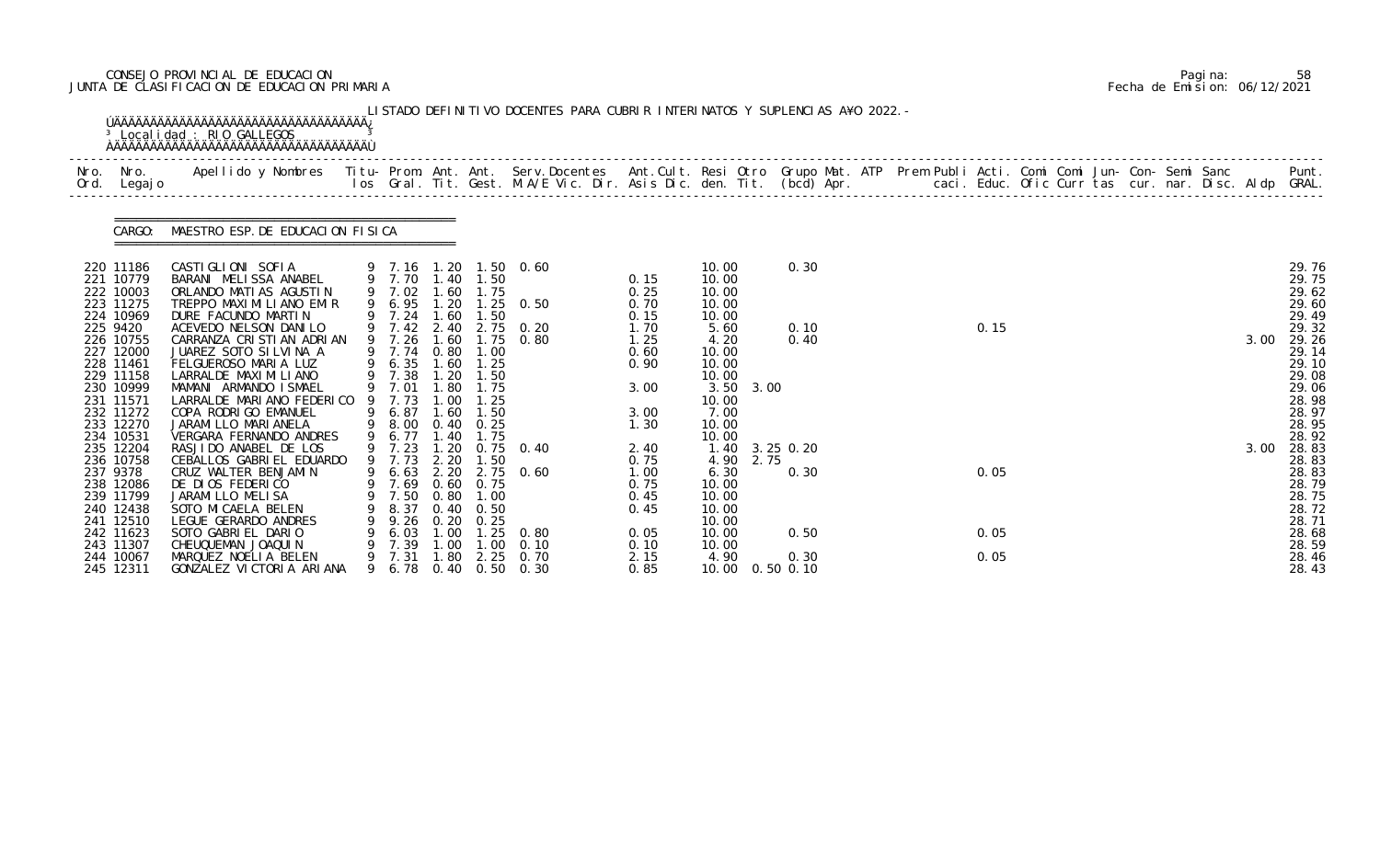CONSEJO PROVINCIAL DE EDUCACION
JUNTA DE CLASIFICACION DE EDUCACION PRIMARIA

Pagina: 58
Fecha de Emision: 06/12/2021

LISTADO DEFINITIVO DOCENTES PARA CUBRIR INTERINATOS Y SUPLENCIAS A¥O 2022.-

Localidad : RIO GALLEGOS

CARGO: MAESTRO ESP. DE EDUCACION FISICA

| Nro. Ord. | Nro. Legajo | Apellido y Nombres | Titu-los | Prom. Gral. | Ant. Tit. | Ant. Gest. | Serv. Docentes M.A/E Vic. Dir. | Ant. Cult. Asis Dic. | Resi den. | Otro Tit. | Grupo Mat. (bcd) | ATP Apr. | Prem Publi caci. | Acti. Educ. | Comi Ofic | Comi Curr | Jun- tas | Con- cur. | Semi nar. | Sanc Disc. | Aldp | Punt. GRAL. |
|---|---|---|---|---|---|---|---|---|---|---|---|---|---|---|---|---|---|---|---|---|---|---|
| 220 | 11186 | CASTIGLIONI SOFIA | 9 | 7.16 | 1.20 | 1.50 | 0.60 | | 10.00 | | 0.30 | | | | | | | | | | | 29.76 |
| 221 | 10779 | BARANI MELISSA ANABEL | 9 | 7.70 | 1.40 | 1.50 | | 0.15 | 10.00 | | | | | | | | | | | | | 29.75 |
| 222 | 10003 | ORLANDO MATIAS AGUSTIN | 9 | 7.02 | 1.60 | 1.75 | | 0.25 | 10.00 | | | | | | | | | | | | | 29.62 |
| 223 | 11275 | TREPPO MAXIMILIANO EMIR | 9 | 6.95 | 1.20 | 1.25 | 0.50 | 0.70 | 10.00 | | | | | | | | | | | | | 29.60 |
| 224 | 10969 | DURE FACUNDO MARTIN | 9 | 7.24 | 1.60 | 1.50 | | 0.15 | 10.00 | | | | | | | | | | | | | 29.49 |
| 225 | 9420 | ACEVEDO NELSON DANILO | 9 | 7.42 | 2.40 | 2.75 | 0.20 | 1.70 | 5.60 | | 0.10 | | | 0.15 | | | | | | | | 29.32 |
| 226 | 10755 | CARRANZA CRISTIAN ADRIAN | 9 | 7.26 | 1.60 | 1.75 | 0.80 | 1.25 | 4.20 | | 0.40 | | | | | | | | | | 3.00 | 29.26 |
| 227 | 12000 | JUAREZ SOTO SILVINA A | 9 | 7.74 | 0.80 | 1.00 | | 0.60 | 10.00 | | | | | | | | | | | | | 29.14 |
| 228 | 11461 | FELGUEROSO MARIA LUZ | 9 | 6.35 | 1.60 | 1.25 | | 0.90 | 10.00 | | | | | | | | | | | | | 29.10 |
| 229 | 11158 | LARRALDE MAXIMILIANO | 9 | 7.38 | 1.20 | 1.50 | | | 10.00 | | | | | | | | | | | | | 29.08 |
| 230 | 10999 | MAMANI ARMANDO ISMAEL | 9 | 7.01 | 1.80 | 1.75 | | 3.00 | 3.50 | 3.00 | | | | | | | | | | | | 29.06 |
| 231 | 11571 | LARRALDE MARIANO FEDERICO | 9 | 7.73 | 1.00 | 1.25 | | | 10.00 | | | | | | | | | | | | | 28.98 |
| 232 | 11272 | COPA RODRIGO EMANUEL | 9 | 6.87 | 1.60 | 1.50 | | 3.00 | 7.00 | | | | | | | | | | | | | 28.97 |
| 233 | 12270 | JARAMILLO MARIANELA | 9 | 8.00 | 0.40 | 0.25 | | 1.30 | 10.00 | | | | | | | | | | | | | 28.95 |
| 234 | 10531 | VERGARA FERNANDO ANDRES | 9 | 6.77 | 1.40 | 1.75 | | | 10.00 | | | | | | | | | | | | | 28.92 |
| 235 | 12204 | RASJIDO ANABEL DE LOS | 9 | 7.23 | 1.20 | 0.75 | 0.40 | 2.40 | 1.40 | | 3.25 0.20 | | | | | | | | | | 3.00 | 28.83 |
| 236 | 10758 | CEBALLOS GABRIEL EDUARDO | 9 | 7.73 | 2.20 | 1.50 | | 0.75 | 4.90 | 2.75 | | | | | | | | | | | | 28.83 |
| 237 | 9378 | CRUZ WALTER BENJAMIN | 9 | 6.63 | 2.20 | 2.75 | 0.60 | 1.00 | 6.30 | | 0.30 | | | 0.05 | | | | | | | | 28.83 |
| 238 | 12086 | DE DIOS FEDERICO | 9 | 7.69 | 0.60 | 0.75 | | 0.75 | 10.00 | | | | | | | | | | | | | 28.79 |
| 239 | 11799 | JARAMILLO MELISA | 9 | 7.50 | 0.80 | 1.00 | | 0.45 | 10.00 | | | | | | | | | | | | | 28.75 |
| 240 | 12438 | SOTO MICAELA BELEN | 9 | 8.37 | 0.40 | 0.50 | | 0.45 | 10.00 | | | | | | | | | | | | | 28.72 |
| 241 | 12510 | LEGUE GERARDO ANDRES | 9 | 9.26 | 0.20 | 0.25 | | | 10.00 | | | | | | | | | | | | | 28.71 |
| 242 | 11623 | SOTO GABRIEL DARIO | 9 | 6.03 | 1.00 | 1.25 | 0.80 | 0.05 | 10.00 | | 0.50 | | | 0.05 | | | | | | | | 28.68 |
| 243 | 11307 | CHEUQUEMAN JOAQUIN | 9 | 7.39 | 1.00 | 1.00 | 0.10 | 0.10 | 10.00 | | | | | | | | | | | | | 28.59 |
| 244 | 10067 | MARQUEZ NOELIA BELEN | 9 | 7.31 | 1.80 | 2.25 | 0.70 | 2.15 | 4.90 | | 0.30 | | | 0.05 | | | | | | | | 28.46 |
| 245 | 12311 | GONZALEZ VICTORIA ARIANA | 9 | 6.78 | 0.40 | 0.50 | 0.30 | 0.85 | 10.00 | | 0.50 0.10 | | | | | | | | | | | 28.43 |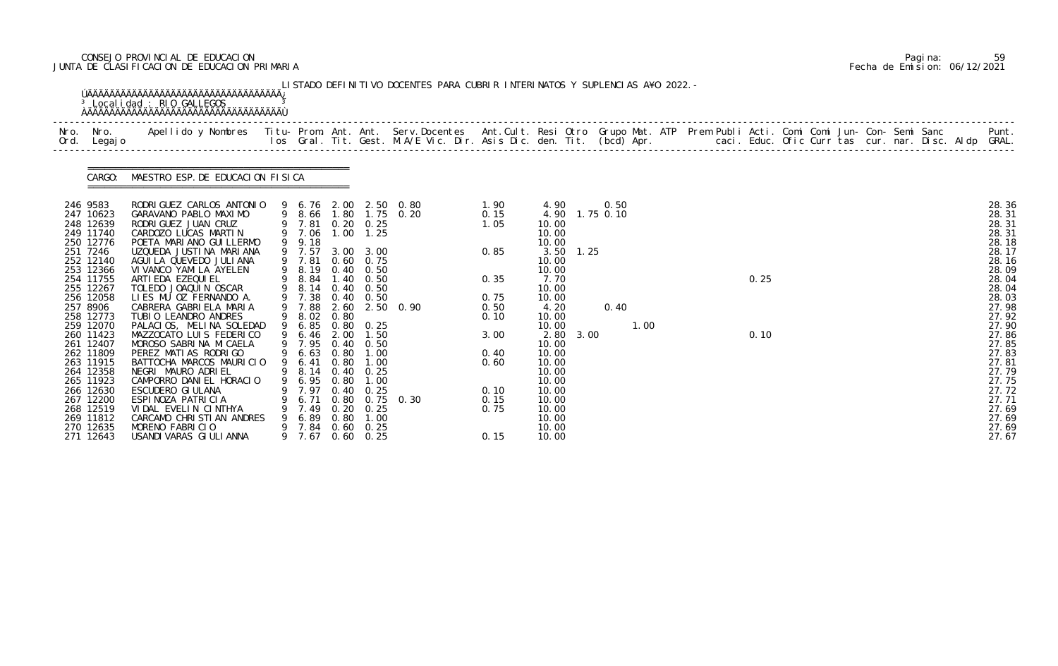CONSEJO PROVINCIAL DE EDUCACION
JUNTA DE CLASIFICACION DE EDUCACION PRIMARIA

Pagina: 59
Fecha de Emision: 06/12/2021

LISTADO DEFINITIVO DOCENTES PARA CUBRIR INTERINATOS Y SUPLENCIAS A¥O 2022.-

Localidad : RIO GALLEGOS

CARGO: MAESTRO ESP. DE EDUCACION FISICA

| Nro. Ord. | Nro. Legajo | Apellido y Nombres | Titu-los | Prom. Gral. | Ant. Tit. | Ant. Gest. | Serv. Docentes M.A/E Vic. Dir. | Ant. Cult. Asis Dic. | Resi den. | Otro Tit. | Grupo (bcd) | Mat. Apr. | ATP | Prem Publi caci. | Acti. Educ. | Comi Ofic | Comi Curr | Jun-tas | Con-cur. | Semi nar. | Sanc Disc. | Aldp | Punt. GRAL. |
|---|---|---|---|---|---|---|---|---|---|---|---|---|---|---|---|---|---|---|---|---|---|---|---|
| 246 | 9583 | RODRIGUEZ CARLOS ANTONIO | 9 | 6.76 | 2.00 | 2.50 | 0.80 | 1.90 | 4.90 | | 0.50 | | | | | | | | | | | | 28.36 |
| 247 | 10623 | GARAVANO PABLO MAXIMO | 9 | 8.66 | 1.80 | 1.75 | 0.20 | 0.15 | 4.90 | 1.75 | 0.10 | | | | | | | | | | | | 28.31 |
| 248 | 12639 | RODRIGUEZ JUAN CRUZ | 9 | 7.81 | 0.20 | 0.25 | | 1.05 | 10.00 | | | | | | | | | | | | | | 28.31 |
| 249 | 11740 | CARDOZO LUCAS MARTIN | 9 | 7.06 | 1.00 | 1.25 | | | 10.00 | | | | | | | | | | | | | | 28.31 |
| 250 | 12776 | POETA MARIANO GUILLERMO | 9 | 9.18 | | | | | 10.00 | | | | | | | | | | | | | | 28.18 |
| 251 | 7246 | UZQUEDA JUSTINA MARIANA | 9 | 7.57 | 3.00 | 3.00 | | 0.85 | 3.50 | 1.25 | | | | | | | | | | | | | 28.17 |
| 252 | 12140 | AGUILA QUEVEDO JULIANA | 9 | 7.81 | 0.60 | 0.75 | | | 10.00 | | | | | | | | | | | | | | 28.16 |
| 253 | 12366 | VIVANCO YAMILA AYELEN | 9 | 8.19 | 0.40 | 0.50 | | | 10.00 | | | | | | | | | | | | | | 28.09 |
| 254 | 11755 | ARTIEDA EZEQUIEL | 9 | 8.84 | 1.40 | 0.50 | | 0.35 | 7.70 | | | | | | 0.25 | | | | | | | | 28.04 |
| 255 | 12267 | TOLEDO JOAQUIN OSCAR | 9 | 8.14 | 0.40 | 0.50 | | | 10.00 | | | | | | | | | | | | | | 28.04 |
| 256 | 12058 | LIES MU OZ FERNANDO A. | 9 | 7.38 | 0.40 | 0.50 | | 0.75 | 10.00 | | | | | | | | | | | | | | 28.03 |
| 257 | 8906 | CABRERA GABRIELA MARIA | 9 | 7.88 | 2.60 | 2.50 | 0.90 | 0.50 | 4.20 | | 0.40 | | | | | | | | | | | | 27.98 |
| 258 | 12773 | TUBIO LEANDRO ANDRES | 9 | 8.02 | 0.80 | | | 0.10 | 10.00 | | | | | | | | | | | | | | 27.92 |
| 259 | 12070 | PALACIOS, MELINA SOLEDAD | 9 | 6.85 | 0.80 | 0.25 | | | 10.00 | | | 1.00 | | | | | | | | | | | 27.90 |
| 260 | 11423 | MAZZOCATO LUIS FEDERICO | 9 | 6.46 | 2.00 | 1.50 | | 3.00 | 2.80 | 3.00 | | | | | 0.10 | | | | | | | | 27.86 |
| 261 | 12407 | MOROSO SABRINA MICAELA | 9 | 7.95 | 0.40 | 0.50 | | | 10.00 | | | | | | | | | | | | | | 27.85 |
| 262 | 11809 | PEREZ MATIAS RODRIGO | 9 | 6.63 | 0.80 | 1.00 | | 0.40 | 10.00 | | | | | | | | | | | | | | 27.83 |
| 263 | 11915 | BATTOCHA MARCOS MAURICIO | 9 | 6.41 | 0.80 | 1.00 | | 0.60 | 10.00 | | | | | | | | | | | | | | 27.81 |
| 264 | 12358 | NEGRI MAURO ADRIEL | 9 | 8.14 | 0.40 | 0.25 | | | 10.00 | | | | | | | | | | | | | | 27.79 |
| 265 | 11923 | CAMPORRO DANIEL HORACIO | 9 | 6.95 | 0.80 | 1.00 | | | 10.00 | | | | | | | | | | | | | | 27.75 |
| 266 | 12630 | ESCUDERO GIULANA | 9 | 7.97 | 0.40 | 0.25 | | 0.10 | 10.00 | | | | | | | | | | | | | | 27.72 |
| 267 | 12200 | ESPINOZA PATRICIA | 9 | 6.71 | 0.80 | 0.75 | 0.30 | 0.15 | 10.00 | | | | | | | | | | | | | | 27.71 |
| 268 | 12519 | VIDAL EVELIN CINTHYA | 9 | 7.49 | 0.20 | 0.25 | | 0.75 | 10.00 | | | | | | | | | | | | | | 27.69 |
| 269 | 11812 | CARCAMO CHRISTIAN ANDRES | 9 | 6.89 | 0.80 | 1.00 | | | 10.00 | | | | | | | | | | | | | | 27.69 |
| 270 | 12635 | MORENO FABRICIO | 9 | 7.84 | 0.60 | 0.25 | | | 10.00 | | | | | | | | | | | | | | 27.69 |
| 271 | 12643 | USANDIVARAS GIULIANNA | 9 | 7.67 | 0.60 | 0.25 | | 0.15 | 10.00 | | | | | | | | | | | | | | 27.67 |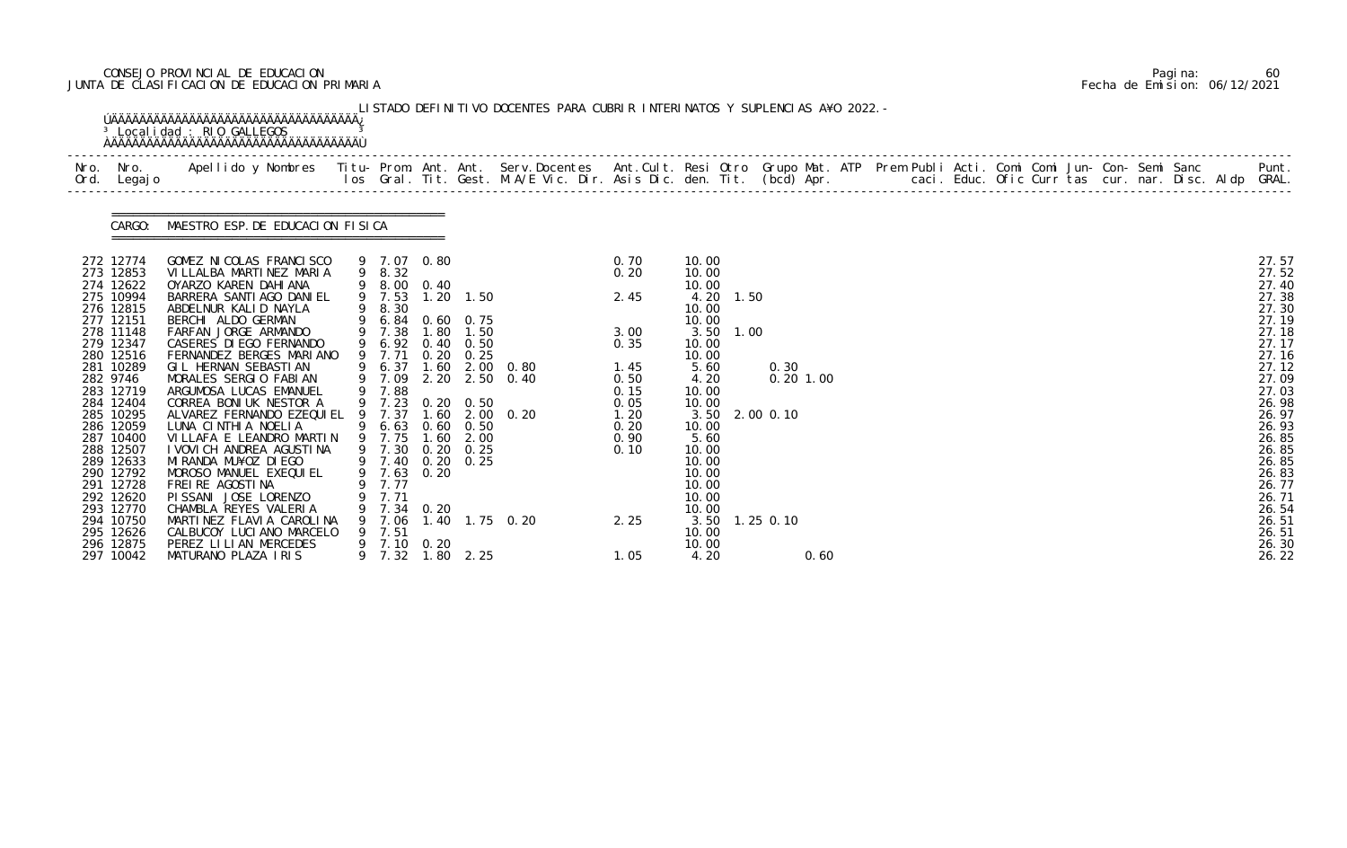CONSEJO PROVINCIAL DE EDUCACION
JUNTA DE CLASIFICACION DE EDUCACION PRIMARIA

Pagina: 60
Fecha de Emision: 06/12/2021

LISTADO DEFINITIVO DOCENTES PARA CUBRIR INTERINATOS Y SUPLENCIAS A¥O 2022.-

Localidad : RIO GALLEGOS

CARGO: MAESTRO ESP. DE EDUCACION FISICA

| Nro. Ord. | Nro. Legajo | Apellido y Nombres | Titu- los | Prom. Gral. | Ant. Tit. | Ant. Gest. | Serv.Docentes M.A/E Vic. Dir. | Ant.Cult. Asis Dic. | Resi den. | Otro Tit. | Grupo Mat. (bcd) | ATP Apr. | Prem Publi caci. | Acti. Educ. | Comi Ofic | Comi Curr | Jun- tas | Con- cur. | Semi nar. | Sanc Disc. | Aldp | Punt. GRAL. |
|---|---|---|---|---|---|---|---|---|---|---|---|---|---|---|---|---|---|---|---|---|---|---|
| 272 | 12774 | GOMEZ NICOLAS FRANCISCO | 9 | 7.07 | 0.80 | | | 0.70 | 10.00 | | | | | | | | | | | | | 27.57 |
| 273 | 12853 | VILLALBA MARTINEZ MARIA | 9 | 8.32 | | | | 0.20 | 10.00 | | | | | | | | | | | | | 27.52 |
| 274 | 12622 | OYARZO KAREN DAHIANA | 9 | 8.00 | 0.40 | | | | 10.00 | | | | | | | | | | | | | 27.40 |
| 275 | 10994 | BARRERA SANTIAGO DANIEL | 9 | 7.53 | 1.20 | 1.50 | | 2.45 | 4.20 | 1.50 | | | | | | | | | | | | 27.38 |
| 276 | 12815 | ABDELNUR KALID NAYLA | 9 | 8.30 | | | | | 10.00 | | | | | | | | | | | | | 27.30 |
| 277 | 12151 | BERCHI ALDO GERMAN | 9 | 6.84 | 0.60 | 0.75 | | | 10.00 | | | | | | | | | | | | | 27.19 |
| 278 | 11148 | FARFAN JORGE ARMANDO | 9 | 7.38 | 1.80 | 1.50 | | 3.00 | 3.50 | 1.00 | | | | | | | | | | | | 27.18 |
| 279 | 12347 | CASERES DIEGO FERNANDO | 9 | 6.92 | 0.40 | 0.50 | | 0.35 | 10.00 | | | | | | | | | | | | | 27.17 |
| 280 | 12516 | FERNANDEZ BERGES MARIANO | 9 | 7.71 | 0.20 | 0.25 | | | 10.00 | | | | | | | | | | | | | 27.16 |
| 281 | 10289 | GIL HERNAN SEBASTIAN | 9 | 6.37 | 1.60 | 2.00 | 0.80 | 1.45 | 5.60 | | 0.30 | | | | | | | | | | | 27.12 |
| 282 | 9746 | MORALES SERGIO FABIAN | 9 | 7.09 | 2.20 | 2.50 | 0.40 | 0.50 | 4.20 | | 0.20 | 1.00 | | | | | | | | | | 27.09 |
| 283 | 12719 | ARGUMOSA LUCAS EMANUEL | 9 | 7.88 | | | | 0.15 | 10.00 | | | | | | | | | | | | | 27.03 |
| 284 | 12404 | CORREA BONIUK NESTOR A | 9 | 7.23 | 0.20 | 0.50 | | 0.05 | 10.00 | | | | | | | | | | | | | 26.98 |
| 285 | 10295 | ALVAREZ FERNANDO EZEQUIEL | 9 | 7.37 | 1.60 | 2.00 | 0.20 | 1.20 | 3.50 | 2.00 | 0.10 | | | | | | | | | | | 26.97 |
| 286 | 12059 | LUNA CINTHIA NOELIA | 9 | 6.63 | 0.60 | 0.50 | | 0.20 | 10.00 | | | | | | | | | | | | | 26.93 |
| 287 | 10400 | VILLAFA E LEANDRO MARTIN | 9 | 7.75 | 1.60 | 2.00 | | 0.90 | 5.60 | | | | | | | | | | | | | 26.85 |
| 288 | 12507 | IVOVICH ANDREA AGUSTINA | 9 | 7.30 | 0.20 | 0.25 | | 0.10 | 10.00 | | | | | | | | | | | | | 26.85 |
| 289 | 12633 | MIRANDA MU¥OZ DIEGO | 9 | 7.40 | 0.20 | 0.25 | | | 10.00 | | | | | | | | | | | | | 26.85 |
| 290 | 12792 | MOROSO MANUEL EXEQUIEL | 9 | 7.63 | 0.20 | | | | 10.00 | | | | | | | | | | | | | 26.83 |
| 291 | 12728 | FREIRE AGOSTINA | 9 | 7.77 | | | | | 10.00 | | | | | | | | | | | | | 26.77 |
| 292 | 12620 | PISSANI JOSE LORENZO | 9 | 7.71 | | | | | 10.00 | | | | | | | | | | | | | 26.71 |
| 293 | 12770 | CHAMBLA REYES VALERIA | 9 | 7.34 | 0.20 | | | | 10.00 | | | | | | | | | | | | | 26.54 |
| 294 | 10750 | MARTINEZ FLAVIA CAROLINA | 9 | 7.06 | 1.40 | 1.75 | 0.20 | 2.25 | 3.50 | 1.25 | 0.10 | | | | | | | | | | | 26.51 |
| 295 | 12626 | CALBUCOY LUCIANO MARCELO | 9 | 7.51 | | | | | 10.00 | | | | | | | | | | | | | 26.51 |
| 296 | 12875 | PEREZ LILIAN MERCEDES | 9 | 7.10 | 0.20 | | | | 10.00 | | | | | | | | | | | | | 26.30 |
| 297 | 10042 | MATURANO PLAZA IRIS | 9 | 7.32 | 1.80 | 2.25 | | 1.05 | 4.20 | | | 0.60 | | | | | | | | | | 26.22 |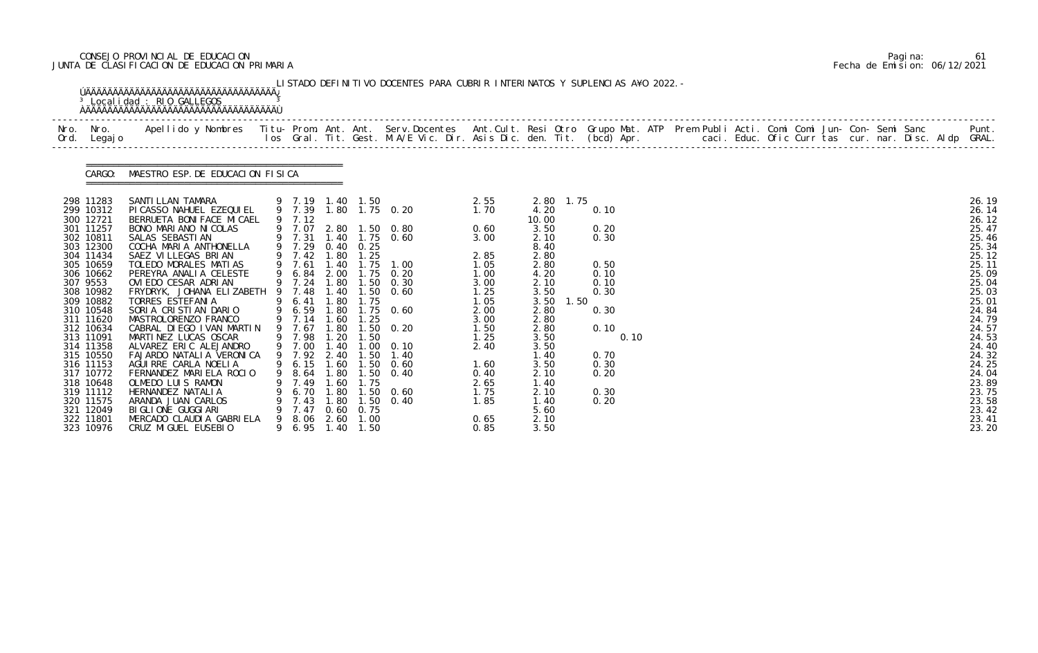CONSEJO PROVINCIAL DE EDUCACION
JUNTA DE CLASIFICACION DE EDUCACION PRIMARIA

Fecha de Emision: 06/12/2021

LISTADO DEFINITIVO DOCENTES PARA CUBRIR INTERINATOS Y SUPLENCIAS AÑO 2022.-

Localidad : RIO GALLEGOS

CARGO: MAESTRO ESP. DE EDUCACION FISICA

| Nro. Ord. | Nro. Legajo | Apellido y Nombres | Titu-los | Prom. Gral. | Ant. Tit. | Ant. Gest. | Serv. Docentes M.A/E Vic. Dir. | Ant. Cult. Asis Dic. | Resi den. | Otro Tit. | Grupo (bcd) | Mat. Apr. | ATP | Prem caci. | Publi Educ. | Acti. Ofic | Comi Curr | Comi tas | Jun- cur. | Con- nar. | Semi Disc. | Sanc Aldp | Punt. GRAL. |
|---|---|---|---|---|---|---|---|---|---|---|---|---|---|---|---|---|---|---|---|---|---|---|---|
| 298 | 11283 | SANTILLAN TAMARA | 9 | 7.19 | 1.40 | 1.50 | | 2.55 | 2.80 | 1.75 | | | | | | | | | | | | | 26.19 |
| 299 | 10312 | PICASSO NAHUEL EZEQUIEL | 9 | 7.39 | 1.80 | 1.75 | 0.20 | 1.70 | 4.20 | | 0.10 | | | | | | | | | | | | 26.14 |
| 300 | 12721 | BERRUETA BONIFACE MICAEL | 9 | 7.12 | | | | | 10.00 | | | | | | | | | | | | | | 26.12 |
| 301 | 11257 | BONO MARIANO NICOLAS | 9 | 7.07 | 2.80 | 1.50 | 0.80 | 0.60 | 3.50 | | 0.20 | | | | | | | | | | | | 25.47 |
| 302 | 10811 | SALAS SEBASTIAN | 9 | 7.31 | 1.40 | 1.75 | 0.60 | 3.00 | 2.10 | | 0.30 | | | | | | | | | | | | 25.46 |
| 303 | 12300 | COCHA MARIA ANTHONELLA | 9 | 7.29 | 0.40 | 0.25 | | | 8.40 | | | | | | | | | | | | | | 25.34 |
| 304 | 11434 | SAEZ VILLEGAS BRIAN | 9 | 7.42 | 1.80 | 1.25 | | 2.85 | 2.80 | | | | | | | | | | | | | | 25.12 |
| 305 | 10659 | TOLEDO MORALES MATIAS | 9 | 7.61 | 1.40 | 1.75 | 1.00 | 1.05 | 2.80 | | 0.50 | | | | | | | | | | | | 25.11 |
| 306 | 10662 | PEREYRA ANALIA CELESTE | 9 | 6.84 | 2.00 | 1.75 | 0.20 | 1.00 | 4.20 | | 0.10 | | | | | | | | | | | | 25.09 |
| 307 | 9553 | OVIEDO CESAR ADRIAN | 9 | 7.24 | 1.80 | 1.50 | 0.30 | 3.00 | 2.10 | | 0.10 | | | | | | | | | | | | 25.04 |
| 308 | 10982 | FRYDRYK, JOHANA ELIZABETH | 9 | 7.48 | 1.40 | 1.50 | 0.60 | 1.25 | 3.50 | | 0.30 | | | | | | | | | | | | 25.03 |
| 309 | 10882 | TORRES ESTEFANIA | 9 | 6.41 | 1.80 | 1.75 | | 1.05 | 3.50 | 1.50 | | | | | | | | | | | | | 25.01 |
| 310 | 10548 | SORIA CRISTIAN DARIO | 9 | 6.59 | 1.80 | 1.75 | 0.60 | 2.00 | 2.80 | | 0.30 | | | | | | | | | | | | 24.84 |
| 311 | 11620 | MASTROLORENZO FRANCO | 9 | 7.14 | 1.60 | 1.25 | | 3.00 | 2.80 | | | | | | | | | | | | | | 24.79 |
| 312 | 10634 | CABRAL DIEGO IVAN MARTIN | 9 | 7.67 | 1.80 | 1.50 | 0.20 | 1.50 | 2.80 | | 0.10 | | | | | | | | | | | | 24.57 |
| 313 | 11091 | MARTINEZ LUCAS OSCAR | 9 | 7.98 | 1.20 | 1.50 | | 1.25 | 3.50 | | | 0.10 | | | | | | | | | | | 24.53 |
| 314 | 11358 | ALVAREZ ERIC ALEJANDRO | 9 | 7.00 | 1.40 | 1.00 | 0.10 | 2.40 | 3.50 | | | | | | | | | | | | | | 24.40 |
| 315 | 10550 | FAJARDO NATALIA VERONICA | 9 | 7.92 | 2.40 | 1.50 | 1.40 | | 1.40 | | 0.70 | | | | | | | | | | | | 24.32 |
| 316 | 11153 | AGUIRRE CARLA NOELIA | 9 | 6.15 | 1.60 | 1.50 | 0.60 | 1.60 | 3.50 | | 0.30 | | | | | | | | | | | | 24.25 |
| 317 | 10772 | FERNANDEZ MARIELA ROCIO | 9 | 8.64 | 1.80 | 1.50 | 0.40 | 0.40 | 2.10 | | 0.20 | | | | | | | | | | | | 24.04 |
| 318 | 10648 | OLMEDO LUIS RAMON | 9 | 7.49 | 1.60 | 1.75 | | 2.65 | 1.40 | | | | | | | | | | | | | | 23.89 |
| 319 | 11112 | HERNANDEZ NATALIA | 9 | 6.70 | 1.80 | 1.50 | 0.60 | 1.75 | 2.10 | | 0.30 | | | | | | | | | | | | 23.75 |
| 320 | 11575 | ARANDA JUAN CARLOS | 9 | 7.43 | 1.80 | 1.50 | 0.40 | 1.85 | 1.40 | | 0.20 | | | | | | | | | | | | 23.58 |
| 321 | 12049 | BIGLIONE GUGGIARI | 9 | 7.47 | 0.60 | 0.75 | | | 5.60 | | | | | | | | | | | | | | 23.42 |
| 322 | 11801 | MERCADO CLAUDIA GABRIELA | 9 | 8.06 | 2.60 | 1.00 | | 0.65 | 2.10 | | | | | | | | | | | | | | 23.41 |
| 323 | 10976 | CRUZ MIGUEL EUSEBIO | 9 | 6.95 | 1.40 | 1.50 | | 0.85 | 3.50 | | | | | | | | | | | | | | 23.20 |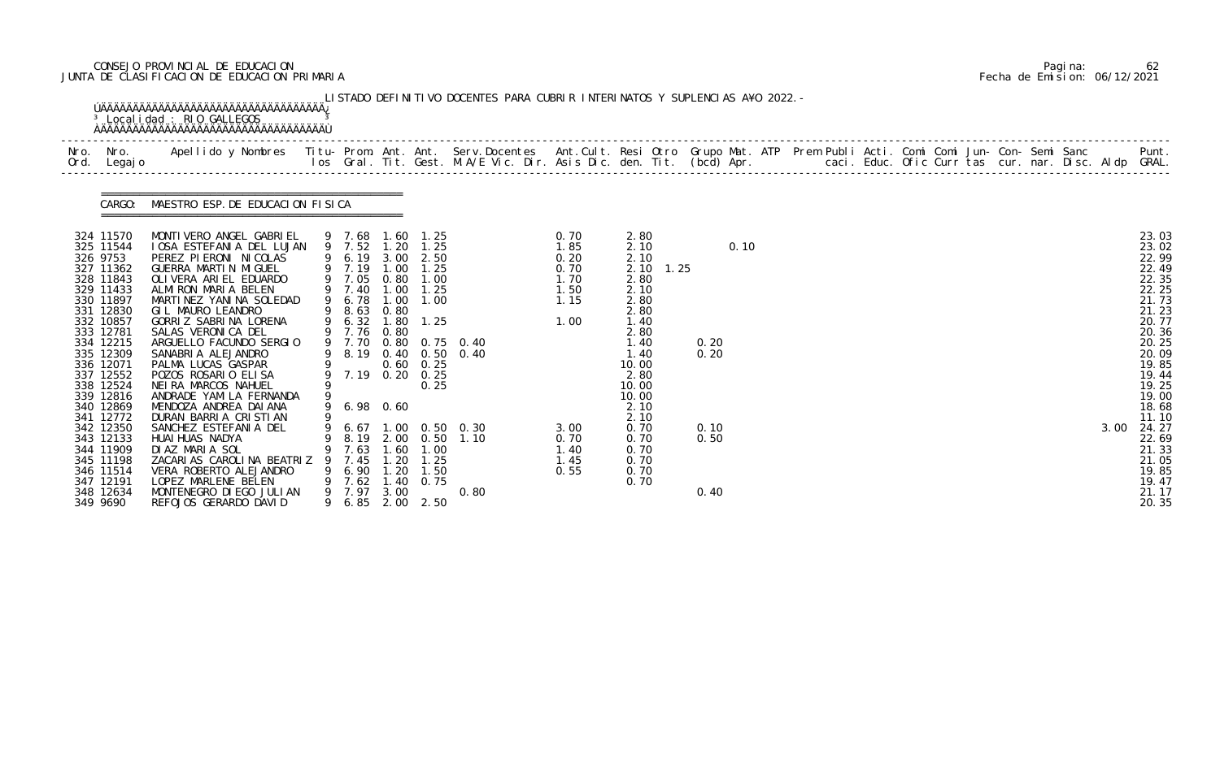CONSEJO PROVINCIAL DE EDUCACION
JUNTA DE CLASIFICACION DE EDUCACION PRIMARIA

Pagina: 62
Fecha de Emision: 06/12/2021

LISTADO DEFINITIVO DOCENTES PARA CUBRIR INTERINATOS Y SUPLENCIAS A¥O 2022.-

Localidad : RIO GALLEGOS

CARGO: MAESTRO ESP. DE EDUCACION FISICA

| Nro. Ord. | Nro. Legajo | Apellido y Nombres | Titu- los | Prom. Gral. | Ant. Tit. | Ant. Gest. | Serv. Docentes M.A/E Vic. Dir. | Ant. Cult. Asis Dic. | Resi den. | Otro Tit. | Grupo (bcd) | Mat. Apr. | ATP | Prem Publi caci. | Acti. Educ. | Comi Ofic | Comi Curr | Jun- tas | Con- cur. | Semi nar. | Sanc Disc. | Aldp | Punt. GRAL. |
|---|---|---|---|---|---|---|---|---|---|---|---|---|---|---|---|---|---|---|---|---|---|---|---|
| 324 | 11570 | MONTIVERO ANGEL GABRIEL | 9 | 7.68 | 1.60 | 1.25 | | 0.70 | 2.80 | | | | | | | | | | | | | | 23.03 |
| 325 | 11544 | IOSA ESTEFANIA DEL LUJAN | 9 | 7.52 | 1.20 | 1.25 | | 1.85 | 2.10 | | | 0.10 | | | | | | | | | | | 23.02 |
| 326 | 9753 | PEREZ PIERONI NICOLAS | 9 | 6.19 | 3.00 | 2.50 | | 0.20 | 2.10 | | | | | | | | | | | | | | 22.99 |
| 327 | 11362 | GUERRA MARTIN MIGUEL | 9 | 7.19 | 1.00 | 1.25 | | 0.70 | 2.10 | 1.25 | | | | | | | | | | | | | 22.49 |
| 328 | 11843 | OLIVERA ARIEL EDUARDO | 9 | 7.05 | 0.80 | 1.00 | | 1.70 | 2.80 | | | | | | | | | | | | | | 22.35 |
| 329 | 11433 | ALMIRON MARIA BELEN | 9 | 7.40 | 1.00 | 1.25 | | 1.50 | 2.10 | | | | | | | | | | | | | | 22.25 |
| 330 | 11897 | MARTINEZ YANINA SOLEDAD | 9 | 6.78 | 1.00 | 1.00 | | 1.15 | 2.80 | | | | | | | | | | | | | | 21.73 |
| 331 | 12830 | GIL MAURO LEANDRO | 9 | 8.63 | 0.80 | | | | 2.80 | | | | | | | | | | | | | | 21.23 |
| 332 | 10857 | GORRIZ SABRINA LORENA | 9 | 6.32 | 1.80 | 1.25 | | 1.00 | 1.40 | | | | | | | | | | | | | | 20.77 |
| 333 | 12781 | SALAS VERONICA DEL | 9 | 7.76 | 0.80 | | | | 2.80 | | | | | | | | | | | | | | 20.36 |
| 334 | 12215 | ARGUELLO FACUNDO SERGIO | 9 | 7.70 | 0.80 | 0.75 | 0.40 | | 1.40 | | 0.20 | | | | | | | | | | | | 20.25 |
| 335 | 12309 | SANABRIA ALEJANDRO | 9 | 8.19 | 0.40 | 0.50 | 0.40 | | 1.40 | | 0.20 | | | | | | | | | | | | 20.09 |
| 336 | 12071 | PALMA LUCAS GASPAR | 9 | | 0.60 | 0.25 | | | 10.00 | | | | | | | | | | | | | | 19.85 |
| 337 | 12552 | POZOS ROSARIO ELISA | 9 | 7.19 | 0.20 | 0.25 | | | 2.80 | | | | | | | | | | | | | | 19.44 |
| 338 | 12524 | NEIRA MARCOS NAHUEL | 9 | | | 0.25 | | | 10.00 | | | | | | | | | | | | | | 19.25 |
| 339 | 12816 | ANDRADE YAMILA FERNANDA | 9 | | | | | | 10.00 | | | | | | | | | | | | | | 19.00 |
| 340 | 12869 | MENDOZA ANDREA DAIANA | 9 | 6.98 | 0.60 | | | | 2.10 | | | | | | | | | | | | | | 18.68 |
| 341 | 12772 | DURAN BARRIA CRISTIAN | 9 | | | | | | 2.10 | | | | | | | | | | | | | | 11.10 |
| 342 | 12350 | SANCHEZ ESTEFANIA DEL | 9 | 6.67 | 1.00 | 0.50 | 0.30 | 3.00 | 0.70 | | 0.10 | | | | | | | | | | | 3.00 | 24.27 |
| 343 | 12133 | HUAIHUAS NADYA | 9 | 8.19 | 2.00 | 0.50 | 1.10 | 0.70 | 0.70 | | 0.50 | | | | | | | | | | | | 22.69 |
| 344 | 11909 | DIAZ MARIA SOL | 9 | 7.63 | 1.60 | 1.00 | | 1.40 | 0.70 | | | | | | | | | | | | | | 21.33 |
| 345 | 11198 | ZACARIAS CAROLINA BEATRIZ | 9 | 7.45 | 1.20 | 1.25 | | 1.45 | 0.70 | | | | | | | | | | | | | | 21.05 |
| 346 | 11514 | VERA ROBERTO ALEJANDRO | 9 | 6.90 | 1.20 | 1.50 | | 0.55 | 0.70 | | | | | | | | | | | | | | 19.85 |
| 347 | 12191 | LOPEZ MARLENE BELEN | 9 | 7.62 | 1.40 | 0.75 | | | 0.70 | | | | | | | | | | | | | | 19.47 |
| 348 | 12634 | MONTENEGRO DIEGO JULIAN | 9 | 7.97 | 3.00 | | 0.80 | | | | 0.40 | | | | | | | | | | | | 21.17 |
| 349 | 9690 | REFOJOS GERARDO DAVID | 9 | 6.85 | 2.00 | 2.50 | | | | | | | | | | | | | | | | | 20.35 |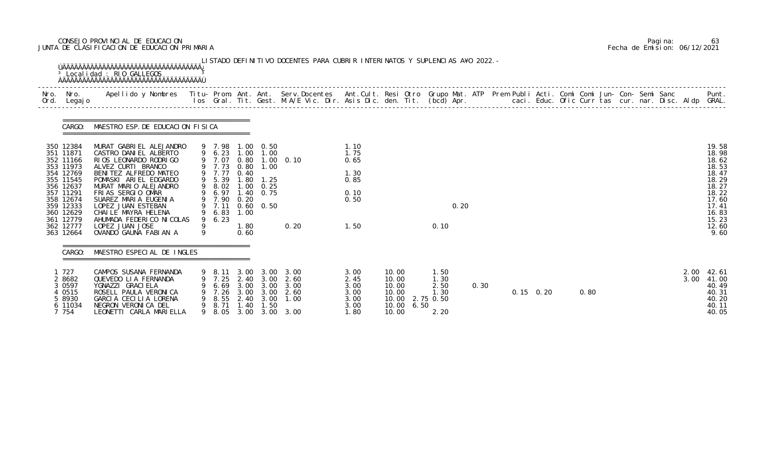CONSEJO PROVINCIAL DE EDUCACION
JUNTA DE CLASIFICACION DE EDUCACION PRIMARIA

Pagina: 63
Fecha de Emision: 06/12/2021

LISTADO DEFINITIVO DOCENTES PARA CUBRIR INTERINATOS Y SUPLENCIAS AÑO 2022.-

Localidad : RIO GALLEGOS

CARGO: MAESTRO ESP. DE EDUCACION FISICA

| Nro. Ord. | Nro. Legajo | Apellido y Nombres | Titu- los | Prom. Gral. | Ant. Tit. | Ant. Gest. | Serv.Docentes M.A/E Vic. Dir. | Ant.Cult. Asis Dic. | Resi den. | Otro Tit. | Grupo Mat. (bcd) | ATP Apr. | Prem Publi caci. | Acti. Educ. | Comi Ofic | Comi Curr | Jun- tas | Con- cur. | Semi nar. | Sanc Disc. | Aldp | Punt. GRAL. |
|---|---|---|---|---|---|---|---|---|---|---|---|---|---|---|---|---|---|---|---|---|---|---|
| 350 | 12384 | MURAT GABRIEL ALEJANDRO | 9 | 7.98 | 1.00 | 0.50 | | 1.10 | | | | | | | | | | | | | | 19.58 |
| 351 | 11871 | CASTRO DANIEL ALBERTO | 9 | 6.23 | 1.00 | 1.00 | | 1.75 | | | | | | | | | | | | | | 18.98 |
| 352 | 11166 | RIOS LEONARDO RODRIGO | 9 | 7.07 | 0.80 | 1.00 | 0.10 | 0.65 | | | | | | | | | | | | | | 18.62 |
| 353 | 11973 | ALVEZ CURTI BRANCO | 9 | 7.73 | 0.80 | 1.00 | | | | | | | | | | | | | | | | 18.53 |
| 354 | 12769 | BENITEZ ALFREDO MATEO | 9 | 7.77 | 0.40 | | | 1.30 | | | | | | | | | | | | | | 18.47 |
| 355 | 11545 | POMASKI ARIEL EDGARDO | 9 | 5.39 | 1.80 | 1.25 | | 0.85 | | | | | | | | | | | | | | 18.29 |
| 356 | 12637 | MURAT MARIO ALEJANDRO | 9 | 8.02 | 1.00 | 0.25 | | | | | | | | | | | | | | | | 18.27 |
| 357 | 11291 | FRIAS SERGIO OMAR | 9 | 6.97 | 1.40 | 0.75 | | 0.10 | | | | | | | | | | | | | | 18.22 |
| 358 | 12674 | SUAREZ MARIA EUGENIA | 9 | 7.90 | 0.20 | | | 0.50 | | | | | | | | | | | | | | 17.60 |
| 359 | 12333 | LOPEZ JUAN ESTEBAN | 9 | 7.11 | 0.60 | 0.50 | | | | | | 0.20 | | | | | | | | | | 17.41 |
| 360 | 12629 | CHAILE MAYRA HELENA | 9 | 6.83 | 1.00 | | | | | | | | | | | | | | | | | 16.83 |
| 361 | 12779 | AHUMADA FEDERICO NICOLAS | 9 | 6.23 | | | | | | | | | | | | | | | | | | 15.23 |
| 362 | 12777 | LOPEZ JUAN JOSE | 9 | | 1.80 | | 0.20 | 1.50 | | | 0.10 | | | | | | | | | | | 12.60 |
| 363 | 12664 | OVANDO GAUNA FABIAN A | 9 | | 0.60 | | | | | | | | | | | | | | | | | 9.60 |

CARGO: MAESTRO ESPECIAL DE INGLES

| Nro. Ord. | Nro. Legajo | Apellido y Nombres | Titu- los | Prom. Gral. | Ant. Tit. | Ant. Gest. | Serv.Docentes M.A/E Vic. Dir. | Ant.Cult. Asis Dic. | Resi den. | Otro Tit. | Grupo Mat. (bcd) | ATP Apr. | Prem Publi caci. | Acti. Educ. | Comi Ofic | Comi Curr | Jun- tas | Con- cur. | Semi nar. | Sanc Disc. | Aldp | Punt. GRAL. |
|---|---|---|---|---|---|---|---|---|---|---|---|---|---|---|---|---|---|---|---|---|---|---|
| 1 | 727 | CAMPOS SUSANA FERNANDA | 9 | 8.11 | 3.00 | 3.00 | 3.00 | 3.00 | 10.00 | | 1.50 | | | | | | | | | | 2.00 | 42.61 |
| 2 | 8682 | QUEVEDO LIA FERNANDA | 9 | 7.25 | 2.40 | 3.00 | 2.60 | 2.45 | 10.00 | | 1.30 | | | | | | | | | | 3.00 | 41.00 |
| 3 | 0597 | YGNAZZI GRACIELA | 9 | 6.69 | 3.00 | 3.00 | 3.00 | 3.00 | 10.00 | | 2.50 | 0.30 | | | | | | | | | | 40.49 |
| 4 | 0515 | ROSELL PAULA VERONICA | 9 | 7.26 | 3.00 | 3.00 | 2.60 | 3.00 | 10.00 | | 1.30 | | | 0.15 | 0.20 | | 0.80 | | | | | 40.31 |
| 5 | 8930 | GARCIA CECILIA LORENA | 9 | 8.55 | 2.40 | 3.00 | 1.00 | 3.00 | 10.00 | 2.75 | 0.50 | | | | | | | | | | | 40.20 |
| 6 | 11034 | NEGRON VERONICA DEL | 9 | 8.71 | 1.40 | 1.50 | | 3.00 | 10.00 | 6.50 | | | | | | | | | | | | 40.11 |
| 7 | 754 | LEONETTI CARLA MARIELLA | 9 | 8.05 | 3.00 | 3.00 | 3.00 | 1.80 | 10.00 | | 2.20 | | | | | | | | | | | 40.05 |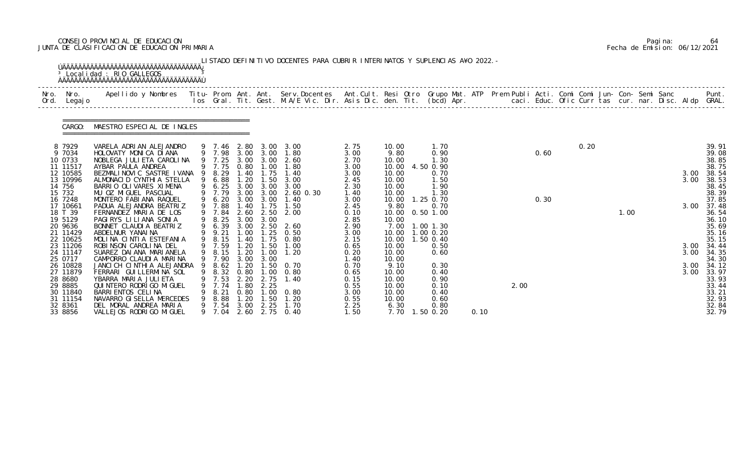CONSEJO PROVINCIAL DE EDUCACION
JUNTA DE CLASIFICACION DE EDUCACION PRIMARIA

Fecha de Emision: 06/12/2021

LISTADO DEFINITIVO DOCENTES PARA CUBRIR INTERINATOS Y SUPLENCIAS A¥O 2022.-

Localidad : RIO GALLEGOS

CARGO: MAESTRO ESPECIAL DE INGLES

| Nro. Ord. | Nro. Legajo | Apellido y Nombres | Titu- los | Prom. Gral. | Ant. Tit. | Ant. Gest. | Serv.Docentes M.A/E Vic. Dir. | Ant.Cult. Asis Dic. | Resi den. | Otro Tit. | Grupo Mat. (bcd) Apr. | ATP | Prem Publi caci. | Acti. Educ. | Comi Ofic | Comi Curr | Jun- tas | Con- cur. | Semi nar. | Sanc Disc. | Aldp | Punt. GRAL. |
|---|---|---|---|---|---|---|---|---|---|---|---|---|---|---|---|---|---|---|---|---|---|---|
| 8 | 7929 | VARELA ADRIAN ALEJANDRO | 9 | 7.46 | 2.80 | 3.00 | 3.00 | 2.75 | 10.00 | | 1.70 | | | | | 0.20 | | | | | | 39.91 |
| 9 | 7034 | HOLOVATY MONICA DIANA | 9 | 7.98 | 3.00 | 3.00 | 1.80 | 3.00 | 9.80 | | 0.90 | | | 0.60 | | | | | | | | 39.08 |
| 10 | 0733 | NOBLEGA JULIETA CAROLINA | 9 | 7.25 | 3.00 | 3.00 | 2.60 | 2.70 | 10.00 | | 1.30 | | | | | | | | | | | 38.85 |
| 11 | 11517 | AYBAR PAULA ANDREA | 9 | 7.75 | 0.80 | 1.00 | 1.80 | 3.00 | 10.00 | 4.50 | 0.90 | | | | | | | | | | | 38.75 |
| 12 | 10585 | BEZMALINOVIC SASTRE IVANA | 9 | 8.29 | 1.40 | 1.75 | 1.40 | 3.00 | 10.00 | | 0.70 | | | | | | | | | | 3.00 | 38.54 |
| 13 | 10996 | ALMONACID CYNTHIA STELLA | 9 | 6.88 | 1.20 | 1.50 | 3.00 | 2.45 | 10.00 | | 1.50 | | | | | | | | | | 3.00 | 38.53 |
| 14 | 756 | BARRIO OLIVARES XIMENA | 9 | 6.25 | 3.00 | 3.00 | 3.00 | 2.30 | 10.00 | | 1.90 | | | | | | | | | | | 38.45 |
| 15 | 732 | MU OZ MIGUEL PASCUAL | 9 | 7.79 | 3.00 | 3.00 | 2.60 0.30 | 1.40 | 10.00 | | 1.30 | | | | | | | | | | | 38.39 |
| 16 | 7248 | MONTERO FABIANA RAQUEL | 9 | 6.20 | 3.00 | 3.00 | 1.40 | 3.00 | 10.00 | 1.25 | 0.70 | | | 0.30 | | | | | | | | 37.85 |
| 17 | 10661 | PADUA ALEJANDRA BEATRIZ | 9 | 7.88 | 1.40 | 1.75 | 1.50 | 2.45 | 9.80 | | 0.70 | | | | | | | | | | 3.00 | 37.48 |
| 18 | T 39 | FERNANDEZ MARIA DE LOS | 9 | 7.84 | 2.60 | 2.50 | 2.00 | 0.10 | 10.00 | 0.50 | 1.00 | | | | | | 1.00 | | | | | 36.54 |
| 19 | 5129 | PAGIRYS LILIANA SONIA | 9 | 8.25 | 3.00 | 3.00 | | 2.85 | 10.00 | | | | | | | | | | | | | 36.10 |
| 20 | 9636 | BONNET CLAUDIA BEATRIZ | 9 | 6.39 | 3.00 | 2.50 | 2.60 | 2.90 | 7.00 | 1.00 | 1.30 | | | | | | | | | | | 35.69 |
| 21 | 11429 | ABDELNUR YANAINA | 9 | 9.21 | 1.00 | 1.25 | 0.50 | 3.00 | 10.00 | 1.00 | 0.20 | | | | | | | | | | | 35.16 |
| 22 | 10625 | MOLINA CINTIA ESTEFANIA | 9 | 8.15 | 1.40 | 1.75 | 0.80 | 2.15 | 10.00 | 1.50 | 0.40 | | | | | | | | | | | 35.15 |
| 23 | 11206 | ROBINSON CAROLINA DEL | 9 | 7.59 | 1.20 | 1.50 | 1.00 | 0.65 | 10.00 | | 0.50 | | | | | | | | | | 3.00 | 34.44 |
| 24 | 11147 | SUAREZ DAIANA MARIANELA | 9 | 8.15 | 1.20 | 1.00 | 1.20 | 0.20 | 10.00 | | 0.60 | | | | | | | | | | 3.00 | 34.35 |
| 25 | 0717 | CAMPORRO CLAUDIA MARINA | 9 | 7.90 | 3.00 | 3.00 | | 1.40 | 10.00 | | | | | | | | | | | | | 34.30 |
| 26 | 10828 | JANCICH CINTHIA ALEJANDRA | 9 | 8.62 | 1.20 | 1.50 | 0.70 | 0.70 | 9.10 | | 0.30 | | | | | | | | | | 3.00 | 34.12 |
| 27 | 11879 | FERRARI GUILLERMINA SOL | 9 | 8.32 | 0.80 | 1.00 | 0.80 | 0.65 | 10.00 | | 0.40 | | | | | | | | | | 3.00 | 33.97 |
| 28 | 8680 | YBARRA MARIA JULIETA | 9 | 7.53 | 2.20 | 2.75 | 1.40 | 0.15 | 10.00 | | 0.90 | | | | | | | | | | | 33.93 |
| 29 | 8885 | QUINTERO RODRIGO MIGUEL | 9 | 7.74 | 1.80 | 2.25 | | 0.55 | 10.00 | | 0.10 | | 2.00 | | | | | | | | | 33.44 |
| 30 | 11840 | BARRIENTOS CELINA | 9 | 8.21 | 0.80 | 1.00 | 0.80 | 3.00 | 10.00 | | 0.40 | | | | | | | | | | | 33.21 |
| 31 | 11154 | NAVARRO GISELLA MERCEDES | 9 | 8.88 | 1.20 | 1.50 | 1.20 | 0.55 | 10.00 | | 0.60 | | | | | | | | | | | 32.93 |
| 32 | 8361 | DEL MORAL ANDREA MARIA | 9 | 7.54 | 3.00 | 2.25 | 1.70 | 2.25 | 6.30 | | 0.80 | | | | | | | | | | | 32.84 |
| 33 | 8856 | VALLEJOS RODRIGO MIGUEL | 9 | 7.04 | 2.60 | 2.75 | 0.40 | 1.50 | 7.70 | 1.50 | 0.20 | 0.10 | | | | | | | | | | 32.79 |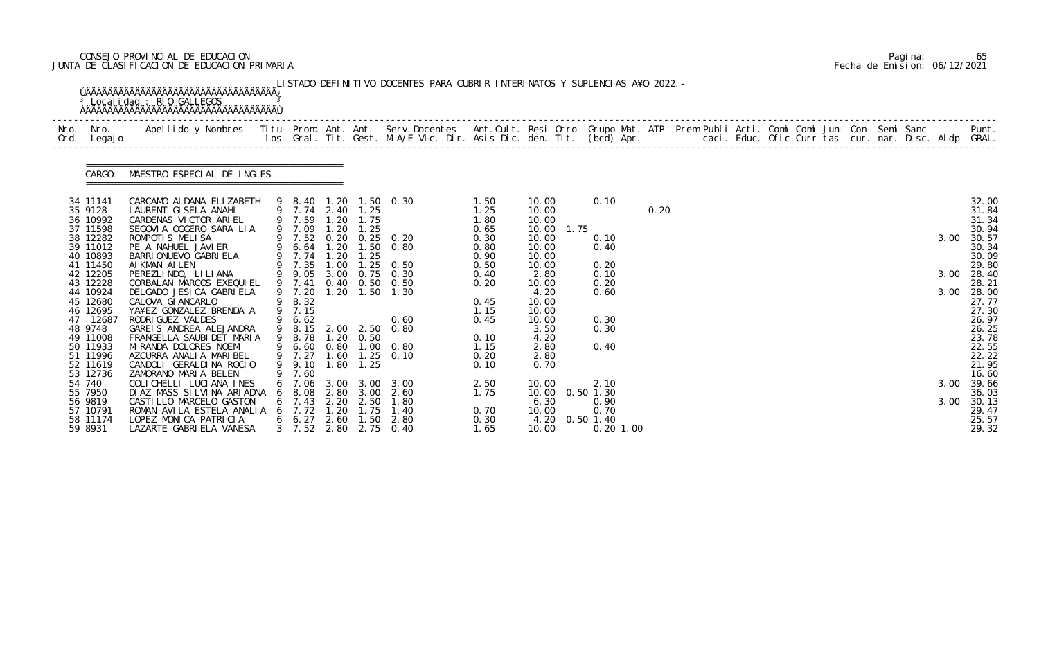CONSEJO PROVINCIAL DE EDUCACION
JUNTA DE CLASIFICACION DE EDUCACION PRIMARIA

Pagina: 65
Fecha de Emision: 06/12/2021

LISTADO DEFINITIVO DOCENTES PARA CUBRIR INTERINATOS Y SUPLENCIAS AÑO 2022.-

Localidad : RIO GALLEGOS

CARGO: MAESTRO ESPECIAL DE INGLES

| Nro. Ord. | Nro. Legajo | Apellido y Nombres | Titu-los | Prom. Gral. | Ant. Tit. | Ant. Gest. | Serv.Docentes M.A/E Vic. Dir. | Ant.Cult. Asis Dic. | Resi den. | Otro Tit. | Grupo Mat. (bcd) | ATP Apr. | Prem Publi caci. | Acti. Educ. | Comi Ofic | Comi Curr | Jun- tas | Con- cur. | Semi nar. | Sanc Disc. | Aldp | Punt. GRAL. |
|---|---|---|---|---|---|---|---|---|---|---|---|---|---|---|---|---|---|---|---|---|---|---|
| 34 | 11141 | CARCAMO ALDANA ELIZABETH | 9 | 8.40 | 1.20 | 1.50 | 0.30 | 1.50 | 10.00 | | 0.10 | | | | | | | | | | | 32.00 |
| 35 | 9128 | LAURENT GISELA ANAHI | 9 | 7.74 | 2.40 | 1.25 | | 1.25 | 10.00 | | | 0.20 | | | | | | | | | | 31.84 |
| 36 | 10992 | CARDENAS VICTOR ARIEL | 9 | 7.59 | 1.20 | 1.75 | | 1.80 | 10.00 | | | | | | | | | | | | | 31.34 |
| 37 | 11598 | SEGOVIA OGGERO SARA LIA | 9 | 7.09 | 1.20 | 1.25 | | 0.65 | 10.00 | 1.75 | | | | | | | | | | | | 30.94 |
| 38 | 12282 | ROMPOTIS MELISA | 9 | 7.52 | 0.20 | 0.25 | 0.20 | 0.30 | 10.00 | | 0.10 | | | | | | | | | | 3.00 | 30.57 |
| 39 | 11012 | PE A NAHUEL JAVIER | 9 | 6.64 | 1.20 | 1.50 | 0.80 | 0.80 | 10.00 | | 0.40 | | | | | | | | | | | 30.34 |
| 40 | 10893 | BARRIONUEVO GABRIELA | 9 | 7.74 | 1.20 | 1.25 | | 0.90 | 10.00 | | | | | | | | | | | | | 30.09 |
| 41 | 11450 | AIKMAN AILEN | 9 | 7.35 | 1.00 | 1.25 | 0.50 | 0.50 | 10.00 | | 0.20 | | | | | | | | | | | 29.80 |
| 42 | 12205 | PEREZLINDO, LILIANA | 9 | 9.05 | 3.00 | 0.75 | 0.30 | 0.40 | 2.80 | | 0.10 | | | | | | | | | | 3.00 | 28.40 |
| 43 | 12228 | CORBALAN MARCOS EXEQUIEL | 9 | 7.41 | 0.40 | 0.50 | 0.50 | 0.20 | 10.00 | | 0.20 | | | | | | | | | | | 28.21 |
| 44 | 10924 | DELGADO JESICA GABRIELA | 9 | 7.20 | 1.20 | 1.50 | 1.30 | | 4.20 | | 0.60 | | | | | | | | | | 3.00 | 28.00 |
| 45 | 12680 | CALOVA GIANCARLO | 9 | 8.32 | | | | 0.45 | 10.00 | | | | | | | | | | | | | 27.77 |
| 46 | 12695 | YAÑEZ GONZALEZ BRENDA A | 9 | 7.15 | | | | 1.15 | 10.00 | | | | | | | | | | | | | 27.30 |
| 47 | 12687 | RODRIGUEZ VALDES | 9 | 6.62 | | | 0.60 | 0.45 | 10.00 | | 0.30 | | | | | | | | | | | 26.97 |
| 48 | 9748 | GAREIS ANDREA ALEJANDRA | 9 | 8.15 | 2.00 | 2.50 | 0.80 | | 3.50 | | 0.30 | | | | | | | | | | | 26.25 |
| 49 | 11008 | FRANGELLA SAUBIDET MARIA | 9 | 8.78 | 1.20 | 0.50 | | 0.10 | 4.20 | | | | | | | | | | | | | 23.78 |
| 50 | 11933 | MIRANDA DOLORES NOEMI | 9 | 6.60 | 0.80 | 1.00 | 0.80 | 1.15 | 2.80 | | 0.40 | | | | | | | | | | | 22.55 |
| 51 | 11996 | AZCURRA ANALIA MARIBEL | 9 | 7.27 | 1.60 | 1.25 | 0.10 | 0.20 | 2.80 | | | | | | | | | | | | | 22.22 |
| 52 | 11619 | CANDOLI GERALDINA ROCIO | 9 | 9.10 | 1.80 | 1.25 | | 0.10 | 0.70 | | | | | | | | | | | | | 21.95 |
| 53 | 12736 | ZAMORANO MARIA BELEN | 9 | 7.60 | | | | | | | | | | | | | | | | | | 16.60 |
| 54 | 740 | COLICHELLI LUCIANA INES | 6 | 7.06 | 3.00 | 3.00 | 3.00 | 2.50 | 10.00 | | 2.10 | | | | | | | | | | 3.00 | 39.66 |
| 55 | 7950 | DIAZ MASS SILVINA ARIADNA | 6 | 8.08 | 2.80 | 3.00 | 2.60 | 1.75 | 10.00 | 0.50 | 1.30 | | | | | | | | | | | 36.03 |
| 56 | 9819 | CASTILLO MARCELO GASTON | 6 | 7.43 | 2.20 | 2.50 | 1.80 | | 6.30 | | 0.90 | | | | | | | | | | 3.00 | 30.13 |
| 57 | 10791 | ROMAN AVILA ESTELA ANALIA | 6 | 7.72 | 1.20 | 1.75 | 1.40 | 0.70 | 10.00 | | 0.70 | | | | | | | | | | | 29.47 |
| 58 | 11174 | LOPEZ MONICA PATRICIA | 6 | 6.27 | 2.60 | 1.50 | 2.80 | 0.30 | 4.20 | 0.50 | 1.40 | | | | | | | | | | | 25.57 |
| 59 | 8931 | LAZARTE GABRIELA VANESA | 3 | 7.52 | 2.80 | 2.75 | 0.40 | 1.65 | 10.00 | | 0.20 | 1.00 | | | | | | | | | | 29.32 |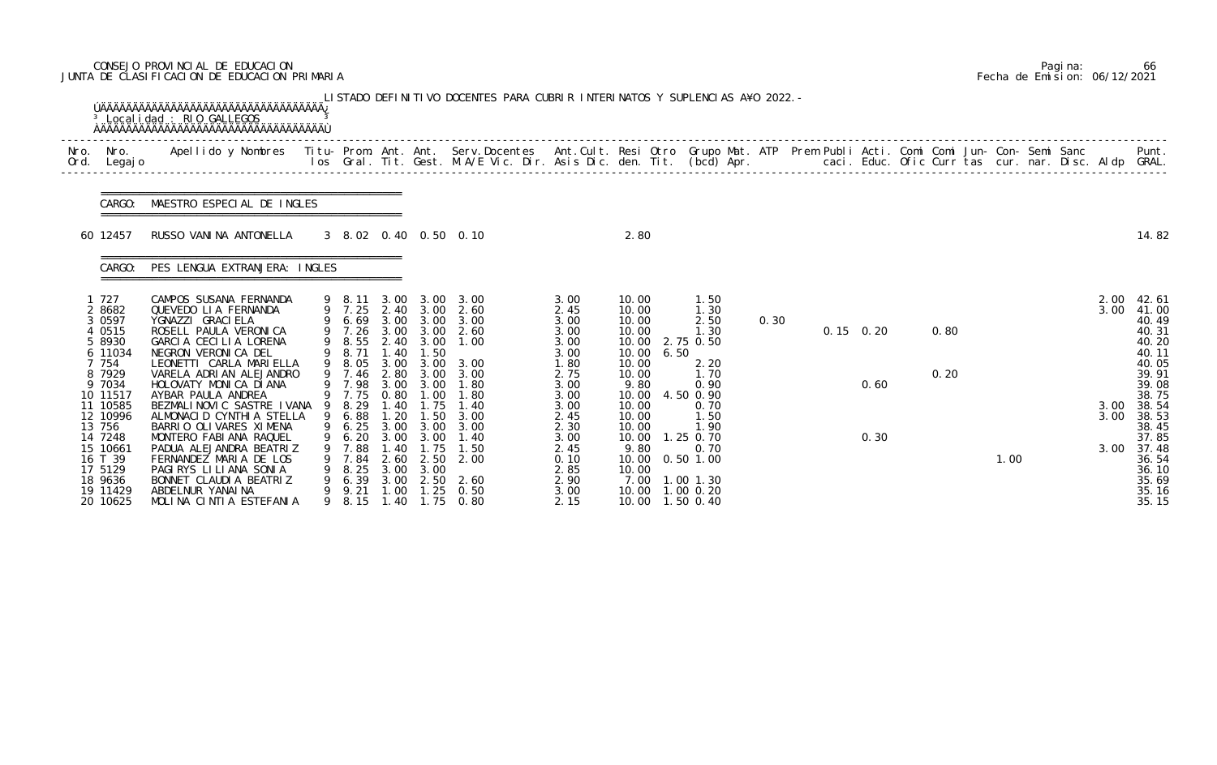CONSEJO PROVINCIAL DE EDUCACION
JUNTA DE CLASIFICACION DE EDUCACION PRIMARIA

Pagina: 66
Fecha de Emision: 06/12/2021

LISTADO DEFINITIVO DOCENTES PARA CUBRIR INTERINATOS Y SUPLENCIAS AÑO 2022.-

Localidad : RIO GALLEGOS

CARGO: MAESTRO ESPECIAL DE INGLES

| Nro. Ord. | Nro. Legajo | Apellido y Nombres | Titu-los | Prom. Gral. | Ant. Tit. | Ant. Gest. | Serv.Docentes M.A/E Vic. Dir. | Ant.Cult. Asis Dic. | Resi den. | Otro Tit. | Grupo Mat. (bcd) Apr. | ATP | Prem Publi caci. | Acti. Educ. | Comi Ofic | Comi Curr | Jun-tas | Con-cur. | Semi nar. | Sanc Disc. | Aldp | Punt. GRAL. |
|---|---|---|---|---|---|---|---|---|---|---|---|---|---|---|---|---|---|---|---|---|---|---|
| 60 | 12457 | RUSSO VANINA ANTONELLA | 3 | 8.02 | 0.40 | 0.50 | 0.10 | | 2.80 | | | | | | | | | | | | | 14.82 |

CARGO: PES LENGUA EXTRANJERA: INGLES

| Nro. Ord. | Nro. Legajo | Apellido y Nombres | Titu-los | Prom. Gral. | Ant. Tit. | Ant. Gest. | Serv.Docentes M.A/E Vic. Dir. | Ant.Cult. Asis Dic. | Resi den. | Otro Tit. | Grupo Mat. (bcd) Apr. | ATP | Prem Publi caci. | Acti. Educ. | Comi Ofic | Comi Curr | Jun-tas | Con-cur. | Semi nar. | Sanc Disc. | Aldp | Punt. GRAL. |
|---|---|---|---|---|---|---|---|---|---|---|---|---|---|---|---|---|---|---|---|---|---|---|
| 1 | 727 | CAMPOS SUSANA FERNANDA | 9 | 8.11 | 3.00 | 3.00 | 3.00 | 3.00 | 10.00 | | 1.50 | | | | | | | | | | 2.00 | 42.61 |
| 2 | 8682 | QUEVEDO LIA FERNANDA | 9 | 7.25 | 2.40 | 3.00 | 2.60 | 2.45 | 10.00 | | 1.30 | | | | | | | | | | 3.00 | 41.00 |
| 3 | 0597 | YGNAZZI GRACIELA | 9 | 6.69 | 3.00 | 3.00 | 3.00 | 3.00 | 10.00 | | 2.50 | 0.30 | | | | | | | | | | 40.49 |
| 4 | 0515 | ROSELL PAULA VERONICA | 9 | 7.26 | 3.00 | 3.00 | 2.60 | 3.00 | 10.00 | | 1.30 | | 0.15 | 0.20 | | 0.80 | | | | | | 40.31 |
| 5 | 8930 | GARCIA CECILIA LORENA | 9 | 8.55 | 2.40 | 3.00 | 1.00 | 3.00 | 10.00 | | 2.75 0.50 | | | | | | | | | | | 40.20 |
| 6 | 11034 | NEGRON VERONICA DEL | 9 | 8.71 | 1.40 | 1.50 | | 3.00 | 10.00 | 6.50 | | | | | | | | | | | | 40.11 |
| 7 | 754 | LEONETTI CARLA MARIELLA | 9 | 8.05 | 3.00 | 3.00 | 3.00 | 1.80 | 10.00 | | 2.20 | | | | | | | | | | | 40.05 |
| 8 | 7929 | VARELA ADRIAN ALEJANDRO | 9 | 7.46 | 2.80 | 3.00 | 3.00 | 2.75 | 10.00 | | 1.70 | | | | | 0.20 | | | | | | 39.91 |
| 9 | 7034 | HOLOVATY MONICA DIANA | 9 | 7.98 | 3.00 | 3.00 | 1.80 | 3.00 | 9.80 | | 0.90 | | | 0.60 | | | | | | | | 39.08 |
| 10 | 11517 | AYBAR PAULA ANDREA | 9 | 7.75 | 0.80 | 1.00 | 1.80 | 3.00 | 10.00 | | 4.50 0.90 | | | | | | | | | | | 38.75 |
| 11 | 10585 | BEZMALINOVIC SASTRE IVANA | 9 | 8.29 | 1.40 | 1.75 | 1.40 | 3.00 | 10.00 | | 0.70 | | | | | | | | | | 3.00 | 38.54 |
| 12 | 10996 | ALMONACID CYNTHIA STELLA | 9 | 6.88 | 1.20 | 1.50 | 3.00 | 2.45 | 10.00 | | 1.50 | | | | | | | | | | 3.00 | 38.53 |
| 13 | 756 | BARRIO OLIVARES XIMENA | 9 | 6.25 | 3.00 | 3.00 | 3.00 | 2.30 | 10.00 | | 1.90 | | | | | | | | | | | 38.45 |
| 14 | 7248 | MONTERO FABIANA RAQUEL | 9 | 6.20 | 3.00 | 3.00 | 1.40 | 3.00 | 10.00 | | 1.25 0.70 | | | 0.30 | | | | | | | | 37.85 |
| 15 | 10661 | PADUA ALEJANDRA BEATRIZ | 9 | 7.88 | 1.40 | 1.75 | 1.50 | 2.45 | 9.80 | | 0.70 | | | | | | | | | | 3.00 | 37.48 |
| 16 | T 39 | FERNANDEZ MARIA DE LOS | 9 | 7.84 | 2.60 | 2.50 | 2.00 | 0.10 | 10.00 | | 0.50 1.00 | | | | | | | 1.00 | | | | 36.54 |
| 17 | 5129 | PAGIRYS LILIANA SONIA | 9 | 8.25 | 3.00 | 3.00 | | 2.85 | 10.00 | | | | | | | | | | | | | 36.10 |
| 18 | 9636 | BONNET CLAUDIA BEATRIZ | 9 | 6.39 | 3.00 | 2.50 | 2.60 | 2.90 | 7.00 | | 1.00 1.30 | | | | | | | | | | | 35.69 |
| 19 | 11429 | ABDELNUR YANAINA | 9 | 9.21 | 1.00 | 1.25 | 0.50 | 3.00 | 10.00 | | 1.00 0.20 | | | | | | | | | | | 35.16 |
| 20 | 10625 | MOLINA CINTIA ESTEFANIA | 9 | 8.15 | 1.40 | 1.75 | 0.80 | 2.15 | 10.00 | | 1.50 0.40 | | | | | | | | | | | 35.15 |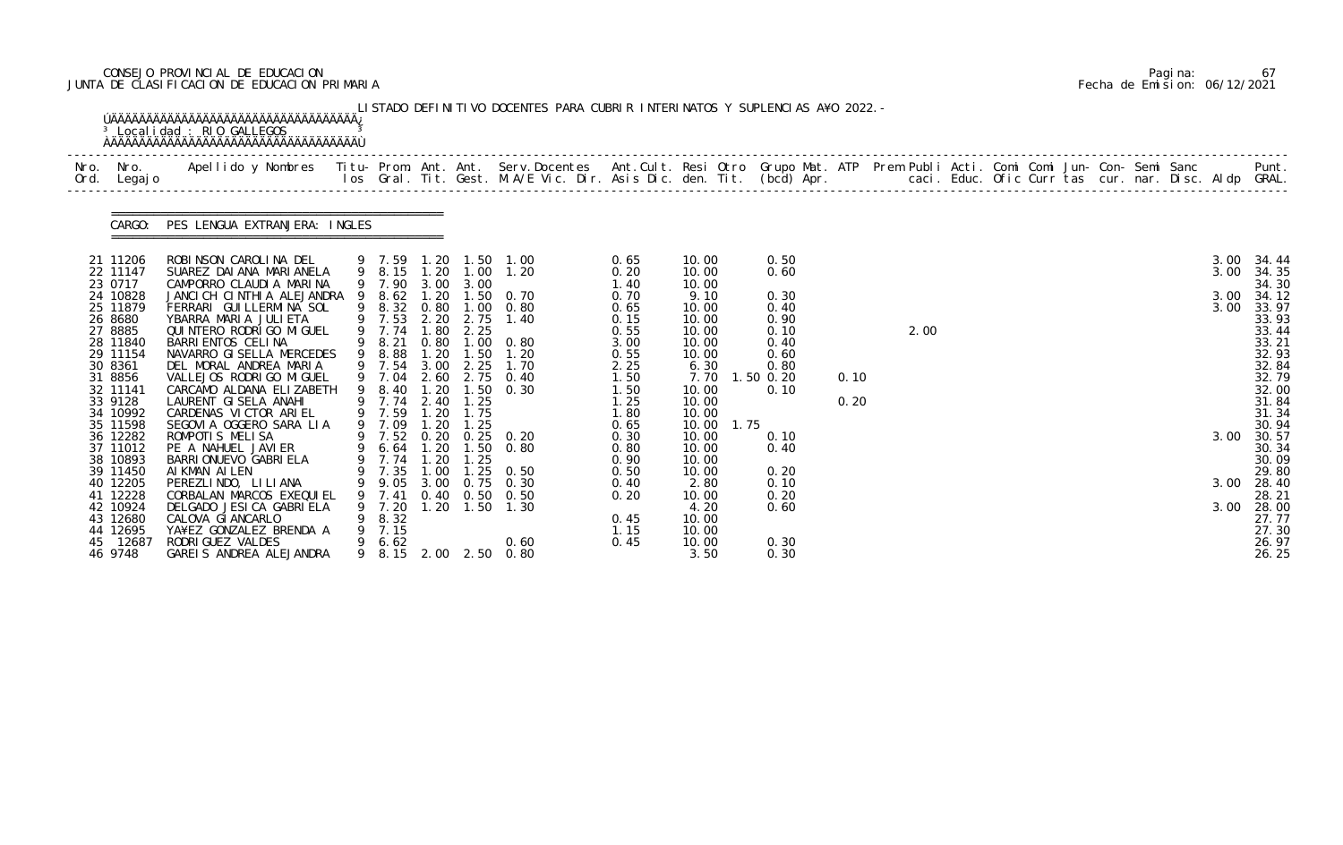CONSEJO PROVINCIAL DE EDUCACION
JUNTA DE CLASIFICACION DE EDUCACION PRIMARIA

Pagina: 67
Fecha de Emision: 06/12/2021

LISTADO DEFINITIVO DOCENTES PARA CUBRIR INTERINATOS Y SUPLENCIAS A¥O 2022.-

Localidad : RIO GALLEGOS

CARGO: PES LENGUA EXTRANJERA: INGLES

| Nro. Ord. | Nro. Legajo | Apellido y Nombres | Titu- los | Prom. Gral. | Ant. Tit. | Ant. Gest. | Serv.Docentes M.A/E Vic. Dir. | Ant.Cult. Asis Dic. | Resi den. | Otro Tit. | Grupo Mat. (bcd) | ATP Apr. | Prem Publi caci. | Acti. Educ. | Comi Ofic | Comi Curr | Jun- tas | Con- cur. | Semi nar. | Sanc Disc. | Aldp | Punt. GRAL. |
|---|---|---|---|---|---|---|---|---|---|---|---|---|---|---|---|---|---|---|---|---|---|---|
| 21 | 11206 | ROBINSON CAROLINA DEL | 9 | 7.59 | 1.20 | 1.50 | 1.00 | 0.65 | 10.00 | | 0.50 | | | | | | | | | | 3.00 | 34.44 |
| 22 | 11147 | SUAREZ DAIANA MARIANELA | 9 | 8.15 | 1.20 | 1.00 | 1.20 | 0.20 | 10.00 | | 0.60 | | | | | | | | | | 3.00 | 34.35 |
| 23 | 0717 | CAMPORRO CLAUDIA MARINA | 9 | 7.90 | 3.00 | 3.00 | | 1.40 | 10.00 | | | | | | | | | | | | | 34.30 |
| 24 | 10828 | JANCICH CINTHIA ALEJANDRA | 9 | 8.62 | 1.20 | 1.50 | 0.70 | 0.70 | 9.10 | | 0.30 | | | | | | | | | | 3.00 | 34.12 |
| 25 | 11879 | FERRARI GUILLERMINA SOL | 9 | 8.32 | 0.80 | 1.00 | 0.80 | 0.65 | 10.00 | | 0.40 | | | | | | | | | | 3.00 | 33.97 |
| 26 | 8680 | YBARRA MARIA JULIETA | 9 | 7.53 | 2.20 | 2.75 | 1.40 | 0.15 | 10.00 | | 0.90 | | | | | | | | | | | 33.93 |
| 27 | 8885 | QUINTERO RODRIGO MIGUEL | 9 | 7.74 | 1.80 | 2.25 | | 0.55 | 10.00 | | 0.10 | | 2.00 | | | | | | | | | 33.44 |
| 28 | 11840 | BARRIENTOS CELINA | 9 | 8.21 | 0.80 | 1.00 | 0.80 | 3.00 | 10.00 | | 0.40 | | | | | | | | | | | 33.21 |
| 29 | 11154 | NAVARRO GISELLA MERCEDES | 9 | 8.88 | 1.20 | 1.50 | 1.20 | 0.55 | 10.00 | | 0.60 | | | | | | | | | | | 32.93 |
| 30 | 8361 | DEL MORAL ANDREA MARIA | 9 | 7.54 | 3.00 | 2.25 | 1.70 | 2.25 | 6.30 | | 0.80 | | | | | | | | | | | 32.84 |
| 31 | 8856 | VALLEJOS RODRIGO MIGUEL | 9 | 7.04 | 2.60 | 2.75 | 0.40 | 1.50 | 7.70 | 1.50 | 0.20 | 0.10 | | | | | | | | | | 32.79 |
| 32 | 11141 | CARCAMO ALDANA ELIZABETH | 9 | 8.40 | 1.20 | 1.50 | 0.30 | 1.50 | 10.00 | | 0.10 | | | | | | | | | | | 32.00 |
| 33 | 9128 | LAURENT GISELA ANAHI | 9 | 7.74 | 2.40 | 1.25 | | 1.25 | 10.00 | | | 0.20 | | | | | | | | | | 31.84 |
| 34 | 10992 | CARDENAS VICTOR ARIEL | 9 | 7.59 | 1.20 | 1.75 | | 1.80 | 10.00 | | | | | | | | | | | | | 31.34 |
| 35 | 11598 | SEGOVIA OGGERO SARA LIA | 9 | 7.09 | 1.20 | 1.25 | | 0.65 | 10.00 | 1.75 | | | | | | | | | | | | 30.94 |
| 36 | 12282 | ROMPOTIS MELISA | 9 | 7.52 | 0.20 | 0.25 | 0.20 | 0.30 | 10.00 | | 0.10 | | | | | | | | | | 3.00 | 30.57 |
| 37 | 11012 | PE A NAHUEL JAVIER | 9 | 6.64 | 1.20 | 1.50 | 0.80 | 0.80 | 10.00 | | 0.40 | | | | | | | | | | | 30.34 |
| 38 | 10893 | BARRIONUEVO GABRIELA | 9 | 7.74 | 1.20 | 1.25 | | 0.90 | 10.00 | | | | | | | | | | | | | 30.09 |
| 39 | 11450 | AIKMAN AILEN | 9 | 7.35 | 1.00 | 1.25 | 0.50 | 0.50 | 10.00 | | 0.20 | | | | | | | | | | | 29.80 |
| 40 | 12205 | PEREZLINDO, LILIANA | 9 | 9.05 | 3.00 | 0.75 | 0.30 | 0.40 | 2.80 | | 0.10 | | | | | | | | | | 3.00 | 28.40 |
| 41 | 12228 | CORBALAN MARCOS EXEQUIEL | 9 | 7.41 | 0.40 | 0.50 | 0.50 | 0.20 | 10.00 | | 0.20 | | | | | | | | | | | 28.21 |
| 42 | 10924 | DELGADO JESICA GABRIELA | 9 | 7.20 | 1.20 | 1.50 | 1.30 | | 4.20 | | 0.60 | | | | | | | | | | 3.00 | 28.00 |
| 43 | 12680 | CALOVA GIANCARLO | 9 | 8.32 | | | | 0.45 | 10.00 | | | | | | | | | | | | | 27.77 |
| 44 | 12695 | YA¥EZ GONZALEZ BRENDA A | 9 | 7.15 | | | | 1.15 | 10.00 | | | | | | | | | | | | | 27.30 |
| 45 | 12687 | RODRIGUEZ VALDES | 9 | 6.62 | | | 0.60 | 0.45 | 10.00 | | 0.30 | | | | | | | | | | | 26.97 |
| 46 | 9748 | GAREIS ANDREA ALEJANDRA | 9 | 8.15 | 2.00 | 2.50 | 0.80 | | 3.50 | | 0.30 | | | | | | | | | | | 26.25 |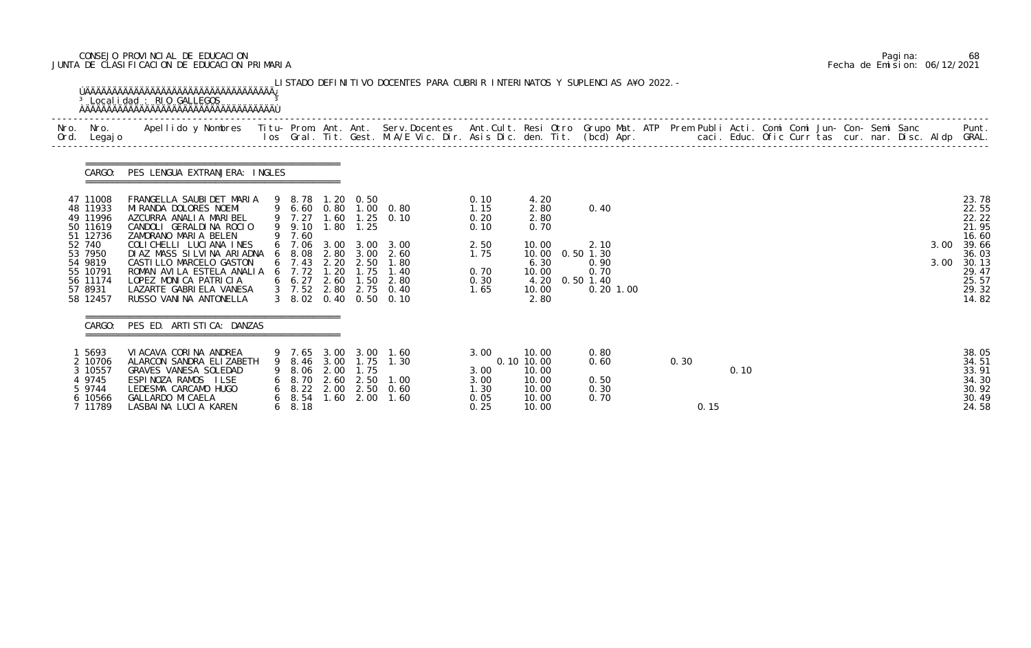CONSEJO PROVINCIAL DE EDUCACION
JUNTA DE CLASIFICACION DE EDUCACION PRIMARIA

Pagina: 68
Fecha de Emision: 06/12/2021

LISTADO DEFINITIVO DOCENTES PARA CUBRIR INTERINATOS Y SUPLENCIAS AÑO 2022.-

Localidad : RIO GALLEGOS

CARGO: PES LENGUA EXTRANJERA: INGLES

| Nro. Ord. | Nro. Legajo | Apellido y Nombres | Titu-los | Prom. Gral. | Ant. Tit. | Ant. Gest. | Serv.Docentes M.A/E Vic. Dir. | Ant.Cult. Asis Dic. | Resi den. | Otro Tit. | Grupo Mat. (bcd) | ATP Apr. | Prem caci. | Publi Educ. | Acti. Ofic | Comi Curr | Comi tas | Jun- cur. | Con- nar. | Semi Disc. | Sanc Aldp | Punt. GRAL. |
|---|---|---|---|---|---|---|---|---|---|---|---|---|---|---|---|---|---|---|---|---|---|---|
| 47 | 11008 | FRANGELLA SAUBIDET MARIA | 9 | 8.78 | 1.20 | 0.50 | | 0.10 | 4.20 | | | | | | | | | | | | | 23.78 |
| 48 | 11933 | MIRANDA DOLORES NOEMI | 9 | 6.60 | 0.80 | 1.00 | 0.80 | 1.15 | 2.80 | | 0.40 | | | | | | | | | | | 22.55 |
| 49 | 11996 | AZCURRA ANALIA MARIBEL | 9 | 7.27 | 1.60 | 1.25 | 0.10 | 0.20 | 2.80 | | | | | | | | | | | | | 22.22 |
| 50 | 11619 | CANDOLI GERALDINA ROCIO | 9 | 9.10 | 1.80 | 1.25 | | 0.10 | 0.70 | | | | | | | | | | | | | 21.95 |
| 51 | 12736 | ZAMORANO MARIA BELEN | 9 | 7.60 | | | | | | | | | | | | | | | | | | 16.60 |
| 52 | 740 | COLICHELLI LUCIANA INES | 6 | 7.06 | 3.00 | 3.00 | 3.00 | 2.50 | 10.00 | | 2.10 | | | | | | | | | | 3.00 | 39.66 |
| 53 | 7950 | DIAZ MASS SILVINA ARIADNA | 6 | 8.08 | 2.80 | 3.00 | 2.60 | 1.75 | 10.00 | 0.50 | 1.30 | | | | | | | | | | | 36.03 |
| 54 | 9819 | CASTILLO MARCELO GASTON | 6 | 7.43 | 2.20 | 2.50 | 1.80 | | 6.30 | | 0.90 | | | | | | | | | | 3.00 | 30.13 |
| 55 | 10791 | ROMAN AVILA ESTELA ANALIA | 6 | 7.72 | 1.20 | 1.75 | 1.40 | 0.70 | 10.00 | | 0.70 | | | | | | | | | | | 29.47 |
| 56 | 11174 | LOPEZ MONICA PATRICIA | 6 | 6.27 | 2.60 | 1.50 | 2.80 | 0.30 | 4.20 | 0.50 | 1.40 | | | | | | | | | | | 25.57 |
| 57 | 8931 | LAZARTE GABRIELA VANESA | 3 | 7.52 | 2.80 | 2.75 | 0.40 | 1.65 | 10.00 | | 0.20 | 1.00 | | | | | | | | | | 29.32 |
| 58 | 12457 | RUSSO VANINA ANTONELLA | 3 | 8.02 | 0.40 | 0.50 | 0.10 | | 2.80 | | | | | | | | | | | | | 14.82 |

CARGO: PES ED. ARTISTICA: DANZAS

| Nro. Ord. | Nro. Legajo | Apellido y Nombres | Titu-los | Prom. Gral. | Ant. Tit. | Ant. Gest. | Serv.Docentes M.A/E Vic. Dir. | Ant.Cult. Asis Dic. | Resi den. | Otro Tit. | Grupo Mat. (bcd) | ATP Apr. | Prem caci. | Publi Educ. | Acti. Ofic | Comi Curr | Comi tas | Jun- cur. | Con- nar. | Semi Disc. | Sanc Aldp | Punt. GRAL. |
|---|---|---|---|---|---|---|---|---|---|---|---|---|---|---|---|---|---|---|---|---|---|---|
| 1 | 5693 | VIACAVA CORINA ANDREA | 9 | 7.65 | 3.00 | 3.00 | 1.60 | 3.00 | 10.00 | | 0.80 | | | | | | | | | | | 38.05 |
| 2 | 10706 | ALARCON SANDRA ELIZABETH | 9 | 8.46 | 3.00 | 1.75 | 1.30 | 0.10 | 10.00 | | 0.60 | | 0.30 | | | | | | | | | 34.51 |
| 3 | 10557 | GRAVES VANESA SOLEDAD | 9 | 8.06 | 2.00 | 1.75 | | 3.00 | 10.00 | | | | | | 0.10 | | | | | | | 33.91 |
| 4 | 9745 | ESPINOZA RAMOS ILSE | 6 | 8.70 | 2.60 | 2.50 | 1.00 | 3.00 | 10.00 | | 0.50 | | | | | | | | | | | 34.30 |
| 5 | 9744 | LEDESMA CARCAMO HUGO | 6 | 8.22 | 2.00 | 2.50 | 0.60 | 1.30 | 10.00 | | 0.30 | | | | | | | | | | | 30.92 |
| 6 | 10566 | GALLARDO MICAELA | 6 | 8.54 | 1.60 | 2.00 | 1.60 | 0.05 | 10.00 | | 0.70 | | | | | | | | | | | 30.49 |
| 7 | 11789 | LASBAINA LUCIA KAREN | 6 | 8.18 | | | | 0.25 | 10.00 | | | | | 0.15 | | | | | | | | 24.58 |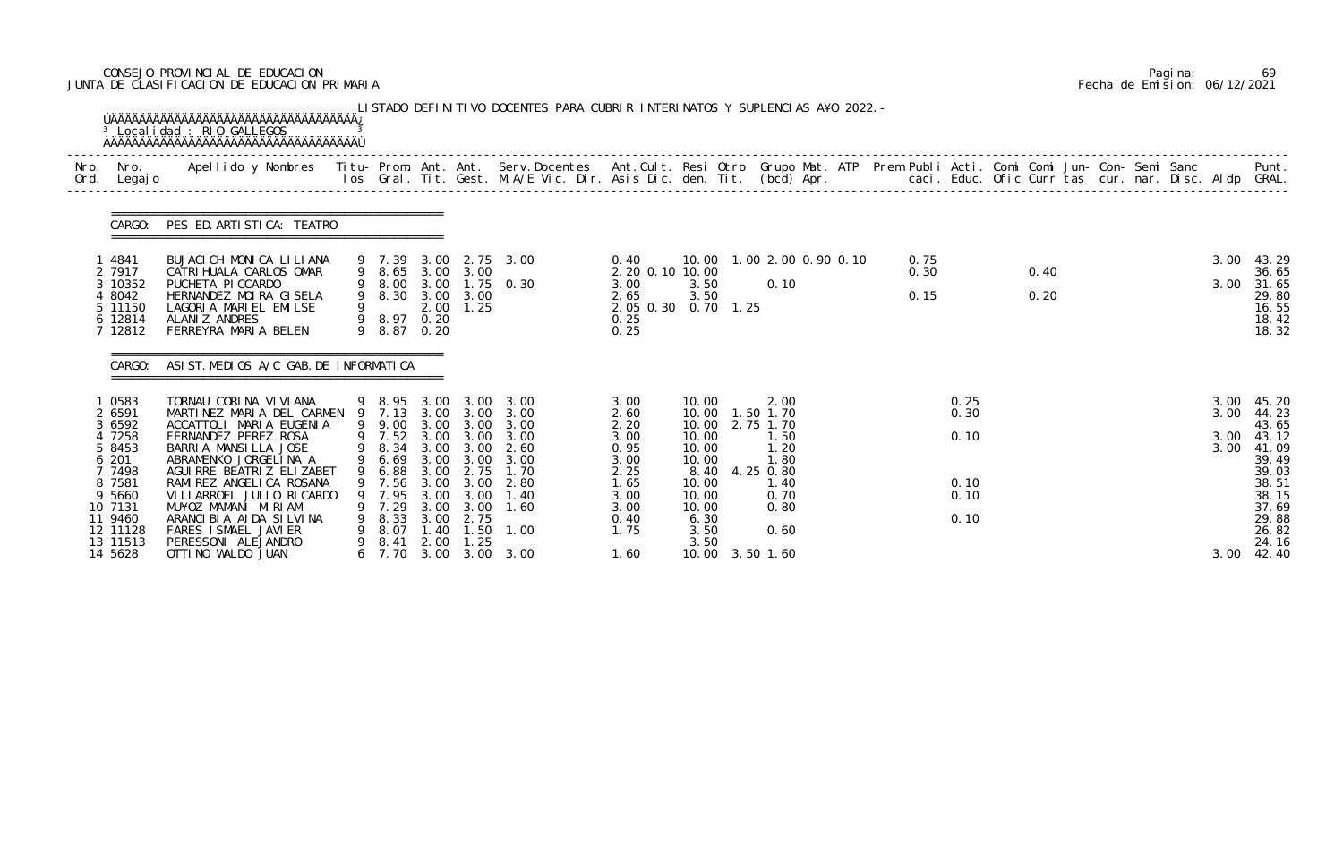CONSEJO PROVINCIAL DE EDUCACION
JUNTA DE CLASIFICACION DE EDUCACION PRIMARIA

Pagina: 69
Fecha de Emision: 06/12/2021

LISTADO DEFINITIVO DOCENTES PARA CUBRIR INTERINATOS Y SUPLENCIAS A¥O 2022.-

Localidad : RIO GALLEGOS

CARGO: PES ED. ARTISTICA: TEATRO

| Nro. Ord. | Nro. Legajo | Apellido y Nombres | Titu-los | Prom. Gral. | Ant. Tit. | Ant. Gest. | Serv.Docentes M.A/E Vic. Dir. | Ant.Cult. Asis Dic. | Resi den. | Otro Tit. | Grupo Mat. (bcd) | ATP Apr. | Prem | Publi caci. | Acti. Educ. | Comi Ofic | Comi Curr | Jun-tas | Con-cur. | Semi nar. | Sanc Disc. | Aldp | Punt. GRAL. |
|---|---|---|---|---|---|---|---|---|---|---|---|---|---|---|---|---|---|---|---|---|---|---|---|
| 1 | 4841 | BUJACICH MONICA LILIANA | 9 | 7.39 | 3.00 | 2.75 | 3.00 | 0.40 | 10.00 | 1.00 | 2.00 0.90 0.10 | | | 0.75 | | | | | | | | 3.00 | 43.29 |
| 2 | 7917 | CATRIHUALA CARLOS OMAR | 9 | 8.65 | 3.00 | 3.00 | | 2.20 0.10 | 10.00 | | | | | 0.30 | | | 0.40 | | | | | | 36.65 |
| 3 | 10352 | PUCHETA PICCARDO | 9 | 8.00 | 3.00 | 1.75 | 0.30 | 3.00 | 3.50 | | 0.10 | | | | | | | | | | | 3.00 | 31.65 |
| 4 | 8042 | HERNANDEZ MOIRA GISELA | 9 | 8.30 | 3.00 | 3.00 | | 2.65 | 3.50 | | | | | 0.15 | | | 0.20 | | | | | | 29.80 |
| 5 | 11150 | LAGORIA MARIEL EMILSE | 9 | | 2.00 | 1.25 | | 2.05 0.30 | 0.70 | 1.25 | | | | | | | | | | | | | 16.55 |
| 6 | 12814 | ALANIZ ANDRES | 9 | 8.97 | 0.20 | | | 0.25 | | | | | | | | | | | | | | | 18.42 |
| 7 | 12812 | FERREYRA MARIA BELEN | 9 | 8.87 | 0.20 | | | 0.25 | | | | | | | | | | | | | | | 18.32 |

CARGO: ASIST. MEDIOS A/C GAB. DE INFORMATICA

| Nro. Ord. | Nro. Legajo | Apellido y Nombres | Titu-los | Prom. Gral. | Ant. Tit. | Ant. Gest. | Serv.Docentes M.A/E Vic. Dir. | Ant.Cult. Asis Dic. | Resi den. | Otro Tit. | Grupo Mat. (bcd) | ATP Apr. | Prem | Publi caci. | Acti. Educ. | Comi Ofic | Comi Curr | Jun-tas | Con-cur. | Semi nar. | Sanc Disc. | Aldp | Punt. GRAL. |
|---|---|---|---|---|---|---|---|---|---|---|---|---|---|---|---|---|---|---|---|---|---|---|---|
| 1 | 0583 | TORNAU CORINA VIVIANA | 9 | 8.95 | 3.00 | 3.00 | 3.00 | 3.00 | 10.00 | | 2.00 | | | | 0.25 | | | | | | | 3.00 | 45.20 |
| 2 | 6591 | MARTINEZ MARIA DEL CARMEN | 9 | 7.13 | 3.00 | 3.00 | 3.00 | 2.60 | 10.00 | 1.50 | 1.70 | | | | 0.30 | | | | | | | 3.00 | 44.23 |
| 3 | 6592 | ACCATTOLI MARIA EUGENIA | 9 | 9.00 | 3.00 | 3.00 | 3.00 | 2.20 | 10.00 | 2.75 | 1.70 | | | | | | | | | | | | 43.65 |
| 4 | 7258 | FERNANDEZ PEREZ ROSA | 9 | 7.52 | 3.00 | 3.00 | 3.00 | 3.00 | 10.00 | | 1.50 | | | | 0.10 | | | | | | | 3.00 | 43.12 |
| 5 | 8453 | BARRIA MANSILLA JOSE | 9 | 8.34 | 3.00 | 3.00 | 2.60 | 0.95 | 10.00 | | 1.20 | | | | | | | | | | | 3.00 | 41.09 |
| 6 | 201 | ABRAMENKO JORGELINA A | 9 | 6.69 | 3.00 | 3.00 | 3.00 | 3.00 | 10.00 | | 1.80 | | | | | | | | | | | | 39.49 |
| 7 | 7498 | AGUIRRE BEATRIZ ELIZABET | 9 | 6.88 | 3.00 | 2.75 | 1.70 | 2.25 | 8.40 | 4.25 | 0.80 | | | | | | | | | | | | 39.03 |
| 8 | 7581 | RAMIREZ ANGELICA ROSANA | 9 | 7.56 | 3.00 | 3.00 | 2.80 | 1.65 | 10.00 | | 1.40 | | | | 0.10 | | | | | | | | 38.51 |
| 9 | 5660 | VILLARROEL JULIO RICARDO | 9 | 7.95 | 3.00 | 3.00 | 1.40 | 3.00 | 10.00 | | 0.70 | | | | 0.10 | | | | | | | | 38.15 |
| 10 | 7131 | MU¥OZ MAMANI MIRIAM | 9 | 7.29 | 3.00 | 3.00 | 1.60 | 3.00 | 10.00 | | 0.80 | | | | | | | | | | | | 37.69 |
| 11 | 9460 | ARANCIBIA AIDA SILVINA | 9 | 8.33 | 3.00 | 2.75 | | 0.40 | 6.30 | | | | | | 0.10 | | | | | | | | 29.88 |
| 12 | 11128 | FARES ISMAEL JAVIER | 9 | 8.07 | 1.40 | 1.50 | 1.00 | 1.75 | 3.50 | | 0.60 | | | | | | | | | | | | 26.82 |
| 13 | 11513 | PERESSONI ALEJANDRO | 9 | 8.41 | 2.00 | 1.25 | | | 3.50 | | | | | | | | | | | | | | 24.16 |
| 14 | 5628 | OTTINO WALDO JUAN | 6 | 7.70 | 3.00 | 3.00 | 3.00 | 1.60 | 10.00 | 3.50 | 1.60 | | | | | | | | | | | 3.00 | 42.40 |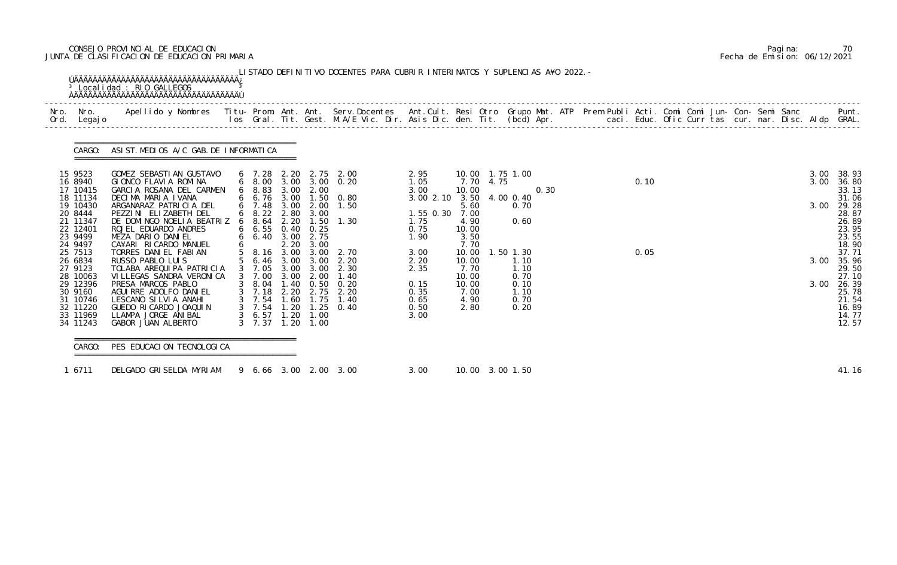CONSEJO PROVINCIAL DE EDUCACION
JUNTA DE CLASIFICACION DE EDUCACION PRIMARIA

Pagina: 70
Fecha de Emision: 06/12/2021

LISTADO DEFINITIVO DOCENTES PARA CUBRIR INTERINATOS Y SUPLENCIAS A¥O 2022.-

Localidad : RIO GALLEGOS

CARGO: ASIST. MEDIOS A/C GAB. DE INFORMATICA

| Nro. | Nro. Legajo | Apellido y Nombres | Titu-los | Prom. Gral. | Ant. Tit. | Ant. Gest. | Serv. Docentes M.A/E Vic. Dir. | Ant. Cult. Asis Dic. | Resi den. | Otro Tit. | Grupo Mat. (bcd) | ATP Apr. | Prem Publi caci. | Acti. Educ. | Comi Ofic | Comi Curr | Jun-tas | Con-cur. | Semi nar. | Sanc Disc. | Aldp | Punt. GRAL. |
|---|---|---|---|---|---|---|---|---|---|---|---|---|---|---|---|---|---|---|---|---|---|---|
| 15 | 9523 | GOMEZ SEBASTIAN GUSTAVO | 6 | 7.28 | 2.20 | 2.75 | 2.00 | 2.95 | 10.00 | 1.75 | 1.00 | | | | | | | | | | 3.00 | 38.93 |
| 16 | 8940 | GIONCO FLAVIA ROMINA | 6 | 8.00 | 3.00 | 3.00 | 0.20 | 1.05 | 7.70 | 4.75 | | | | 0.10 | | | | | | | 3.00 | 36.80 |
| 17 | 10415 | GARCIA ROSANA DEL CARMEN | 6 | 8.83 | 3.00 | 2.00 | | 3.00 | 10.00 | | | 0.30 | | | | | | | | | | 33.13 |
| 18 | 11134 | DECIMA MARIA IVANA | 6 | 6.76 | 3.00 | 1.50 | 0.80 | 3.00 2.10 | 3.50 | 4.00 | 0.40 | | | | | | | | | | | 31.06 |
| 19 | 10430 | ARGANARAZ PATRICIA DEL | 6 | 7.48 | 3.00 | 2.00 | 1.50 | | 5.60 | | 0.70 | | | | | | | | | | 3.00 | 29.28 |
| 20 | 8444 | PEZZINI ELIZABETH DEL | 6 | 8.22 | 2.80 | 3.00 | | 1.55 0.30 | 7.00 | | | | | | | | | | | | | 28.87 |
| 21 | 11347 | DE DOMINGO NOELIA BEATRIZ | 6 | 8.64 | 2.20 | 1.50 | 1.30 | 1.75 | 4.90 | | 0.60 | | | | | | | | | | | 26.89 |
| 22 | 12401 | ROJEL EDUARDO ANDRES | 6 | 6.55 | 0.40 | 0.25 | | 0.75 | 10.00 | | | | | | | | | | | | | 23.95 |
| 23 | 9499 | MEZA DARIO DANIEL | 6 | 6.40 | 3.00 | 2.75 | | 1.90 | 3.50 | | | | | | | | | | | | | 23.55 |
| 24 | 9497 | CA¥ARI RICARDO MANUEL | 6 | | 2.20 | 3.00 | | | 7.70 | | | | | | | | | | | | | 18.90 |
| 25 | 7513 | TORRES DANIEL FABIAN | 5 | 8.16 | 3.00 | 3.00 | 2.70 | 3.00 | 10.00 | 1.50 | 1.30 | | | 0.05 | | | | | | | | 37.71 |
| 26 | 6834 | RUSSO PABLO LUIS | 5 | 6.46 | 3.00 | 3.00 | 2.20 | 2.20 | 10.00 | | 1.10 | | | | | | | | | | 3.00 | 35.96 |
| 27 | 9123 | TOLABA AREQUIPA PATRICIA | 3 | 7.05 | 3.00 | 3.00 | 2.30 | 2.35 | 7.70 | | 1.10 | | | | | | | | | | | 29.50 |
| 28 | 10063 | VILLEGAS SANDRA VERONICA | 3 | 7.00 | 3.00 | 2.00 | 1.40 | | 10.00 | | 0.70 | | | | | | | | | | | 27.10 |
| 29 | 12396 | PRESA MARCOS PABLO | 3 | 8.04 | 1.40 | 0.50 | 0.20 | 0.15 | 10.00 | | 0.10 | | | | | | | | | | 3.00 | 26.39 |
| 30 | 9160 | AGUIRRE ADOLFO DANIEL | 3 | 7.18 | 2.20 | 2.75 | 2.20 | 0.35 | 7.00 | | 1.10 | | | | | | | | | | | 25.78 |
| 31 | 10746 | LESCANO SILVIA ANAHI | 3 | 7.54 | 1.60 | 1.75 | 1.40 | 0.65 | 4.90 | | 0.70 | | | | | | | | | | | 21.54 |
| 32 | 11220 | GUEDO RICARDO JOAQUIN | 3 | 7.54 | 1.20 | 1.25 | 0.40 | 0.50 | 2.80 | | 0.20 | | | | | | | | | | | 16.89 |
| 33 | 11969 | LLAMPA JORGE ANIBAL | 3 | 6.57 | 1.20 | 1.00 | | 3.00 | | | | | | | | | | | | | | 14.77 |
| 34 | 11243 | GABOR JUAN ALBERTO | 3 | 7.37 | 1.20 | 1.00 | | | | | | | | | | | | | | | | 12.57 |

CARGO: PES EDUCACION TECNOLOGICA

| Nro. | Nro. Legajo | Apellido y Nombres | Titu-los | Prom. Gral. | Ant. Tit. | Ant. Gest. | Serv. Docentes M.A/E Vic. Dir. | Ant. Cult. Asis Dic. | Resi den. | Otro Tit. | Grupo Mat. (bcd) | ATP Apr. | Prem Publi caci. | Acti. Educ. | Comi Ofic | Comi Curr | Jun-tas | Con-cur. | Semi nar. | Sanc Disc. | Aldp | Punt. GRAL. |
|---|---|---|---|---|---|---|---|---|---|---|---|---|---|---|---|---|---|---|---|---|---|---|
| 1 | 6711 | DELGADO GRISELDA MYRIAM | 9 | 6.66 | 3.00 | 2.00 | 3.00 | 3.00 | 10.00 | 3.00 | 1.50 | | | | | | | | | | | 41.16 |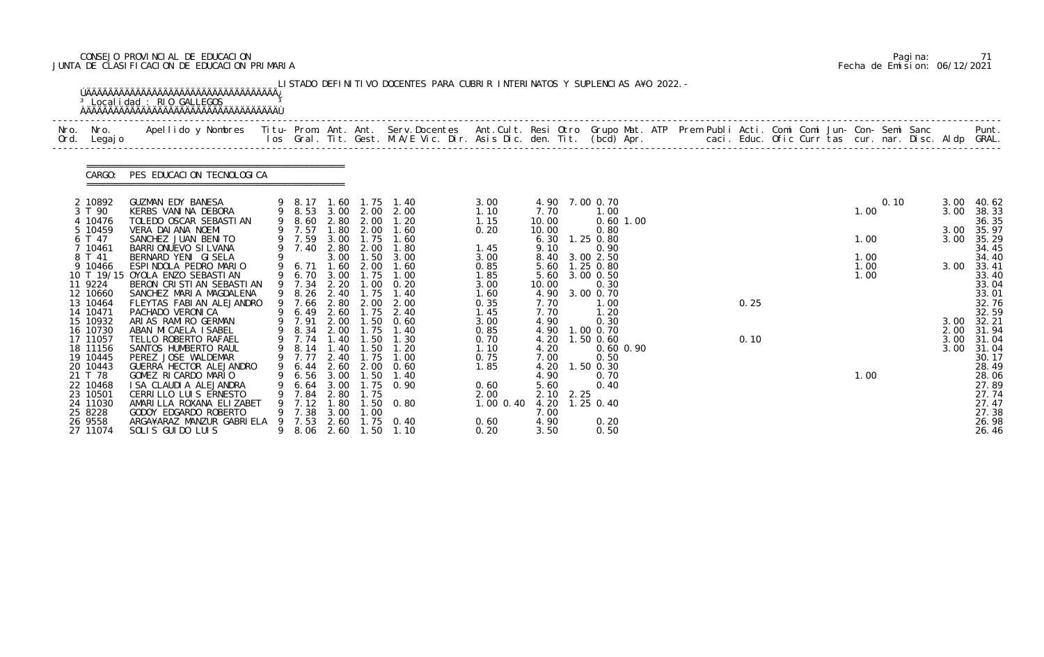CONSEJO PROVINCIAL DE EDUCACION
JUNTA DE CLASIFICACION DE EDUCACION PRIMARIA

Pagina: 71
Fecha de Emision: 06/12/2021

LISTADO DEFINITIVO DOCENTES PARA CUBRIR INTERINATOS Y SUPLENCIAS A¥O 2022.-

Localidad : RIO GALLEGOS

CARGO: PES EDUCACION TECNOLOGICA

| Nro. Ord. | Nro. Legajo | Apellido y Nombres | Titu- los | Prom. Gral. | Ant. Tit. | Ant. Gest. | Serv.Docentes M.A/E Vic. Dir. | Ant.Cult. Asis Dic. | Resi den. | Otro Tit. | Grupo Mat. (bcd) Apr. | ATP | Prem Publi caci. | Acti. Educ. | Comi Ofic | Comi Curr | Jun- tas | Con- cur. | Semi nar. | Sanc Disc. | Aldp | Punt. GRAL. |
|---|---|---|---|---|---|---|---|---|---|---|---|---|---|---|---|---|---|---|---|---|---|---|
| 2 | 10892 | GUZMAN EDY BANESA | 9 | 8.17 | 1.60 | 1.75 | 1.40 | 3.00 | 4.90 | 7.00 | 0.70 | | | | | | | | 0.10 | | 3.00 | 40.62 |
| 3 | T 90 | KERBS VANINA DEBORA | 9 | 8.53 | 3.00 | 2.00 | 2.00 | 1.10 | 7.70 | | 1.00 | | | | | | | 1.00 | | | 3.00 | 38.33 |
| 4 | 10476 | TOLEDO OSCAR SEBASTIAN | 9 | 8.60 | 2.80 | 2.00 | 1.20 | 1.15 | 10.00 | | 0.60 1.00 | | | | | | | | | | | 36.35 |
| 5 | 10459 | VERA DAIANA NOEMI | 9 | 7.57 | 1.80 | 2.00 | 1.60 | 0.20 | 10.00 | | 0.80 | | | | | | | | | | 3.00 | 35.97 |
| 6 | T 47 | SANCHEZ JUAN BENITO | 9 | 7.59 | 3.00 | 1.75 | 1.60 | | 6.30 | 1.25 | 0.80 | | | | | | | 1.00 | | | 3.00 | 35.29 |
| 7 | 10461 | BARRIONUEVO SILVANA | 9 | 7.40 | 2.80 | 2.00 | 1.80 | 1.45 | 9.10 | | 0.90 | | | | | | | | | | | 34.45 |
| 8 | T 41 | BERNARD YENI GISELA | 9 | | 3.00 | 1.50 | 3.00 | 3.00 | 8.40 | 3.00 | 2.50 | | | | | | | 1.00 | | | | 34.40 |
| 9 | 10466 | ESPINDOLA PEDRO MARIO | 9 | 6.71 | 1.60 | 2.00 | 1.60 | 0.85 | 5.60 | 1.25 | 0.80 | | | | | | | 1.00 | | | 3.00 | 33.41 |
| 10 | T 19/15 | OYOLA ENZO SEBASTIAN | 9 | 6.70 | 3.00 | 1.75 | 1.00 | 1.85 | 5.60 | 3.00 | 0.50 | | | | | | | 1.00 | | | | 33.40 |
| 11 | 9224 | BERON CRISTIAN SEBASTIAN | 9 | 7.34 | 2.20 | 1.00 | 0.20 | 3.00 | 10.00 | | 0.30 | | | | | | | | | | | 33.04 |
| 12 | 10660 | SANCHEZ MARIA MAGDALENA | 9 | 8.26 | 2.40 | 1.75 | 1.40 | 1.60 | 4.90 | 3.00 | 0.70 | | | | | | | | | | | 33.01 |
| 13 | 10464 | FLEYTAS FABIAN ALEJANDRO | 9 | 7.66 | 2.80 | 2.00 | 2.00 | 0.35 | 7.70 | | 1.00 | | | 0.25 | | | | | | | | 32.76 |
| 14 | 10471 | PACHADO VERONICA | 9 | 6.49 | 2.60 | 1.75 | 2.40 | 1.45 | 7.70 | | 1.20 | | | | | | | | | | | 32.59 |
| 15 | 10932 | ARIAS RAMIRO GERMAN | 9 | 7.91 | 2.00 | 1.50 | 0.60 | 3.00 | 4.90 | | 0.30 | | | | | | | | | | 3.00 | 32.21 |
| 16 | 10730 | ABAN MICAELA ISABEL | 9 | 8.34 | 2.00 | 1.75 | 1.40 | 0.85 | 4.90 | 1.00 | 0.70 | | | | | | | | | | 2.00 | 31.94 |
| 17 | 11057 | TELLO ROBERTO RAFAEL | 9 | 7.74 | 1.40 | 1.50 | 1.30 | 0.70 | 4.20 | 1.50 | 0.60 | | | 0.10 | | | | | | | 3.00 | 31.04 |
| 18 | 11156 | SANTOS HUMBERTO RAUL | 9 | 8.14 | 1.40 | 1.50 | 1.20 | 1.10 | 4.20 | | 0.60 0.90 | | | | | | | | | | 3.00 | 31.04 |
| 19 | 10445 | PEREZ JOSE WALDEMAR | 9 | 7.77 | 2.40 | 1.75 | 1.00 | 0.75 | 7.00 | | 0.50 | | | | | | | | | | | 30.17 |
| 20 | 10443 | GUERRA HECTOR ALEJANDRO | 9 | 6.44 | 2.60 | 2.00 | 0.60 | 1.85 | 4.20 | 1.50 | 0.30 | | | | | | | | | | | 28.49 |
| 21 | T 78 | GOMEZ RICARDO MARIO | 9 | 6.56 | 3.00 | 1.50 | 1.40 | | 4.90 | | 0.70 | | | | | | | 1.00 | | | | 28.06 |
| 22 | 10468 | ISA CLAUDIA ALEJANDRA | 9 | 6.64 | 3.00 | 1.75 | 0.90 | 0.60 | 5.60 | | 0.40 | | | | | | | | | | | 27.89 |
| 23 | 10501 | CERRILLO LUIS ERNESTO | 9 | 7.84 | 2.80 | 1.75 | | 2.00 | 2.10 | 2.25 | | | | | | | | | | | | 27.74 |
| 24 | 11030 | AMARILLA ROXANA ELIZABET | 9 | 7.12 | 1.80 | 1.50 | 0.80 | 1.00 0.40 | 4.20 | 1.25 | 0.40 | | | | | | | | | | | 27.47 |
| 25 | 8228 | GODOY EDGARDO ROBERTO | 9 | 7.38 | 3.00 | 1.00 | | | 7.00 | | | | | | | | | | | | | 27.38 |
| 26 | 9558 | ARGA¥ARAZ MANZUR GABRIELA | 9 | 7.53 | 2.60 | 1.75 | 0.40 | 0.60 | 4.90 | | 0.20 | | | | | | | | | | | 26.98 |
| 27 | 11074 | SOLIS GUIDO LUIS | 9 | 8.06 | 2.60 | 1.50 | 1.10 | 0.20 | 3.50 | | 0.50 | | | | | | | | | | | 26.46 |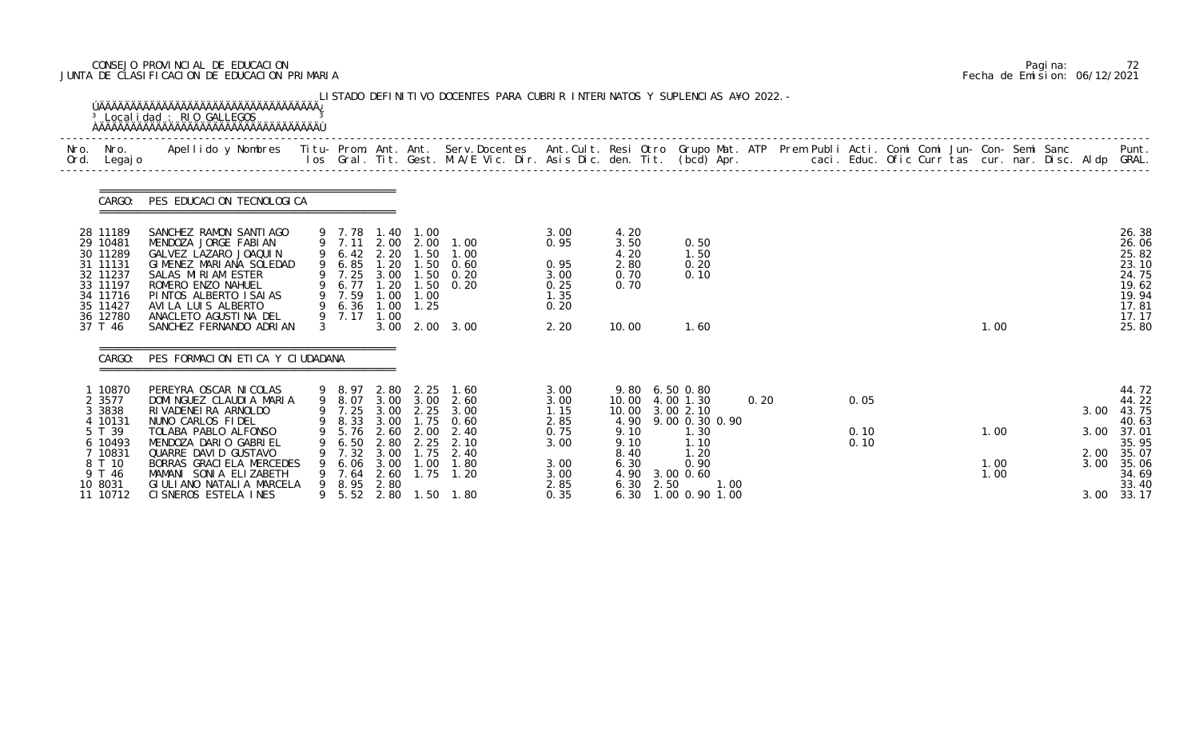CONSEJO PROVINCIAL DE EDUCACION
JUNTA DE CLASIFICACION DE EDUCACION PRIMARIA

Pagina: 72
Fecha de Emision: 06/12/2021

LISTADO DEFINITIVO DOCENTES PARA CUBRIR INTERINATOS Y SUPLENCIAS AÑO 2022.-

Localidad : RIO GALLEGOS

CARGO: PES EDUCACION TECNOLOGICA

| Nro. Ord. | Nro. Legajo | Apellido y Nombres | Titu-los | Prom. Gral. | Ant. Tit. | Ant. Gest. | Serv.Docentes M.A/E Vic. Dir. | Ant.Cult. Asis Dic. | Resi den. | Otro Tit. | Grupo Mat. (bcd) | ATP Apr. | Prem Publi caci. | Acti. Educ. | Comi Ofic | Comi Curr | Jun-tas | Con-cur. | Semi nar. | Sanc Disc. | Aldp | Punt. GRAL. |
|---|---|---|---|---|---|---|---|---|---|---|---|---|---|---|---|---|---|---|---|---|---|---|
| 28 | 11189 | SANCHEZ RAMON SANTIAGO | 9 | 7.78 | 1.40 | 1.00 | | 3.00 | 4.20 | | | | | | | | | | | | | 26.38 |
| 29 | 10481 | MENDOZA JORGE FABIAN | 9 | 7.11 | 2.00 | 2.00 | 1.00 | 0.95 | 3.50 | | 0.50 | | | | | | | | | | | 26.06 |
| 30 | 11289 | GALVEZ LAZARO JOAQUIN | 9 | 6.42 | 2.20 | 1.50 | 1.00 | | 4.20 | | 1.50 | | | | | | | | | | | 25.82 |
| 31 | 11131 | GIMENEZ MARIANA SOLEDAD | 9 | 6.85 | 1.20 | 1.50 | 0.60 | 0.95 | 2.80 | | 0.20 | | | | | | | | | | | 23.10 |
| 32 | 11237 | SALAS MIRIAM ESTER | 9 | 7.25 | 3.00 | 1.50 | 0.20 | 3.00 | 0.70 | | 0.10 | | | | | | | | | | | 24.75 |
| 33 | 11197 | ROMERO ENZO NAHUEL | 9 | 6.77 | 1.20 | 1.50 | 0.20 | 0.25 | 0.70 | | | | | | | | | | | | | 19.62 |
| 34 | 11716 | PINTOS ALBERTO ISAIAS | 9 | 7.59 | 1.00 | 1.00 | | 1.35 | | | | | | | | | | | | | | 19.94 |
| 35 | 11427 | AVILA LUIS ALBERTO | 9 | 6.36 | 1.00 | 1.25 | | 0.20 | | | | | | | | | | | | | | 17.81 |
| 36 | 12780 | ANACLETO AGUSTINA DEL | 9 | 7.17 | 1.00 | | | | | | | | | | | | | | | | | 17.17 |
| 37 | T 46 | SANCHEZ FERNANDO ADRIAN | 3 | | 3.00 | 2.00 | 3.00 | 2.20 | 10.00 | | 1.60 | | | | | | | 1.00 | | | | 25.80 |

CARGO: PES FORMACION ETICA Y CIUDADANA

| Nro. Ord. | Nro. Legajo | Apellido y Nombres | Titu-los | Prom. Gral. | Ant. Tit. | Ant. Gest. | Serv.Docentes M.A/E Vic. Dir. | Ant.Cult. Asis Dic. | Resi den. | Otro Tit. | Grupo Mat. (bcd) | ATP Apr. | Prem Publi caci. | Acti. Educ. | Comi Ofic | Comi Curr | Jun-tas | Con-cur. | Semi nar. | Sanc Disc. | Aldp | Punt. GRAL. |
|---|---|---|---|---|---|---|---|---|---|---|---|---|---|---|---|---|---|---|---|---|---|---|
| 1 | 10870 | PEREYRA OSCAR NICOLAS | 9 | 8.97 | 2.80 | 2.25 | 1.60 | 3.00 | 9.80 | 6.50 | 0.80 | | | | | | | | | | | 44.72 |
| 2 | 3577 | DOMINGUEZ CLAUDIA MARIA | 9 | 8.07 | 3.00 | 3.00 | 2.60 | 3.00 | 10.00 | 4.00 | 1.30 | 0.20 | | 0.05 | | | | | | | | 44.22 |
| 3 | 3838 | RIVADENEIRA ARNOLDO | 9 | 7.25 | 3.00 | 2.25 | 3.00 | 1.15 | 10.00 | 3.00 | 2.10 | | | | | | | | | | 3.00 | 43.75 |
| 4 | 10131 | NUNO CARLOS FIDEL | 9 | 8.33 | 3.00 | 1.75 | 0.60 | 2.85 | 4.90 | 9.00 | 0.30 0.90 | | | | | | | | | | | 40.63 |
| 5 | T 39 | TOLABA PABLO ALFONSO | 9 | 5.76 | 2.60 | 2.00 | 2.40 | 0.75 | 9.10 | | 1.30 | | | 0.10 | | | | 1.00 | | | 3.00 | 37.01 |
| 6 | 10493 | MENDOZA DARIO GABRIEL | 9 | 6.50 | 2.80 | 2.25 | 2.10 | 3.00 | 9.10 | | 1.10 | | | 0.10 | | | | | | | | 35.95 |
| 7 | 10831 | QUARRE DAVID GUSTAVO | 9 | 7.32 | 3.00 | 1.75 | 2.40 | | 8.40 | | 1.20 | | | | | | | | | | 2.00 | 35.07 |
| 8 | T 10 | BORRAS GRACIELA MERCEDES | 9 | 6.06 | 3.00 | 1.00 | 1.80 | 3.00 | 6.30 | | 0.90 | | | | | | | 1.00 | | | 3.00 | 35.06 |
| 9 | T 46 | MAMANI SONIA ELIZABETH | 9 | 7.64 | 2.60 | 1.75 | 1.20 | 3.00 | 4.90 | 3.00 | 0.60 | | | | | | | 1.00 | | | | 34.69 |
| 10 | 8031 | GIULIANO NATALIA MARCELA | 9 | 8.95 | 2.80 | | | 2.85 | 6.30 | 2.50 | 1.00 | | | | | | | | | | | 33.40 |
| 11 | 10712 | CISNEROS ESTELA INES | 9 | 5.52 | 2.80 | 1.50 | 1.80 | 0.35 | 6.30 | 1.00 | 0.90 1.00 | | | | | | | | | | 3.00 | 33.17 |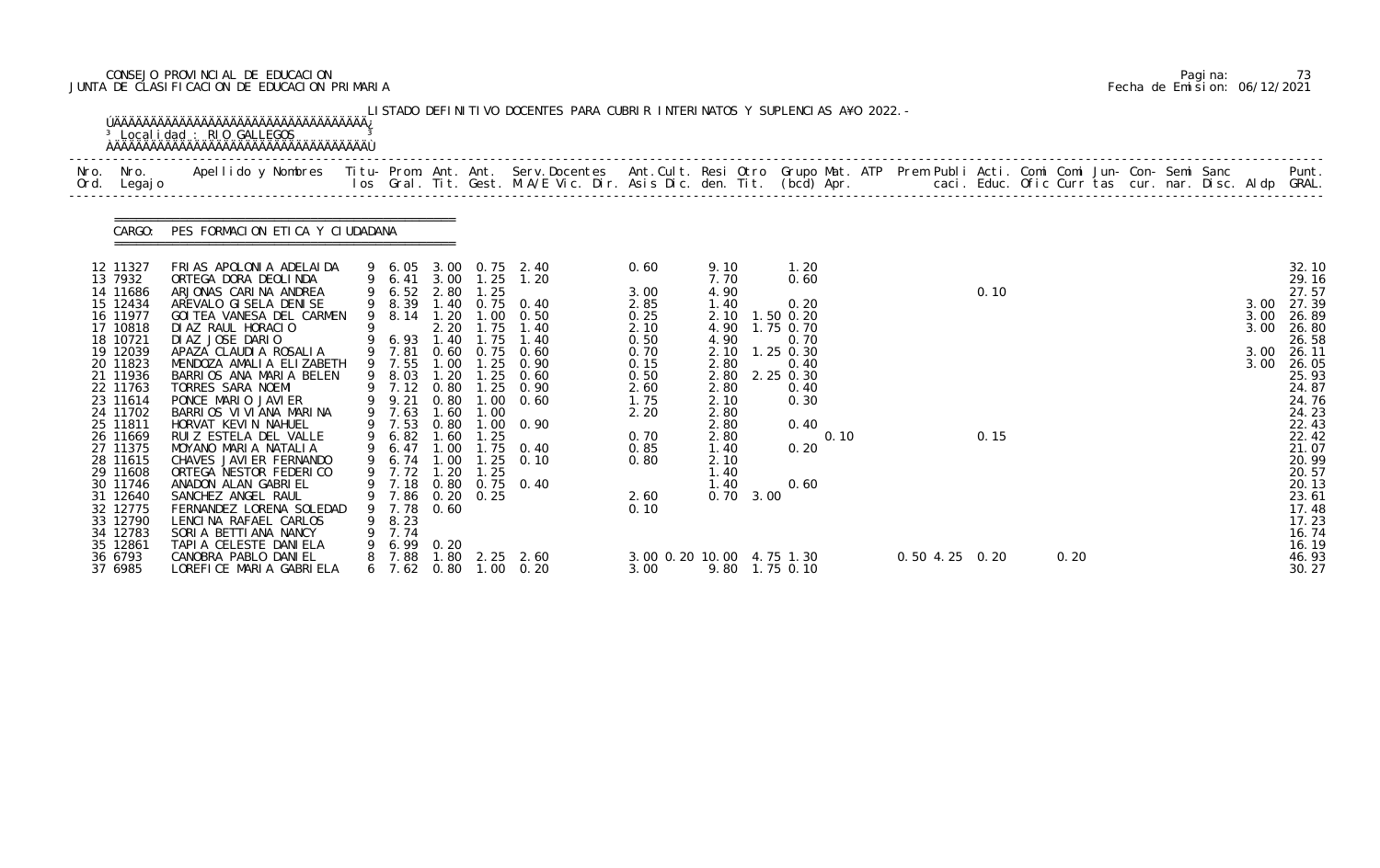CONSEJO PROVINCIAL DE EDUCACION
JUNTA DE CLASIFICACION DE EDUCACION PRIMARIA

Pagina: 73
Fecha de Emision: 06/12/2021

LISTADO DEFINITIVO DOCENTES PARA CUBRIR INTERINATOS Y SUPLENCIAS A¥O 2022.-

Localidad : RIO GALLEGOS

CARGO: PES FORMACION ETICA Y CIUDADANA

| Nro. Ord. | Nro. Legajo | Apellido y Nombres | Titu- los | Prom. Gral. | Ant. Tit. | Ant. Gest. | Serv.Docentes M.A/E Vic. Dir. | Ant.Cult. Asis Dic. | Resi den. | Otro Tit. | Grupo Mat. (bcd) Apr. | ATP | Prem Publi caci. | Acti. Educ. | Comi Ofic | Comi Curr | Jun- tas | Con- cur. | Semi nar. | Sanc Disc. | Aldp | Punt. GRAL. |
|---|---|---|---|---|---|---|---|---|---|---|---|---|---|---|---|---|---|---|---|---|---|---|
| 12 | 11327 | FRIAS APOLONIA ADELAIDA | 9 | 6.05 | 3.00 | 0.75 | 2.40 | 0.60 | 9.10 | | 1.20 | | | | | | | | | | | 32.10 |
| 13 | 7932 | ORTEGA DORA DEOLINDA | 9 | 6.41 | 3.00 | 1.25 | 1.20 | | 7.70 | | 0.60 | | | | | | | | | | | 29.16 |
| 14 | 11686 | ARJONAS CARINA ANDREA | 9 | 6.52 | 2.80 | 1.25 | | 3.00 | 4.90 | | | | | 0.10 | | | | | | | | 27.57 |
| 15 | 12434 | AREVALO GISELA DENISE | 9 | 8.39 | 1.40 | 0.75 | 0.40 | 2.85 | 1.40 | | 0.20 | | | | | | | | | | 3.00 | 27.39 |
| 16 | 11977 | GOITEA VANESA DEL CARMEN | 9 | 8.14 | 1.20 | 1.00 | 0.50 | 0.25 | 2.10 | 1.50 | 0.20 | | | | | | | | | | 3.00 | 26.89 |
| 17 | 10818 | DIAZ RAUL HORACIO | 9 | | 2.20 | 1.75 | 1.40 | 2.10 | 4.90 | 1.75 | 0.70 | | | | | | | | | | 3.00 | 26.80 |
| 18 | 10721 | DIAZ JOSE DARIO | 9 | 6.93 | 1.40 | 1.75 | 1.40 | 0.50 | 4.90 | | 0.70 | | | | | | | | | | | 26.58 |
| 19 | 12039 | APAZA CLAUDIA ROSALIA | 9 | 7.81 | 0.60 | 0.75 | 0.60 | 0.70 | 2.10 | 1.25 | 0.30 | | | | | | | | | | 3.00 | 26.11 |
| 20 | 11823 | MENDOZA AMALIA ELIZABETH | 9 | 7.55 | 1.00 | 1.25 | 0.90 | 0.15 | 2.80 | | 0.40 | | | | | | | | | | 3.00 | 26.05 |
| 21 | 11936 | BARRIOS ANA MARIA BELEN | 9 | 8.03 | 1.20 | 1.25 | 0.60 | 0.50 | 2.80 | 2.25 | 0.30 | | | | | | | | | | | 25.93 |
| 22 | 11763 | TORRES SARA NOEMI | 9 | 7.12 | 0.80 | 1.25 | 0.90 | 2.60 | 2.80 | | 0.40 | | | | | | | | | | | 24.87 |
| 23 | 11614 | PONCE MARIO JAVIER | 9 | 9.21 | 0.80 | 1.00 | 0.60 | 1.75 | 2.10 | | 0.30 | | | | | | | | | | | 24.76 |
| 24 | 11702 | BARRIOS VIVIANA MARINA | 9 | 7.63 | 1.60 | 1.00 | | 2.20 | 2.80 | | | | | | | | | | | | | 24.23 |
| 25 | 11811 | HORVAT KEVIN NAHUEL | 9 | 7.53 | 0.80 | 1.00 | 0.90 | | 2.80 | | 0.40 | | | | | | | | | | | 22.43 |
| 26 | 11669 | RUIZ ESTELA DEL VALLE | 9 | 6.82 | 1.60 | 1.25 | | 0.70 | 2.80 | | | 0.10 | | 0.15 | | | | | | | | 22.42 |
| 27 | 11375 | MOYANO MARIA NATALIA | 9 | 6.47 | 1.00 | 1.75 | 0.40 | 0.85 | 1.40 | | 0.20 | | | | | | | | | | | 21.07 |
| 28 | 11615 | CHAVES JAVIER FERNANDO | 9 | 6.74 | 1.00 | 1.25 | 0.10 | 0.80 | 2.10 | | | | | | | | | | | | | 20.99 |
| 29 | 11608 | ORTEGA NESTOR FEDERICO | 9 | 7.72 | 1.20 | 1.25 | | | 1.40 | | | | | | | | | | | | | 20.57 |
| 30 | 11746 | ANADON ALAN GABRIEL | 9 | 7.18 | 0.80 | 0.75 | 0.40 | | 1.40 | | 0.60 | | | | | | | | | | | 20.13 |
| 31 | 12640 | SANCHEZ ANGEL RAUL | 9 | 7.86 | 0.20 | 0.25 | | 2.60 | 0.70 | 3.00 | | | | | | | | | | | | 23.61 |
| 32 | 12775 | FERNANDEZ LORENA SOLEDAD | 9 | 7.78 | 0.60 | | | 0.10 | | | | | | | | | | | | | | 17.48 |
| 33 | 12790 | LENCINA RAFAEL CARLOS | 9 | 8.23 | | | | | | | | | | | | | | | | | | 17.23 |
| 34 | 12783 | SORIA BETTIANA NANCY | 9 | 7.74 | | | | | | | | | | | | | | | | | | 16.74 |
| 35 | 12861 | TAPIA CELESTE DANIELA | 9 | 6.99 | 0.20 | | | | | | | | | | | | | | | | | 16.19 |
| 36 | 6793 | CANOBRA PABLO DANIEL | 8 | 7.88 | 1.80 | 2.25 | 2.60 | 3.00 0.20 | 10.00 | 4.75 | 1.30 | | 0.50 | 4.25 | 0.20 | | 0.20 | | | | | 46.93 |
| 37 | 6985 | LOREFICE MARIA GABRIELA | 6 | 7.62 | 0.80 | 1.00 | 0.20 | 3.00 | 9.80 | 1.75 | 0.10 | | | | | | | | | | | 30.27 |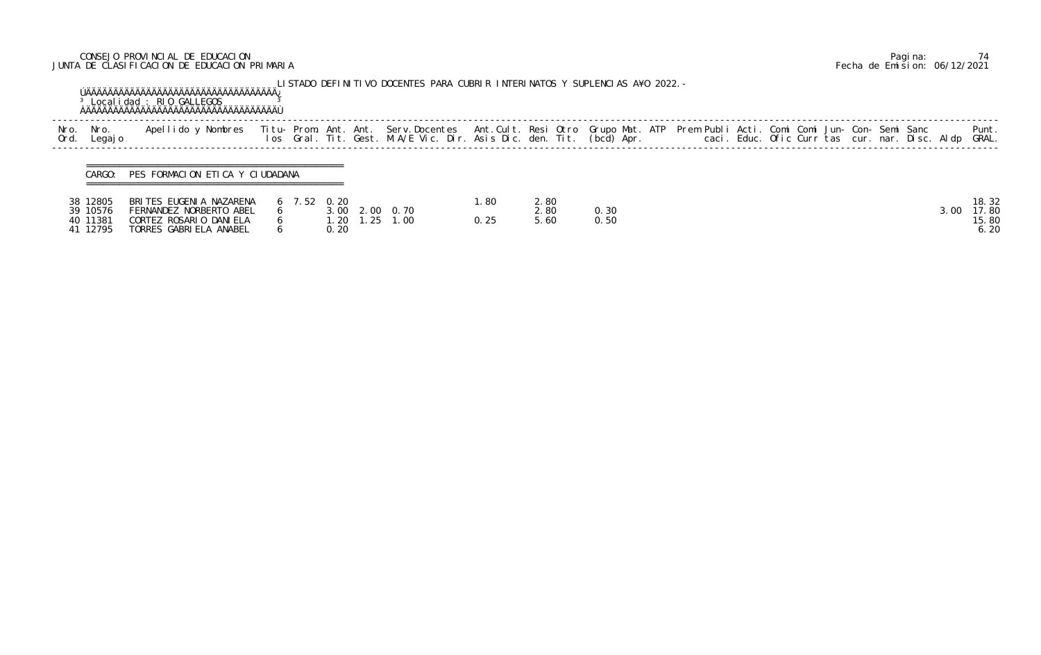CONSEJO PROVINCIAL DE EDUCACION
JUNTA DE CLASIFICACION DE EDUCACION PRIMARIA

Fecha de Emision: 06/12/2021

LISTADO DEFINITIVO DOCENTES PARA CUBRIR INTERINATOS Y SUPLENCIAS A¥O 2022.-

Localidad : RIO GALLEGOS

CARGO: PES FORMACION ETICA Y CIUDADANA

| Nro. Ord. | Nro. Legajo | Apellido y Nombres | Titu-los | Prom. Gral. | Ant. Tit. | Ant. Gest. | Serv.Docentes M.A/E | Vic. | Dir. | Ant.Cult. Asis Dic. | Resi den. | Otro Tit. | Grupo (bcd) | Mat. Apr. | ATP | Prem | Publi caci. | Acti. Educ. | Comi Ofic | Comi Curr | Jun-tas | Con-cur. | Semi nar. | Sanc Disc. | Aldp | Punt. GRAL. |
|---|---|---|---|---|---|---|---|---|---|---|---|---|---|---|---|---|---|---|---|---|---|---|---|---|---|---|
| 38 | 12805 | BRITES EUGENIA NAZARENA | 6 | 7.52 | 0.20 | | | | | 1.80 | | 2.80 | | | | | | | | | | | | | | 18.32 |
| 39 | 10576 | FERNANDEZ NORBERTO ABEL | 6 | | 3.00 | 2.00 | 0.70 | | | | | 2.80 | 0.30 | | | | | | | | | | | | 3.00 | 17.80 |
| 40 | 11381 | CORTEZ ROSARIO DANIELA | 6 | | 1.20 | 1.25 | 1.00 | | | 0.25 | | 5.60 | 0.50 | | | | | | | | | | | | | 15.80 |
| 41 | 12795 | TORRES GABRIELA ANABEL | 6 | | 0.20 | | | | | | | | | | | | | | | | | | | | | 6.20 |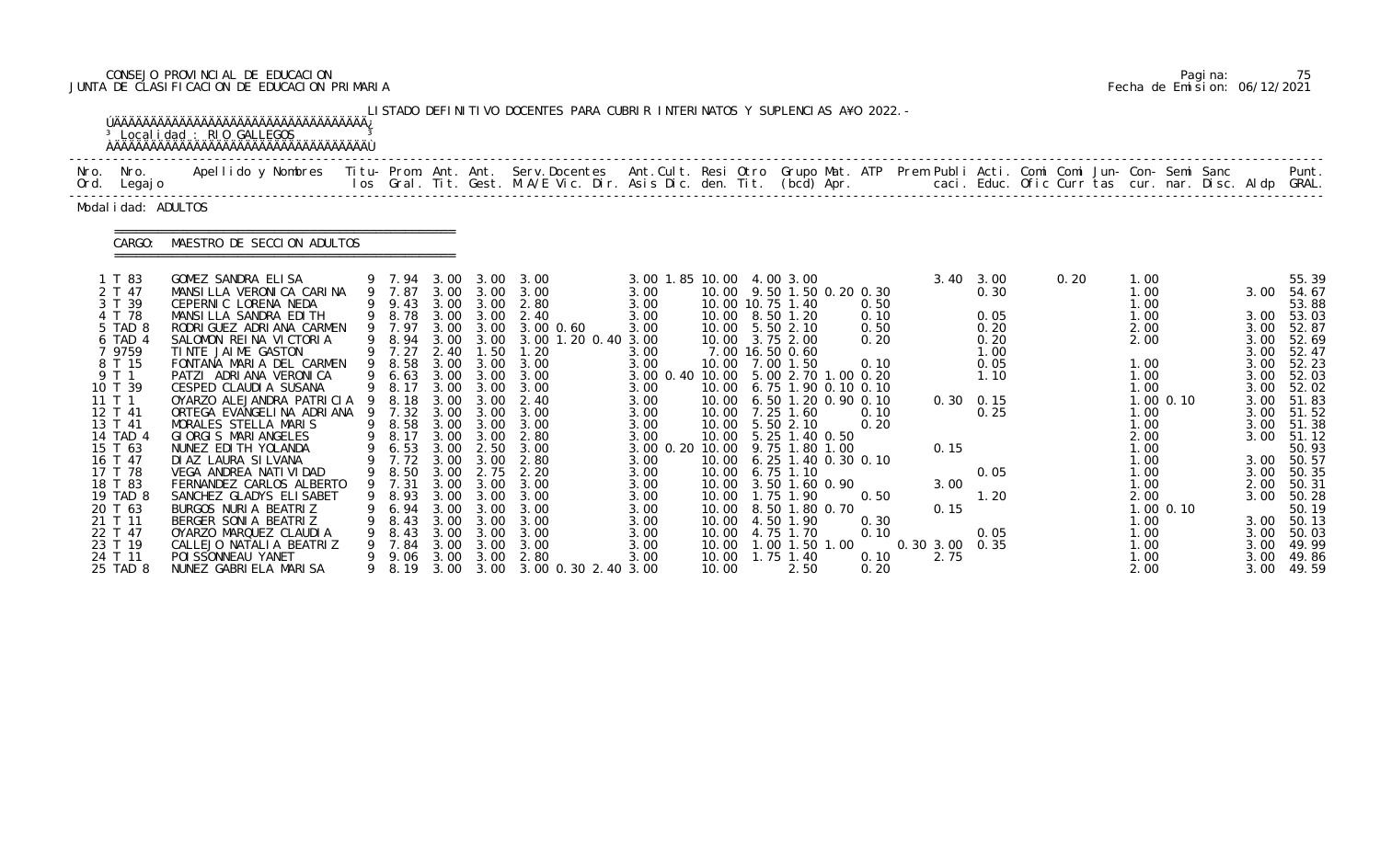CONSEJO PROVINCIAL DE EDUCACION
JUNTA DE CLASIFICACION DE EDUCACION PRIMARIA

Pagina: 75
Fecha de Emision: 06/12/2021

LISTADO DEFINITIVO DOCENTES PARA CUBRIR INTERINATOS Y SUPLENCIAS AÑO 2022.-

Localidad : RIO GALLEGOS

Modalidad: ADULTOS

CARGO: MAESTRO DE SECCION ADULTOS

| Nro. Ord. | Nro. Legajo | Apellido y Nombres | Titu-los | Prom. Gral. | Ant. Tit. | Ant. Gest. | Serv.Docentes M.A/E Vic. Dir. | Ant.Cult. Asis Dic. | Resi den. | Otro Tit. | Grupo Mat. (bcd) | ATP Apr. | Prem | Publi caci. | Acti. Educ. | Comi Ofic | Comi Curr | Jun-tas | Con-cur. | Semi nar. | Sanc Disc. | Aldp | Punt. GRAL. |
|---|---|---|---|---|---|---|---|---|---|---|---|---|---|---|---|---|---|---|---|---|---|---|---|
| 1 | T 83 | GOMEZ SANDRA ELISA | 9 | 7.94 | 3.00 | 3.00 | 3.00 | 3.00 1.85 | 10.00 | 4.00 | 3.00 | | | 3.40 | 3.00 | | 0.20 | | 1.00 | | | | 55.39 |
| 2 | T 47 | MANSILLA VERONICA CARINA | 9 | 7.87 | 3.00 | 3.00 | 3.00 | 3.00 | 10.00 | 9.50 | 1.50 0.20 | 0.30 | | | 0.30 | | | | 1.00 | | | 3.00 | 54.67 |
| 3 | T 39 | CEPERNIC LORENA NEDA | 9 | 9.43 | 3.00 | 3.00 | 2.80 | 3.00 | 10.00 | 10.75 | 1.40 | 0.50 | | | | | | | 1.00 | | | | 53.88 |
| 4 | T 78 | MANSILLA SANDRA EDITH | 9 | 8.78 | 3.00 | 3.00 | 2.40 | 3.00 | 10.00 | 8.50 | 1.20 | 0.10 | | | 0.05 | | | | 1.00 | | | 3.00 | 53.03 |
| 5 | TAD 8 | RODRIGUEZ ADRIANA CARMEN | 9 | 7.97 | 3.00 | 3.00 | 3.00 0.60 | 3.00 | 10.00 | 5.50 | 2.10 | 0.50 | | | 0.20 | | | | 2.00 | | | 3.00 | 52.87 |
| 6 | TAD 4 | SALOMON REINA VICTORIA | 9 | 8.94 | 3.00 | 3.00 | 3.00 1.20 0.40 | 3.00 | 10.00 | 3.75 | 2.00 | 0.20 | | | 0.20 | | | | 2.00 | | | 3.00 | 52.69 |
| 7 | 9759 | TINTE JAIME GASTON | 9 | 7.27 | 2.40 | 1.50 | 1.20 | 3.00 | 7.00 | 16.50 | 0.60 | | | | 1.00 | | | | | | | 3.00 | 52.47 |
| 8 | T 15 | FONTANA MARIA DEL CARMEN | 9 | 8.58 | 3.00 | 3.00 | 3.00 | 3.00 | 10.00 | 7.00 | 1.50 | 0.10 | | | 0.05 | | | | 1.00 | | | 3.00 | 52.23 |
| 9 | T 1 | PATZI ADRIANA VERONICA | 9 | 6.63 | 3.00 | 3.00 | 3.00 | 3.00 0.40 | 10.00 | 5.00 | 2.70 1.00 | 0.20 | | | 1.10 | | | | 1.00 | | | 3.00 | 52.03 |
| 10 | T 39 | CESPED CLAUDIA SUSANA | 9 | 8.17 | 3.00 | 3.00 | 3.00 | 3.00 | 10.00 | 6.75 | 1.90 0.10 | 0.10 | | | | | | | 1.00 | | | 3.00 | 52.02 |
| 11 | T 1 | OYARZO ALEJANDRA PATRICIA | 9 | 8.18 | 3.00 | 3.00 | 2.40 | 3.00 | 10.00 | 6.50 | 1.20 0.90 | 0.10 | | 0.30 | 0.15 | | | | 1.00 | 0.10 | | 3.00 | 51.83 |
| 12 | T 41 | ORTEGA EVANGELINA ADRIANA | 9 | 7.32 | 3.00 | 3.00 | 3.00 | 3.00 | 10.00 | 7.25 | 1.60 | 0.10 | | | 0.25 | | | | 1.00 | | | 3.00 | 51.52 |
| 13 | T 41 | MORALES STELLA MARIS | 9 | 8.58 | 3.00 | 3.00 | 3.00 | 3.00 | 10.00 | 5.50 | 2.10 | 0.20 | | | | | | | 1.00 | | | 3.00 | 51.38 |
| 14 | TAD 4 | GIORGIS MARIANGELES | 9 | 8.17 | 3.00 | 3.00 | 2.80 | 3.00 | 10.00 | 5.25 | 1.40 0.50 | | | | | | | | 2.00 | | | 3.00 | 51.12 |
| 15 | T 63 | NUNEZ EDITH YOLANDA | 9 | 6.53 | 3.00 | 2.50 | 3.00 | 3.00 0.20 | 10.00 | 9.75 | 1.80 1.00 | | | 0.15 | | | | | 1.00 | | | | 50.93 |
| 16 | T 47 | DIAZ LAURA SILVANA | 9 | 7.72 | 3.00 | 3.00 | 2.80 | 3.00 | 10.00 | 6.25 | 1.40 0.30 | 0.10 | | | | | | | 1.00 | | | 3.00 | 50.57 |
| 17 | T 78 | VEGA ANDREA NATIVIDAD | 9 | 8.50 | 3.00 | 2.75 | 2.20 | 3.00 | 10.00 | 6.75 | 1.10 | | | | 0.05 | | | | 1.00 | | | 3.00 | 50.35 |
| 18 | T 83 | FERNANDEZ CARLOS ALBERTO | 9 | 7.31 | 3.00 | 3.00 | 3.00 | 3.00 | 10.00 | 3.50 | 1.60 0.90 | | | 3.00 | | | | | 1.00 | | | 2.00 | 50.31 |
| 19 | TAD 8 | SANCHEZ GLADYS ELISABET | 9 | 8.93 | 3.00 | 3.00 | 3.00 | 3.00 | 10.00 | 1.75 | 1.90 | 0.50 | | | 1.20 | | | | 2.00 | | | 3.00 | 50.28 |
| 20 | T 63 | BURGOS NURIA BEATRIZ | 9 | 6.94 | 3.00 | 3.00 | 3.00 | 3.00 | 10.00 | 8.50 | 1.80 0.70 | | | 0.15 | | | | | 1.00 | 0.10 | | | 50.19 |
| 21 | T 11 | BERGER SONIA BEATRIZ | 9 | 8.43 | 3.00 | 3.00 | 3.00 | 3.00 | 10.00 | 4.50 | 1.90 | 0.30 | | | | | | | 1.00 | | | 3.00 | 50.13 |
| 22 | T 47 | OYARZO MARQUEZ CLAUDIA | 9 | 8.43 | 3.00 | 3.00 | 3.00 | 3.00 | 10.00 | 4.75 | 1.70 | 0.10 | | | 0.05 | | | | 1.00 | | | 3.00 | 50.03 |
| 23 | T 19 | CALLEJO NATALIA BEATRIZ | 9 | 7.84 | 3.00 | 3.00 | 3.00 | 3.00 | 10.00 | 1.00 | 1.50 1.00 | | 0.30 | 3.00 | 0.35 | | | | 1.00 | | | 3.00 | 49.99 |
| 24 | T 11 | POISSONNEAU YANET | 9 | 9.06 | 3.00 | 3.00 | 2.80 | 3.00 | 10.00 | 1.75 | 1.40 | 0.10 | | 2.75 | | | | | 1.00 | | | 3.00 | 49.86 |
| 25 | TAD 8 | NUNEZ GABRIELA MARISA | 9 | 8.19 | 3.00 | 3.00 | 3.00 0.30 2.40 | 3.00 | 10.00 | | 2.50 | 0.20 | | | | | | | 2.00 | | | 3.00 | 49.59 |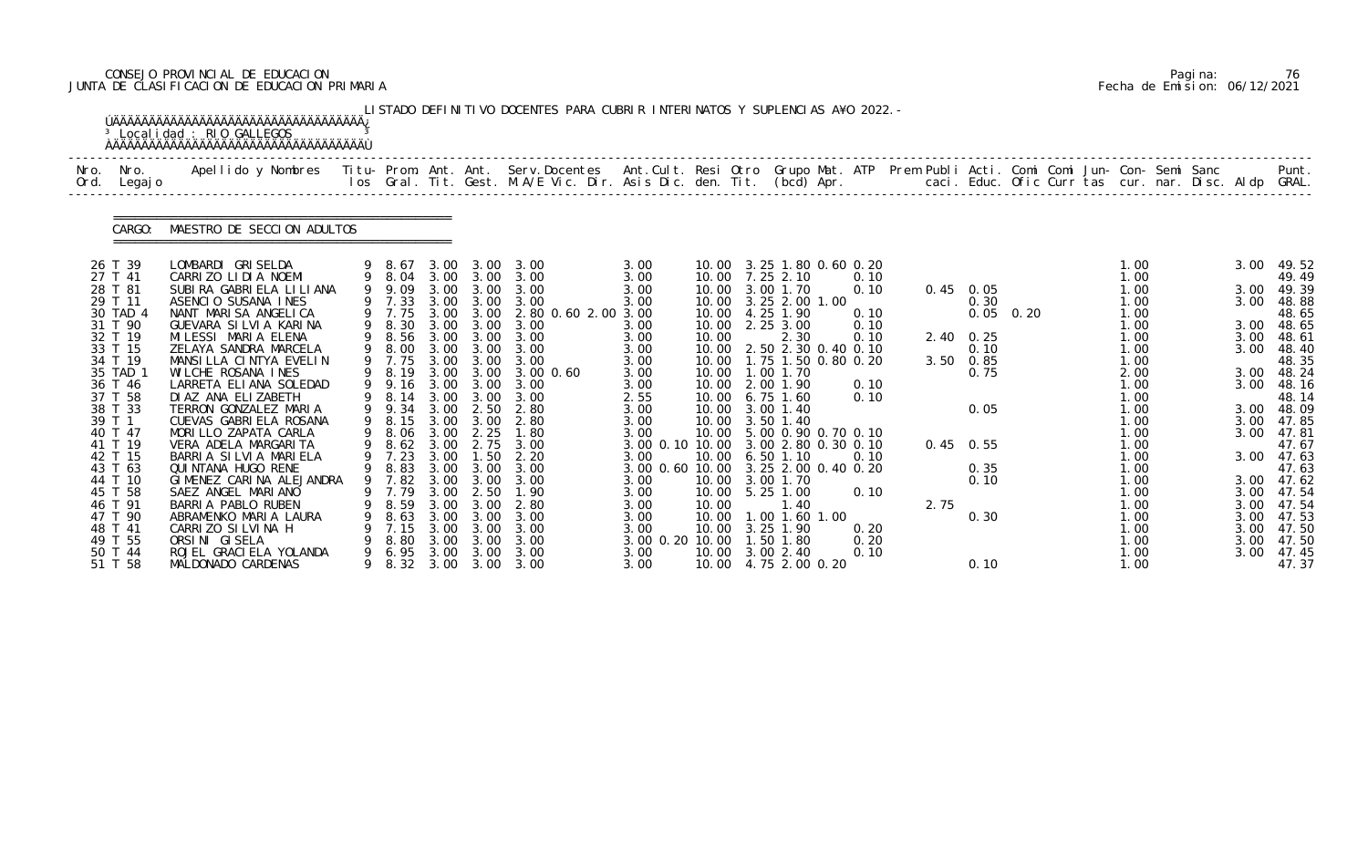CONSEJO PROVINCIAL DE EDUCACION
JUNTA DE CLASIFICACION DE EDUCACION PRIMARIA

Pagina: 76
Fecha de Emision: 06/12/2021

LISTADO DEFINITIVO DOCENTES PARA CUBRIR INTERINATOS Y SUPLENCIAS A¥O 2022.-

Localidad : RIO GALLEGOS

CARGO: MAESTRO DE SECCION ADULTOS

| Nro. Ord. | Nro. Legajo | Apellido y Nombres | Titu- los | Prom. Gral. | Ant. Tit. | Ant. Gest. | Serv.Docentes M.A/E Vic. Dir. | Ant.Cult. Asis Dic. | Resi den. | Otro Tit. | Grupo Mat. (bcd) | ATP Apr. | Prem Publi caci. | Acti. Educ. | Comi Ofic | Comi Curr | Jun- tas | Con- cur. | Semi nar. | Sanc Disc. | Aldp | Punt. GRAL. |
|---|---|---|---|---|---|---|---|---|---|---|---|---|---|---|---|---|---|---|---|---|---|---|
| 26 | T 39 | LOMBARDI GRISELDA | 9 | 8.67 | 3.00 | 3.00 | 3.00 | 3.00 | 10.00 | | 3.25 1.80 0.60 0.20 | | | | | | | 1.00 | | | 3.00 | 49.52 |
| 27 | T 41 | CARRIZO LIDIA NOEMI | 9 | 8.04 | 3.00 | 3.00 | 3.00 | 3.00 | 10.00 | | 7.25 2.10 | 0.10 | | | | | | 1.00 | | | | 49.49 |
| 28 | T 81 | SUBIRA GABRIELA LILIANA | 9 | 9.09 | 3.00 | 3.00 | 3.00 | 3.00 | 10.00 | | 3.00 1.70 | 0.10 | 0.45 | 0.05 | | | | 1.00 | | | 3.00 | 49.39 |
| 29 | T 11 | ASENCIO SUSANA INES | 9 | 7.33 | 3.00 | 3.00 | 3.00 | 3.00 | 10.00 | | 3.25 2.00 1.00 | | | 0.30 | | | | 1.00 | | | 3.00 | 48.88 |
| 30 | TAD 4 | NANT MARISA ANGELICA | 9 | 7.75 | 3.00 | 3.00 | 2.80 0.60 2.00 | 3.00 | 10.00 | | 4.25 1.90 | 0.10 | | 0.05 | 0.20 | | | 1.00 | | | | 48.65 |
| 31 | T 90 | GUEVARA SILVIA KARINA | 9 | 8.30 | 3.00 | 3.00 | 3.00 | 3.00 | 10.00 | | 2.25 3.00 | 0.10 | | | | | | 1.00 | | | 3.00 | 48.65 |
| 32 | T 19 | MILESSI MARIA ELENA | 9 | 8.56 | 3.00 | 3.00 | 3.00 | 3.00 | 10.00 | | 2.30 | 0.10 | 2.40 | 0.25 | | | | 1.00 | | | 3.00 | 48.61 |
| 33 | T 15 | ZELAYA SANDRA MARCELA | 9 | 8.00 | 3.00 | 3.00 | 3.00 | 3.00 | 10.00 | | 2.50 2.30 0.40 0.10 | | | 0.10 | | | | 1.00 | | | 3.00 | 48.40 |
| 34 | T 19 | MANSILLA CINTYA EVELIN | 9 | 7.75 | 3.00 | 3.00 | 3.00 | 3.00 | 10.00 | | 1.75 1.50 0.80 0.20 | | 3.50 | 0.85 | | | | 1.00 | | | | 48.35 |
| 35 | TAD 1 | WILCHE ROSANA INES | 9 | 8.19 | 3.00 | 3.00 | 3.00 0.60 | 3.00 | 10.00 | | 1.00 1.70 | | | 0.75 | | | | 2.00 | | | 3.00 | 48.24 |
| 36 | T 46 | LARRETA ELIANA SOLEDAD | 9 | 9.16 | 3.00 | 3.00 | 3.00 | 3.00 | 10.00 | | 2.00 1.90 | 0.10 | | | | | | 1.00 | | | 3.00 | 48.16 |
| 37 | T 58 | DIAZ ANA ELIZABETH | 9 | 8.14 | 3.00 | 3.00 | 3.00 | 2.55 | 10.00 | | 6.75 1.60 | 0.10 | | | | | | 1.00 | | | | 48.14 |
| 38 | T 33 | TERRON GONZALEZ MARIA | 9 | 9.34 | 3.00 | 2.50 | 2.80 | 3.00 | 10.00 | | 3.00 1.40 | | | 0.05 | | | | 1.00 | | | 3.00 | 48.09 |
| 39 | T 1 | CUEVAS GABRIELA ROSANA | 9 | 8.15 | 3.00 | 3.00 | 2.80 | 3.00 | 10.00 | | 3.50 1.40 | | | | | | | 1.00 | | | 3.00 | 47.85 |
| 40 | T 47 | MORILLO ZAPATA CARLA | 9 | 8.06 | 3.00 | 2.25 | 1.80 | 3.00 | 10.00 | | 5.00 0.90 0.70 0.10 | | | | | | | 1.00 | | | 3.00 | 47.81 |
| 41 | T 19 | VERA ADELA MARGARITA | 9 | 8.62 | 3.00 | 2.75 | 3.00 | 3.00 0.10 | 10.00 | | 3.00 2.80 0.30 0.10 | | 0.45 | 0.55 | | | | 1.00 | | | | 47.67 |
| 42 | T 15 | BARRIA SILVIA MARIELA | 9 | 7.23 | 3.00 | 1.50 | 2.20 | 3.00 | 10.00 | | 6.50 1.10 | 0.10 | | | | | | 1.00 | | | 3.00 | 47.63 |
| 43 | T 63 | QUINTANA HUGO RENE | 9 | 8.83 | 3.00 | 3.00 | 3.00 | 3.00 0.60 | 10.00 | | 3.25 2.00 0.40 0.20 | | | 0.35 | | | | 1.00 | | | | 47.63 |
| 44 | T 10 | GIMENEZ CARINA ALEJANDRA | 9 | 7.82 | 3.00 | 3.00 | 3.00 | 3.00 | 10.00 | | 3.00 1.70 | | | 0.10 | | | | 1.00 | | | 3.00 | 47.62 |
| 45 | T 58 | SAEZ ANGEL MARIANO | 9 | 7.79 | 3.00 | 2.50 | 1.90 | 3.00 | 10.00 | | 5.25 1.00 | 0.10 | | | | | | 1.00 | | | 3.00 | 47.54 |
| 46 | T 91 | BARRIA PABLO RUBEN | 9 | 8.59 | 3.00 | 3.00 | 2.80 | 3.00 | 10.00 | | 1.40 | | 2.75 | | | | | 1.00 | | | 3.00 | 47.54 |
| 47 | T 90 | ABRAMENKO MARIA LAURA | 9 | 8.63 | 3.00 | 3.00 | 3.00 | 3.00 | 10.00 | | 1.00 1.60 1.00 | | | 0.30 | | | | 1.00 | | | 3.00 | 47.53 |
| 48 | T 41 | CARRIZO SILVINA H | 9 | 7.15 | 3.00 | 3.00 | 3.00 | 3.00 | 10.00 | | 3.25 1.90 | 0.20 | | | | | | 1.00 | | | 3.00 | 47.50 |
| 49 | T 55 | ORSINI GISELA | 9 | 8.80 | 3.00 | 3.00 | 3.00 | 3.00 0.20 | 10.00 | | 1.50 1.80 | 0.20 | | | | | | 1.00 | | | 3.00 | 47.50 |
| 50 | T 44 | ROJEL GRACIELA YOLANDA | 9 | 6.95 | 3.00 | 3.00 | 3.00 | 3.00 | 10.00 | | 3.00 2.40 | 0.10 | | | | | | 1.00 | | | 3.00 | 47.45 |
| 51 | T 58 | MALDONADO CARDENAS | 9 | 8.32 | 3.00 | 3.00 | 3.00 | 3.00 | 10.00 | | 4.75 2.00 0.20 | | | 0.10 | | | | 1.00 | | | | 47.37 |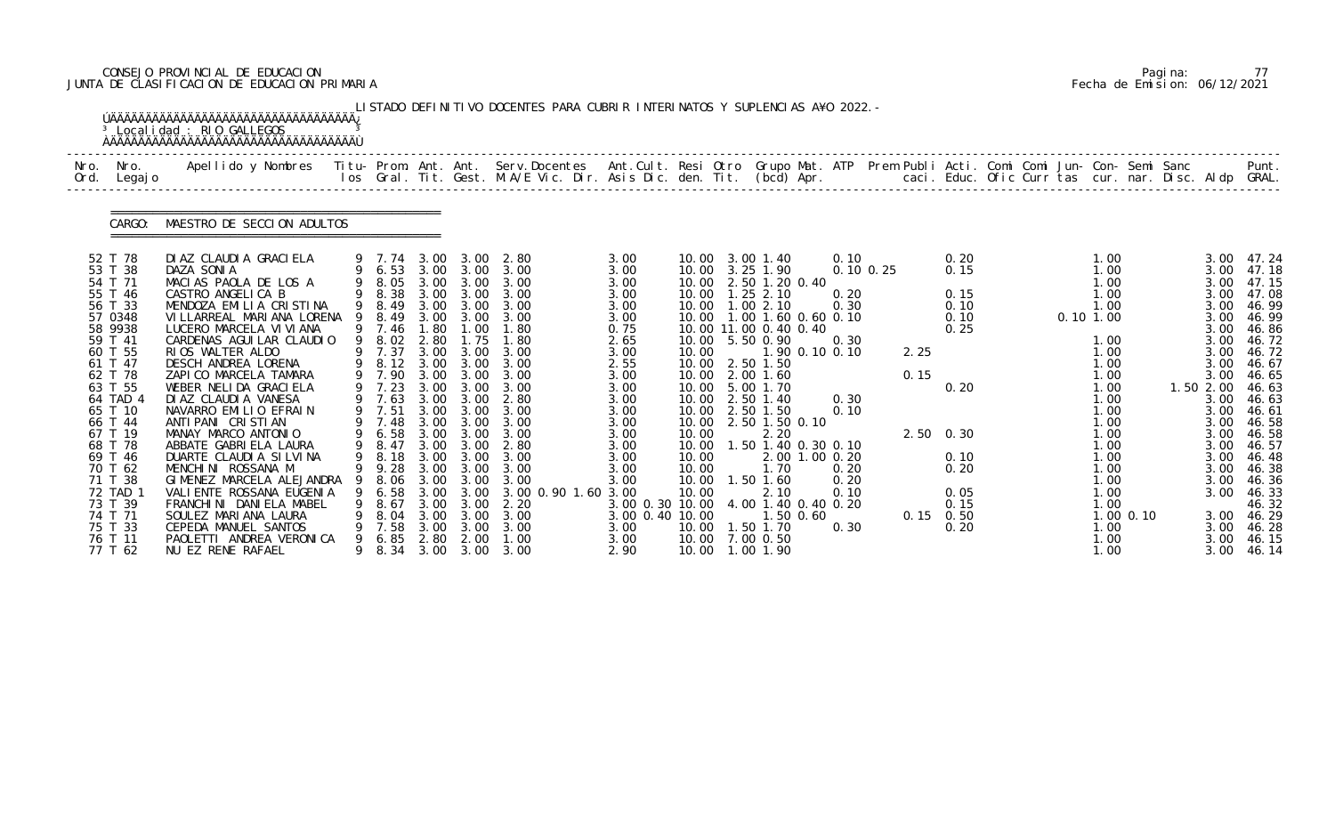CONSEJO PROVINCIAL DE EDUCACION
JUNTA DE CLASIFICACION DE EDUCACION PRIMARIA

Pagina: 77
Fecha de Emision: 06/12/2021

LISTADO DEFINITIVO DOCENTES PARA CUBRIR INTERINATOS Y SUPLENCIAS AÑO 2022.-

Localidad : RIO GALLEGOS

CARGO: MAESTRO DE SECCION ADULTOS

| Nro. Ord. | Nro. Legajo | Apellido y Nombres | Titu- los | Prom. Gral. | Ant. Tit. | Ant. Gest. | Serv.Docentes M.A/E Vic. Dir. | Ant.Cult. Asis Dic. | Resi den. | Otro Tit. | Grupo Mat. (bcd) | ATP Apr. | Prem Publi caci. | Acti. Educ. | Comi Ofic | Comi Curr | Jun- tas | Con- cur. | Semi nar. | Sanc Disc. | Aldp | Punt. GRAL. |
|---|---|---|---|---|---|---|---|---|---|---|---|---|---|---|---|---|---|---|---|---|---|---|
| 52 | T 78 | DIAZ CLAUDIA GRACIELA | 9 | 7.74 | 3.00 | 3.00 | 2.80 | 3.00 | 10.00 | 3.00 1.40 | | 0.10 | | 0.20 | | | | 1.00 | | | 3.00 | 47.24 |
| 53 | T 38 | DAZA SONIA | 9 | 6.53 | 3.00 | 3.00 | 3.00 | 3.00 | 10.00 | 3.25 1.90 | | 0.10 0.25 | | 0.15 | | | | 1.00 | | | 3.00 | 47.18 |
| 54 | T 71 | MACIAS PAOLA DE LOS A | 9 | 8.05 | 3.00 | 3.00 | 3.00 | 3.00 | 10.00 | 2.50 1.20 0.40 | | | | | | | | 1.00 | | | 3.00 | 47.15 |
| 55 | T 46 | CASTRO ANGELICA B | 9 | 8.38 | 3.00 | 3.00 | 3.00 | 3.00 | 10.00 | 1.25 2.10 | | 0.20 | | 0.15 | | | | 1.00 | | | 3.00 | 47.08 |
| 56 | T 33 | MENDOZA EMILIA CRISTINA | 9 | 8.49 | 3.00 | 3.00 | 3.00 | 3.00 | 10.00 | 1.00 2.10 | | 0.30 | | 0.10 | | | | 1.00 | | | 3.00 | 46.99 |
| 57 | 0348 | VILLARREAL MARIANA LORENA | 9 | 8.49 | 3.00 | 3.00 | 3.00 | 3.00 | 10.00 | 1.00 1.60 0.60 | | 0.10 | | 0.10 | | | 0.10 | 1.00 | | | 3.00 | 46.99 |
| 58 | 9938 | LUCERO MARCELA VIVIANA | 9 | 7.46 | 1.80 | 1.00 | 1.80 | 0.75 | 10.00 | 11.00 0.40 0.40 | | | | 0.25 | | | | | | | 3.00 | 46.86 |
| 59 | T 41 | CARDENAS AGUILAR CLAUDIO | 9 | 8.02 | 2.80 | 1.75 | 1.80 | 2.65 | 10.00 | 5.50 0.90 | | 0.30 | | | | | | 1.00 | | | 3.00 | 46.72 |
| 60 | T 55 | RIOS WALTER ALDO | 9 | 7.37 | 3.00 | 3.00 | 3.00 | 3.00 | 10.00 | | 1.90 0.10 | 0.10 | 2.25 | | | | | 1.00 | | | 3.00 | 46.72 |
| 61 | T 47 | DESCH ANDREA LORENA | 9 | 8.12 | 3.00 | 3.00 | 3.00 | 2.55 | 10.00 | 2.50 1.50 | | | | | | | | 1.00 | | | 3.00 | 46.67 |
| 62 | T 78 | ZAPICO MARCELA TAMARA | 9 | 7.90 | 3.00 | 3.00 | 3.00 | 3.00 | 10.00 | 2.00 1.60 | | | 0.15 | | | | | 1.00 | | | 3.00 | 46.65 |
| 63 | T 55 | WEBER NELIDA GRACIELA | 9 | 7.23 | 3.00 | 3.00 | 3.00 | 3.00 | 10.00 | 5.00 1.70 | | | | 0.20 | | | | 1.00 | | 1.50 | 2.00 | 46.63 |
| 64 | TAD 4 | DIAZ CLAUDIA VANESA | 9 | 7.63 | 3.00 | 3.00 | 2.80 | 3.00 | 10.00 | 2.50 1.40 | | 0.30 | | | | | | 1.00 | | | 3.00 | 46.63 |
| 65 | T 10 | NAVARRO EMILIO EFRAIN | 9 | 7.51 | 3.00 | 3.00 | 3.00 | 3.00 | 10.00 | 2.50 1.50 | | 0.10 | | | | | | 1.00 | | | 3.00 | 46.61 |
| 66 | T 44 | ANTIPANI CRISTIAN | 9 | 7.48 | 3.00 | 3.00 | 3.00 | 3.00 | 10.00 | 2.50 1.50 0.10 | | | | | | | | 1.00 | | | 3.00 | 46.58 |
| 67 | T 19 | MANAY MARCO ANTONIO | 9 | 6.58 | 3.00 | 3.00 | 3.00 | 3.00 | 10.00 | 2.20 | | | 2.50 | 0.30 | | | | 1.00 | | | 3.00 | 46.58 |
| 68 | T 78 | ABBATE GABRIELA LAURA | 9 | 8.47 | 3.00 | 3.00 | 2.80 | 3.00 | 10.00 | 1.50 1.40 0.30 | | 0.10 | | | | | | 1.00 | | | 3.00 | 46.57 |
| 69 | T 46 | DUARTE CLAUDIA SILVINA | 9 | 8.18 | 3.00 | 3.00 | 3.00 | 3.00 | 10.00 | | 2.00 1.00 | 0.20 | | 0.10 | | | | 1.00 | | | 3.00 | 46.48 |
| 70 | T 62 | MENCHINI ROSSANA M | 9 | 9.28 | 3.00 | 3.00 | 3.00 | 3.00 | 10.00 | 1.70 | | 0.20 | | 0.20 | | | | 1.00 | | | 3.00 | 46.38 |
| 71 | T 38 | GIMENEZ MARCELA ALEJANDRA | 9 | 8.06 | 3.00 | 3.00 | 3.00 | 3.00 | 10.00 | 1.50 1.60 | | 0.20 | | | | | | 1.00 | | | 3.00 | 46.36 |
| 72 | TAD 1 | VALIENTE ROSSANA EUGENIA | 9 | 6.58 | 3.00 | 3.00 | 3.00 0.90 1.60 | 3.00 | 10.00 | 2.10 | | 0.10 | | 0.05 | | | | 1.00 | | | 3.00 | 46.33 |
| 73 | T 39 | FRANCHINI DANIELA MABEL | 9 | 8.67 | 3.00 | 3.00 | 2.20 | 3.00 0.30 | 10.00 | 4.00 1.40 0.40 | | 0.20 | | 0.15 | | | | 1.00 | | | | 46.32 |
| 74 | T 71 | SOULEZ MARIANA LAURA | 9 | 8.04 | 3.00 | 3.00 | 3.00 | 3.00 0.40 | 10.00 | | 1.50 0.60 | | 0.15 | 0.50 | | | | 1.00 | 0.10 | | 3.00 | 46.29 |
| 75 | T 33 | CEPEDA MANUEL SANTOS | 9 | 7.58 | 3.00 | 3.00 | 3.00 | 3.00 | 10.00 | 1.50 1.70 | | 0.30 | | 0.20 | | | | 1.00 | | | 3.00 | 46.28 |
| 76 | T 11 | PAOLETTI ANDREA VERONICA | 9 | 6.85 | 2.80 | 2.00 | 1.00 | 3.00 | 10.00 | 7.00 0.50 | | | | | | | | 1.00 | | | 3.00 | 46.15 |
| 77 | T 62 | NUÑEZ RENE RAFAEL | 9 | 8.34 | 3.00 | 3.00 | 3.00 | 2.90 | 10.00 | 1.00 1.90 | | | | | | | | 1.00 | | | 3.00 | 46.14 |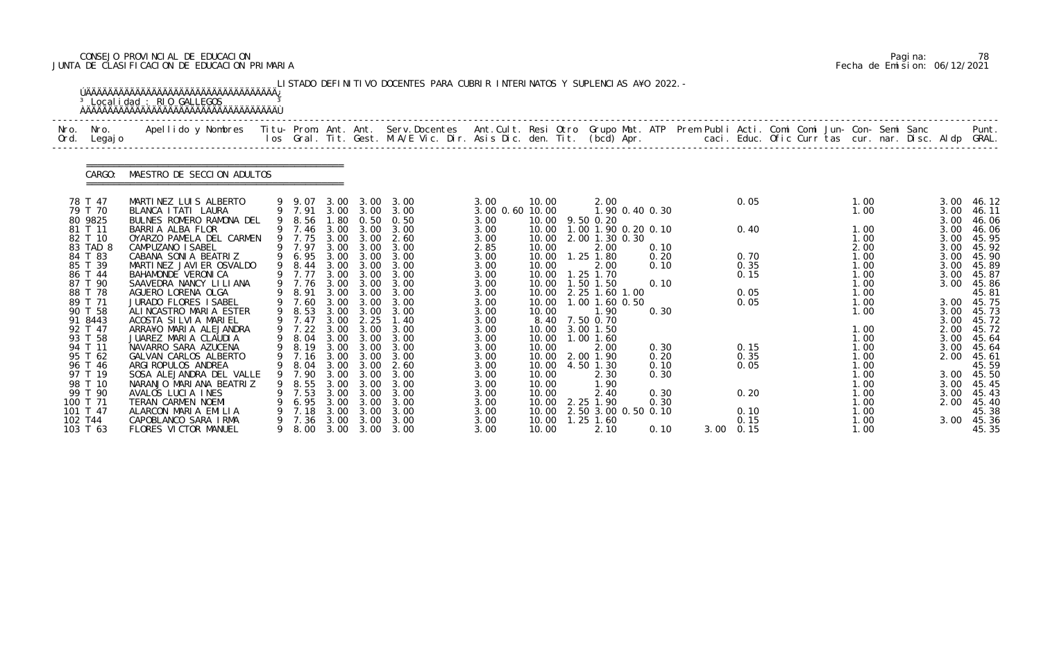CONSEJO PROVINCIAL DE EDUCACION
JUNTA DE CLASIFICACION DE EDUCACION PRIMARIA

Pagina: 78
Fecha de Emision: 06/12/2021

LISTADO DEFINITIVO DOCENTES PARA CUBRIR INTERINATOS Y SUPLENCIAS AÑO 2022.-

Localidad : RIO GALLEGOS

CARGO: MAESTRO DE SECCION ADULTOS

| Nro. Ord. | Nro. Legajo | Apellido y Nombres | Titu- los | Prom. Gral. | Ant. Tit. | Ant. Gest. | Serv.Docentes M.A/E Vic. Dir. | Ant.Cult. Asis Dic. | Resi den. | Otro Tit. | Grupo Mat. (bcd) | ATP Apr. | Prem Publi caci. | Acti. Educ. | Comi Ofic | Comi Curr | Jun- tas | Con- cur. | Semi nar. | Sanc Disc. | Aldp | Punt. GRAL. |
|---|---|---|---|---|---|---|---|---|---|---|---|---|---|---|---|---|---|---|---|---|---|---|
| 78 | T 47 | MARTINEZ LUIS ALBERTO | 9 | 9.07 | 3.00 | 3.00 | 3.00 | 3.00 | 10.00 | | 2.00 | | | 0.05 | | | | 1.00 | | | 3.00 | 46.12 |
| 79 | T 70 | BLANCA ITATI LAURA | 9 | 7.91 | 3.00 | 3.00 | 3.00 | 3.00 0.60 | 10.00 | | 1.90 0.40 | 0.30 | | | | | | 1.00 | | | 3.00 | 46.11 |
| 80 | 9825 | BULNES ROMERO RAMONA DEL | 9 | 8.56 | 1.80 | 0.50 | 0.50 | 3.00 | 10.00 | 9.50 | 0.20 | | | | | | | | | | 3.00 | 46.06 |
| 81 | T 11 | BARRIA ALBA FLOR | 9 | 7.46 | 3.00 | 3.00 | 3.00 | 3.00 | 10.00 | 1.00 | 1.90 0.20 | 0.10 | | 0.40 | | | | 1.00 | | | 3.00 | 46.06 |
| 82 | T 10 | OYARZO PAMELA DEL CARMEN | 9 | 7.75 | 3.00 | 3.00 | 2.60 | 3.00 | 10.00 | 2.00 | 1.30 0.30 | | | | | | | 1.00 | | | 3.00 | 45.95 |
| 83 | TAD 8 | CAMPUZANO ISABEL | 9 | 7.97 | 3.00 | 3.00 | 3.00 | 2.85 | 10.00 | | 2.00 | 0.10 | | | | | | 2.00 | | | 3.00 | 45.92 |
| 84 | T 83 | CABANA SONIA BEATRIZ | 9 | 6.95 | 3.00 | 3.00 | 3.00 | 3.00 | 10.00 | 1.25 | 1.80 | 0.20 | | 0.70 | | | | 1.00 | | | 3.00 | 45.90 |
| 85 | T 39 | MARTINEZ JAVIER OSVALDO | 9 | 8.44 | 3.00 | 3.00 | 3.00 | 3.00 | 10.00 | | 2.00 | 0.10 | | 0.35 | | | | 1.00 | | | 3.00 | 45.89 |
| 86 | T 44 | BAHAMONDE VERONICA | 9 | 7.77 | 3.00 | 3.00 | 3.00 | 3.00 | 10.00 | 1.25 | 1.70 | | | 0.15 | | | | 1.00 | | | 3.00 | 45.87 |
| 87 | T 90 | SAAVEDRA NANCY LILIANA | 9 | 7.76 | 3.00 | 3.00 | 3.00 | 3.00 | 10.00 | 1.50 | 1.50 | 0.10 | | | | | | 1.00 | | | 3.00 | 45.86 |
| 88 | T 78 | AGUERO LORENA OLGA | 9 | 8.91 | 3.00 | 3.00 | 3.00 | 3.00 | 10.00 | 2.25 | 1.60 1.00 | | | 0.05 | | | | 1.00 | | | | 45.81 |
| 89 | T 71 | JURADO FLORES ISABEL | 9 | 7.60 | 3.00 | 3.00 | 3.00 | 3.00 | 10.00 | 1.00 | 1.60 0.50 | | | 0.05 | | | | 1.00 | | | 3.00 | 45.75 |
| 90 | T 58 | ALINCASTRO MARIA ESTER | 9 | 8.53 | 3.00 | 3.00 | 3.00 | 3.00 | 10.00 | | 1.90 | 0.30 | | | | | | 1.00 | | | 3.00 | 45.73 |
| 91 | 8443 | ACOSTA SILVIA MARIEL | 9 | 7.47 | 3.00 | 2.25 | 1.40 | 3.00 | 8.40 | 7.50 | 0.70 | | | | | | | | | | 3.00 | 45.72 |
| 92 | T 47 | ARRAÑO MARIA ALEJANDRA | 9 | 7.22 | 3.00 | 3.00 | 3.00 | 3.00 | 10.00 | 3.00 | 1.50 | | | | | | | 1.00 | | | 2.00 | 45.72 |
| 93 | T 58 | JUAREZ MARIA CLAUDIA | 9 | 8.04 | 3.00 | 3.00 | 3.00 | 3.00 | 10.00 | 1.00 | 1.60 | | | | | | | 1.00 | | | 3.00 | 45.64 |
| 94 | T 11 | NAVARRO SARA AZUCENA | 9 | 8.19 | 3.00 | 3.00 | 3.00 | 3.00 | 10.00 | | 2.00 | 0.30 | | 0.15 | | | | 1.00 | | | 3.00 | 45.64 |
| 95 | T 62 | GALVAN CARLOS ALBERTO | 9 | 7.16 | 3.00 | 3.00 | 3.00 | 3.00 | 10.00 | 2.00 | 1.90 | 0.20 | | 0.35 | | | | 1.00 | | | 2.00 | 45.61 |
| 96 | T 46 | ARGIROPULOS ANDREA | 9 | 8.04 | 3.00 | 3.00 | 2.60 | 3.00 | 10.00 | 4.50 | 1.30 | 0.10 | | 0.05 | | | | 1.00 | | | | 45.59 |
| 97 | T 19 | SOSA ALEJANDRA DEL VALLE | 9 | 7.90 | 3.00 | 3.00 | 3.00 | 3.00 | 10.00 | | 2.30 | 0.30 | | | | | | 1.00 | | | 3.00 | 45.50 |
| 98 | T 10 | NARANJO MARIANA BEATRIZ | 9 | 8.55 | 3.00 | 3.00 | 3.00 | 3.00 | 10.00 | | 1.90 | | | | | | | 1.00 | | | 3.00 | 45.45 |
| 99 | T 90 | AVALOS LUCIA INES | 9 | 7.53 | 3.00 | 3.00 | 3.00 | 3.00 | 10.00 | | 2.40 | 0.30 | | 0.20 | | | | 1.00 | | | 3.00 | 45.43 |
| 100 | T 71 | TERAN CARMEN NOEMI | 9 | 6.95 | 3.00 | 3.00 | 3.00 | 3.00 | 10.00 | 2.25 | 1.90 | 0.30 | | | | | | 1.00 | | | 2.00 | 45.40 |
| 101 | T 47 | ALARCON MARIA EMILIA | 9 | 7.18 | 3.00 | 3.00 | 3.00 | 3.00 | 10.00 | 2.50 | 3.00 0.50 | 0.10 | | 0.10 | | | | 1.00 | | | | 45.38 |
| 102 | T44 | CAPOBLANCO SARA IRMA | 9 | 7.36 | 3.00 | 3.00 | 3.00 | 3.00 | 10.00 | 1.25 | 1.60 | | | 0.15 | | | | 1.00 | | | 3.00 | 45.36 |
| 103 | T 63 | FLORES VICTOR MANUEL | 9 | 8.00 | 3.00 | 3.00 | 3.00 | 3.00 | 10.00 | | 2.10 | 0.10 | 3.00 | 0.15 | | | | 1.00 | | | | 45.35 |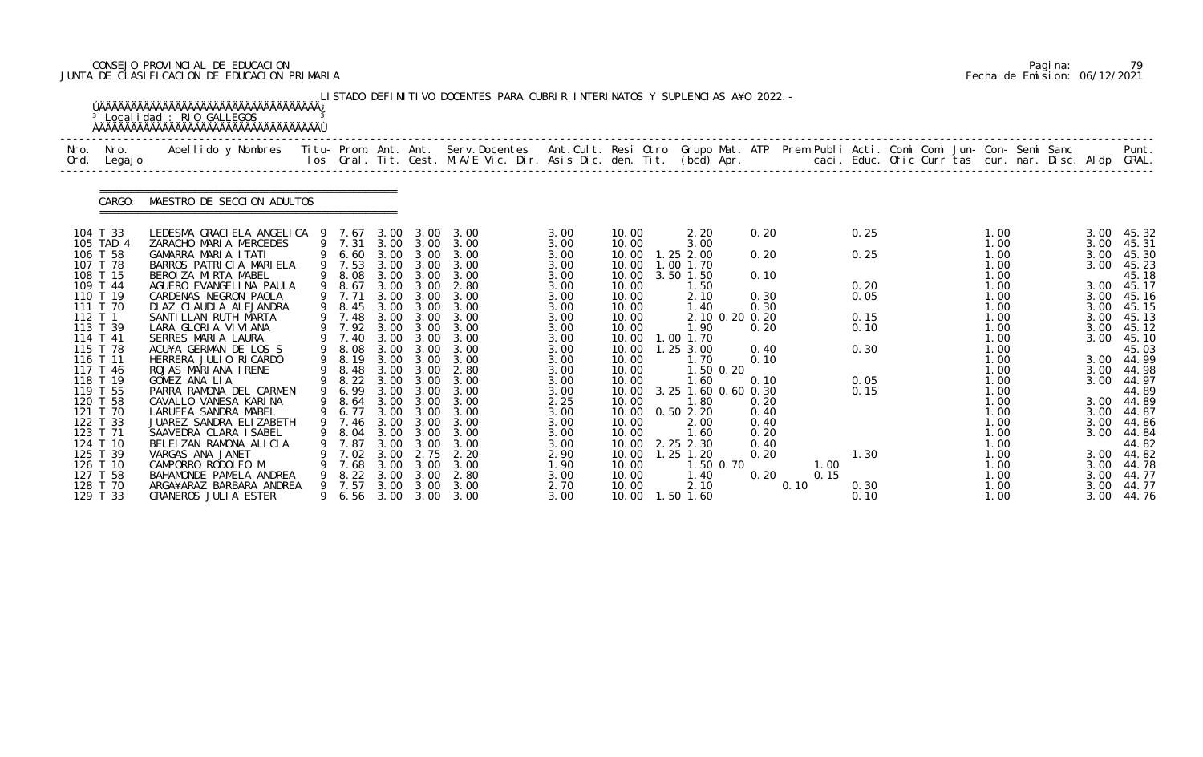CONSEJO PROVINCIAL DE EDUCACION
JUNTA DE CLASIFICACION DE EDUCACION PRIMARIA

Pagina: 79
Fecha de Emision: 06/12/2021

LISTADO DEFINITIVO DOCENTES PARA CUBRIR INTERINATOS Y SUPLENCIAS A¥O 2022.-

Localidad : RIO GALLEGOS

CARGO: MAESTRO DE SECCION ADULTOS

| Nro. Ord. | Nro. Legajo | Apellido y Nombres | Titu- los | Prom. Gral. | Ant. Tit. | Ant. Gest. | Serv.Docentes M.A/E Vic. Dir. | Ant.Cult. Asis Dic. | Resi den. | Otro Tit. | Grupo Mat. (bcd) | ATP Apr. | Prem Publi caci. | Acti. Educ. | Comi Ofic | Comi Curr | Jun- tas | Con- cur. | Semi nar. | Sanc Disc. | Aldp | Punt. GRAL. |
|---|---|---|---|---|---|---|---|---|---|---|---|---|---|---|---|---|---|---|---|---|---|---|
| 104 | T 33 | LEDESMA GRACIELA ANGELICA | 9 | 7.67 | 3.00 | 3.00 | 3.00 | 3.00 | 10.00 | | 2.20 | 0.20 | | 0.25 | | | | 1.00 | | | 3.00 | 45.32 |
| 105 | TAD 4 | ZARACHO MARIA MERCEDES | 9 | 7.31 | 3.00 | 3.00 | 3.00 | 3.00 | 10.00 | | 3.00 | | | | | | | 1.00 | | | 3.00 | 45.31 |
| 106 | T 58 | GAMARRA MARIA ITATI | 9 | 6.60 | 3.00 | 3.00 | 3.00 | 3.00 | 10.00 | 1.25 | 2.00 | 0.20 | | 0.25 | | | | 1.00 | | | 3.00 | 45.30 |
| 107 | T 78 | BARROS PATRICIA MARIELA | 9 | 7.53 | 3.00 | 3.00 | 3.00 | 3.00 | 10.00 | 1.00 | 1.70 | | | | | | | 1.00 | | | 3.00 | 45.23 |
| 108 | T 15 | BEROIZA MIRTA MABEL | 9 | 8.08 | 3.00 | 3.00 | 3.00 | 3.00 | 10.00 | 3.50 | 1.50 | 0.10 | | | | | | 1.00 | | | | 45.18 |
| 109 | T 44 | AGUERO EVANGELINA PAULA | 9 | 8.67 | 3.00 | 3.00 | 2.80 | 3.00 | 10.00 | | 1.50 | | | 0.20 | | | | 1.00 | | | 3.00 | 45.17 |
| 110 | T 19 | CARDENAS NEGRON PAOLA | 9 | 7.71 | 3.00 | 3.00 | 3.00 | 3.00 | 10.00 | | 2.10 | 0.30 | | 0.05 | | | | 1.00 | | | 3.00 | 45.16 |
| 111 | T 70 | DIAZ CLAUDIA ALEJANDRA | 9 | 8.45 | 3.00 | 3.00 | 3.00 | 3.00 | 10.00 | | 1.40 | 0.30 | | | | | | 1.00 | | | 3.00 | 45.15 |
| 112 | T 1 | SANTILLAN RUTH MARTA | 9 | 7.48 | 3.00 | 3.00 | 3.00 | 3.00 | 10.00 | | 2.10 0.20 | 0.20 | | 0.15 | | | | 1.00 | | | 3.00 | 45.13 |
| 113 | T 39 | LARA GLORIA VIVIANA | 9 | 7.92 | 3.00 | 3.00 | 3.00 | 3.00 | 10.00 | | 1.90 | 0.20 | | 0.10 | | | | 1.00 | | | 3.00 | 45.12 |
| 114 | T 41 | SERRES MARIA LAURA | 9 | 7.40 | 3.00 | 3.00 | 3.00 | 3.00 | 10.00 | 1.00 | 1.70 | | | | | | | 1.00 | | | 3.00 | 45.10 |
| 115 | T 78 | ACU¥A GERMAN DE LOS S | 9 | 8.08 | 3.00 | 3.00 | 3.00 | 3.00 | 10.00 | 1.25 | 3.00 | 0.40 | | 0.30 | | | | 1.00 | | | | 45.03 |
| 116 | T 11 | HERRERA JULIO RICARDO | 9 | 8.19 | 3.00 | 3.00 | 3.00 | 3.00 | 10.00 | | 1.70 | 0.10 | | | | | | 1.00 | | | 3.00 | 44.99 |
| 117 | T 46 | ROJAS MARIANA IRENE | 9 | 8.48 | 3.00 | 3.00 | 2.80 | 3.00 | 10.00 | | 1.50 0.20 | | | | | | | 1.00 | | | 3.00 | 44.98 |
| 118 | T 19 | GOMEZ ANA LIA | 9 | 8.22 | 3.00 | 3.00 | 3.00 | 3.00 | 10.00 | | 1.60 | 0.10 | | 0.05 | | | | 1.00 | | | 3.00 | 44.97 |
| 119 | T 55 | PARRA RAMONA DEL CARMEN | 9 | 6.99 | 3.00 | 3.00 | 3.00 | 3.00 | 10.00 | 3.25 | 1.60 0.60 | 0.30 | | 0.15 | | | | 1.00 | | | | 44.89 |
| 120 | T 58 | CAVALLO VANESA KARINA | 9 | 8.64 | 3.00 | 3.00 | 3.00 | 2.25 | 10.00 | | 1.80 | 0.20 | | | | | | 1.00 | | | 3.00 | 44.89 |
| 121 | T 70 | LARUFFA SANDRA MABEL | 9 | 6.77 | 3.00 | 3.00 | 3.00 | 3.00 | 10.00 | 0.50 | 2.20 | 0.40 | | | | | | 1.00 | | | 3.00 | 44.87 |
| 122 | T 33 | JUAREZ SANDRA ELIZABETH | 9 | 7.46 | 3.00 | 3.00 | 3.00 | 3.00 | 10.00 | | 2.00 | 0.40 | | | | | | 1.00 | | | 3.00 | 44.86 |
| 123 | T 71 | SAAVEDRA CLARA ISABEL | 9 | 8.04 | 3.00 | 3.00 | 3.00 | 3.00 | 10.00 | | 1.60 | 0.20 | | | | | | 1.00 | | | 3.00 | 44.84 |
| 124 | T 10 | BELEIZAN RAMONA ALICIA | 9 | 7.87 | 3.00 | 3.00 | 3.00 | 3.00 | 10.00 | 2.25 | 2.30 | 0.40 | | | | | | 1.00 | | | | 44.82 |
| 125 | T 39 | VARGAS ANA JANET | 9 | 7.02 | 3.00 | 2.75 | 2.20 | 2.90 | 10.00 | 1.25 | 1.20 | 0.20 | | 1.30 | | | | 1.00 | | | 3.00 | 44.82 |
| 126 | T 10 | CAMPORRO RODOLFO M | 9 | 7.68 | 3.00 | 3.00 | 3.00 | 1.90 | 10.00 | | 1.50 0.70 | | 1.00 | | | | | 1.00 | | | 3.00 | 44.78 |
| 127 | T 58 | BAHAMONDE PAMELA ANDREA | 9 | 8.22 | 3.00 | 3.00 | 2.80 | 3.00 | 10.00 | | 1.40 | 0.20 | 0.15 | | | | | 1.00 | | | 3.00 | 44.77 |
| 128 | T 70 | ARGA¥ARAZ BARBARA ANDREA | 9 | 7.57 | 3.00 | 3.00 | 3.00 | 2.70 | 10.00 | | 2.10 | 0.10 | | 0.30 | | | | 1.00 | | | 3.00 | 44.77 |
| 129 | T 33 | GRANEROS JULIA ESTER | 9 | 6.56 | 3.00 | 3.00 | 3.00 | 3.00 | 10.00 | 1.50 | 1.60 | | | 0.10 | | | | 1.00 | | | 3.00 | 44.76 |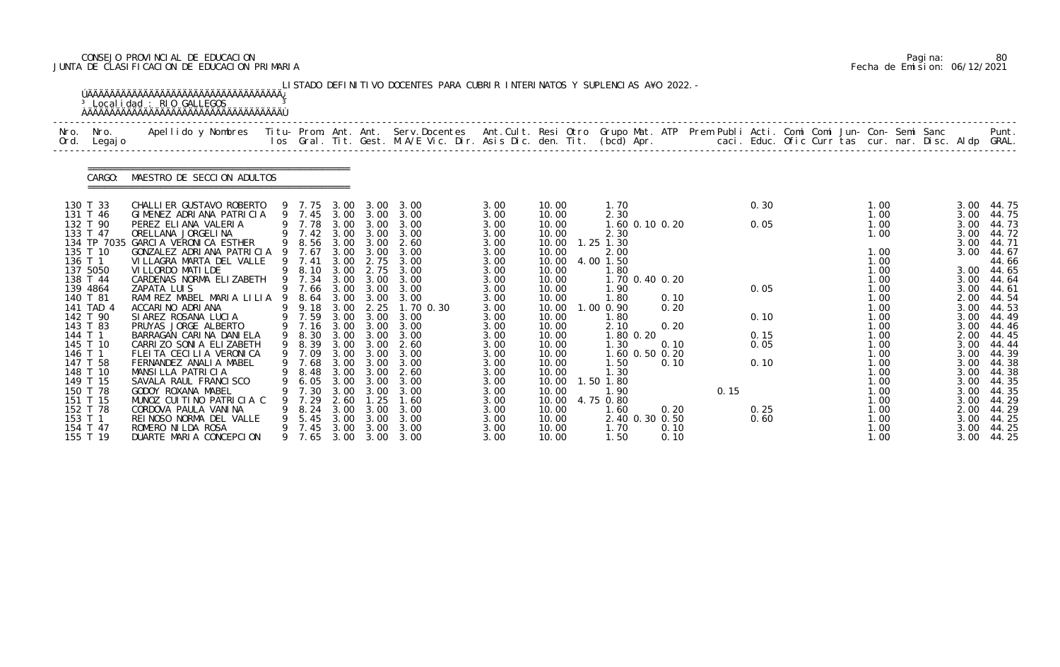CONSEJO PROVINCIAL DE EDUCACION
JUNTA DE CLASIFICACION DE EDUCACION PRIMARIA

Fecha de Emision: 06/12/2021

LISTADO DEFINITIVO DOCENTES PARA CUBRIR INTERINATOS Y SUPLENCIAS A¥O 2022.-

Localidad : RIO GALLEGOS

CARGO: MAESTRO DE SECCION ADULTOS

| Nro. Ord. | Nro. Legajo | Apellido y Nombres | Titu-los | Prom. Gral. | Ant. Tit. | Ant. Gest. | Serv.Docentes M.A/E Vic. Dir. | Ant.Cult. Asis Dic. | Resi den. | Otro Tit. | Grupo Mat. (bcd) | ATP Apr. | Prem Publi caci. | Acti. Educ. | Comi Ofic | Comi Curr | Jun- tas | Con- cur. | Semi nar. | Sanc Disc. | Aldp | Punt. GRAL. |
|---|---|---|---|---|---|---|---|---|---|---|---|---|---|---|---|---|---|---|---|---|---|---|
| 130 | T 33 | CHALLIER GUSTAVO ROBERTO | 9 | 7.75 | 3.00 | 3.00 | 3.00 | 3.00 | 10.00 | | 1.70 | | | 0.30 | | | | 1.00 | | | 3.00 | 44.75 |
| 131 | T 46 | GIMENEZ ADRIANA PATRICIA | 9 | 7.45 | 3.00 | 3.00 | 3.00 | 3.00 | 10.00 | | 2.30 | | | | | | | 1.00 | | | 3.00 | 44.75 |
| 132 | T 90 | PEREZ ELIANA VALERIA | 9 | 7.78 | 3.00 | 3.00 | 3.00 | 3.00 | 10.00 | | 1.60 0.10 0.20 | | | 0.05 | | | | 1.00 | | | 3.00 | 44.73 |
| 133 | T 47 | ORELLANA JORGELINA | 9 | 7.42 | 3.00 | 3.00 | 3.00 | 3.00 | 10.00 | | 2.30 | | | | | | | 1.00 | | | 3.00 | 44.72 |
| 134 | TP 7035 | GARCIA VERONICA ESTHER | 9 | 8.56 | 3.00 | 3.00 | 2.60 | 3.00 | 10.00 | 1.25 | 1.30 | | | | | | | | | | 3.00 | 44.71 |
| 135 | T 10 | GONZALEZ ADRIANA PATRICIA | 9 | 7.67 | 3.00 | 3.00 | 3.00 | 3.00 | 10.00 | | 2.00 | | | | | | | 1.00 | | | 3.00 | 44.67 |
| 136 | T 1 | VILLAGRA MARTA DEL VALLE | 9 | 7.41 | 3.00 | 2.75 | 3.00 | 3.00 | 10.00 | 4.00 | 1.50 | | | | | | | 1.00 | | | | 44.66 |
| 137 | 5050 | VILLORDO MATILDE | 9 | 8.10 | 3.00 | 2.75 | 3.00 | 3.00 | 10.00 | | 1.80 | | | | | | | 1.00 | | | 3.00 | 44.65 |
| 138 | T 44 | CARDENAS NORMA ELIZABETH | 9 | 7.34 | 3.00 | 3.00 | 3.00 | 3.00 | 10.00 | | 1.70 0.40 0.20 | | | | | | | 1.00 | | | 3.00 | 44.64 |
| 139 | 4864 | ZAPATA LUIS | 9 | 7.66 | 3.00 | 3.00 | 3.00 | 3.00 | 10.00 | | 1.90 | | | 0.05 | | | | 1.00 | | | 3.00 | 44.61 |
| 140 | T 81 | RAMIREZ MABEL MARIA LILIA | 9 | 8.64 | 3.00 | 3.00 | 3.00 | 3.00 | 10.00 | | 1.80 | 0.10 | | | | | | 1.00 | | | 2.00 | 44.54 |
| 141 | TAD 4 | ACCARINO ADRIANA | 9 | 9.18 | 3.00 | 2.25 | 1.70 0.30 | 3.00 | 10.00 | 1.00 | 0.90 | 0.20 | | | | | | 1.00 | | | 3.00 | 44.53 |
| 142 | T 90 | SIAREZ ROSANA LUCIA | 9 | 7.59 | 3.00 | 3.00 | 3.00 | 3.00 | 10.00 | | 1.80 | | | 0.10 | | | | 1.00 | | | 3.00 | 44.49 |
| 143 | T 83 | PRUYAS JORGE ALBERTO | 9 | 7.16 | 3.00 | 3.00 | 3.00 | 3.00 | 10.00 | | 2.10 | 0.20 | | | | | | 1.00 | | | 3.00 | 44.46 |
| 144 | T 1 | BARRAGAN CARINA DANIELA | 9 | 8.30 | 3.00 | 3.00 | 3.00 | 3.00 | 10.00 | | 1.80 0.20 | | | 0.15 | | | | 1.00 | | | 2.00 | 44.45 |
| 145 | T 10 | CARRIZO SONIA ELIZABETH | 9 | 8.39 | 3.00 | 3.00 | 2.60 | 3.00 | 10.00 | | 1.30 | 0.10 | | 0.05 | | | | 1.00 | | | 3.00 | 44.44 |
| 146 | T 1 | FLEITA CECILIA VERONICA | 9 | 7.09 | 3.00 | 3.00 | 3.00 | 3.00 | 10.00 | | 1.60 0.50 0.20 | | | | | | | 1.00 | | | 3.00 | 44.39 |
| 147 | T 58 | FERNANDEZ ANALIA MABEL | 9 | 7.68 | 3.00 | 3.00 | 3.00 | 3.00 | 10.00 | | 1.50 | 0.10 | | 0.10 | | | | 1.00 | | | 3.00 | 44.38 |
| 148 | T 10 | MANSILLA PATRICIA | 9 | 8.48 | 3.00 | 3.00 | 2.60 | 3.00 | 10.00 | | 1.30 | | | | | | | 1.00 | | | 3.00 | 44.38 |
| 149 | T 15 | SAVALA RAUL FRANCISCO | 9 | 6.05 | 3.00 | 3.00 | 3.00 | 3.00 | 10.00 | 1.50 | 1.80 | | | | | | | 1.00 | | | 3.00 | 44.35 |
| 150 | T 78 | GODOY ROXANA MABEL | 9 | 7.30 | 3.00 | 3.00 | 3.00 | 3.00 | 10.00 | | 1.90 | | 0.15 | | | | | 1.00 | | | 3.00 | 44.35 |
| 151 | T 15 | MUNOZ CUITINO PATRICIA C | 9 | 7.29 | 2.60 | 1.25 | 1.60 | 3.00 | 10.00 | 4.75 | 0.80 | | | | | | | 1.00 | | | 3.00 | 44.29 |
| 152 | T 78 | CORDOVA PAULA VANINA | 9 | 8.24 | 3.00 | 3.00 | 3.00 | 3.00 | 10.00 | | 1.60 | 0.20 | | 0.25 | | | | 1.00 | | | 2.00 | 44.29 |
| 153 | T 1 | REINOSO NORMA DEL VALLE | 9 | 5.45 | 3.00 | 3.00 | 3.00 | 3.00 | 10.00 | | 2.40 0.30 0.50 | | | 0.60 | | | | 1.00 | | | 3.00 | 44.25 |
| 154 | T 47 | ROMERO NILDA ROSA | 9 | 7.45 | 3.00 | 3.00 | 3.00 | 3.00 | 10.00 | | 1.70 | 0.10 | | | | | | 1.00 | | | 3.00 | 44.25 |
| 155 | T 19 | DUARTE MARIA CONCEPCION | 9 | 7.65 | 3.00 | 3.00 | 3.00 | 3.00 | 10.00 | | 1.50 | 0.10 | | | | | | 1.00 | | | 3.00 | 44.25 |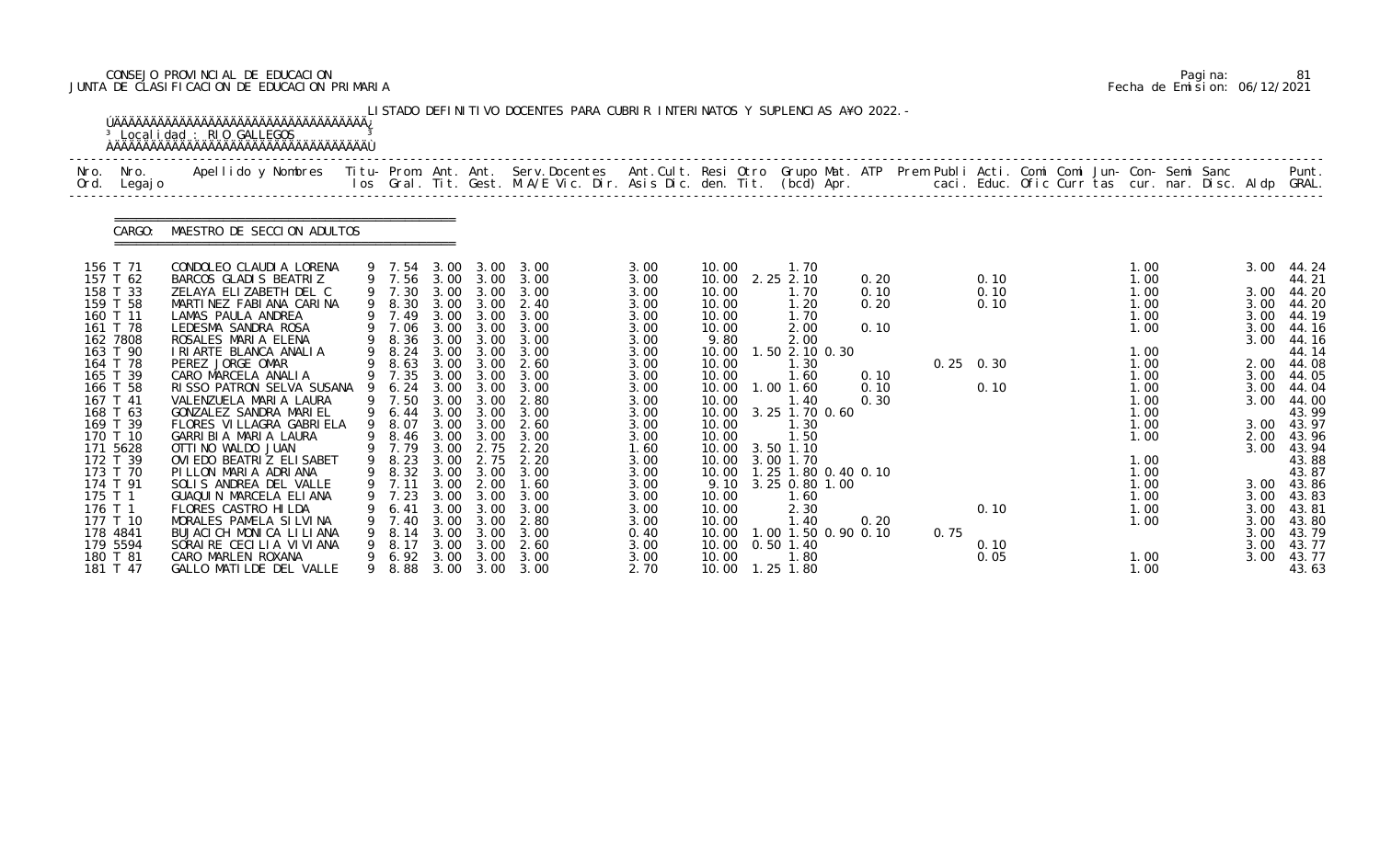CONSEJO PROVINCIAL DE EDUCACION
JUNTA DE CLASIFICACION DE EDUCACION PRIMARIA

Pagina: 81
Fecha de Emision: 06/12/2021

LISTADO DEFINITIVO DOCENTES PARA CUBRIR INTERINATOS Y SUPLENCIAS A¥O 2022.-

Localidad : RIO GALLEGOS

CARGO: MAESTRO DE SECCION ADULTOS

| Nro. Ord. | Nro. Legajo | Apellido y Nombres | Titu-los | Prom. Gral. | Ant. Tit. | Ant. Gest. | Serv.Docentes M.A/E Vic. Dir. | Ant.Cult. Asis Dic. | Resi den. | Otro Tit. | Grupo Mat. (bcd) | ATP Apr. | Prem Publi caci. | Acti. Educ. | Comi Ofic | Comi Curr | Jun- tas | Con- cur. | Semi nar. | Sanc Disc. | Aldp | Punt. GRAL. |
|---|---|---|---|---|---|---|---|---|---|---|---|---|---|---|---|---|---|---|---|---|---|---|
| 156 | T 71 | CONDOLEO CLAUDIA LORENA | 9 | 7.54 | 3.00 | 3.00 | 3.00 | 3.00 | 10.00 | | 1.70 | | | | | | | 1.00 | | | 3.00 | 44.24 |
| 157 | T 62 | BARCOS GLADIS BEATRIZ | 9 | 7.56 | 3.00 | 3.00 | 3.00 | 3.00 | 10.00 | 2.25 | 2.10 | 0.20 | | 0.10 | | | | 1.00 | | | | 44.21 |
| 158 | T 33 | ZELAYA ELIZABETH DEL C | 9 | 7.30 | 3.00 | 3.00 | 3.00 | 3.00 | 10.00 | | 1.70 | 0.10 | | 0.10 | | | | 1.00 | | | 3.00 | 44.20 |
| 159 | T 58 | MARTINEZ FABIANA CARINA | 9 | 8.30 | 3.00 | 3.00 | 2.40 | 3.00 | 10.00 | | 1.20 | 0.20 | | 0.10 | | | | 1.00 | | | 3.00 | 44.20 |
| 160 | T 11 | LAMAS PAULA ANDREA | 9 | 7.49 | 3.00 | 3.00 | 3.00 | 3.00 | 10.00 | | 1.70 | | | | | | | 1.00 | | | 3.00 | 44.19 |
| 161 | T 78 | LEDESMA SANDRA ROSA | 9 | 7.06 | 3.00 | 3.00 | 3.00 | 3.00 | 10.00 | | 2.00 | 0.10 | | | | | | 1.00 | | | 3.00 | 44.16 |
| 162 | 7808 | ROSALES MARIA ELENA | 9 | 8.36 | 3.00 | 3.00 | 3.00 | 3.00 | 9.80 | | 2.00 | | | | | | | | | | 3.00 | 44.16 |
| 163 | T 90 | IRIARTE BLANCA ANALIA | 9 | 8.24 | 3.00 | 3.00 | 3.00 | 3.00 | 10.00 | 1.50 | 2.10 0.30 | | | | | | | 1.00 | | | | 44.14 |
| 164 | T 78 | PEREZ JORGE OMAR | 9 | 8.63 | 3.00 | 3.00 | 2.60 | 3.00 | 10.00 | | 1.30 | | 0.25 | 0.30 | | | | 1.00 | | | 2.00 | 44.08 |
| 165 | T 39 | CARO MARCELA ANALIA | 9 | 7.35 | 3.00 | 3.00 | 3.00 | 3.00 | 10.00 | | 1.60 | 0.10 | | | | | | 1.00 | | | 3.00 | 44.05 |
| 166 | T 58 | RISSO PATRON SELVA SUSANA | 9 | 6.24 | 3.00 | 3.00 | 3.00 | 3.00 | 10.00 | 1.00 | 1.60 | 0.10 | | 0.10 | | | | 1.00 | | | 3.00 | 44.04 |
| 167 | T 41 | VALENZUELA MARIA LAURA | 9 | 7.50 | 3.00 | 3.00 | 2.80 | 3.00 | 10.00 | | 1.40 | 0.30 | | | | | | 1.00 | | | 3.00 | 44.00 |
| 168 | T 63 | GONZALEZ SANDRA MARIEL | 9 | 6.44 | 3.00 | 3.00 | 3.00 | 3.00 | 10.00 | 3.25 | 1.70 0.60 | | | | | | | 1.00 | | | | 43.99 |
| 169 | T 39 | FLORES VILLAGRA GABRIELA | 9 | 8.07 | 3.00 | 3.00 | 2.60 | 3.00 | 10.00 | | 1.30 | | | | | | | 1.00 | | | 3.00 | 43.97 |
| 170 | T 10 | GARRIBIA MARIA LAURA | 9 | 8.46 | 3.00 | 3.00 | 3.00 | 3.00 | 10.00 | | 1.50 | | | | | | | 1.00 | | | 2.00 | 43.96 |
| 171 | 5628 | OTTINO WALDO JUAN | 9 | 7.79 | 3.00 | 2.75 | 2.20 | 1.60 | 10.00 | 3.50 | 1.10 | | | | | | | | | | 3.00 | 43.94 |
| 172 | T 39 | OVIEDO BEATRIZ ELISABET | 9 | 8.23 | 3.00 | 2.75 | 2.20 | 3.00 | 10.00 | 3.00 | 1.70 | | | | | | | 1.00 | | | | 43.88 |
| 173 | T 70 | PILLON MARIA ADRIANA | 9 | 8.32 | 3.00 | 3.00 | 3.00 | 3.00 | 10.00 | 1.25 | 1.80 0.40 0.10 | | | | | | | 1.00 | | | | 43.87 |
| 174 | T 91 | SOLIS ANDREA DEL VALLE | 9 | 7.11 | 3.00 | 2.00 | 1.60 | 3.00 | 9.10 | 3.25 | 0.80 1.00 | | | | | | | 1.00 | | | 3.00 | 43.86 |
| 175 | T 1 | GUAQUIN MARCELA ELIANA | 9 | 7.23 | 3.00 | 3.00 | 3.00 | 3.00 | 10.00 | | 1.60 | | | | | | | 1.00 | | | 3.00 | 43.83 |
| 176 | T 1 | FLORES CASTRO HILDA | 9 | 6.41 | 3.00 | 3.00 | 3.00 | 3.00 | 10.00 | | 2.30 | | | 0.10 | | | | 1.00 | | | 3.00 | 43.81 |
| 177 | T 10 | MORALES PAMELA SILVINA | 9 | 7.40 | 3.00 | 3.00 | 2.80 | 3.00 | 10.00 | | 1.40 | 0.20 | | | | | | 1.00 | | | 3.00 | 43.80 |
| 178 | 4841 | BUJACICH MONICA LILIANA | 9 | 8.14 | 3.00 | 3.00 | 3.00 | 0.40 | 10.00 | 1.00 | 1.50 0.90 0.10 | | 0.75 | | | | | | | | 3.00 | 43.79 |
| 179 | 5594 | SORAIRE CECILIA VIVIANA | 9 | 8.17 | 3.00 | 3.00 | 2.60 | 3.00 | 10.00 | 0.50 | 1.40 | | | 0.10 | | | | | | | 3.00 | 43.77 |
| 180 | T 81 | CARO MARLEN ROXANA | 9 | 6.92 | 3.00 | 3.00 | 3.00 | 3.00 | 10.00 | | 1.80 | | | 0.05 | | | | 1.00 | | | 3.00 | 43.77 |
| 181 | T 47 | GALLO MATILDE DEL VALLE | 9 | 8.88 | 3.00 | 3.00 | 3.00 | 2.70 | 10.00 | 1.25 | 1.80 | | | | | | | 1.00 | | | | 43.63 |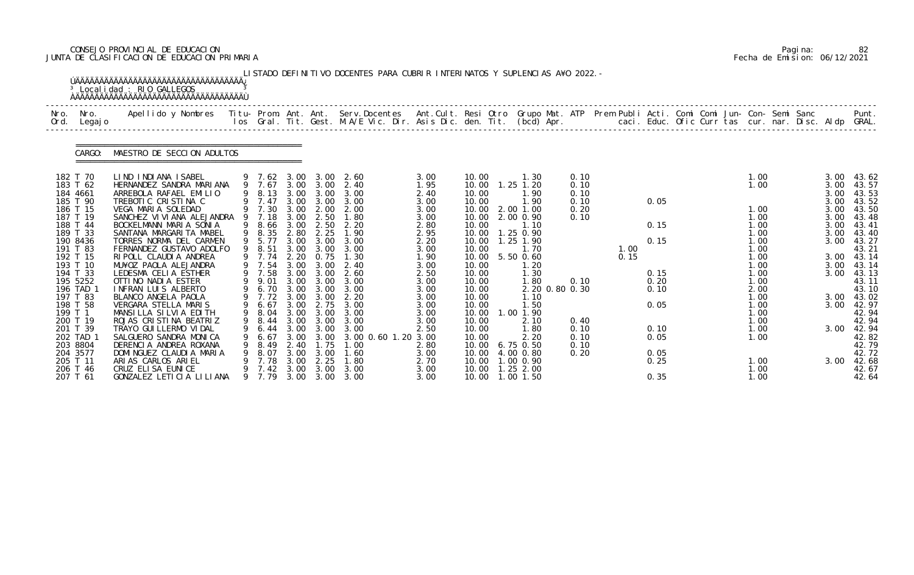CONSEJO PROVINCIAL DE EDUCACION
JUNTA DE CLASIFICACION DE EDUCACION PRIMARIA

Pagina: 82
Fecha de Emision: 06/12/2021

LISTADO DEFINITIVO DOCENTES PARA CUBRIR INTERINATOS Y SUPLENCIAS A¥O 2022.-

Localidad : RIO GALLEGOS

CARGO: MAESTRO DE SECCION ADULTOS

| Nro. Ord. | Nro. Legajo | Apellido y Nombres | Titu-los | Prom. Gral. | Ant. Tit. | Ant. Gest. | Serv.Docentes M.A/E Vic. Dir. | Ant.Cult. Asis Dic. | Resi den. | Otro Tit. | Grupo Mat. (bcd) Apr. | ATP | Prem Publi caci. | Acti. Educ. | Comi Ofic | Comi Curr | Jun- tas | Con- cur. | Semi nar. | Sanc Disc. | Aldp | Punt. GRAL. |
|---|---|---|---|---|---|---|---|---|---|---|---|---|---|---|---|---|---|---|---|---|---|---|
| 182 | T 70 | LIND INDIANA ISABEL | 9 | 7.62 | 3.00 | 3.00 | 2.60 | 3.00 | 10.00 | | 1.30 | 0.10 | | | | | | 1.00 | | | 3.00 | 43.62 |
| 183 | T 62 | HERNANDEZ SANDRA MARIANA | 9 | 7.67 | 3.00 | 3.00 | 2.40 | 1.95 | 10.00 | 1.25 | 1.20 | 0.10 | | | | | | 1.00 | | | 3.00 | 43.57 |
| 184 | 4661 | ARREBOLA RAFAEL EMILIO | 9 | 8.13 | 3.00 | 3.00 | 3.00 | 2.40 | 10.00 | | 1.90 | 0.10 | | | | | | | | | 3.00 | 43.53 |
| 185 | T 90 | TREBOTIC CRISTINA C | 9 | 7.47 | 3.00 | 3.00 | 3.00 | 3.00 | 10.00 | | 1.90 | 0.10 | | 0.05 | | | | | | | 3.00 | 43.52 |
| 186 | T 15 | VEGA MARIA SOLEDAD | 9 | 7.30 | 3.00 | 2.00 | 2.00 | 3.00 | 10.00 | 2.00 | 1.00 | 0.20 | | | | | | 1.00 | | | 3.00 | 43.50 |
| 187 | T 19 | SANCHEZ VIVIANA ALEJANDRA | 9 | 7.18 | 3.00 | 2.50 | 1.80 | 3.00 | 10.00 | 2.00 | 0.90 | 0.10 | | | | | | 1.00 | | | 3.00 | 43.48 |
| 188 | T 44 | BOCKELMANN MARIA SONIA | 9 | 8.66 | 3.00 | 2.50 | 2.20 | 2.80 | 10.00 | | 1.10 | | | 0.15 | | | | 1.00 | | | 3.00 | 43.41 |
| 189 | T 33 | SANTANA MARGARITA MABEL | 9 | 8.35 | 2.80 | 2.25 | 1.90 | 2.95 | 10.00 | 1.25 | 0.90 | | | | | | | 1.00 | | | 3.00 | 43.40 |
| 190 | 8436 | TORRES NORMA DEL CARMEN | 9 | 5.77 | 3.00 | 3.00 | 3.00 | 2.20 | 10.00 | 1.25 | 1.90 | | | 0.15 | | | | 1.00 | | | 3.00 | 43.27 |
| 191 | T 83 | FERNANDEZ GUSTAVO ADOLFO | 9 | 8.51 | 3.00 | 3.00 | 3.00 | 3.00 | 10.00 | | 1.70 | | 1.00 | | | | | 1.00 | | | | 43.21 |
| 192 | T 15 | RIPOLL CLAUDIA ANDREA | 9 | 7.74 | 2.20 | 0.75 | 1.30 | 1.90 | 10.00 | 5.50 | 0.60 | | 0.15 | | | | | 1.00 | | | 3.00 | 43.14 |
| 193 | T 10 | MU¥OZ PAOLA ALEJANDRA | 9 | 7.54 | 3.00 | 3.00 | 2.40 | 3.00 | 10.00 | | 1.20 | | | | | | | 1.00 | | | 3.00 | 43.14 |
| 194 | T 33 | LEDESMA CELIA ESTHER | 9 | 7.58 | 3.00 | 3.00 | 2.60 | 2.50 | 10.00 | | 1.30 | | | 0.15 | | | | 1.00 | | | 3.00 | 43.13 |
| 195 | 5252 | OTTINO NADIA ESTER | 9 | 9.01 | 3.00 | 3.00 | 3.00 | 3.00 | 10.00 | | 1.80 | 0.10 | | 0.20 | | | | 1.00 | | | | 43.11 |
| 196 | TAD 1 | INFRAN LUIS ALBERTO | 9 | 6.70 | 3.00 | 3.00 | 3.00 | 3.00 | 10.00 | | 2.20 0.80 | 0.30 | | 0.10 | | | | 2.00 | | | | 43.10 |
| 197 | T 83 | BLANCO ANGELA PAOLA | 9 | 7.72 | 3.00 | 3.00 | 2.20 | 3.00 | 10.00 | | 1.10 | | | | | | | 1.00 | | | 3.00 | 43.02 |
| 198 | T 58 | VERGARA STELLA MARIS | 9 | 6.67 | 3.00 | 2.75 | 3.00 | 3.00 | 10.00 | | 1.50 | | | 0.05 | | | | 1.00 | | | 3.00 | 42.97 |
| 199 | T 1 | MANSILLA SILVIA EDITH | 9 | 8.04 | 3.00 | 3.00 | 3.00 | 3.00 | 10.00 | 1.00 | 1.90 | | | | | | | 1.00 | | | | 42.94 |
| 200 | T 19 | ROJAS CRISTINA BEATRIZ | 9 | 8.44 | 3.00 | 3.00 | 3.00 | 3.00 | 10.00 | | 2.10 | 0.40 | | | | | | 1.00 | | | | 42.94 |
| 201 | T 39 | TRAYO GUILLERMO VIDAL | 9 | 6.44 | 3.00 | 3.00 | 3.00 | 2.50 | 10.00 | | 1.80 | 0.10 | | 0.10 | | | | 1.00 | | | 3.00 | 42.94 |
| 202 | TAD 1 | SALGUERO SANDRA MONICA | 9 | 6.67 | 3.00 | 3.00 | 3.00 0.60 1.20 | 3.00 | 10.00 | | 2.20 | 0.10 | | 0.05 | | | | 1.00 | | | | 42.82 |
| 203 | 8804 | DERENCIA ANDREA ROXANA | 9 | 8.49 | 2.40 | 1.75 | 1.00 | 2.80 | 10.00 | 6.75 | 0.50 | 0.10 | | | | | | | | | | 42.79 |
| 204 | 3577 | DOMINGUEZ CLAUDIA MARIA | 9 | 8.07 | 3.00 | 3.00 | 1.60 | 3.00 | 10.00 | 4.00 | 0.80 | 0.20 | | 0.05 | | | | | | | | 42.72 |
| 205 | T 11 | ARIAS CARLOS ARIEL | 9 | 7.78 | 3.00 | 2.25 | 1.80 | 2.70 | 10.00 | 1.00 | 0.90 | | | 0.25 | | | | 1.00 | | | 3.00 | 42.68 |
| 206 | T 46 | CRUZ ELISA EUNICE | 9 | 7.42 | 3.00 | 3.00 | 3.00 | 3.00 | 10.00 | 1.25 | 2.00 | | | | | | | 1.00 | | | | 42.67 |
| 207 | T 61 | GONZALEZ LETICIA LILIANA | 9 | 7.79 | 3.00 | 3.00 | 3.00 | 3.00 | 10.00 | 1.00 | 1.50 | | | 0.35 | | | | 1.00 | | | | 42.64 |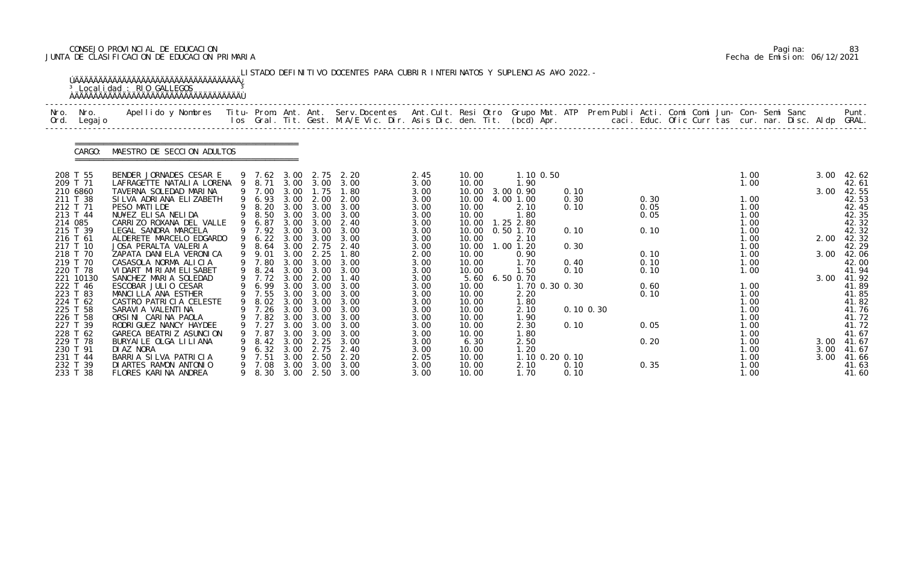CONSEJO PROVINCIAL DE EDUCACION
JUNTA DE CLASIFICACION DE EDUCACION PRIMARIA

Pagina: 83
Fecha de Emision: 06/12/2021

LISTADO DEFINITIVO DOCENTES PARA CUBRIR INTERINATOS Y SUPLENCIAS A¥O 2022.-

Localidad : RIO GALLEGOS

CARGO: MAESTRO DE SECCION ADULTOS

| Nro. Ord. | Nro. Legajo | Apellido y Nombres | Titu- los | Prom. Gral. | Ant. Tit. | Ant. Gest. | Serv.Docentes M.A/E Vic. Dir. | Ant.Cult. Asis Dic. | Resi den. | Otro Tit. | Grupo Mat. (bcd) | ATP Apr. | Prem Publi caci. | Acti. Educ. | Comi Ofic | Comi Curr | Jun- tas | Con- cur. | Semi nar. | Sanc Disc. | Aldp | Punt. GRAL. |
|---|---|---|---|---|---|---|---|---|---|---|---|---|---|---|---|---|---|---|---|---|---|---|
| 208 | T 55 | BENDER JORNADES CESAR E | 9 | 7.62 | 3.00 | 2.75 | 2.20 | 2.45 | 10.00 | | 1.10 0.50 | | | | | | | 1.00 | | | 3.00 | 42.62 |
| 209 | T 71 | LAFRAGETTE NATALIA LORENA | 9 | 8.71 | 3.00 | 3.00 | 3.00 | 3.00 | 10.00 | | 1.90 | | | | | | | 1.00 | | | | 42.61 |
| 210 | 6860 | TAVERNA SOLEDAD MARINA | 9 | 7.00 | 3.00 | 1.75 | 1.80 | 3.00 | 10.00 | 3.00 | 0.90 | 0.10 | | | | | | | | | 3.00 | 42.55 |
| 211 | T 38 | SILVA ADRIANA ELIZABETH | 9 | 6.93 | 3.00 | 2.00 | 2.00 | 3.00 | 10.00 | 4.00 | 1.00 | 0.30 | | 0.30 | | | | 1.00 | | | | 42.53 |
| 212 | T 71 | PESO MATILDE | 9 | 8.20 | 3.00 | 3.00 | 3.00 | 3.00 | 10.00 | | 2.10 | 0.10 | | 0.05 | | | | 1.00 | | | | 42.45 |
| 213 | T 44 | NU¥EZ ELISA NELIDA | 9 | 8.50 | 3.00 | 3.00 | 3.00 | 3.00 | 10.00 | | 1.80 | | | 0.05 | | | | 1.00 | | | | 42.35 |
| 214 | 085 | CARRIZO ROXANA DEL VALLE | 9 | 6.87 | 3.00 | 3.00 | 2.40 | 3.00 | 10.00 | 1.25 | 2.80 | | | | | | | 1.00 | | | | 42.32 |
| 215 | T 39 | LEGAL SANDRA MARCELA | 9 | 7.92 | 3.00 | 3.00 | 3.00 | 3.00 | 10.00 | 0.50 | 1.70 | 0.10 | | 0.10 | | | | 1.00 | | | | 42.32 |
| 216 | T 61 | ALDERETE MARCELO EDGARDO | 9 | 6.22 | 3.00 | 3.00 | 3.00 | 3.00 | 10.00 | | 2.10 | | | | | | | 1.00 | | | 2.00 | 42.32 |
| 217 | T 10 | JOSA PERALTA VALERIA | 9 | 8.64 | 3.00 | 2.75 | 2.40 | 3.00 | 10.00 | 1.00 | 1.20 | 0.30 | | | | | | 1.00 | | | | 42.29 |
| 218 | T 70 | ZAPATA DANIELA VERONICA | 9 | 9.01 | 3.00 | 2.25 | 1.80 | 2.00 | 10.00 | | 0.90 | | | 0.10 | | | | 1.00 | | | 3.00 | 42.06 |
| 219 | T 70 | CASASOLA NORMA ALICIA | 9 | 7.80 | 3.00 | 3.00 | 3.00 | 3.00 | 10.00 | | 1.70 | 0.40 | | 0.10 | | | | 1.00 | | | | 42.00 |
| 220 | T 78 | VIDART MIRIAM ELISABET | 9 | 8.24 | 3.00 | 3.00 | 3.00 | 3.00 | 10.00 | | 1.50 | 0.10 | | 0.10 | | | | 1.00 | | | | 41.94 |
| 221 | 10130 | SANCHEZ MARIA SOLEDAD | 9 | 7.72 | 3.00 | 2.00 | 1.40 | 3.00 | 5.60 | 6.50 | 0.70 | | | | | | | | | | 3.00 | 41.92 |
| 222 | T 46 | ESCOBAR JULIO CESAR | 9 | 6.99 | 3.00 | 3.00 | 3.00 | 3.00 | 10.00 | | 1.70 0.30 | 0.30 | | 0.60 | | | | 1.00 | | | | 41.89 |
| 223 | T 83 | MANCILLA ANA ESTHER | 9 | 7.55 | 3.00 | 3.00 | 3.00 | 3.00 | 10.00 | | 2.20 | | | 0.10 | | | | 1.00 | | | | 41.85 |
| 224 | T 62 | CASTRO PATRICIA CELESTE | 9 | 8.02 | 3.00 | 3.00 | 3.00 | 3.00 | 10.00 | | 1.80 | | | | | | | 1.00 | | | | 41.82 |
| 225 | T 58 | SARAVIA VALENTINA | 9 | 7.26 | 3.00 | 3.00 | 3.00 | 3.00 | 10.00 | | 2.10 | 0.10 | 0.30 | | | | | 1.00 | | | | 41.76 |
| 226 | T 58 | ORSINI CARINA PAOLA | 9 | 7.82 | 3.00 | 3.00 | 3.00 | 3.00 | 10.00 | | 1.90 | | | | | | | 1.00 | | | | 41.72 |
| 227 | T 39 | RODRIGUEZ NANCY HAYDEE | 9 | 7.27 | 3.00 | 3.00 | 3.00 | 3.00 | 10.00 | | 2.30 | 0.10 | | 0.05 | | | | 1.00 | | | | 41.72 |
| 228 | T 62 | GARECA BEATRIZ ASUNCION | 9 | 7.87 | 3.00 | 3.00 | 3.00 | 3.00 | 10.00 | | 1.80 | | | | | | | 1.00 | | | | 41.67 |
| 229 | T 78 | BURYAILE OLGA LILIANA | 9 | 8.42 | 3.00 | 2.25 | 3.00 | 3.00 | 6.30 | | 2.50 | | | 0.20 | | | | 1.00 | | | 3.00 | 41.67 |
| 230 | T 91 | DIAZ NORA | 9 | 6.32 | 3.00 | 2.75 | 2.40 | 3.00 | 10.00 | | 1.20 | | | | | | | 1.00 | | | 3.00 | 41.67 |
| 231 | T 44 | BARRIA SILVA PATRICIA | 9 | 7.51 | 3.00 | 2.50 | 2.20 | 2.05 | 10.00 | | 1.10 0.20 | 0.10 | | | | | | 1.00 | | | 3.00 | 41.66 |
| 232 | T 39 | DIARTES RAMON ANTONIO | 9 | 7.08 | 3.00 | 3.00 | 3.00 | 3.00 | 10.00 | | 2.10 | 0.10 | | 0.35 | | | | 1.00 | | | | 41.63 |
| 233 | T 38 | FLORES KARINA ANDREA | 9 | 8.30 | 3.00 | 2.50 | 3.00 | 3.00 | 10.00 | | 1.70 | 0.10 | | | | | | 1.00 | | | | 41.60 |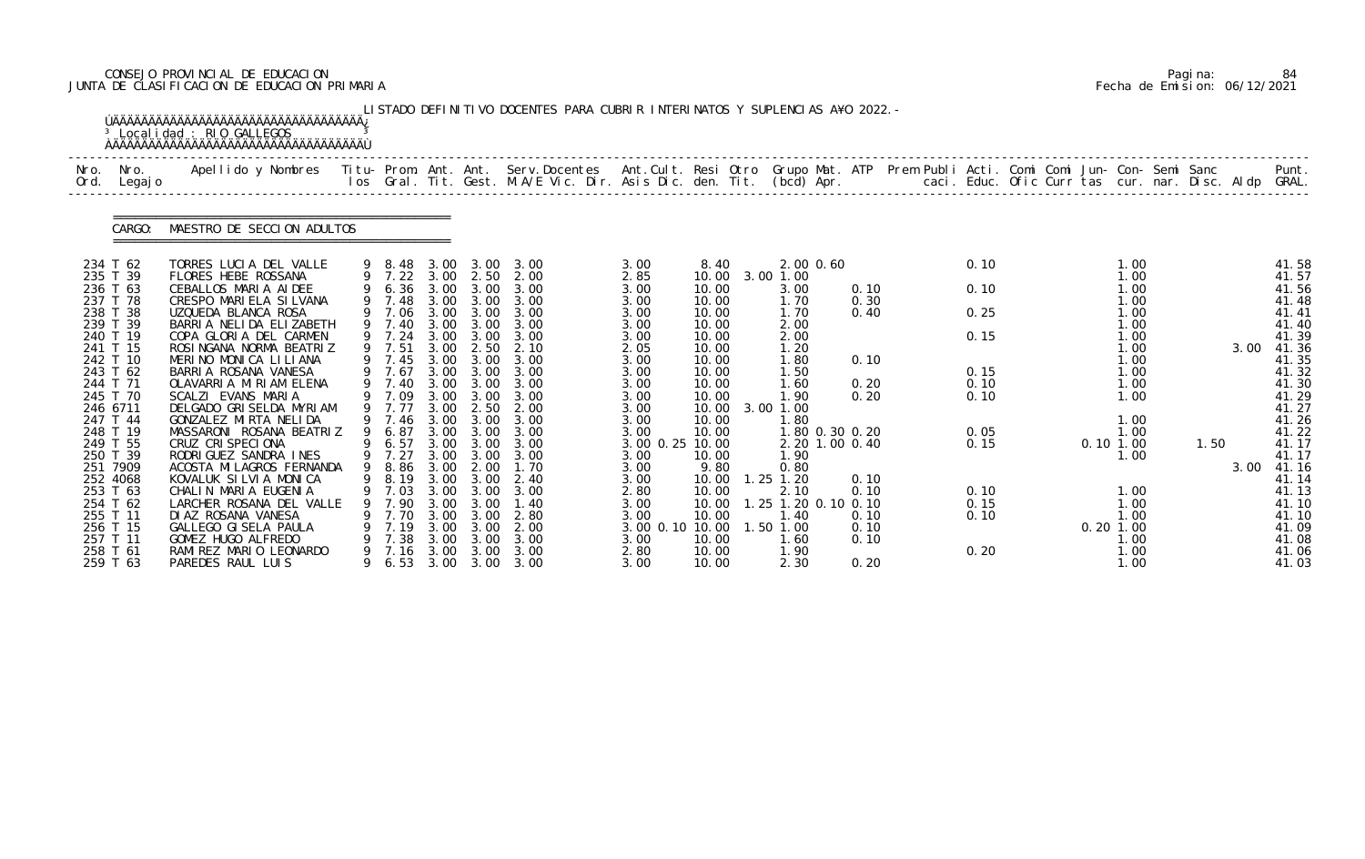CONSEJO PROVINCIAL DE EDUCACION
JUNTA DE CLASIFICACION DE EDUCACION PRIMARIA

Pagina: 84
Fecha de Emision: 06/12/2021

LISTADO DEFINITIVO DOCENTES PARA CUBRIR INTERINATOS Y SUPLENCIAS A¥O 2022.-

Localidad : RIO GALLEGOS

CARGO: MAESTRO DE SECCION ADULTOS

| Nro. Ord. | Nro. Legajo | Apellido y Nombres | Titu- los | Prom. Gral. | Ant. Tit. | Ant. Gest. | Serv.Docentes M.A/E Vic. Dir. | Ant.Cult. Asis Dic. | Resi den. | Otro Tit. | Grupo Mat. (bcd) | ATP Apr. | Prem Publi caci. | Acti. Educ. | Comi Ofic | Comi Curr | Jun- tas | Con- cur. | Semi nar. | Sanc Disc. | Aldp | Punt. GRAL. |
|---|---|---|---|---|---|---|---|---|---|---|---|---|---|---|---|---|---|---|---|---|---|---|
| 234 | T 62 | TORRES LUCIA DEL VALLE | 9 | 8.48 | 3.00 | 3.00 | 3.00 | 3.00 | 8.40 | | 2.00 0.60 | | | 0.10 | | | | 1.00 | | | | 41.58 |
| 235 | T 39 | FLORES HEBE ROSSANA | 9 | 7.22 | 3.00 | 2.50 | 2.00 | 2.85 | 10.00 | 3.00 | 1.00 | | | | | | | 1.00 | | | | 41.57 |
| 236 | T 63 | CEBALLOS MARIA AIDEE | 9 | 6.36 | 3.00 | 3.00 | 3.00 | 3.00 | 10.00 | | 3.00 | 0.10 | | 0.10 | | | | 1.00 | | | | 41.56 |
| 237 | T 78 | CRESPO MARIELA SILVANA | 9 | 7.48 | 3.00 | 3.00 | 3.00 | 3.00 | 10.00 | | 1.70 | 0.30 | | | | | | 1.00 | | | | 41.48 |
| 238 | T 38 | UZQUEDA BLANCA ROSA | 9 | 7.06 | 3.00 | 3.00 | 3.00 | 3.00 | 10.00 | | 1.70 | 0.40 | | 0.25 | | | | 1.00 | | | | 41.41 |
| 239 | T 39 | BARRIA NELIDA ELIZABETH | 9 | 7.40 | 3.00 | 3.00 | 3.00 | 3.00 | 10.00 | | 2.00 | | | | | | | 1.00 | | | | 41.40 |
| 240 | T 19 | COPA GLORIA DEL CARMEN | 9 | 7.24 | 3.00 | 3.00 | 3.00 | 3.00 | 10.00 | | 2.00 | | | 0.15 | | | | 1.00 | | | | 41.39 |
| 241 | T 15 | ROSINGANA NORMA BEATRIZ | 9 | 7.51 | 3.00 | 2.50 | 2.10 | 2.05 | 10.00 | | 1.20 | | | | | | | 1.00 | | | 3.00 | 41.36 |
| 242 | T 10 | MERINO MONICA LILIANA | 9 | 7.45 | 3.00 | 3.00 | 3.00 | 3.00 | 10.00 | | 1.80 | 0.10 | | | | | | 1.00 | | | | 41.35 |
| 243 | T 62 | BARRIA ROSANA VANESA | 9 | 7.67 | 3.00 | 3.00 | 3.00 | 3.00 | 10.00 | | 1.50 | | | 0.15 | | | | 1.00 | | | | 41.32 |
| 244 | T 71 | OLAVARRIA MIRIAM ELENA | 9 | 7.40 | 3.00 | 3.00 | 3.00 | 3.00 | 10.00 | | 1.60 | 0.20 | | 0.10 | | | | 1.00 | | | | 41.30 |
| 245 | T 70 | SCALZI EVANS MARIA | 9 | 7.09 | 3.00 | 3.00 | 3.00 | 3.00 | 10.00 | | 1.90 | 0.20 | | 0.10 | | | | 1.00 | | | | 41.29 |
| 246 | 6711 | DELGADO GRISELDA MYRIAM | 9 | 7.77 | 3.00 | 2.50 | 2.00 | 3.00 | 10.00 | 3.00 | 1.00 | | | | | | | | | | | 41.27 |
| 247 | T 44 | GONZALEZ MIRTA NELIDA | 9 | 7.46 | 3.00 | 3.00 | 3.00 | 3.00 | 10.00 | | 1.80 | | | | | | | 1.00 | | | | 41.26 |
| 248 | T 19 | MASSARONI ROSANA BEATRIZ | 9 | 6.87 | 3.00 | 3.00 | 3.00 | 3.00 | 10.00 | | 1.80 0.30 | 0.20 | | 0.05 | | | | 1.00 | | | | 41.22 |
| 249 | T 55 | CRUZ CRISPECIONA | 9 | 6.57 | 3.00 | 3.00 | 3.00 | 3.00 0.25 | 10.00 | | 2.20 1.00 | 0.40 | | 0.15 | | | 0.10 | 1.00 | | 1.50 | | 41.17 |
| 250 | T 39 | RODRIGUEZ SANDRA INES | 9 | 7.27 | 3.00 | 3.00 | 3.00 | 3.00 | 10.00 | | 1.90 | | | | | | | 1.00 | | | | 41.17 |
| 251 | 7909 | ACOSTA MILAGROS FERNANDA | 9 | 8.86 | 3.00 | 2.00 | 1.70 | 3.00 | 9.80 | | 0.80 | | | | | | | | | | 3.00 | 41.16 |
| 252 | 4068 | KOVALUK SILVIA MONICA | 9 | 8.19 | 3.00 | 3.00 | 2.40 | 3.00 | 10.00 | 1.25 | 1.20 | 0.10 | | | | | | | | | | 41.14 |
| 253 | T 63 | CHALIN MARIA EUGENIA | 9 | 7.03 | 3.00 | 3.00 | 3.00 | 2.80 | 10.00 | | 2.10 | 0.10 | | 0.10 | | | | 1.00 | | | | 41.13 |
| 254 | T 62 | LARCHER ROSANA DEL VALLE | 9 | 7.90 | 3.00 | 3.00 | 1.40 | 3.00 | 10.00 | 1.25 | 1.20 0.10 | 0.10 | | 0.15 | | | | 1.00 | | | | 41.10 |
| 255 | T 11 | DIAZ ROSANA VANESA | 9 | 7.70 | 3.00 | 3.00 | 2.80 | 3.00 | 10.00 | | 1.40 | 0.10 | | 0.10 | | | | 1.00 | | | | 41.10 |
| 256 | T 15 | GALLEGO GISELA PAULA | 9 | 7.19 | 3.00 | 3.00 | 2.00 | 3.00 0.10 | 10.00 | 1.50 | 1.00 | 0.10 | | | | | 0.20 | 1.00 | | | | 41.09 |
| 257 | T 11 | GOMEZ HUGO ALFREDO | 9 | 7.38 | 3.00 | 3.00 | 3.00 | 3.00 | 10.00 | | 1.60 | 0.10 | | | | | | 1.00 | | | | 41.08 |
| 258 | T 61 | RAMIREZ MARIO LEONARDO | 9 | 7.16 | 3.00 | 3.00 | 3.00 | 2.80 | 10.00 | | 1.90 | | | 0.20 | | | | 1.00 | | | | 41.06 |
| 259 | T 63 | PAREDES RAUL LUIS | 9 | 6.53 | 3.00 | 3.00 | 3.00 | 3.00 | 10.00 | | 2.30 | 0.20 | | | | | | 1.00 | | | | 41.03 |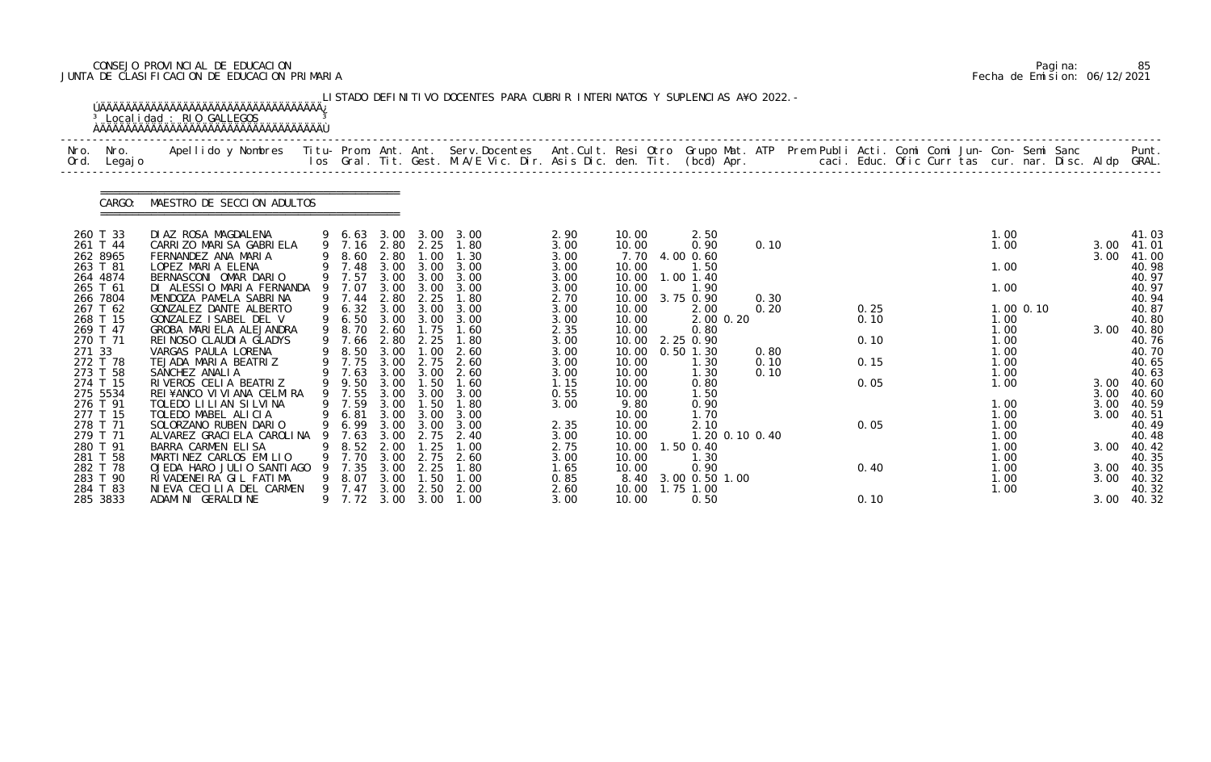CONSEJO PROVINCIAL DE EDUCACION
JUNTA DE CLASIFICACION DE EDUCACION PRIMARIA

Pagina: 85
Fecha de Emision: 06/12/2021

LISTADO DEFINITIVO DOCENTES PARA CUBRIR INTERINATOS Y SUPLENCIAS A¥O 2022.-

Localidad : RIO GALLEGOS

CARGO: MAESTRO DE SECCION ADULTOS

| Nro. Ord. | Nro. Legajo | Apellido y Nombres | Titu-los | Prom. Gral. | Ant. Tit. | Ant. Gest. | Serv.Docentes M.A/E Vic. Dir. | Ant.Cult. Asis Dic. | Resi den. | Otro Tit. | Grupo Mat. (bcd) | ATP Apr. | Prem Publi caci. | Acti. Educ. | Comi Ofic | Comi Curr | Jun-tas | Con-cur. | Semi nar. | Sanc Disc. | Aldp | Punt. GRAL. |
|---|---|---|---|---|---|---|---|---|---|---|---|---|---|---|---|---|---|---|---|---|---|---|
| 260 | T 33 | DIAZ ROSA MAGDALENA | 9 | 6.63 | 3.00 | 3.00 | 3.00 | 2.90 | 10.00 | | 2.50 | | | | | | | 1.00 | | | | 41.03 |
| 261 | T 44 | CARRIZO MARISA GABRIELA | 9 | 7.16 | 2.80 | 2.25 | 1.80 | 3.00 | 10.00 | | 0.90 | 0.10 | | | | | | 1.00 | | | 3.00 | 41.01 |
| 262 | 8965 | FERNANDEZ ANA MARIA | 9 | 8.60 | 2.80 | 1.00 | 1.30 | 3.00 | 7.70 | 4.00 | 0.60 | | | | | | | | | | 3.00 | 41.00 |
| 263 | T 81 | LOPEZ MARIA ELENA | 9 | 7.48 | 3.00 | 3.00 | 3.00 | 3.00 | 10.00 | | 1.50 | | | | | | | 1.00 | | | | 40.98 |
| 264 | 4874 | BERNASCONI OMAR DARIO | 9 | 7.57 | 3.00 | 3.00 | 3.00 | 3.00 | 10.00 | 1.00 | 1.40 | | | | | | | | | | | 40.97 |
| 265 | T 61 | DI ALESSIO MARIA FERNANDA | 9 | 7.07 | 3.00 | 3.00 | 3.00 | 3.00 | 10.00 | | 1.90 | | | | | | | 1.00 | | | | 40.97 |
| 266 | 7804 | MENDOZA PAMELA SABRINA | 9 | 7.44 | 2.80 | 2.25 | 1.80 | 2.70 | 10.00 | 3.75 | 0.90 | 0.30 | | | | | | | | | | 40.94 |
| 267 | T 62 | GONZALEZ DANTE ALBERTO | 9 | 6.32 | 3.00 | 3.00 | 3.00 | 3.00 | 10.00 | | 2.00 | 0.20 | | 0.25 | | | | 1.00 | 0.10 | | | 40.87 |
| 268 | T 15 | GONZALEZ ISABEL DEL V | 9 | 6.50 | 3.00 | 3.00 | 3.00 | 3.00 | 10.00 | | 2.00 0.20 | | | 0.10 | | | | 1.00 | | | | 40.80 |
| 269 | T 47 | GROBA MARIELA ALEJANDRA | 9 | 8.70 | 2.60 | 1.75 | 1.60 | 2.35 | 10.00 | | 0.80 | | | | | | | 1.00 | | | 3.00 | 40.80 |
| 270 | T 71 | REINOSO CLAUDIA GLADYS | 9 | 7.66 | 2.80 | 2.25 | 1.80 | 3.00 | 10.00 | 2.25 | 0.90 | | | 0.10 | | | | 1.00 | | | | 40.76 |
| 271 | 33 | VARGAS PAULA LORENA | 9 | 8.50 | 3.00 | 1.00 | 2.60 | 3.00 | 10.00 | 0.50 | 1.30 | 0.80 | | | | | | 1.00 | | | | 40.70 |
| 272 | T 78 | TEJADA MARIA BEATRIZ | 9 | 7.75 | 3.00 | 2.75 | 2.60 | 3.00 | 10.00 | | 1.30 | 0.10 | | 0.15 | | | | 1.00 | | | | 40.65 |
| 273 | T 58 | SANCHEZ ANALIA | 9 | 7.63 | 3.00 | 3.00 | 2.60 | 3.00 | 10.00 | | 1.30 | 0.10 | | | | | | 1.00 | | | | 40.63 |
| 274 | T 15 | RIVEROS CELIA BEATRIZ | 9 | 9.50 | 3.00 | 1.50 | 1.60 | 1.15 | 10.00 | | 0.80 | | | 0.05 | | | | 1.00 | | | 3.00 | 40.60 |
| 275 | 5534 | REI¥ANCO VIVIANA CELMIRA | 9 | 7.55 | 3.00 | 3.00 | 3.00 | 0.55 | 10.00 | | 1.50 | | | | | | | | | | 3.00 | 40.60 |
| 276 | T 91 | TOLEDO LILIAN SILVINA | 9 | 7.59 | 3.00 | 1.50 | 1.80 | 3.00 | 9.80 | | 0.90 | | | | | | | 1.00 | | | 3.00 | 40.59 |
| 277 | T 15 | TOLEDO MABEL ALICIA | 9 | 6.81 | 3.00 | 3.00 | 3.00 | | 10.00 | | 1.70 | | | | | | | 1.00 | | | 3.00 | 40.51 |
| 278 | T 71 | SOLORZANO RUBEN DARIO | 9 | 6.99 | 3.00 | 3.00 | 3.00 | 2.35 | 10.00 | | 2.10 | | | 0.05 | | | | 1.00 | | | | 40.49 |
| 279 | T 71 | ALVAREZ GRACIELA CAROLINA | 9 | 7.63 | 3.00 | 2.75 | 2.40 | 3.00 | 10.00 | | 1.20 0.10 0.40 | | | | | | | 1.00 | | | | 40.48 |
| 280 | T 91 | BARRA CARMEN ELISA | 9 | 8.52 | 2.00 | 1.25 | 1.00 | 2.75 | 10.00 | 1.50 | 0.40 | | | | | | | 1.00 | | | 3.00 | 40.42 |
| 281 | T 58 | MARTINEZ CARLOS EMILIO | 9 | 7.70 | 3.00 | 2.75 | 2.60 | 3.00 | 10.00 | | 1.30 | | | | | | | 1.00 | | | | 40.35 |
| 282 | T 78 | OJEDA HARO JULIO SANTIAGO | 9 | 7.35 | 3.00 | 2.25 | 1.80 | 1.65 | 10.00 | | 0.90 | | | 0.40 | | | | 1.00 | | | 3.00 | 40.35 |
| 283 | T 90 | RIVADENEIRA GIL FATIMA | 9 | 8.07 | 3.00 | 1.50 | 1.00 | 0.85 | 8.40 | 3.00 | 0.50 1.00 | | | | | | | 1.00 | | | 3.00 | 40.32 |
| 284 | T 83 | NIEVA CECILIA DEL CARMEN | 9 | 7.47 | 3.00 | 2.50 | 2.00 | 2.60 | 10.00 | 1.75 | 1.00 | | | | | | | 1.00 | | | | 40.32 |
| 285 | 3833 | ADAMINI GERALDINE | 9 | 7.72 | 3.00 | 3.00 | 1.00 | 3.00 | 10.00 | | 0.50 | | | 0.10 | | | | | | | 3.00 | 40.32 |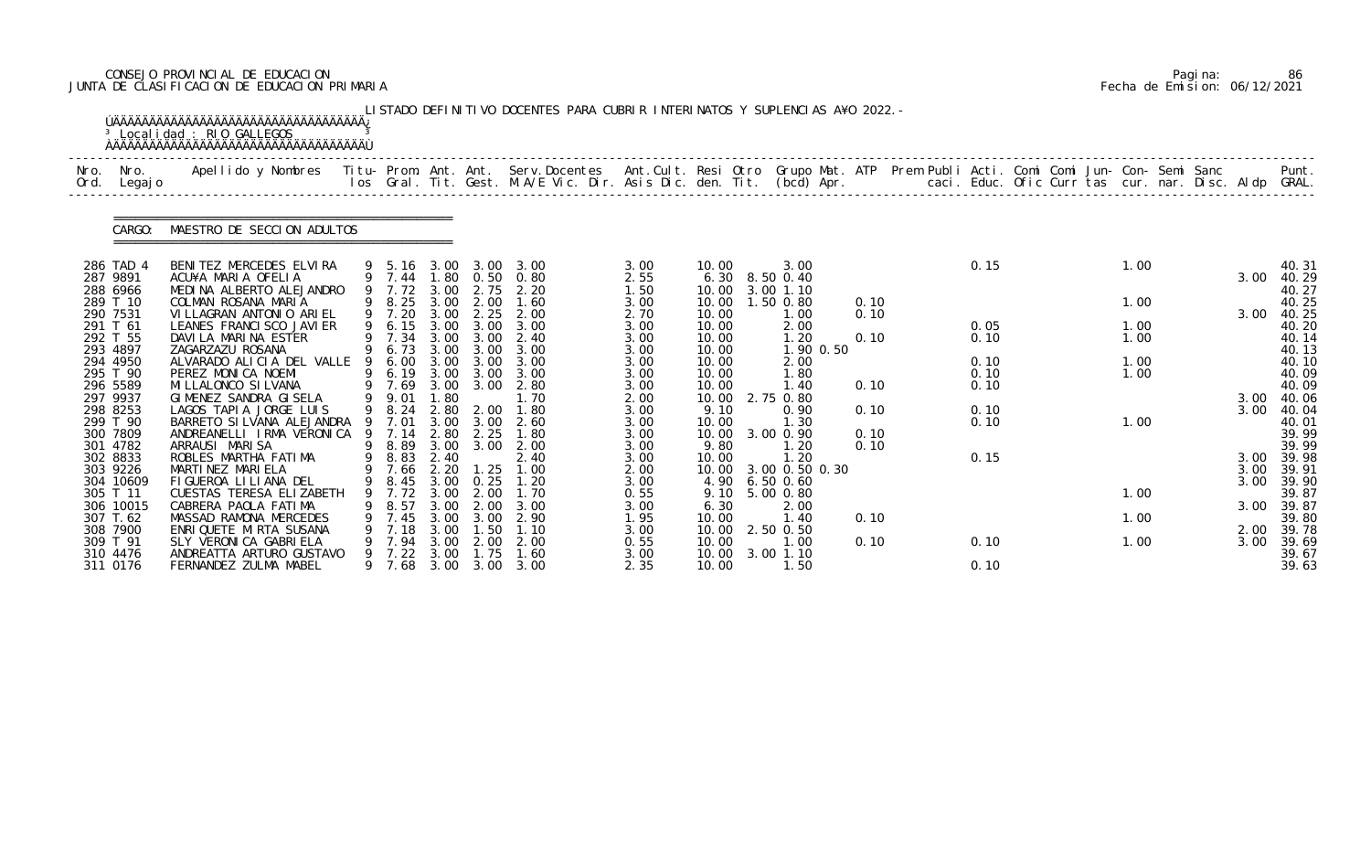CONSEJO PROVINCIAL DE EDUCACION
JUNTA DE CLASIFICACION DE EDUCACION PRIMARIA

Pagina: 86
Fecha de Emision: 06/12/2021

LISTADO DEFINITIVO DOCENTES PARA CUBRIR INTERINATOS Y SUPLENCIAS A¥O 2022.-

Localidad : RIO GALLEGOS

CARGO: MAESTRO DE SECCION ADULTOS

| Nro. Ord. | Nro. Legajo | Apellido y Nombres | Titu- los | Prom. Gral. | Ant. Tit. | Ant. Gest. | Serv.Docentes M.A/E Vic. Dir. | Ant.Cult. Asis Dic. | Resi den. | Otro Tit. | Grupo Mat. (bcd) | ATP Apr. | Prem Publi caci. | Acti. Educ. | Comi Ofic | Comi Curr | Jun- tas | Con- cur. | Semi nar. | Sanc Disc. | Aldp | Punt. GRAL. |
|---|---|---|---|---|---|---|---|---|---|---|---|---|---|---|---|---|---|---|---|---|---|---|
| 286 | TAD 4 | BENITEZ MERCEDES ELVIRA | 9 | 5.16 | 3.00 | 3.00 | 3.00 | 3.00 | 10.00 | | 3.00 | | | 0.15 | | | 1.00 | | | | | 40.31 |
| 287 | 9891 | ACU¥A MARIA OFELIA | 9 | 7.44 | 1.80 | 0.50 | 0.80 | 2.55 | 6.30 | 8.50 | 0.40 | | | | | | | | | | 3.00 | 40.29 |
| 288 | 6966 | MEDINA ALBERTO ALEJANDRO | 9 | 7.72 | 3.00 | 2.75 | 2.20 | 1.50 | 10.00 | 3.00 | 1.10 | | | | | | | | | | | 40.27 |
| 289 | T 10 | COLMAN ROSANA MARIA | 9 | 8.25 | 3.00 | 2.00 | 1.60 | 3.00 | 10.00 | 1.50 | 0.80 | 0.10 | | | | | 1.00 | | | | | 40.25 |
| 290 | 7531 | VILLAGRAN ANTONIO ARIEL | 9 | 7.20 | 3.00 | 2.25 | 2.00 | 2.70 | 10.00 | | 1.00 | 0.10 | | | | | | | | | 3.00 | 40.25 |
| 291 | T 61 | LEANES FRANCISCO JAVIER | 9 | 6.15 | 3.00 | 3.00 | 3.00 | 3.00 | 10.00 | | 2.00 | | | 0.05 | | | 1.00 | | | | | 40.20 |
| 292 | T 55 | DAVILA MARINA ESTER | 9 | 7.34 | 3.00 | 3.00 | 2.40 | 3.00 | 10.00 | | 1.20 | 0.10 | | 0.10 | | | 1.00 | | | | | 40.14 |
| 293 | 4897 | ZAGARZAZU ROSANA | 9 | 6.73 | 3.00 | 3.00 | 3.00 | 3.00 | 10.00 | | 1.90 | 0.50 | | | | | | | | | | 40.13 |
| 294 | 4950 | ALVARADO ALICIA DEL VALLE | 9 | 6.00 | 3.00 | 3.00 | 3.00 | 3.00 | 10.00 | | 2.00 | | | 0.10 | | | 1.00 | | | | | 40.10 |
| 295 | T 90 | PEREZ MONICA NOEMI | 9 | 6.19 | 3.00 | 3.00 | 3.00 | 3.00 | 10.00 | | 1.80 | | | 0.10 | | | 1.00 | | | | | 40.09 |
| 296 | 5589 | MILLALONCO SILVANA | 9 | 7.69 | 3.00 | 3.00 | 2.80 | 3.00 | 10.00 | | 1.40 | 0.10 | | 0.10 | | | | | | | | 40.09 |
| 297 | 9937 | GIMENEZ SANDRA GISELA | 9 | 9.01 | 1.80 | | 1.70 | 2.00 | 10.00 | 2.75 | 0.80 | | | | | | | | | | 3.00 | 40.06 |
| 298 | 8253 | LAGOS TAPIA JORGE LUIS | 9 | 8.24 | 2.80 | 2.00 | 1.80 | 3.00 | 9.10 | | 0.90 | 0.10 | | 0.10 | | | | | | | 3.00 | 40.04 |
| 299 | T 90 | BARRETO SILVANA ALEJANDRA | 9 | 7.01 | 3.00 | 3.00 | 2.60 | 3.00 | 10.00 | | 1.30 | | | 0.10 | | | 1.00 | | | | | 40.01 |
| 300 | 7809 | ANDREANELLI IRMA VERONICA | 9 | 7.14 | 2.80 | 2.25 | 1.80 | 3.00 | 10.00 | 3.00 | 0.90 | 0.10 | | | | | | | | | | 39.99 |
| 301 | 4782 | ARRAUSI MARISA | 9 | 8.89 | 3.00 | 3.00 | 2.00 | 3.00 | 9.80 | | 1.20 | 0.10 | | | | | | | | | | 39.99 |
| 302 | 8833 | ROBLES MARTHA FATIMA | 9 | 8.83 | 2.40 | | 2.40 | 3.00 | 10.00 | | 1.20 | | | 0.15 | | | | | | | 3.00 | 39.98 |
| 303 | 9226 | MARTINEZ MARIELA | 9 | 7.66 | 2.20 | 1.25 | 1.00 | 2.00 | 10.00 | 3.00 | 0.50 0.30 | | | | | | | | | | 3.00 | 39.91 |
| 304 | 10609 | FIGUEROA LILIANA DEL | 9 | 8.45 | 3.00 | 0.25 | 1.20 | 3.00 | 4.90 | 6.50 | 0.60 | | | | | | | | | | 3.00 | 39.90 |
| 305 | T 11 | CUESTAS TERESA ELIZABETH | 9 | 7.72 | 3.00 | 2.00 | 1.70 | 0.55 | 9.10 | 5.00 | 0.80 | | | | | | 1.00 | | | | | 39.87 |
| 306 | 10015 | CABRERA PAOLA FATIMA | 9 | 8.57 | 3.00 | 2.00 | 3.00 | 3.00 | 6.30 | | 2.00 | | | | | | | | | | 3.00 | 39.87 |
| 307 | T.62 | MASSAD RAMONA MERCEDES | 9 | 7.45 | 3.00 | 3.00 | 2.90 | 1.95 | 10.00 | | 1.40 | 0.10 | | | | | 1.00 | | | | | 39.80 |
| 308 | 7900 | ENRIQUETE MIRTA SUSANA | 9 | 7.18 | 3.00 | 1.50 | 1.10 | 3.00 | 10.00 | 2.50 | 0.50 | | | | | | | | | | 2.00 | 39.78 |
| 309 | T 91 | SLY VERONICA GABRIELA | 9 | 7.94 | 3.00 | 2.00 | 2.00 | 0.55 | 10.00 | | 1.00 | 0.10 | | 0.10 | | | 1.00 | | | | 3.00 | 39.69 |
| 310 | 4476 | ANDREATTA ARTURO GUSTAVO | 9 | 7.22 | 3.00 | 1.75 | 1.60 | 3.00 | 10.00 | 3.00 | 1.10 | | | | | | | | | | | 39.67 |
| 311 | 0176 | FERNANDEZ ZULMA MABEL | 9 | 7.68 | 3.00 | 3.00 | 3.00 | 2.35 | 10.00 | | 1.50 | | | 0.10 | | | | | | | | 39.63 |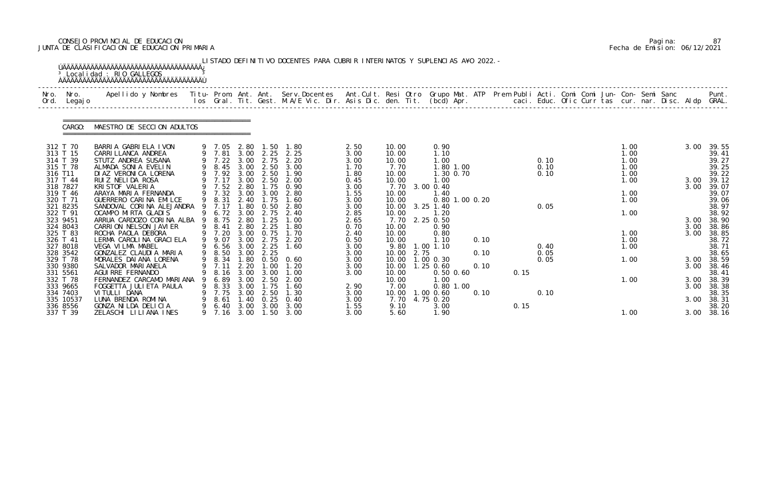CONSEJO PROVINCIAL DE EDUCACION
JUNTA DE CLASIFICACION DE EDUCACION PRIMARIA

Pagina: 87
Fecha de Emision: 06/12/2021

LISTADO DEFINITIVO DOCENTES PARA CUBRIR INTERINATOS Y SUPLENCIAS A¥O 2022.-

Localidad : RIO GALLEGOS

CARGO: MAESTRO DE SECCION ADULTOS

| Nro. Ord. | Nro. Legajo | Apellido y Nombres | Titu-los | Prom. Gral. | Ant. Tit. | Ant. Gest. | Serv.Docentes M.A/E Vic. Dir. | Ant.Cult. Asis Dic. | Resi den. | Otro Tit. | Grupo Mat. (bcd) | ATP Apr. | Prem Publi caci. | Acti. Educ. | Comi Ofic | Comi Curr | Jun-tas | Con-cur. | Semi nar. | Sanc Disc. | Aldp | Punt. GRAL. |
|---|---|---|---|---|---|---|---|---|---|---|---|---|---|---|---|---|---|---|---|---|---|---|
| 312 | T 70 | BARRIA GABRIELA IVON | 9 | 7.05 | 2.80 | 1.50 | 1.80 | 2.50 | 10.00 | | 0.90 | | | | | | | 1.00 | | | 3.00 | 39.55 |
| 313 | T 15 | CARRILLANCA ANDREA | 9 | 7.81 | 3.00 | 2.25 | 2.25 | 3.00 | 10.00 | | 1.10 | | | | | | | 1.00 | | | | 39.41 |
| 314 | T 39 | STUTZ ANDREA SUSANA | 9 | 7.22 | 3.00 | 2.75 | 2.20 | 3.00 | 10.00 | | 1.00 | | | 0.10 | | | | 1.00 | | | | 39.27 |
| 315 | T 78 | ALMADA SONIA EVELIN | 9 | 8.45 | 3.00 | 2.50 | 3.00 | 1.70 | 7.70 | | 1.80 1.00 | | | 0.10 | | | | 1.00 | | | | 39.25 |
| 316 | T11 | DIAZ VERONICA LORENA | 9 | 7.92 | 3.00 | 2.50 | 1.90 | 1.80 | 10.00 | | 1.30 0.70 | | | 0.10 | | | | 1.00 | | | | 39.22 |
| 317 | T 44 | RUIZ NELIDA ROSA | 9 | 7.17 | 3.00 | 2.50 | 2.00 | 0.45 | 10.00 | | 1.00 | | | | | | | 1.00 | | | 3.00 | 39.12 |
| 318 | 7827 | KRISTOF VALERIA | 9 | 7.52 | 2.80 | 1.75 | 0.90 | 3.00 | 7.70 | 3.00 | 0.40 | | | | | | | | | | 3.00 | 39.07 |
| 319 | T 46 | ARAYA MARIA FERNANDA | 9 | 7.32 | 3.00 | 3.00 | 2.80 | 1.55 | 10.00 | | 1.40 | | | | | | | 1.00 | | | | 39.07 |
| 320 | T 71 | GUERRERO CARINA EMILCE | 9 | 8.31 | 2.40 | 1.75 | 1.60 | 3.00 | 10.00 | | 0.80 1.00 0.20 | | | | | | | 1.00 | | | | 39.06 |
| 321 | 8235 | SANDOVAL CORINA ALEJANDRA | 9 | 7.17 | 1.80 | 0.50 | 2.80 | 3.00 | 10.00 | 3.25 | 1.40 | | | 0.05 | | | | | | | | 38.97 |
| 322 | T 91 | OCAMPO MIRTA GLADIS | 9 | 6.72 | 3.00 | 2.75 | 2.40 | 2.85 | 10.00 | | 1.20 | | | | | | | 1.00 | | | | 38.92 |
| 323 | 9451 | ARRUA CARDOZO CORINA ALBA | 9 | 8.75 | 2.80 | 1.25 | 1.00 | 2.65 | 7.70 | 2.25 | 0.50 | | | | | | | | | | 3.00 | 38.90 |
| 324 | 8043 | CARRION NELSON JAVIER | 9 | 8.41 | 2.80 | 2.25 | 1.80 | 0.70 | 10.00 | | 0.90 | | | | | | | | | | 3.00 | 38.86 |
| 325 | T 83 | ROCHA PAOLA DEBORA | 9 | 7.20 | 3.00 | 0.75 | 1.70 | 2.40 | 10.00 | | 0.80 | | | | | | | 1.00 | | | 3.00 | 38.85 |
| 326 | T 41 | LERMA CAROLINA GRACIELA | 9 | 9.07 | 3.00 | 2.75 | 2.20 | 0.50 | 10.00 | | 1.10 | 0.10 | | | | | | 1.00 | | | | 38.72 |
| 327 | 8018 | VEGA VILMA MABEL | 9 | 6.56 | 3.00 | 2.25 | 1.60 | 3.00 | 9.80 | 1.00 | 1.10 | | | 0.40 | | | | 1.00 | | | | 38.71 |
| 328 | 3542 | GONZALEZ CLAUDIA MARIA | 9 | 8.50 | 3.00 | 2.25 | | 3.00 | 10.00 | 2.75 | | 0.10 | | 0.05 | | | | | | | | 38.65 |
| 329 | T 78 | MORALES DAIANA LORENA | 9 | 8.34 | 1.80 | 0.50 | 0.60 | 3.00 | 10.00 | 1.00 | 0.30 | | | 0.05 | | | | 1.00 | | | 3.00 | 38.59 |
| 330 | 9380 | SALVADOR MARIANELA | 9 | 7.11 | 2.20 | 1.00 | 1.20 | 3.00 | 10.00 | 1.25 | 0.60 | 0.10 | | | | | | | | | 3.00 | 38.46 |
| 331 | 5561 | AGUIRRE FERNANDO | 9 | 8.16 | 3.00 | 3.00 | 1.00 | 3.00 | 10.00 | | 0.50 0.60 | | 0.15 | | | | | | | | | 38.41 |
| 332 | T 78 | FERNANDEZ CARCAMO MARIANA | 9 | 6.89 | 3.00 | 2.50 | 2.00 | | 10.00 | | 1.00 | | | | | | | 1.00 | | | 3.00 | 38.39 |
| 333 | 9665 | FOGGETTA JULIETA PAULA | 9 | 8.33 | 3.00 | 1.75 | 1.60 | 2.90 | 7.00 | | 0.80 1.00 | | | | | | | | | | 3.00 | 38.38 |
| 334 | 7403 | VITULLI DANA | 9 | 7.75 | 3.00 | 2.50 | 1.30 | 3.00 | 10.00 | 1.00 | 0.60 | 0.10 | | 0.10 | | | | | | | | 38.35 |
| 335 | 10537 | LUNA BRENDA ROMINA | 9 | 8.61 | 1.40 | 0.25 | 0.40 | 3.00 | 7.70 | 4.75 | 0.20 | | | | | | | | | | 3.00 | 38.31 |
| 336 | 8556 | GONZA NILDA DELICIA | 9 | 6.40 | 3.00 | 3.00 | 3.00 | 1.55 | 9.10 | | 3.00 | | 0.15 | | | | | | | | | 38.20 |
| 337 | T 39 | ZELASCHI LILIANA INES | 9 | 7.16 | 3.00 | 1.50 | 3.00 | 3.00 | 5.60 | | 1.90 | | | | | | | 1.00 | | | 3.00 | 38.16 |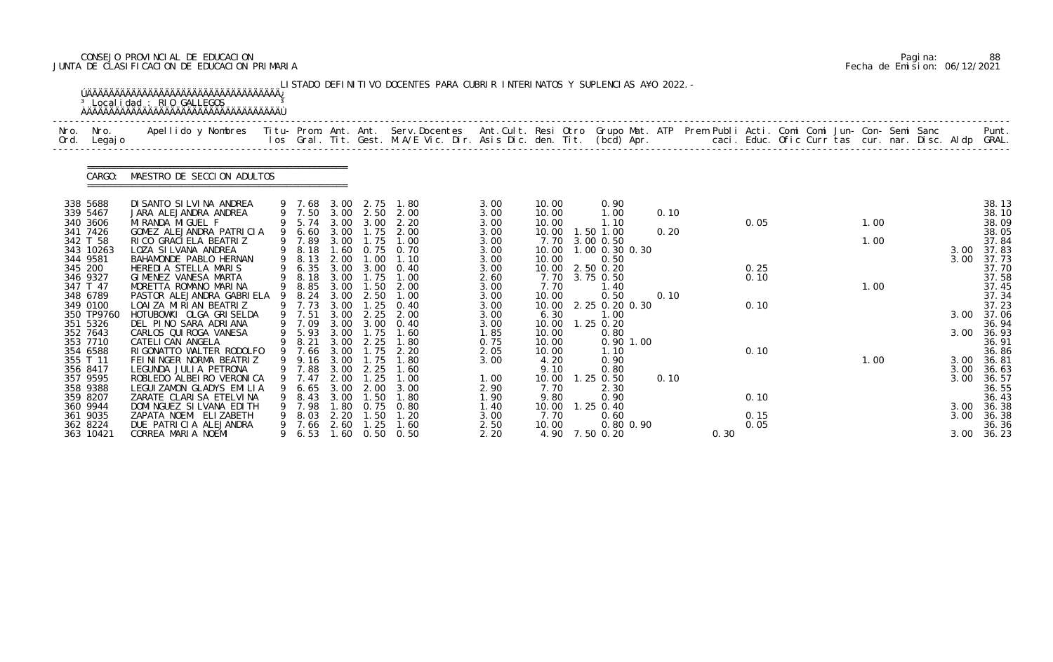CONSEJO PROVINCIAL DE EDUCACION
JUNTA DE CLASIFICACION DE EDUCACION PRIMARIA

Pagina: 88
Fecha de Emision: 06/12/2021

LISTADO DEFINITIVO DOCENTES PARA CUBRIR INTERINATOS Y SUPLENCIAS A¥O 2022.-

Localidad : RIO GALLEGOS

CARGO: MAESTRO DE SECCION ADULTOS

| Nro. Ord. | Nro. Legajo | Apellido y Nombres | Titu- los | Prom. Gral. | Ant. Tit. | Ant. Gest. | Serv.Docentes M.A/E Vic. Dir. | Ant.Cult. Asis Dic. | Resi den. | Otro Tit. | Grupo Mat. (bcd) | ATP Apr. | Prem Publi caci. | Acti. Educ. | Comi Ofic | Comi Curr | Jun- tas | Con- cur. | Semi nar. | Sanc Disc. | Aldp | Punt. GRAL. |
|---|---|---|---|---|---|---|---|---|---|---|---|---|---|---|---|---|---|---|---|---|---|---|
| 338 | 5688 | DI SANTO SILVINA ANDREA | 9 | 7.68 | 3.00 | 2.75 | 1.80 | 3.00 | 10.00 | | 0.90 | | | | | | | | | | | 38.13 |
| 339 | 5467 | JARA ALEJANDRA ANDREA | 9 | 7.50 | 3.00 | 2.50 | 2.00 | 3.00 | 10.00 | | 1.00 | 0.10 | | | | | | | | | | 38.10 |
| 340 | 3606 | MIRANDA MIGUEL F | 9 | 5.74 | 3.00 | 3.00 | 2.20 | 3.00 | 10.00 | | 1.10 | | | 0.05 | | | | 1.00 | | | | 38.09 |
| 341 | 7426 | GOMEZ ALEJANDRA PATRICIA | 9 | 6.60 | 3.00 | 1.75 | 2.00 | 3.00 | 10.00 | 1.50 | 1.00 | 0.20 | | | | | | | | | | 38.05 |
| 342 | T 58 | RICO GRACIELA BEATRIZ | 9 | 7.89 | 3.00 | 1.75 | 1.00 | 3.00 | 7.70 | 3.00 | 0.50 | | | | | | | 1.00 | | | | 37.84 |
| 343 | 10263 | LOZA SILVANA ANDREA | 9 | 8.18 | 1.60 | 0.75 | 0.70 | 3.00 | 10.00 | 1.00 | 0.30 0.30 | | | | | | | | | | 3.00 | 37.83 |
| 344 | 9581 | BAHAMONDE PABLO HERNAN | 9 | 8.13 | 2.00 | 1.00 | 1.10 | 3.00 | 10.00 | | 0.50 | | | | | | | | | | 3.00 | 37.73 |
| 345 | 200 | HEREDIA STELLA MARIS | 9 | 6.35 | 3.00 | 3.00 | 0.40 | 3.00 | 10.00 | 2.50 | 0.20 | | | 0.25 | | | | | | | | 37.70 |
| 346 | 9327 | GIMENEZ VANESA MARTA | 9 | 8.18 | 3.00 | 1.75 | 1.00 | 2.60 | 7.70 | 3.75 | 0.50 | | | 0.10 | | | | | | | | 37.58 |
| 347 | T 47 | MORETTA ROMANO MARINA | 9 | 8.85 | 3.00 | 1.50 | 2.00 | 3.00 | 7.70 | | 1.40 | | | | | | | 1.00 | | | | 37.45 |
| 348 | 6789 | PASTOR ALEJANDRA GABRIELA | 9 | 8.24 | 3.00 | 2.50 | 1.00 | 3.00 | 10.00 | | 0.50 | 0.10 | | | | | | | | | | 37.34 |
| 349 | 0100 | LOAIZA MIRIAN BEATRIZ | 9 | 7.73 | 3.00 | 1.25 | 0.40 | 3.00 | 10.00 | 2.25 | 0.20 0.30 | | | 0.10 | | | | | | | | 37.23 |
| 350 | TP9760 | HOTUBOWKI OLGA GRISELDA | 9 | 7.51 | 3.00 | 2.25 | 2.00 | 3.00 | 6.30 | | 1.00 | | | | | | | | | | 3.00 | 37.06 |
| 351 | 5326 | DEL PINO SARA ADRIANA | 9 | 7.09 | 3.00 | 3.00 | 0.40 | 3.00 | 10.00 | 1.25 | 0.20 | | | | | | | | | | | 36.94 |
| 352 | 7643 | CARLOS QUIROGA VANESA | 9 | 5.93 | 3.00 | 1.75 | 1.60 | 1.85 | 10.00 | | 0.80 | | | | | | | | | | 3.00 | 36.93 |
| 353 | 7710 | CATELICAN ANGELA | 9 | 8.21 | 3.00 | 2.25 | 1.80 | 0.75 | 10.00 | | 0.90 1.00 | | | | | | | | | | | 36.91 |
| 354 | 6588 | RIGONATTO WALTER RODOLFO | 9 | 7.66 | 3.00 | 1.75 | 2.20 | 2.05 | 10.00 | | 1.10 | | | 0.10 | | | | | | | | 36.86 |
| 355 | T 11 | FEININGER NORMA BEATRIZ | 9 | 9.16 | 3.00 | 1.75 | 1.80 | 3.00 | 4.20 | | 0.90 | | | | | | | 1.00 | | | 3.00 | 36.81 |
| 356 | 8417 | LEGUNDA JULIA PETRONA | 9 | 7.88 | 3.00 | 2.25 | 1.60 | | 9.10 | | 0.80 | | | | | | | | | | 3.00 | 36.63 |
| 357 | 9595 | ROBLEDO ALBEIRO VERONICA | 9 | 7.47 | 2.00 | 1.25 | 1.00 | 1.00 | 10.00 | 1.25 | 0.50 | 0.10 | | | | | | | | | 3.00 | 36.57 |
| 358 | 9388 | LEGUIZAMON GLADYS EMILIA | 9 | 6.65 | 3.00 | 2.00 | 3.00 | 2.90 | 7.70 | | 2.30 | | | | | | | | | | | 36.55 |
| 359 | 8207 | ZARATE CLARISA ETELVINA | 9 | 8.43 | 3.00 | 1.50 | 1.80 | 1.90 | 9.80 | | 0.90 | | | 0.10 | | | | | | | | 36.43 |
| 360 | 9944 | DOMINGUEZ SILVANA EDITH | 9 | 7.98 | 1.80 | 0.75 | 0.80 | 1.40 | 10.00 | 1.25 | 0.40 | | | | | | | | | | 3.00 | 36.38 |
| 361 | 9035 | ZAPATA NOEMI ELIZABETH | 9 | 8.03 | 2.20 | 1.50 | 1.20 | 3.00 | 7.70 | | 0.60 | | | 0.15 | | | | | | | 3.00 | 36.38 |
| 362 | 8224 | DUE PATRICIA ALEJANDRA | 9 | 7.66 | 2.60 | 1.25 | 1.60 | 2.50 | 10.00 | | 0.80 0.90 | | | 0.05 | | | | | | | | 36.36 |
| 363 | 10421 | CORREA MARIA NOEMI | 9 | 6.53 | 1.60 | 0.50 | 0.50 | 2.20 | 4.90 | 7.50 | 0.20 | | 0.30 | | | | | | | | 3.00 | 36.23 |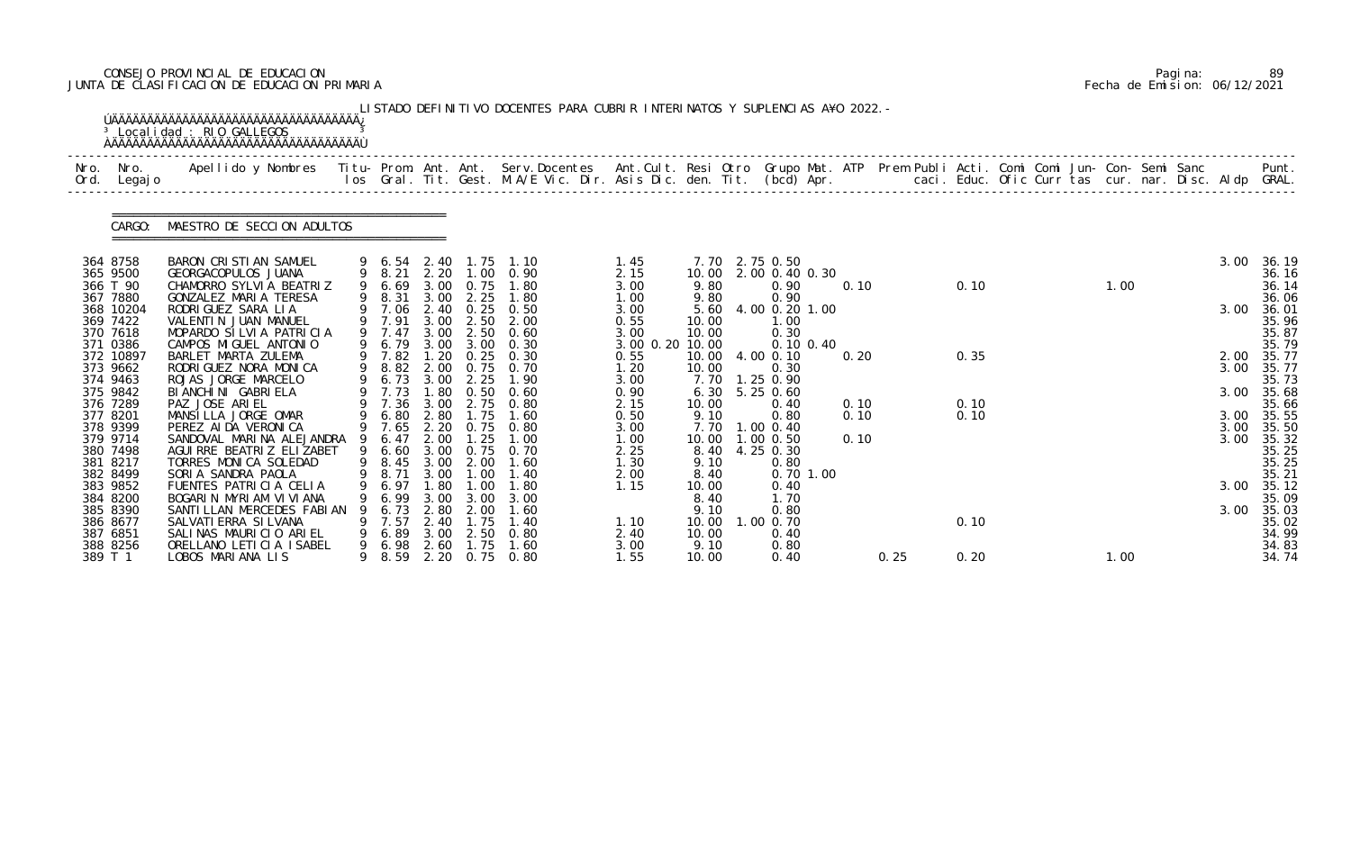CONSEJO PROVINCIAL DE EDUCACION
JUNTA DE CLASIFICACION DE EDUCACION PRIMARIA

Fecha de Emision: 06/12/2021

LISTADO DEFINITIVO DOCENTES PARA CUBRIR INTERINATOS Y SUPLENCIAS A¥O 2022.-

Localidad : RIO GALLEGOS

CARGO: MAESTRO DE SECCION ADULTOS

| Nro. Ord. | Nro. Legajo | Apellido y Nombres | Titu- los | Prom. Gral. | Ant. Tit. | Ant. Gest. | Serv.Docentes M.A/E Vic. Dir. | Ant.Cult. Asis Dic. | Resi den. | Otro Tit. | Grupo Mat. (bcd) Apr. | ATP | Prem Publi caci. | Acti. Educ. | Comi Ofic | Comi Curr | Jun- tas | Con- cur. | Semi nar. | Sanc Disc. | Aldp | Punt. GRAL. |
|---|---|---|---|---|---|---|---|---|---|---|---|---|---|---|---|---|---|---|---|---|---|---|
| 364 | 8758 | BARON CRISTIAN SAMUEL | 9 | 6.54 | 2.40 | 1.75 | 1.10 | 1.45 | 7.70 | 2.75 | 0.50 | | | | | | | | | | 3.00 | 36.19 |
| 365 | 9500 | GEORGACOPULOS JUANA | 9 | 8.21 | 2.20 | 1.00 | 0.90 | 2.15 | 10.00 | 2.00 | 0.40 0.30 | | | | | | | | | | | 36.16 |
| 366 | T 90 | CHAMORRO SYLVIA BEATRIZ | 9 | 6.69 | 3.00 | 0.75 | 1.80 | 3.00 | 9.80 | | 0.90 | 0.10 | | 0.10 | | | 1.00 | | | | | 36.14 |
| 367 | 7880 | GONZALEZ MARIA TERESA | 9 | 8.31 | 3.00 | 2.25 | 1.80 | 1.00 | 9.80 | | 0.90 | | | | | | | | | | | 36.06 |
| 368 | 10204 | RODRIGUEZ SARA LIA | 9 | 7.06 | 2.40 | 0.25 | 0.50 | 3.00 | 5.60 | 4.00 | 0.20 1.00 | | | | | | | | | | 3.00 | 36.01 |
| 369 | 7422 | VALENTIN JUAN MANUEL | 9 | 7.91 | 3.00 | 2.50 | 2.00 | 0.55 | 10.00 | | 1.00 | | | | | | | | | | | 35.96 |
| 370 | 7618 | MOPARDO SILVIA PATRICIA | 9 | 7.47 | 3.00 | 2.50 | 0.60 | 3.00 | 10.00 | | 0.30 | | | | | | | | | | | 35.87 |
| 371 | 0386 | CAMPOS MIGUEL ANTONIO | 9 | 6.79 | 3.00 | 3.00 | 0.30 | 3.00 0.20 | 10.00 | | 0.10 0.40 | | | | | | | | | | | 35.79 |
| 372 | 10897 | BARLET MARTA ZULEMA | 9 | 7.82 | 1.20 | 0.25 | 0.30 | 0.55 | 10.00 | 4.00 | 0.10 | 0.20 | | 0.35 | | | | | | | 2.00 | 35.77 |
| 373 | 9662 | RODRIGUEZ NORA MONICA | 9 | 8.82 | 2.00 | 0.75 | 0.70 | 1.20 | 10.00 | | 0.30 | | | | | | | | | | 3.00 | 35.77 |
| 374 | 9463 | ROJAS JORGE MARCELO | 9 | 6.73 | 3.00 | 2.25 | 1.90 | 3.00 | 7.70 | 1.25 | 0.90 | | | | | | | | | | | 35.73 |
| 375 | 9842 | BIANCHINI GABRIELA | 9 | 7.73 | 1.80 | 0.50 | 0.60 | 0.90 | 6.30 | 5.25 | 0.60 | | | | | | | | | | 3.00 | 35.68 |
| 376 | 7289 | PAZ JOSE ARIEL | 9 | 7.36 | 3.00 | 2.75 | 0.80 | 2.15 | 10.00 | | 0.40 | 0.10 | | 0.10 | | | | | | | | 35.66 |
| 377 | 8201 | MANSILLA JORGE OMAR | 9 | 6.80 | 2.80 | 1.75 | 1.60 | 0.50 | 9.10 | | 0.80 | 0.10 | | 0.10 | | | | | | | 3.00 | 35.55 |
| 378 | 9399 | PEREZ AIDA VERONICA | 9 | 7.65 | 2.20 | 0.75 | 0.80 | 3.00 | 7.70 | 1.00 | 0.40 | | | | | | | | | | 3.00 | 35.50 |
| 379 | 9714 | SANDOVAL MARINA ALEJANDRA | 9 | 6.47 | 2.00 | 1.25 | 1.00 | 1.00 | 10.00 | 1.00 | 0.50 | 0.10 | | | | | | | | | 3.00 | 35.32 |
| 380 | 7498 | AGUIRRE BEATRIZ ELIZABET | 9 | 6.60 | 3.00 | 0.75 | 0.70 | 2.25 | 8.40 | 4.25 | 0.30 | | | | | | | | | | | 35.25 |
| 381 | 8217 | TORRES MONICA SOLEDAD | 9 | 8.45 | 3.00 | 2.00 | 1.60 | 1.30 | 9.10 | | 0.80 | | | | | | | | | | | 35.25 |
| 382 | 8499 | SORIA SANDRA PAOLA | 9 | 8.71 | 3.00 | 1.00 | 1.40 | 2.00 | 8.40 | | 0.70 1.00 | | | | | | | | | | | 35.21 |
| 383 | 9852 | FUENTES PATRICIA CELIA | 9 | 6.97 | 1.80 | 1.00 | 1.80 | 1.15 | 10.00 | | 0.40 | | | | | | | | | | 3.00 | 35.12 |
| 384 | 8200 | BOGARIN MYRIAM VIVIANA | 9 | 6.99 | 3.00 | 3.00 | 3.00 | | 8.40 | | 1.70 | | | | | | | | | | | 35.09 |
| 385 | 8390 | SANTILLAN MERCEDES FABIAN | 9 | 6.73 | 2.80 | 2.00 | 1.60 | | 9.10 | | 0.80 | | | | | | | | | | 3.00 | 35.03 |
| 386 | 8677 | SALVATIERRA SILVANA | 9 | 7.57 | 2.40 | 1.75 | 1.40 | 1.10 | 10.00 | 1.00 | 0.70 | | | 0.10 | | | | | | | | 35.02 |
| 387 | 6851 | SALINAS MAURICIO ARIEL | 9 | 6.89 | 3.00 | 2.50 | 0.80 | 2.40 | 10.00 | | 0.40 | | | | | | | | | | | 34.99 |
| 388 | 8256 | ORELLANO LETICIA ISABEL | 9 | 6.98 | 2.60 | 1.75 | 1.60 | 3.00 | 9.10 | | 0.80 | | | | | | | | | | | 34.83 |
| 389 | T 1 | LOBOS MARIANA LIS | 9 | 8.59 | 2.20 | 0.75 | 0.80 | 1.55 | 10.00 | | 0.40 | | 0.25 | 0.20 | | | 1.00 | | | | | 34.74 |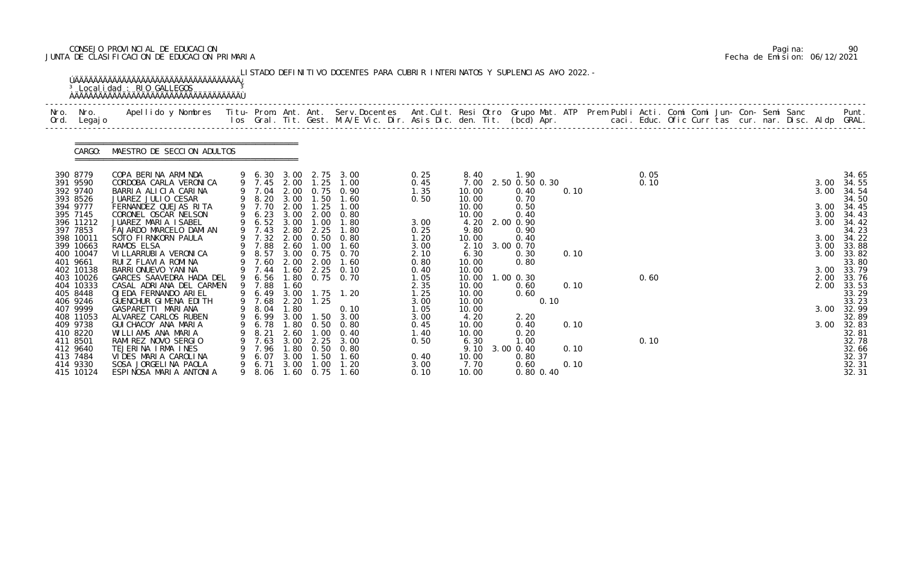CONSEJO PROVINCIAL DE EDUCACION
JUNTA DE CLASIFICACION DE EDUCACION PRIMARIA

Fecha de Emision: 06/12/2021

LISTADO DEFINITIVO DOCENTES PARA CUBRIR INTERINATOS Y SUPLENCIAS A¥O 2022.-

Localidad : RIO GALLEGOS

CARGO: MAESTRO DE SECCION ADULTOS

| Nro. Ord. | Nro. Legajo | Apellido y Nombres | Titu- los | Prom. Gral. | Ant. Tit. | Ant. Gest. | Serv.Docentes M.A/E Vic. Dir. | Ant.Cult. Asis Dic. | Resi den. | Otro Tit. | Grupo Mat. (bcd) | ATP Apr. | Prem Publi caci. | Acti. Educ. | Comi Ofic | Comi Curr | Jun- tas | Con- cur. | Semi nar. | Sanc Disc. | Aldp | Punt. GRAL. |
|---|---|---|---|---|---|---|---|---|---|---|---|---|---|---|---|---|---|---|---|---|---|---|
| 390 | 8779 | COPA BERINA ARMINDA | 9 | 6.30 | 3.00 | 2.75 | 3.00 | 0.25 | 8.40 | | 1.90 | | | 0.05 | | | | | | | | 34.65 |
| 391 | 9590 | CORDOBA CARLA VERONICA | 9 | 7.45 | 2.00 | 1.25 | 1.00 | 0.45 | 7.00 | 2.50 | 0.50 0.30 | | | 0.10 | | | | | | | 3.00 | 34.55 |
| 392 | 9740 | BARRIA ALICIA CARINA | 9 | 7.04 | 2.00 | 0.75 | 0.90 | 1.35 | 10.00 | | 0.40 | 0.10 | | | | | | | | | 3.00 | 34.54 |
| 393 | 8526 | JUAREZ JULIO CESAR | 9 | 8.20 | 3.00 | 1.50 | 1.60 | 0.50 | 10.00 | | 0.70 | | | | | | | | | | | 34.50 |
| 394 | 9777 | FERNANDEZ QUEJAS RITA | 9 | 7.70 | 2.00 | 1.25 | 1.00 | | 10.00 | | 0.50 | | | | | | | | | | 3.00 | 34.45 |
| 395 | 7145 | CORONEL OSCAR NELSON | 9 | 6.23 | 3.00 | 2.00 | 0.80 | | 10.00 | | 0.40 | | | | | | | | | | 3.00 | 34.43 |
| 396 | 11212 | JUAREZ MARIA ISABEL | 9 | 6.52 | 3.00 | 1.00 | 1.80 | 3.00 | 4.20 | 2.00 | 0.90 | | | | | | | | | | 3.00 | 34.42 |
| 397 | 7853 | FAJARDO MARCELO DAMIAN | 9 | 7.43 | 2.80 | 2.25 | 1.80 | 0.25 | 9.80 | | 0.90 | | | | | | | | | | | 34.23 |
| 398 | 10011 | SOTO FIRNKORN PAULA | 9 | 7.32 | 2.00 | 0.50 | 0.80 | 1.20 | 10.00 | | 0.40 | | | | | | | | | | 3.00 | 34.22 |
| 399 | 10663 | RAMOS ELSA | 9 | 7.88 | 2.60 | 1.00 | 1.60 | 3.00 | 2.10 | 3.00 | 0.70 | | | | | | | | | | 3.00 | 33.88 |
| 400 | 10047 | VILLARRUBIA VERONICA | 9 | 8.57 | 3.00 | 0.75 | 0.70 | 2.10 | 6.30 | | 0.30 | 0.10 | | | | | | | | | 3.00 | 33.82 |
| 401 | 9661 | RUIZ FLAVIA ROMINA | 9 | 7.60 | 2.00 | 2.00 | 1.60 | 0.80 | 10.00 | | 0.80 | | | | | | | | | | | 33.80 |
| 402 | 10138 | BARRIONUEVO YANINA | 9 | 7.44 | 1.60 | 2.25 | 0.10 | 0.40 | 10.00 | | | | | | | | | | | | 3.00 | 33.79 |
| 403 | 10026 | GARCES SAAVEDRA HADA DEL | 9 | 6.56 | 1.80 | 0.75 | 0.70 | 1.05 | 10.00 | 1.00 | 0.30 | | | 0.60 | | | | | | | 2.00 | 33.76 |
| 404 | 10333 | CASAL ADRIANA DEL CARMEN | 9 | 7.88 | 1.60 | | | 2.35 | 10.00 | | 0.60 | 0.10 | | | | | | | | | 2.00 | 33.53 |
| 405 | 8448 | OJEDA FERNANDO ARIEL | 9 | 6.49 | 3.00 | 1.75 | 1.20 | 1.25 | 10.00 | | 0.60 | | | | | | | | | | | 33.29 |
| 406 | 9246 | GUENCHUR GIMENA EDITH | 9 | 7.68 | 2.20 | 1.25 | | 3.00 | 10.00 | | 0.10 | | | | | | | | | | | 33.23 |
| 407 | 9999 | GASPARETTI MARIANA | 9 | 8.04 | 1.80 | | 0.10 | 1.05 | 10.00 | | | | | | | | | | | | 3.00 | 32.99 |
| 408 | 11053 | ALVAREZ CARLOS RUBEN | 9 | 6.99 | 3.00 | 1.50 | 3.00 | 3.00 | 4.20 | | 2.20 | | | | | | | | | | | 32.89 |
| 409 | 9738 | GUICHACOY ANA MARIA | 9 | 6.78 | 1.80 | 0.50 | 0.80 | 0.45 | 10.00 | | 0.40 | 0.10 | | | | | | | | | 3.00 | 32.83 |
| 410 | 8220 | WILLIAMS ANA MARIA | 9 | 8.21 | 2.60 | 1.00 | 0.40 | 1.40 | 10.00 | | 0.20 | | | | | | | | | | | 32.81 |
| 411 | 8501 | RAMIREZ NOVO SERGIO | 9 | 7.63 | 3.00 | 2.25 | 3.00 | 0.50 | 6.30 | | 1.00 | | | 0.10 | | | | | | | | 32.78 |
| 412 | 9640 | TEJERINA IRMA INES | 9 | 7.96 | 1.80 | 0.50 | 0.80 | | 9.10 | 3.00 | 0.40 | 0.10 | | | | | | | | | | 32.66 |
| 413 | 7484 | VIDES MARIA CAROLINA | 9 | 6.07 | 3.00 | 1.50 | 1.60 | 0.40 | 10.00 | | 0.80 | | | | | | | | | | | 32.37 |
| 414 | 9330 | SOSA JORGELINA PAOLA | 9 | 6.71 | 3.00 | 1.00 | 1.20 | 3.00 | 7.70 | | 0.60 | 0.10 | | | | | | | | | | 32.31 |
| 415 | 10124 | ESPINOSA MARIA ANTONIA | 9 | 8.06 | 1.60 | 0.75 | 1.60 | 0.10 | 10.00 | | 0.80 0.40 | | | | | | | | | | | 32.31 |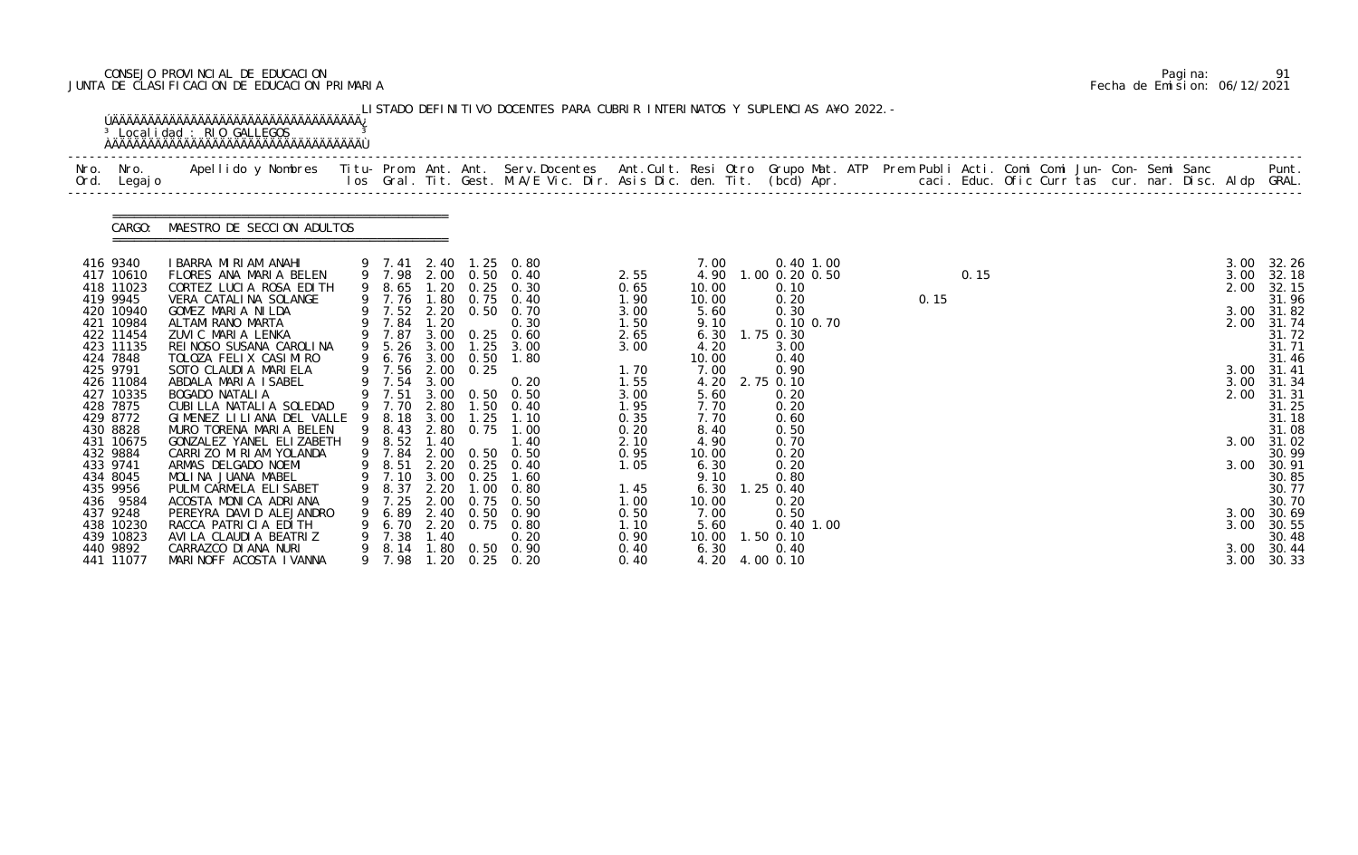CONSEJO PROVINCIAL DE EDUCACION
JUNTA DE CLASIFICACION DE EDUCACION PRIMARIA

Pagina: 91
Fecha de Emision: 06/12/2021

LISTADO DEFINITIVO DOCENTES PARA CUBRIR INTERINATOS Y SUPLENCIAS AÑO 2022.-

Localidad : RIO GALLEGOS

CARGO: MAESTRO DE SECCION ADULTOS

| Nro. Ord. | Nro. Legajo | Apellido y Nombres | Titu- los | Prom. Gral. | Ant. Tit. | Ant. Gest. | Serv.Docentes M.A/E Vic. Dir. | Ant.Cult. Asis Dic. | Resi den. | Otro Tit. | Grupo Mat. (bcd) | ATP Apr. | Prem Publi caci. | Acti. Educ. | Comi Ofic | Comi Curr | Jun- tas | Con- cur. | Semi nar. | Sanc Disc. | Aldp | Punt. GRAL. |
|---|---|---|---|---|---|---|---|---|---|---|---|---|---|---|---|---|---|---|---|---|---|---|
| 416 | 9340 | IBARRA MIRIAM ANAHI | 9 | 7.41 | 2.40 | 1.25 | 0.80 | | 7.00 | | 0.40 1.00 | | | | | | | | | | 3.00 | 32.26 |
| 417 | 10610 | FLORES ANA MARIA BELEN | 9 | 7.98 | 2.00 | 0.50 | 0.40 | 2.55 | 4.90 | 1.00 | 0.20 0.50 | | | 0.15 | | | | | | | 3.00 | 32.18 |
| 418 | 11023 | CORTEZ LUCIA ROSA EDITH | 9 | 8.65 | 1.20 | 0.25 | 0.30 | 0.65 | 10.00 | | 0.10 | | | | | | | | | | 2.00 | 32.15 |
| 419 | 9945 | VERA CATALINA SOLANGE | 9 | 7.76 | 1.80 | 0.75 | 0.40 | 1.90 | 10.00 | | 0.20 | | 0.15 | | | | | | | | | 31.96 |
| 420 | 10940 | GOMEZ MARIA NILDA | 9 | 7.52 | 2.20 | 0.50 | 0.70 | 3.00 | 5.60 | | 0.30 | | | | | | | | | | 3.00 | 31.82 |
| 421 | 10984 | ALTAMIRANO MARTA | 9 | 7.84 | 1.20 | | 0.30 | 1.50 | 9.10 | | 0.10 0.70 | | | | | | | | | | 2.00 | 31.74 |
| 422 | 11454 | ZUVIC MARIA LENKA | 9 | 7.87 | 3.00 | 0.25 | 0.60 | 2.65 | 6.30 | 1.75 | 0.30 | | | | | | | | | | | 31.72 |
| 423 | 11135 | REINOSO SUSANA CAROLINA | 9 | 5.26 | 3.00 | 1.25 | 3.00 | 3.00 | 4.20 | | 3.00 | | | | | | | | | | | 31.71 |
| 424 | 7848 | TOLOZA FELIX CASIMIRO | 9 | 6.76 | 3.00 | 0.50 | 1.80 | | 10.00 | | 0.40 | | | | | | | | | | | 31.46 |
| 425 | 9791 | SOTO CLAUDIA MARIELA | 9 | 7.56 | 2.00 | 0.25 | | 1.70 | 7.00 | | 0.90 | | | | | | | | | | 3.00 | 31.41 |
| 426 | 11084 | ABDALA MARIA ISABEL | 9 | 7.54 | 3.00 | | 0.20 | 1.55 | 4.20 | 2.75 | 0.10 | | | | | | | | | | 3.00 | 31.34 |
| 427 | 10335 | BOGADO NATALIA | 9 | 7.51 | 3.00 | 0.50 | 0.50 | 3.00 | 5.60 | | 0.20 | | | | | | | | | | 2.00 | 31.31 |
| 428 | 7875 | CUBILLA NATALIA SOLEDAD | 9 | 7.70 | 2.80 | 1.50 | 0.40 | 1.95 | 7.70 | | 0.20 | | | | | | | | | | | 31.25 |
| 429 | 8772 | GIMENEZ LILIANA DEL VALLE | 9 | 8.18 | 3.00 | 1.25 | 1.10 | 0.35 | 7.70 | | 0.60 | | | | | | | | | | | 31.18 |
| 430 | 8828 | MURO TORENA MARIA BELEN | 9 | 8.43 | 2.80 | 0.75 | 1.00 | 0.20 | 8.40 | | 0.50 | | | | | | | | | | | 31.08 |
| 431 | 10675 | GONZALEZ YANEL ELIZABETH | 9 | 8.52 | 1.40 | | 1.40 | 2.10 | 4.90 | | 0.70 | | | | | | | | | | 3.00 | 31.02 |
| 432 | 9884 | CARRIZO MIRIAM YOLANDA | 9 | 7.84 | 2.00 | 0.50 | 0.50 | 0.95 | 10.00 | | 0.20 | | | | | | | | | | | 30.99 |
| 433 | 9741 | ARMAS DELGADO NOEMI | 9 | 8.51 | 2.20 | 0.25 | 0.40 | 1.05 | 6.30 | | 0.20 | | | | | | | | | | 3.00 | 30.91 |
| 434 | 8045 | MOLINA JUANA MABEL | 9 | 7.10 | 3.00 | 0.25 | 1.60 | | 9.10 | | 0.80 | | | | | | | | | | | 30.85 |
| 435 | 9956 | PULM CARMELA ELISABET | 9 | 8.37 | 2.20 | 1.00 | 0.80 | 1.45 | 6.30 | 1.25 | 0.40 | | | | | | | | | | | 30.77 |
| 436 | 9584 | ACOSTA MONICA ADRIANA | 9 | 7.25 | 2.00 | 0.75 | 0.50 | 1.00 | 10.00 | | 0.20 | | | | | | | | | | | 30.70 |
| 437 | 9248 | PEREYRA DAVID ALEJANDRO | 9 | 6.89 | 2.40 | 0.50 | 0.90 | 0.50 | 7.00 | | 0.50 | | | | | | | | | | 3.00 | 30.69 |
| 438 | 10230 | RACCA PATRICIA EDITH | 9 | 6.70 | 2.20 | 0.75 | 0.80 | 1.10 | 5.60 | | 0.40 1.00 | | | | | | | | | | 3.00 | 30.55 |
| 439 | 10823 | AVILA CLAUDIA BEATRIZ | 9 | 7.38 | 1.40 | | 0.20 | 0.90 | 10.00 | 1.50 | 0.10 | | | | | | | | | | | 30.48 |
| 440 | 9892 | CARRAZCO DIANA NURI | 9 | 8.14 | 1.80 | 0.50 | 0.90 | 0.40 | 6.30 | | 0.40 | | | | | | | | | | 3.00 | 30.44 |
| 441 | 11077 | MARINOFF ACOSTA IVANNA | 9 | 7.98 | 1.20 | 0.25 | 0.20 | 0.40 | 4.20 | 4.00 | 0.10 | | | | | | | | | | 3.00 | 30.33 |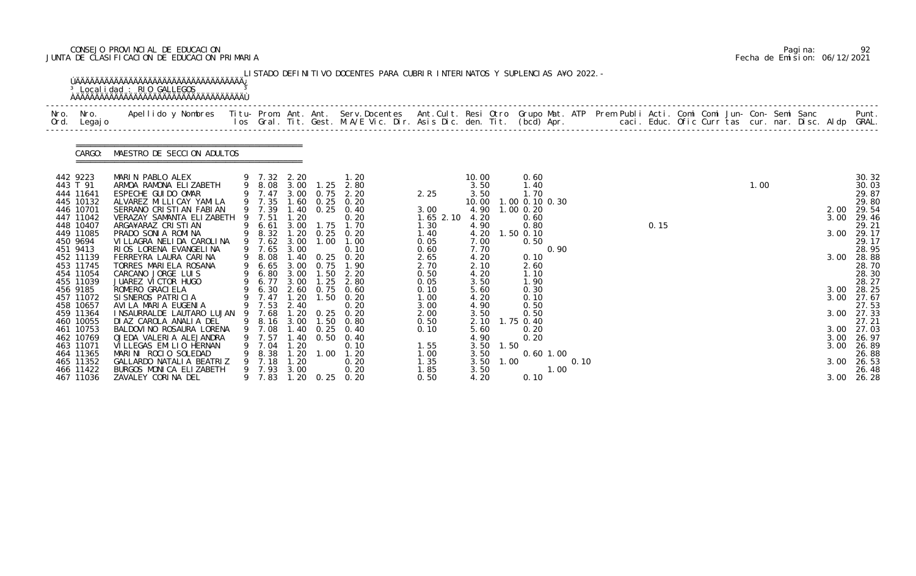CONSEJO PROVINCIAL DE EDUCACION
JUNTA DE CLASIFICACION DE EDUCACION PRIMARIA

Pagina: 92
Fecha de Emision: 06/12/2021

LISTADO DEFINITIVO DOCENTES PARA CUBRIR INTERINATOS Y SUPLENCIAS A¥O 2022.-

Localidad : RIO GALLEGOS

CARGO: MAESTRO DE SECCION ADULTOS

| Nro. Ord. | Nro. Legajo | Apellido y Nombres | Titu-los | Prom. Gral. | Ant. Tit. | Ant. Gest. | Serv.Docentes M.A/E Vic. Dir. | Ant.Cult. Asis Dic. | Resi den. | Otro Tit. | Grupo Mat. (bcd) | ATP Apr. | Prem Publi caci. | Acti. Educ. | Comi Ofic | Comi Curr | Jun- tas | Con- cur. | Semi nar. | Sanc Disc. | Aldp | Punt. GRAL. |
|---|---|---|---|---|---|---|---|---|---|---|---|---|---|---|---|---|---|---|---|---|---|---|
| 442 | 9223 | MARIN PABLO ALEX | 9 | 7.32 | 2.20 | | 1.20 | | 10.00 | | 0.60 | | | | | | | | | | | 30.32 |
| 443 | T 91 | ARMOA RAMONA ELIZABETH | 9 | 8.08 | 3.00 | 1.25 | 2.80 | | 3.50 | | 1.40 | | | | | | | 1.00 | | | | 30.03 |
| 444 | 11641 | ESPECHE GUIDO OMAR | 9 | 7.47 | 3.00 | 0.75 | 2.20 | 2.25 | 3.50 | | 1.70 | | | | | | | | | | | 29.87 |
| 445 | 10132 | ALVAREZ MILLICAY YAMILA | 9 | 7.35 | 1.60 | 0.25 | 0.20 | | 10.00 | 1.00 | 0.10 0.30 | | | | | | | | | | | 29.80 |
| 446 | 10701 | SERRANO CRISTIAN FABIAN | 9 | 7.39 | 1.40 | 0.25 | 0.40 | 3.00 | 4.90 | 1.00 | 0.20 | | | | | | | | | | 2.00 | 29.54 |
| 447 | 11042 | VERAZAY SAMANTA ELIZABETH | 9 | 7.51 | 1.20 | | 0.20 | 1.65 2.10 | 4.20 | | 0.60 | | | | | | | | | | 3.00 | 29.46 |
| 448 | 10407 | ARGA¥ARAZ CRISTIAN | 9 | 6.61 | 3.00 | 1.75 | 1.70 | 1.30 | 4.90 | | 0.80 | | | 0.15 | | | | | | | | 29.21 |
| 449 | 11085 | PRADO SONIA ROMINA | 9 | 8.32 | 1.20 | 0.25 | 0.20 | 1.40 | 4.20 | 1.50 | 0.10 | | | | | | | | | | 3.00 | 29.17 |
| 450 | 9694 | VILLAGRA NELIDA CAROLINA | 9 | 7.62 | 3.00 | 1.00 | 1.00 | 0.05 | 7.00 | | 0.50 | | | | | | | | | | | 29.17 |
| 451 | 9413 | RIOS LORENA EVANGELINA | 9 | 7.65 | 3.00 | | 0.10 | 0.60 | 7.70 | | 0.90 | | | | | | | | | | | 28.95 |
| 452 | 11139 | FERREYRA LAURA CARINA | 9 | 8.08 | 1.40 | 0.25 | 0.20 | 2.65 | 4.20 | | 0.10 | | | | | | | | | | 3.00 | 28.88 |
| 453 | 11745 | TORRES MARIELA ROSANA | 9 | 6.65 | 3.00 | 0.75 | 1.90 | 2.70 | 2.10 | | 2.60 | | | | | | | | | | | 28.70 |
| 454 | 11054 | CARCANO JORGE LUIS | 9 | 6.80 | 3.00 | 1.50 | 2.20 | 0.50 | 4.20 | | 1.10 | | | | | | | | | | | 28.30 |
| 455 | 11039 | JUAREZ VICTOR HUGO | 9 | 6.77 | 3.00 | 1.25 | 2.80 | 0.05 | 3.50 | | 1.90 | | | | | | | | | | | 28.27 |
| 456 | 9185 | ROMERO GRACIELA | 9 | 6.30 | 2.60 | 0.75 | 0.60 | 0.10 | 5.60 | | 0.30 | | | | | | | | | | 3.00 | 28.25 |
| 457 | 11072 | SISNEROS PATRICIA | 9 | 7.47 | 1.20 | 1.50 | 0.20 | 1.00 | 4.20 | | 0.10 | | | | | | | | | | 3.00 | 27.67 |
| 458 | 10657 | AVILA MARIA EUGENIA | 9 | 7.53 | 2.40 | | 0.20 | 3.00 | 4.90 | | 0.50 | | | | | | | | | | | 27.53 |
| 459 | 11364 | INSAURRALDE LAUTARO LUJAN | 9 | 7.68 | 1.20 | 0.25 | 0.20 | 2.00 | 3.50 | | 0.50 | | | | | | | | | | 3.00 | 27.33 |
| 460 | 10055 | DIAZ CAROLA ANALIA DEL | 9 | 8.16 | 3.00 | 1.50 | 0.80 | 0.50 | 2.10 | 1.75 | 0.40 | | | | | | | | | | | 27.21 |
| 461 | 10753 | BALDOVINO ROSAURA LORENA | 9 | 7.08 | 1.40 | 0.25 | 0.40 | 0.10 | 5.60 | | 0.20 | | | | | | | | | | 3.00 | 27.03 |
| 462 | 10769 | OJEDA VALERIA ALEJANDRA | 9 | 7.57 | 1.40 | 0.50 | 0.40 | | 4.90 | | 0.20 | | | | | | | | | | 3.00 | 26.97 |
| 463 | 11071 | VILLEGAS EMILIO HERNAN | 9 | 7.04 | 1.20 | | 0.10 | 1.55 | 3.50 | 1.50 | | | | | | | | | | | 3.00 | 26.89 |
| 464 | 11365 | MARINI ROCIO SOLEDAD | 9 | 8.38 | 1.20 | 1.00 | 1.20 | 1.00 | 3.50 | | 0.60 1.00 | | | | | | | | | | | 26.88 |
| 465 | 11352 | GALLARDO NATALIA BEATRIZ | 9 | 7.18 | 1.20 | | 0.20 | 1.35 | 3.50 | 1.00 | | 0.10 | | | | | | | | | 3.00 | 26.53 |
| 466 | 11422 | BURGOS MONICA ELIZABETH | 9 | 7.93 | 3.00 | | 0.20 | 1.85 | 3.50 | | 1.00 | | | | | | | | | | | 26.48 |
| 467 | 11036 | ZAVALEY CORINA DEL | 9 | 7.83 | 1.20 | 0.25 | 0.20 | 0.50 | 4.20 | | 0.10 | | | | | | | | | | 3.00 | 26.28 |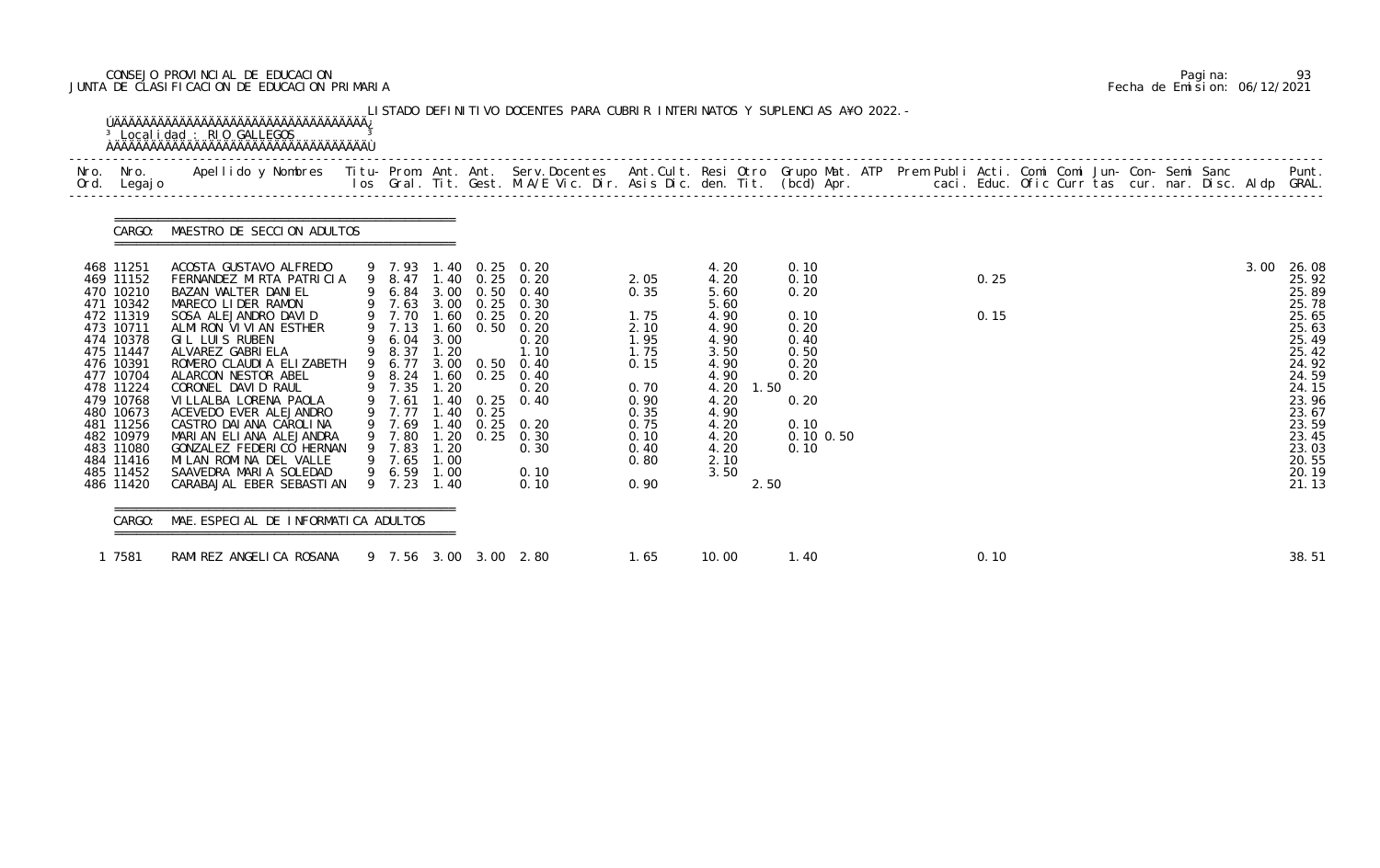CONSEJO PROVINCIAL DE EDUCACION
JUNTA DE CLASIFICACION DE EDUCACION PRIMARIA

Pagina: 93
Fecha de Emision: 06/12/2021

LISTADO DEFINITIVO DOCENTES PARA CUBRIR INTERINATOS Y SUPLENCIAS AÑO 2022.-

Localidad : RIO GALLEGOS

CARGO: MAESTRO DE SECCION ADULTOS

| Nro. Ord. | Nro. Legajo | Apellido y Nombres | Titulos | Prom. Gral. | Ant. Tit. | Ant. Gest. | Serv.Docentes M.A/E Vic. Dir. | Ant.Cult. Asis Dic. | Resi den. | Otro Tit. | Grupo Mat. (bcd) | ATP Apr. | Prem Publi caci. | Acti. Educ. | Comi Ofic | Comi Curr | Jun- tas | Con- cur. | Semi nar. | Sanc Disc. | Aldp | Punt. GRAL. |
|---|---|---|---|---|---|---|---|---|---|---|---|---|---|---|---|---|---|---|---|---|---|---|
| 468 | 11251 | ACOSTA GUSTAVO ALFREDO | 9 | 7.93 | 1.40 | 0.25 | 0.20 | | 4.20 | | 0.10 | | | | | | | | | | 3.00 | 26.08 |
| 469 | 11152 | FERNANDEZ MIRTA PATRICIA | 9 | 8.47 | 1.40 | 0.25 | 0.20 | 2.05 | 4.20 | | 0.10 | | | 0.25 | | | | | | | | 25.92 |
| 470 | 10210 | BAZAN WALTER DANIEL | 9 | 6.84 | 3.00 | 0.50 | 0.40 | 0.35 | 5.60 | | 0.20 | | | | | | | | | | | 25.89 |
| 471 | 10342 | MARECO LIDER RAMON | 9 | 7.63 | 3.00 | 0.25 | 0.30 | | 5.60 | | | | | | | | | | | | | 25.78 |
| 472 | 11319 | SOSA ALEJANDRO DAVID | 9 | 7.70 | 1.60 | 0.25 | 0.20 | 1.75 | 4.90 | | 0.10 | | | 0.15 | | | | | | | | 25.65 |
| 473 | 10711 | ALMIRON VIVIAN ESTHER | 9 | 7.13 | 1.60 | 0.50 | 0.20 | 2.10 | 4.90 | | 0.20 | | | | | | | | | | | 25.63 |
| 474 | 10378 | GIL LUIS RUBEN | 9 | 6.04 | 3.00 | | 0.20 | 1.95 | 4.90 | | 0.40 | | | | | | | | | | | 25.49 |
| 475 | 11447 | ALVAREZ GABRIELA | 9 | 8.37 | 1.20 | | 1.10 | 1.75 | 3.50 | | 0.50 | | | | | | | | | | | 25.42 |
| 476 | 10391 | ROMERO CLAUDIA ELIZABETH | 9 | 6.77 | 3.00 | 0.50 | 0.40 | 0.15 | 4.90 | | 0.20 | | | | | | | | | | | 24.92 |
| 477 | 10704 | ALARCON NESTOR ABEL | 9 | 8.24 | 1.60 | 0.25 | 0.40 | | 4.90 | | 0.20 | | | | | | | | | | | 24.59 |
| 478 | 11224 | CORONEL DAVID RAUL | 9 | 7.35 | 1.20 | | 0.20 | 0.70 | 4.20 | 1.50 | | | | | | | | | | | | 24.15 |
| 479 | 10768 | VILLALBA LORENA PAOLA | 9 | 7.61 | 1.40 | 0.25 | 0.40 | 0.90 | 4.20 | | 0.20 | | | | | | | | | | | 23.96 |
| 480 | 10673 | ACEVEDO EVER ALEJANDRO | 9 | 7.77 | 1.40 | 0.25 | | 0.35 | 4.90 | | | | | | | | | | | | | 23.67 |
| 481 | 11256 | CASTRO DAIANA CAROLINA | 9 | 7.69 | 1.40 | 0.25 | 0.20 | 0.75 | 4.20 | | 0.10 | | | | | | | | | | | 23.59 |
| 482 | 10979 | MARIAN ELIANA ALEJANDRA | 9 | 7.80 | 1.20 | 0.25 | 0.30 | 0.10 | 4.20 | | 0.10 | 0.50 | | | | | | | | | | 23.45 |
| 483 | 11080 | GONZALEZ FEDERICO HERNAN | 9 | 7.83 | 1.20 | | 0.30 | 0.40 | 4.20 | | 0.10 | | | | | | | | | | | 23.03 |
| 484 | 11416 | MILAN ROMINA DEL VALLE | 9 | 7.65 | 1.00 | | | 0.80 | 2.10 | | | | | | | | | | | | | 20.55 |
| 485 | 11452 | SAAVEDRA MARIA SOLEDAD | 9 | 6.59 | 1.00 | | 0.10 | | 3.50 | | | | | | | | | | | | | 20.19 |
| 486 | 11420 | CARABAJAL EBER SEBASTIAN | 9 | 7.23 | 1.40 | | 0.10 | 0.90 | | 2.50 | | | | | | | | | | | | 21.13 |

CARGO: MAE.ESPECIAL DE INFORMATICA ADULTOS

| Nro. Ord. | Nro. Legajo | Apellido y Nombres | Titulos | Prom. Gral. | Ant. Tit. | Ant. Gest. | Serv.Docentes M.A/E Vic. Dir. | Ant.Cult. Asis Dic. | Resi den. | Otro Tit. | Grupo Mat. (bcd) | ATP Apr. | Prem Publi caci. | Acti. Educ. | Comi Ofic | Comi Curr | Jun- tas | Con- cur. | Semi nar. | Sanc Disc. | Aldp | Punt. GRAL. |
|---|---|---|---|---|---|---|---|---|---|---|---|---|---|---|---|---|---|---|---|---|---|---|
| 1 | 7581 | RAMIREZ ANGELICA ROSANA | 9 | 7.56 | 3.00 | 3.00 | 2.80 | 1.65 | 10.00 | | 1.40 | | | 0.10 | | | | | | | | 38.51 |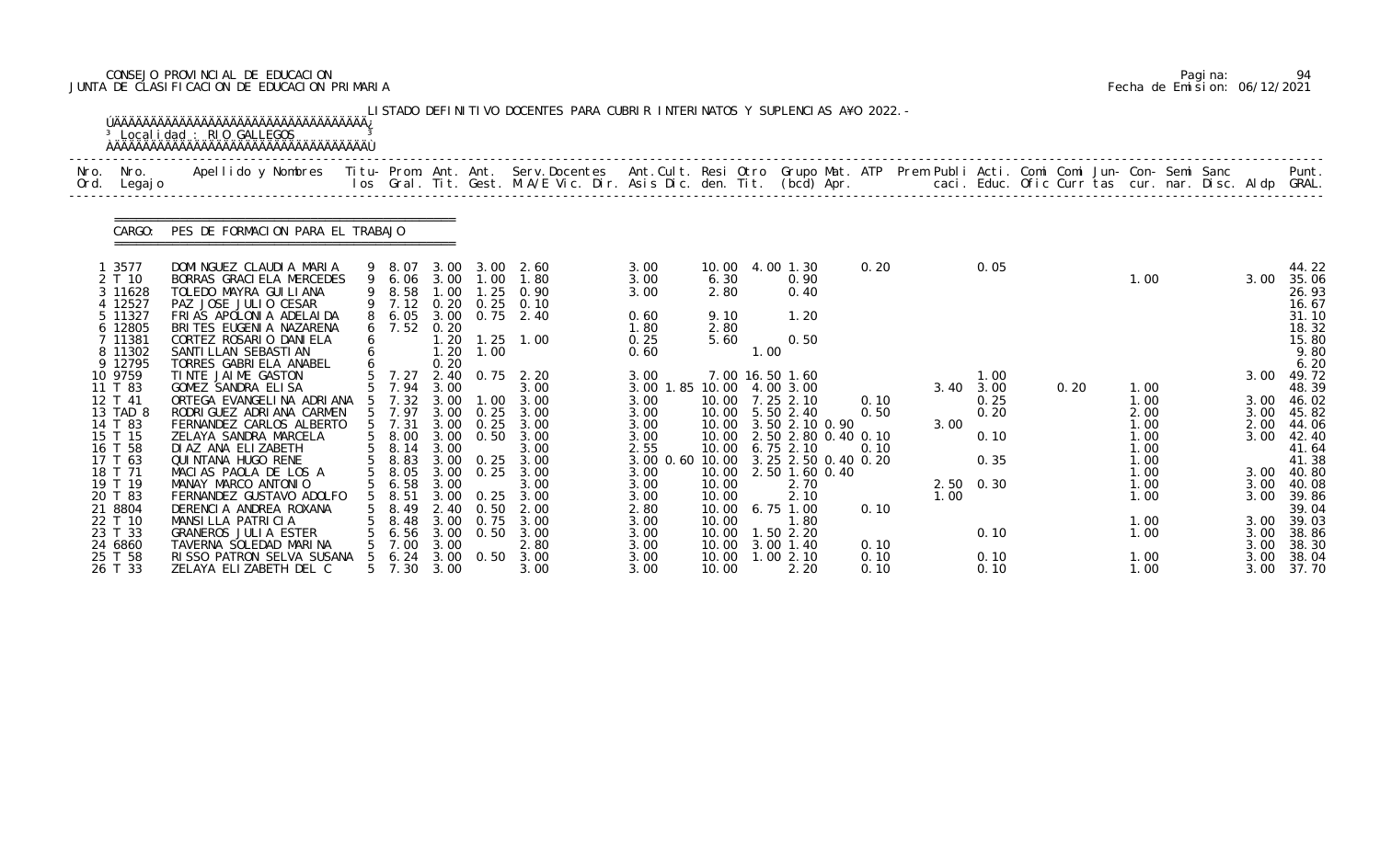CONSEJO PROVINCIAL DE EDUCACION
JUNTA DE CLASIFICACION DE EDUCACION PRIMARIA

Fecha de Emision: 06/12/2021

LISTADO DEFINITIVO DOCENTES PARA CUBRIR INTERINATOS Y SUPLENCIAS A¥O 2022.-

Localidad : RIO GALLEGOS

CARGO: PES DE FORMACION PARA EL TRABAJO

| Nro. Ord. | Nro. Legajo | Apellido y Nombres | Titu- los | Prom. Gral. | Ant. Tit. | Ant. Gest. | Serv.Docentes M.A/E Vic. Dir. | Ant.Cult. Asis Dic. | Resi den. | Otro Tit. | Grupo Mat. (bcd) Apr. | ATP | Prem Publi caci. | Acti. Educ. | Comi Ofic | Comi Curr | Jun- tas | Con- cur. | Semi nar. | Sanc Disc. | Aldp | Punt. GRAL. |
|---|---|---|---|---|---|---|---|---|---|---|---|---|---|---|---|---|---|---|---|---|---|---|
| 1 | 3577 | DOMINGUEZ CLAUDIA MARIA | 9 | 8.07 | 3.00 | 3.00 | 2.60 | 3.00 | 10.00 | 4.00 | 1.30 | 0.20 | | 0.05 | | | | | | | | 44.22 |
| 2 | T 10 | BORRAS GRACIELA MERCEDES | 9 | 6.06 | 3.00 | 1.00 | 1.80 | 3.00 | 6.30 | | 0.90 | | | | | | | 1.00 | | | 3.00 | 35.06 |
| 3 | 11628 | TOLEDO MAYRA GUILIANA | 9 | 8.58 | 1.00 | 1.25 | 0.90 | 3.00 | 2.80 | | 0.40 | | | | | | | | | | | 26.93 |
| 4 | 12527 | PAZ JOSE JULIO CESAR | 9 | 7.12 | 0.20 | 0.25 | 0.10 | | | | | | | | | | | | | | | 16.67 |
| 5 | 11327 | FRIAS APOLONIA ADELAIDA | 8 | 6.05 | 3.00 | 0.75 | 2.40 | 0.60 | 9.10 | | 1.20 | | | | | | | | | | | 31.10 |
| 6 | 12805 | BRITES EUGENIA NAZARENA | 6 | 7.52 | 0.20 | | | 1.80 | 2.80 | | | | | | | | | | | | | 18.32 |
| 7 | 11381 | CORTEZ ROSARIO DANIELA | 6 | | 1.20 | 1.25 | 1.00 | 0.25 | 5.60 | | 0.50 | | | | | | | | | | | 15.80 |
| 8 | 11302 | SANTILLAN SEBASTIAN | 6 | | 1.20 | 1.00 | | 0.60 | | 1.00 | | | | | | | | | | | | 9.80 |
| 9 | 12795 | TORRES GABRIELA ANABEL | 6 | | 0.20 | | | | | | | | | | | | | | | | | 6.20 |
| 10 | 9759 | TINTE JAIME GASTON | 5 | 7.27 | 2.40 | 0.75 | 2.20 | 3.00 | 7.00 | 16.50 | 1.60 | | | 1.00 | | | | | | | 3.00 | 49.72 |
| 11 | T 83 | GOMEZ SANDRA ELISA | 5 | 7.94 | 3.00 | | 3.00 | 3.00 1.85 | 10.00 | 4.00 | 3.00 | | 3.40 | 3.00 | | 0.20 | | 1.00 | | | | 48.39 |
| 12 | T 41 | ORTEGA EVANGELINA ADRIANA | 5 | 7.32 | 3.00 | 1.00 | 3.00 | 3.00 | 10.00 | 7.25 | 2.10 | 0.10 | | 0.25 | | | | 1.00 | | | 3.00 | 46.02 |
| 13 | TAD 8 | RODRIGUEZ ADRIANA CARMEN | 5 | 7.97 | 3.00 | 0.25 | 3.00 | 3.00 | 10.00 | 5.50 | 2.40 | 0.50 | | 0.20 | | | | 2.00 | | | 3.00 | 45.82 |
| 14 | T 83 | FERNANDEZ CARLOS ALBERTO | 5 | 7.31 | 3.00 | 0.25 | 3.00 | 3.00 | 10.00 | 3.50 | 2.10 0.90 | | 3.00 | | | | | 1.00 | | | 2.00 | 44.06 |
| 15 | T 15 | ZELAYA SANDRA MARCELA | 5 | 8.00 | 3.00 | 0.50 | 3.00 | 3.00 | 10.00 | 2.50 | 2.80 0.40 | 0.10 | | 0.10 | | | | 1.00 | | | 3.00 | 42.40 |
| 16 | T 58 | DIAZ ANA ELIZABETH | 5 | 8.14 | 3.00 | | 3.00 | 2.55 | 10.00 | 6.75 | 2.10 | 0.10 | | | | | | 1.00 | | | | 41.64 |
| 17 | T 63 | QUINTANA HUGO RENE | 5 | 8.83 | 3.00 | 0.25 | 3.00 | 3.00 0.60 | 10.00 | 3.25 | 2.50 0.40 | 0.20 | | 0.35 | | | | 1.00 | | | | 41.38 |
| 18 | T 71 | MACIAS PAOLA DE LOS A | 5 | 8.05 | 3.00 | 0.25 | 3.00 | 3.00 | 10.00 | 2.50 | 1.60 0.40 | | | | | | | 1.00 | | | 3.00 | 40.80 |
| 19 | T 19 | MANAY MARCO ANTONIO | 5 | 6.58 | 3.00 | | 3.00 | 3.00 | 10.00 | | 2.70 | | 2.50 | 0.30 | | | | 1.00 | | | 3.00 | 40.08 |
| 20 | T 83 | FERNANDEZ GUSTAVO ADOLFO | 5 | 8.51 | 3.00 | 0.25 | 3.00 | 3.00 | 10.00 | | 2.10 | | 1.00 | | | | | 1.00 | | | 3.00 | 39.86 |
| 21 | 8804 | DERENCIA ANDREA ROXANA | 5 | 8.49 | 2.40 | 0.50 | 2.00 | 2.80 | 10.00 | 6.75 | 1.00 | 0.10 | | | | | | | | | | 39.04 |
| 22 | T 10 | MANSILLA PATRICIA | 5 | 8.48 | 3.00 | 0.75 | 3.00 | 3.00 | 10.00 | | 1.80 | | | | | | | 1.00 | | | 3.00 | 39.03 |
| 23 | T 33 | GRANEROS JULIA ESTER | 5 | 6.56 | 3.00 | 0.50 | 3.00 | 3.00 | 10.00 | 1.50 | 2.20 | | | 0.10 | | | | 1.00 | | | 3.00 | 38.86 |
| 24 | 6860 | TAVERNA SOLEDAD MARINA | 5 | 7.00 | 3.00 | | 2.80 | 3.00 | 10.00 | 3.00 | 1.40 | 0.10 | | | | | | | | | 3.00 | 38.30 |
| 25 | T 58 | RISSO PATRON SELVA SUSANA | 5 | 6.24 | 3.00 | 0.50 | 3.00 | 3.00 | 10.00 | 1.00 | 2.10 | 0.10 | | 0.10 | | | | 1.00 | | | 3.00 | 38.04 |
| 26 | T 33 | ZELAYA ELIZABETH DEL C | 5 | 7.30 | 3.00 | | 3.00 | 3.00 | 10.00 | | 2.20 | 0.10 | | 0.10 | | | | 1.00 | | | 3.00 | 37.70 |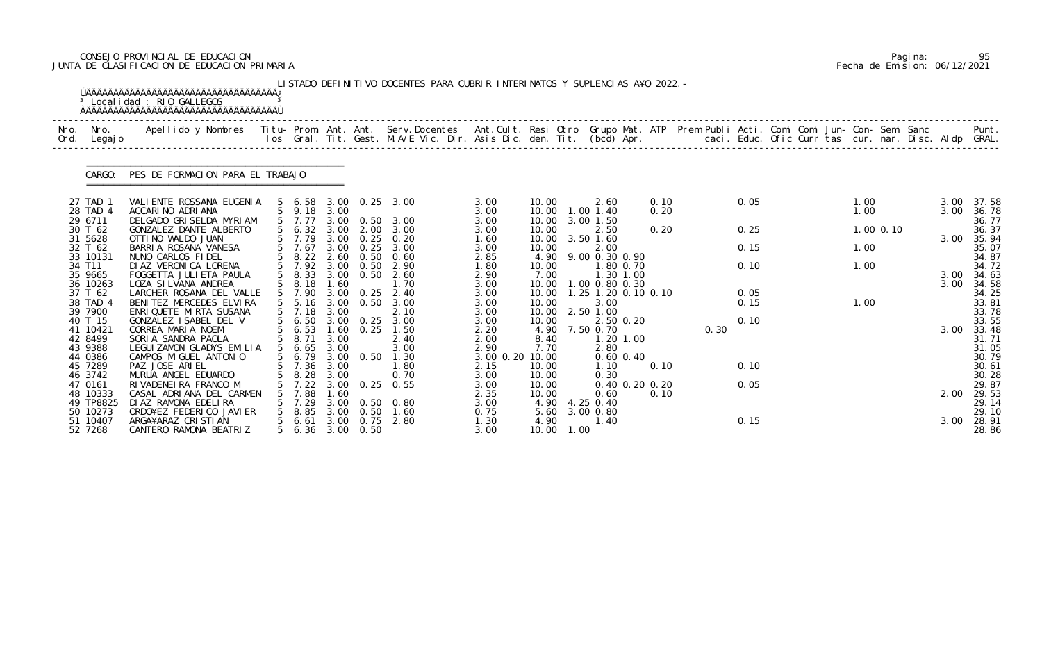CONSEJO PROVINCIAL DE EDUCACION
JUNTA DE CLASIFICACION DE EDUCACION PRIMARIA

Pagina: 95
Fecha de Emision: 06/12/2021

LISTADO DEFINITIVO DOCENTES PARA CUBRIR INTERINATOS Y SUPLENCIAS AÑO 2022.-

Localidad : RIO GALLEGOS

CARGO: PES DE FORMACION PARA EL TRABAJO

| Nro. Ord. | Nro. Legajo | Apellido y Nombres | Titu- los | Prom. Gral. | Ant. Tit. | Ant. Gest. | Serv.Docentes M.A/E Vic. Dir. | Ant.Cult. Asis Dic. | Resi den. | Otro Tit. | Grupo Mat. (bcd) | ATP Apr. | Prem Publi caci. | Acti. Educ. | Comi Ofic | Comi Curr | Jun- tas | Con- cur. | Semi nar. | Sanc Disc. | Aldp | Punt. GRAL. |
|---|---|---|---|---|---|---|---|---|---|---|---|---|---|---|---|---|---|---|---|---|---|---|
| 27 | TAD 1 | VALIENTE ROSSANA EUGENIA | 5 | 6.58 | 3.00 | 0.25 | 3.00 | 3.00 | 10.00 | | 2.60 | 0.10 | | 0.05 | | | | 1.00 | | | 3.00 | 37.58 |
| 28 | TAD 4 | ACCARINO ADRIANA | 5 | 9.18 | 3.00 | | | 3.00 | 10.00 | 1.00 | 1.40 | 0.20 | | | | | | 1.00 | | | 3.00 | 36.78 |
| 29 | 6711 | DELGADO GRISELDA MYRIAM | 5 | 7.77 | 3.00 | 0.50 | 3.00 | 3.00 | 10.00 | 3.00 | 1.50 | | | | | | | | | | | 36.77 |
| 30 | T 62 | GONZALEZ DANTE ALBERTO | 5 | 6.32 | 3.00 | 2.00 | 3.00 | 3.00 | 10.00 | | 2.50 | 0.20 | | 0.25 | | | | 1.00 | 0.10 | | | 36.37 |
| 31 | 5628 | OTTINO WALDO JUAN | 5 | 7.79 | 3.00 | 0.25 | 0.20 | 1.60 | 10.00 | 3.50 | 1.60 | | | | | | | | | | 3.00 | 35.94 |
| 32 | T 62 | BARRIA ROSANA VANESA | 5 | 7.67 | 3.00 | 0.25 | 3.00 | 3.00 | 10.00 | | 2.00 | | | 0.15 | | | | 1.00 | | | | 35.07 |
| 33 | 10131 | NUNO CARLOS FIDEL | 5 | 8.22 | 2.60 | 0.50 | 0.60 | 2.85 | 4.90 | 9.00 | 0.30 0.90 | | | | | | | | | | | 34.87 |
| 34 | T11 | DIAZ VERONICA LORENA | 5 | 7.92 | 3.00 | 0.50 | 2.90 | 1.80 | 10.00 | | 1.80 0.70 | | | 0.10 | | | | 1.00 | | | | 34.72 |
| 35 | 9665 | FOGGETTA JULIETA PAULA | 5 | 8.33 | 3.00 | 0.50 | 2.60 | 2.90 | 7.00 | | 1.30 1.00 | | | | | | | | | | 3.00 | 34.63 |
| 36 | 10263 | LOZA SILVANA ANDREA | 5 | 8.18 | 1.60 | | 1.70 | 3.00 | 10.00 | 1.00 | 0.80 0.30 | | | | | | | | | | 3.00 | 34.58 |
| 37 | T 62 | LARCHER ROSANA DEL VALLE | 5 | 7.90 | 3.00 | 0.25 | 2.40 | 3.00 | 10.00 | 1.25 | 1.20 0.10 | 0.10 | | 0.05 | | | | | | | | 34.25 |
| 38 | TAD 4 | BENITEZ MERCEDES ELVIRA | 5 | 5.16 | 3.00 | 0.50 | 3.00 | 3.00 | 10.00 | | 3.00 | | | 0.15 | | | | 1.00 | | | | 33.81 |
| 39 | 7900 | ENRIQUETE MIRTA SUSANA | 5 | 7.18 | 3.00 | | 2.10 | 3.00 | 10.00 | 2.50 | 1.00 | | | | | | | | | | | 33.78 |
| 40 | T 15 | GONZALEZ ISABEL DEL V | 5 | 6.50 | 3.00 | 0.25 | 3.00 | 3.00 | 10.00 | | 2.50 0.20 | | | 0.10 | | | | | | | | 33.55 |
| 41 | 10421 | CORREA MARIA NOEMI | 5 | 6.53 | 1.60 | 0.25 | 1.50 | 2.20 | 4.90 | 7.50 | 0.70 | | 0.30 | | | | | | | | 3.00 | 33.48 |
| 42 | 8499 | SORIA SANDRA PAOLA | 5 | 8.71 | 3.00 | | 2.40 | 2.00 | 8.40 | | 1.20 1.00 | | | | | | | | | | | 31.71 |
| 43 | 9388 | LEGUIZAMON GLADYS EMILIA | 5 | 6.65 | 3.00 | | 3.00 | 2.90 | 7.70 | | 2.80 | | | | | | | | | | | 31.05 |
| 44 | 0386 | CAMPOS MIGUEL ANTONIO | 5 | 6.79 | 3.00 | 0.50 | 1.30 | 3.00 0.20 | 10.00 | | 0.60 0.40 | | | | | | | | | | | 30.79 |
| 45 | 7289 | PAZ JOSE ARIEL | 5 | 7.36 | 3.00 | | 1.80 | 2.15 | 10.00 | | 1.10 | 0.10 | | 0.10 | | | | | | | | 30.61 |
| 46 | 3742 | MURUA ANGEL EDUARDO | 5 | 8.28 | 3.00 | | 0.70 | 3.00 | 10.00 | | 0.30 | | | | | | | | | | | 30.28 |
| 47 | 0161 | RIVADENEIRA FRANCO M | 5 | 7.22 | 3.00 | 0.25 | 0.55 | 3.00 | 10.00 | | 0.40 0.20 | 0.20 | | 0.05 | | | | | | | | 29.87 |
| 48 | 10333 | CASAL ADRIANA DEL CARMEN | 5 | 7.88 | 1.60 | | | 2.35 | 10.00 | | 0.60 | 0.10 | | | | | | | | | 2.00 | 29.53 |
| 49 | TP8825 | DIAZ RAMONA EDELIRA | 5 | 7.29 | 3.00 | 0.50 | 0.80 | 3.00 | 4.90 | 4.25 | 0.40 | | | | | | | | | | | 29.14 |
| 50 | 10273 | ORDOÑEZ FEDERICO JAVIER | 5 | 8.85 | 3.00 | 0.50 | 1.60 | 0.75 | 5.60 | 3.00 | 0.80 | | | | | | | | | | | 29.10 |
| 51 | 10407 | ARGAÑARAZ CRISTIAN | 5 | 6.61 | 3.00 | 0.75 | 2.80 | 1.30 | 4.90 | | 1.40 | | | 0.15 | | | | | | | 3.00 | 28.91 |
| 52 | 7268 | CANTERO RAMONA BEATRIZ | 5 | 6.36 | 3.00 | 0.50 | | 3.00 | 10.00 | 1.00 | | | | | | | | | | | | 28.86 |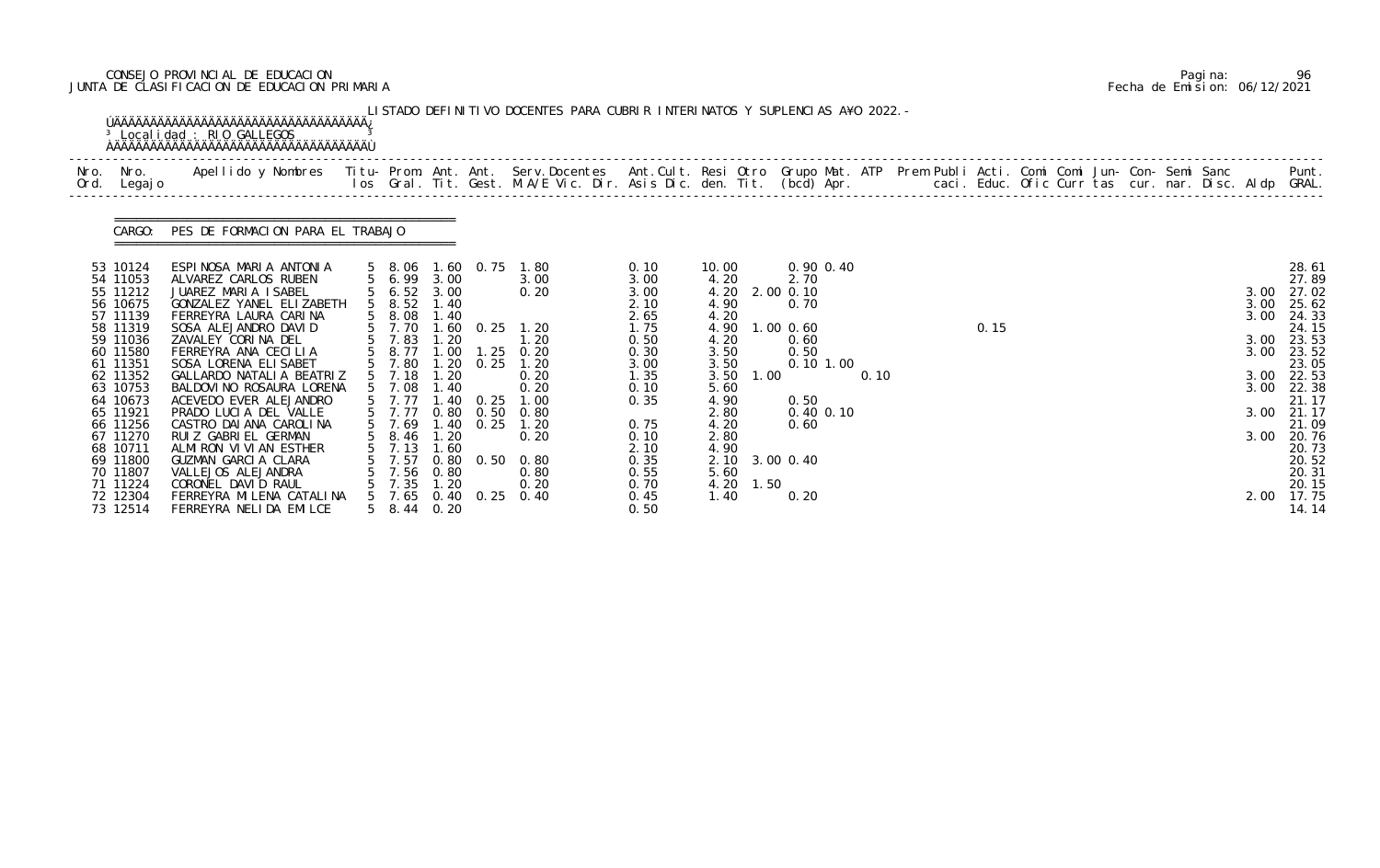CONSEJO PROVINCIAL DE EDUCACION
JUNTA DE CLASIFICACION DE EDUCACION PRIMARIA

Pagina: 96
Fecha de Emision: 06/12/2021

LISTADO DEFINITIVO DOCENTES PARA CUBRIR INTERINATOS Y SUPLENCIAS A¥O 2022.-

Localidad : RIO GALLEGOS

CARGO: PES DE FORMACION PARA EL TRABAJO

| Nro. Ord. | Nro. Legajo | Apellido y Nombres | Titu- los | Prom. Gral. | Ant. Tit. | Ant. Gest. | Serv.Docentes M.A/E Vic. Dir. | Ant.Cult. Asis Dic. | Resi den. | Otro Tit. | Grupo Mat. (bcd) | ATP Apr. | Prem | Publi caci. | Acti. Educ. | Comi Ofic | Comi Curr | Jun- tas | Con- cur. | Semi nar. | Sanc Disc. | Aldp | Punt. GRAL. |
|---|---|---|---|---|---|---|---|---|---|---|---|---|---|---|---|---|---|---|---|---|---|---|---|
| 53 | 10124 | ESPINOSA MARIA ANTONIA | 5 | 8.06 | 1.60 | 0.75 | 1.80 | 0.10 | 10.00 | | 0.90 0.40 | | | | | | | | | | | | 28.61 |
| 54 | 11053 | ALVAREZ CARLOS RUBEN | 5 | 6.99 | 3.00 | | 3.00 | 3.00 | 4.20 | | 2.70 | | | | | | | | | | | | 27.89 |
| 55 | 11212 | JUAREZ MARIA ISABEL | 5 | 6.52 | 3.00 | | 0.20 | 3.00 | 4.20 | 2.00 | 0.10 | | | | | | | | | | | 3.00 | 27.02 |
| 56 | 10675 | GONZALEZ YANEL ELIZABETH | 5 | 8.52 | 1.40 | | | 2.10 | 4.90 | | 0.70 | | | | | | | | | | | 3.00 | 25.62 |
| 57 | 11139 | FERREYRA LAURA CARINA | 5 | 8.08 | 1.40 | | | 2.65 | 4.20 | | | | | | | | | | | | | 3.00 | 24.33 |
| 58 | 11319 | SOSA ALEJANDRO DAVID | 5 | 7.70 | 1.60 | 0.25 | 1.20 | 1.75 | 4.90 | 1.00 | 0.60 | | | | 0.15 | | | | | | | | 24.15 |
| 59 | 11036 | ZAVALEY CORINA DEL | 5 | 7.83 | 1.20 | | 1.20 | 0.50 | 4.20 | | 0.60 | | | | | | | | | | | 3.00 | 23.53 |
| 60 | 11580 | FERREYRA ANA CECILIA | 5 | 8.77 | 1.00 | 1.25 | 0.20 | 0.30 | 3.50 | | 0.50 | | | | | | | | | | | 3.00 | 23.52 |
| 61 | 11351 | SOSA LORENA ELISABET | 5 | 7.80 | 1.20 | 0.25 | 1.20 | 3.00 | 3.50 | | 0.10 1.00 | | | | | | | | | | | | 23.05 |
| 62 | 11352 | GALLARDO NATALIA BEATRIZ | 5 | 7.18 | 1.20 | | 0.20 | 1.35 | 3.50 | 1.00 | | 0.10 | | | | | | | | | | 3.00 | 22.53 |
| 63 | 10753 | BALDOVINO ROSAURA LORENA | 5 | 7.08 | 1.40 | | 0.20 | 0.10 | 5.60 | | | | | | | | | | | | | 3.00 | 22.38 |
| 64 | 10673 | ACEVEDO EVER ALEJANDRO | 5 | 7.77 | 1.40 | 0.25 | 1.00 | 0.35 | 4.90 | | 0.50 | | | | | | | | | | | | 21.17 |
| 65 | 11921 | PRADO LUCIA DEL VALLE | 5 | 7.77 | 0.80 | 0.50 | 0.80 | | 2.80 | | 0.40 0.10 | | | | | | | | | | | 3.00 | 21.17 |
| 66 | 11256 | CASTRO DAIANA CAROLINA | 5 | 7.69 | 1.40 | 0.25 | 1.20 | 0.75 | 4.20 | | 0.60 | | | | | | | | | | | | 21.09 |
| 67 | 11270 | RUIZ GABRIEL GERMAN | 5 | 8.46 | 1.20 | | 0.20 | 0.10 | 2.80 | | | | | | | | | | | | | 3.00 | 20.76 |
| 68 | 10711 | ALMIRON VIVIAN ESTHER | 5 | 7.13 | 1.60 | | | 2.10 | 4.90 | | | | | | | | | | | | | | 20.73 |
| 69 | 11800 | GUZMAN GARCIA CLARA | 5 | 7.57 | 0.80 | 0.50 | 0.80 | 0.35 | 2.10 | 3.00 | 0.40 | | | | | | | | | | | | 20.52 |
| 70 | 11807 | VALLEJOS ALEJANDRA | 5 | 7.56 | 0.80 | | 0.80 | 0.55 | 5.60 | | | | | | | | | | | | | | 20.31 |
| 71 | 11224 | CORONEL DAVID RAUL | 5 | 7.35 | 1.20 | | 0.20 | 0.70 | 4.20 | 1.50 | | | | | | | | | | | | | 20.15 |
| 72 | 12304 | FERREYRA MILENA CATALINA | 5 | 7.65 | 0.40 | 0.25 | 0.40 | 0.45 | 1.40 | | 0.20 | | | | | | | | | | | 2.00 | 17.75 |
| 73 | 12514 | FERREYRA NELIDA EMILCE | 5 | 8.44 | 0.20 | | | 0.50 | | | | | | | | | | | | | | | 14.14 |